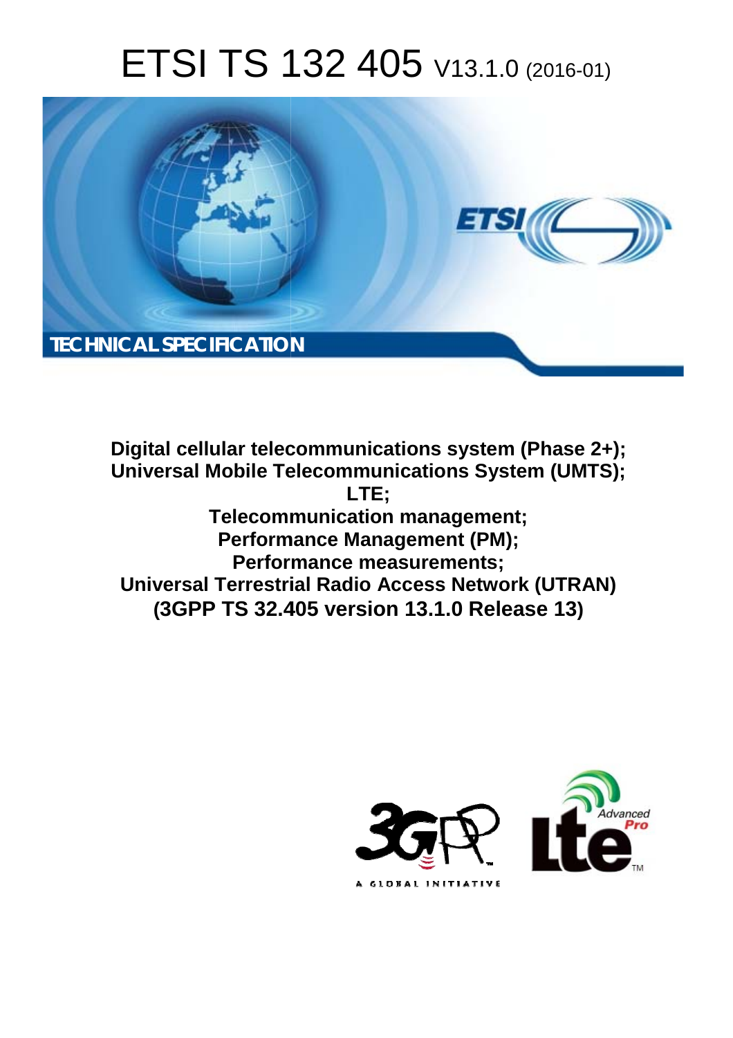# ETSI TS 132 405 V13.1.0 (2016-01)

**TECHNICAL SPECIFICATION**

**Digital cellular telecommunications system (Phase 2+);**
**Universal Mobile Telecommunications System (UMTS);**
**LTE;**
**Telecommunication management;**
**Performance Management (PM);**
**Performance measurements;**
**Universal Terrestrial Radio Access Network (UTRAN)**
**(3GPP TS 32.405 version 13.1.0 Release 13)**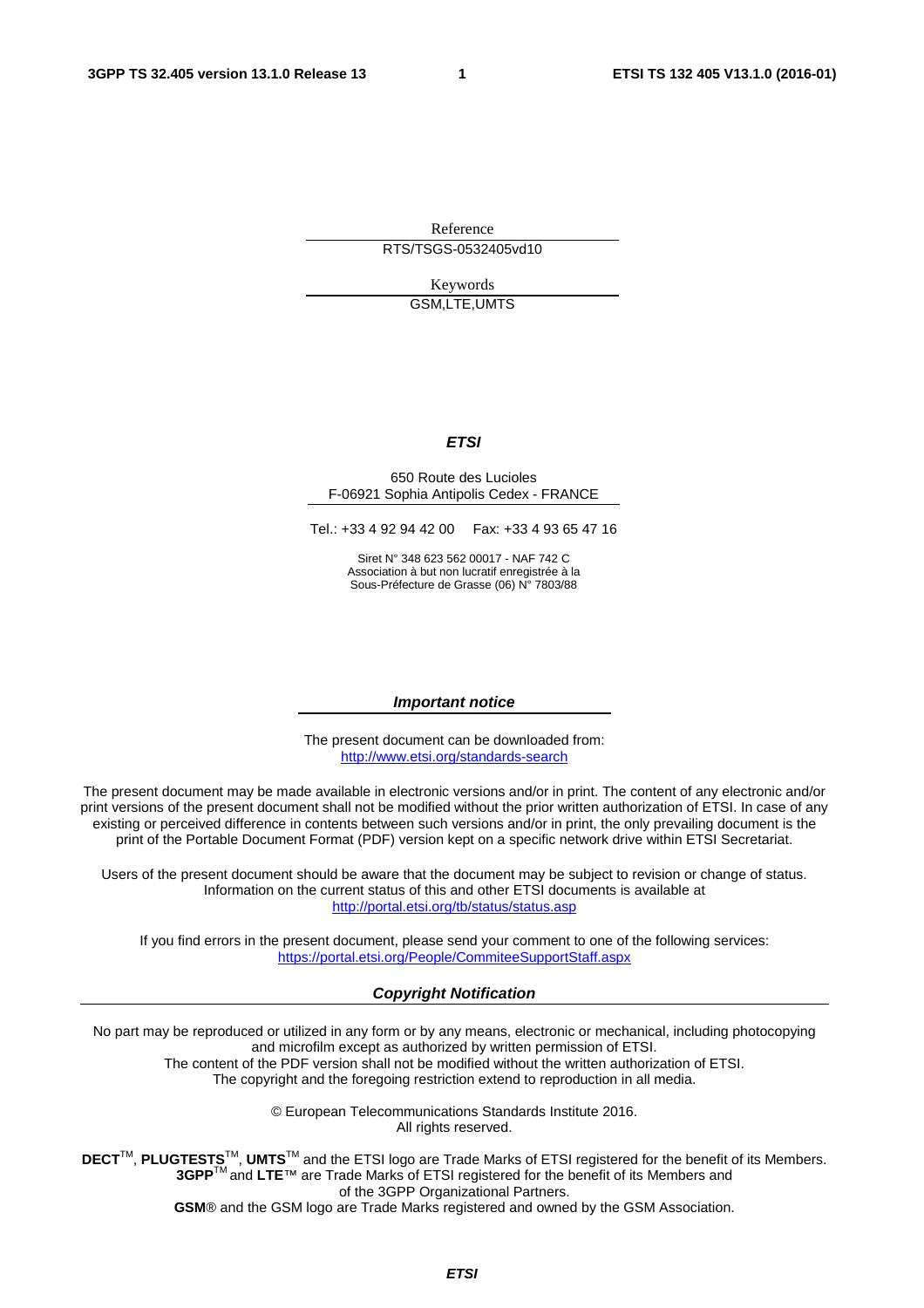Reference

RTS/TSGS-0532405vd10

Keywords

GSM,LTE,UMTS

***ETSI***

650 Route des Lucioles
F-06921 Sophia Antipolis Cedex - FRANCE

Tel.: +33 4 92 94 42 00 Fax: +33 4 93 65 47 16

Siret N° 348 623 562 00017 - NAF 742 C
Association à but non lucratif enregistrée à la
Sous-Préfecture de Grasse (06) N° 7803/88

***Important notice***

The present document can be downloaded from:
http://www.etsi.org/standards-search

The present document may be made available in electronic versions and/or in print. The content of any electronic and/or print versions of the present document shall not be modified without the prior written authorization of ETSI. In case of any existing or perceived difference in contents between such versions and/or in print, the only prevailing document is the print of the Portable Document Format (PDF) version kept on a specific network drive within ETSI Secretariat.

Users of the present document should be aware that the document may be subject to revision or change of status. Information on the current status of this and other ETSI documents is available at
http://portal.etsi.org/tb/status/status.asp

If you find errors in the present document, please send your comment to one of the following services:
https://portal.etsi.org/People/CommiteeSupportStaff.aspx

***Copyright Notification***

No part may be reproduced or utilized in any form or by any means, electronic or mechanical, including photocopying and microfilm except as authorized by written permission of ETSI.
The content of the PDF version shall not be modified without the written authorization of ETSI.
The copyright and the foregoing restriction extend to reproduction in all media.

© European Telecommunications Standards Institute 2016.
All rights reserved.

**DECT**™, **PLUGTESTS**™, **UMTS**™ and the ETSI logo are Trade Marks of ETSI registered for the benefit of its Members.
**3GPP**™ and **LTE**™ are Trade Marks of ETSI registered for the benefit of its Members and of the 3GPP Organizational Partners.
**GSM**® and the GSM logo are Trade Marks registered and owned by the GSM Association.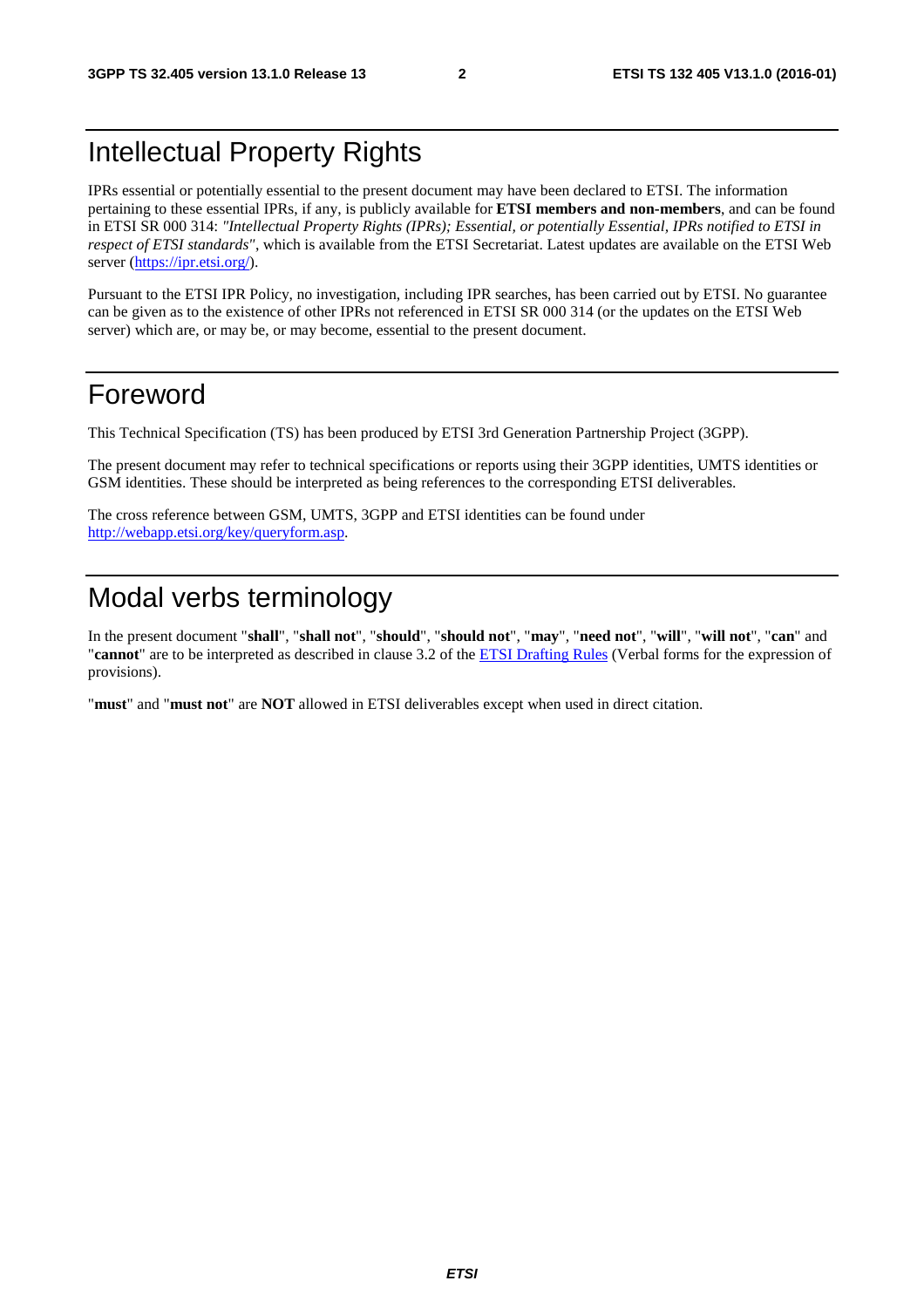# Intellectual Property Rights

IPRs essential or potentially essential to the present document may have been declared to ETSI. The information pertaining to these essential IPRs, if any, is publicly available for **ETSI members and non-members**, and can be found in ETSI SR 000 314: *"Intellectual Property Rights (IPRs); Essential, or potentially Essential, IPRs notified to ETSI in respect of ETSI standards"*, which is available from the ETSI Secretariat. Latest updates are available on the ETSI Web server (https://ipr.etsi.org/).

Pursuant to the ETSI IPR Policy, no investigation, including IPR searches, has been carried out by ETSI. No guarantee can be given as to the existence of other IPRs not referenced in ETSI SR 000 314 (or the updates on the ETSI Web server) which are, or may be, or may become, essential to the present document.

# Foreword

This Technical Specification (TS) has been produced by ETSI 3rd Generation Partnership Project (3GPP).

The present document may refer to technical specifications or reports using their 3GPP identities, UMTS identities or GSM identities. These should be interpreted as being references to the corresponding ETSI deliverables.

The cross reference between GSM, UMTS, 3GPP and ETSI identities can be found under http://webapp.etsi.org/key/queryform.asp.

# Modal verbs terminology

In the present document "**shall**", "**shall not**", "**should**", "**should not**", "**may**", "**need not**", "**will**", "**will not**", "**can**" and "**cannot**" are to be interpreted as described in clause 3.2 of the ETSI Drafting Rules (Verbal forms for the expression of provisions).

"**must**" and "**must not**" are **NOT** allowed in ETSI deliverables except when used in direct citation.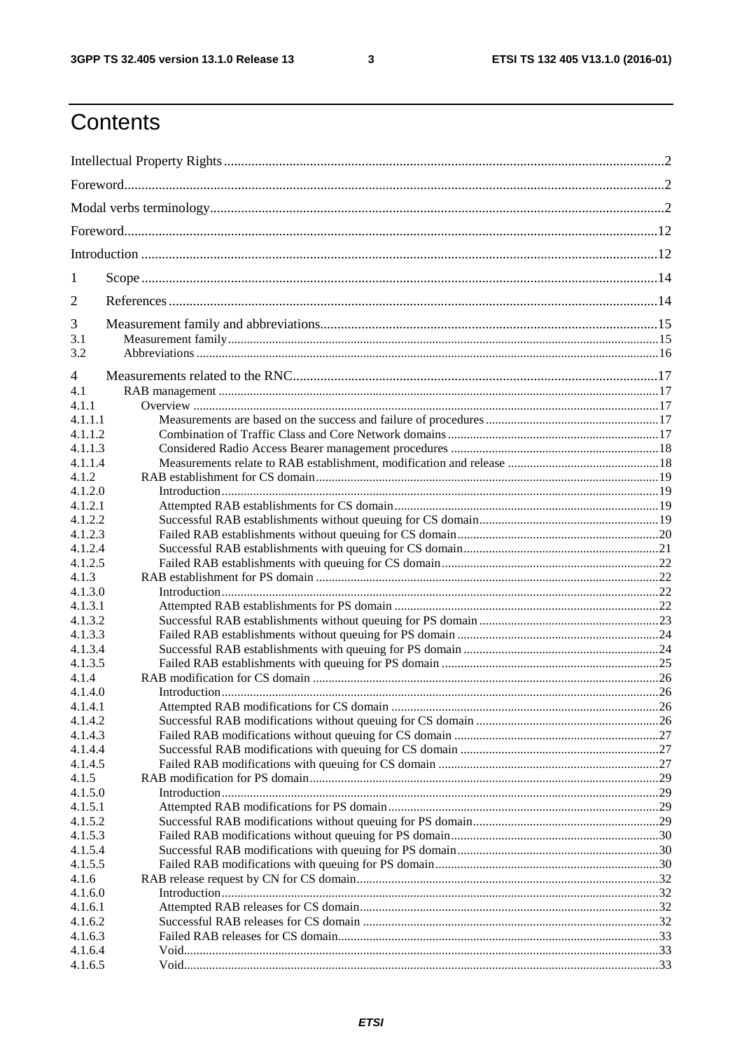# Contents

Intellectual Property Rights .......... 2
Foreword .......... 2
Modal verbs terminology .......... 2
Foreword .......... 12
Introduction .......... 12

1 Scope .......... 14
2 References .......... 14
3 Measurement family and abbreviations .......... 15
3.1 Measurement family .......... 15
3.2 Abbreviations .......... 16
4 Measurements related to the RNC .......... 17
4.1 RAB management .......... 17
4.1.1 Overview .......... 17
4.1.1.1 Measurements are based on the success and failure of procedures .......... 17
4.1.1.2 Combination of Traffic Class and Core Network domains .......... 17
4.1.1.3 Considered Radio Access Bearer management procedures .......... 18
4.1.1.4 Measurements relate to RAB establishment, modification and release .......... 18
4.1.2 RAB establishment for CS domain .......... 19
4.1.2.0 Introduction .......... 19
4.1.2.1 Attempted RAB establishments for CS domain .......... 19
4.1.2.2 Successful RAB establishments without queuing for CS domain .......... 19
4.1.2.3 Failed RAB establishments without queuing for CS domain .......... 20
4.1.2.4 Successful RAB establishments with queuing for CS domain .......... 21
4.1.2.5 Failed RAB establishments with queuing for CS domain .......... 22
4.1.3 RAB establishment for PS domain .......... 22
4.1.3.0 Introduction .......... 22
4.1.3.1 Attempted RAB establishments for PS domain .......... 22
4.1.3.2 Successful RAB establishments without queuing for PS domain .......... 23
4.1.3.3 Failed RAB establishments without queuing for PS domain .......... 24
4.1.3.4 Successful RAB establishments with queuing for PS domain .......... 24
4.1.3.5 Failed RAB establishments with queuing for PS domain .......... 25
4.1.4 RAB modification for CS domain .......... 26
4.1.4.0 Introduction .......... 26
4.1.4.1 Attempted RAB modifications for CS domain .......... 26
4.1.4.2 Successful RAB modifications without queuing for CS domain .......... 26
4.1.4.3 Failed RAB modifications without queuing for CS domain .......... 27
4.1.4.4 Successful RAB modifications with queuing for CS domain .......... 27
4.1.4.5 Failed RAB modifications with queuing for CS domain .......... 27
4.1.5 RAB modification for PS domain .......... 29
4.1.5.0 Introduction .......... 29
4.1.5.1 Attempted RAB modifications for PS domain .......... 29
4.1.5.2 Successful RAB modifications without queuing for PS domain .......... 29
4.1.5.3 Failed RAB modifications without queuing for PS domain .......... 30
4.1.5.4 Successful RAB modifications with queuing for PS domain .......... 30
4.1.5.5 Failed RAB modifications with queuing for PS domain .......... 30
4.1.6 RAB release request by CN for CS domain .......... 32
4.1.6.0 Introduction .......... 32
4.1.6.1 Attempted RAB releases for CS domain .......... 32
4.1.6.2 Successful RAB releases for CS domain .......... 32
4.1.6.3 Failed RAB releases for CS domain .......... 33
4.1.6.4 Void .......... 33
4.1.6.5 Void .......... 33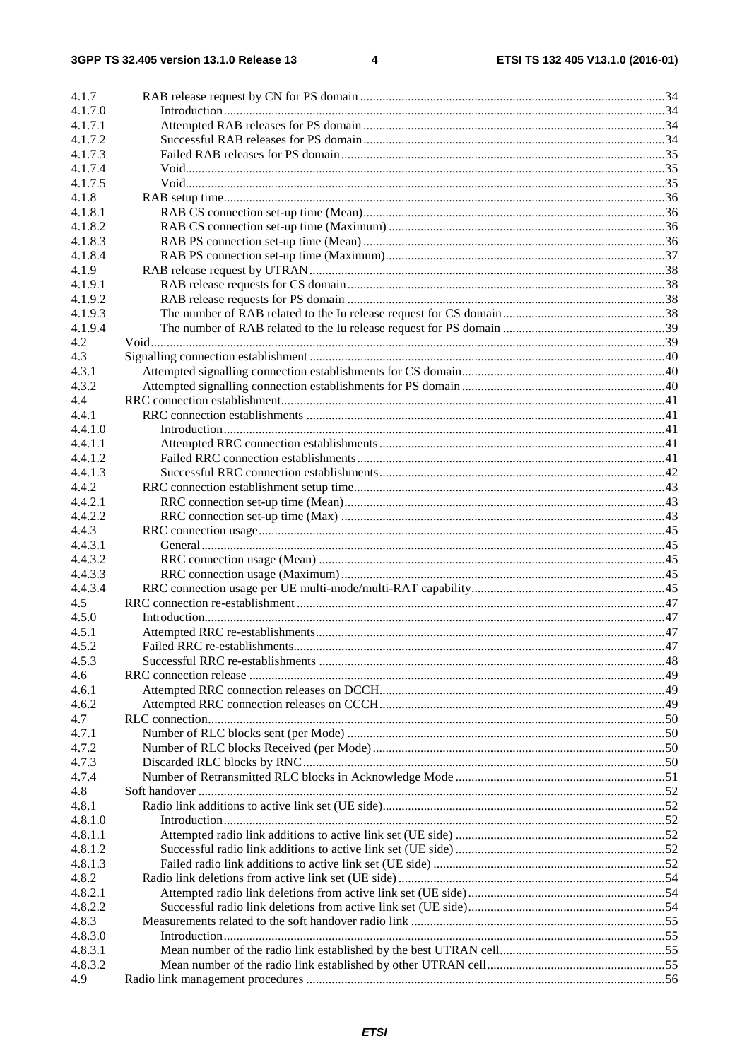4.1.7 RAB release request by CN for PS domain ....34
4.1.7.0 Introduction ....34
4.1.7.1 Attempted RAB releases for PS domain ....34
4.1.7.2 Successful RAB releases for PS domain ....34
4.1.7.3 Failed RAB releases for PS domain ....35
4.1.7.4 Void ....35
4.1.7.5 Void ....35
4.1.8 RAB setup time ....36
4.1.8.1 RAB CS connection set-up time (Mean) ....36
4.1.8.2 RAB CS connection set-up time (Maximum) ....36
4.1.8.3 RAB PS connection set-up time (Mean) ....36
4.1.8.4 RAB PS connection set-up time (Maximum) ....37
4.1.9 RAB release request by UTRAN ....38
4.1.9.1 RAB release requests for CS domain ....38
4.1.9.2 RAB release requests for PS domain ....38
4.1.9.3 The number of RAB related to the Iu release request for CS domain ....38
4.1.9.4 The number of RAB related to the Iu release request for PS domain ....39
4.2 Void ....39
4.3 Signalling connection establishment ....40
4.3.1 Attempted signalling connection establishments for CS domain ....40
4.3.2 Attempted signalling connection establishments for PS domain ....40
4.4 RRC connection establishment ....41
4.4.1 RRC connection establishments ....41
4.4.1.0 Introduction ....41
4.4.1.1 Attempted RRC connection establishments ....41
4.4.1.2 Failed RRC connection establishments ....41
4.4.1.3 Successful RRC connection establishments ....42
4.4.2 RRC connection establishment setup time ....43
4.4.2.1 RRC connection set-up time (Mean) ....43
4.4.2.2 RRC connection set-up time (Max) ....43
4.4.3 RRC connection usage ....45
4.4.3.1 General ....45
4.4.3.2 RRC connection usage (Mean) ....45
4.4.3.3 RRC connection usage (Maximum) ....45
4.4.3.4 RRC connection usage per UE multi-mode/multi-RAT capability ....45
4.5 RRC connection re-establishment ....47
4.5.0 Introduction ....47
4.5.1 Attempted RRC re-establishments ....47
4.5.2 Failed RRC re-establishments ....47
4.5.3 Successful RRC re-establishments ....48
4.6 RRC connection release ....49
4.6.1 Attempted RRC connection releases on DCCH ....49
4.6.2 Attempted RRC connection releases on CCCH ....49
4.7 RLC connection ....50
4.7.1 Number of RLC blocks sent (per Mode) ....50
4.7.2 Number of RLC blocks Received (per Mode) ....50
4.7.3 Discarded RLC blocks by RNC ....50
4.7.4 Number of Retransmitted RLC blocks in Acknowledge Mode ....51
4.8 Soft handover ....52
4.8.1 Radio link additions to active link set (UE side) ....52
4.8.1.0 Introduction ....52
4.8.1.1 Attempted radio link additions to active link set (UE side) ....52
4.8.1.2 Successful radio link additions to active link set (UE side) ....52
4.8.1.3 Failed radio link additions to active link set (UE side) ....52
4.8.2 Radio link deletions from active link set (UE side) ....54
4.8.2.1 Attempted radio link deletions from active link set (UE side) ....54
4.8.2.2 Successful radio link deletions from active link set (UE side) ....54
4.8.3 Measurements related to the soft handover radio link ....55
4.8.3.0 Introduction ....55
4.8.3.1 Mean number of the radio link established by the best UTRAN cell ....55
4.8.3.2 Mean number of the radio link established by other UTRAN cell ....55
4.9 Radio link management procedures ....56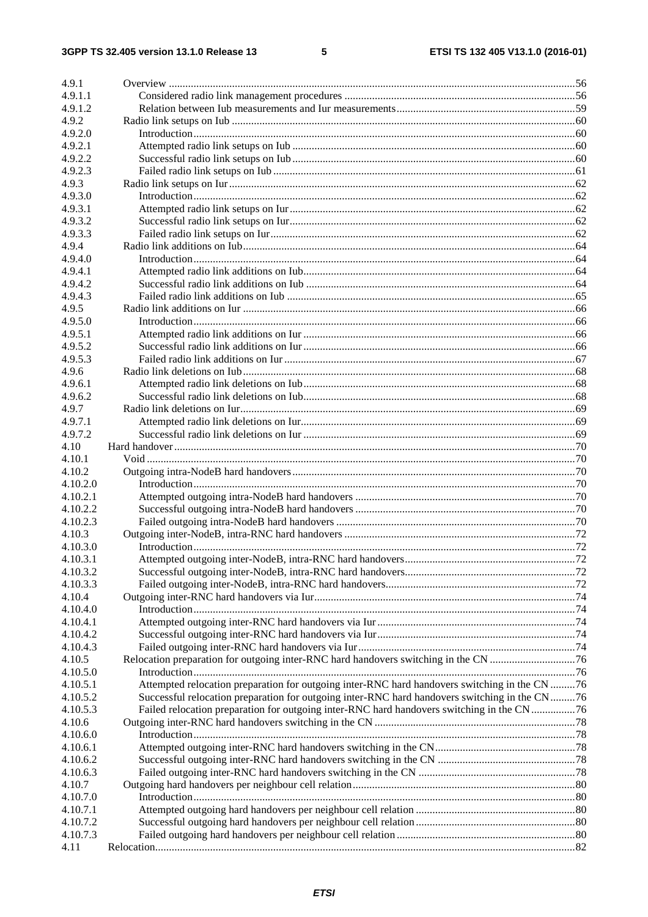4.9.1 Overview ....................................................................................................................................................56
4.9.1.1 Considered radio link management procedures ....................................................................................56
4.9.1.2 Relation between Iub measurements and Iur measurements.................................................................59
4.9.2 Radio link setups on Iub ............................................................................................................................60
4.9.2.0 Introduction...........................................................................................................................................60
4.9.2.1 Attempted radio link setups on Iub .......................................................................................................60
4.9.2.2 Successful radio link setups on Iub .......................................................................................................60
4.9.2.3 Failed radio link setups on Iub ..............................................................................................................61
4.9.3 Radio link setups on Iur .............................................................................................................................62
4.9.3.0 Introduction...........................................................................................................................................62
4.9.3.1 Attempted radio link setups on Iur........................................................................................................62
4.9.3.2 Successful radio link setups on Iur........................................................................................................62
4.9.3.3 Failed radio link setups on Iur...............................................................................................................62
4.9.4 Radio link additions on Iub........................................................................................................................64
4.9.4.0 Introduction...........................................................................................................................................64
4.9.4.1 Attempted radio link additions on Iub...................................................................................................64
4.9.4.2 Successful radio link additions on Iub ..................................................................................................64
4.9.4.3 Failed radio link additions on Iub .........................................................................................................65
4.9.5 Radio link additions on Iur ........................................................................................................................66
4.9.5.0 Introduction...........................................................................................................................................66
4.9.5.1 Attempted radio link additions on Iur ...................................................................................................66
4.9.5.2 Successful radio link additions on Iur ...................................................................................................66
4.9.5.3 Failed radio link additions on Iur ..........................................................................................................67
4.9.6 Radio link deletions on Iub........................................................................................................................68
4.9.6.1 Attempted radio link deletions on Iub...................................................................................................68
4.9.6.2 Successful radio link deletions on Iub...................................................................................................68
4.9.7 Radio link deletions on Iur.........................................................................................................................69
4.9.7.1 Attempted radio link deletions on Iur....................................................................................................69
4.9.7.2 Successful radio link deletions on Iur ...................................................................................................69
4.10 Hard handover.................................................................................................................................................70
4.10.1 Void ...........................................................................................................................................................70
4.10.2 Outgoing intra-NodeB hard handovers......................................................................................................70
4.10.2.0 Introduction...........................................................................................................................................70
4.10.2.1 Attempted outgoing intra-NodeB hard handovers ................................................................................70
4.10.2.2 Successful outgoing intra-NodeB hard handovers ................................................................................70
4.10.2.3 Failed outgoing intra-NodeB hard handovers .......................................................................................70
4.10.3 Outgoing inter-NodeB, intra-RNC hard handovers ...................................................................................72
4.10.3.0 Introduction...........................................................................................................................................72
4.10.3.1 Attempted outgoing inter-NodeB, intra-RNC hard handovers..............................................................72
4.10.3.2 Successful outgoing inter-NodeB, intra-RNC hard handovers..............................................................72
4.10.3.3 Failed outgoing inter-NodeB, intra-RNC hard handovers.....................................................................72
4.10.4 Outgoing inter-RNC hard handovers via Iur..............................................................................................74
4.10.4.0 Introduction...........................................................................................................................................74
4.10.4.1 Attempted outgoing inter-RNC hard handovers via Iur ........................................................................74
4.10.4.2 Successful outgoing inter-RNC hard handovers via Iur........................................................................74
4.10.4.3 Failed outgoing inter-RNC hard handovers via Iur...............................................................................74
4.10.5 Relocation preparation for outgoing inter-RNC hard handovers switching in the CN ...............................76
4.10.5.0 Introduction...........................................................................................................................................76
4.10.5.1 Attempted relocation preparation for outgoing inter-RNC hard handovers switching in the CN .........76
4.10.5.2 Successful relocation preparation for outgoing inter-RNC hard handovers switching in the CN.........76
4.10.5.3 Failed relocation preparation for outgoing inter-RNC hard handovers switching in the CN................76
4.10.6 Outgoing inter-RNC hard handovers switching in the CN .........................................................................78
4.10.6.0 Introduction...........................................................................................................................................78
4.10.6.1 Attempted outgoing inter-RNC hard handovers switching in the CN...................................................78
4.10.6.2 Successful outgoing inter-RNC hard handovers switching in the CN ..................................................78
4.10.6.3 Failed outgoing inter-RNC hard handovers switching in the CN .........................................................78
4.10.7 Outgoing hard handovers per neighbour cell relation.................................................................................80
4.10.7.0 Introduction...........................................................................................................................................80
4.10.7.1 Attempted outgoing hard handovers per neighbour cell relation ..........................................................80
4.10.7.2 Successful outgoing hard handovers per neighbour cell relation..........................................................80
4.10.7.3 Failed outgoing hard handovers per neighbour cell relation .................................................................80
4.11 Relocation.......................................................................................................................................................82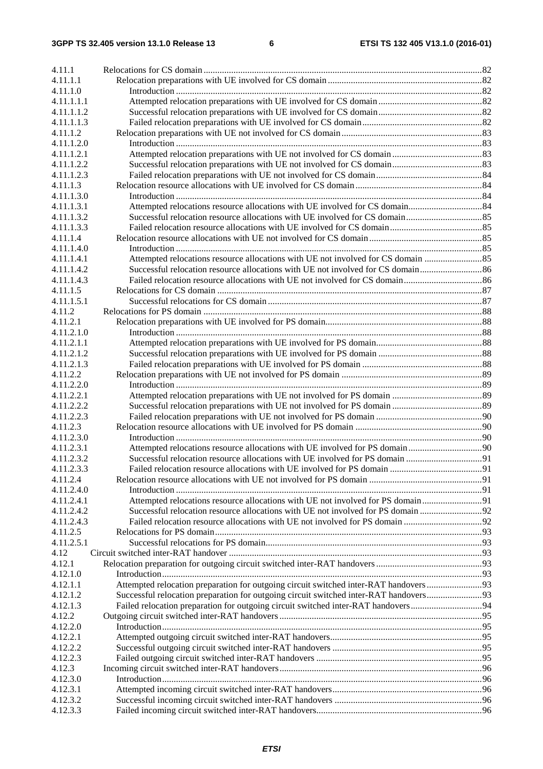4.11.1 Relocations for CS domain ........................................................................................................................ 82
4.11.1.1 Relocation preparations with UE involved for CS domain .................................................................. 82
4.11.1.0 Introduction .................................................................................................................................... 82
4.11.1.1.1 Attempted relocation preparations with UE involved for CS domain ............................................ 82
4.11.1.1.2 Successful relocation preparations with UE involved for CS domain ............................................ 82
4.11.1.1.3 Failed relocation preparations with UE involved for CS domain ................................................... 82
4.11.1.2 Relocation preparations with UE not involved for CS domain ............................................................ 83
4.11.1.2.0 Introduction .................................................................................................................................... 83
4.11.1.2.1 Attempted relocation preparations with UE not involved for CS domain ...................................... 83
4.11.1.2.2 Successful relocation preparations with UE not involved for CS domain ...................................... 83
4.11.1.2.3 Failed relocation preparations with UE not involved for CS domain ............................................. 84
4.11.1.3 Relocation resource allocations with UE involved for CS domain ...................................................... 84
4.11.1.3.0 Introduction .................................................................................................................................... 84
4.11.1.3.1 Attempted relocations resource allocations with UE involved for CS domain ............................... 84
4.11.1.3.2 Successful relocation resource allocations with UE involved for CS domain ................................ 85
4.11.1.3.3 Failed relocation resource allocations with UE involved for CS domain ....................................... 85
4.11.1.4 Relocation resource allocations with UE not involved for CS domain ................................................ 85
4.11.1.4.0 Introduction .................................................................................................................................... 85
4.11.1.4.1 Attempted relocations resource allocations with UE not involved for CS domain ........................ 85
4.11.1.4.2 Successful relocation resource allocations with UE not involved for CS domain .......................... 86
4.11.1.4.3 Failed relocation resource allocations with UE not involved for CS domain ................................. 86
4.11.1.5 Relocations for CS domain .................................................................................................................. 87
4.11.1.5.1 Successful relocations for CS domain ............................................................................................ 87
4.11.2 Relocations for PS domain ........................................................................................................................ 88
4.11.2.1 Relocation preparations with UE involved for PS domain .................................................................. 88
4.11.2.1.0 Introduction .................................................................................................................................... 88
4.11.2.1.1 Attempted relocation preparations with UE involved for PS domain ............................................. 88
4.11.2.1.2 Successful relocation preparations with UE involved for PS domain ............................................ 88
4.11.2.1.3 Failed relocation preparations with UE involved for PS domain ................................................... 88
4.11.2.2 Relocation preparations with UE not involved for PS domain ............................................................ 89
4.11.2.2.0 Introduction .................................................................................................................................... 89
4.11.2.2.1 Attempted relocation preparations with UE not involved for PS domain ...................................... 89
4.11.2.2.2 Successful relocation preparations with UE not involved for PS domain ...................................... 89
4.11.2.2.3 Failed relocation preparations with UE not involved for PS domain ............................................. 90
4.11.2.3 Relocation resource allocations with UE involved for PS domain ...................................................... 90
4.11.2.3.0 Introduction .................................................................................................................................... 90
4.11.2.3.1 Attempted relocations resource allocations with UE involved for PS domain ............................... 90
4.11.2.3.2 Successful relocation resource allocations with UE involved for PS domain ................................ 91
4.11.2.3.3 Failed relocation resource allocations with UE involved for PS domain ....................................... 91
4.11.2.4 Relocation resource allocations with UE not involved for PS domain ................................................ 91
4.11.2.4.0 Introduction .................................................................................................................................... 91
4.11.2.4.1 Attempted relocations resource allocations with UE not involved for PS domain ......................... 91
4.11.2.4.2 Successful relocation resource allocations with UE not involved for PS domain .......................... 92
4.11.2.4.3 Failed relocation resource allocations with UE not involved for PS domain ................................. 92
4.11.2.5 Relocations for PS domain ................................................................................................................... 93
4.11.2.5.1 Successful relocations for PS domain ............................................................................................. 93
4.12 Circuit switched inter-RAT handover ............................................................................................................. 93
4.12.1 Relocation preparation for outgoing circuit switched inter-RAT handovers .............................................. 93
4.12.1.0 Introduction .......................................................................................................................................... 93
4.12.1.1 Attempted relocation preparation for outgoing circuit switched inter-RAT handovers ........................ 93
4.12.1.2 Successful relocation preparation for outgoing circuit switched inter-RAT handovers ........................ 93
4.12.1.3 Failed relocation preparation for outgoing circuit switched inter-RAT handovers ............................... 94
4.12.2 Outgoing circuit switched inter-RAT handovers ....................................................................................... 95
4.12.2.0 Introduction .......................................................................................................................................... 95
4.12.2.1 Attempted outgoing circuit switched inter-RAT handovers ................................................................. 95
4.12.2.2 Successful outgoing circuit switched inter-RAT handovers ................................................................ 95
4.12.2.3 Failed outgoing circuit switched inter-RAT handovers ........................................................................ 95
4.12.3 Incoming circuit switched inter-RAT handovers ....................................................................................... 96
4.12.3.0 Introduction .......................................................................................................................................... 96
4.12.3.1 Attempted incoming circuit switched inter-RAT handovers ................................................................ 96
4.12.3.2 Successful incoming circuit switched inter-RAT handovers ................................................................ 96
4.12.3.3 Failed incoming circuit switched inter-RAT handovers ........................................................................ 96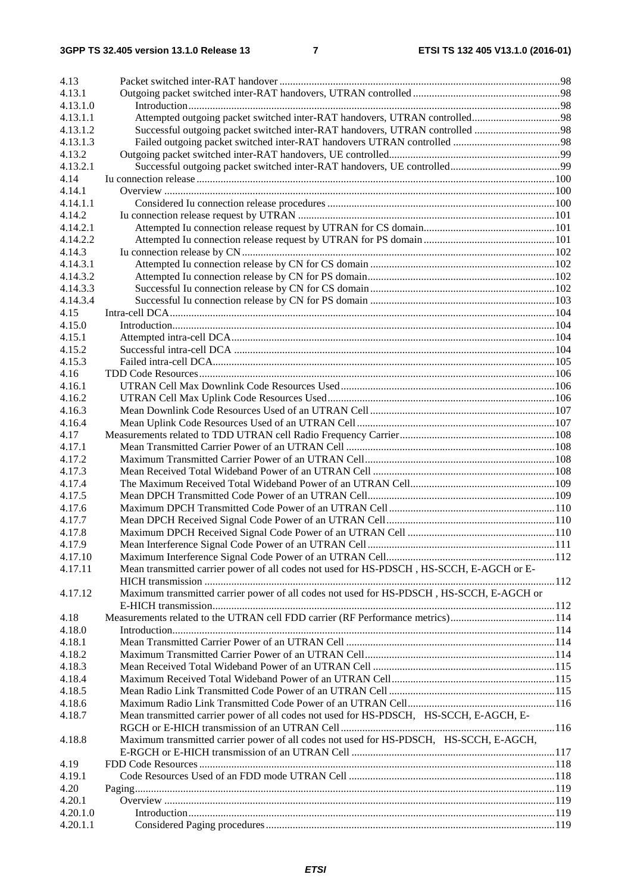| | | |
|---|---|---|
| 4.13 | Packet switched inter-RAT handover | 98 |
| 4.13.1 | Outgoing packet switched inter-RAT handovers, UTRAN controlled | 98 |
| 4.13.1.0 | Introduction | 98 |
| 4.13.1.1 | Attempted outgoing packet switched inter-RAT handovers, UTRAN controlled | 98 |
| 4.13.1.2 | Successful outgoing packet switched inter-RAT handovers, UTRAN controlled | 98 |
| 4.13.1.3 | Failed outgoing packet switched inter-RAT handovers UTRAN controlled | 98 |
| 4.13.2 | Outgoing packet switched inter-RAT handovers, UE controlled | 99 |
| 4.13.2.1 | Successful outgoing packet switched inter-RAT handovers, UE controlled | 99 |
| 4.14 | Iu connection release | 100 |
| 4.14.1 | Overview | 100 |
| 4.14.1.1 | Considered Iu connection release procedures | 100 |
| 4.14.2 | Iu connection release request by UTRAN | 101 |
| 4.14.2.1 | Attempted Iu connection release request by UTRAN for CS domain | 101 |
| 4.14.2.2 | Attempted Iu connection release request by UTRAN for PS domain | 101 |
| 4.14.3 | Iu connection release by CN | 102 |
| 4.14.3.1 | Attempted Iu connection release by CN for CS domain | 102 |
| 4.14.3.2 | Attempted Iu connection release by CN for PS domain | 102 |
| 4.14.3.3 | Successful Iu connection release by CN for CS domain | 102 |
| 4.14.3.4 | Successful Iu connection release by CN for PS domain | 103 |
| 4.15 | Intra-cell DCA | 104 |
| 4.15.0 | Introduction | 104 |
| 4.15.1 | Attempted intra-cell DCA | 104 |
| 4.15.2 | Successful intra-cell DCA | 104 |
| 4.15.3 | Failed intra-cell DCA | 105 |
| 4.16 | TDD Code Resources | 106 |
| 4.16.1 | UTRAN Cell Max Downlink Code Resources Used | 106 |
| 4.16.2 | UTRAN Cell Max Uplink Code Resources Used | 106 |
| 4.16.3 | Mean Downlink Code Resources Used of an UTRAN Cell | 107 |
| 4.16.4 | Mean Uplink Code Resources Used of an UTRAN Cell | 107 |
| 4.17 | Measurements related to TDD UTRAN cell Radio Frequency Carrier | 108 |
| 4.17.1 | Mean Transmitted Carrier Power of an UTRAN Cell | 108 |
| 4.17.2 | Maximum Transmitted Carrier Power of an UTRAN Cell | 108 |
| 4.17.3 | Mean Received Total Wideband Power of an UTRAN Cell | 108 |
| 4.17.4 | The Maximum Received Total Wideband Power of an UTRAN Cell | 109 |
| 4.17.5 | Mean DPCH Transmitted Code Power of an UTRAN Cell | 109 |
| 4.17.6 | Maximum DPCH Transmitted Code Power of an UTRAN Cell | 110 |
| 4.17.7 | Mean DPCH Received Signal Code Power of an UTRAN Cell | 110 |
| 4.17.8 | Maximum DPCH Received Signal Code Power of an UTRAN Cell | 110 |
| 4.17.9 | Mean Interference Signal Code Power of an UTRAN Cell | 111 |
| 4.17.10 | Maximum Interference Signal Code Power of an UTRAN Cell | 112 |
| 4.17.11 | Mean transmitted carrier power of all codes not used for HS-PDSCH , HS-SCCH, E-AGCH or E-HICH transmission | 112 |
| 4.17.12 | Maximum transmitted carrier power of all codes not used for HS-PDSCH , HS-SCCH, E-AGCH or E-HICH transmission | 112 |
| 4.18 | Measurements related to the UTRAN cell FDD carrier (RF Performance metrics) | 114 |
| 4.18.0 | Introduction | 114 |
| 4.18.1 | Mean Transmitted Carrier Power of an UTRAN Cell | 114 |
| 4.18.2 | Maximum Transmitted Carrier Power of an UTRAN Cell | 114 |
| 4.18.3 | Mean Received Total Wideband Power of an UTRAN Cell | 115 |
| 4.18.4 | Maximum Received Total Wideband Power of an UTRAN Cell | 115 |
| 4.18.5 | Mean Radio Link Transmitted Code Power of an UTRAN Cell | 115 |
| 4.18.6 | Maximum Radio Link Transmitted Code Power of an UTRAN Cell | 116 |
| 4.18.7 | Mean transmitted carrier power of all codes not used for HS-PDSCH, HS-SCCH, E-AGCH, E-RGCH or E-HICH transmission of an UTRAN Cell | 116 |
| 4.18.8 | Maximum transmitted carrier power of all codes not used for HS-PDSCH, HS-SCCH, E-AGCH, E-RGCH or E-HICH transmission of an UTRAN Cell | 117 |
| 4.19 | FDD Code Resources | 118 |
| 4.19.1 | Code Resources Used of an FDD mode UTRAN Cell | 118 |
| 4.20 | Paging | 119 |
| 4.20.1 | Overview | 119 |
| 4.20.1.0 | Introduction | 119 |
| 4.20.1.1 | Considered Paging procedures | 119 |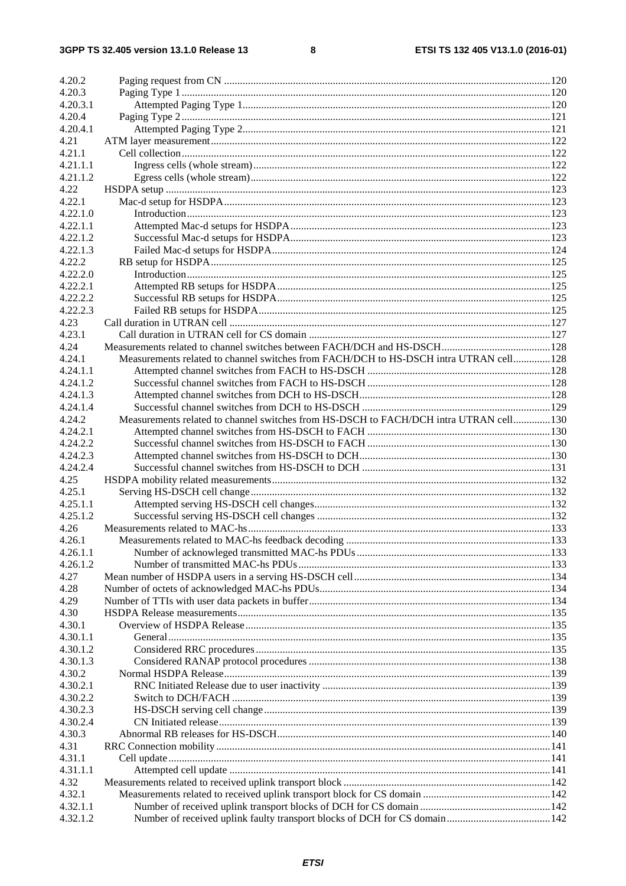4.20.2 Paging request from CN ........................................................................................................................ 120
4.20.3 Paging Type 1 ......................................................................................................................................... 120
4.20.3.1 Attempted Paging Type 1 .................................................................................................................. 120
4.20.4 Paging Type 2 ......................................................................................................................................... 121
4.20.4.1 Attempted Paging Type 2 .................................................................................................................. 121
4.21 ATM layer measurement ............................................................................................................................. 122
4.21.1 Cell collection ......................................................................................................................................... 122
4.21.1.1 Ingress cells (whole stream) .............................................................................................................. 122
4.21.1.2 Egress cells (whole stream) ............................................................................................................... 122
4.22 HSDPA setup ............................................................................................................................................... 123
4.22.1 Mac-d setup for HSDPA ......................................................................................................................... 123
4.22.1.0 Introduction ....................................................................................................................................... 123
4.22.1.1 Attempted Mac-d setups for HSDPA ................................................................................................ 123
4.22.1.2 Successful Mac-d setups for HSDPA ................................................................................................ 123
4.22.1.3 Failed Mac-d setups for HSDPA ....................................................................................................... 124
4.22.2 RB setup for HSDPA .............................................................................................................................. 125
4.22.2.0 Introduction ....................................................................................................................................... 125
4.22.2.1 Attempted RB setups for HSDPA ..................................................................................................... 125
4.22.2.2 Successful RB setups for HSDPA ..................................................................................................... 125
4.22.2.3 Failed RB setups for HSDPA ............................................................................................................ 125
4.23 Call duration in UTRAN cell ....................................................................................................................... 127
4.23.1 Call duration in UTRAN cell for CS domain .......................................................................................... 127
4.24 Measurements related to channel switches between FACH/DCH and HS-DSCH ........................................ 128
4.24.1 Measurements related to channel switches from FACH/DCH to HS-DSCH intra UTRAN cell .............. 128
4.24.1.1 Attempted channel switches from FACH to HS-DSCH .................................................................... 128
4.24.1.2 Successful channel switches from FACH to HS-DSCH .................................................................... 128
4.24.1.3 Attempted channel switches from DCH to HS-DSCH ....................................................................... 128
4.24.1.4 Successful channel switches from DCH to HS-DSCH ...................................................................... 129
4.24.2 Measurements related to channel switches from HS-DSCH to FACH/DCH intra UTRAN cell .............. 130
4.24.2.1 Attempted channel switches from HS-DSCH to FACH .................................................................... 130
4.24.2.2 Successful channel switches from HS-DSCH to FACH .................................................................... 130
4.24.2.3 Attempted channel switches from HS-DSCH to DCH ....................................................................... 130
4.24.2.4 Successful channel switches from HS-DSCH to DCH ...................................................................... 131
4.25 HSDPA mobility related measurements ....................................................................................................... 132
4.25.1 Serving HS-DSCH cell change ............................................................................................................... 132
4.25.1.1 Attempted serving HS-DSCH cell changes ........................................................................................ 132
4.25.1.2 Successful serving HS-DSCH cell changes ....................................................................................... 132
4.26 Measurements related to MAC-hs ............................................................................................................... 133
4.26.1 Measurements related to MAC-hs feedback decoding ............................................................................ 133
4.26.1.1 Number of acknowleged transmitted MAC-hs PDUs ........................................................................ 133
4.26.1.2 Number of transmitted MAC-hs PDUs .............................................................................................. 133
4.27 Mean number of HSDPA users in a serving HS-DSCH cell ......................................................................... 134
4.28 Number of octets of acknowledged MAC-hs PDUs ...................................................................................... 134
4.29 Number of TTIs with user data packets in buffer .......................................................................................... 134
4.30 HSDPA Release measurements ................................................................................................................... 135
4.30.1 Overview of HSDPA Release ................................................................................................................. 135
4.30.1.1 General .............................................................................................................................................. 135
4.30.1.2 Considered RRC procedures ............................................................................................................. 135
4.30.1.3 Considered RANAP protocol procedures .......................................................................................... 138
4.30.2 Normal HSDPA Release ......................................................................................................................... 139
4.30.2.1 RNC Initiated Release due to user inactivity ..................................................................................... 139
4.30.2.2 Switch to DCH/FACH ...................................................................................................................... 139
4.30.2.3 HS-DSCH serving cell change .......................................................................................................... 139
4.30.2.4 CN Initiated release ........................................................................................................................... 139
4.30.3 Abnormal RB releases for HS-DSCH ...................................................................................................... 140
4.31 RRC Connection mobility ............................................................................................................................ 141
4.31.1 Cell update ............................................................................................................................................. 141
4.31.1.1 Attempted cell update ....................................................................................................................... 141
4.32 Measurements related to received uplink transport block ............................................................................. 142
4.32.1 Measurements related to received uplink transport block for CS domain ................................................ 142
4.32.1.1 Number of received uplink transport blocks of DCH for CS domain ................................................. 142
4.32.1.2 Number of received uplink faulty transport blocks of DCH for CS domain ....................................... 142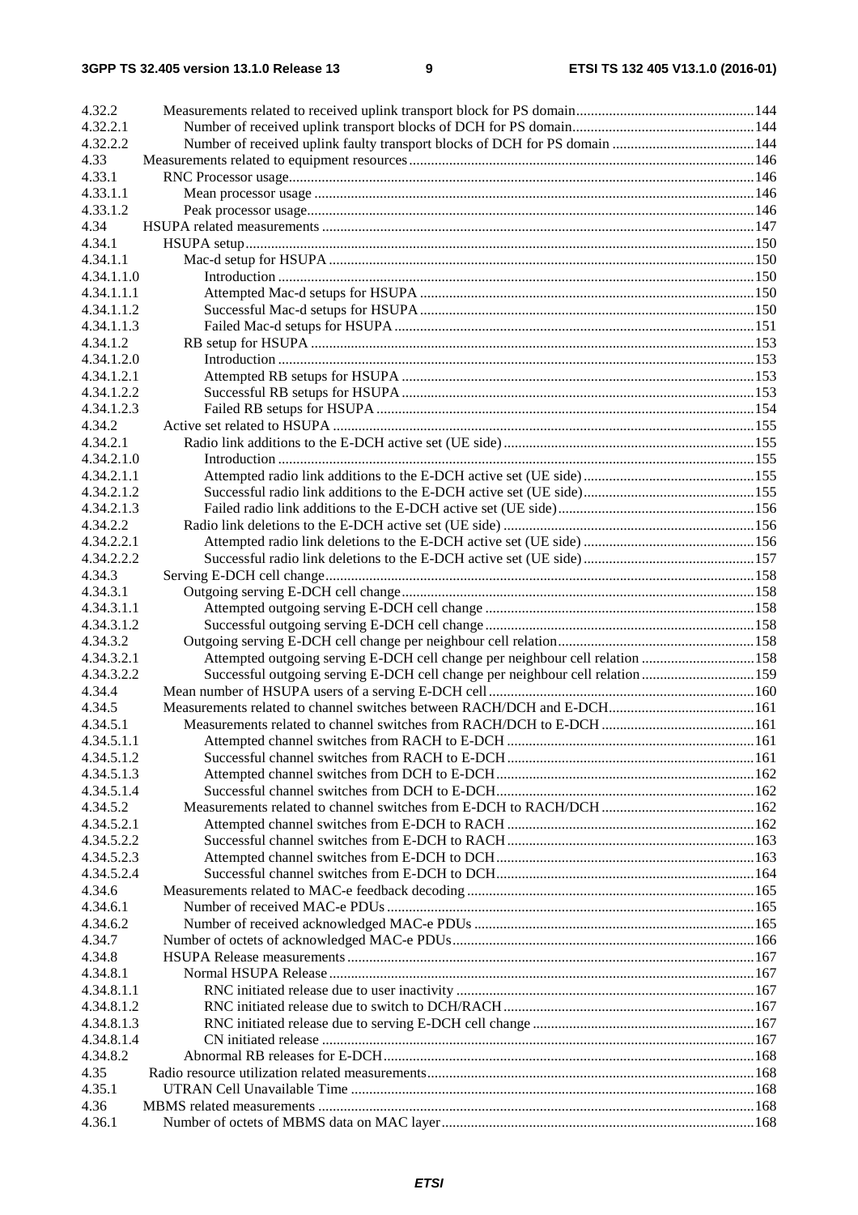4.32.2 Measurements related to received uplink transport block for PS domain ... 144
4.32.2.1 Number of received uplink transport blocks of DCH for PS domain ... 144
4.32.2.2 Number of received uplink faulty transport blocks of DCH for PS domain ... 144
4.33 Measurements related to equipment resources ... 146
4.33.1 RNC Processor usage ... 146
4.33.1.1 Mean processor usage ... 146
4.33.1.2 Peak processor usage ... 146
4.34 HSUPA related measurements ... 147
4.34.1 HSUPA setup ... 150
4.34.1.1 Mac-d setup for HSUPA ... 150
4.34.1.1.0 Introduction ... 150
4.34.1.1.1 Attempted Mac-d setups for HSUPA ... 150
4.34.1.1.2 Successful Mac-d setups for HSUPA ... 150
4.34.1.1.3 Failed Mac-d setups for HSUPA ... 151
4.34.1.2 RB setup for HSUPA ... 153
4.34.1.2.0 Introduction ... 153
4.34.1.2.1 Attempted RB setups for HSUPA ... 153
4.34.1.2.2 Successful RB setups for HSUPA ... 153
4.34.1.2.3 Failed RB setups for HSUPA ... 154
4.34.2 Active set related to HSUPA ... 155
4.34.2.1 Radio link additions to the E-DCH active set (UE side) ... 155
4.34.2.1.0 Introduction ... 155
4.34.2.1.1 Attempted radio link additions to the E-DCH active set (UE side) ... 155
4.34.2.1.2 Successful radio link additions to the E-DCH active set (UE side) ... 155
4.34.2.1.3 Failed radio link additions to the E-DCH active set (UE side) ... 156
4.34.2.2 Radio link deletions to the E-DCH active set (UE side) ... 156
4.34.2.2.1 Attempted radio link deletions to the E-DCH active set (UE side) ... 156
4.34.2.2.2 Successful radio link deletions to the E-DCH active set (UE side) ... 157
4.34.3 Serving E-DCH cell change ... 158
4.34.3.1 Outgoing serving E-DCH cell change ... 158
4.34.3.1.1 Attempted outgoing serving E-DCH cell change ... 158
4.34.3.1.2 Successful outgoing serving E-DCH cell change ... 158
4.34.3.2 Outgoing serving E-DCH cell change per neighbour cell relation ... 158
4.34.3.2.1 Attempted outgoing serving E-DCH cell change per neighbour cell relation ... 158
4.34.3.2.2 Successful outgoing serving E-DCH cell change per neighbour cell relation ... 159
4.34.4 Mean number of HSUPA users of a serving E-DCH cell ... 160
4.34.5 Measurements related to channel switches between RACH/DCH and E-DCH ... 161
4.34.5.1 Measurements related to channel switches from RACH/DCH to E-DCH ... 161
4.34.5.1.1 Attempted channel switches from RACH to E-DCH ... 161
4.34.5.1.2 Successful channel switches from RACH to E-DCH ... 161
4.34.5.1.3 Attempted channel switches from DCH to E-DCH ... 162
4.34.5.1.4 Successful channel switches from DCH to E-DCH ... 162
4.34.5.2 Measurements related to channel switches from E-DCH to RACH/DCH ... 162
4.34.5.2.1 Attempted channel switches from E-DCH to RACH ... 162
4.34.5.2.2 Successful channel switches from E-DCH to RACH ... 163
4.34.5.2.3 Attempted channel switches from E-DCH to DCH ... 163
4.34.5.2.4 Successful channel switches from E-DCH to DCH ... 164
4.34.6 Measurements related to MAC-e feedback decoding ... 165
4.34.6.1 Number of received MAC-e PDUs ... 165
4.34.6.2 Number of received acknowledged MAC-e PDUs ... 165
4.34.7 Number of octets of acknowledged MAC-e PDUs ... 166
4.34.8 HSUPA Release measurements ... 167
4.34.8.1 Normal HSUPA Release ... 167
4.34.8.1.1 RNC initiated release due to user inactivity ... 167
4.34.8.1.2 RNC initiated release due to switch to DCH/RACH ... 167
4.34.8.1.3 RNC initiated release due to serving E-DCH cell change ... 167
4.34.8.1.4 CN initiated release ... 167
4.34.8.2 Abnormal RB releases for E-DCH ... 168
4.35 Radio resource utilization related measurements ... 168
4.35.1 UTRAN Cell Unavailable Time ... 168
4.36 MBMS related measurements ... 168
4.36.1 Number of octets of MBMS data on MAC layer ... 168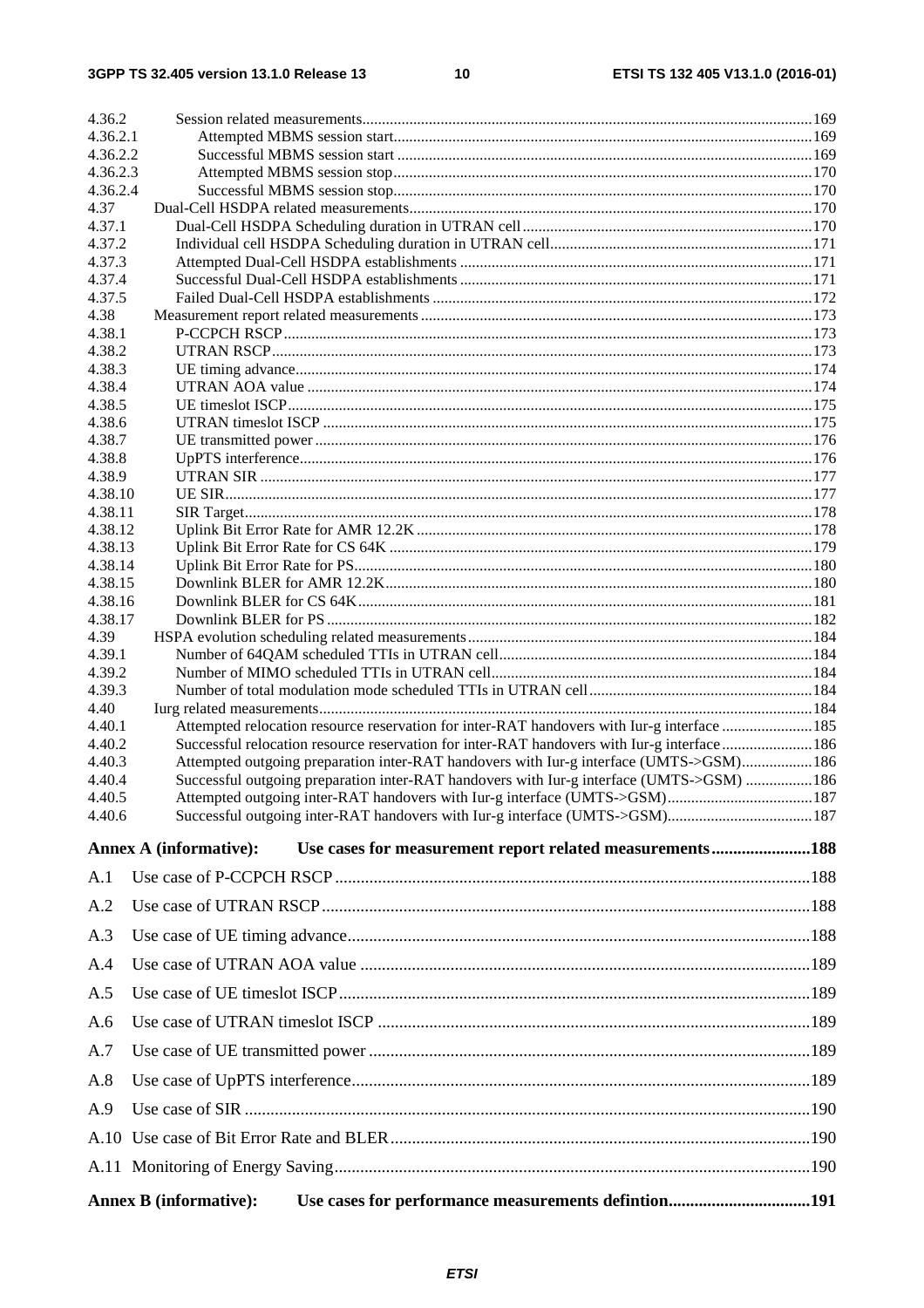4.36.2 Session related measurements ..... 169
4.36.2.1 Attempted MBMS session start ..... 169
4.36.2.2 Successful MBMS session start ..... 169
4.36.2.3 Attempted MBMS session stop ..... 170
4.36.2.4 Successful MBMS session stop ..... 170
4.37 Dual-Cell HSDPA related measurements ..... 170
4.37.1 Dual-Cell HSDPA Scheduling duration in UTRAN cell ..... 170
4.37.2 Individual cell HSDPA Scheduling duration in UTRAN cell ..... 171
4.37.3 Attempted Dual-Cell HSDPA establishments ..... 171
4.37.4 Successful Dual-Cell HSDPA establishments ..... 171
4.37.5 Failed Dual-Cell HSDPA establishments ..... 172
4.38 Measurement report related measurements ..... 173
4.38.1 P-CCPCH RSCP ..... 173
4.38.2 UTRAN RSCP ..... 173
4.38.3 UE timing advance ..... 174
4.38.4 UTRAN AOA value ..... 174
4.38.5 UE timeslot ISCP ..... 175
4.38.6 UTRAN timeslot ISCP ..... 175
4.38.7 UE transmitted power ..... 176
4.38.8 UpPTS interference ..... 176
4.38.9 UTRAN SIR ..... 177
4.38.10 UE SIR ..... 177
4.38.11 SIR Target ..... 178
4.38.12 Uplink Bit Error Rate for AMR 12.2K ..... 178
4.38.13 Uplink Bit Error Rate for CS 64K ..... 179
4.38.14 Uplink Bit Error Rate for PS ..... 180
4.38.15 Downlink BLER for AMR 12.2K ..... 180
4.38.16 Downlink BLER for CS 64K ..... 181
4.38.17 Downlink BLER for PS ..... 182
4.39 HSPA evolution scheduling related measurements ..... 184
4.39.1 Number of 64QAM scheduled TTIs in UTRAN cell ..... 184
4.39.2 Number of MIMO scheduled TTIs in UTRAN cell ..... 184
4.39.3 Number of total modulation mode scheduled TTIs in UTRAN cell ..... 184
4.40 Iurg related measurements ..... 184
4.40.1 Attempted relocation resource reservation for inter-RAT handovers with Iur-g interface ..... 185
4.40.2 Successful relocation resource reservation for inter-RAT handovers with Iur-g interface ..... 186
4.40.3 Attempted outgoing preparation inter-RAT handovers with Iur-g interface (UMTS->GSM) ..... 186
4.40.4 Successful outgoing preparation inter-RAT handovers with Iur-g interface (UMTS->GSM) ..... 186
4.40.5 Attempted outgoing inter-RAT handovers with Iur-g interface (UMTS->GSM) ..... 187
4.40.6 Successful outgoing inter-RAT handovers with Iur-g interface (UMTS->GSM) ..... 187

**Annex A (informative): Use cases for measurement report related measurements ..... 188**

A.1 Use case of P-CCPCH RSCP ..... 188

A.2 Use case of UTRAN RSCP ..... 188

A.3 Use case of UE timing advance ..... 188

A.4 Use case of UTRAN AOA value ..... 189

A.5 Use case of UE timeslot ISCP ..... 189

A.6 Use case of UTRAN timeslot ISCP ..... 189

A.7 Use case of UE transmitted power ..... 189

A.8 Use case of UpPTS interference ..... 189

A.9 Use case of SIR ..... 190

A.10 Use case of Bit Error Rate and BLER ..... 190

A.11 Monitoring of Energy Saving ..... 190

**Annex B (informative): Use cases for performance measurements defintion ..... 191**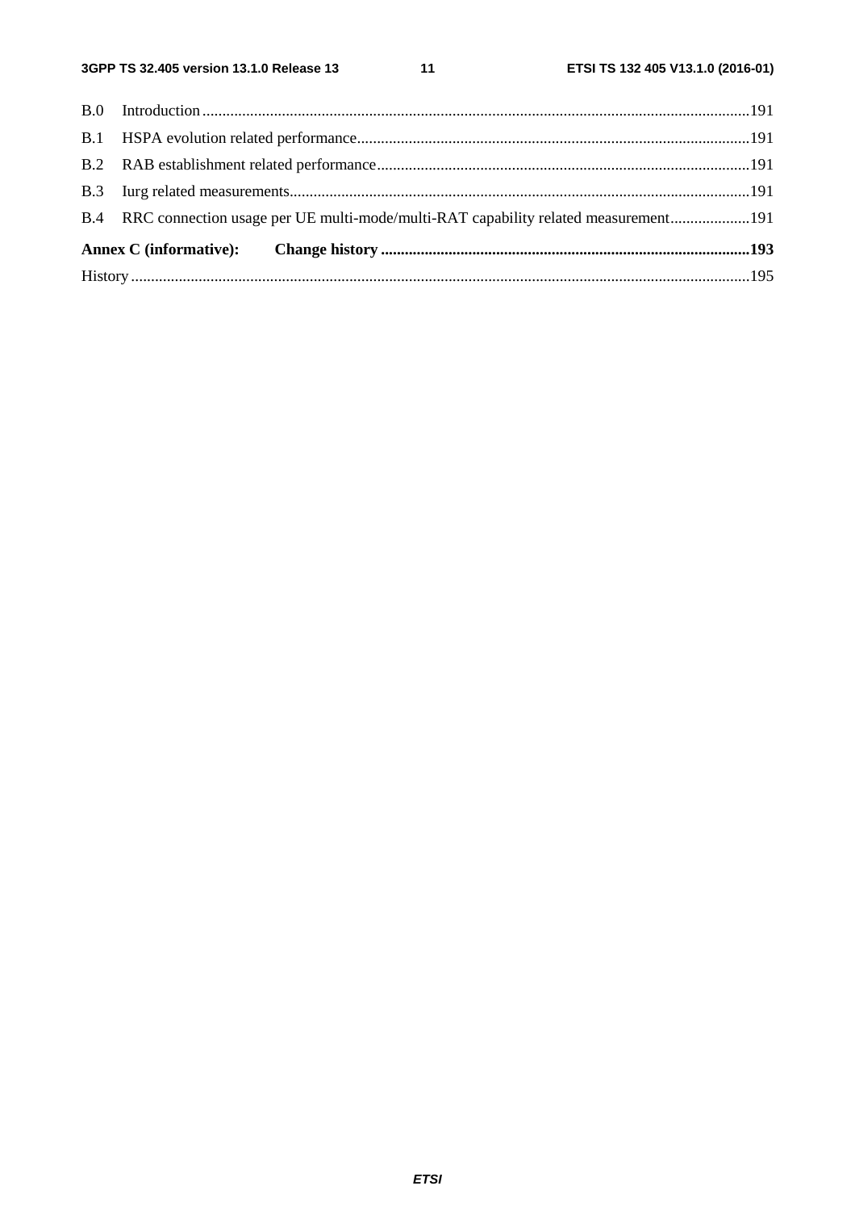B.0 Introduction ........................................................................................................................................191

B.1 HSPA evolution related performance..................................................................................................191

B.2 RAB establishment related performance.............................................................................................191

B.3 Iurg related measurements...................................................................................................................191

B.4 RRC connection usage per UE multi-mode/multi-RAT capability related measurement....................191

**Annex C (informative): Change history ............................................................................................193**

History ..........................................................................................................................................................195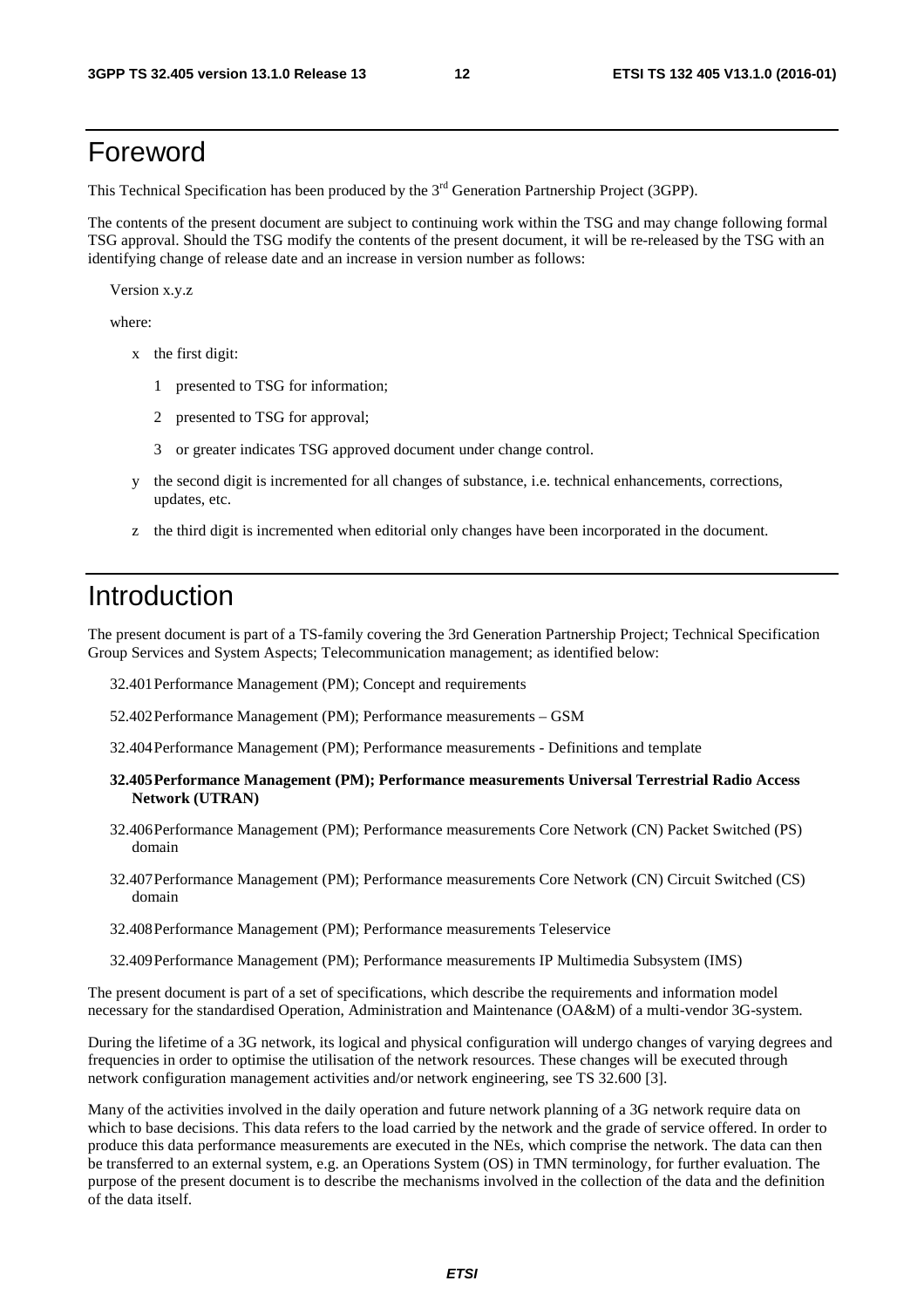# Foreword

This Technical Specification has been produced by the 3rd Generation Partnership Project (3GPP).

The contents of the present document are subject to continuing work within the TSG and may change following formal TSG approval. Should the TSG modify the contents of the present document, it will be re-released by the TSG with an identifying change of release date and an increase in version number as follows:

Version x.y.z

where:

- x the first digit:
  - 1 presented to TSG for information;
  - 2 presented to TSG for approval;
  - 3 or greater indicates TSG approved document under change control.
- y the second digit is incremented for all changes of substance, i.e. technical enhancements, corrections, updates, etc.
- z the third digit is incremented when editorial only changes have been incorporated in the document.

# Introduction

The present document is part of a TS-family covering the 3rd Generation Partnership Project; Technical Specification Group Services and System Aspects; Telecommunication management; as identified below:

32.401 Performance Management (PM); Concept and requirements

52.402 Performance Management (PM); Performance measurements – GSM

32.404 Performance Management (PM); Performance measurements - Definitions and template

**32.405 Performance Management (PM); Performance measurements Universal Terrestrial Radio Access Network (UTRAN)**

32.406 Performance Management (PM); Performance measurements Core Network (CN) Packet Switched (PS) domain

32.407 Performance Management (PM); Performance measurements Core Network (CN) Circuit Switched (CS) domain

32.408 Performance Management (PM); Performance measurements Teleservice

32.409 Performance Management (PM); Performance measurements IP Multimedia Subsystem (IMS)

The present document is part of a set of specifications, which describe the requirements and information model necessary for the standardised Operation, Administration and Maintenance (OA&M) of a multi-vendor 3G-system.

During the lifetime of a 3G network, its logical and physical configuration will undergo changes of varying degrees and frequencies in order to optimise the utilisation of the network resources. These changes will be executed through network configuration management activities and/or network engineering, see TS 32.600 [3].

Many of the activities involved in the daily operation and future network planning of a 3G network require data on which to base decisions. This data refers to the load carried by the network and the grade of service offered. In order to produce this data performance measurements are executed in the NEs, which comprise the network. The data can then be transferred to an external system, e.g. an Operations System (OS) in TMN terminology, for further evaluation. The purpose of the present document is to describe the mechanisms involved in the collection of the data and the definition of the data itself.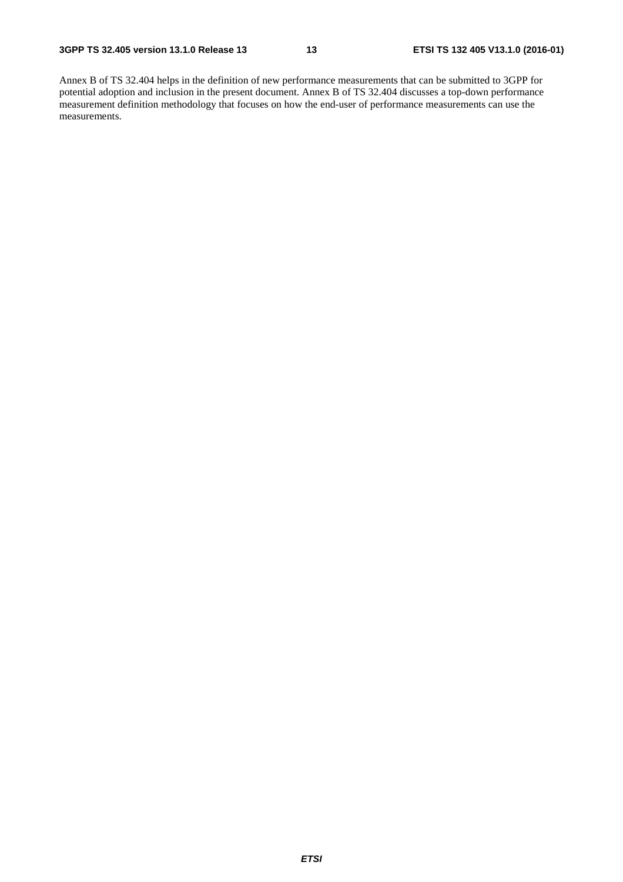Annex B of TS 32.404 helps in the definition of new performance measurements that can be submitted to 3GPP for potential adoption and inclusion in the present document. Annex B of TS 32.404 discusses a top-down performance measurement definition methodology that focuses on how the end-user of performance measurements can use the measurements.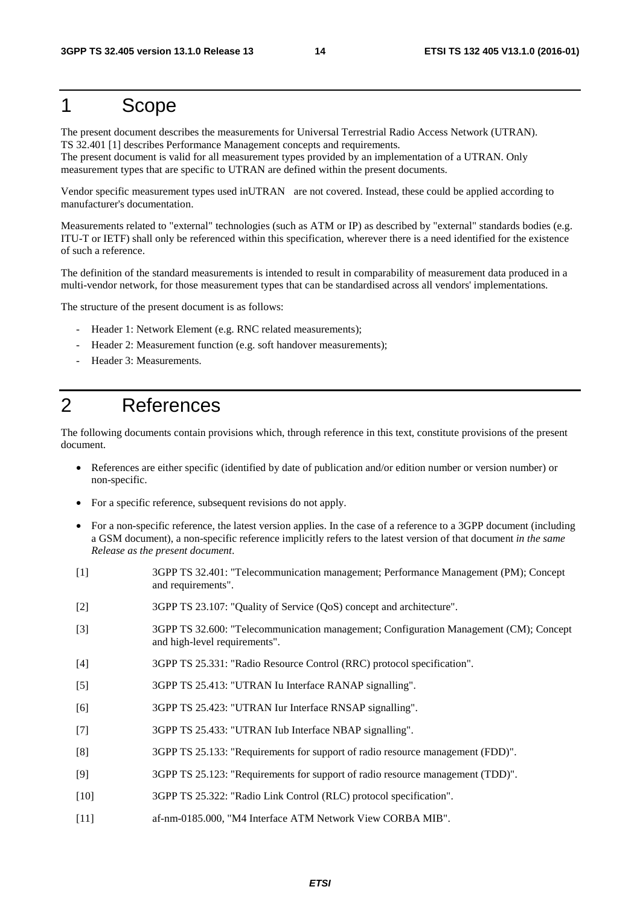# 1 Scope

The present document describes the measurements for Universal Terrestrial Radio Access Network (UTRAN).
TS 32.401 [1] describes Performance Management concepts and requirements.
The present document is valid for all measurement types provided by an implementation of a UTRAN. Only measurement types that are specific to UTRAN are defined within the present documents.

Vendor specific measurement types used inUTRAN are not covered. Instead, these could be applied according to manufacturer's documentation.

Measurements related to "external" technologies (such as ATM or IP) as described by "external" standards bodies (e.g. ITU-T or IETF) shall only be referenced within this specification, wherever there is a need identified for the existence of such a reference.

The definition of the standard measurements is intended to result in comparability of measurement data produced in a multi-vendor network, for those measurement types that can be standardised across all vendors' implementations.

The structure of the present document is as follows:

- Header 1: Network Element (e.g. RNC related measurements);
- Header 2: Measurement function (e.g. soft handover measurements);
- Header 3: Measurements.

# 2 References

The following documents contain provisions which, through reference in this text, constitute provisions of the present document.

- References are either specific (identified by date of publication and/or edition number or version number) or non-specific.
- For a specific reference, subsequent revisions do not apply.
- For a non-specific reference, the latest version applies. In the case of a reference to a 3GPP document (including a GSM document), a non-specific reference implicitly refers to the latest version of that document *in the same Release as the present document*.

[1] 3GPP TS 32.401: "Telecommunication management; Performance Management (PM); Concept and requirements".

[2] 3GPP TS 23.107: "Quality of Service (QoS) concept and architecture".

[3] 3GPP TS 32.600: "Telecommunication management; Configuration Management (CM); Concept and high-level requirements".

[4] 3GPP TS 25.331: "Radio Resource Control (RRC) protocol specification".

[5] 3GPP TS 25.413: "UTRAN Iu Interface RANAP signalling".

[6] 3GPP TS 25.423: "UTRAN Iur Interface RNSAP signalling".

[7] 3GPP TS 25.433: "UTRAN Iub Interface NBAP signalling".

[8] 3GPP TS 25.133: "Requirements for support of radio resource management (FDD)".

[9] 3GPP TS 25.123: "Requirements for support of radio resource management (TDD)".

[10] 3GPP TS 25.322: "Radio Link Control (RLC) protocol specification".

[11] af-nm-0185.000, "M4 Interface ATM Network View CORBA MIB".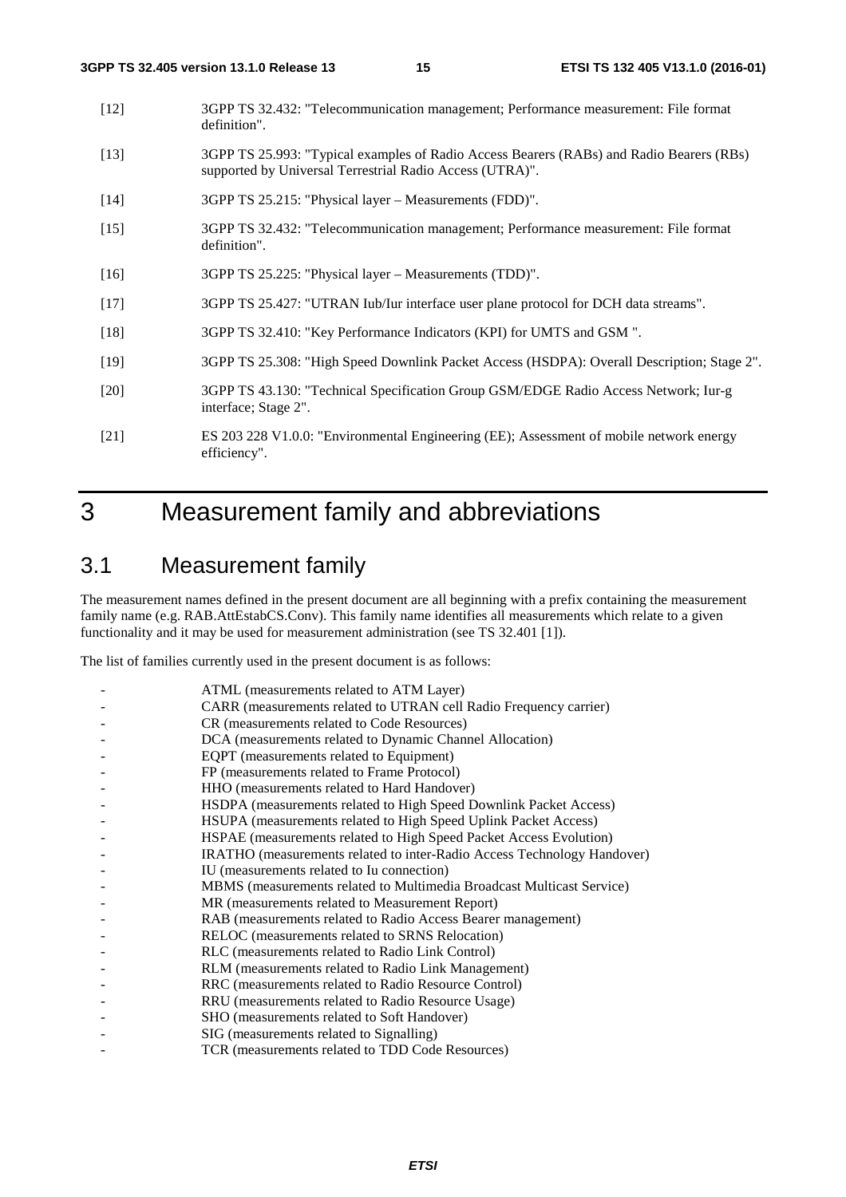[12] 3GPP TS 32.432: "Telecommunication management; Performance measurement: File format definition".

[13] 3GPP TS 25.993: "Typical examples of Radio Access Bearers (RABs) and Radio Bearers (RBs) supported by Universal Terrestrial Radio Access (UTRA)".

[14] 3GPP TS 25.215: "Physical layer – Measurements (FDD)".

[15] 3GPP TS 32.432: "Telecommunication management; Performance measurement: File format definition".

[16] 3GPP TS 25.225: "Physical layer – Measurements (TDD)".

[17] 3GPP TS 25.427: "UTRAN Iub/Iur interface user plane protocol for DCH data streams".

[18] 3GPP TS 32.410: "Key Performance Indicators (KPI) for UMTS and GSM ".

[19] 3GPP TS 25.308: "High Speed Downlink Packet Access (HSDPA): Overall Description; Stage 2".

[20] 3GPP TS 43.130: "Technical Specification Group GSM/EDGE Radio Access Network; Iur-g interface; Stage 2".

[21] ES 203 228 V1.0.0: "Environmental Engineering (EE); Assessment of mobile network energy efficiency".

# 3 Measurement family and abbreviations

## 3.1 Measurement family

The measurement names defined in the present document are all beginning with a prefix containing the measurement family name (e.g. RAB.AttEstabCS.Conv). This family name identifies all measurements which relate to a given functionality and it may be used for measurement administration (see TS 32.401 [1]).

The list of families currently used in the present document is as follows:

- ATML (measurements related to ATM Layer)
- CARR (measurements related to UTRAN cell Radio Frequency carrier)
- CR (measurements related to Code Resources)
- DCA (measurements related to Dynamic Channel Allocation)
- EQPT (measurements related to Equipment)
- FP (measurements related to Frame Protocol)
- HHO (measurements related to Hard Handover)
- HSDPA (measurements related to High Speed Downlink Packet Access)
- HSUPA (measurements related to High Speed Uplink Packet Access)
- HSPAE (measurements related to High Speed Packet Access Evolution)
- IRATHO (measurements related to inter-Radio Access Technology Handover)
- IU (measurements related to Iu connection)
- MBMS (measurements related to Multimedia Broadcast Multicast Service)
- MR (measurements related to Measurement Report)
- RAB (measurements related to Radio Access Bearer management)
- RELOC (measurements related to SRNS Relocation)
- RLC (measurements related to Radio Link Control)
- RLM (measurements related to Radio Link Management)
- RRC (measurements related to Radio Resource Control)
- RRU (measurements related to Radio Resource Usage)
- SHO (measurements related to Soft Handover)
- SIG (measurements related to Signalling)
- TCR (measurements related to TDD Code Resources)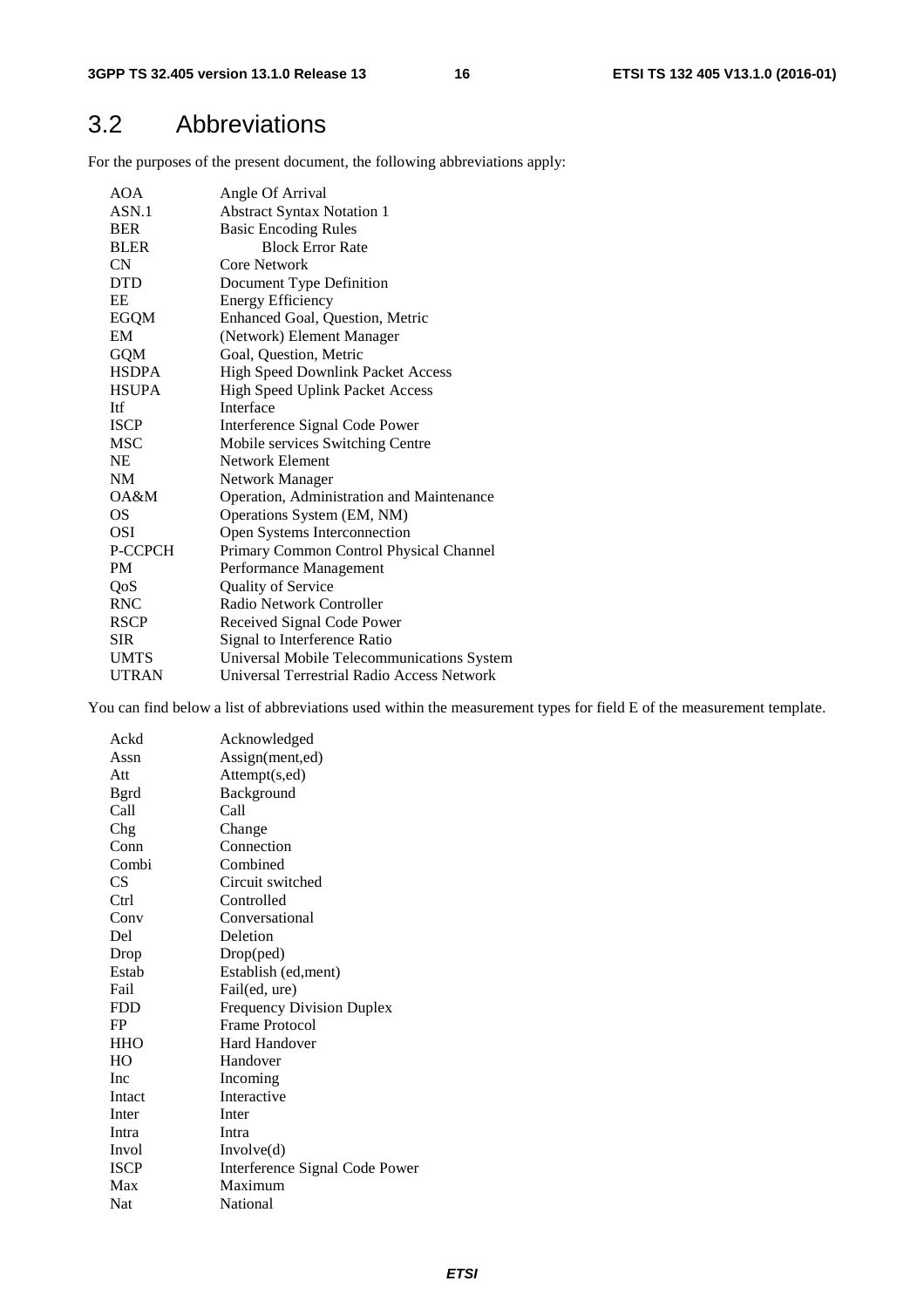## 3.2 Abbreviations

For the purposes of the present document, the following abbreviations apply:

| | |
|---|---|
| AOA | Angle Of Arrival |
| ASN.1 | Abstract Syntax Notation 1 |
| BER | Basic Encoding Rules |
| BLER | Block Error Rate |
| CN | Core Network |
| DTD | Document Type Definition |
| EE | Energy Efficiency |
| EGQM | Enhanced Goal, Question, Metric |
| EM | (Network) Element Manager |
| GQM | Goal, Question, Metric |
| HSDPA | High Speed Downlink Packet Access |
| HSUPA | High Speed Uplink Packet Access |
| Itf | Interface |
| ISCP | Interference Signal Code Power |
| MSC | Mobile services Switching Centre |
| NE | Network Element |
| NM | Network Manager |
| OA&M | Operation, Administration and Maintenance |
| OS | Operations System (EM, NM) |
| OSI | Open Systems Interconnection |
| P-CCPCH | Primary Common Control Physical Channel |
| PM | Performance Management |
| QoS | Quality of Service |
| RNC | Radio Network Controller |
| RSCP | Received Signal Code Power |
| SIR | Signal to Interference Ratio |
| UMTS | Universal Mobile Telecommunications System |
| UTRAN | Universal Terrestrial Radio Access Network |

You can find below a list of abbreviations used within the measurement types for field E of the measurement template.

| | |
|---|---|
| Ackd | Acknowledged |
| Assn | Assign(ment,ed) |
| Att | Attempt(s,ed) |
| Bgrd | Background |
| Call | Call |
| Chg | Change |
| Conn | Connection |
| Combi | Combined |
| CS | Circuit switched |
| Ctrl | Controlled |
| Conv | Conversational |
| Del | Deletion |
| Drop | Drop(ped) |
| Estab | Establish (ed,ment) |
| Fail | Fail(ed, ure) |
| FDD | Frequency Division Duplex |
| FP | Frame Protocol |
| HHO | Hard Handover |
| HO | Handover |
| Inc | Incoming |
| Intact | Interactive |
| Inter | Inter |
| Intra | Intra |
| Invol | Involve(d) |
| ISCP | Interference Signal Code Power |
| Max | Maximum |
| Nat | National |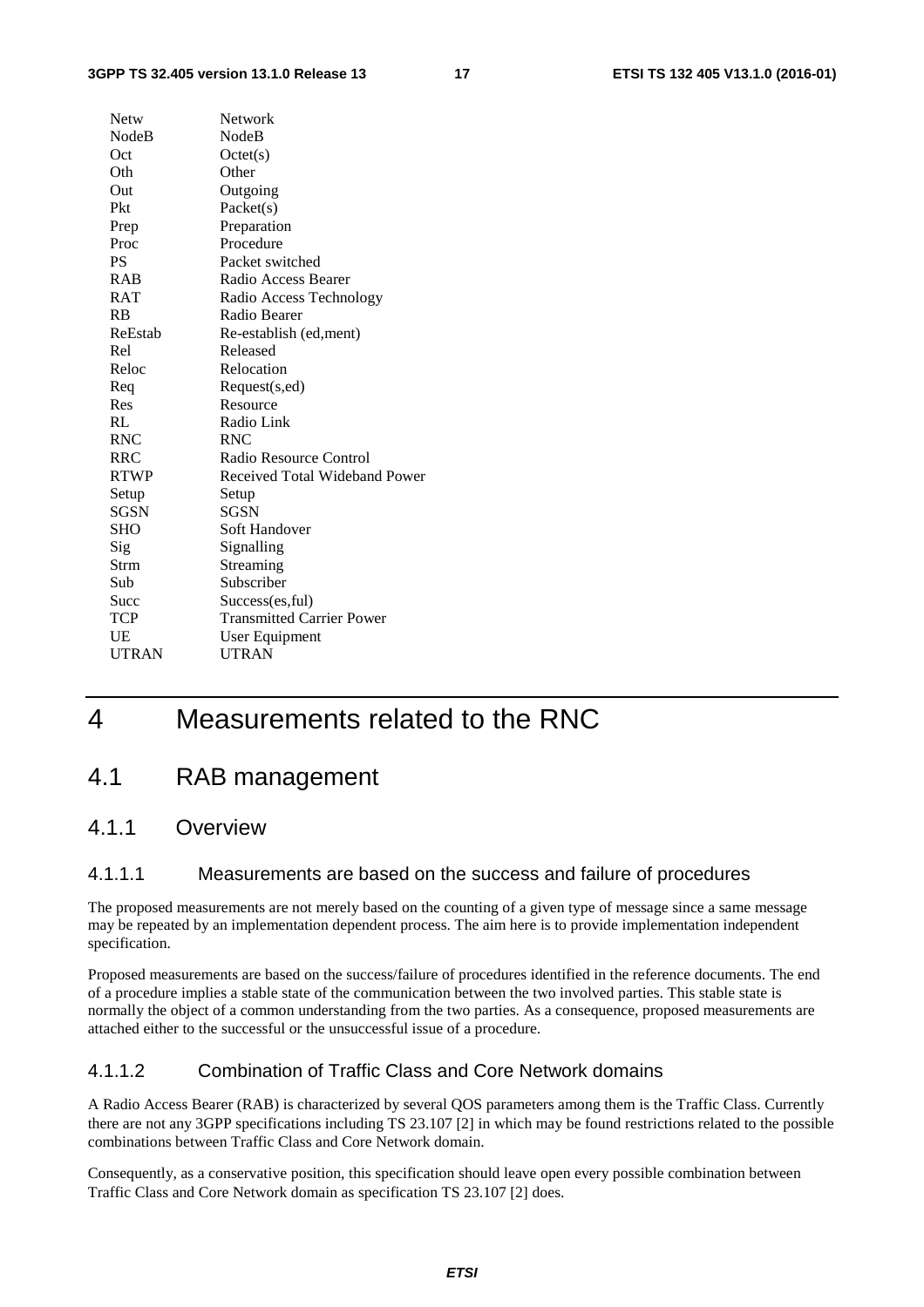| | |
|---|---|
| Netw | Network |
| NodeB | NodeB |
| Oct | Octet(s) |
| Oth | Other |
| Out | Outgoing |
| Pkt | Packet(s) |
| Prep | Preparation |
| Proc | Procedure |
| PS | Packet switched |
| RAB | Radio Access Bearer |
| RAT | Radio Access Technology |
| RB | Radio Bearer |
| ReEstab | Re-establish (ed,ment) |
| Rel | Released |
| Reloc | Relocation |
| Req | Request(s,ed) |
| Res | Resource |
| RL | Radio Link |
| RNC | RNC |
| RRC | Radio Resource Control |
| RTWP | Received Total Wideband Power |
| Setup | Setup |
| SGSN | SGSN |
| SHO | Soft Handover |
| Sig | Signalling |
| Strm | Streaming |
| Sub | Subscriber |
| Succ | Success(es,ful) |
| TCP | Transmitted Carrier Power |
| UE | User Equipment |
| UTRAN | UTRAN |

# 4 Measurements related to the RNC

## 4.1 RAB management

### 4.1.1 Overview

#### 4.1.1.1 Measurements are based on the success and failure of procedures

The proposed measurements are not merely based on the counting of a given type of message since a same message may be repeated by an implementation dependent process. The aim here is to provide implementation independent specification.

Proposed measurements are based on the success/failure of procedures identified in the reference documents. The end of a procedure implies a stable state of the communication between the two involved parties. This stable state is normally the object of a common understanding from the two parties. As a consequence, proposed measurements are attached either to the successful or the unsuccessful issue of a procedure.

#### 4.1.1.2 Combination of Traffic Class and Core Network domains

A Radio Access Bearer (RAB) is characterized by several QOS parameters among them is the Traffic Class. Currently there are not any 3GPP specifications including TS 23.107 [2] in which may be found restrictions related to the possible combinations between Traffic Class and Core Network domain.

Consequently, as a conservative position, this specification should leave open every possible combination between Traffic Class and Core Network domain as specification TS 23.107 [2] does.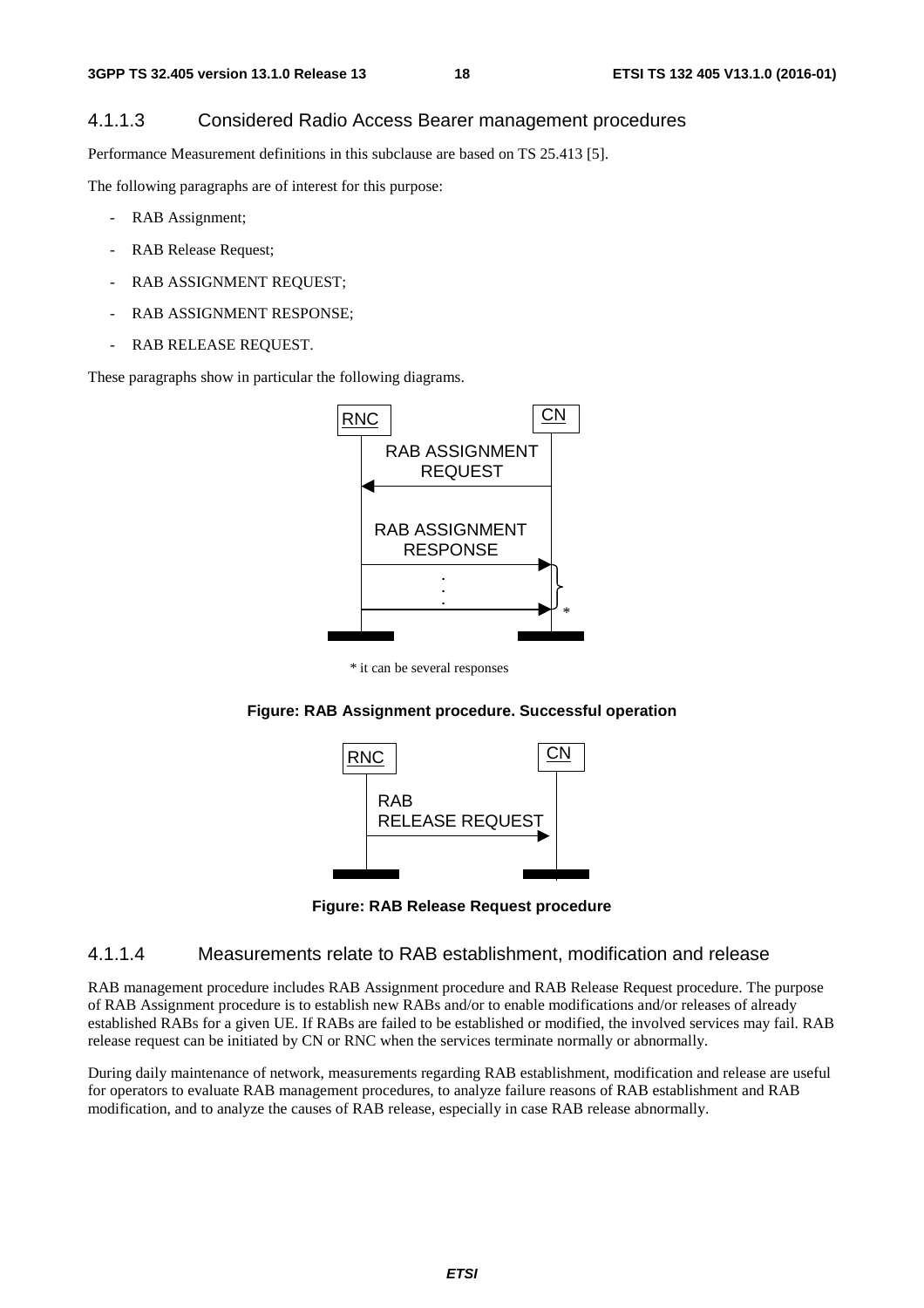### 4.1.1.3 Considered Radio Access Bearer management procedures

Performance Measurement definitions in this subclause are based on TS 25.413 [5].

The following paragraphs are of interest for this purpose:

- RAB Assignment;
- RAB Release Request;
- RAB ASSIGNMENT REQUEST;
- RAB ASSIGNMENT RESPONSE;
- RAB RELEASE REQUEST.

These paragraphs show in particular the following diagrams.

RNC CN

RAB ASSIGNMENT REQUEST

RAB ASSIGNMENT RESPONSE

*

\* it can be several responses

**Figure: RAB Assignment procedure. Successful operation**

RNC CN

RAB RELEASE REQUEST

**Figure: RAB Release Request procedure**

### 4.1.1.4 Measurements relate to RAB establishment, modification and release

RAB management procedure includes RAB Assignment procedure and RAB Release Request procedure. The purpose of RAB Assignment procedure is to establish new RABs and/or to enable modifications and/or releases of already established RABs for a given UE. If RABs are failed to be established or modified, the involved services may fail. RAB release request can be initiated by CN or RNC when the services terminate normally or abnormally.

During daily maintenance of network, measurements regarding RAB establishment, modification and release are useful for operators to evaluate RAB management procedures, to analyze failure reasons of RAB establishment and RAB modification, and to analyze the causes of RAB release, especially in case RAB release abnormally.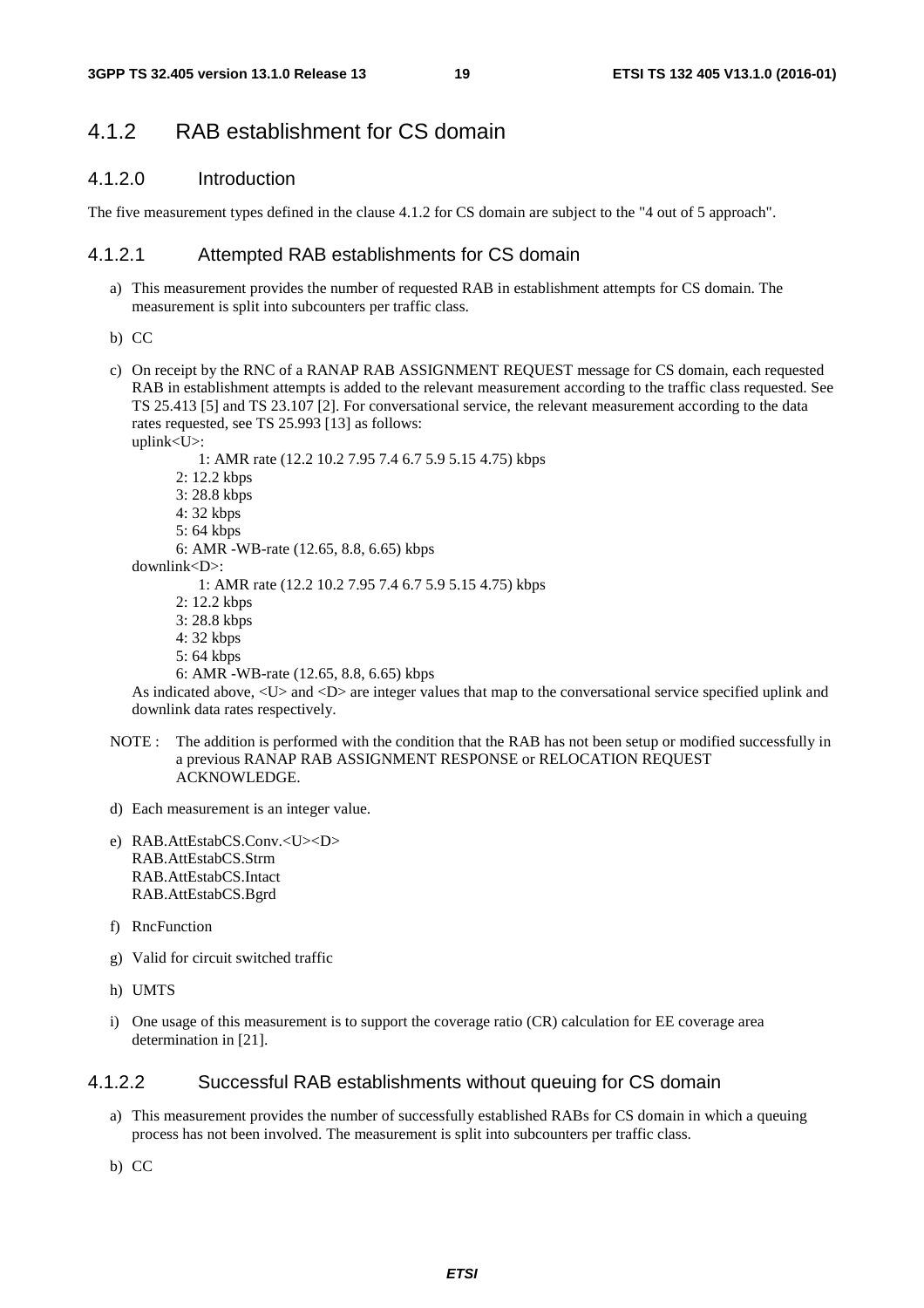## 4.1.2 RAB establishment for CS domain

### 4.1.2.0 Introduction

The five measurement types defined in the clause 4.1.2 for CS domain are subject to the "4 out of 5 approach".

### 4.1.2.1 Attempted RAB establishments for CS domain

a) This measurement provides the number of requested RAB in establishment attempts for CS domain. The measurement is split into subcounters per traffic class.

b) CC

c) On receipt by the RNC of a RANAP RAB ASSIGNMENT REQUEST message for CS domain, each requested RAB in establishment attempts is added to the relevant measurement according to the traffic class requested. See TS 25.413 [5] and TS 23.107 [2]. For conversational service, the relevant measurement according to the data rates requested, see TS 25.993 [13] as follows:
uplink<U>:
    1: AMR rate (12.2 10.2 7.95 7.4 6.7 5.9 5.15 4.75) kbps
    2: 12.2 kbps
    3: 28.8 kbps
    4: 32 kbps
    5: 64 kbps
    6: AMR -WB-rate (12.65, 8.8, 6.65) kbps
downlink<D>:
    1: AMR rate (12.2 10.2 7.95 7.4 6.7 5.9 5.15 4.75) kbps
    2: 12.2 kbps
    3: 28.8 kbps
    4: 32 kbps
    5: 64 kbps
    6: AMR -WB-rate (12.65, 8.8, 6.65) kbps
As indicated above, <U> and <D> are integer values that map to the conversational service specified uplink and downlink data rates respectively.

NOTE : The addition is performed with the condition that the RAB has not been setup or modified successfully in a previous RANAP RAB ASSIGNMENT RESPONSE or RELOCATION REQUEST ACKNOWLEDGE.

d) Each measurement is an integer value.

e) RAB.AttEstabCS.Conv.<U><D>
RAB.AttEstabCS.Strm
RAB.AttEstabCS.Intact
RAB.AttEstabCS.Bgrd

f) RncFunction

g) Valid for circuit switched traffic

h) UMTS

i) One usage of this measurement is to support the coverage ratio (CR) calculation for EE coverage area determination in [21].

### 4.1.2.2 Successful RAB establishments without queuing for CS domain

a) This measurement provides the number of successfully established RABs for CS domain in which a queuing process has not been involved. The measurement is split into subcounters per traffic class.

b) CC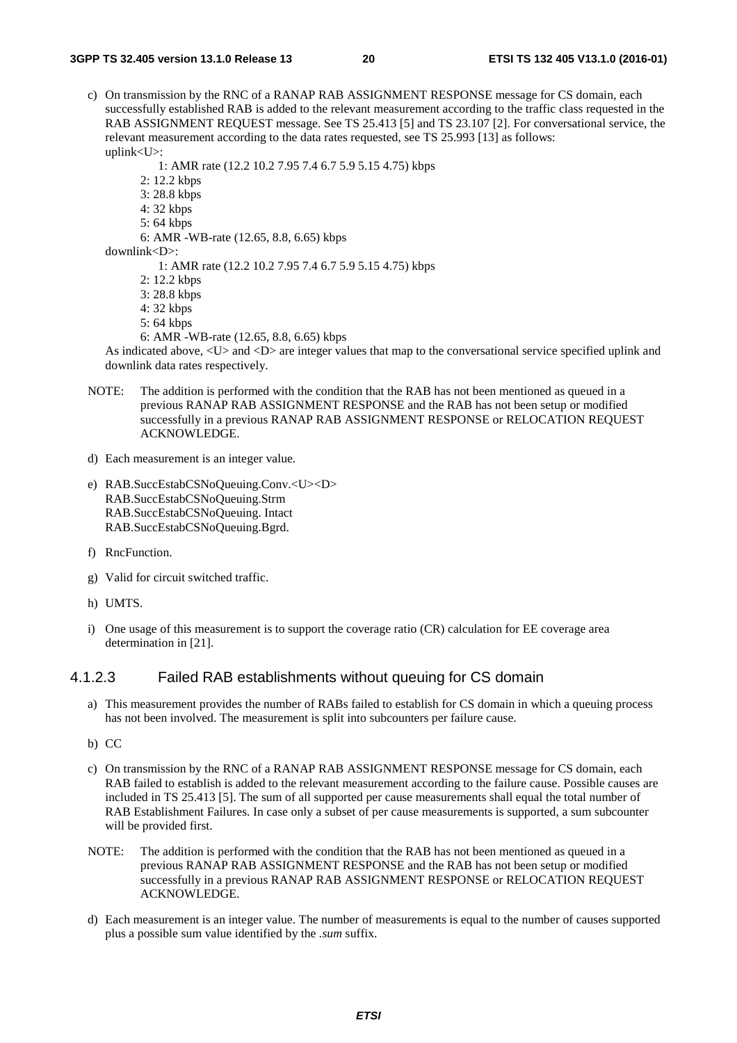c) On transmission by the RNC of a RANAP RAB ASSIGNMENT RESPONSE message for CS domain, each successfully established RAB is added to the relevant measurement according to the traffic class requested in the RAB ASSIGNMENT REQUEST message. See TS 25.413 [5] and TS 23.107 [2]. For conversational service, the relevant measurement according to the data rates requested, see TS 25.993 [13] as follows:
   uplink<U>:
   - 1: AMR rate (12.2 10.2 7.95 7.4 6.7 5.9 5.15 4.75) kbps
   - 2: 12.2 kbps
   - 3: 28.8 kbps
   - 4: 32 kbps
   - 5: 64 kbps
   - 6: AMR -WB-rate (12.65, 8.8, 6.65) kbps

   downlink<D>:
   - 1: AMR rate (12.2 10.2 7.95 7.4 6.7 5.9 5.15 4.75) kbps
   - 2: 12.2 kbps
   - 3: 28.8 kbps
   - 4: 32 kbps
   - 5: 64 kbps
   - 6: AMR -WB-rate (12.65, 8.8, 6.65) kbps

   As indicated above, <U> and <D> are integer values that map to the conversational service specified uplink and downlink data rates respectively.

NOTE: The addition is performed with the condition that the RAB has not been mentioned as queued in a previous RANAP RAB ASSIGNMENT RESPONSE and the RAB has not been setup or modified successfully in a previous RANAP RAB ASSIGNMENT RESPONSE or RELOCATION REQUEST ACKNOWLEDGE.

d) Each measurement is an integer value.

e) RAB.SuccEstabCSNoQueuing.Conv.<U><D>
   RAB.SuccEstabCSNoQueuing.Strm
   RAB.SuccEstabCSNoQueuing. Intact
   RAB.SuccEstabCSNoQueuing.Bgrd.

f) RncFunction.

g) Valid for circuit switched traffic.

h) UMTS.

i) One usage of this measurement is to support the coverage ratio (CR) calculation for EE coverage area determination in [21].

### 4.1.2.3 Failed RAB establishments without queuing for CS domain

a) This measurement provides the number of RABs failed to establish for CS domain in which a queuing process has not been involved. The measurement is split into subcounters per failure cause.

b) CC

c) On transmission by the RNC of a RANAP RAB ASSIGNMENT RESPONSE message for CS domain, each RAB failed to establish is added to the relevant measurement according to the failure cause. Possible causes are included in TS 25.413 [5]. The sum of all supported per cause measurements shall equal the total number of RAB Establishment Failures. In case only a subset of per cause measurements is supported, a sum subcounter will be provided first.

NOTE: The addition is performed with the condition that the RAB has not been mentioned as queued in a previous RANAP RAB ASSIGNMENT RESPONSE and the RAB has not been setup or modified successfully in a previous RANAP RAB ASSIGNMENT RESPONSE or RELOCATION REQUEST ACKNOWLEDGE.

d) Each measurement is an integer value. The number of measurements is equal to the number of causes supported plus a possible sum value identified by the *.sum* suffix.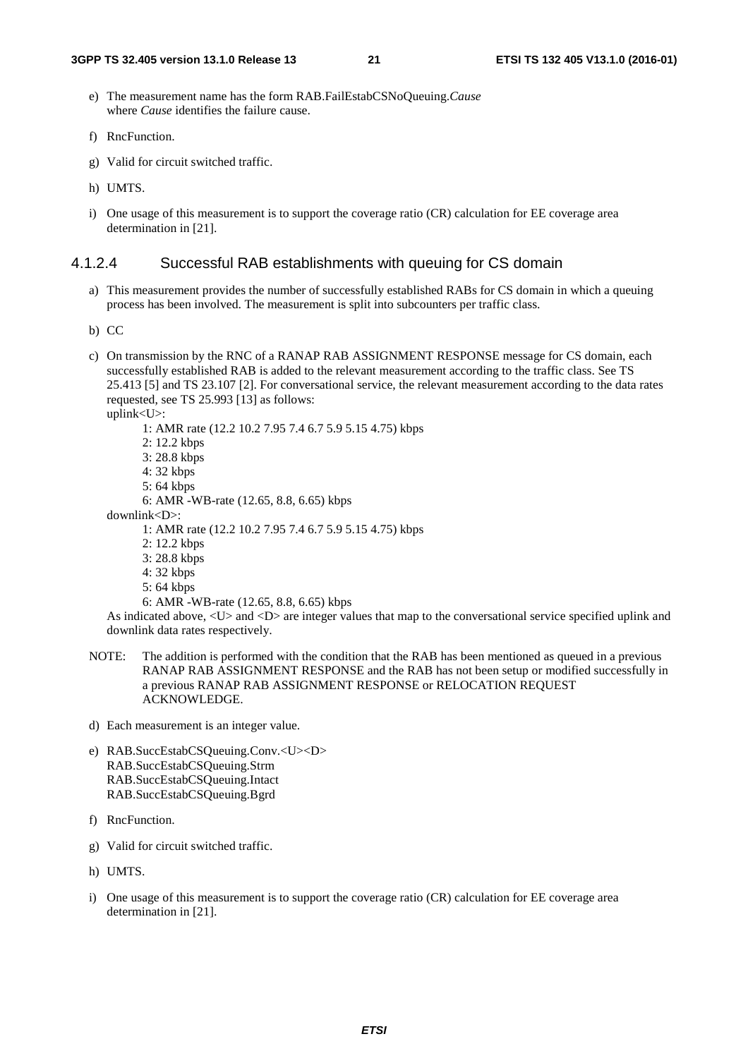e) The measurement name has the form RAB.FailEstabCSNoQueuing.*Cause* where *Cause* identifies the failure cause.

f) RncFunction.

g) Valid for circuit switched traffic.

h) UMTS.

i) One usage of this measurement is to support the coverage ratio (CR) calculation for EE coverage area determination in [21].

#### 4.1.2.4 Successful RAB establishments with queuing for CS domain

a) This measurement provides the number of successfully established RABs for CS domain in which a queuing process has been involved. The measurement is split into subcounters per traffic class.

b) CC

c) On transmission by the RNC of a RANAP RAB ASSIGNMENT RESPONSE message for CS domain, each successfully established RAB is added to the relevant measurement according to the traffic class. See TS 25.413 [5] and TS 23.107 [2]. For conversational service, the relevant measurement according to the data rates requested, see TS 25.993 [13] as follows:
uplink<U>:
 1: AMR rate (12.2 10.2 7.95 7.4 6.7 5.9 5.15 4.75) kbps
 2: 12.2 kbps
 3: 28.8 kbps
 4: 32 kbps
 5: 64 kbps
 6: AMR -WB-rate (12.65, 8.8, 6.65) kbps
downlink<D>:
 1: AMR rate (12.2 10.2 7.95 7.4 6.7 5.9 5.15 4.75) kbps
 2: 12.2 kbps
 3: 28.8 kbps
 4: 32 kbps
 5: 64 kbps
 6: AMR -WB-rate (12.65, 8.8, 6.65) kbps
As indicated above, <U> and <D> are integer values that map to the conversational service specified uplink and downlink data rates respectively.

NOTE: The addition is performed with the condition that the RAB has been mentioned as queued in a previous RANAP RAB ASSIGNMENT RESPONSE and the RAB has not been setup or modified successfully in a previous RANAP RAB ASSIGNMENT RESPONSE or RELOCATION REQUEST ACKNOWLEDGE.

d) Each measurement is an integer value.

e) RAB.SuccEstabCSQueuing.Conv.<U><D>
RAB.SuccEstabCSQueuing.Strm
RAB.SuccEstabCSQueuing.Intact
RAB.SuccEstabCSQueuing.Bgrd

f) RncFunction.

g) Valid for circuit switched traffic.

h) UMTS.

i) One usage of this measurement is to support the coverage ratio (CR) calculation for EE coverage area determination in [21].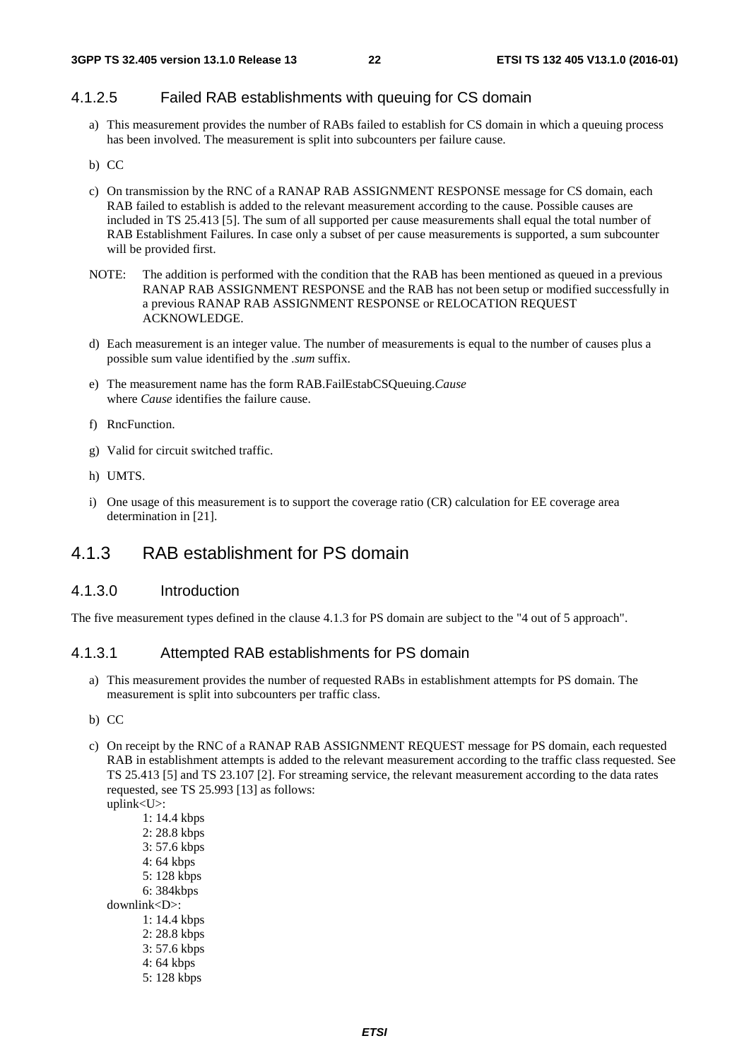#### 4.1.2.5 Failed RAB establishments with queuing for CS domain

a) This measurement provides the number of RABs failed to establish for CS domain in which a queuing process has been involved. The measurement is split into subcounters per failure cause.

b) CC

c) On transmission by the RNC of a RANAP RAB ASSIGNMENT RESPONSE message for CS domain, each RAB failed to establish is added to the relevant measurement according to the cause. Possible causes are included in TS 25.413 [5]. The sum of all supported per cause measurements shall equal the total number of RAB Establishment Failures. In case only a subset of per cause measurements is supported, a sum subcounter will be provided first.

NOTE: The addition is performed with the condition that the RAB has been mentioned as queued in a previous RANAP RAB ASSIGNMENT RESPONSE and the RAB has not been setup or modified successfully in a previous RANAP RAB ASSIGNMENT RESPONSE or RELOCATION REQUEST ACKNOWLEDGE.

d) Each measurement is an integer value. The number of measurements is equal to the number of causes plus a possible sum value identified by the *.sum* suffix.

e) The measurement name has the form RAB.FailEstabCSQueuing.*Cause*
where *Cause* identifies the failure cause.

f) RncFunction.

g) Valid for circuit switched traffic.

h) UMTS.

i) One usage of this measurement is to support the coverage ratio (CR) calculation for EE coverage area determination in [21].

### 4.1.3 RAB establishment for PS domain

#### 4.1.3.0 Introduction

The five measurement types defined in the clause 4.1.3 for PS domain are subject to the "4 out of 5 approach".

#### 4.1.3.1 Attempted RAB establishments for PS domain

a) This measurement provides the number of requested RABs in establishment attempts for PS domain. The measurement is split into subcounters per traffic class.

b) CC

c) On receipt by the RNC of a RANAP RAB ASSIGNMENT REQUEST message for PS domain, each requested RAB in establishment attempts is added to the relevant measurement according to the traffic class requested. See TS 25.413 [5] and TS 23.107 [2]. For streaming service, the relevant measurement according to the data rates requested, see TS 25.993 [13] as follows:
uplink<U>:
    1: 14.4 kbps
    2: 28.8 kbps
    3: 57.6 kbps
    4: 64 kbps
    5: 128 kbps
    6: 384kbps
downlink<D>:
    1: 14.4 kbps
    2: 28.8 kbps
    3: 57.6 kbps
    4: 64 kbps
    5: 128 kbps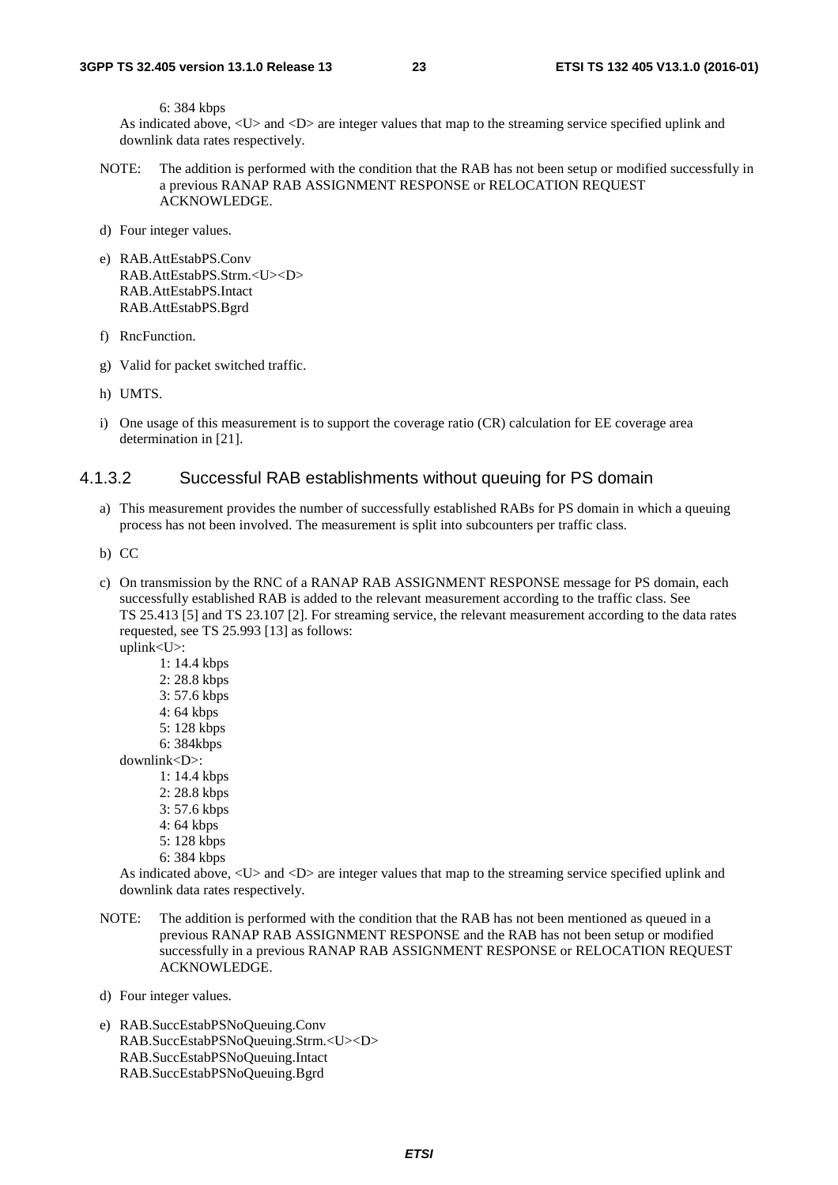6: 384 kbps

As indicated above, <U> and <D> are integer values that map to the streaming service specified uplink and downlink data rates respectively.

NOTE: The addition is performed with the condition that the RAB has not been setup or modified successfully in a previous RANAP RAB ASSIGNMENT RESPONSE or RELOCATION REQUEST ACKNOWLEDGE.

d) Four integer values.

e) RAB.AttEstabPS.Conv
RAB.AttEstabPS.Strm.<U><D>
RAB.AttEstabPS.Intact
RAB.AttEstabPS.Bgrd

f) RncFunction.

g) Valid for packet switched traffic.

h) UMTS.

i) One usage of this measurement is to support the coverage ratio (CR) calculation for EE coverage area determination in [21].

#### 4.1.3.2 Successful RAB establishments without queuing for PS domain

a) This measurement provides the number of successfully established RABs for PS domain in which a queuing process has not been involved. The measurement is split into subcounters per traffic class.

b) CC

c) On transmission by the RNC of a RANAP RAB ASSIGNMENT RESPONSE message for PS domain, each successfully established RAB is added to the relevant measurement according to the traffic class. See TS 25.413 [5] and TS 23.107 [2]. For streaming service, the relevant measurement according to the data rates requested, see TS 25.993 [13] as follows:
uplink<U>:
 1: 14.4 kbps
 2: 28.8 kbps
 3: 57.6 kbps
 4: 64 kbps
 5: 128 kbps
 6: 384kbps
downlink<D>:
 1: 14.4 kbps
 2: 28.8 kbps
 3: 57.6 kbps
 4: 64 kbps
 5: 128 kbps
 6: 384 kbps
As indicated above, <U> and <D> are integer values that map to the streaming service specified uplink and downlink data rates respectively.

NOTE: The addition is performed with the condition that the RAB has not been mentioned as queued in a previous RANAP RAB ASSIGNMENT RESPONSE and the RAB has not been setup or modified successfully in a previous RANAP RAB ASSIGNMENT RESPONSE or RELOCATION REQUEST ACKNOWLEDGE.

d) Four integer values.

e) RAB.SuccEstabPSNoQueuing.Conv
RAB.SuccEstabPSNoQueuing.Strm.<U><D>
RAB.SuccEstabPSNoQueuing.Intact
RAB.SuccEstabPSNoQueuing.Bgrd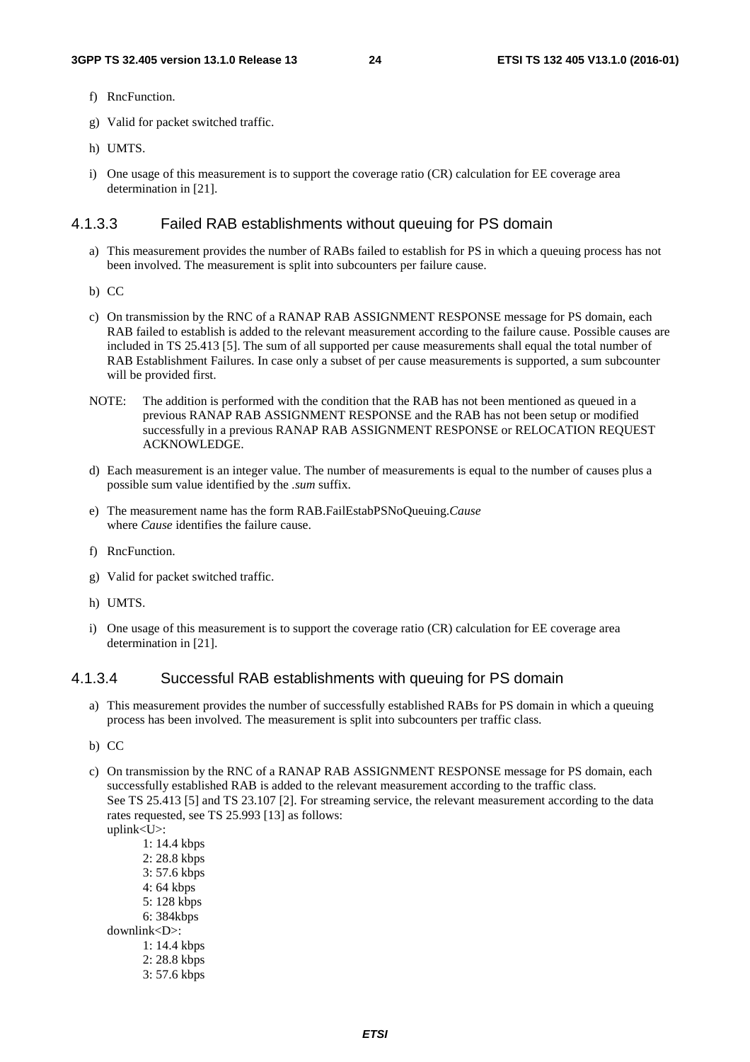f) RncFunction.

g) Valid for packet switched traffic.

h) UMTS.

i) One usage of this measurement is to support the coverage ratio (CR) calculation for EE coverage area determination in [21].

#### 4.1.3.3 Failed RAB establishments without queuing for PS domain

a) This measurement provides the number of RABs failed to establish for PS in which a queuing process has not been involved. The measurement is split into subcounters per failure cause.

b) CC

c) On transmission by the RNC of a RANAP RAB ASSIGNMENT RESPONSE message for PS domain, each RAB failed to establish is added to the relevant measurement according to the failure cause. Possible causes are included in TS 25.413 [5]. The sum of all supported per cause measurements shall equal the total number of RAB Establishment Failures. In case only a subset of per cause measurements is supported, a sum subcounter will be provided first.

NOTE: The addition is performed with the condition that the RAB has not been mentioned as queued in a previous RANAP RAB ASSIGNMENT RESPONSE and the RAB has not been setup or modified successfully in a previous RANAP RAB ASSIGNMENT RESPONSE or RELOCATION REQUEST ACKNOWLEDGE.

d) Each measurement is an integer value. The number of measurements is equal to the number of causes plus a possible sum value identified by the *.sum* suffix.

e) The measurement name has the form RAB.FailEstabPSNoQueuing.*Cause*
where *Cause* identifies the failure cause.

f) RncFunction.

g) Valid for packet switched traffic.

h) UMTS.

i) One usage of this measurement is to support the coverage ratio (CR) calculation for EE coverage area determination in [21].

#### 4.1.3.4 Successful RAB establishments with queuing for PS domain

a) This measurement provides the number of successfully established RABs for PS domain in which a queuing process has been involved. The measurement is split into subcounters per traffic class.

b) CC

c) On transmission by the RNC of a RANAP RAB ASSIGNMENT RESPONSE message for PS domain, each successfully established RAB is added to the relevant measurement according to the traffic class. See TS 25.413 [5] and TS 23.107 [2]. For streaming service, the relevant measurement according to the data rates requested, see TS 25.993 [13] as follows:
uplink<U>:
    1: 14.4 kbps
    2: 28.8 kbps
    3: 57.6 kbps
    4: 64 kbps
    5: 128 kbps
    6: 384kbps
downlink<D>:
    1: 14.4 kbps
    2: 28.8 kbps
    3: 57.6 kbps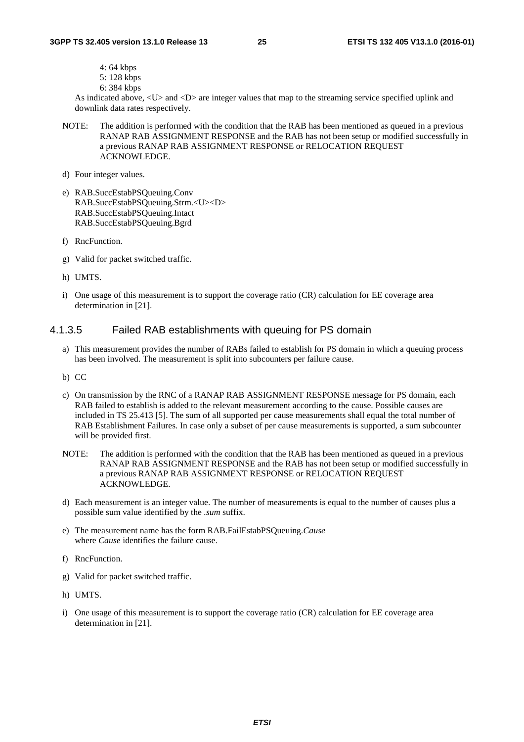4: 64 kbps
  5: 128 kbps
  6: 384 kbps

  As indicated above, <U> and <D> are integer values that map to the streaming service specified uplink and downlink data rates respectively.

NOTE: The addition is performed with the condition that the RAB has been mentioned as queued in a previous RANAP RAB ASSIGNMENT RESPONSE and the RAB has not been setup or modified successfully in a previous RANAP RAB ASSIGNMENT RESPONSE or RELOCATION REQUEST ACKNOWLEDGE.

d) Four integer values.

e) RAB.SuccEstabPSQueuing.Conv
   RAB.SuccEstabPSQueuing.Strm.<U><D>
   RAB.SuccEstabPSQueuing.Intact
   RAB.SuccEstabPSQueuing.Bgrd

f) RncFunction.

g) Valid for packet switched traffic.

h) UMTS.

i) One usage of this measurement is to support the coverage ratio (CR) calculation for EE coverage area determination in [21].

#### 4.1.3.5 Failed RAB establishments with queuing for PS domain

a) This measurement provides the number of RABs failed to establish for PS domain in which a queuing process has been involved. The measurement is split into subcounters per failure cause.

b) CC

c) On transmission by the RNC of a RANAP RAB ASSIGNMENT RESPONSE message for PS domain, each RAB failed to establish is added to the relevant measurement according to the cause. Possible causes are included in TS 25.413 [5]. The sum of all supported per cause measurements shall equal the total number of RAB Establishment Failures. In case only a subset of per cause measurements is supported, a sum subcounter will be provided first.

NOTE: The addition is performed with the condition that the RAB has been mentioned as queued in a previous RANAP RAB ASSIGNMENT RESPONSE and the RAB has not been setup or modified successfully in a previous RANAP RAB ASSIGNMENT RESPONSE or RELOCATION REQUEST ACKNOWLEDGE.

d) Each measurement is an integer value. The number of measurements is equal to the number of causes plus a possible sum value identified by the *.sum* suffix.

e) The measurement name has the form RAB.FailEstabPSQueuing.*Cause*
   where *Cause* identifies the failure cause.

f) RncFunction.

g) Valid for packet switched traffic.

h) UMTS.

i) One usage of this measurement is to support the coverage ratio (CR) calculation for EE coverage area determination in [21].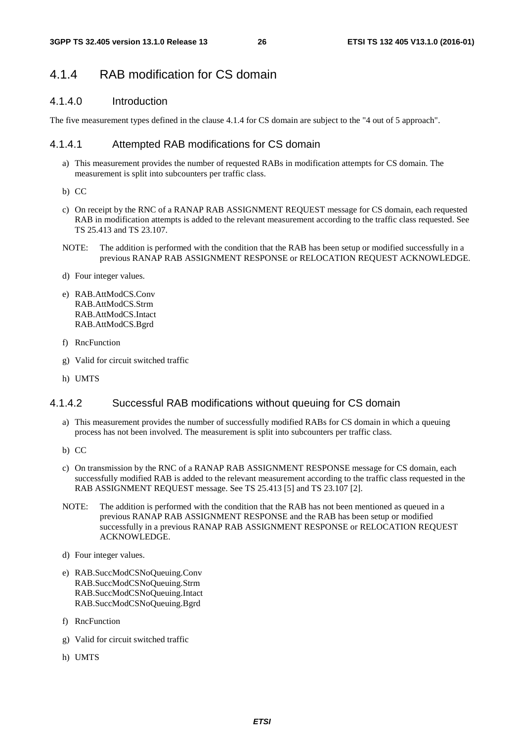## 4.1.4 RAB modification for CS domain

### 4.1.4.0 Introduction

The five measurement types defined in the clause 4.1.4 for CS domain are subject to the "4 out of 5 approach".

### 4.1.4.1 Attempted RAB modifications for CS domain

a) This measurement provides the number of requested RABs in modification attempts for CS domain. The measurement is split into subcounters per traffic class.

b) CC

c) On receipt by the RNC of a RANAP RAB ASSIGNMENT REQUEST message for CS domain, each requested RAB in modification attempts is added to the relevant measurement according to the traffic class requested. See TS 25.413 and TS 23.107.

NOTE: The addition is performed with the condition that the RAB has been setup or modified successfully in a previous RANAP RAB ASSIGNMENT RESPONSE or RELOCATION REQUEST ACKNOWLEDGE.

d) Four integer values.

e) RAB.AttModCS.Conv
RAB.AttModCS.Strm
RAB.AttModCS.Intact
RAB.AttModCS.Bgrd

f) RncFunction

g) Valid for circuit switched traffic

h) UMTS

### 4.1.4.2 Successful RAB modifications without queuing for CS domain

a) This measurement provides the number of successfully modified RABs for CS domain in which a queuing process has not been involved. The measurement is split into subcounters per traffic class.

b) CC

c) On transmission by the RNC of a RANAP RAB ASSIGNMENT RESPONSE message for CS domain, each successfully modified RAB is added to the relevant measurement according to the traffic class requested in the RAB ASSIGNMENT REQUEST message. See TS 25.413 [5] and TS 23.107 [2].

NOTE: The addition is performed with the condition that the RAB has not been mentioned as queued in a previous RANAP RAB ASSIGNMENT RESPONSE and the RAB has been setup or modified successfully in a previous RANAP RAB ASSIGNMENT RESPONSE or RELOCATION REQUEST ACKNOWLEDGE.

d) Four integer values.

e) RAB.SuccModCSNoQueuing.Conv
RAB.SuccModCSNoQueuing.Strm
RAB.SuccModCSNoQueuing.Intact
RAB.SuccModCSNoQueuing.Bgrd

f) RncFunction

g) Valid for circuit switched traffic

h) UMTS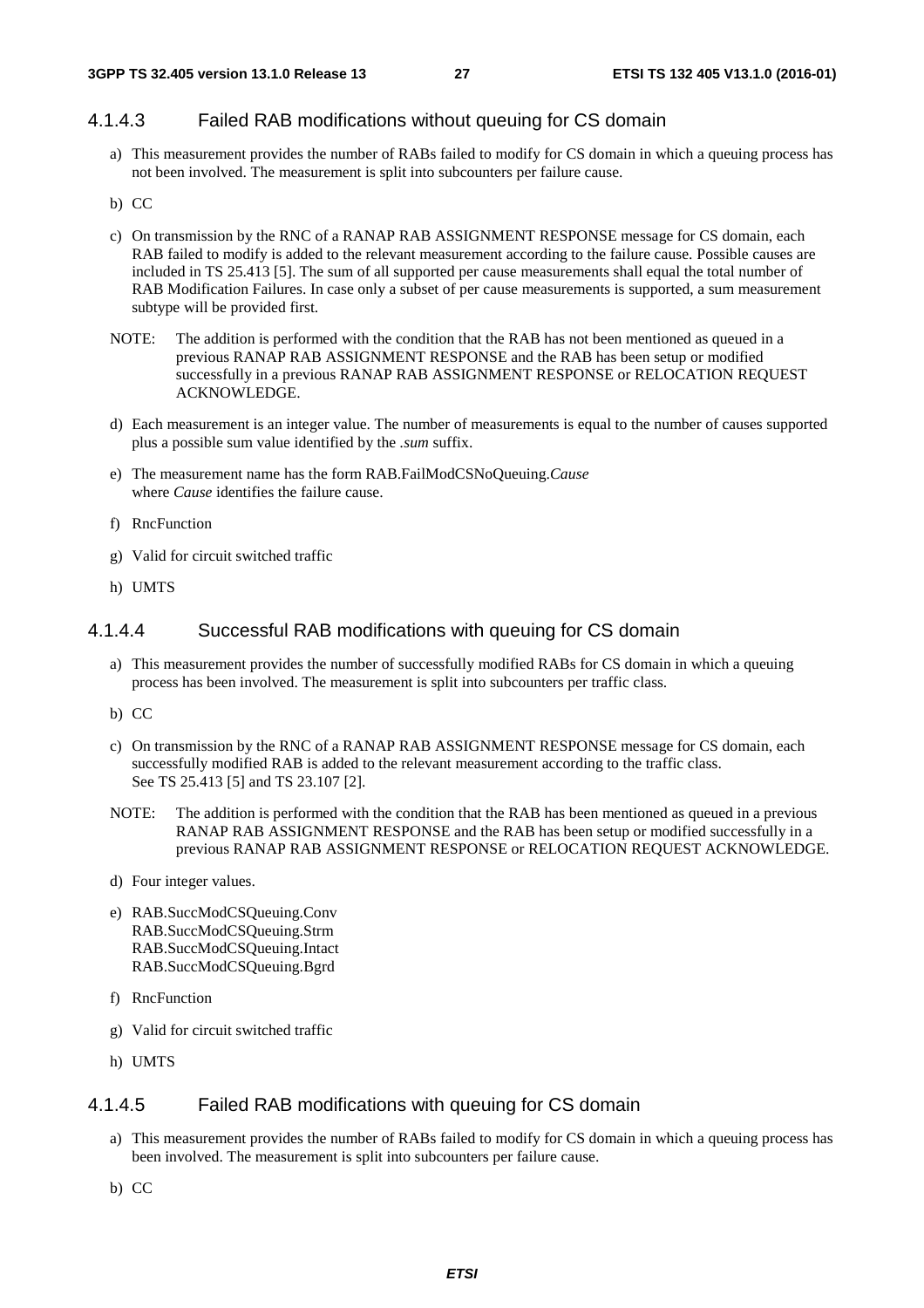#### 4.1.4.3 Failed RAB modifications without queuing for CS domain

a) This measurement provides the number of RABs failed to modify for CS domain in which a queuing process has not been involved. The measurement is split into subcounters per failure cause.

b) CC

c) On transmission by the RNC of a RANAP RAB ASSIGNMENT RESPONSE message for CS domain, each RAB failed to modify is added to the relevant measurement according to the failure cause. Possible causes are included in TS 25.413 [5]. The sum of all supported per cause measurements shall equal the total number of RAB Modification Failures. In case only a subset of per cause measurements is supported, a sum measurement subtype will be provided first.

NOTE: The addition is performed with the condition that the RAB has not been mentioned as queued in a previous RANAP RAB ASSIGNMENT RESPONSE and the RAB has been setup or modified successfully in a previous RANAP RAB ASSIGNMENT RESPONSE or RELOCATION REQUEST ACKNOWLEDGE.

d) Each measurement is an integer value. The number of measurements is equal to the number of causes supported plus a possible sum value identified by the *.sum* suffix.

e) The measurement name has the form RAB.FailModCSNoQueuing.*Cause*
where *Cause* identifies the failure cause.

f) RncFunction

g) Valid for circuit switched traffic

h) UMTS

#### 4.1.4.4 Successful RAB modifications with queuing for CS domain

a) This measurement provides the number of successfully modified RABs for CS domain in which a queuing process has been involved. The measurement is split into subcounters per traffic class.

b) CC

c) On transmission by the RNC of a RANAP RAB ASSIGNMENT RESPONSE message for CS domain, each successfully modified RAB is added to the relevant measurement according to the traffic class.
See TS 25.413 [5] and TS 23.107 [2].

NOTE: The addition is performed with the condition that the RAB has been mentioned as queued in a previous RANAP RAB ASSIGNMENT RESPONSE and the RAB has been setup or modified successfully in a previous RANAP RAB ASSIGNMENT RESPONSE or RELOCATION REQUEST ACKNOWLEDGE.

d) Four integer values.

e) RAB.SuccModCSQueuing.Conv
RAB.SuccModCSQueuing.Strm
RAB.SuccModCSQueuing.Intact
RAB.SuccModCSQueuing.Bgrd

f) RncFunction

g) Valid for circuit switched traffic

h) UMTS

#### 4.1.4.5 Failed RAB modifications with queuing for CS domain

a) This measurement provides the number of RABs failed to modify for CS domain in which a queuing process has been involved. The measurement is split into subcounters per failure cause.

b) CC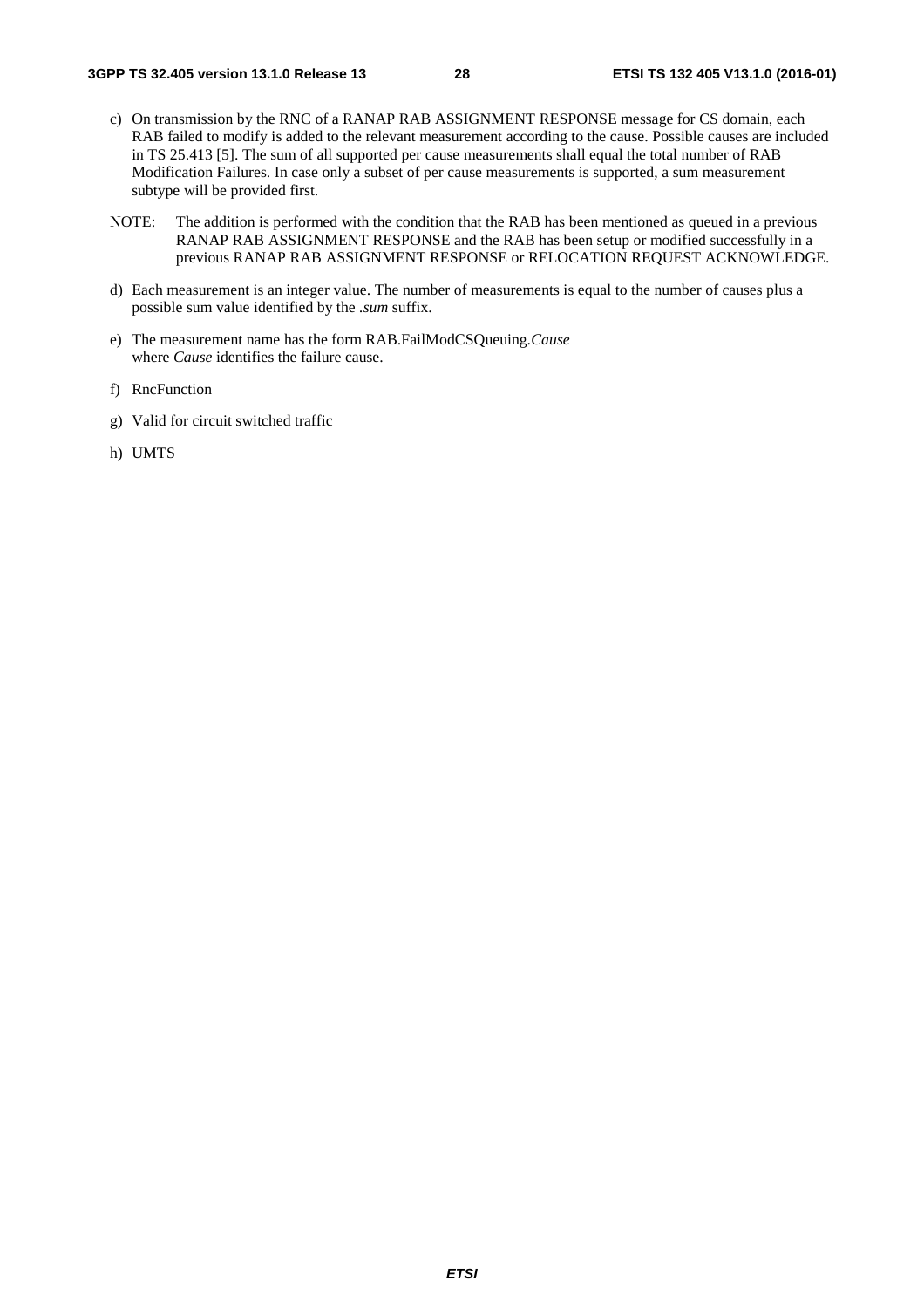c) On transmission by the RNC of a RANAP RAB ASSIGNMENT RESPONSE message for CS domain, each RAB failed to modify is added to the relevant measurement according to the cause. Possible causes are included in TS 25.413 [5]. The sum of all supported per cause measurements shall equal the total number of RAB Modification Failures. In case only a subset of per cause measurements is supported, a sum measurement subtype will be provided first.

NOTE: The addition is performed with the condition that the RAB has been mentioned as queued in a previous RANAP RAB ASSIGNMENT RESPONSE and the RAB has been setup or modified successfully in a previous RANAP RAB ASSIGNMENT RESPONSE or RELOCATION REQUEST ACKNOWLEDGE.

d) Each measurement is an integer value. The number of measurements is equal to the number of causes plus a possible sum value identified by the *.sum* suffix.

e) The measurement name has the form RAB.FailModCSQueuing.*Cause*
where *Cause* identifies the failure cause.

f) RncFunction

g) Valid for circuit switched traffic

h) UMTS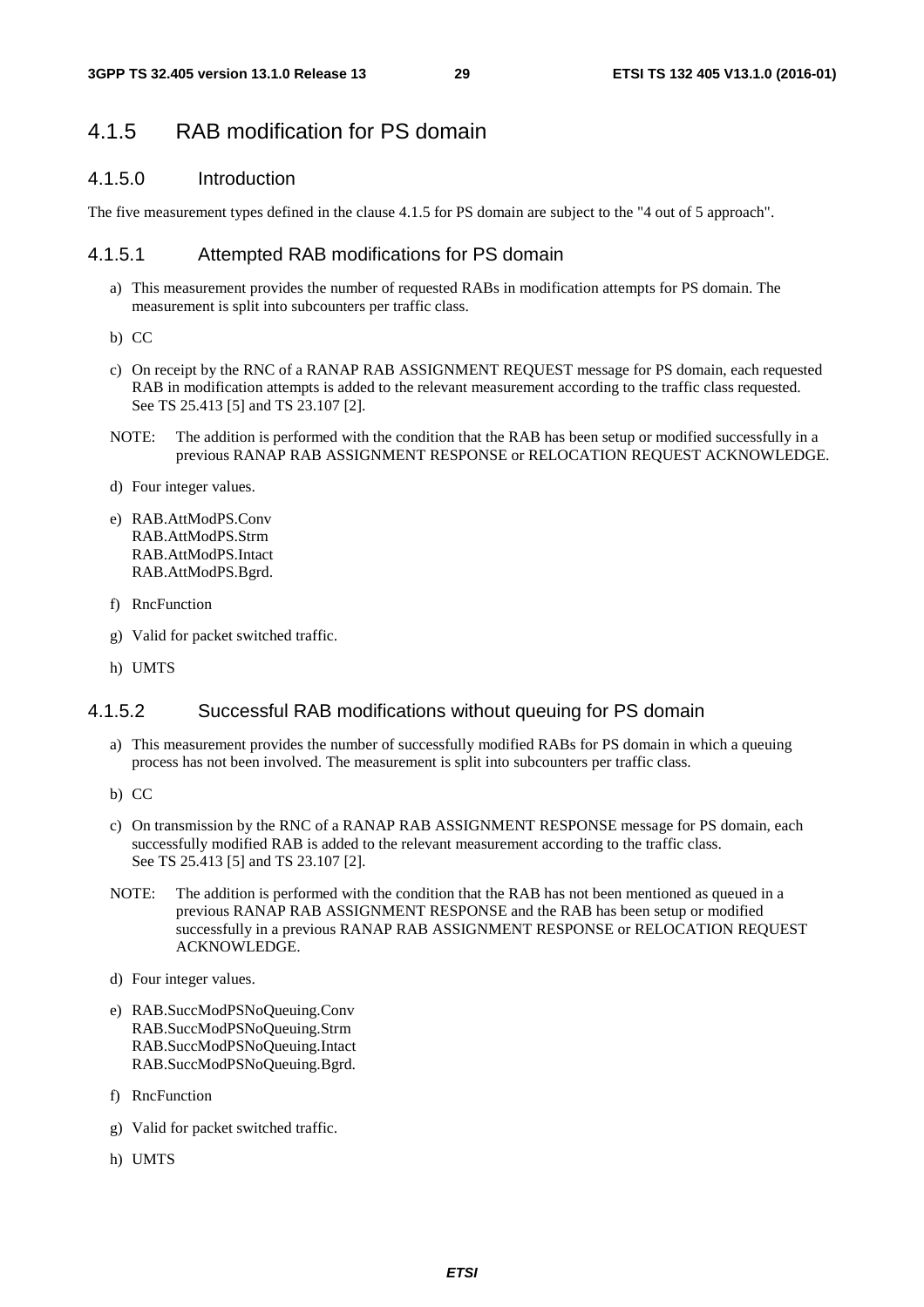## 4.1.5 RAB modification for PS domain

### 4.1.5.0 Introduction

The five measurement types defined in the clause 4.1.5 for PS domain are subject to the "4 out of 5 approach".

### 4.1.5.1 Attempted RAB modifications for PS domain

a) This measurement provides the number of requested RABs in modification attempts for PS domain. The measurement is split into subcounters per traffic class.

b) CC

c) On receipt by the RNC of a RANAP RAB ASSIGNMENT REQUEST message for PS domain, each requested RAB in modification attempts is added to the relevant measurement according to the traffic class requested. See TS 25.413 [5] and TS 23.107 [2].

NOTE: The addition is performed with the condition that the RAB has been setup or modified successfully in a previous RANAP RAB ASSIGNMENT RESPONSE or RELOCATION REQUEST ACKNOWLEDGE.

d) Four integer values.

e) RAB.AttModPS.Conv
RAB.AttModPS.Strm
RAB.AttModPS.Intact
RAB.AttModPS.Bgrd.

f) RncFunction

g) Valid for packet switched traffic.

h) UMTS

### 4.1.5.2 Successful RAB modifications without queuing for PS domain

a) This measurement provides the number of successfully modified RABs for PS domain in which a queuing process has not been involved. The measurement is split into subcounters per traffic class.

b) CC

c) On transmission by the RNC of a RANAP RAB ASSIGNMENT RESPONSE message for PS domain, each successfully modified RAB is added to the relevant measurement according to the traffic class. See TS 25.413 [5] and TS 23.107 [2].

NOTE: The addition is performed with the condition that the RAB has not been mentioned as queued in a previous RANAP RAB ASSIGNMENT RESPONSE and the RAB has been setup or modified successfully in a previous RANAP RAB ASSIGNMENT RESPONSE or RELOCATION REQUEST ACKNOWLEDGE.

d) Four integer values.

e) RAB.SuccModPSNoQueuing.Conv
RAB.SuccModPSNoQueuing.Strm
RAB.SuccModPSNoQueuing.Intact
RAB.SuccModPSNoQueuing.Bgrd.

f) RncFunction

g) Valid for packet switched traffic.

h) UMTS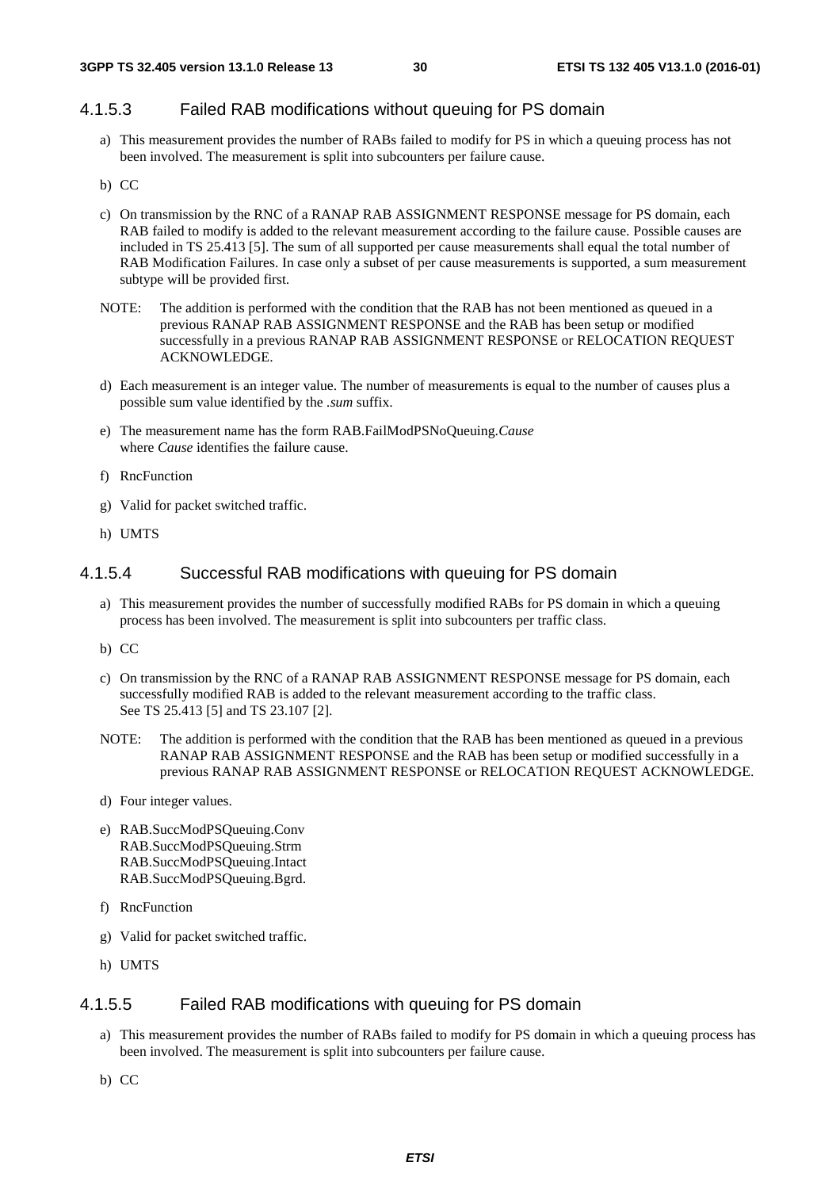#### 4.1.5.3 Failed RAB modifications without queuing for PS domain

a) This measurement provides the number of RABs failed to modify for PS in which a queuing process has not been involved. The measurement is split into subcounters per failure cause.

b) CC

c) On transmission by the RNC of a RANAP RAB ASSIGNMENT RESPONSE message for PS domain, each RAB failed to modify is added to the relevant measurement according to the failure cause. Possible causes are included in TS 25.413 [5]. The sum of all supported per cause measurements shall equal the total number of RAB Modification Failures. In case only a subset of per cause measurements is supported, a sum measurement subtype will be provided first.

NOTE: The addition is performed with the condition that the RAB has not been mentioned as queued in a previous RANAP RAB ASSIGNMENT RESPONSE and the RAB has been setup or modified successfully in a previous RANAP RAB ASSIGNMENT RESPONSE or RELOCATION REQUEST ACKNOWLEDGE.

d) Each measurement is an integer value. The number of measurements is equal to the number of causes plus a possible sum value identified by the *.sum* suffix.

e) The measurement name has the form RAB.FailModPSNoQueuing.*Cause*
where *Cause* identifies the failure cause.

f) RncFunction

g) Valid for packet switched traffic.

h) UMTS

#### 4.1.5.4 Successful RAB modifications with queuing for PS domain

a) This measurement provides the number of successfully modified RABs for PS domain in which a queuing process has been involved. The measurement is split into subcounters per traffic class.

b) CC

c) On transmission by the RNC of a RANAP RAB ASSIGNMENT RESPONSE message for PS domain, each successfully modified RAB is added to the relevant measurement according to the traffic class.
See TS 25.413 [5] and TS 23.107 [2].

NOTE: The addition is performed with the condition that the RAB has been mentioned as queued in a previous RANAP RAB ASSIGNMENT RESPONSE and the RAB has been setup or modified successfully in a previous RANAP RAB ASSIGNMENT RESPONSE or RELOCATION REQUEST ACKNOWLEDGE.

d) Four integer values.

e) RAB.SuccModPSQueuing.Conv
RAB.SuccModPSQueuing.Strm
RAB.SuccModPSQueuing.Intact
RAB.SuccModPSQueuing.Bgrd.

f) RncFunction

g) Valid for packet switched traffic.

h) UMTS

#### 4.1.5.5 Failed RAB modifications with queuing for PS domain

a) This measurement provides the number of RABs failed to modify for PS domain in which a queuing process has been involved. The measurement is split into subcounters per failure cause.

b) CC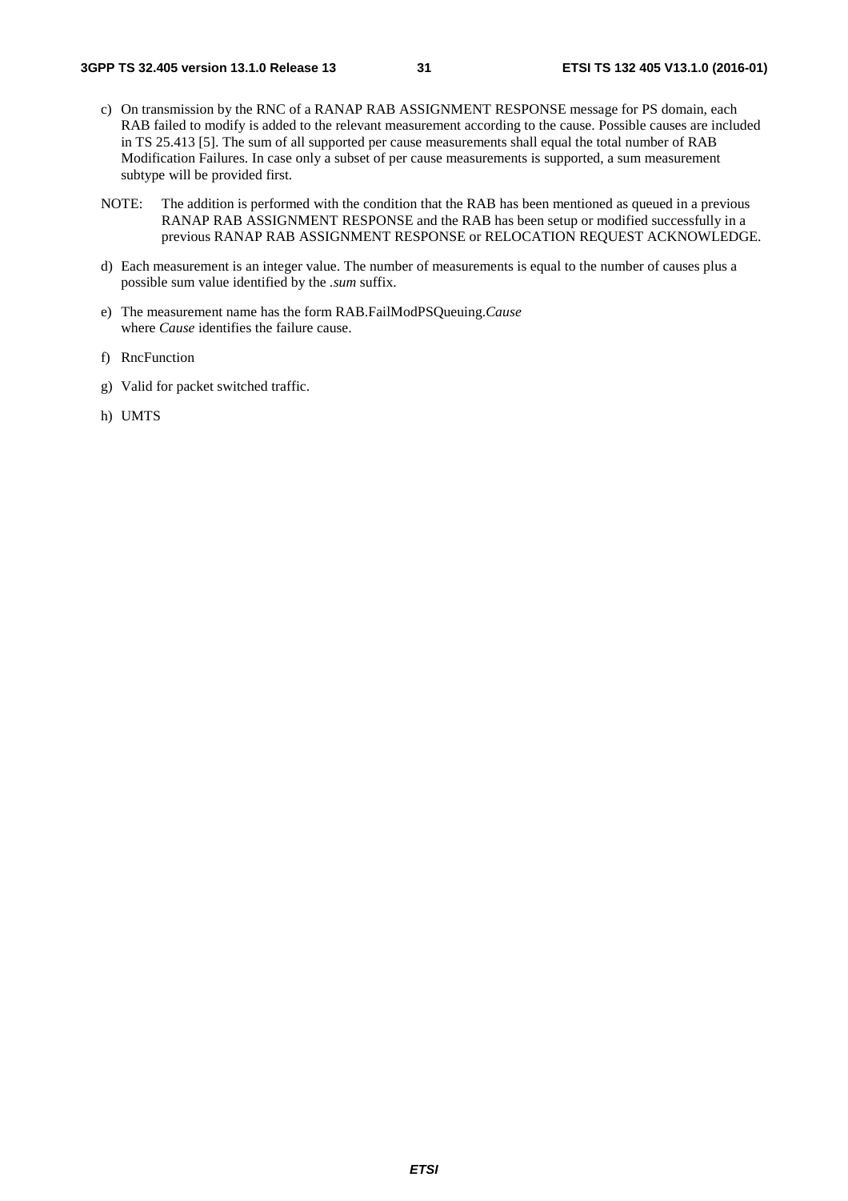c) On transmission by the RNC of a RANAP RAB ASSIGNMENT RESPONSE message for PS domain, each RAB failed to modify is added to the relevant measurement according to the cause. Possible causes are included in TS 25.413 [5]. The sum of all supported per cause measurements shall equal the total number of RAB Modification Failures. In case only a subset of per cause measurements is supported, a sum measurement subtype will be provided first.

NOTE: The addition is performed with the condition that the RAB has been mentioned as queued in a previous RANAP RAB ASSIGNMENT RESPONSE and the RAB has been setup or modified successfully in a previous RANAP RAB ASSIGNMENT RESPONSE or RELOCATION REQUEST ACKNOWLEDGE.

d) Each measurement is an integer value. The number of measurements is equal to the number of causes plus a possible sum value identified by the *.sum* suffix.

e) The measurement name has the form RAB.FailModPSQueuing.*Cause*
where *Cause* identifies the failure cause.

f) RncFunction

g) Valid for packet switched traffic.

h) UMTS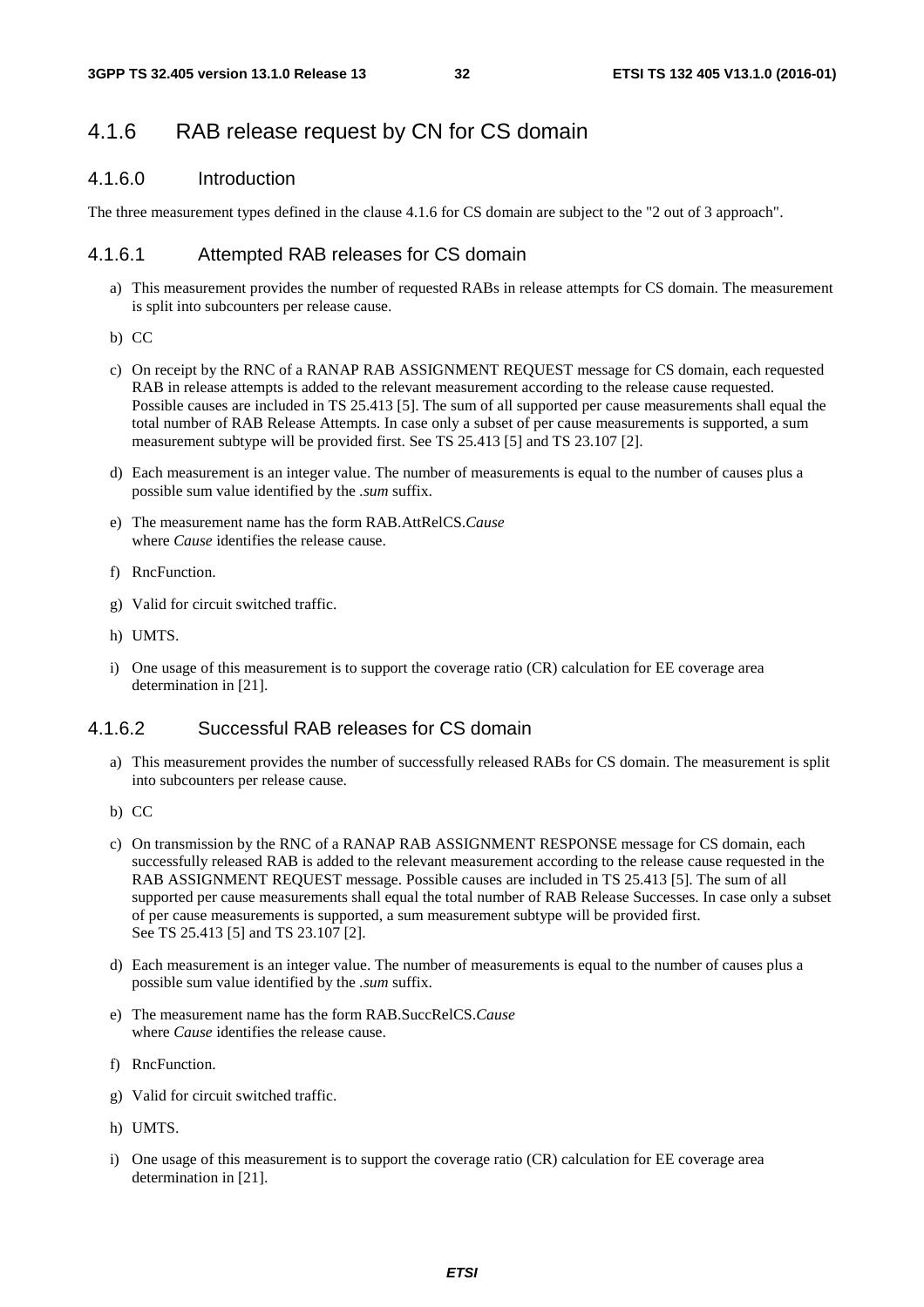## 4.1.6 RAB release request by CN for CS domain

### 4.1.6.0 Introduction

The three measurement types defined in the clause 4.1.6 for CS domain are subject to the "2 out of 3 approach".

### 4.1.6.1 Attempted RAB releases for CS domain

a) This measurement provides the number of requested RABs in release attempts for CS domain. The measurement is split into subcounters per release cause.

b) CC

c) On receipt by the RNC of a RANAP RAB ASSIGNMENT REQUEST message for CS domain, each requested RAB in release attempts is added to the relevant measurement according to the release cause requested. Possible causes are included in TS 25.413 [5]. The sum of all supported per cause measurements shall equal the total number of RAB Release Attempts. In case only a subset of per cause measurements is supported, a sum measurement subtype will be provided first. See TS 25.413 [5] and TS 23.107 [2].

d) Each measurement is an integer value. The number of measurements is equal to the number of causes plus a possible sum value identified by the *.sum* suffix.

e) The measurement name has the form RAB.AttRelCS.*Cause*
where *Cause* identifies the release cause.

f) RncFunction.

g) Valid for circuit switched traffic.

h) UMTS.

i) One usage of this measurement is to support the coverage ratio (CR) calculation for EE coverage area determination in [21].

### 4.1.6.2 Successful RAB releases for CS domain

a) This measurement provides the number of successfully released RABs for CS domain. The measurement is split into subcounters per release cause.

b) CC

c) On transmission by the RNC of a RANAP RAB ASSIGNMENT RESPONSE message for CS domain, each successfully released RAB is added to the relevant measurement according to the release cause requested in the RAB ASSIGNMENT REQUEST message. Possible causes are included in TS 25.413 [5]. The sum of all supported per cause measurements shall equal the total number of RAB Release Successes. In case only a subset of per cause measurements is supported, a sum measurement subtype will be provided first.
See TS 25.413 [5] and TS 23.107 [2].

d) Each measurement is an integer value. The number of measurements is equal to the number of causes plus a possible sum value identified by the *.sum* suffix.

e) The measurement name has the form RAB.SuccRelCS.*Cause*
where *Cause* identifies the release cause.

f) RncFunction.

g) Valid for circuit switched traffic.

h) UMTS.

i) One usage of this measurement is to support the coverage ratio (CR) calculation for EE coverage area determination in [21].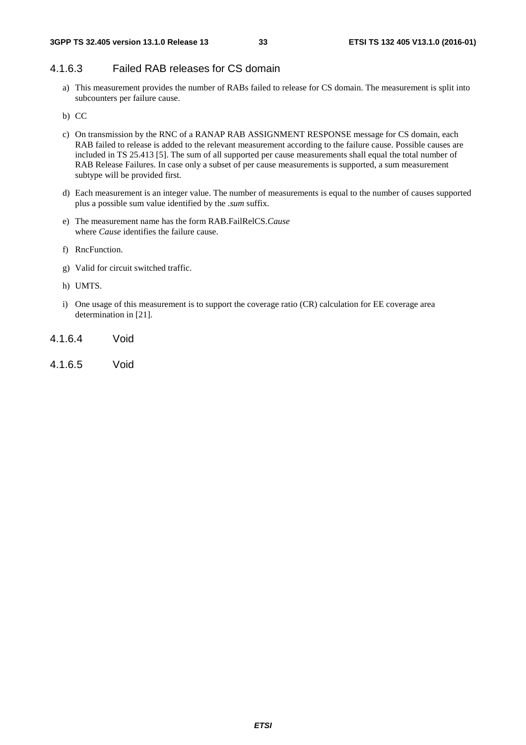#### 4.1.6.3 Failed RAB releases for CS domain

a) This measurement provides the number of RABs failed to release for CS domain. The measurement is split into subcounters per failure cause.

b) CC

c) On transmission by the RNC of a RANAP RAB ASSIGNMENT RESPONSE message for CS domain, each RAB failed to release is added to the relevant measurement according to the failure cause. Possible causes are included in TS 25.413 [5]. The sum of all supported per cause measurements shall equal the total number of RAB Release Failures. In case only a subset of per cause measurements is supported, a sum measurement subtype will be provided first.

d) Each measurement is an integer value. The number of measurements is equal to the number of causes supported plus a possible sum value identified by the *.sum* suffix.

e) The measurement name has the form RAB.FailRelCS.*Cause*
where *Cause* identifies the failure cause.

f) RncFunction.

g) Valid for circuit switched traffic.

h) UMTS.

i) One usage of this measurement is to support the coverage ratio (CR) calculation for EE coverage area determination in [21].

#### 4.1.6.4 Void

#### 4.1.6.5 Void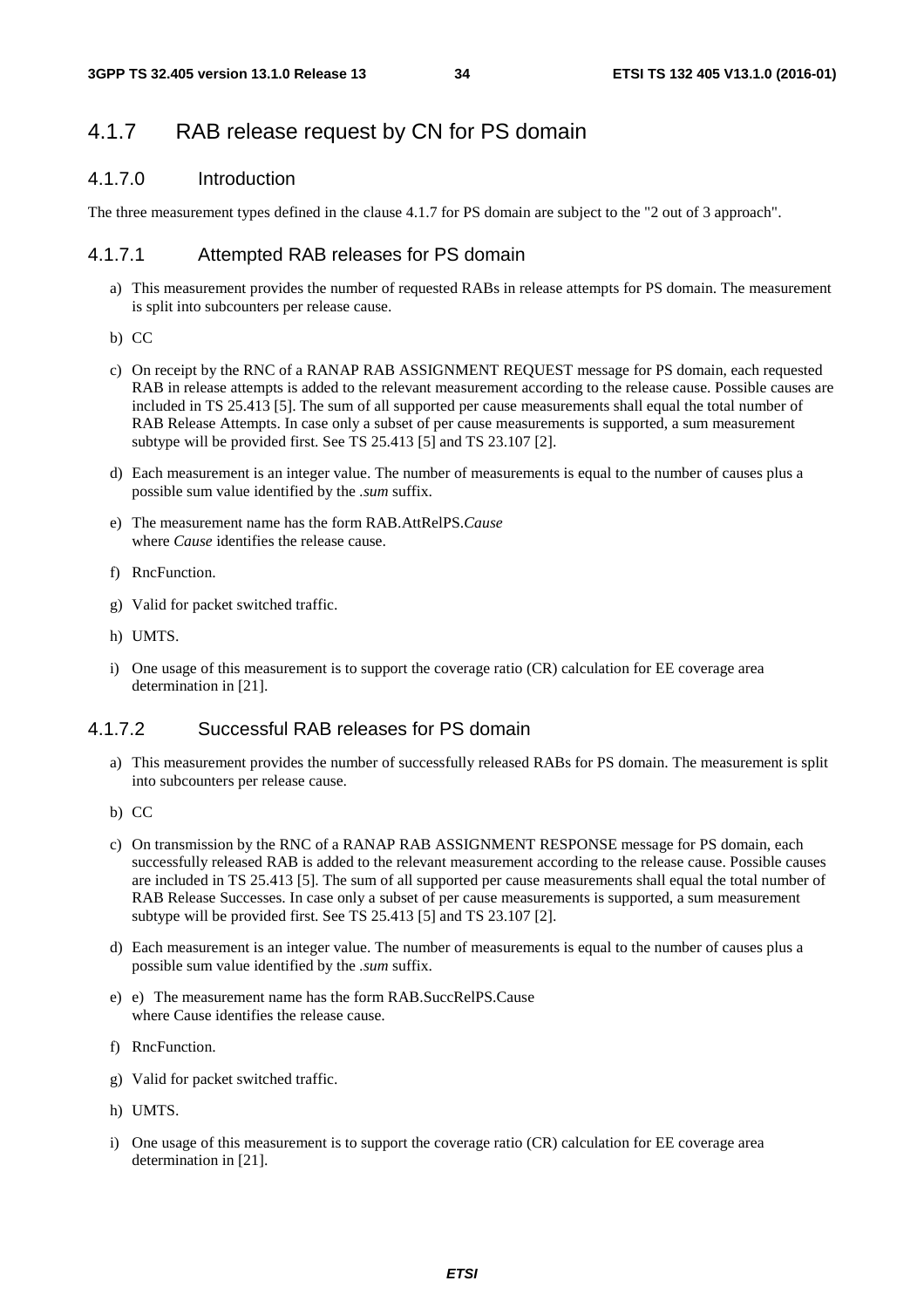## 4.1.7 RAB release request by CN for PS domain

### 4.1.7.0 Introduction

The three measurement types defined in the clause 4.1.7 for PS domain are subject to the "2 out of 3 approach".

### 4.1.7.1 Attempted RAB releases for PS domain

a) This measurement provides the number of requested RABs in release attempts for PS domain. The measurement is split into subcounters per release cause.

b) CC

c) On receipt by the RNC of a RANAP RAB ASSIGNMENT REQUEST message for PS domain, each requested RAB in release attempts is added to the relevant measurement according to the release cause. Possible causes are included in TS 25.413 [5]. The sum of all supported per cause measurements shall equal the total number of RAB Release Attempts. In case only a subset of per cause measurements is supported, a sum measurement subtype will be provided first. See TS 25.413 [5] and TS 23.107 [2].

d) Each measurement is an integer value. The number of measurements is equal to the number of causes plus a possible sum value identified by the *.sum* suffix.

e) The measurement name has the form RAB.AttRelPS.*Cause*
where *Cause* identifies the release cause.

f) RncFunction.

g) Valid for packet switched traffic.

h) UMTS.

i) One usage of this measurement is to support the coverage ratio (CR) calculation for EE coverage area determination in [21].

### 4.1.7.2 Successful RAB releases for PS domain

a) This measurement provides the number of successfully released RABs for PS domain. The measurement is split into subcounters per release cause.

b) CC

c) On transmission by the RNC of a RANAP RAB ASSIGNMENT RESPONSE message for PS domain, each successfully released RAB is added to the relevant measurement according to the release cause. Possible causes are included in TS 25.413 [5]. The sum of all supported per cause measurements shall equal the total number of RAB Release Successes. In case only a subset of per cause measurements is supported, a sum measurement subtype will be provided first. See TS 25.413 [5] and TS 23.107 [2].

d) Each measurement is an integer value. The number of measurements is equal to the number of causes plus a possible sum value identified by the *.sum* suffix.

e) e) The measurement name has the form RAB.SuccRelPS.Cause
where Cause identifies the release cause.

f) RncFunction.

g) Valid for packet switched traffic.

h) UMTS.

i) One usage of this measurement is to support the coverage ratio (CR) calculation for EE coverage area determination in [21].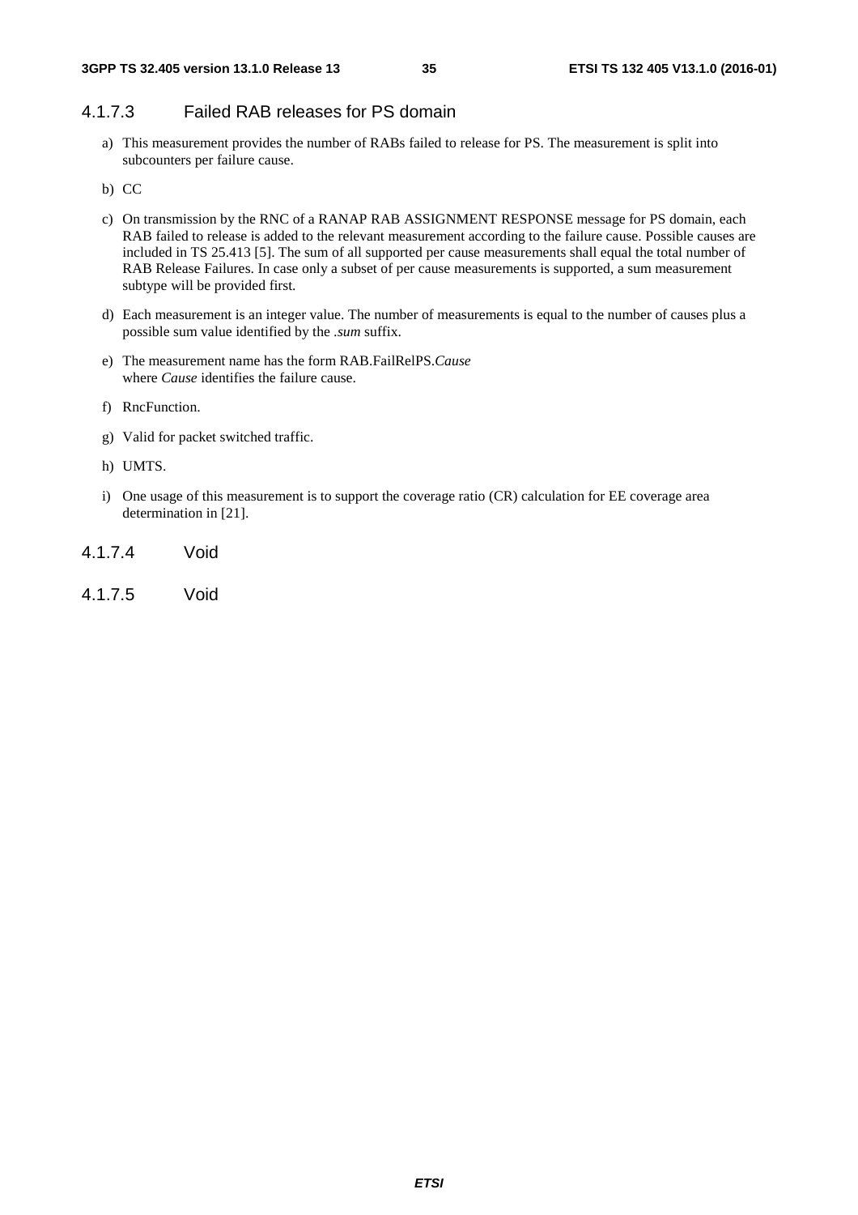#### 4.1.7.3 Failed RAB releases for PS domain

a) This measurement provides the number of RABs failed to release for PS. The measurement is split into subcounters per failure cause.

b) CC

c) On transmission by the RNC of a RANAP RAB ASSIGNMENT RESPONSE message for PS domain, each RAB failed to release is added to the relevant measurement according to the failure cause. Possible causes are included in TS 25.413 [5]. The sum of all supported per cause measurements shall equal the total number of RAB Release Failures. In case only a subset of per cause measurements is supported, a sum measurement subtype will be provided first.

d) Each measurement is an integer value. The number of measurements is equal to the number of causes plus a possible sum value identified by the *.sum* suffix.

e) The measurement name has the form RAB.FailRelPS.*Cause*
where *Cause* identifies the failure cause.

f) RncFunction.

g) Valid for packet switched traffic.

h) UMTS.

i) One usage of this measurement is to support the coverage ratio (CR) calculation for EE coverage area determination in [21].

#### 4.1.7.4 Void

#### 4.1.7.5 Void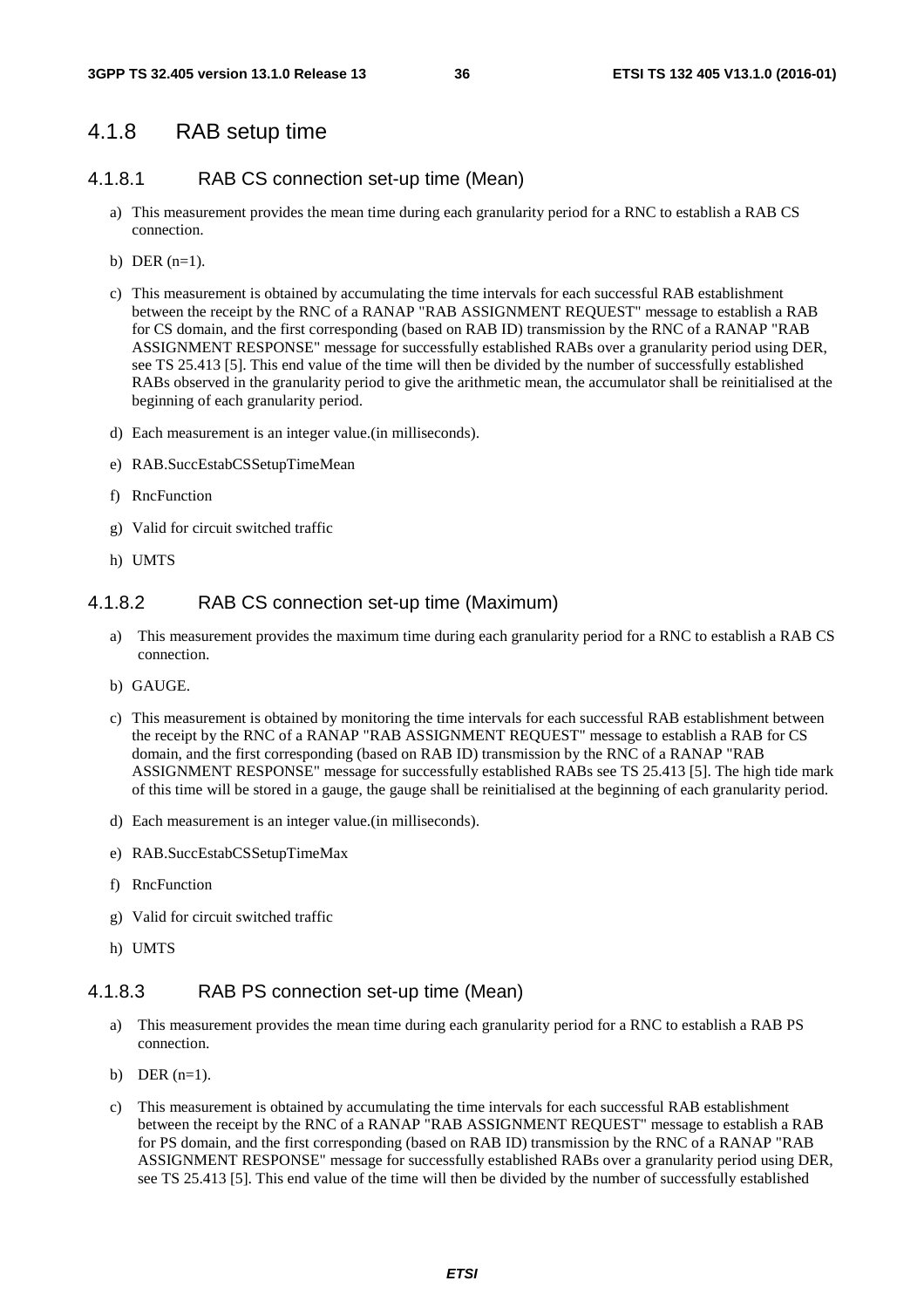### 4.1.8 RAB setup time

#### 4.1.8.1 RAB CS connection set-up time (Mean)

a) This measurement provides the mean time during each granularity period for a RNC to establish a RAB CS connection.

b) DER (n=1).

c) This measurement is obtained by accumulating the time intervals for each successful RAB establishment between the receipt by the RNC of a RANAP "RAB ASSIGNMENT REQUEST" message to establish a RAB for CS domain, and the first corresponding (based on RAB ID) transmission by the RNC of a RANAP "RAB ASSIGNMENT RESPONSE" message for successfully established RABs over a granularity period using DER, see TS 25.413 [5]. This end value of the time will then be divided by the number of successfully established RABs observed in the granularity period to give the arithmetic mean, the accumulator shall be reinitialised at the beginning of each granularity period.

d) Each measurement is an integer value.(in milliseconds).

e) RAB.SuccEstabCSSetupTimeMean

f) RncFunction

g) Valid for circuit switched traffic

h) UMTS

#### 4.1.8.2 RAB CS connection set-up time (Maximum)

a) This measurement provides the maximum time during each granularity period for a RNC to establish a RAB CS connection.

b) GAUGE.

c) This measurement is obtained by monitoring the time intervals for each successful RAB establishment between the receipt by the RNC of a RANAP "RAB ASSIGNMENT REQUEST" message to establish a RAB for CS domain, and the first corresponding (based on RAB ID) transmission by the RNC of a RANAP "RAB ASSIGNMENT RESPONSE" message for successfully established RABs see TS 25.413 [5]. The high tide mark of this time will be stored in a gauge, the gauge shall be reinitialised at the beginning of each granularity period.

d) Each measurement is an integer value.(in milliseconds).

e) RAB.SuccEstabCSSetupTimeMax

f) RncFunction

g) Valid for circuit switched traffic

h) UMTS

#### 4.1.8.3 RAB PS connection set-up time (Mean)

a) This measurement provides the mean time during each granularity period for a RNC to establish a RAB PS connection.

b) DER (n=1).

c) This measurement is obtained by accumulating the time intervals for each successful RAB establishment between the receipt by the RNC of a RANAP "RAB ASSIGNMENT REQUEST" message to establish a RAB for PS domain, and the first corresponding (based on RAB ID) transmission by the RNC of a RANAP "RAB ASSIGNMENT RESPONSE" message for successfully established RABs over a granularity period using DER, see TS 25.413 [5]. This end value of the time will then be divided by the number of successfully established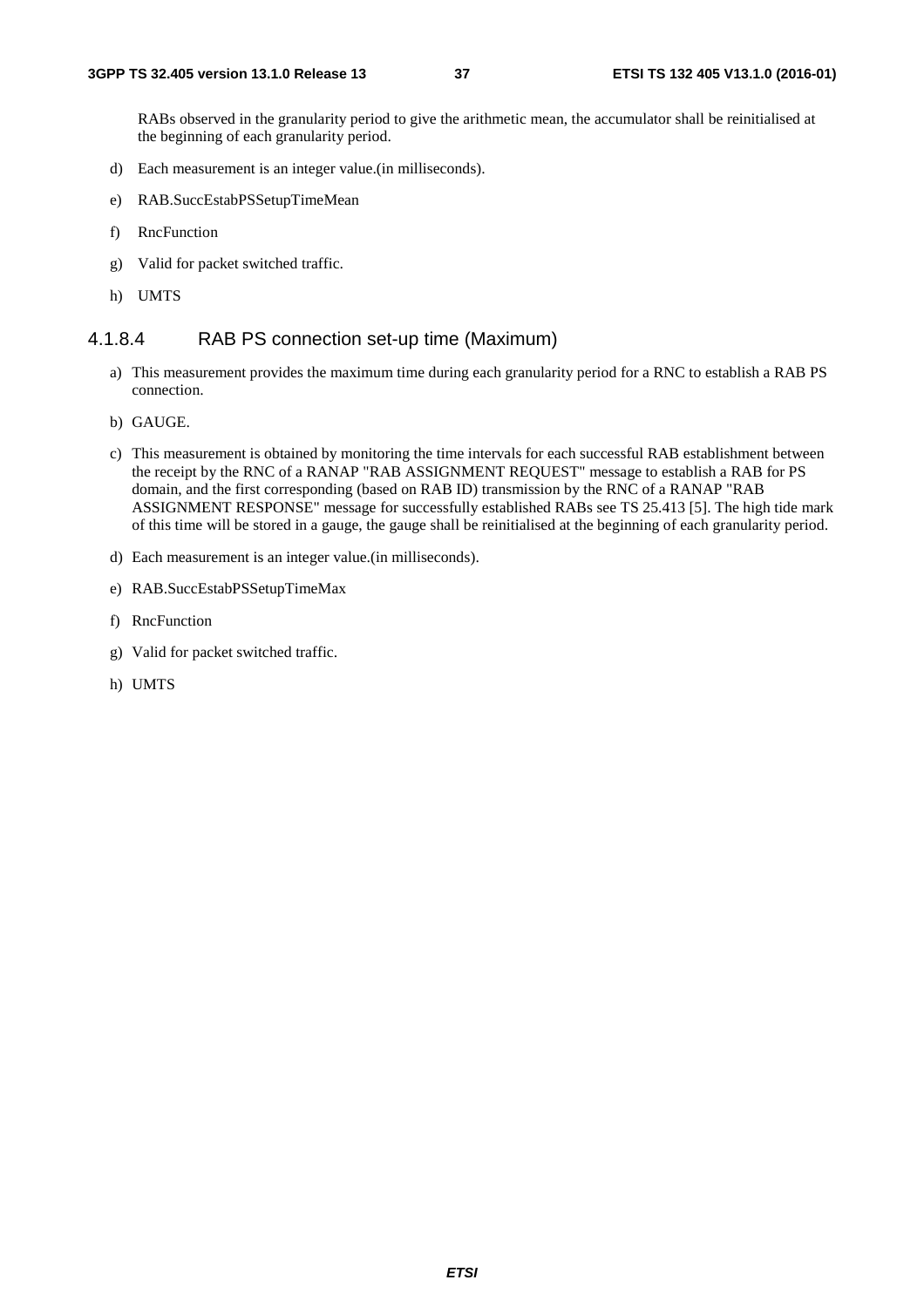RABs observed in the granularity period to give the arithmetic mean, the accumulator shall be reinitialised at the beginning of each granularity period.

d) Each measurement is an integer value.(in milliseconds).

e) RAB.SuccEstabPSSetupTimeMean

f) RncFunction

g) Valid for packet switched traffic.

h) UMTS

#### 4.1.8.4 RAB PS connection set-up time (Maximum)

a) This measurement provides the maximum time during each granularity period for a RNC to establish a RAB PS connection.

b) GAUGE.

c) This measurement is obtained by monitoring the time intervals for each successful RAB establishment between the receipt by the RNC of a RANAP "RAB ASSIGNMENT REQUEST" message to establish a RAB for PS domain, and the first corresponding (based on RAB ID) transmission by the RNC of a RANAP "RAB ASSIGNMENT RESPONSE" message for successfully established RABs see TS 25.413 [5]. The high tide mark of this time will be stored in a gauge, the gauge shall be reinitialised at the beginning of each granularity period.

d) Each measurement is an integer value.(in milliseconds).

e) RAB.SuccEstabPSSetupTimeMax

f) RncFunction

g) Valid for packet switched traffic.

h) UMTS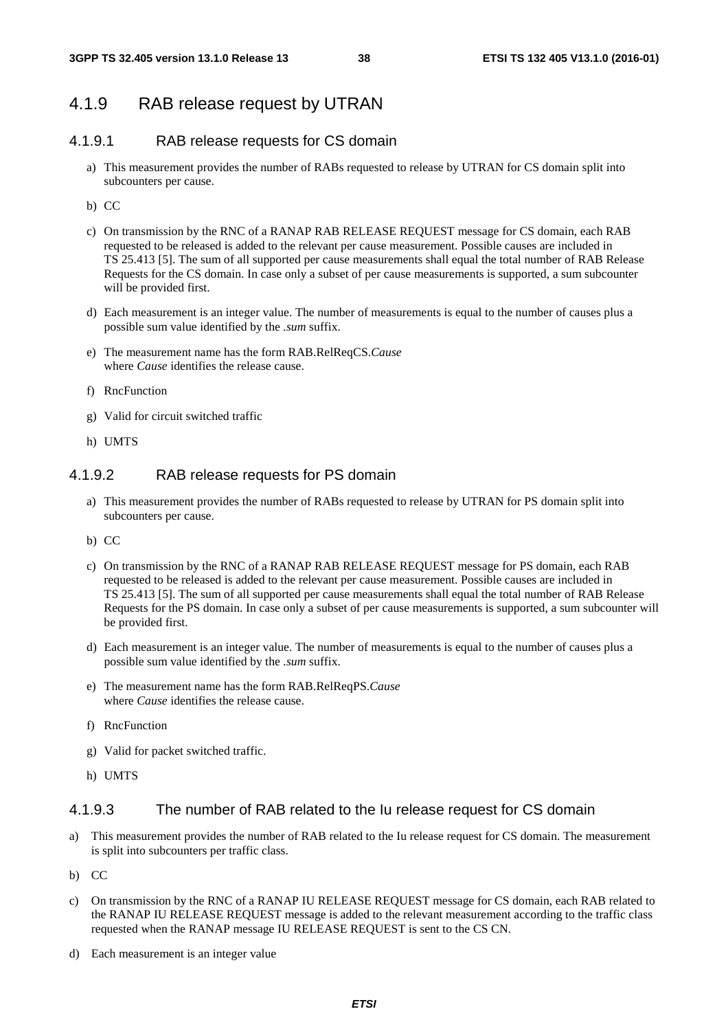## 4.1.9 RAB release request by UTRAN

### 4.1.9.1 RAB release requests for CS domain

a) This measurement provides the number of RABs requested to release by UTRAN for CS domain split into subcounters per cause.

b) CC

c) On transmission by the RNC of a RANAP RAB RELEASE REQUEST message for CS domain, each RAB requested to be released is added to the relevant per cause measurement. Possible causes are included in TS 25.413 [5]. The sum of all supported per cause measurements shall equal the total number of RAB Release Requests for the CS domain. In case only a subset of per cause measurements is supported, a sum subcounter will be provided first.

d) Each measurement is an integer value. The number of measurements is equal to the number of causes plus a possible sum value identified by the *.sum* suffix.

e) The measurement name has the form RAB.RelReqCS.*Cause*
where *Cause* identifies the release cause.

f) RncFunction

g) Valid for circuit switched traffic

h) UMTS

### 4.1.9.2 RAB release requests for PS domain

a) This measurement provides the number of RABs requested to release by UTRAN for PS domain split into subcounters per cause.

b) CC

c) On transmission by the RNC of a RANAP RAB RELEASE REQUEST message for PS domain, each RAB requested to be released is added to the relevant per cause measurement. Possible causes are included in TS 25.413 [5]. The sum of all supported per cause measurements shall equal the total number of RAB Release Requests for the PS domain. In case only a subset of per cause measurements is supported, a sum subcounter will be provided first.

d) Each measurement is an integer value. The number of measurements is equal to the number of causes plus a possible sum value identified by the *.sum* suffix.

e) The measurement name has the form RAB.RelReqPS.*Cause*
where *Cause* identifies the release cause.

f) RncFunction

g) Valid for packet switched traffic.

h) UMTS

### 4.1.9.3 The number of RAB related to the Iu release request for CS domain

a) This measurement provides the number of RAB related to the Iu release request for CS domain. The measurement is split into subcounters per traffic class.

b) CC

c) On transmission by the RNC of a RANAP IU RELEASE REQUEST message for CS domain, each RAB related to the RANAP IU RELEASE REQUEST message is added to the relevant measurement according to the traffic class requested when the RANAP message IU RELEASE REQUEST is sent to the CS CN.

d) Each measurement is an integer value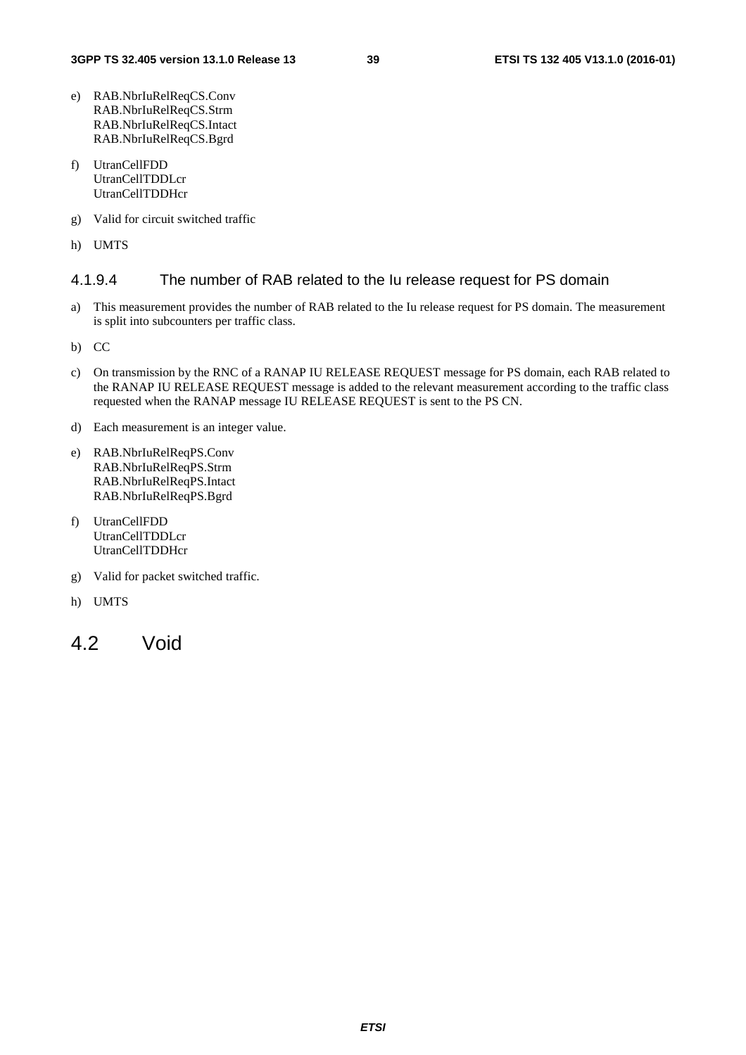e) RAB.NbrIuRelReqCS.Conv
   RAB.NbrIuRelReqCS.Strm
   RAB.NbrIuRelReqCS.Intact
   RAB.NbrIuRelReqCS.Bgrd

f) UtranCellFDD
   UtranCellTDDLcr
   UtranCellTDDHcr

g) Valid for circuit switched traffic

h) UMTS

#### 4.1.9.4 The number of RAB related to the Iu release request for PS domain

a) This measurement provides the number of RAB related to the Iu release request for PS domain. The measurement is split into subcounters per traffic class.

b) CC

c) On transmission by the RNC of a RANAP IU RELEASE REQUEST message for PS domain, each RAB related to the RANAP IU RELEASE REQUEST message is added to the relevant measurement according to the traffic class requested when the RANAP message IU RELEASE REQUEST is sent to the PS CN.

d) Each measurement is an integer value.

e) RAB.NbrIuRelReqPS.Conv
   RAB.NbrIuRelReqPS.Strm
   RAB.NbrIuRelReqPS.Intact
   RAB.NbrIuRelReqPS.Bgrd

f) UtranCellFDD
   UtranCellTDDLcr
   UtranCellTDDHcr

g) Valid for packet switched traffic.

h) UMTS

## 4.2 Void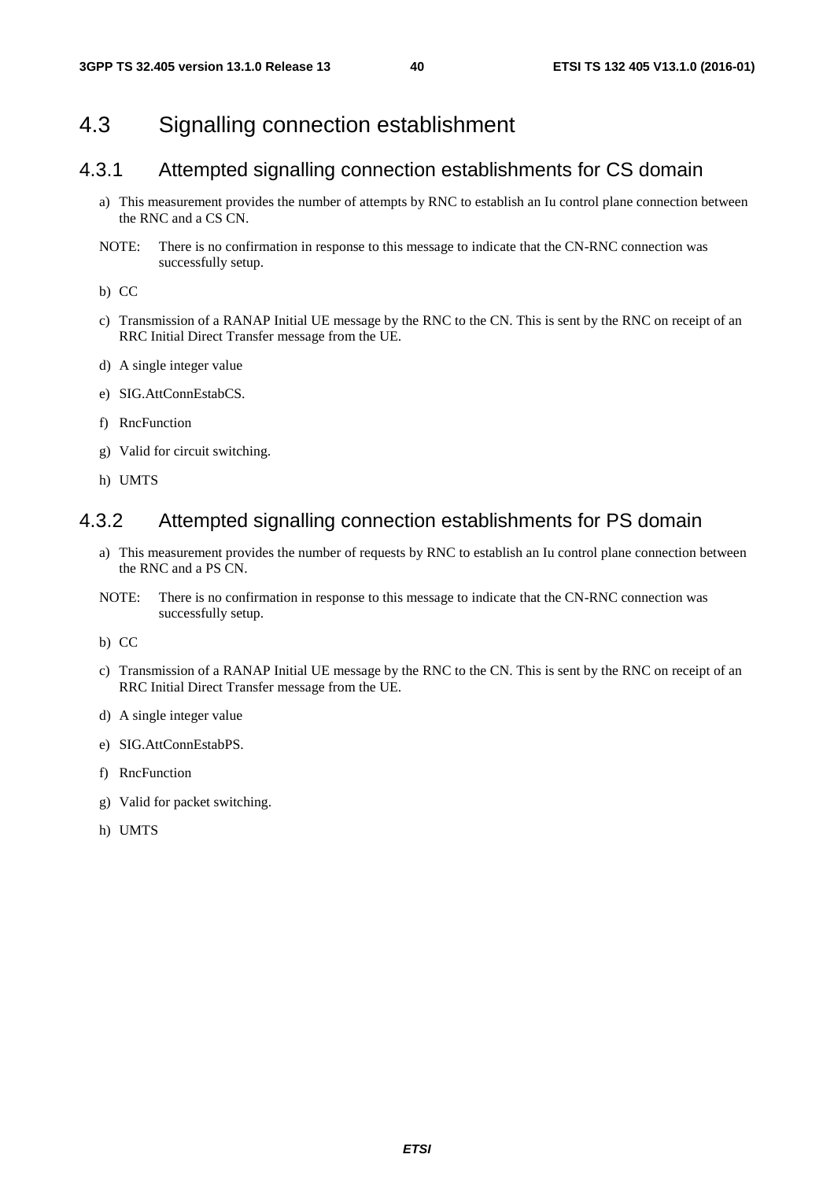## 4.3 Signalling connection establishment

### 4.3.1 Attempted signalling connection establishments for CS domain

a) This measurement provides the number of attempts by RNC to establish an Iu control plane connection between the RNC and a CS CN.

NOTE: There is no confirmation in response to this message to indicate that the CN-RNC connection was successfully setup.

b) CC

c) Transmission of a RANAP Initial UE message by the RNC to the CN. This is sent by the RNC on receipt of an RRC Initial Direct Transfer message from the UE.

d) A single integer value

e) SIG.AttConnEstabCS.

f) RncFunction

g) Valid for circuit switching.

h) UMTS

### 4.3.2 Attempted signalling connection establishments for PS domain

a) This measurement provides the number of requests by RNC to establish an Iu control plane connection between the RNC and a PS CN.

NOTE: There is no confirmation in response to this message to indicate that the CN-RNC connection was successfully setup.

b) CC

c) Transmission of a RANAP Initial UE message by the RNC to the CN. This is sent by the RNC on receipt of an RRC Initial Direct Transfer message from the UE.

d) A single integer value

e) SIG.AttConnEstabPS.

f) RncFunction

g) Valid for packet switching.

h) UMTS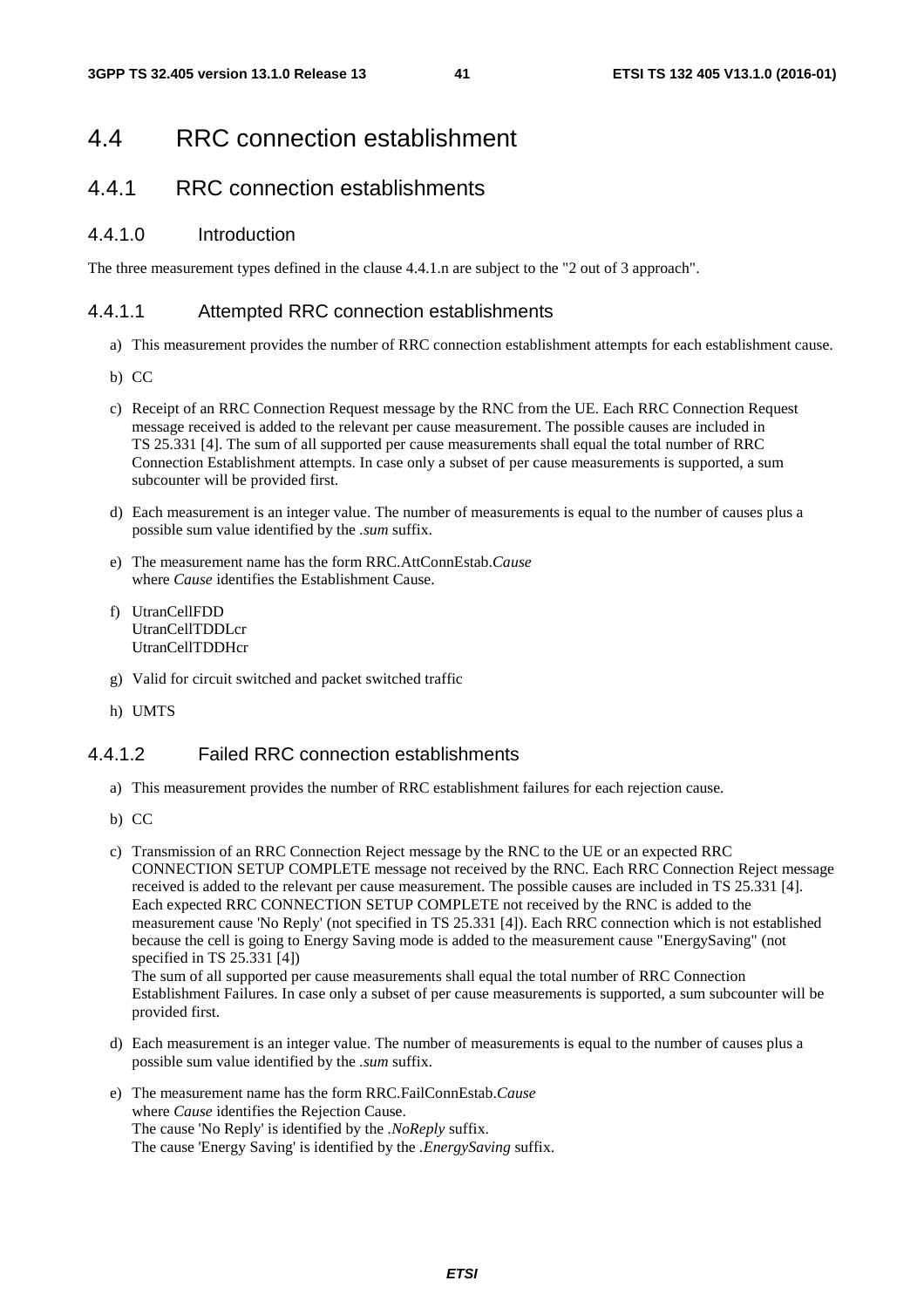# 4.4 RRC connection establishment

## 4.4.1 RRC connection establishments

### 4.4.1.0 Introduction

The three measurement types defined in the clause 4.4.1.n are subject to the "2 out of 3 approach".

### 4.4.1.1 Attempted RRC connection establishments

a) This measurement provides the number of RRC connection establishment attempts for each establishment cause.

b) CC

c) Receipt of an RRC Connection Request message by the RNC from the UE. Each RRC Connection Request message received is added to the relevant per cause measurement. The possible causes are included in TS 25.331 [4]. The sum of all supported per cause measurements shall equal the total number of RRC Connection Establishment attempts. In case only a subset of per cause measurements is supported, a sum subcounter will be provided first.

d) Each measurement is an integer value. The number of measurements is equal to the number of causes plus a possible sum value identified by the *.sum* suffix.

e) The measurement name has the form RRC.AttConnEstab.*Cause*
where *Cause* identifies the Establishment Cause.

f) UtranCellFDD
UtranCellTDDLcr
UtranCellTDDHcr

g) Valid for circuit switched and packet switched traffic

h) UMTS

### 4.4.1.2 Failed RRC connection establishments

a) This measurement provides the number of RRC establishment failures for each rejection cause.

b) CC

c) Transmission of an RRC Connection Reject message by the RNC to the UE or an expected RRC CONNECTION SETUP COMPLETE message not received by the RNC. Each RRC Connection Reject message received is added to the relevant per cause measurement. The possible causes are included in TS 25.331 [4]. Each expected RRC CONNECTION SETUP COMPLETE not received by the RNC is added to the measurement cause 'No Reply' (not specified in TS 25.331 [4]). Each RRC connection which is not established because the cell is going to Energy Saving mode is added to the measurement cause "EnergySaving" (not specified in TS 25.331 [4])
The sum of all supported per cause measurements shall equal the total number of RRC Connection Establishment Failures. In case only a subset of per cause measurements is supported, a sum subcounter will be provided first.

d) Each measurement is an integer value. The number of measurements is equal to the number of causes plus a possible sum value identified by the *.sum* suffix.

e) The measurement name has the form RRC.FailConnEstab.*Cause*
where *Cause* identifies the Rejection Cause.
The cause 'No Reply' is identified by the *.NoReply* suffix.
The cause 'Energy Saving' is identified by the *.EnergySaving* suffix.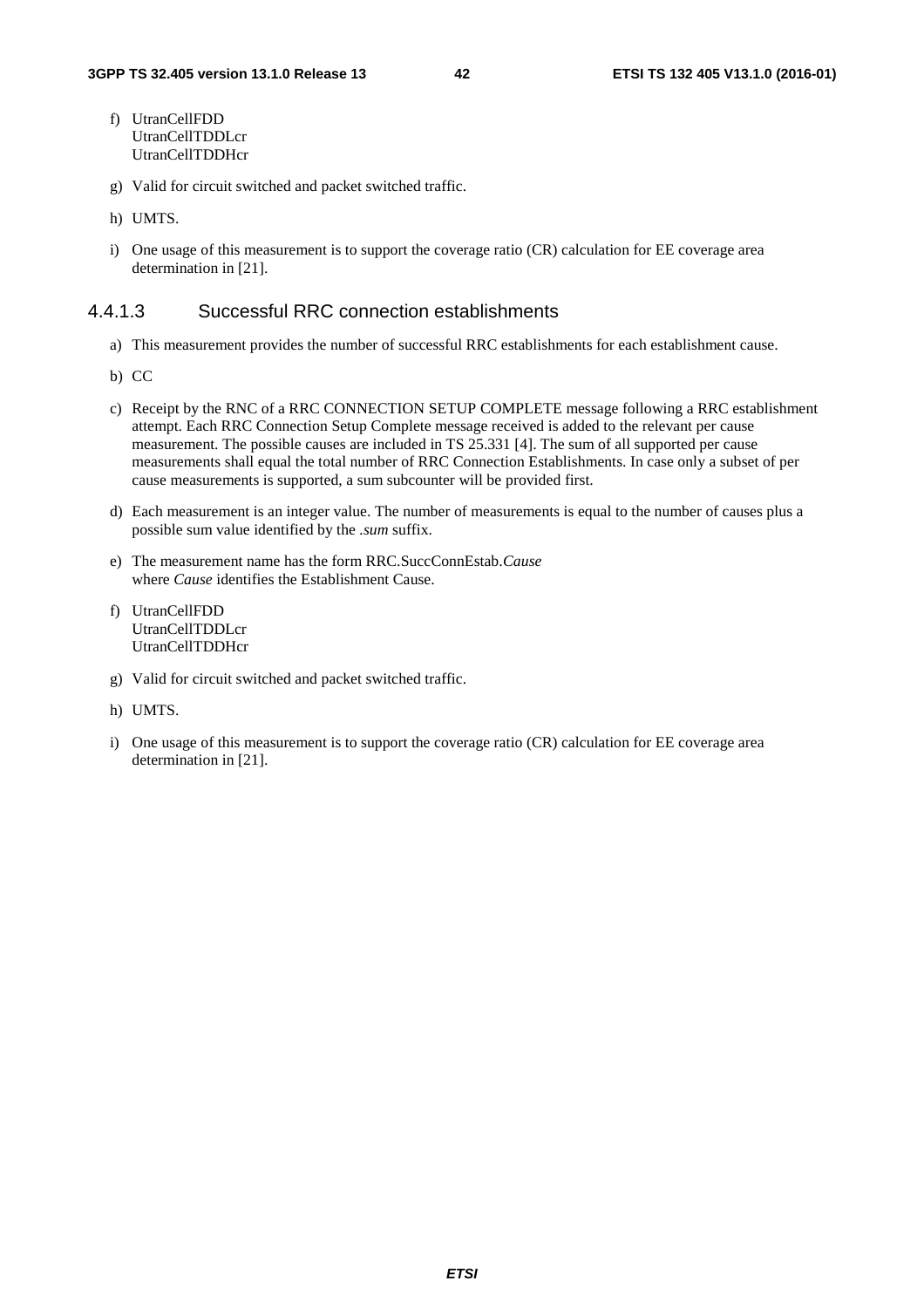f) UtranCellFDD
UtranCellTDDLcr
UtranCellTDDHcr

g) Valid for circuit switched and packet switched traffic.

h) UMTS.

i) One usage of this measurement is to support the coverage ratio (CR) calculation for EE coverage area determination in [21].

#### 4.4.1.3 Successful RRC connection establishments

a) This measurement provides the number of successful RRC establishments for each establishment cause.

b) CC

c) Receipt by the RNC of a RRC CONNECTION SETUP COMPLETE message following a RRC establishment attempt. Each RRC Connection Setup Complete message received is added to the relevant per cause measurement. The possible causes are included in TS 25.331 [4]. The sum of all supported per cause measurements shall equal the total number of RRC Connection Establishments. In case only a subset of per cause measurements is supported, a sum subcounter will be provided first.

d) Each measurement is an integer value. The number of measurements is equal to the number of causes plus a possible sum value identified by the *.sum* suffix.

e) The measurement name has the form RRC.SuccConnEstab.*Cause*
where *Cause* identifies the Establishment Cause.

f) UtranCellFDD
UtranCellTDDLcr
UtranCellTDDHcr

g) Valid for circuit switched and packet switched traffic.

h) UMTS.

i) One usage of this measurement is to support the coverage ratio (CR) calculation for EE coverage area determination in [21].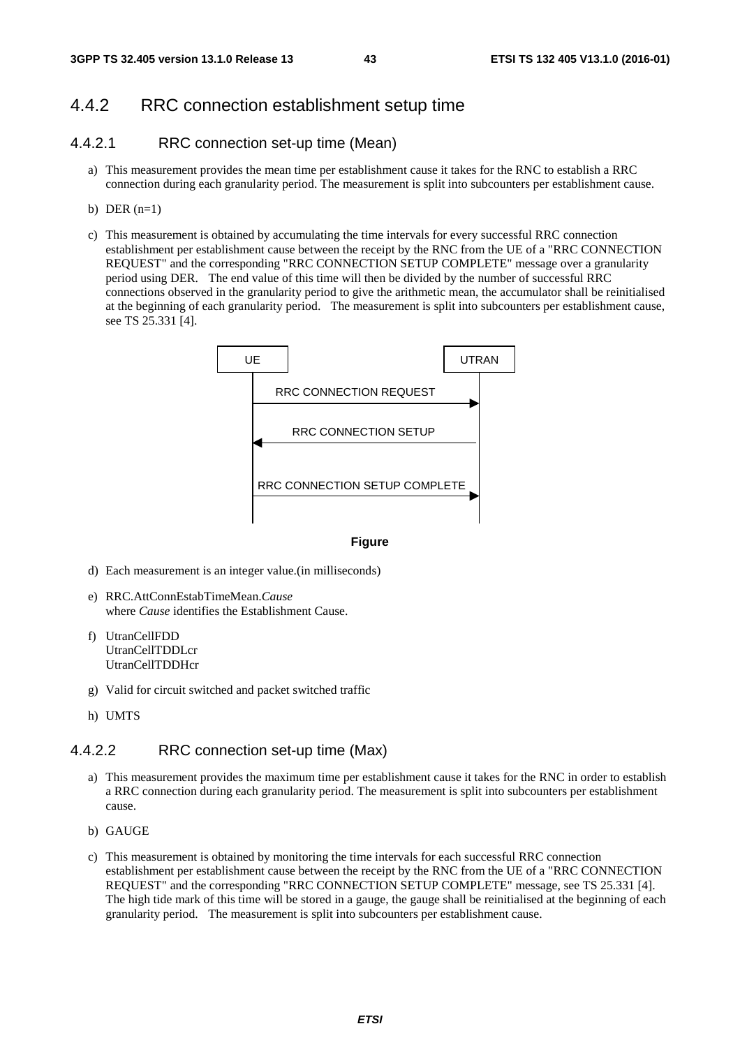## 4.4.2 RRC connection establishment setup time

### 4.4.2.1 RRC connection set-up time (Mean)

a) This measurement provides the mean time per establishment cause it takes for the RNC to establish a RRC connection during each granularity period. The measurement is split into subcounters per establishment cause.

b) DER (n=1)

c) This measurement is obtained by accumulating the time intervals for every successful RRC connection establishment per establishment cause between the receipt by the RNC from the UE of a "RRC CONNECTION REQUEST" and the corresponding "RRC CONNECTION SETUP COMPLETE" message over a granularity period using DER. The end value of this time will then be divided by the number of successful RRC connections observed in the granularity period to give the arithmetic mean, the accumulator shall be reinitialised at the beginning of each granularity period. The measurement is split into subcounters per establishment cause, see TS 25.331 [4].

UE | UTRAN
RRC CONNECTION REQUEST
RRC CONNECTION SETUP
RRC CONNECTION SETUP COMPLETE

**Figure**

d) Each measurement is an integer value.(in milliseconds)

e) RRC.AttConnEstabTimeMean.*Cause*
where *Cause* identifies the Establishment Cause.

f) UtranCellFDD
UtranCellTDDLcr
UtranCellTDDHcr

g) Valid for circuit switched and packet switched traffic

h) UMTS

### 4.4.2.2 RRC connection set-up time (Max)

a) This measurement provides the maximum time per establishment cause it takes for the RNC in order to establish a RRC connection during each granularity period. The measurement is split into subcounters per establishment cause.

b) GAUGE

c) This measurement is obtained by monitoring the time intervals for each successful RRC connection establishment per establishment cause between the receipt by the RNC from the UE of a "RRC CONNECTION REQUEST" and the corresponding "RRC CONNECTION SETUP COMPLETE" message, see TS 25.331 [4]. The high tide mark of this time will be stored in a gauge, the gauge shall be reinitialised at the beginning of each granularity period. The measurement is split into subcounters per establishment cause.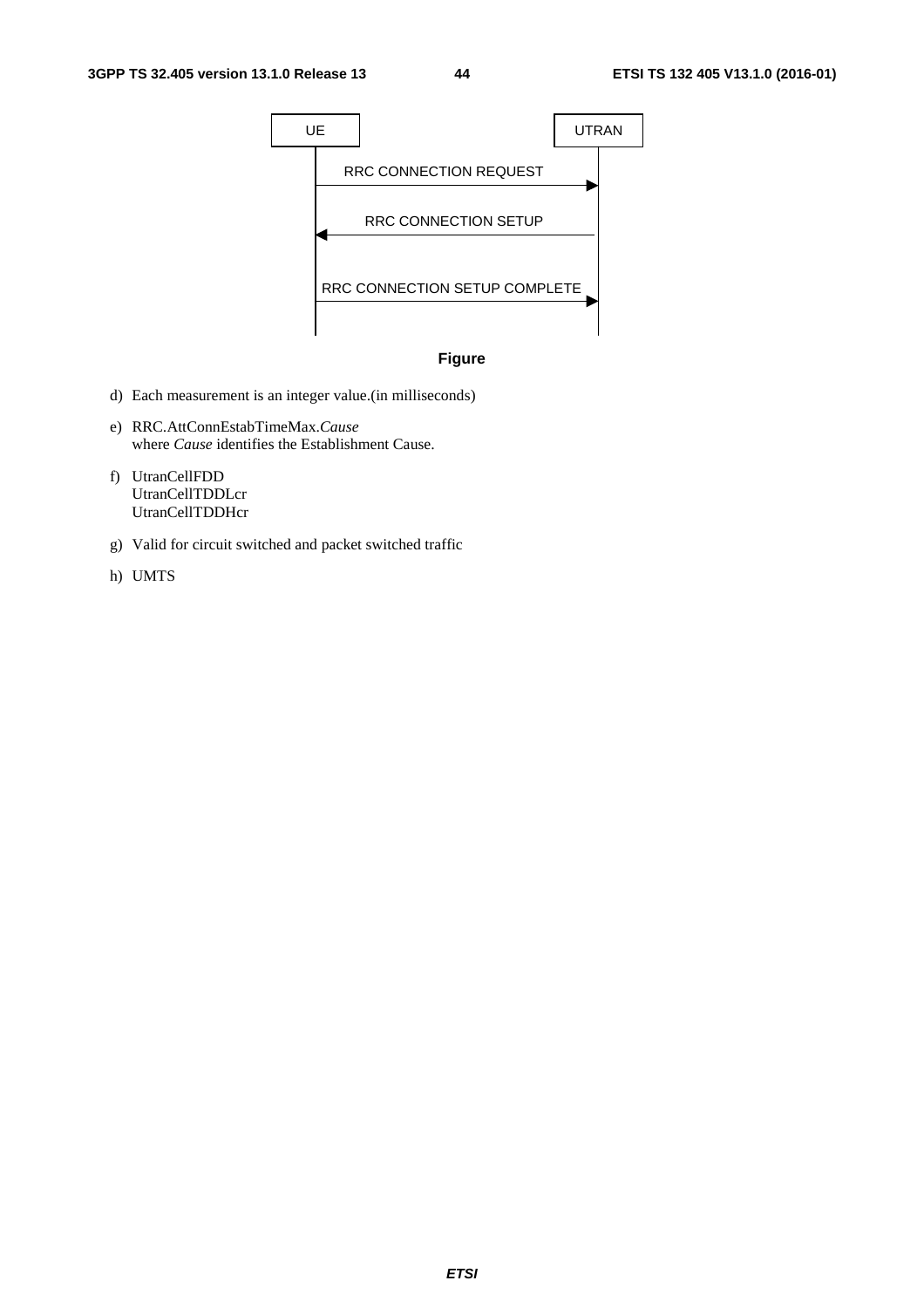| UE | | UTRAN |
|---|---|---|
| | RRC CONNECTION REQUEST → | |
| | ← RRC CONNECTION SETUP | |
| | RRC CONNECTION SETUP COMPLETE → | |

**Figure**

d) Each measurement is an integer value.(in milliseconds)

e) RRC.AttConnEstabTimeMax.*Cause*
   where *Cause* identifies the Establishment Cause.

f) UtranCellFDD
   UtranCellTDDLcr
   UtranCellTDDHcr

g) Valid for circuit switched and packet switched traffic

h) UMTS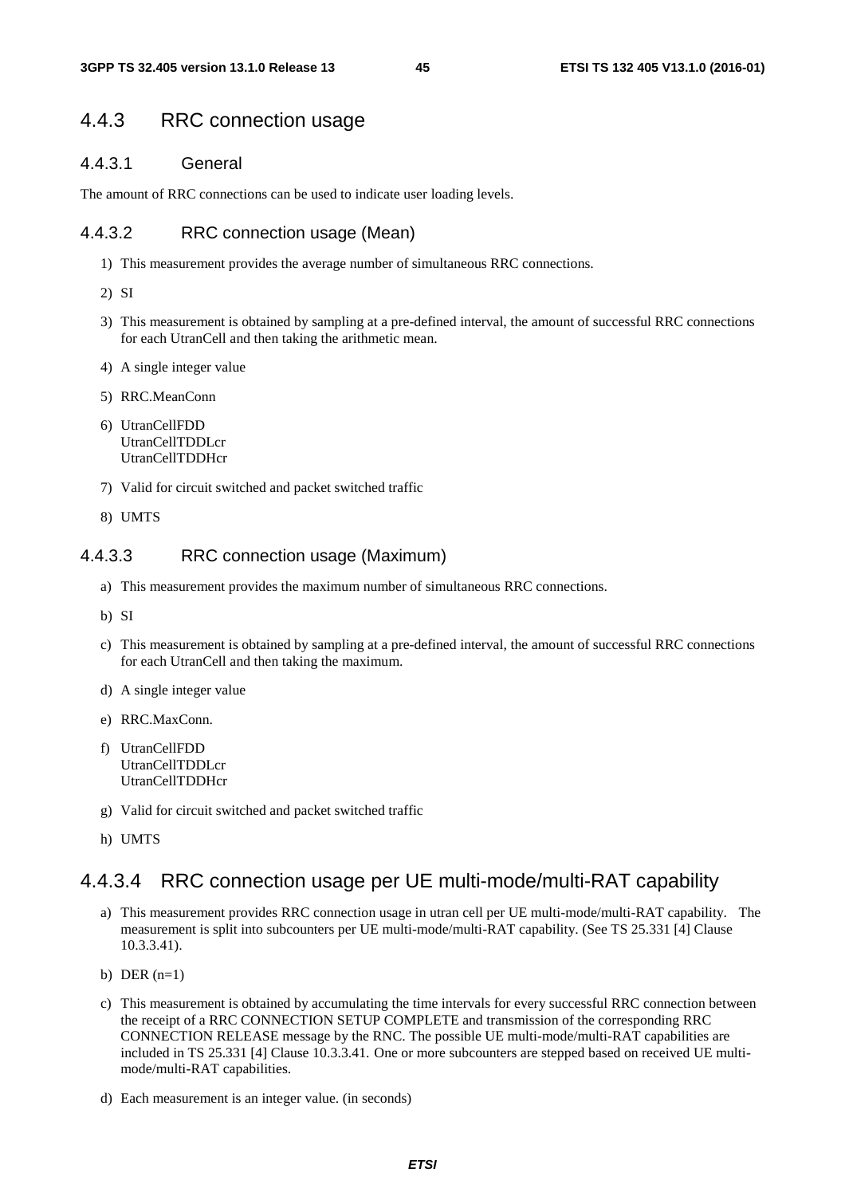### 4.4.3 RRC connection usage

#### 4.4.3.1 General

The amount of RRC connections can be used to indicate user loading levels.

#### 4.4.3.2 RRC connection usage (Mean)

1) This measurement provides the average number of simultaneous RRC connections.

2) SI

3) This measurement is obtained by sampling at a pre-defined interval, the amount of successful RRC connections for each UtranCell and then taking the arithmetic mean.

4) A single integer value

5) RRC.MeanConn

6) UtranCellFDD
   UtranCellTDDLcr
   UtranCellTDDHcr

7) Valid for circuit switched and packet switched traffic

8) UMTS

#### 4.4.3.3 RRC connection usage (Maximum)

a) This measurement provides the maximum number of simultaneous RRC connections.

b) SI

c) This measurement is obtained by sampling at a pre-defined interval, the amount of successful RRC connections for each UtranCell and then taking the maximum.

d) A single integer value

e) RRC.MaxConn.

f) UtranCellFDD
   UtranCellTDDLcr
   UtranCellTDDHcr

g) Valid for circuit switched and packet switched traffic

h) UMTS

## 4.4.3.4 RRC connection usage per UE multi-mode/multi-RAT capability

a) This measurement provides RRC connection usage in utran cell per UE multi-mode/multi-RAT capability. The measurement is split into subcounters per UE multi-mode/multi-RAT capability. (See TS 25.331 [4] Clause 10.3.3.41).

b) DER (n=1)

c) This measurement is obtained by accumulating the time intervals for every successful RRC connection between the receipt of a RRC CONNECTION SETUP COMPLETE and transmission of the corresponding RRC CONNECTION RELEASE message by the RNC. The possible UE multi-mode/multi-RAT capabilities are included in TS 25.331 [4] Clause 10.3.3.41. One or more subcounters are stepped based on received UE multi-mode/multi-RAT capabilities.

d) Each measurement is an integer value. (in seconds)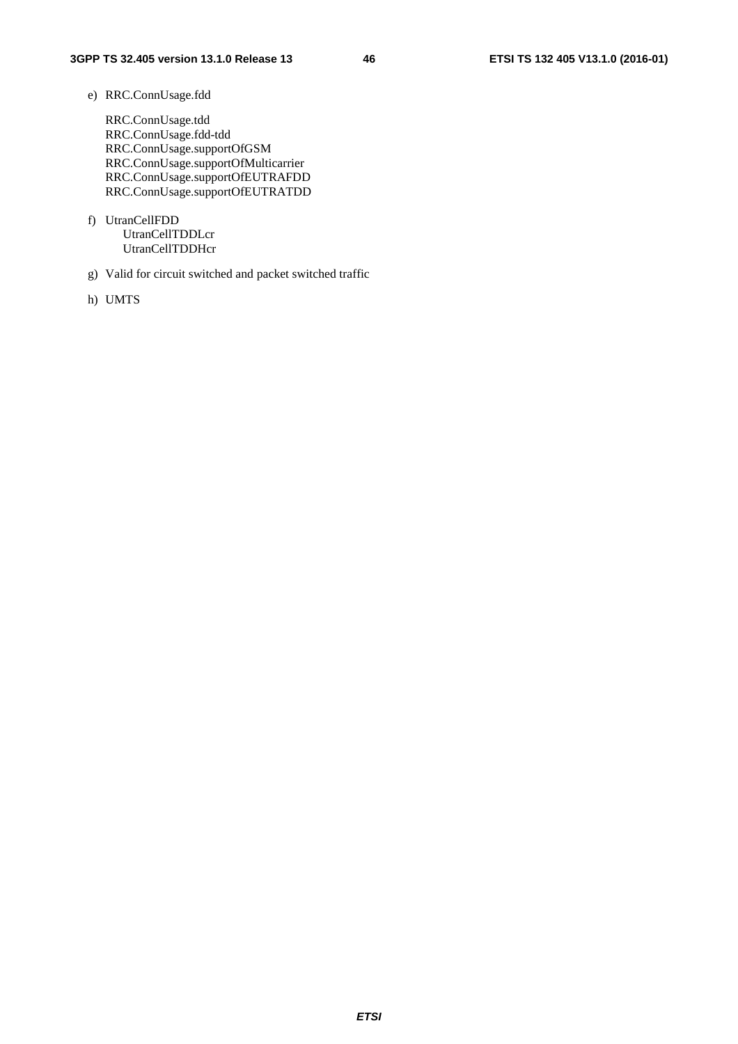e) RRC.ConnUsage.fdd

   RRC.ConnUsage.tdd
   RRC.ConnUsage.fdd-tdd
   RRC.ConnUsage.supportOfGSM
   RRC.ConnUsage.supportOfMulticarrier
   RRC.ConnUsage.supportOfEUTRAFDD
   RRC.ConnUsage.supportOfEUTRATDD

f) UtranCellFDD
   UtranCellTDDLcr
   UtranCellTDDHcr

g) Valid for circuit switched and packet switched traffic

h) UMTS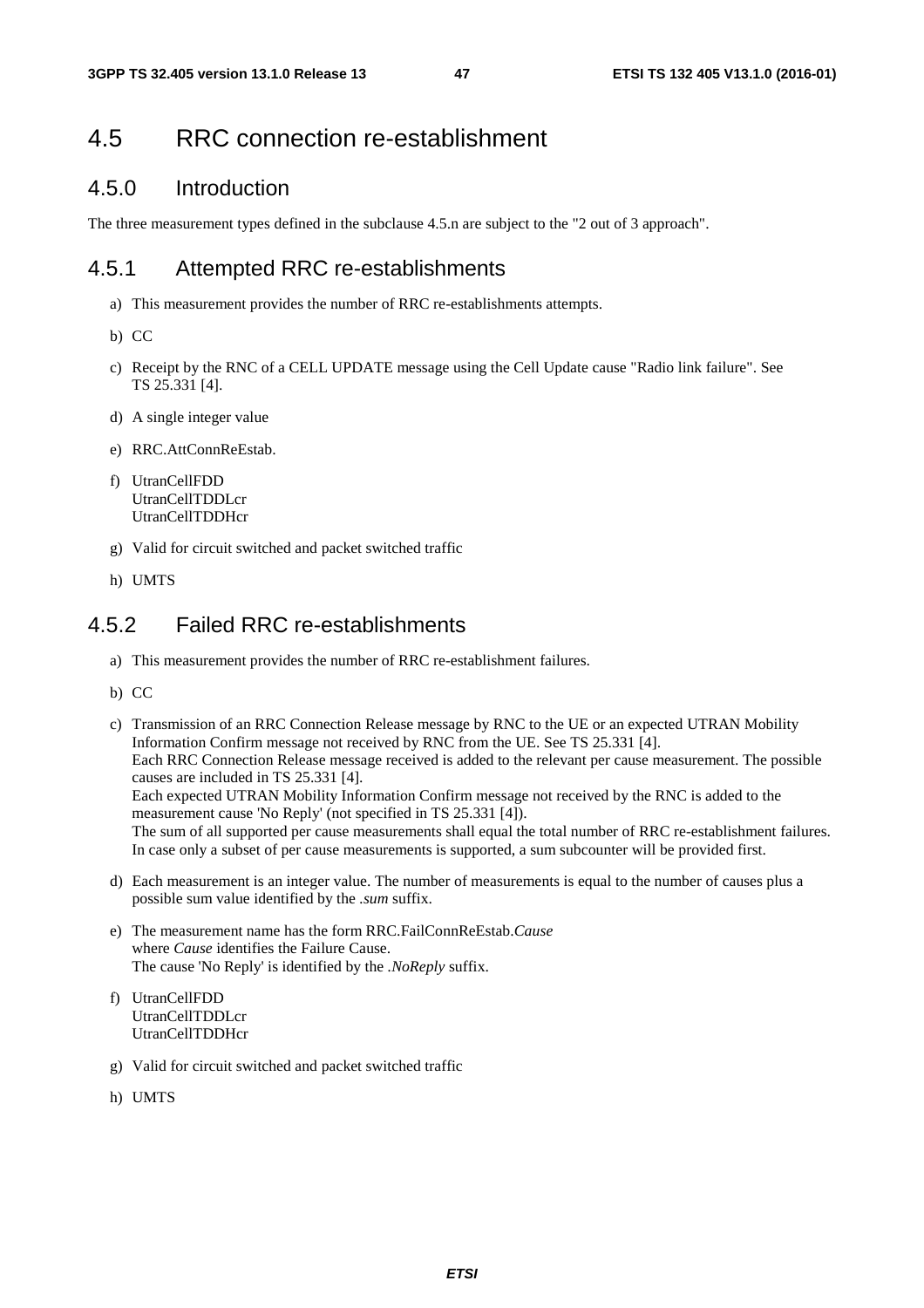## 4.5 RRC connection re-establishment

### 4.5.0 Introduction

The three measurement types defined in the subclause 4.5.n are subject to the "2 out of 3 approach".

### 4.5.1 Attempted RRC re-establishments

a) This measurement provides the number of RRC re-establishments attempts.

b) CC

c) Receipt by the RNC of a CELL UPDATE message using the Cell Update cause "Radio link failure". See TS 25.331 [4].

d) A single integer value

e) RRC.AttConnReEstab.

f) UtranCellFDD
UtranCellTDDLcr
UtranCellTDDHcr

g) Valid for circuit switched and packet switched traffic

h) UMTS

### 4.5.2 Failed RRC re-establishments

a) This measurement provides the number of RRC re-establishment failures.

b) CC

c) Transmission of an RRC Connection Release message by RNC to the UE or an expected UTRAN Mobility Information Confirm message not received by RNC from the UE. See TS 25.331 [4].
Each RRC Connection Release message received is added to the relevant per cause measurement. The possible causes are included in TS 25.331 [4].
Each expected UTRAN Mobility Information Confirm message not received by the RNC is added to the measurement cause 'No Reply' (not specified in TS 25.331 [4]).
The sum of all supported per cause measurements shall equal the total number of RRC re-establishment failures. In case only a subset of per cause measurements is supported, a sum subcounter will be provided first.

d) Each measurement is an integer value. The number of measurements is equal to the number of causes plus a possible sum value identified by the *.sum* suffix.

e) The measurement name has the form RRC.FailConnReEstab.*Cause*
where *Cause* identifies the Failure Cause.
The cause 'No Reply' is identified by the *.NoReply* suffix.

f) UtranCellFDD
UtranCellTDDLcr
UtranCellTDDHcr

g) Valid for circuit switched and packet switched traffic

h) UMTS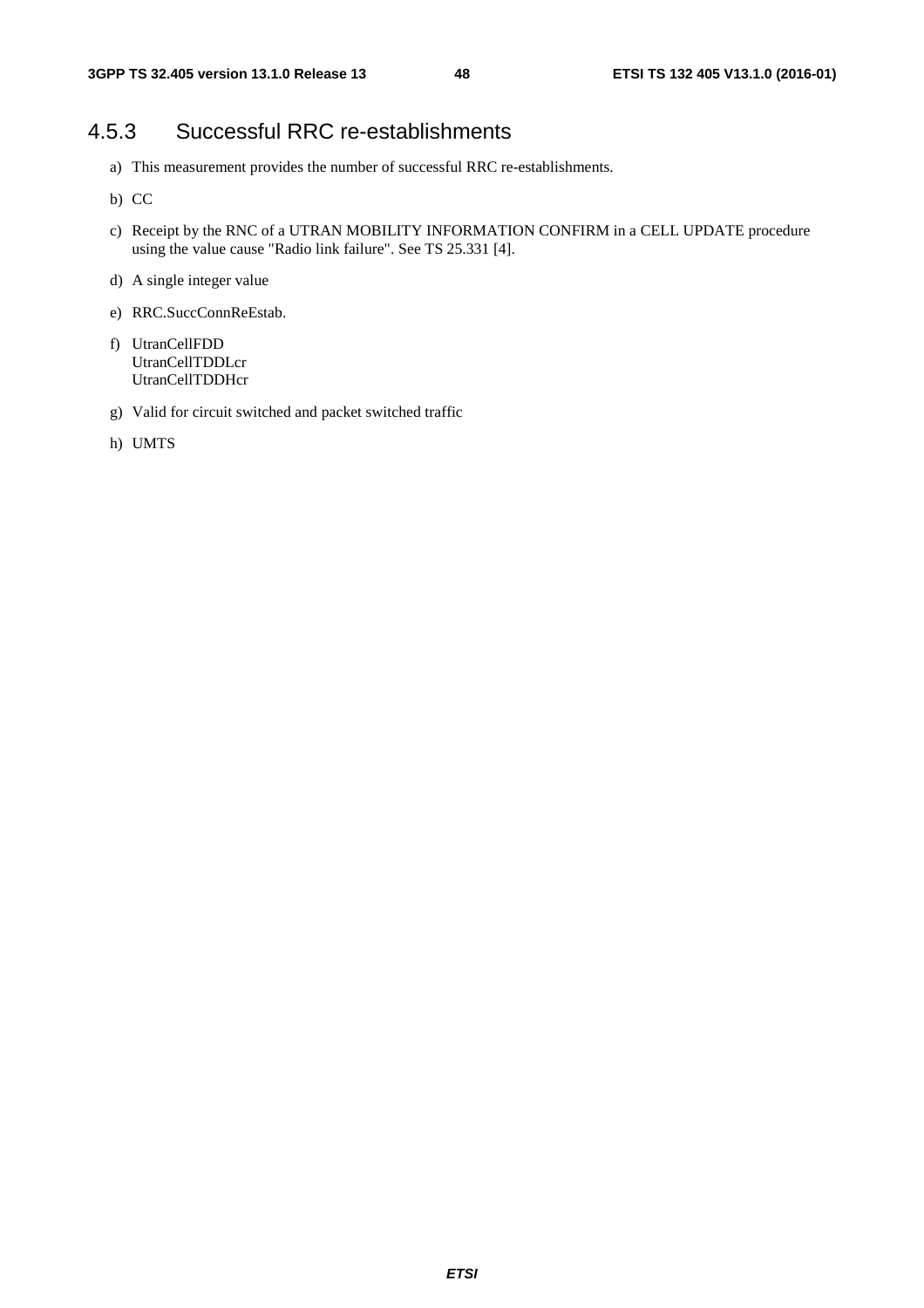### 4.5.3 Successful RRC re-establishments

a) This measurement provides the number of successful RRC re-establishments.

b) CC

c) Receipt by the RNC of a UTRAN MOBILITY INFORMATION CONFIRM in a CELL UPDATE procedure using the value cause "Radio link failure". See TS 25.331 [4].

d) A single integer value

e) RRC.SuccConnReEstab.

f) UtranCellFDD
UtranCellTDDLcr
UtranCellTDDHcr

g) Valid for circuit switched and packet switched traffic

h) UMTS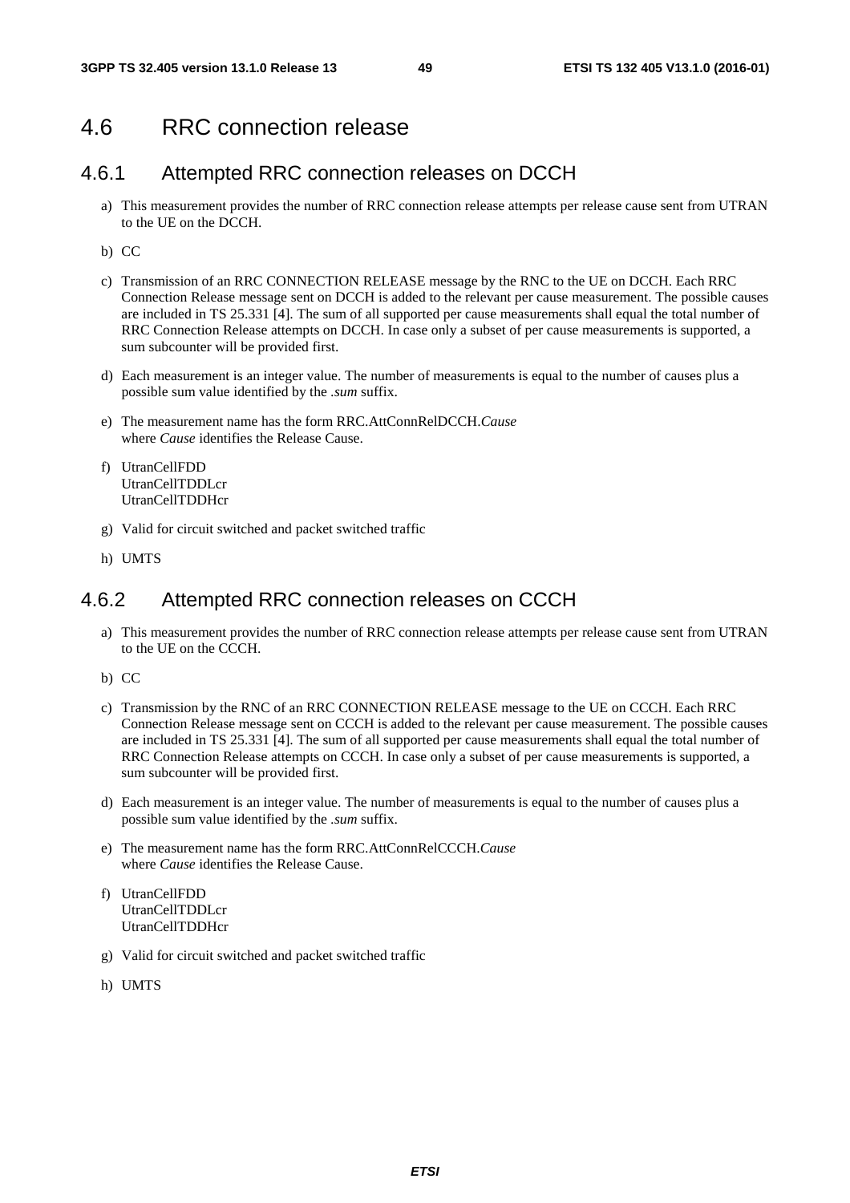## 4.6 RRC connection release

### 4.6.1 Attempted RRC connection releases on DCCH

a) This measurement provides the number of RRC connection release attempts per release cause sent from UTRAN to the UE on the DCCH.

b) CC

c) Transmission of an RRC CONNECTION RELEASE message by the RNC to the UE on DCCH. Each RRC Connection Release message sent on DCCH is added to the relevant per cause measurement. The possible causes are included in TS 25.331 [4]. The sum of all supported per cause measurements shall equal the total number of RRC Connection Release attempts on DCCH. In case only a subset of per cause measurements is supported, a sum subcounter will be provided first.

d) Each measurement is an integer value. The number of measurements is equal to the number of causes plus a possible sum value identified by the *.sum* suffix.

e) The measurement name has the form RRC.AttConnRelDCCH.*Cause*
where *Cause* identifies the Release Cause.

f) UtranCellFDD
UtranCellTDDLcr
UtranCellTDDHcr

g) Valid for circuit switched and packet switched traffic

h) UMTS

### 4.6.2 Attempted RRC connection releases on CCCH

a) This measurement provides the number of RRC connection release attempts per release cause sent from UTRAN to the UE on the CCCH.

b) CC

c) Transmission by the RNC of an RRC CONNECTION RELEASE message to the UE on CCCH. Each RRC Connection Release message sent on CCCH is added to the relevant per cause measurement. The possible causes are included in TS 25.331 [4]. The sum of all supported per cause measurements shall equal the total number of RRC Connection Release attempts on CCCH. In case only a subset of per cause measurements is supported, a sum subcounter will be provided first.

d) Each measurement is an integer value. The number of measurements is equal to the number of causes plus a possible sum value identified by the *.sum* suffix.

e) The measurement name has the form RRC.AttConnRelCCCH.*Cause*
where *Cause* identifies the Release Cause.

f) UtranCellFDD
UtranCellTDDLcr
UtranCellTDDHcr

g) Valid for circuit switched and packet switched traffic

h) UMTS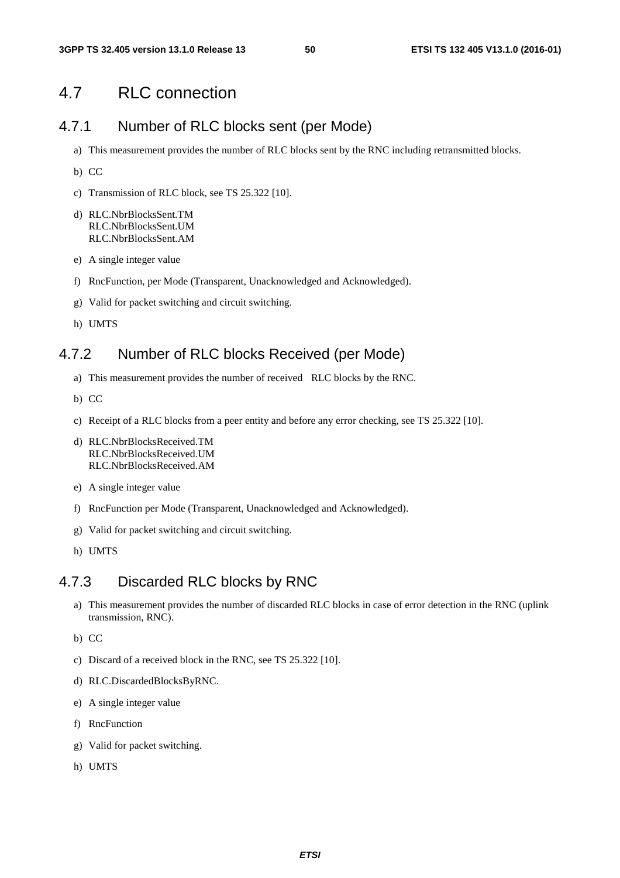## 4.7 RLC connection

### 4.7.1 Number of RLC blocks sent (per Mode)

a) This measurement provides the number of RLC blocks sent by the RNC including retransmitted blocks.

b) CC

c) Transmission of RLC block, see TS 25.322 [10].

d) RLC.NbrBlocksSent.TM
RLC.NbrBlocksSent.UM
RLC.NbrBlocksSent.AM

e) A single integer value

f) RncFunction, per Mode (Transparent, Unacknowledged and Acknowledged).

g) Valid for packet switching and circuit switching.

h) UMTS

### 4.7.2 Number of RLC blocks Received (per Mode)

a) This measurement provides the number of received RLC blocks by the RNC.

b) CC

c) Receipt of a RLC blocks from a peer entity and before any error checking, see TS 25.322 [10].

d) RLC.NbrBlocksReceived.TM
RLC.NbrBlocksReceived.UM
RLC.NbrBlocksReceived.AM

e) A single integer value

f) RncFunction per Mode (Transparent, Unacknowledged and Acknowledged).

g) Valid for packet switching and circuit switching.

h) UMTS

### 4.7.3 Discarded RLC blocks by RNC

a) This measurement provides the number of discarded RLC blocks in case of error detection in the RNC (uplink transmission, RNC).

b) CC

c) Discard of a received block in the RNC, see TS 25.322 [10].

d) RLC.DiscardedBlocksByRNC.

e) A single integer value

f) RncFunction

g) Valid for packet switching.

h) UMTS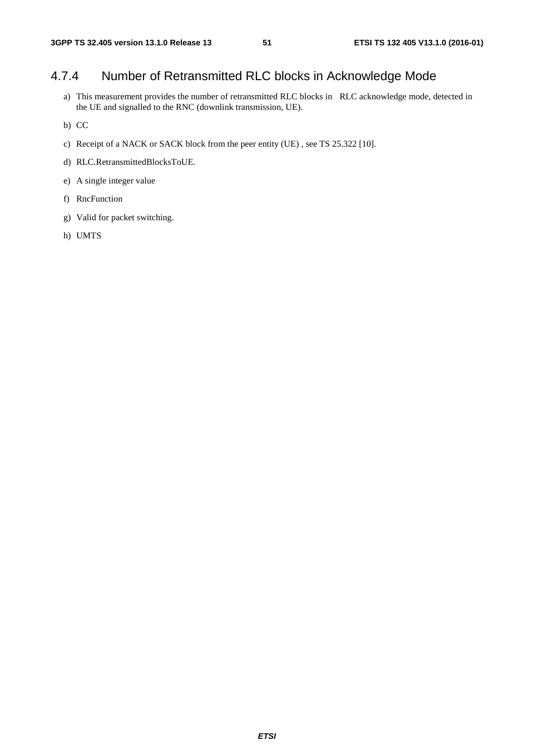### 4.7.4 Number of Retransmitted RLC blocks in Acknowledge Mode

a) This measurement provides the number of retransmitted RLC blocks in RLC acknowledge mode, detected in the UE and signalled to the RNC (downlink transmission, UE).

b) CC

c) Receipt of a NACK or SACK block from the peer entity (UE) , see TS 25.322 [10].

d) RLC.RetransmittedBlocksToUE.

e) A single integer value

f) RncFunction

g) Valid for packet switching.

h) UMTS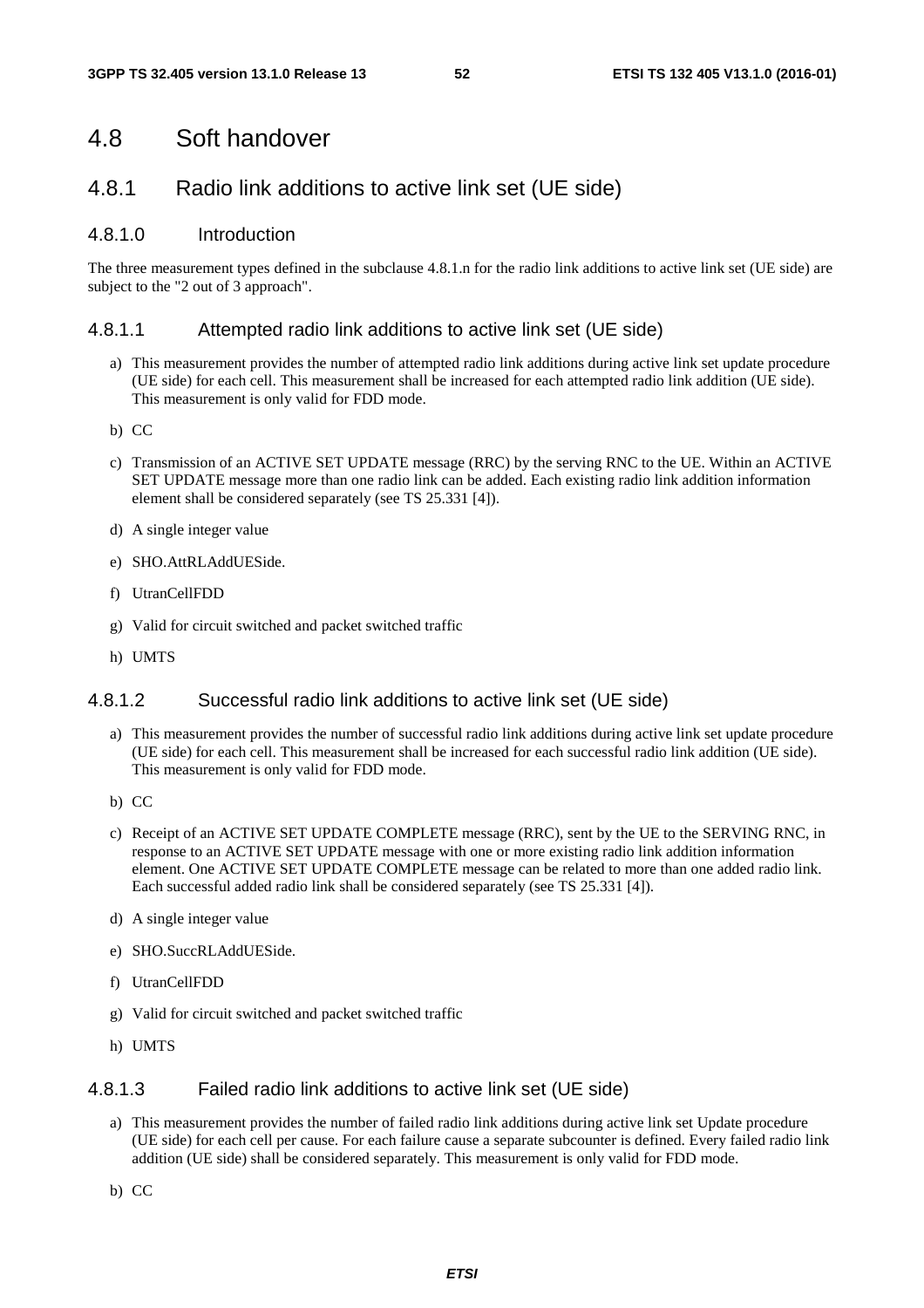# 4.8 Soft handover

## 4.8.1 Radio link additions to active link set (UE side)

### 4.8.1.0 Introduction

The three measurement types defined in the subclause 4.8.1.n for the radio link additions to active link set (UE side) are subject to the "2 out of 3 approach".

### 4.8.1.1 Attempted radio link additions to active link set (UE side)

a) This measurement provides the number of attempted radio link additions during active link set update procedure (UE side) for each cell. This measurement shall be increased for each attempted radio link addition (UE side). This measurement is only valid for FDD mode.

b) CC

c) Transmission of an ACTIVE SET UPDATE message (RRC) by the serving RNC to the UE. Within an ACTIVE SET UPDATE message more than one radio link can be added. Each existing radio link addition information element shall be considered separately (see TS 25.331 [4]).

d) A single integer value

e) SHO.AttRLAddUESide.

f) UtranCellFDD

g) Valid for circuit switched and packet switched traffic

h) UMTS

### 4.8.1.2 Successful radio link additions to active link set (UE side)

a) This measurement provides the number of successful radio link additions during active link set update procedure (UE side) for each cell. This measurement shall be increased for each successful radio link addition (UE side). This measurement is only valid for FDD mode.

b) CC

c) Receipt of an ACTIVE SET UPDATE COMPLETE message (RRC), sent by the UE to the SERVING RNC, in response to an ACTIVE SET UPDATE message with one or more existing radio link addition information element. One ACTIVE SET UPDATE COMPLETE message can be related to more than one added radio link. Each successful added radio link shall be considered separately (see TS 25.331 [4]).

d) A single integer value

e) SHO.SuccRLAddUESide.

f) UtranCellFDD

g) Valid for circuit switched and packet switched traffic

h) UMTS

### 4.8.1.3 Failed radio link additions to active link set (UE side)

a) This measurement provides the number of failed radio link additions during active link set Update procedure (UE side) for each cell per cause. For each failure cause a separate subcounter is defined. Every failed radio link addition (UE side) shall be considered separately. This measurement is only valid for FDD mode.

b) CC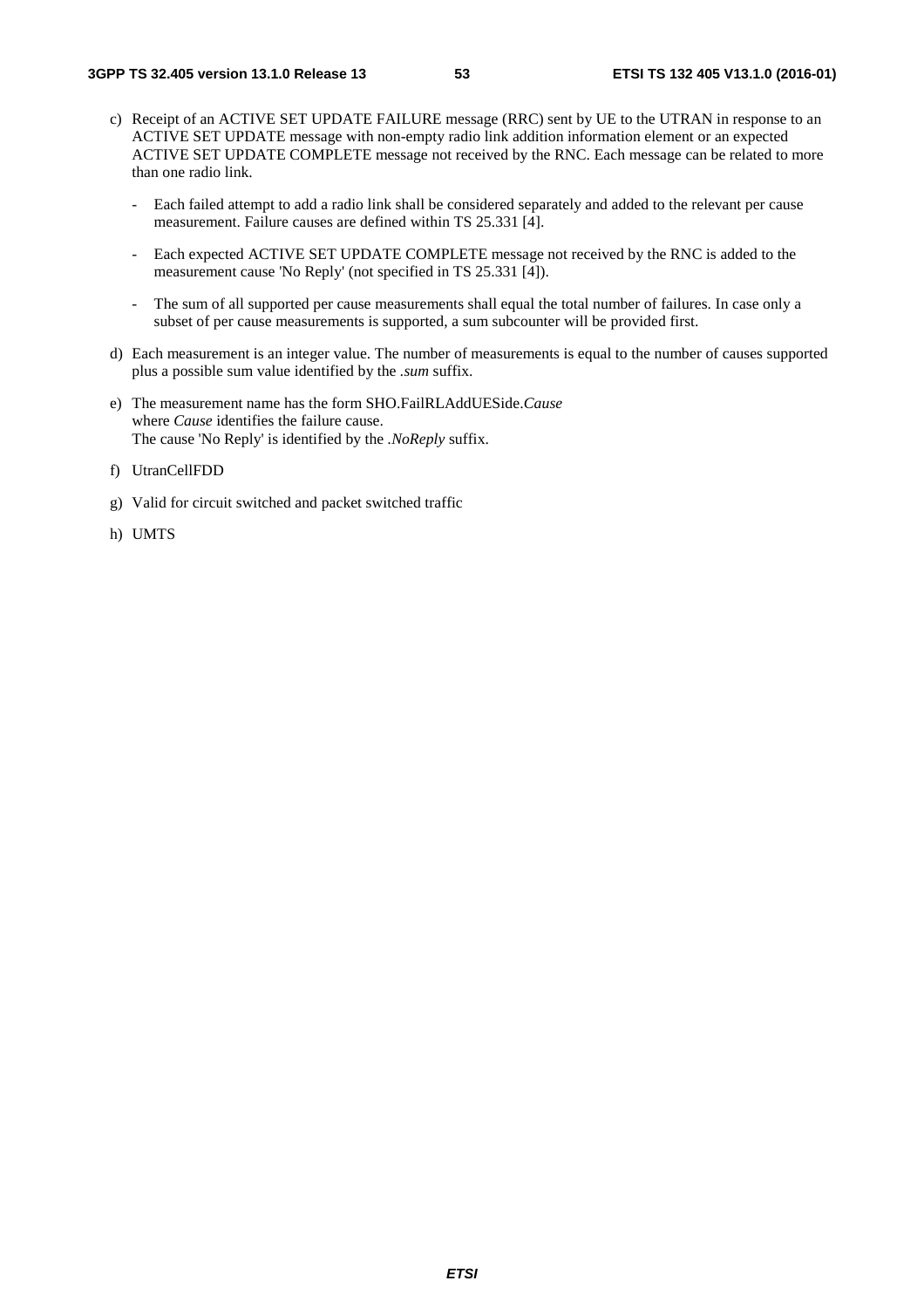c) Receipt of an ACTIVE SET UPDATE FAILURE message (RRC) sent by UE to the UTRAN in response to an ACTIVE SET UPDATE message with non-empty radio link addition information element or an expected ACTIVE SET UPDATE COMPLETE message not received by the RNC. Each message can be related to more than one radio link.

    - Each failed attempt to add a radio link shall be considered separately and added to the relevant per cause measurement. Failure causes are defined within TS 25.331 [4].

    - Each expected ACTIVE SET UPDATE COMPLETE message not received by the RNC is added to the measurement cause 'No Reply' (not specified in TS 25.331 [4]).

    - The sum of all supported per cause measurements shall equal the total number of failures. In case only a subset of per cause measurements is supported, a sum subcounter will be provided first.

d) Each measurement is an integer value. The number of measurements is equal to the number of causes supported plus a possible sum value identified by the *.sum* suffix.

e) The measurement name has the form SHO.FailRLAddUESide.*Cause*
   where *Cause* identifies the failure cause.
   The cause 'No Reply' is identified by the *.NoReply* suffix.

f) UtranCellFDD

g) Valid for circuit switched and packet switched traffic

h) UMTS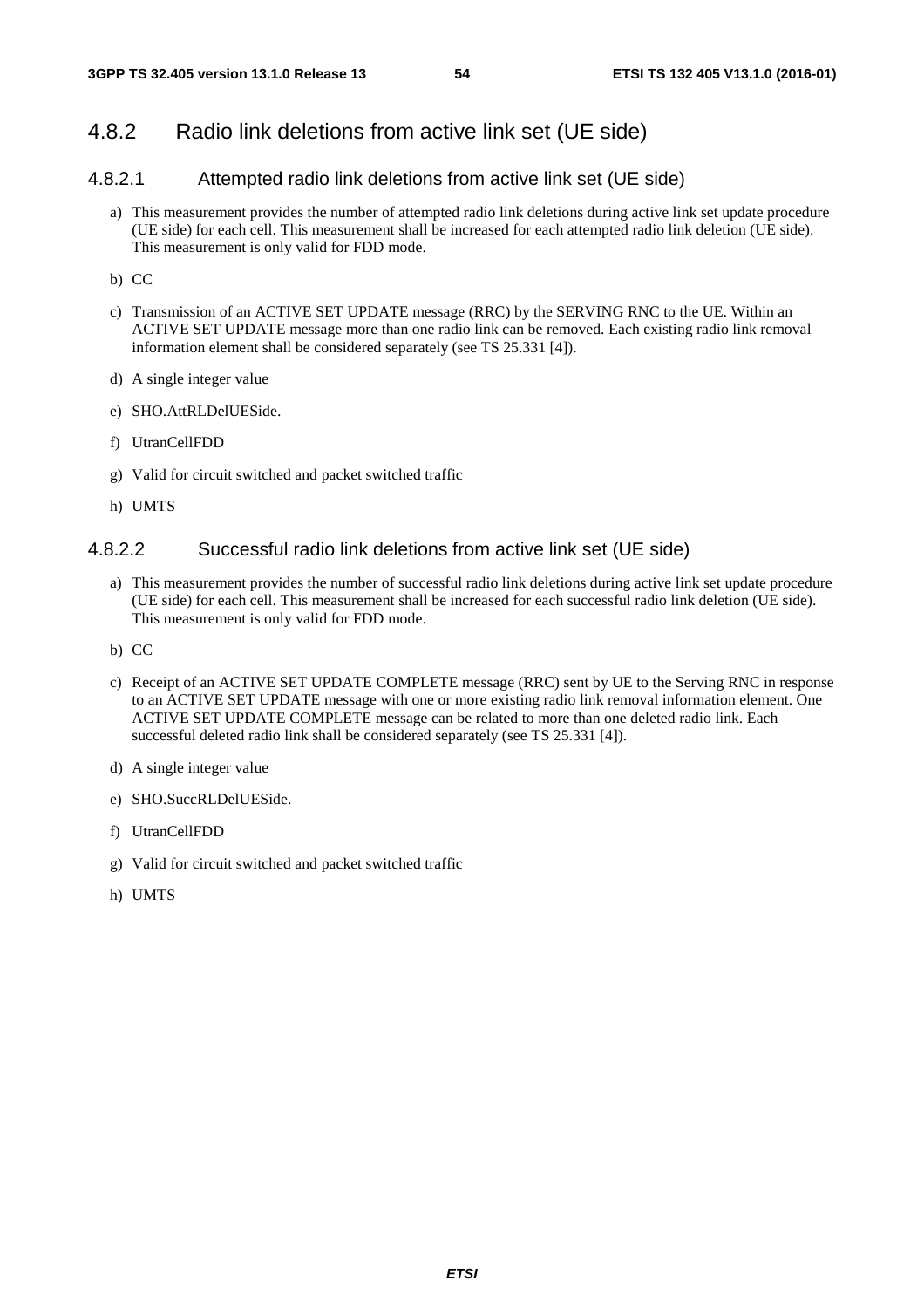## 4.8.2 Radio link deletions from active link set (UE side)

### 4.8.2.1 Attempted radio link deletions from active link set (UE side)

a) This measurement provides the number of attempted radio link deletions during active link set update procedure (UE side) for each cell. This measurement shall be increased for each attempted radio link deletion (UE side). This measurement is only valid for FDD mode.

b) CC

c) Transmission of an ACTIVE SET UPDATE message (RRC) by the SERVING RNC to the UE. Within an ACTIVE SET UPDATE message more than one radio link can be removed. Each existing radio link removal information element shall be considered separately (see TS 25.331 [4]).

d) A single integer value

e) SHO.AttRLDelUESide.

f) UtranCellFDD

g) Valid for circuit switched and packet switched traffic

h) UMTS

### 4.8.2.2 Successful radio link deletions from active link set (UE side)

a) This measurement provides the number of successful radio link deletions during active link set update procedure (UE side) for each cell. This measurement shall be increased for each successful radio link deletion (UE side). This measurement is only valid for FDD mode.

b) CC

c) Receipt of an ACTIVE SET UPDATE COMPLETE message (RRC) sent by UE to the Serving RNC in response to an ACTIVE SET UPDATE message with one or more existing radio link removal information element. One ACTIVE SET UPDATE COMPLETE message can be related to more than one deleted radio link. Each successful deleted radio link shall be considered separately (see TS 25.331 [4]).

d) A single integer value

e) SHO.SuccRLDelUESide.

f) UtranCellFDD

g) Valid for circuit switched and packet switched traffic

h) UMTS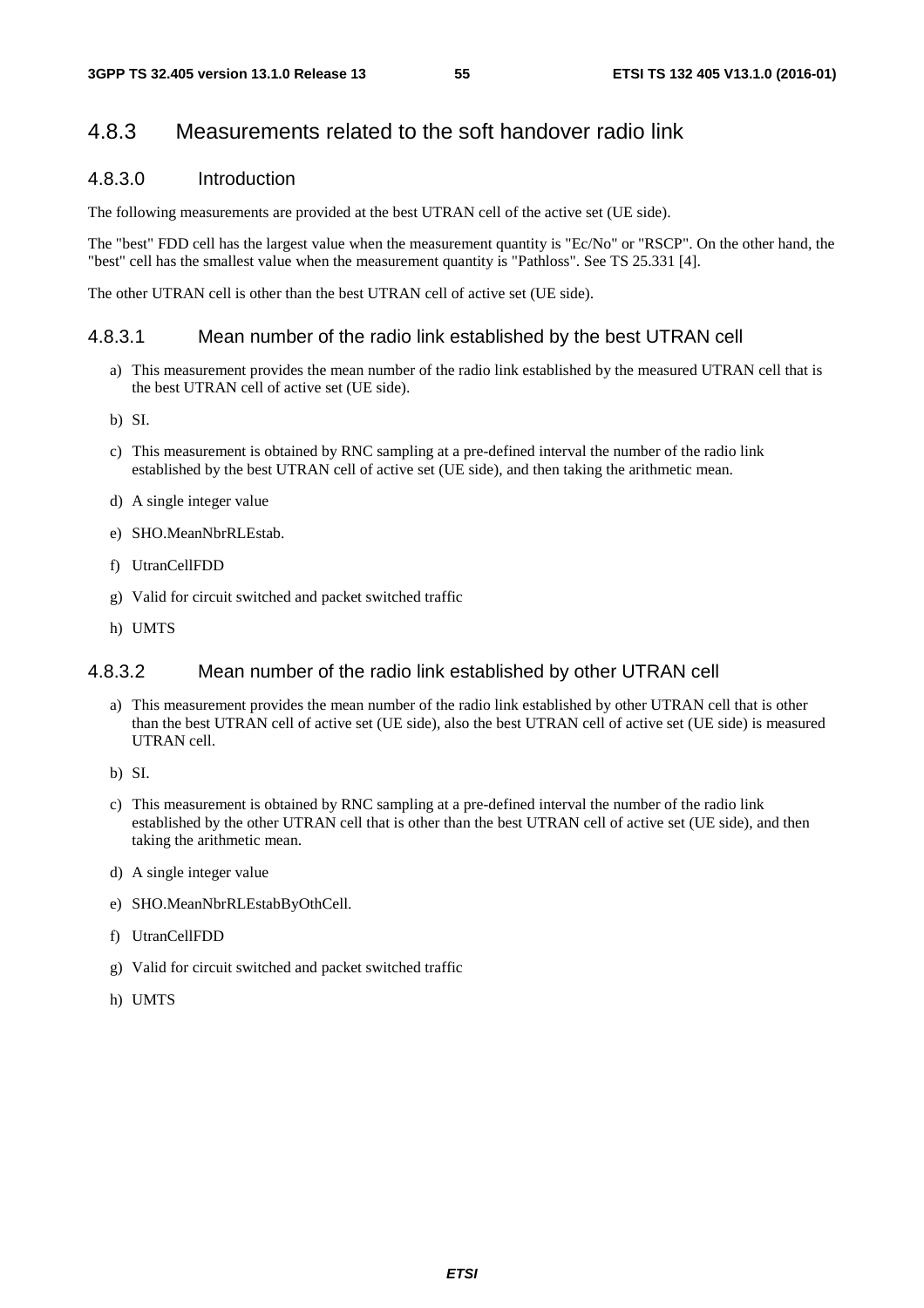### 4.8.3 Measurements related to the soft handover radio link

#### 4.8.3.0 Introduction

The following measurements are provided at the best UTRAN cell of the active set (UE side).

The "best" FDD cell has the largest value when the measurement quantity is "Ec/No" or "RSCP". On the other hand, the "best" cell has the smallest value when the measurement quantity is "Pathloss". See TS 25.331 [4].

The other UTRAN cell is other than the best UTRAN cell of active set (UE side).

#### 4.8.3.1 Mean number of the radio link established by the best UTRAN cell

a) This measurement provides the mean number of the radio link established by the measured UTRAN cell that is the best UTRAN cell of active set (UE side).

b) SI.

c) This measurement is obtained by RNC sampling at a pre-defined interval the number of the radio link established by the best UTRAN cell of active set (UE side), and then taking the arithmetic mean.

d) A single integer value

e) SHO.MeanNbrRLEstab.

f) UtranCellFDD

g) Valid for circuit switched and packet switched traffic

h) UMTS

#### 4.8.3.2 Mean number of the radio link established by other UTRAN cell

a) This measurement provides the mean number of the radio link established by other UTRAN cell that is other than the best UTRAN cell of active set (UE side), also the best UTRAN cell of active set (UE side) is measured UTRAN cell.

b) SI.

c) This measurement is obtained by RNC sampling at a pre-defined interval the number of the radio link established by the other UTRAN cell that is other than the best UTRAN cell of active set (UE side), and then taking the arithmetic mean.

d) A single integer value

e) SHO.MeanNbrRLEstabByOthCell.

f) UtranCellFDD

g) Valid for circuit switched and packet switched traffic

h) UMTS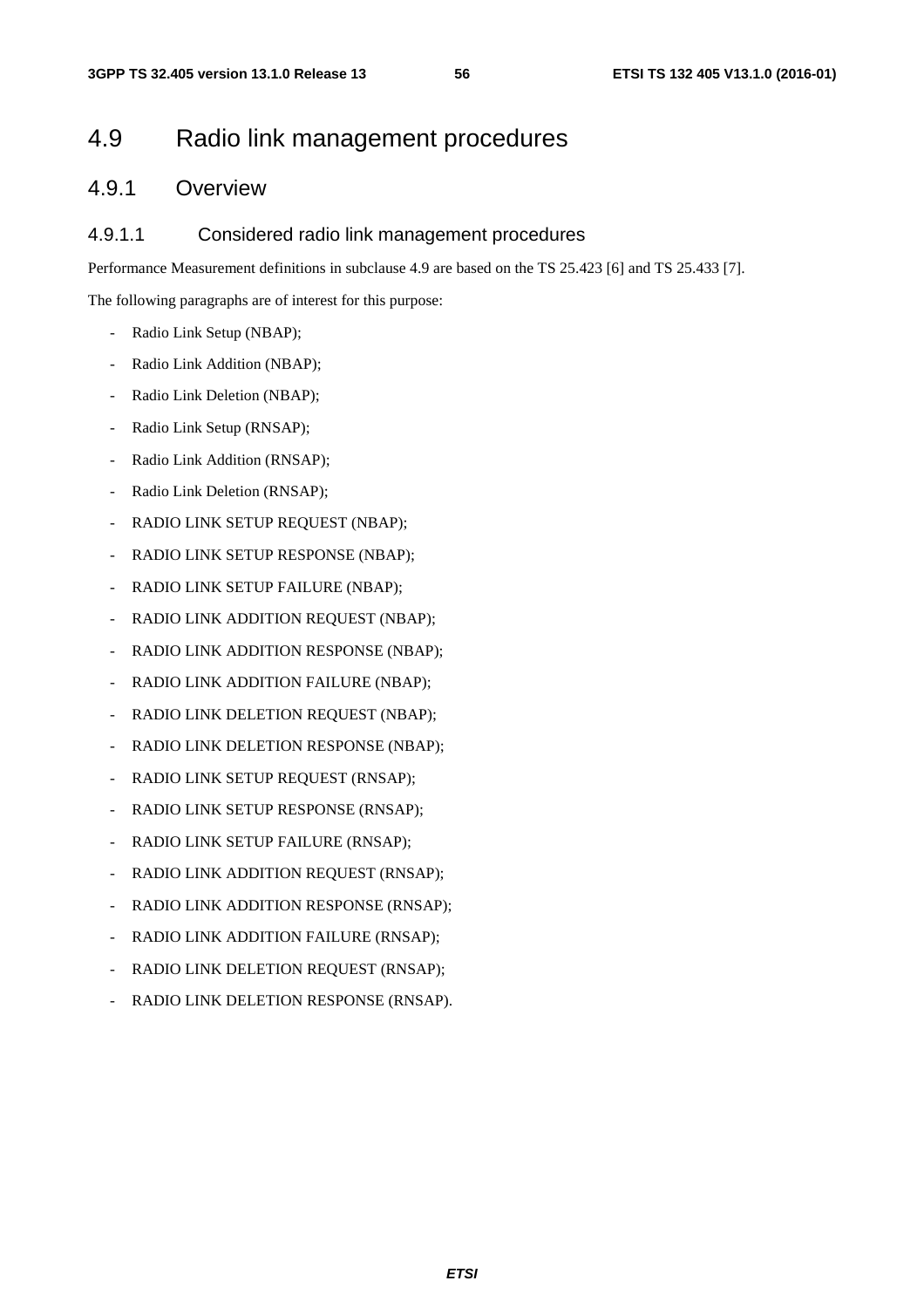# 4.9 Radio link management procedures

## 4.9.1 Overview

### 4.9.1.1 Considered radio link management procedures

Performance Measurement definitions in subclause 4.9 are based on the TS 25.423 [6] and TS 25.433 [7].

The following paragraphs are of interest for this purpose:

- Radio Link Setup (NBAP);
- Radio Link Addition (NBAP);
- Radio Link Deletion (NBAP);
- Radio Link Setup (RNSAP);
- Radio Link Addition (RNSAP);
- Radio Link Deletion (RNSAP);
- RADIO LINK SETUP REQUEST (NBAP);
- RADIO LINK SETUP RESPONSE (NBAP);
- RADIO LINK SETUP FAILURE (NBAP);
- RADIO LINK ADDITION REQUEST (NBAP);
- RADIO LINK ADDITION RESPONSE (NBAP);
- RADIO LINK ADDITION FAILURE (NBAP);
- RADIO LINK DELETION REQUEST (NBAP);
- RADIO LINK DELETION RESPONSE (NBAP);
- RADIO LINK SETUP REQUEST (RNSAP);
- RADIO LINK SETUP RESPONSE (RNSAP);
- RADIO LINK SETUP FAILURE (RNSAP);
- RADIO LINK ADDITION REQUEST (RNSAP);
- RADIO LINK ADDITION RESPONSE (RNSAP);
- RADIO LINK ADDITION FAILURE (RNSAP);
- RADIO LINK DELETION REQUEST (RNSAP);
- RADIO LINK DELETION RESPONSE (RNSAP).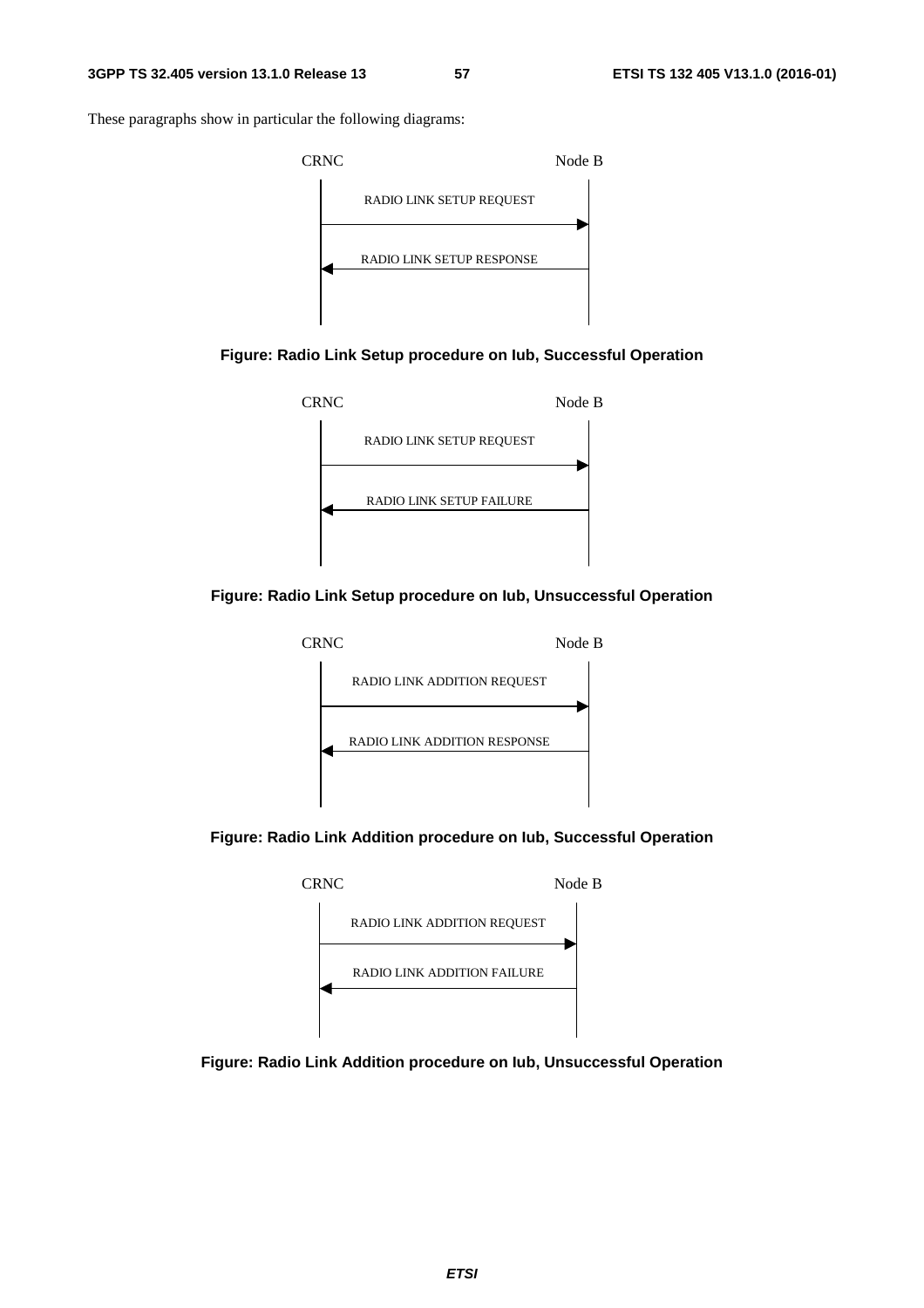These paragraphs show in particular the following diagrams:

CRNC Node B

RADIO LINK SETUP REQUEST

RADIO LINK SETUP RESPONSE

**Figure: Radio Link Setup procedure on Iub, Successful Operation**

CRNC Node B

RADIO LINK SETUP REQUEST

RADIO LINK SETUP FAILURE

**Figure: Radio Link Setup procedure on Iub, Unsuccessful Operation**

CRNC Node B

RADIO LINK ADDITION REQUEST

RADIO LINK ADDITION RESPONSE

**Figure: Radio Link Addition procedure on Iub, Successful Operation**

CRNC Node B

RADIO LINK ADDITION REQUEST

RADIO LINK ADDITION FAILURE

**Figure: Radio Link Addition procedure on Iub, Unsuccessful Operation**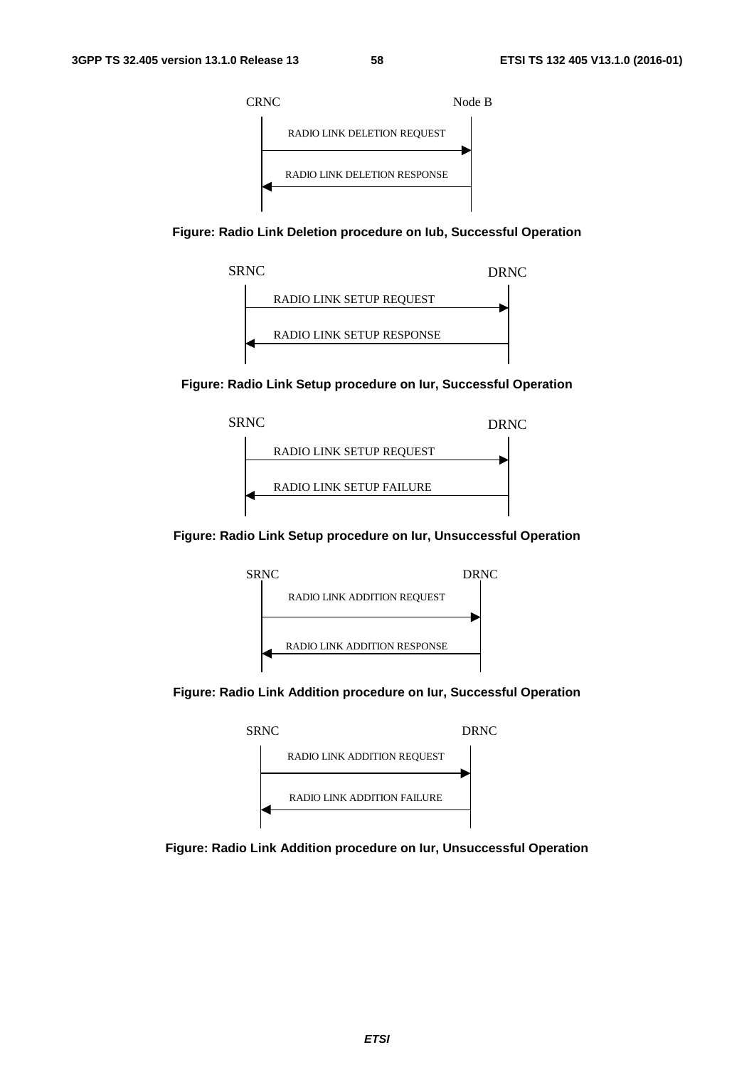CRNC Node B

RADIO LINK DELETION REQUEST

RADIO LINK DELETION RESPONSE

**Figure: Radio Link Deletion procedure on Iub, Successful Operation**

SRNC DRNC

RADIO LINK SETUP REQUEST

RADIO LINK SETUP RESPONSE

**Figure: Radio Link Setup procedure on Iur, Successful Operation**

SRNC DRNC

RADIO LINK SETUP REQUEST

RADIO LINK SETUP FAILURE

**Figure: Radio Link Setup procedure on Iur, Unsuccessful Operation**

SRNC DRNC

RADIO LINK ADDITION REQUEST

RADIO LINK ADDITION RESPONSE

**Figure: Radio Link Addition procedure on Iur, Successful Operation**

SRNC DRNC

RADIO LINK ADDITION REQUEST

RADIO LINK ADDITION FAILURE

**Figure: Radio Link Addition procedure on Iur, Unsuccessful Operation**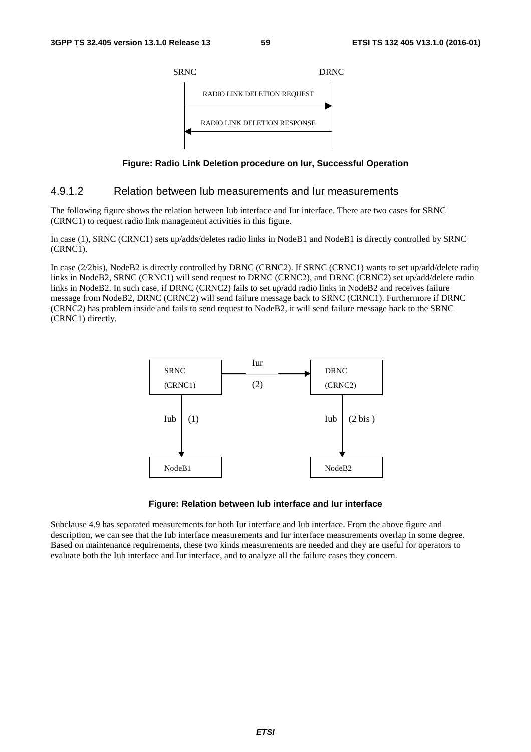SRNC                                DRNC

RADIO LINK DELETION REQUEST

RADIO LINK DELETION RESPONSE

**Figure: Radio Link Deletion procedure on Iur, Successful Operation**

### 4.9.1.2 Relation between Iub measurements and Iur measurements

The following figure shows the relation between Iub interface and Iur interface. There are two cases for SRNC (CRNC1) to request radio link management activities in this figure.

In case (1), SRNC (CRNC1) sets up/adds/deletes radio links in NodeB1 and NodeB1 is directly controlled by SRNC (CRNC1).

In case (2/2bis), NodeB2 is directly controlled by DRNC (CRNC2). If SRNC (CRNC1) wants to set up/add/delete radio links in NodeB2, SRNC (CRNC1) will send request to DRNC (CRNC2), and DRNC (CRNC2) set up/add/delete radio links in NodeB2. In such case, if DRNC (CRNC2) fails to set up/add radio links in NodeB2 and receives failure message from NodeB2, DRNC (CRNC2) will send failure message back to SRNC (CRNC1). Furthermore if DRNC (CRNC2) has problem inside and fails to send request to NodeB2, it will send failure message back to the SRNC (CRNC1) directly.

SRNC (CRNC1) — Iur (2) → DRNC (CRNC2)

Iub (1) → NodeB1        Iub (2 bis ) → NodeB2

**Figure: Relation between Iub interface and Iur interface**

Subclause 4.9 has separated measurements for both Iur interface and Iub interface. From the above figure and description, we can see that the Iub interface measurements and Iur interface measurements overlap in some degree. Based on maintenance requirements, these two kinds measurements are needed and they are useful for operators to evaluate both the Iub interface and Iur interface, and to analyze all the failure cases they concern.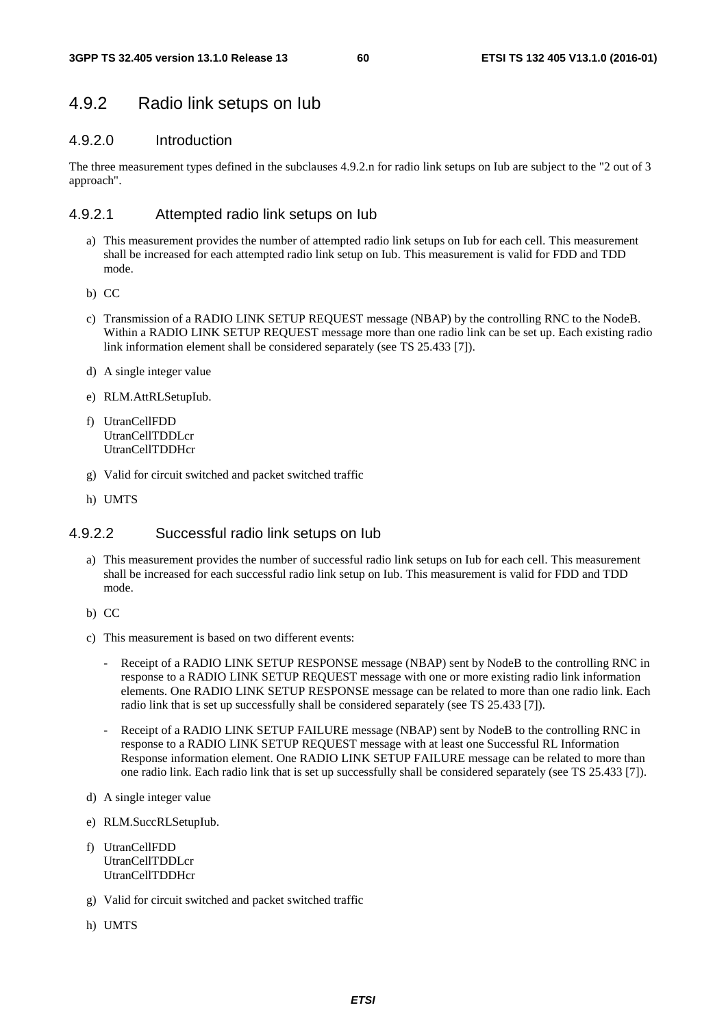## 4.9.2 Radio link setups on Iub

### 4.9.2.0 Introduction

The three measurement types defined in the subclauses 4.9.2.n for radio link setups on Iub are subject to the "2 out of 3 approach".

### 4.9.2.1 Attempted radio link setups on Iub

a) This measurement provides the number of attempted radio link setups on Iub for each cell. This measurement shall be increased for each attempted radio link setup on Iub. This measurement is valid for FDD and TDD mode.

b) CC

c) Transmission of a RADIO LINK SETUP REQUEST message (NBAP) by the controlling RNC to the NodeB. Within a RADIO LINK SETUP REQUEST message more than one radio link can be set up. Each existing radio link information element shall be considered separately (see TS 25.433 [7]).

d) A single integer value

e) RLM.AttRLSetupIub.

f) UtranCellFDD
UtranCellTDDLcr
UtranCellTDDHcr

g) Valid for circuit switched and packet switched traffic

h) UMTS

### 4.9.2.2 Successful radio link setups on Iub

a) This measurement provides the number of successful radio link setups on Iub for each cell. This measurement shall be increased for each successful radio link setup on Iub. This measurement is valid for FDD and TDD mode.

b) CC

c) This measurement is based on two different events:

- Receipt of a RADIO LINK SETUP RESPONSE message (NBAP) sent by NodeB to the controlling RNC in response to a RADIO LINK SETUP REQUEST message with one or more existing radio link information elements. One RADIO LINK SETUP RESPONSE message can be related to more than one radio link. Each radio link that is set up successfully shall be considered separately (see TS 25.433 [7]).

- Receipt of a RADIO LINK SETUP FAILURE message (NBAP) sent by NodeB to the controlling RNC in response to a RADIO LINK SETUP REQUEST message with at least one Successful RL Information Response information element. One RADIO LINK SETUP FAILURE message can be related to more than one radio link. Each radio link that is set up successfully shall be considered separately (see TS 25.433 [7]).

d) A single integer value

e) RLM.SuccRLSetupIub.

f) UtranCellFDD
UtranCellTDDLcr
UtranCellTDDHcr

g) Valid for circuit switched and packet switched traffic

h) UMTS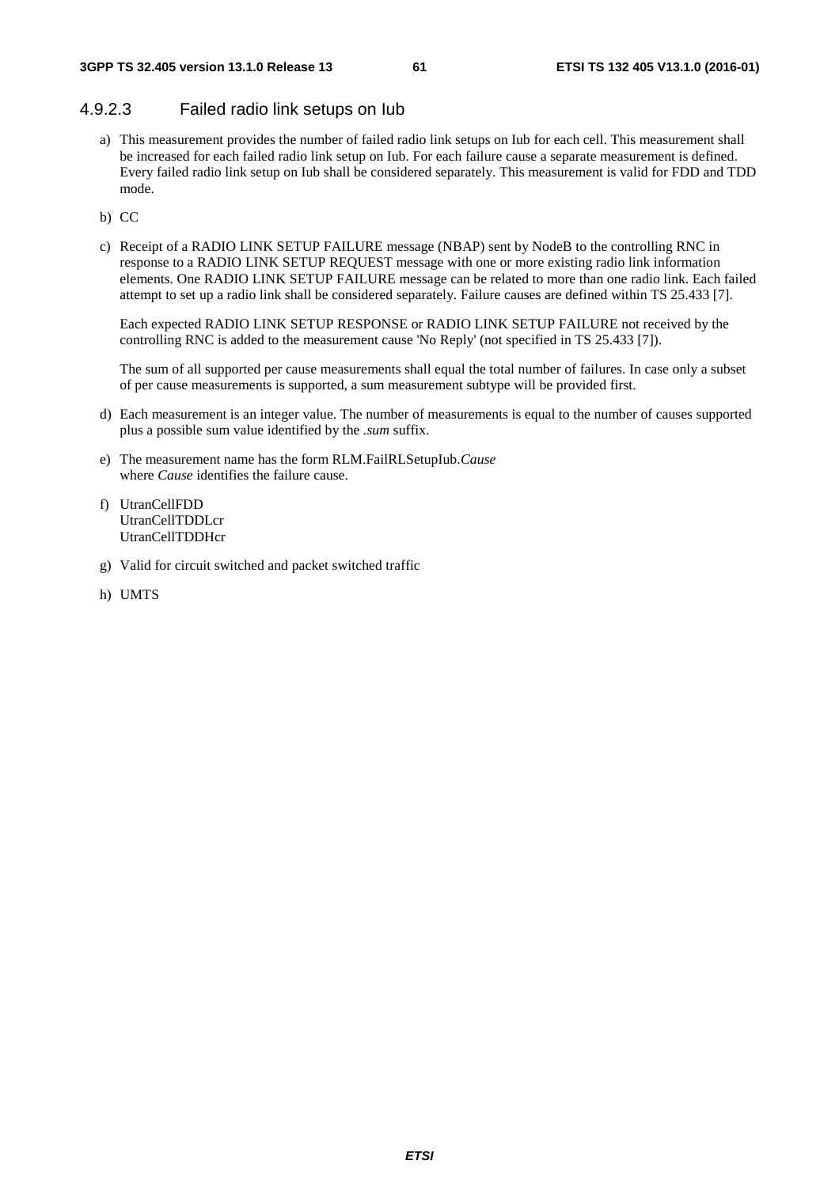#### 4.9.2.3 Failed radio link setups on Iub

a) This measurement provides the number of failed radio link setups on Iub for each cell. This measurement shall be increased for each failed radio link setup on Iub. For each failure cause a separate measurement is defined. Every failed radio link setup on Iub shall be considered separately. This measurement is valid for FDD and TDD mode.

b) CC

c) Receipt of a RADIO LINK SETUP FAILURE message (NBAP) sent by NodeB to the controlling RNC in response to a RADIO LINK SETUP REQUEST message with one or more existing radio link information elements. One RADIO LINK SETUP FAILURE message can be related to more than one radio link. Each failed attempt to set up a radio link shall be considered separately. Failure causes are defined within TS 25.433 [7].

   Each expected RADIO LINK SETUP RESPONSE or RADIO LINK SETUP FAILURE not received by the controlling RNC is added to the measurement cause 'No Reply' (not specified in TS 25.433 [7]).

   The sum of all supported per cause measurements shall equal the total number of failures. In case only a subset of per cause measurements is supported, a sum measurement subtype will be provided first.

d) Each measurement is an integer value. The number of measurements is equal to the number of causes supported plus a possible sum value identified by the *.sum* suffix.

e) The measurement name has the form RLM.FailRLSetupIub.*Cause*
   where *Cause* identifies the failure cause.

f) UtranCellFDD
   UtranCellTDDLcr
   UtranCellTDDHcr

g) Valid for circuit switched and packet switched traffic

h) UMTS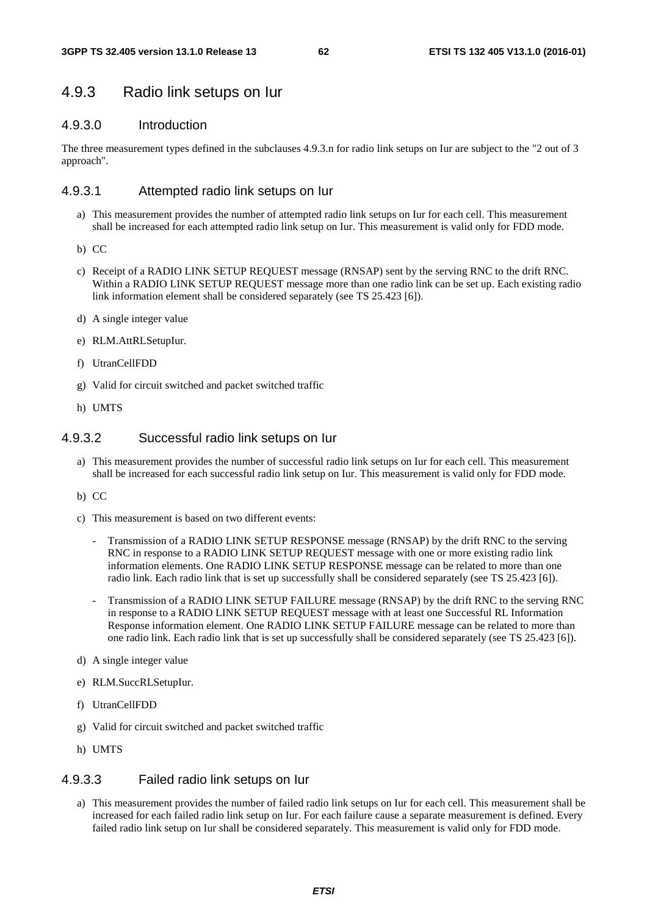### 4.9.3 Radio link setups on Iur

#### 4.9.3.0 Introduction

The three measurement types defined in the subclauses 4.9.3.n for radio link setups on Iur are subject to the "2 out of 3 approach".

#### 4.9.3.1 Attempted radio link setups on Iur

a) This measurement provides the number of attempted radio link setups on Iur for each cell. This measurement shall be increased for each attempted radio link setup on Iur. This measurement is valid only for FDD mode.

b) CC

c) Receipt of a RADIO LINK SETUP REQUEST message (RNSAP) sent by the serving RNC to the drift RNC. Within a RADIO LINK SETUP REQUEST message more than one radio link can be set up. Each existing radio link information element shall be considered separately (see TS 25.423 [6]).

d) A single integer value

e) RLM.AttRLSetupIur.

f) UtranCellFDD

g) Valid for circuit switched and packet switched traffic

h) UMTS

#### 4.9.3.2 Successful radio link setups on Iur

a) This measurement provides the number of successful radio link setups on Iur for each cell. This measurement shall be increased for each successful radio link setup on Iur. This measurement is valid only for FDD mode.

b) CC

c) This measurement is based on two different events:

   - Transmission of a RADIO LINK SETUP RESPONSE message (RNSAP) by the drift RNC to the serving RNC in response to a RADIO LINK SETUP REQUEST message with one or more existing radio link information elements. One RADIO LINK SETUP RESPONSE message can be related to more than one radio link. Each radio link that is set up successfully shall be considered separately (see TS 25.423 [6]).

   - Transmission of a RADIO LINK SETUP FAILURE message (RNSAP) by the drift RNC to the serving RNC in response to a RADIO LINK SETUP REQUEST message with at least one Successful RL Information Response information element. One RADIO LINK SETUP FAILURE message can be related to more than one radio link. Each radio link that is set up successfully shall be considered separately (see TS 25.423 [6]).

d) A single integer value

e) RLM.SuccRLSetupIur.

f) UtranCellFDD

g) Valid for circuit switched and packet switched traffic

h) UMTS

#### 4.9.3.3 Failed radio link setups on Iur

a) This measurement provides the number of failed radio link setups on Iur for each cell. This measurement shall be increased for each failed radio link setup on Iur. For each failure cause a separate measurement is defined. Every failed radio link setup on Iur shall be considered separately. This measurement is valid only for FDD mode.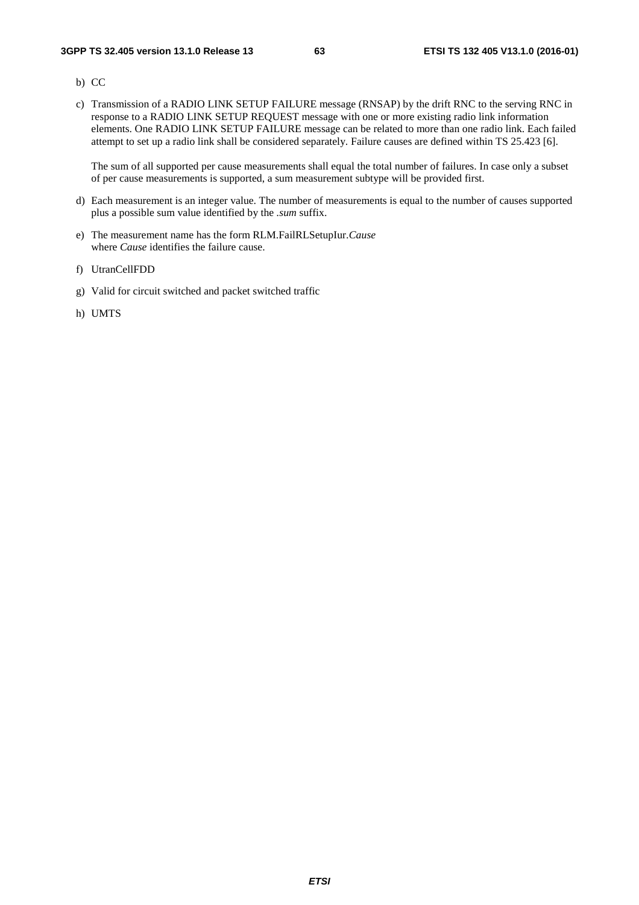b) CC

c) Transmission of a RADIO LINK SETUP FAILURE message (RNSAP) by the drift RNC to the serving RNC in response to a RADIO LINK SETUP REQUEST message with one or more existing radio link information elements. One RADIO LINK SETUP FAILURE message can be related to more than one radio link. Each failed attempt to set up a radio link shall be considered separately. Failure causes are defined within TS 25.423 [6].

   The sum of all supported per cause measurements shall equal the total number of failures. In case only a subset of per cause measurements is supported, a sum measurement subtype will be provided first.

d) Each measurement is an integer value. The number of measurements is equal to the number of causes supported plus a possible sum value identified by the *.sum* suffix.

e) The measurement name has the form RLM.FailRLSetupIur.*Cause*
   where *Cause* identifies the failure cause.

f) UtranCellFDD

g) Valid for circuit switched and packet switched traffic

h) UMTS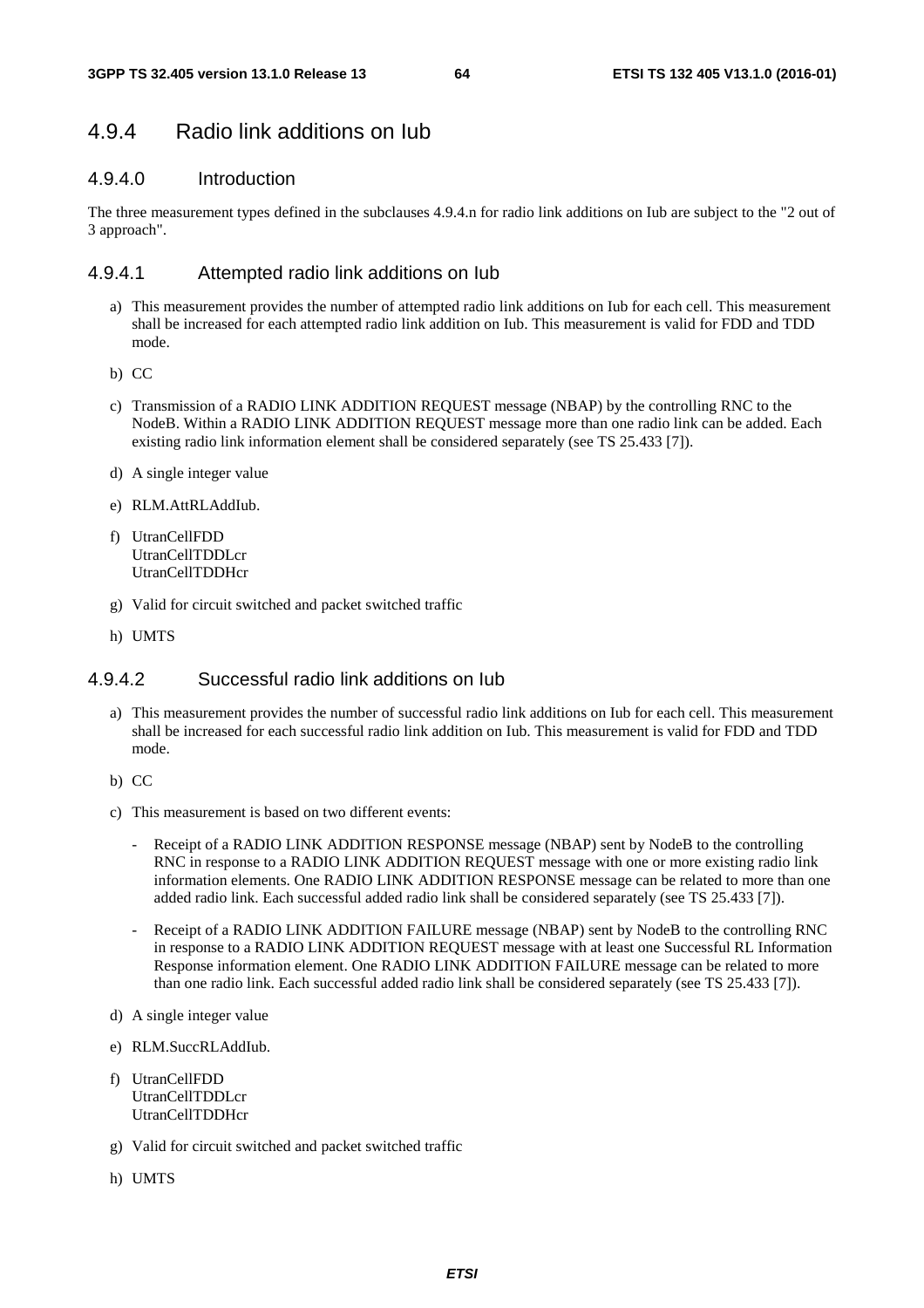### 4.9.4 Radio link additions on Iub

#### 4.9.4.0 Introduction

The three measurement types defined in the subclauses 4.9.4.n for radio link additions on Iub are subject to the "2 out of 3 approach".

#### 4.9.4.1 Attempted radio link additions on Iub

a) This measurement provides the number of attempted radio link additions on Iub for each cell. This measurement shall be increased for each attempted radio link addition on Iub. This measurement is valid for FDD and TDD mode.

b) CC

c) Transmission of a RADIO LINK ADDITION REQUEST message (NBAP) by the controlling RNC to the NodeB. Within a RADIO LINK ADDITION REQUEST message more than one radio link can be added. Each existing radio link information element shall be considered separately (see TS 25.433 [7]).

d) A single integer value

e) RLM.AttRLAddIub.

f) UtranCellFDD
UtranCellTDDLcr
UtranCellTDDHcr

g) Valid for circuit switched and packet switched traffic

h) UMTS

#### 4.9.4.2 Successful radio link additions on Iub

a) This measurement provides the number of successful radio link additions on Iub for each cell. This measurement shall be increased for each successful radio link addition on Iub. This measurement is valid for FDD and TDD mode.

b) CC

c) This measurement is based on two different events:

- Receipt of a RADIO LINK ADDITION RESPONSE message (NBAP) sent by NodeB to the controlling RNC in response to a RADIO LINK ADDITION REQUEST message with one or more existing radio link information elements. One RADIO LINK ADDITION RESPONSE message can be related to more than one added radio link. Each successful added radio link shall be considered separately (see TS 25.433 [7]).
- Receipt of a RADIO LINK ADDITION FAILURE message (NBAP) sent by NodeB to the controlling RNC in response to a RADIO LINK ADDITION REQUEST message with at least one Successful RL Information Response information element. One RADIO LINK ADDITION FAILURE message can be related to more than one radio link. Each successful added radio link shall be considered separately (see TS 25.433 [7]).

d) A single integer value

e) RLM.SuccRLAddIub.

f) UtranCellFDD
UtranCellTDDLcr
UtranCellTDDHcr

g) Valid for circuit switched and packet switched traffic

h) UMTS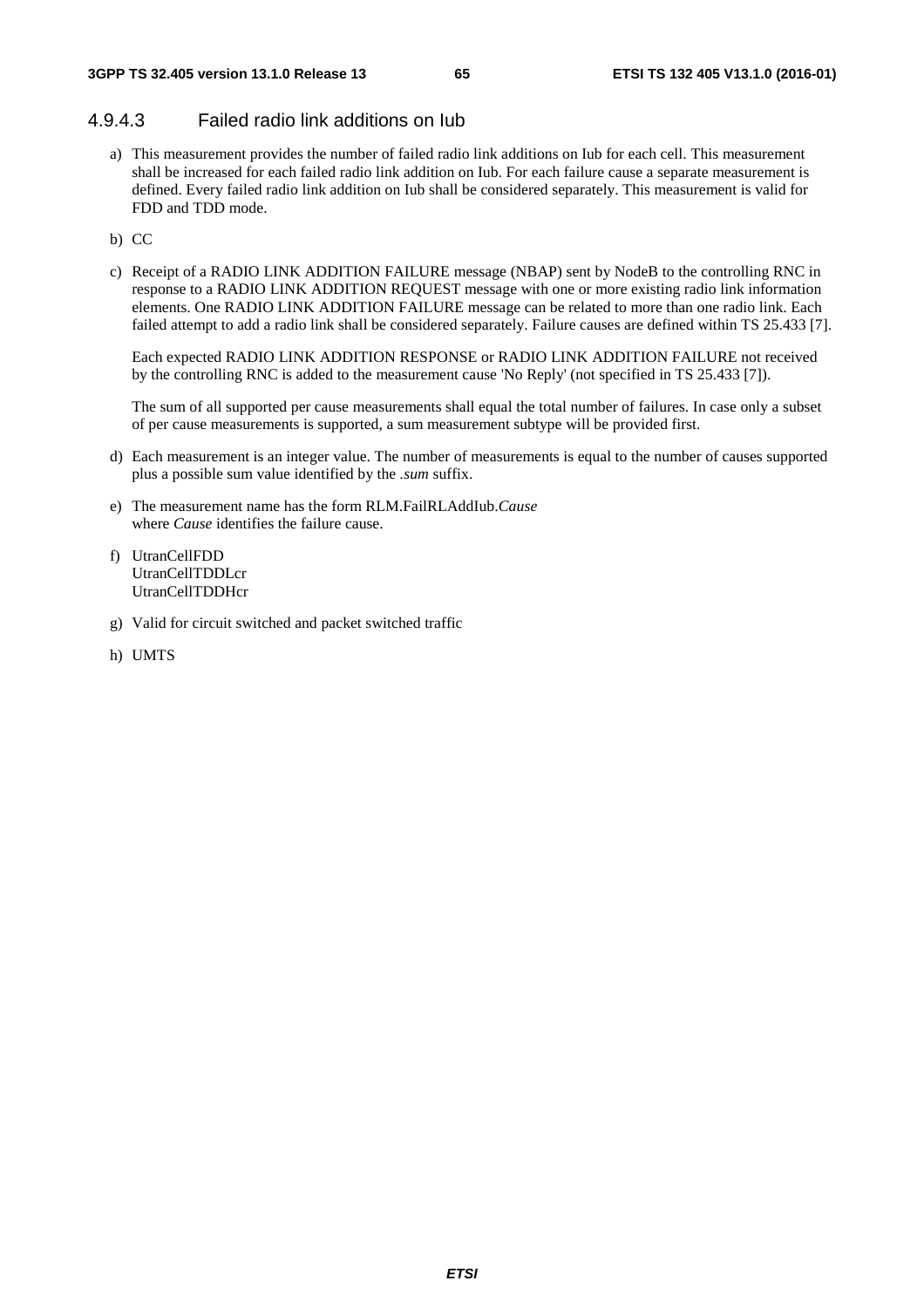#### 4.9.4.3 Failed radio link additions on Iub

a) This measurement provides the number of failed radio link additions on Iub for each cell. This measurement shall be increased for each failed radio link addition on Iub. For each failure cause a separate measurement is defined. Every failed radio link addition on Iub shall be considered separately. This measurement is valid for FDD and TDD mode.

b) CC

c) Receipt of a RADIO LINK ADDITION FAILURE message (NBAP) sent by NodeB to the controlling RNC in response to a RADIO LINK ADDITION REQUEST message with one or more existing radio link information elements. One RADIO LINK ADDITION FAILURE message can be related to more than one radio link. Each failed attempt to add a radio link shall be considered separately. Failure causes are defined within TS 25.433 [7].

   Each expected RADIO LINK ADDITION RESPONSE or RADIO LINK ADDITION FAILURE not received by the controlling RNC is added to the measurement cause 'No Reply' (not specified in TS 25.433 [7]).

   The sum of all supported per cause measurements shall equal the total number of failures. In case only a subset of per cause measurements is supported, a sum measurement subtype will be provided first.

d) Each measurement is an integer value. The number of measurements is equal to the number of causes supported plus a possible sum value identified by the *.sum* suffix.

e) The measurement name has the form RLM.FailRLAddIub.*Cause*
   where *Cause* identifies the failure cause.

f) UtranCellFDD
   UtranCellTDDLcr
   UtranCellTDDHcr

g) Valid for circuit switched and packet switched traffic

h) UMTS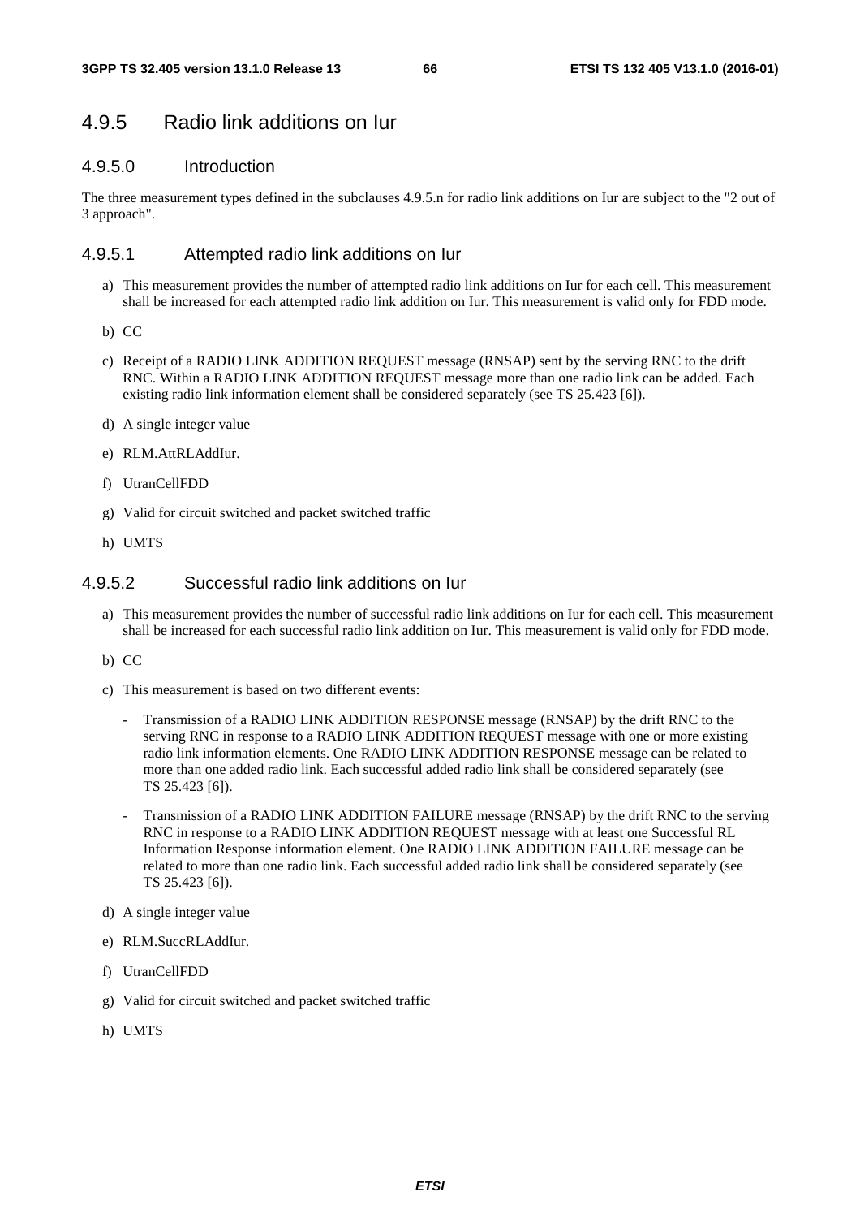### 4.9.5 Radio link additions on Iur

#### 4.9.5.0 Introduction

The three measurement types defined in the subclauses 4.9.5.n for radio link additions on Iur are subject to the "2 out of 3 approach".

#### 4.9.5.1 Attempted radio link additions on Iur

a) This measurement provides the number of attempted radio link additions on Iur for each cell. This measurement shall be increased for each attempted radio link addition on Iur. This measurement is valid only for FDD mode.

b) CC

c) Receipt of a RADIO LINK ADDITION REQUEST message (RNSAP) sent by the serving RNC to the drift RNC. Within a RADIO LINK ADDITION REQUEST message more than one radio link can be added. Each existing radio link information element shall be considered separately (see TS 25.423 [6]).

d) A single integer value

e) RLM.AttRLAddIur.

f) UtranCellFDD

g) Valid for circuit switched and packet switched traffic

h) UMTS

#### 4.9.5.2 Successful radio link additions on Iur

a) This measurement provides the number of successful radio link additions on Iur for each cell. This measurement shall be increased for each successful radio link addition on Iur. This measurement is valid only for FDD mode.

b) CC

c) This measurement is based on two different events:

   - Transmission of a RADIO LINK ADDITION RESPONSE message (RNSAP) by the drift RNC to the serving RNC in response to a RADIO LINK ADDITION REQUEST message with one or more existing radio link information elements. One RADIO LINK ADDITION RESPONSE message can be related to more than one added radio link. Each successful added radio link shall be considered separately (see TS 25.423 [6]).

   - Transmission of a RADIO LINK ADDITION FAILURE message (RNSAP) by the drift RNC to the serving RNC in response to a RADIO LINK ADDITION REQUEST message with at least one Successful RL Information Response information element. One RADIO LINK ADDITION FAILURE message can be related to more than one radio link. Each successful added radio link shall be considered separately (see TS 25.423 [6]).

d) A single integer value

e) RLM.SuccRLAddIur.

f) UtranCellFDD

g) Valid for circuit switched and packet switched traffic

h) UMTS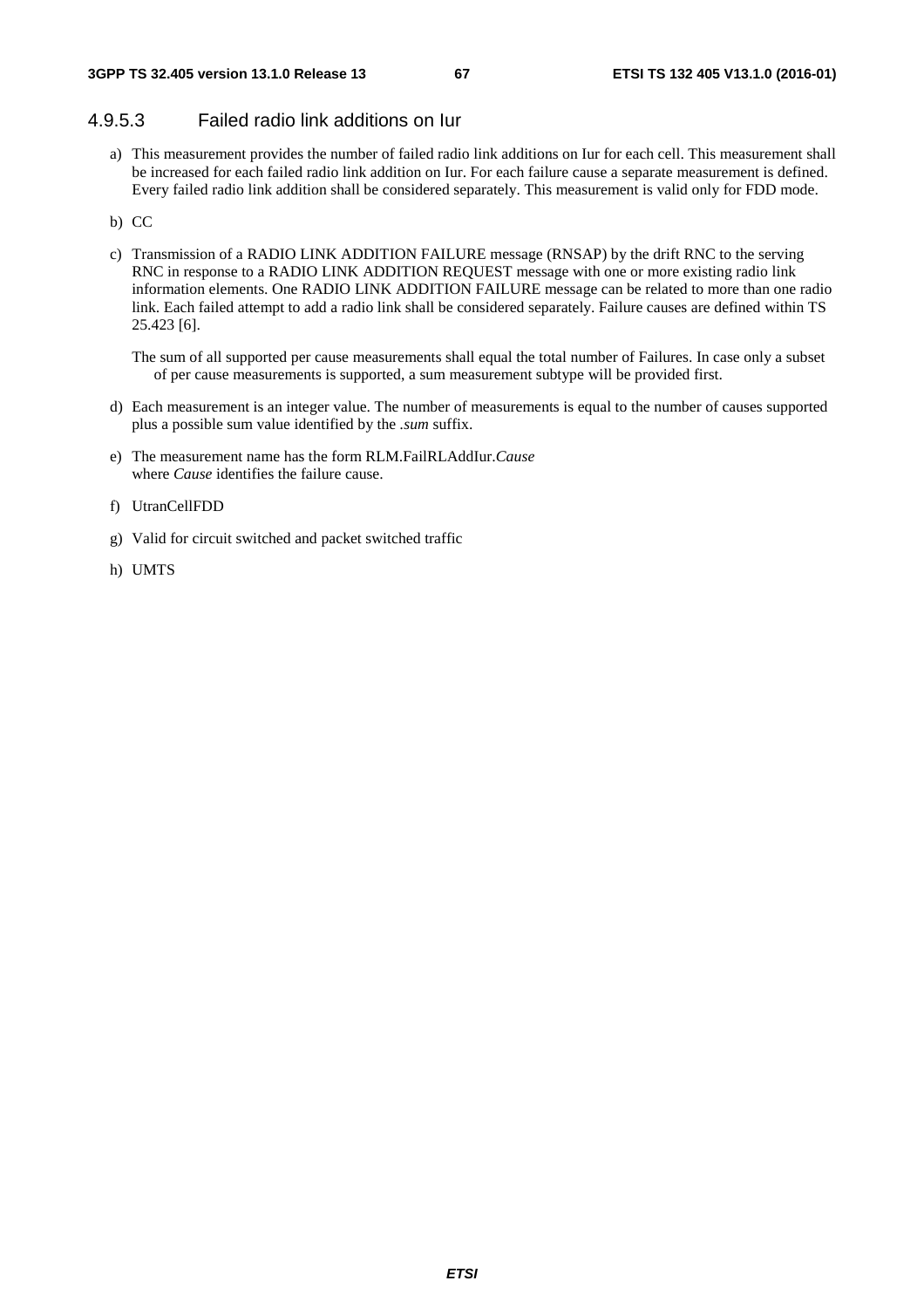#### 4.9.5.3 Failed radio link additions on Iur

a) This measurement provides the number of failed radio link additions on Iur for each cell. This measurement shall be increased for each failed radio link addition on Iur. For each failure cause a separate measurement is defined. Every failed radio link addition shall be considered separately. This measurement is valid only for FDD mode.

b) CC

c) Transmission of a RADIO LINK ADDITION FAILURE message (RNSAP) by the drift RNC to the serving RNC in response to a RADIO LINK ADDITION REQUEST message with one or more existing radio link information elements. One RADIO LINK ADDITION FAILURE message can be related to more than one radio link. Each failed attempt to add a radio link shall be considered separately. Failure causes are defined within TS 25.423 [6].

   The sum of all supported per cause measurements shall equal the total number of Failures. In case only a subset of per cause measurements is supported, a sum measurement subtype will be provided first.

d) Each measurement is an integer value. The number of measurements is equal to the number of causes supported plus a possible sum value identified by the *.sum* suffix.

e) The measurement name has the form RLM.FailRLAddIur.*Cause*
   where *Cause* identifies the failure cause.

f) UtranCellFDD

g) Valid for circuit switched and packet switched traffic

h) UMTS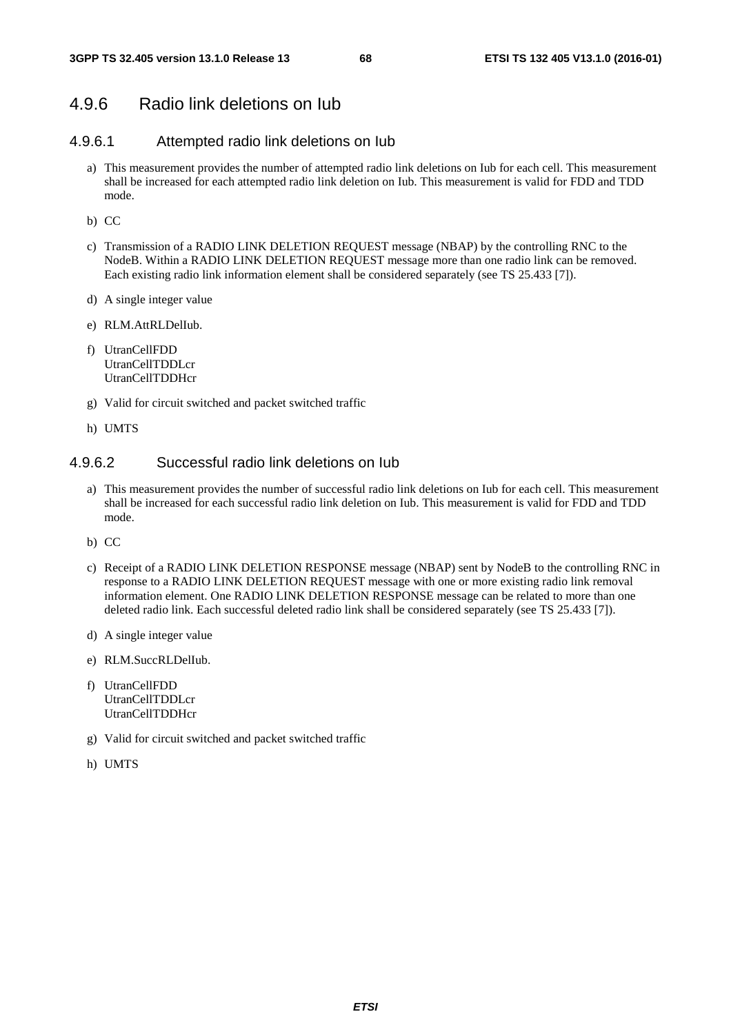### 4.9.6 Radio link deletions on Iub

#### 4.9.6.1 Attempted radio link deletions on Iub

a) This measurement provides the number of attempted radio link deletions on Iub for each cell. This measurement shall be increased for each attempted radio link deletion on Iub. This measurement is valid for FDD and TDD mode.

b) CC

c) Transmission of a RADIO LINK DELETION REQUEST message (NBAP) by the controlling RNC to the NodeB. Within a RADIO LINK DELETION REQUEST message more than one radio link can be removed. Each existing radio link information element shall be considered separately (see TS 25.433 [7]).

d) A single integer value

e) RLM.AttRLDelIub.

f) UtranCellFDD
   UtranCellTDDLcr
   UtranCellTDDHcr

g) Valid for circuit switched and packet switched traffic

h) UMTS

#### 4.9.6.2 Successful radio link deletions on Iub

a) This measurement provides the number of successful radio link deletions on Iub for each cell. This measurement shall be increased for each successful radio link deletion on Iub. This measurement is valid for FDD and TDD mode.

b) CC

c) Receipt of a RADIO LINK DELETION RESPONSE message (NBAP) sent by NodeB to the controlling RNC in response to a RADIO LINK DELETION REQUEST message with one or more existing radio link removal information element. One RADIO LINK DELETION RESPONSE message can be related to more than one deleted radio link. Each successful deleted radio link shall be considered separately (see TS 25.433 [7]).

d) A single integer value

e) RLM.SuccRLDelIub.

f) UtranCellFDD
   UtranCellTDDLcr
   UtranCellTDDHcr

g) Valid for circuit switched and packet switched traffic

h) UMTS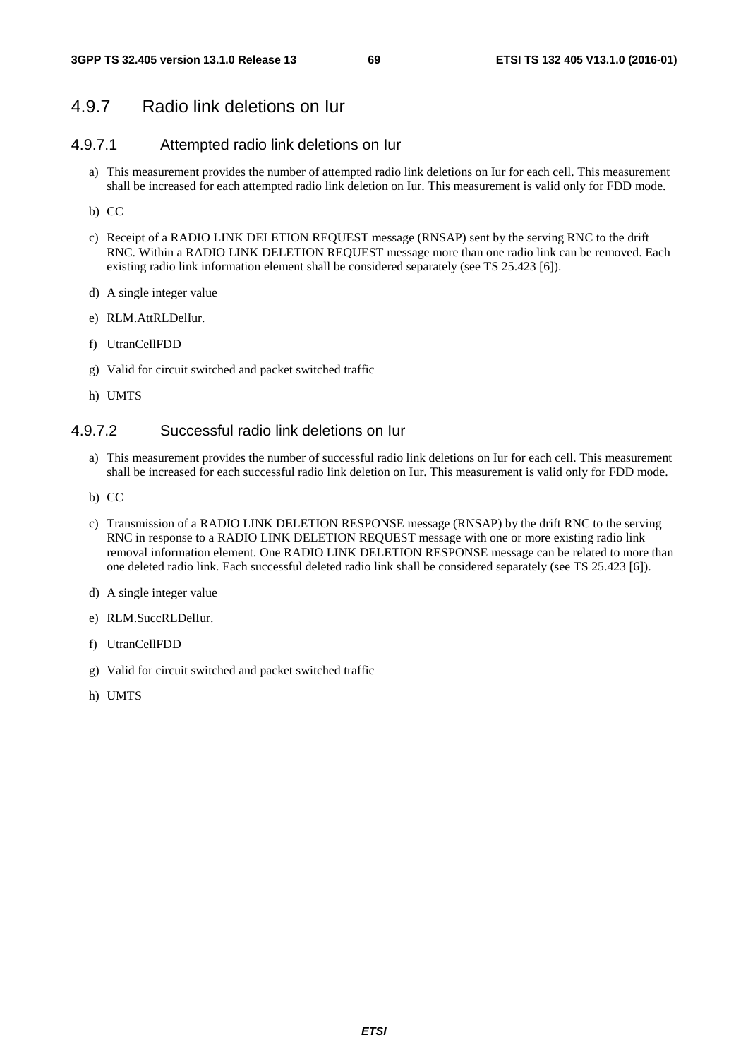### 4.9.7 Radio link deletions on Iur

#### 4.9.7.1 Attempted radio link deletions on Iur

a) This measurement provides the number of attempted radio link deletions on Iur for each cell. This measurement shall be increased for each attempted radio link deletion on Iur. This measurement is valid only for FDD mode.

b) CC

c) Receipt of a RADIO LINK DELETION REQUEST message (RNSAP) sent by the serving RNC to the drift RNC. Within a RADIO LINK DELETION REQUEST message more than one radio link can be removed. Each existing radio link information element shall be considered separately (see TS 25.423 [6]).

d) A single integer value

e) RLM.AttRLDelIur.

f) UtranCellFDD

g) Valid for circuit switched and packet switched traffic

h) UMTS

#### 4.9.7.2 Successful radio link deletions on Iur

a) This measurement provides the number of successful radio link deletions on Iur for each cell. This measurement shall be increased for each successful radio link deletion on Iur. This measurement is valid only for FDD mode.

b) CC

c) Transmission of a RADIO LINK DELETION RESPONSE message (RNSAP) by the drift RNC to the serving RNC in response to a RADIO LINK DELETION REQUEST message with one or more existing radio link removal information element. One RADIO LINK DELETION RESPONSE message can be related to more than one deleted radio link. Each successful deleted radio link shall be considered separately (see TS 25.423 [6]).

d) A single integer value

e) RLM.SuccRLDelIur.

f) UtranCellFDD

g) Valid for circuit switched and packet switched traffic

h) UMTS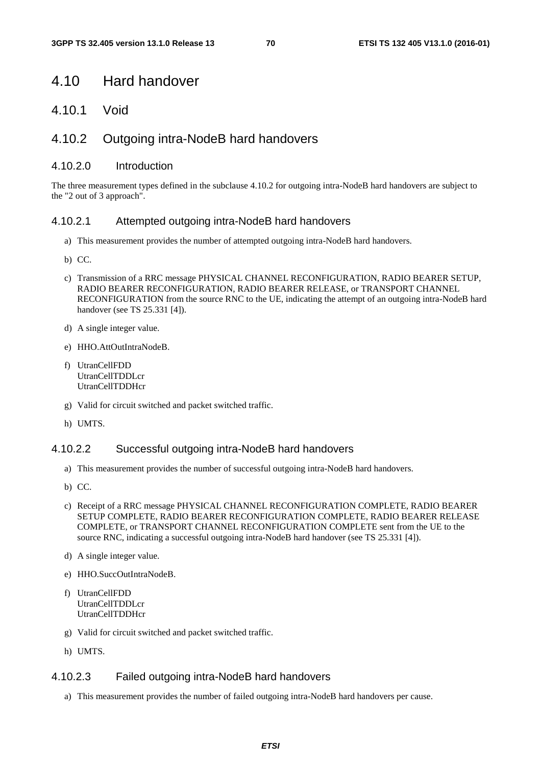# 4.10 Hard handover

## 4.10.1 Void

## 4.10.2 Outgoing intra-NodeB hard handovers

### 4.10.2.0 Introduction

The three measurement types defined in the subclause 4.10.2 for outgoing intra-NodeB hard handovers are subject to the "2 out of 3 approach".

### 4.10.2.1 Attempted outgoing intra-NodeB hard handovers

a) This measurement provides the number of attempted outgoing intra-NodeB hard handovers.

b) CC.

c) Transmission of a RRC message PHYSICAL CHANNEL RECONFIGURATION, RADIO BEARER SETUP, RADIO BEARER RECONFIGURATION, RADIO BEARER RELEASE, or TRANSPORT CHANNEL RECONFIGURATION from the source RNC to the UE, indicating the attempt of an outgoing intra-NodeB hard handover (see TS 25.331 [4]).

d) A single integer value.

e) HHO.AttOutIntraNodeB.

f) UtranCellFDD
UtranCellTDDLcr
UtranCellTDDHcr

g) Valid for circuit switched and packet switched traffic.

h) UMTS.

### 4.10.2.2 Successful outgoing intra-NodeB hard handovers

a) This measurement provides the number of successful outgoing intra-NodeB hard handovers.

b) CC.

c) Receipt of a RRC message PHYSICAL CHANNEL RECONFIGURATION COMPLETE, RADIO BEARER SETUP COMPLETE, RADIO BEARER RECONFIGURATION COMPLETE, RADIO BEARER RELEASE COMPLETE, or TRANSPORT CHANNEL RECONFIGURATION COMPLETE sent from the UE to the source RNC, indicating a successful outgoing intra-NodeB hard handover (see TS 25.331 [4]).

d) A single integer value.

e) HHO.SuccOutIntraNodeB.

f) UtranCellFDD
UtranCellTDDLcr
UtranCellTDDHcr

g) Valid for circuit switched and packet switched traffic.

h) UMTS.

### 4.10.2.3 Failed outgoing intra-NodeB hard handovers

a) This measurement provides the number of failed outgoing intra-NodeB hard handovers per cause.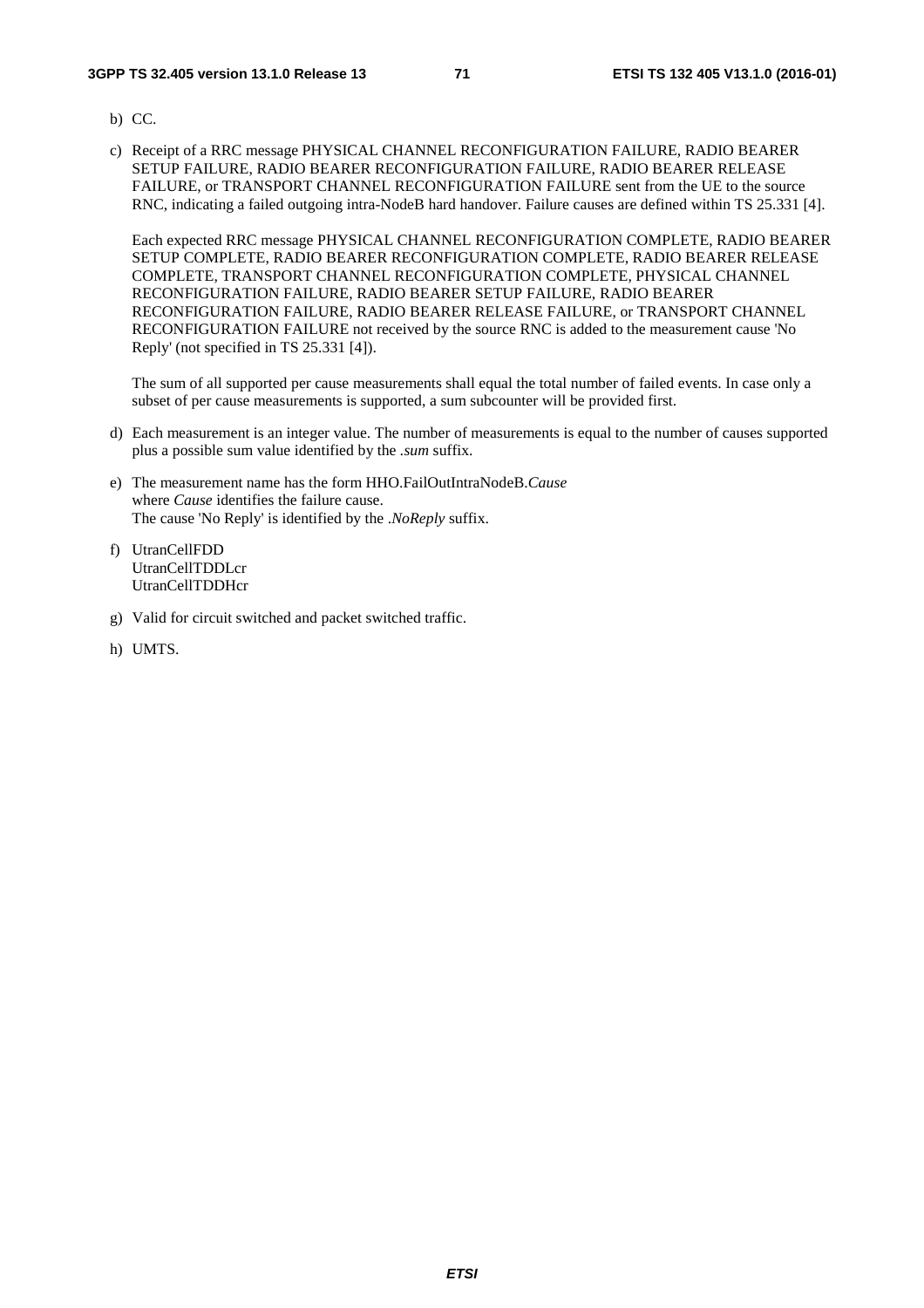b) CC.

c) Receipt of a RRC message PHYSICAL CHANNEL RECONFIGURATION FAILURE, RADIO BEARER SETUP FAILURE, RADIO BEARER RECONFIGURATION FAILURE, RADIO BEARER RELEASE FAILURE, or TRANSPORT CHANNEL RECONFIGURATION FAILURE sent from the UE to the source RNC, indicating a failed outgoing intra-NodeB hard handover. Failure causes are defined within TS 25.331 [4].

   Each expected RRC message PHYSICAL CHANNEL RECONFIGURATION COMPLETE, RADIO BEARER SETUP COMPLETE, RADIO BEARER RECONFIGURATION COMPLETE, RADIO BEARER RELEASE COMPLETE, TRANSPORT CHANNEL RECONFIGURATION COMPLETE, PHYSICAL CHANNEL RECONFIGURATION FAILURE, RADIO BEARER SETUP FAILURE, RADIO BEARER RECONFIGURATION FAILURE, RADIO BEARER RELEASE FAILURE, or TRANSPORT CHANNEL RECONFIGURATION FAILURE not received by the source RNC is added to the measurement cause 'No Reply' (not specified in TS 25.331 [4]).

   The sum of all supported per cause measurements shall equal the total number of failed events. In case only a subset of per cause measurements is supported, a sum subcounter will be provided first.

d) Each measurement is an integer value. The number of measurements is equal to the number of causes supported plus a possible sum value identified by the *.sum* suffix.

e) The measurement name has the form HHO.FailOutIntraNodeB.*Cause*
   where *Cause* identifies the failure cause.
   The cause 'No Reply' is identified by the *.NoReply* suffix.

f) UtranCellFDD
   UtranCellTDDLcr
   UtranCellTDDHcr

g) Valid for circuit switched and packet switched traffic.

h) UMTS.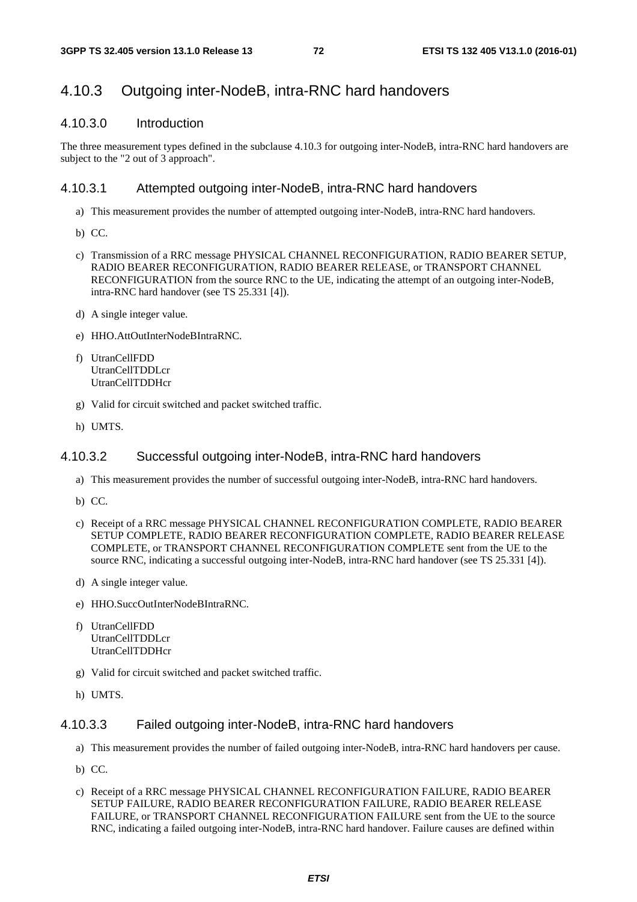## 4.10.3 Outgoing inter-NodeB, intra-RNC hard handovers

### 4.10.3.0 Introduction

The three measurement types defined in the subclause 4.10.3 for outgoing inter-NodeB, intra-RNC hard handovers are subject to the "2 out of 3 approach".

### 4.10.3.1 Attempted outgoing inter-NodeB, intra-RNC hard handovers

a) This measurement provides the number of attempted outgoing inter-NodeB, intra-RNC hard handovers.

b) CC.

c) Transmission of a RRC message PHYSICAL CHANNEL RECONFIGURATION, RADIO BEARER SETUP, RADIO BEARER RECONFIGURATION, RADIO BEARER RELEASE, or TRANSPORT CHANNEL RECONFIGURATION from the source RNC to the UE, indicating the attempt of an outgoing inter-NodeB, intra-RNC hard handover (see TS 25.331 [4]).

d) A single integer value.

e) HHO.AttOutInterNodeBIntraRNC.

f) UtranCellFDD
UtranCellTDDLcr
UtranCellTDDHcr

g) Valid for circuit switched and packet switched traffic.

h) UMTS.

### 4.10.3.2 Successful outgoing inter-NodeB, intra-RNC hard handovers

a) This measurement provides the number of successful outgoing inter-NodeB, intra-RNC hard handovers.

b) CC.

c) Receipt of a RRC message PHYSICAL CHANNEL RECONFIGURATION COMPLETE, RADIO BEARER SETUP COMPLETE, RADIO BEARER RECONFIGURATION COMPLETE, RADIO BEARER RELEASE COMPLETE, or TRANSPORT CHANNEL RECONFIGURATION COMPLETE sent from the UE to the source RNC, indicating a successful outgoing inter-NodeB, intra-RNC hard handover (see TS 25.331 [4]).

d) A single integer value.

e) HHO.SuccOutInterNodeBIntraRNC.

f) UtranCellFDD
UtranCellTDDLcr
UtranCellTDDHcr

g) Valid for circuit switched and packet switched traffic.

h) UMTS.

### 4.10.3.3 Failed outgoing inter-NodeB, intra-RNC hard handovers

a) This measurement provides the number of failed outgoing inter-NodeB, intra-RNC hard handovers per cause.

b) CC.

c) Receipt of a RRC message PHYSICAL CHANNEL RECONFIGURATION FAILURE, RADIO BEARER SETUP FAILURE, RADIO BEARER RECONFIGURATION FAILURE, RADIO BEARER RELEASE FAILURE, or TRANSPORT CHANNEL RECONFIGURATION FAILURE sent from the UE to the source RNC, indicating a failed outgoing inter-NodeB, intra-RNC hard handover. Failure causes are defined within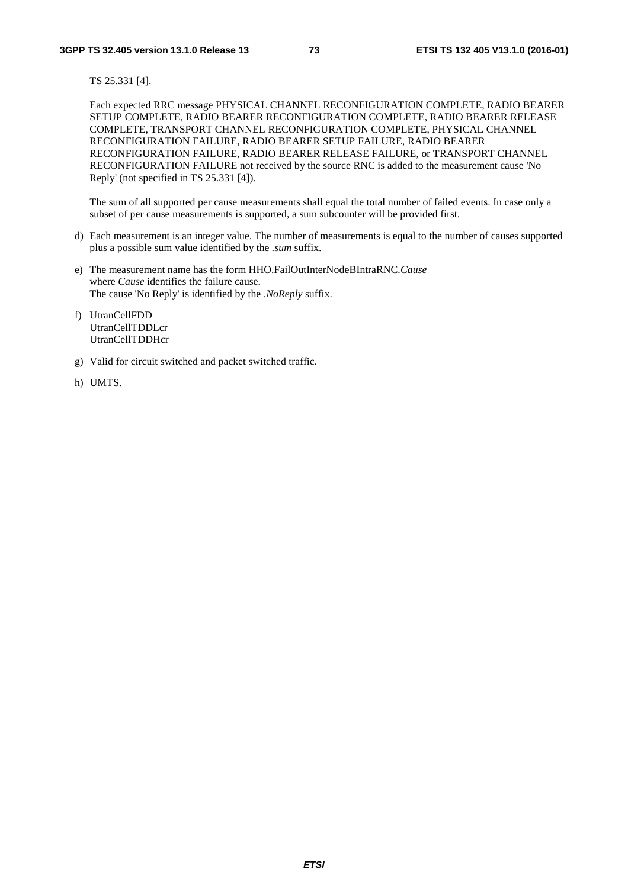TS 25.331 [4].

Each expected RRC message PHYSICAL CHANNEL RECONFIGURATION COMPLETE, RADIO BEARER SETUP COMPLETE, RADIO BEARER RECONFIGURATION COMPLETE, RADIO BEARER RELEASE COMPLETE, TRANSPORT CHANNEL RECONFIGURATION COMPLETE, PHYSICAL CHANNEL RECONFIGURATION FAILURE, RADIO BEARER SETUP FAILURE, RADIO BEARER RECONFIGURATION FAILURE, RADIO BEARER RELEASE FAILURE, or TRANSPORT CHANNEL RECONFIGURATION FAILURE not received by the source RNC is added to the measurement cause 'No Reply' (not specified in TS 25.331 [4]).

The sum of all supported per cause measurements shall equal the total number of failed events. In case only a subset of per cause measurements is supported, a sum subcounter will be provided first.

d) Each measurement is an integer value. The number of measurements is equal to the number of causes supported plus a possible sum value identified by the *.sum* suffix.

e) The measurement name has the form HHO.FailOutInterNodeBIntraRNC.*Cause*
   where *Cause* identifies the failure cause.
   The cause 'No Reply' is identified by the *.NoReply* suffix.

f) UtranCellFDD
   UtranCellTDDLcr
   UtranCellTDDHcr

g) Valid for circuit switched and packet switched traffic.

h) UMTS.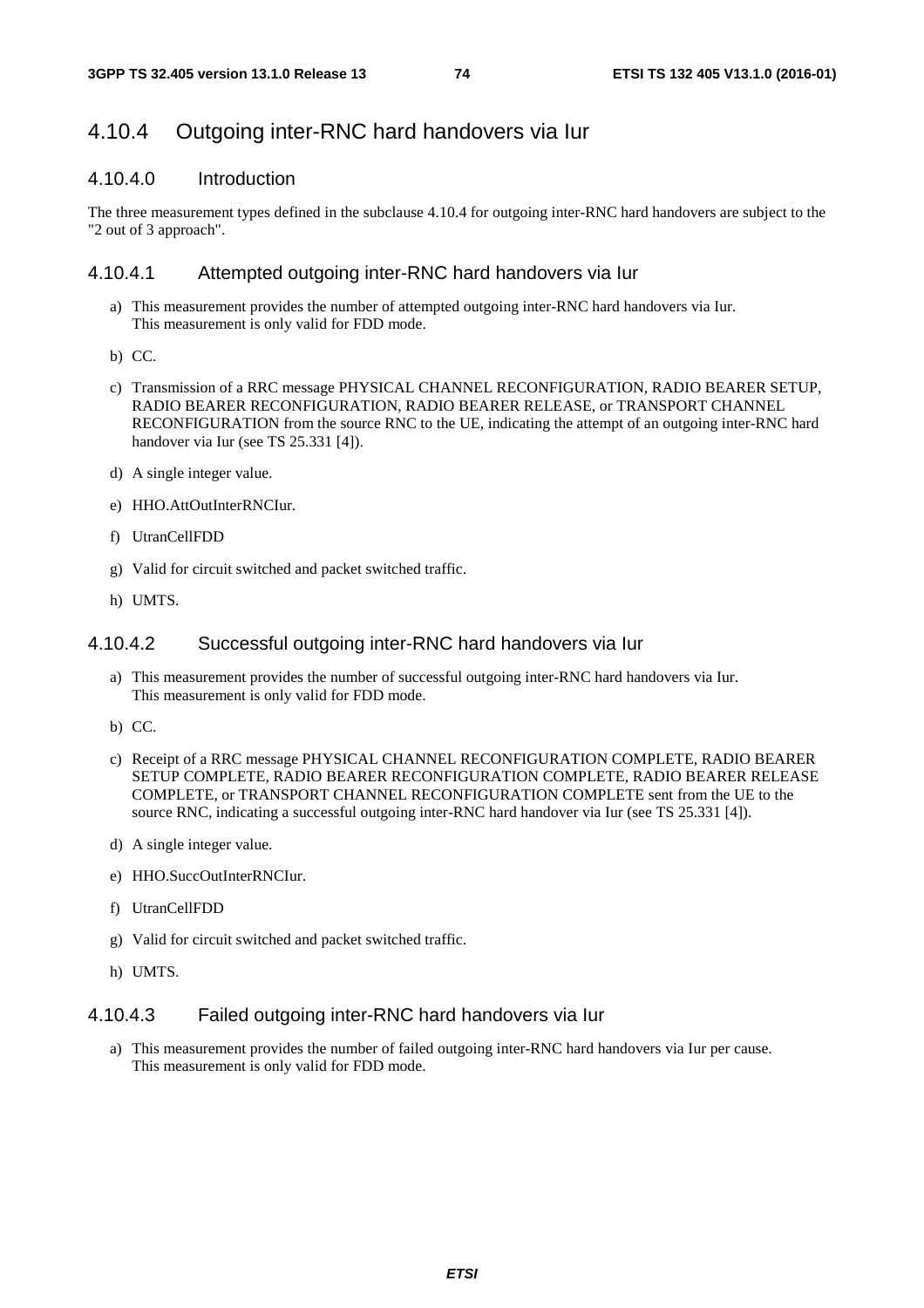## 4.10.4 Outgoing inter-RNC hard handovers via Iur

### 4.10.4.0 Introduction

The three measurement types defined in the subclause 4.10.4 for outgoing inter-RNC hard handovers are subject to the "2 out of 3 approach".

### 4.10.4.1 Attempted outgoing inter-RNC hard handovers via Iur

a) This measurement provides the number of attempted outgoing inter-RNC hard handovers via Iur.
   This measurement is only valid for FDD mode.

b) CC.

c) Transmission of a RRC message PHYSICAL CHANNEL RECONFIGURATION, RADIO BEARER SETUP, RADIO BEARER RECONFIGURATION, RADIO BEARER RELEASE, or TRANSPORT CHANNEL RECONFIGURATION from the source RNC to the UE, indicating the attempt of an outgoing inter-RNC hard handover via Iur (see TS 25.331 [4]).

d) A single integer value.

e) HHO.AttOutInterRNCIur.

f) UtranCellFDD

g) Valid for circuit switched and packet switched traffic.

h) UMTS.

### 4.10.4.2 Successful outgoing inter-RNC hard handovers via Iur

a) This measurement provides the number of successful outgoing inter-RNC hard handovers via Iur.
   This measurement is only valid for FDD mode.

b) CC.

c) Receipt of a RRC message PHYSICAL CHANNEL RECONFIGURATION COMPLETE, RADIO BEARER SETUP COMPLETE, RADIO BEARER RECONFIGURATION COMPLETE, RADIO BEARER RELEASE COMPLETE, or TRANSPORT CHANNEL RECONFIGURATION COMPLETE sent from the UE to the source RNC, indicating a successful outgoing inter-RNC hard handover via Iur (see TS 25.331 [4]).

d) A single integer value.

e) HHO.SuccOutInterRNCIur.

f) UtranCellFDD

g) Valid for circuit switched and packet switched traffic.

h) UMTS.

### 4.10.4.3 Failed outgoing inter-RNC hard handovers via Iur

a) This measurement provides the number of failed outgoing inter-RNC hard handovers via Iur per cause.
   This measurement is only valid for FDD mode.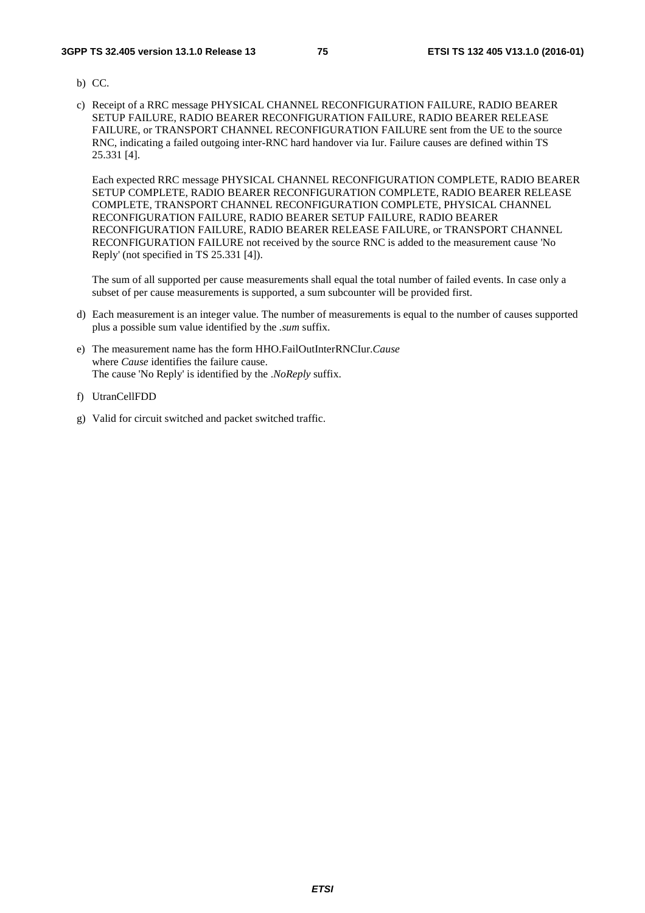b) CC.

c) Receipt of a RRC message PHYSICAL CHANNEL RECONFIGURATION FAILURE, RADIO BEARER SETUP FAILURE, RADIO BEARER RECONFIGURATION FAILURE, RADIO BEARER RELEASE FAILURE, or TRANSPORT CHANNEL RECONFIGURATION FAILURE sent from the UE to the source RNC, indicating a failed outgoing inter-RNC hard handover via Iur. Failure causes are defined within TS 25.331 [4].

   Each expected RRC message PHYSICAL CHANNEL RECONFIGURATION COMPLETE, RADIO BEARER SETUP COMPLETE, RADIO BEARER RECONFIGURATION COMPLETE, RADIO BEARER RELEASE COMPLETE, TRANSPORT CHANNEL RECONFIGURATION COMPLETE, PHYSICAL CHANNEL RECONFIGURATION FAILURE, RADIO BEARER SETUP FAILURE, RADIO BEARER RECONFIGURATION FAILURE, RADIO BEARER RELEASE FAILURE, or TRANSPORT CHANNEL RECONFIGURATION FAILURE not received by the source RNC is added to the measurement cause 'No Reply' (not specified in TS 25.331 [4]).

   The sum of all supported per cause measurements shall equal the total number of failed events. In case only a subset of per cause measurements is supported, a sum subcounter will be provided first.

d) Each measurement is an integer value. The number of measurements is equal to the number of causes supported plus a possible sum value identified by the *.sum* suffix.

e) The measurement name has the form HHO.FailOutInterRNCIur.*Cause*
   where *Cause* identifies the failure cause.
   The cause 'No Reply' is identified by the *.NoReply* suffix.

f) UtranCellFDD

g) Valid for circuit switched and packet switched traffic.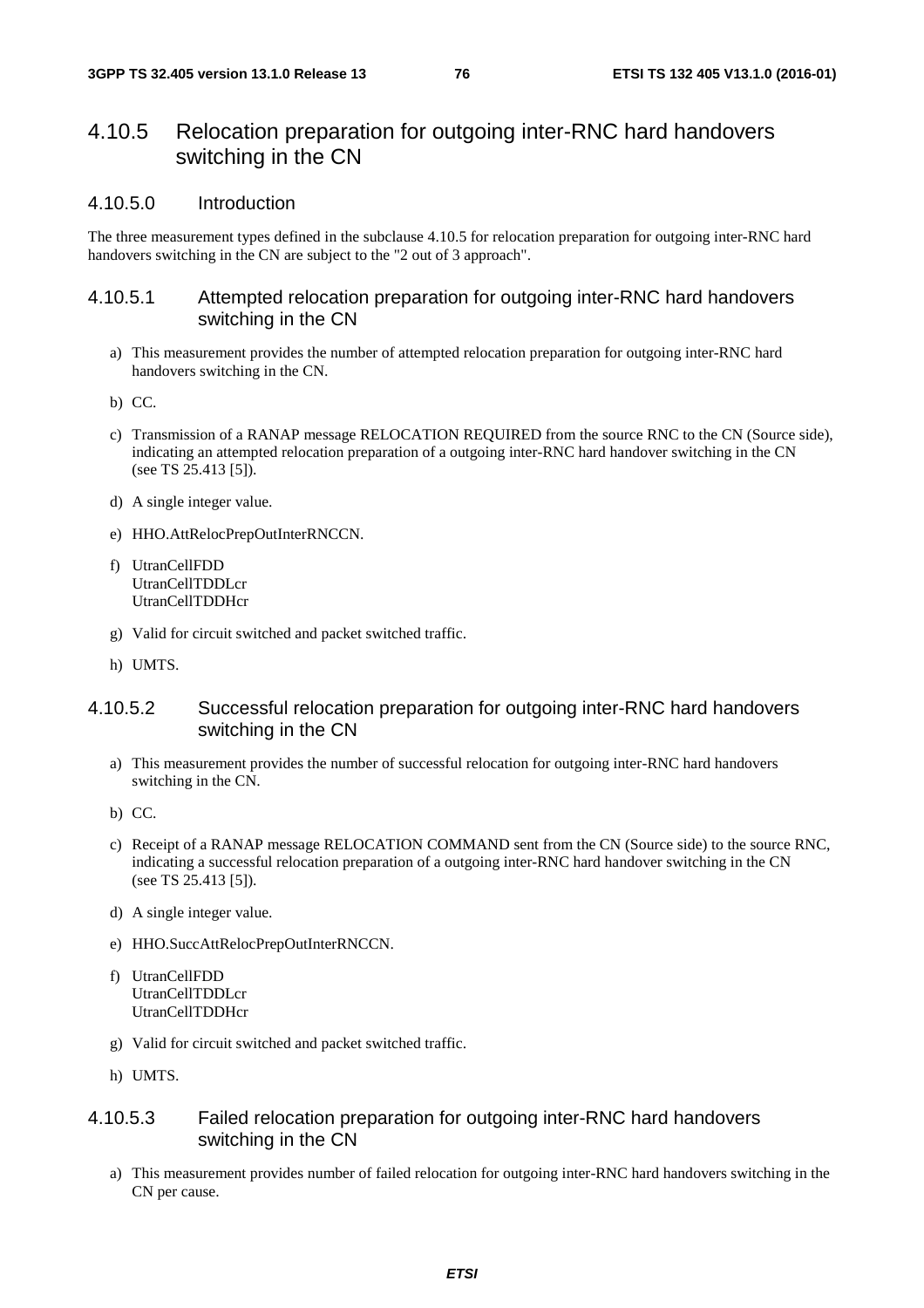### 4.10.5 Relocation preparation for outgoing inter-RNC hard handovers switching in the CN

#### 4.10.5.0 Introduction

The three measurement types defined in the subclause 4.10.5 for relocation preparation for outgoing inter-RNC hard handovers switching in the CN are subject to the "2 out of 3 approach".

#### 4.10.5.1 Attempted relocation preparation for outgoing inter-RNC hard handovers switching in the CN

a) This measurement provides the number of attempted relocation preparation for outgoing inter-RNC hard handovers switching in the CN.

b) CC.

c) Transmission of a RANAP message RELOCATION REQUIRED from the source RNC to the CN (Source side), indicating an attempted relocation preparation of a outgoing inter-RNC hard handover switching in the CN (see TS 25.413 [5]).

d) A single integer value.

e) HHO.AttRelocPrepOutInterRNCCN.

f) UtranCellFDD
UtranCellTDDLcr
UtranCellTDDHcr

g) Valid for circuit switched and packet switched traffic.

h) UMTS.

#### 4.10.5.2 Successful relocation preparation for outgoing inter-RNC hard handovers switching in the CN

a) This measurement provides the number of successful relocation for outgoing inter-RNC hard handovers switching in the CN.

b) CC.

c) Receipt of a RANAP message RELOCATION COMMAND sent from the CN (Source side) to the source RNC, indicating a successful relocation preparation of a outgoing inter-RNC hard handover switching in the CN (see TS 25.413 [5]).

d) A single integer value.

e) HHO.SuccAttRelocPrepOutInterRNCCN.

f) UtranCellFDD
UtranCellTDDLcr
UtranCellTDDHcr

g) Valid for circuit switched and packet switched traffic.

h) UMTS.

#### 4.10.5.3 Failed relocation preparation for outgoing inter-RNC hard handovers switching in the CN

a) This measurement provides number of failed relocation for outgoing inter-RNC hard handovers switching in the CN per cause.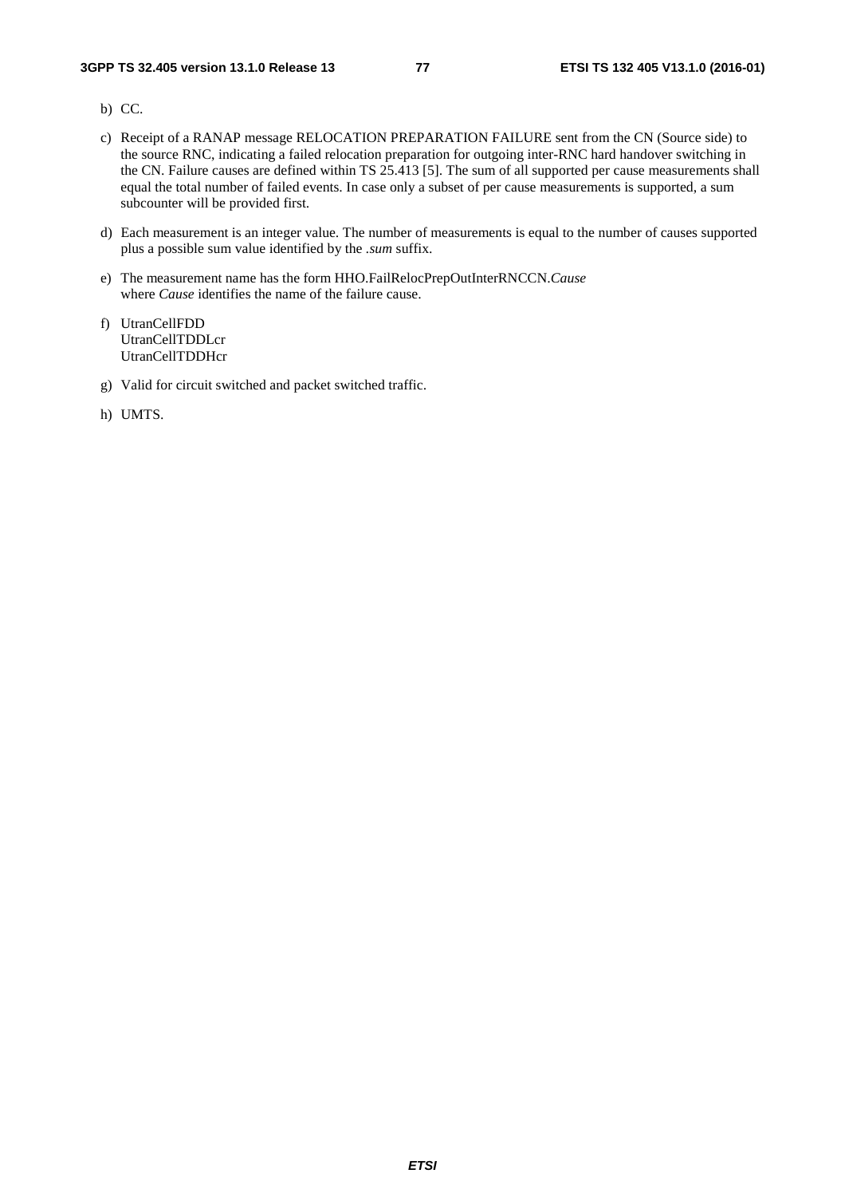b) CC.

c) Receipt of a RANAP message RELOCATION PREPARATION FAILURE sent from the CN (Source side) to the source RNC, indicating a failed relocation preparation for outgoing inter-RNC hard handover switching in the CN. Failure causes are defined within TS 25.413 [5]. The sum of all supported per cause measurements shall equal the total number of failed events. In case only a subset of per cause measurements is supported, a sum subcounter will be provided first.

d) Each measurement is an integer value. The number of measurements is equal to the number of causes supported plus a possible sum value identified by the *.sum* suffix.

e) The measurement name has the form HHO.FailRelocPrepOutInterRNCCN.*Cause*
where *Cause* identifies the name of the failure cause.

f) UtranCellFDD
UtranCellTDDLcr
UtranCellTDDHcr

g) Valid for circuit switched and packet switched traffic.

h) UMTS.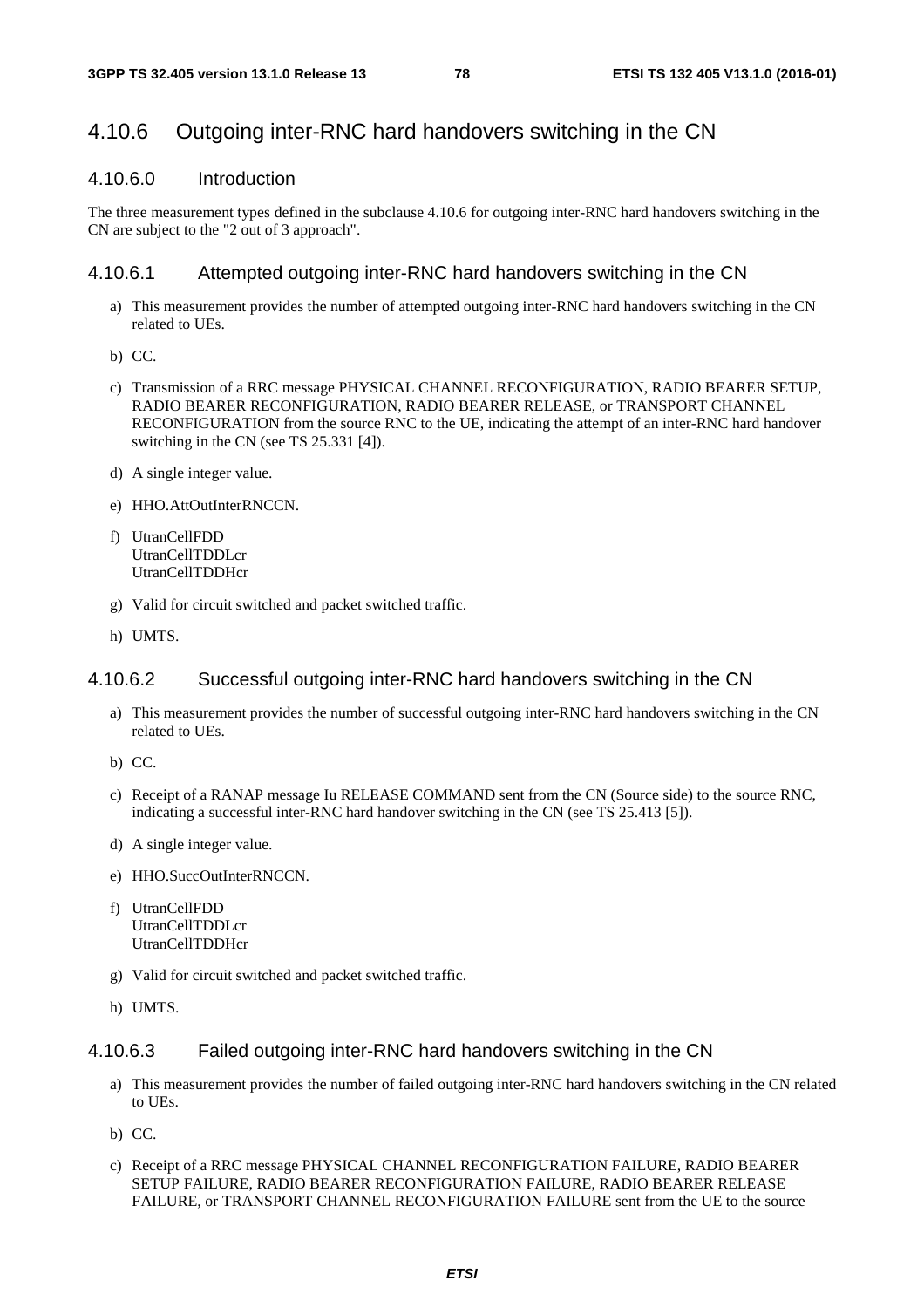## 4.10.6 Outgoing inter-RNC hard handovers switching in the CN

### 4.10.6.0 Introduction

The three measurement types defined in the subclause 4.10.6 for outgoing inter-RNC hard handovers switching in the CN are subject to the "2 out of 3 approach".

### 4.10.6.1 Attempted outgoing inter-RNC hard handovers switching in the CN

a) This measurement provides the number of attempted outgoing inter-RNC hard handovers switching in the CN related to UEs.

b) CC.

c) Transmission of a RRC message PHYSICAL CHANNEL RECONFIGURATION, RADIO BEARER SETUP, RADIO BEARER RECONFIGURATION, RADIO BEARER RELEASE, or TRANSPORT CHANNEL RECONFIGURATION from the source RNC to the UE, indicating the attempt of an inter-RNC hard handover switching in the CN (see TS 25.331 [4]).

d) A single integer value.

e) HHO.AttOutInterRNCCN.

f) UtranCellFDD
UtranCellTDDLcr
UtranCellTDDHcr

g) Valid for circuit switched and packet switched traffic.

h) UMTS.

### 4.10.6.2 Successful outgoing inter-RNC hard handovers switching in the CN

a) This measurement provides the number of successful outgoing inter-RNC hard handovers switching in the CN related to UEs.

b) CC.

c) Receipt of a RANAP message Iu RELEASE COMMAND sent from the CN (Source side) to the source RNC, indicating a successful inter-RNC hard handover switching in the CN (see TS 25.413 [5]).

d) A single integer value.

e) HHO.SuccOutInterRNCCN.

f) UtranCellFDD
UtranCellTDDLcr
UtranCellTDDHcr

g) Valid for circuit switched and packet switched traffic.

h) UMTS.

### 4.10.6.3 Failed outgoing inter-RNC hard handovers switching in the CN

a) This measurement provides the number of failed outgoing inter-RNC hard handovers switching in the CN related to UEs.

b) CC.

c) Receipt of a RRC message PHYSICAL CHANNEL RECONFIGURATION FAILURE, RADIO BEARER SETUP FAILURE, RADIO BEARER RECONFIGURATION FAILURE, RADIO BEARER RELEASE FAILURE, or TRANSPORT CHANNEL RECONFIGURATION FAILURE sent from the UE to the source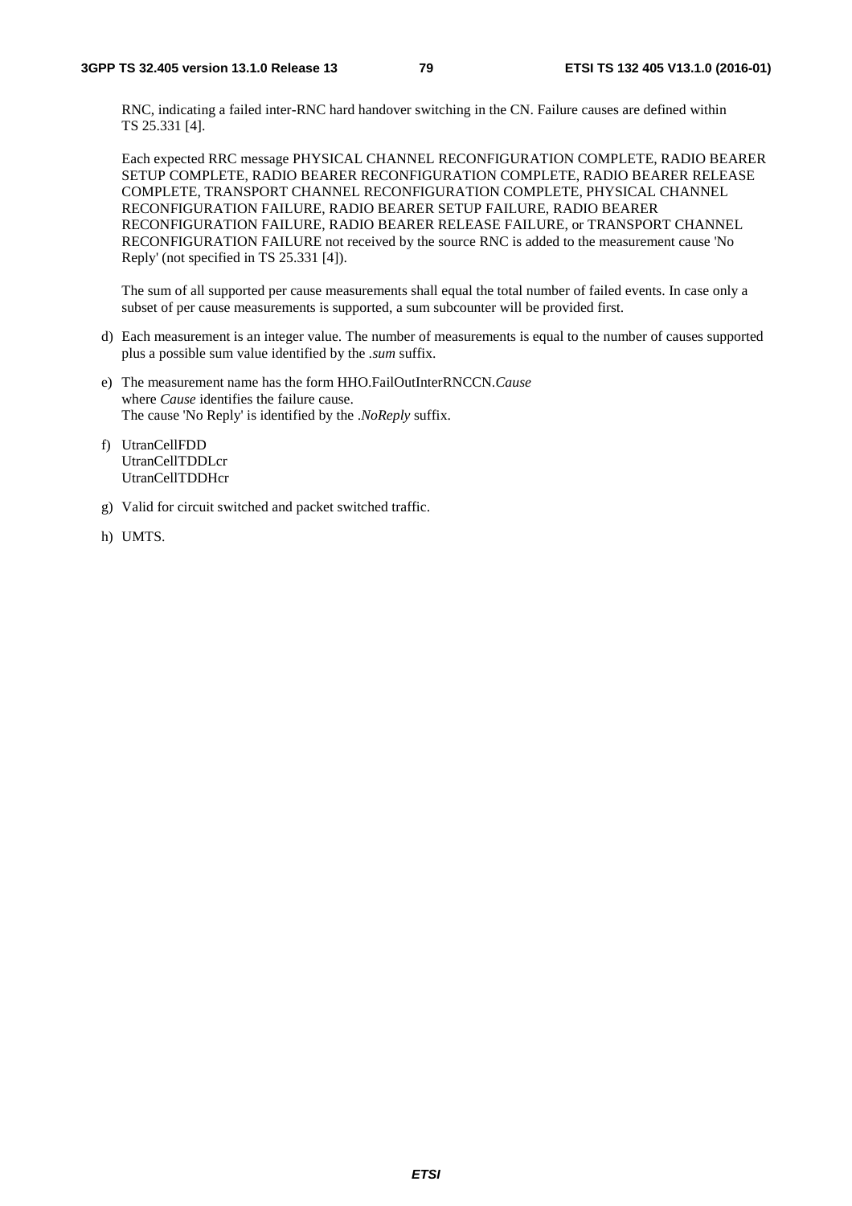RNC, indicating a failed inter-RNC hard handover switching in the CN. Failure causes are defined within TS 25.331 [4].

Each expected RRC message PHYSICAL CHANNEL RECONFIGURATION COMPLETE, RADIO BEARER SETUP COMPLETE, RADIO BEARER RECONFIGURATION COMPLETE, RADIO BEARER RELEASE COMPLETE, TRANSPORT CHANNEL RECONFIGURATION COMPLETE, PHYSICAL CHANNEL RECONFIGURATION FAILURE, RADIO BEARER SETUP FAILURE, RADIO BEARER RECONFIGURATION FAILURE, RADIO BEARER RELEASE FAILURE, or TRANSPORT CHANNEL RECONFIGURATION FAILURE not received by the source RNC is added to the measurement cause 'No Reply' (not specified in TS 25.331 [4]).

The sum of all supported per cause measurements shall equal the total number of failed events. In case only a subset of per cause measurements is supported, a sum subcounter will be provided first.

d) Each measurement is an integer value. The number of measurements is equal to the number of causes supported plus a possible sum value identified by the *.sum* suffix.

e) The measurement name has the form HHO.FailOutInterRNCCN.*Cause*
   where *Cause* identifies the failure cause.
   The cause 'No Reply' is identified by the *.NoReply* suffix.

f) UtranCellFDD
   UtranCellTDDLcr
   UtranCellTDDHcr

g) Valid for circuit switched and packet switched traffic.

h) UMTS.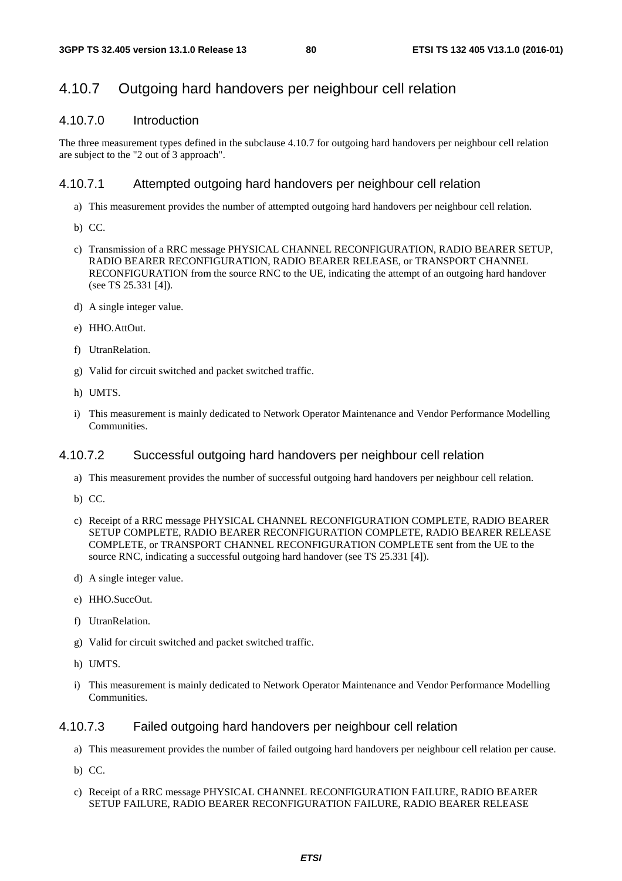## 4.10.7 Outgoing hard handovers per neighbour cell relation

### 4.10.7.0 Introduction

The three measurement types defined in the subclause 4.10.7 for outgoing hard handovers per neighbour cell relation are subject to the "2 out of 3 approach".

### 4.10.7.1 Attempted outgoing hard handovers per neighbour cell relation

a) This measurement provides the number of attempted outgoing hard handovers per neighbour cell relation.

b) CC.

c) Transmission of a RRC message PHYSICAL CHANNEL RECONFIGURATION, RADIO BEARER SETUP, RADIO BEARER RECONFIGURATION, RADIO BEARER RELEASE, or TRANSPORT CHANNEL RECONFIGURATION from the source RNC to the UE, indicating the attempt of an outgoing hard handover (see TS 25.331 [4]).

d) A single integer value.

e) HHO.AttOut.

f) UtranRelation.

g) Valid for circuit switched and packet switched traffic.

h) UMTS.

i) This measurement is mainly dedicated to Network Operator Maintenance and Vendor Performance Modelling Communities.

### 4.10.7.2 Successful outgoing hard handovers per neighbour cell relation

a) This measurement provides the number of successful outgoing hard handovers per neighbour cell relation.

b) CC.

c) Receipt of a RRC message PHYSICAL CHANNEL RECONFIGURATION COMPLETE, RADIO BEARER SETUP COMPLETE, RADIO BEARER RECONFIGURATION COMPLETE, RADIO BEARER RELEASE COMPLETE, or TRANSPORT CHANNEL RECONFIGURATION COMPLETE sent from the UE to the source RNC, indicating a successful outgoing hard handover (see TS 25.331 [4]).

d) A single integer value.

e) HHO.SuccOut.

f) UtranRelation.

g) Valid for circuit switched and packet switched traffic.

h) UMTS.

i) This measurement is mainly dedicated to Network Operator Maintenance and Vendor Performance Modelling Communities.

### 4.10.7.3 Failed outgoing hard handovers per neighbour cell relation

a) This measurement provides the number of failed outgoing hard handovers per neighbour cell relation per cause.

b) CC.

c) Receipt of a RRC message PHYSICAL CHANNEL RECONFIGURATION FAILURE, RADIO BEARER SETUP FAILURE, RADIO BEARER RECONFIGURATION FAILURE, RADIO BEARER RELEASE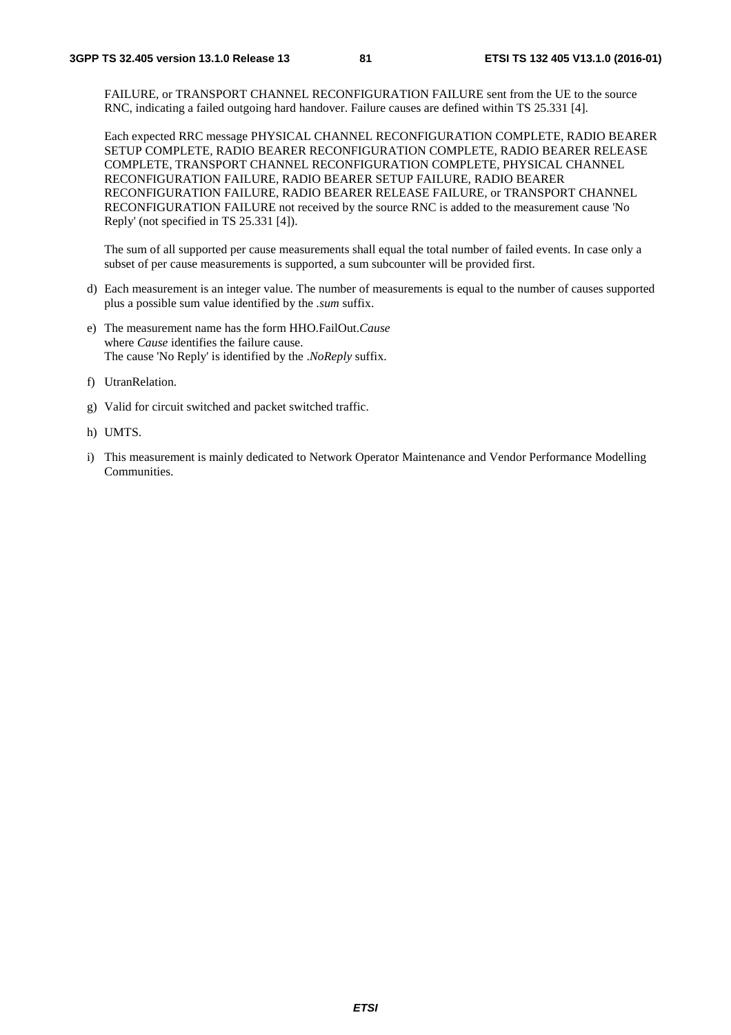FAILURE, or TRANSPORT CHANNEL RECONFIGURATION FAILURE sent from the UE to the source RNC, indicating a failed outgoing hard handover. Failure causes are defined within TS 25.331 [4].

Each expected RRC message PHYSICAL CHANNEL RECONFIGURATION COMPLETE, RADIO BEARER SETUP COMPLETE, RADIO BEARER RECONFIGURATION COMPLETE, RADIO BEARER RELEASE COMPLETE, TRANSPORT CHANNEL RECONFIGURATION COMPLETE, PHYSICAL CHANNEL RECONFIGURATION FAILURE, RADIO BEARER SETUP FAILURE, RADIO BEARER RECONFIGURATION FAILURE, RADIO BEARER RELEASE FAILURE, or TRANSPORT CHANNEL RECONFIGURATION FAILURE not received by the source RNC is added to the measurement cause 'No Reply' (not specified in TS 25.331 [4]).

The sum of all supported per cause measurements shall equal the total number of failed events. In case only a subset of per cause measurements is supported, a sum subcounter will be provided first.

d) Each measurement is an integer value. The number of measurements is equal to the number of causes supported plus a possible sum value identified by the *.sum* suffix.

e) The measurement name has the form HHO.FailOut.*Cause*
   where *Cause* identifies the failure cause.
   The cause 'No Reply' is identified by the *.NoReply* suffix.

f) UtranRelation.

g) Valid for circuit switched and packet switched traffic.

h) UMTS.

i) This measurement is mainly dedicated to Network Operator Maintenance and Vendor Performance Modelling Communities.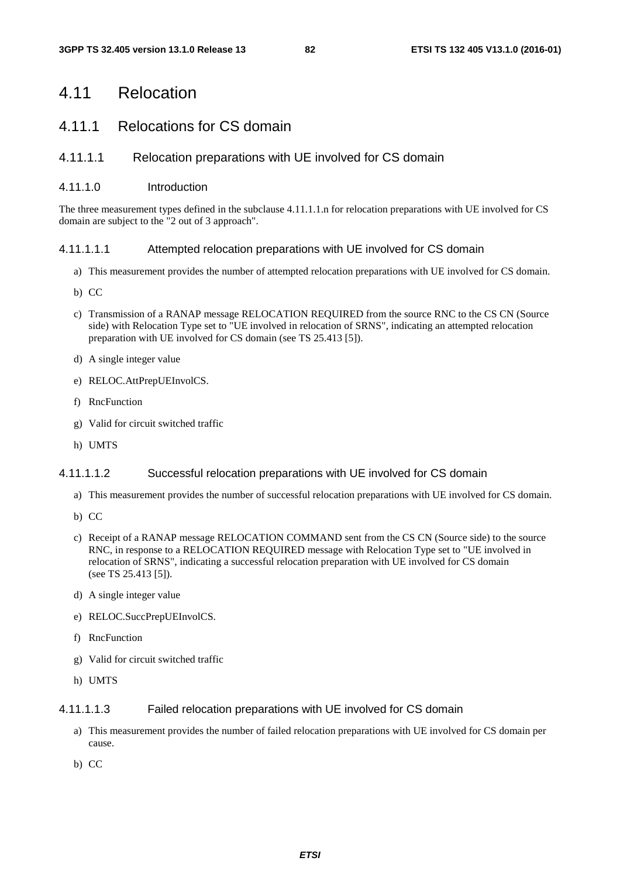# 4.11 Relocation

## 4.11.1 Relocations for CS domain

### 4.11.1.1 Relocation preparations with UE involved for CS domain

#### 4.11.1.0 Introduction

The three measurement types defined in the subclause 4.11.1.1.n for relocation preparations with UE involved for CS domain are subject to the "2 out of 3 approach".

#### 4.11.1.1.1 Attempted relocation preparations with UE involved for CS domain

a) This measurement provides the number of attempted relocation preparations with UE involved for CS domain.

b) CC

c) Transmission of a RANAP message RELOCATION REQUIRED from the source RNC to the CS CN (Source side) with Relocation Type set to "UE involved in relocation of SRNS", indicating an attempted relocation preparation with UE involved for CS domain (see TS 25.413 [5]).

d) A single integer value

e) RELOC.AttPrepUEInvolCS.

f) RncFunction

g) Valid for circuit switched traffic

h) UMTS

#### 4.11.1.1.2 Successful relocation preparations with UE involved for CS domain

a) This measurement provides the number of successful relocation preparations with UE involved for CS domain.

b) CC

c) Receipt of a RANAP message RELOCATION COMMAND sent from the CS CN (Source side) to the source RNC, in response to a RELOCATION REQUIRED message with Relocation Type set to "UE involved in relocation of SRNS", indicating a successful relocation preparation with UE involved for CS domain (see TS 25.413 [5]).

d) A single integer value

e) RELOC.SuccPrepUEInvolCS.

f) RncFunction

g) Valid for circuit switched traffic

h) UMTS

#### 4.11.1.1.3 Failed relocation preparations with UE involved for CS domain

a) This measurement provides the number of failed relocation preparations with UE involved for CS domain per cause.

b) CC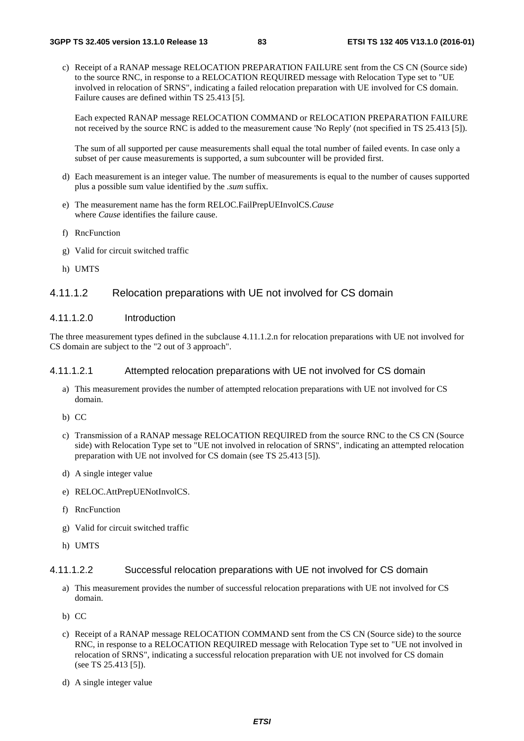c) Receipt of a RANAP message RELOCATION PREPARATION FAILURE sent from the CS CN (Source side) to the source RNC, in response to a RELOCATION REQUIRED message with Relocation Type set to "UE involved in relocation of SRNS", indicating a failed relocation preparation with UE involved for CS domain. Failure causes are defined within TS 25.413 [5].

   Each expected RANAP message RELOCATION COMMAND or RELOCATION PREPARATION FAILURE not received by the source RNC is added to the measurement cause 'No Reply' (not specified in TS 25.413 [5]).

   The sum of all supported per cause measurements shall equal the total number of failed events. In case only a subset of per cause measurements is supported, a sum subcounter will be provided first.

d) Each measurement is an integer value. The number of measurements is equal to the number of causes supported plus a possible sum value identified by the *.sum* suffix.

e) The measurement name has the form RELOC.FailPrepUEInvolCS.*Cause*
   where *Cause* identifies the failure cause.

f) RncFunction

g) Valid for circuit switched traffic

h) UMTS

#### 4.11.1.2 Relocation preparations with UE not involved for CS domain

##### 4.11.1.2.0 Introduction

The three measurement types defined in the subclause 4.11.1.2.n for relocation preparations with UE not involved for CS domain are subject to the "2 out of 3 approach".

##### 4.11.1.2.1 Attempted relocation preparations with UE not involved for CS domain

a) This measurement provides the number of attempted relocation preparations with UE not involved for CS domain.

b) CC

c) Transmission of a RANAP message RELOCATION REQUIRED from the source RNC to the CS CN (Source side) with Relocation Type set to "UE not involved in relocation of SRNS", indicating an attempted relocation preparation with UE not involved for CS domain (see TS 25.413 [5]).

d) A single integer value

e) RELOC.AttPrepUENotInvolCS.

f) RncFunction

g) Valid for circuit switched traffic

h) UMTS

##### 4.11.1.2.2 Successful relocation preparations with UE not involved for CS domain

a) This measurement provides the number of successful relocation preparations with UE not involved for CS domain.

b) CC

c) Receipt of a RANAP message RELOCATION COMMAND sent from the CS CN (Source side) to the source RNC, in response to a RELOCATION REQUIRED message with Relocation Type set to "UE not involved in relocation of SRNS", indicating a successful relocation preparation with UE not involved for CS domain (see TS 25.413 [5]).

d) A single integer value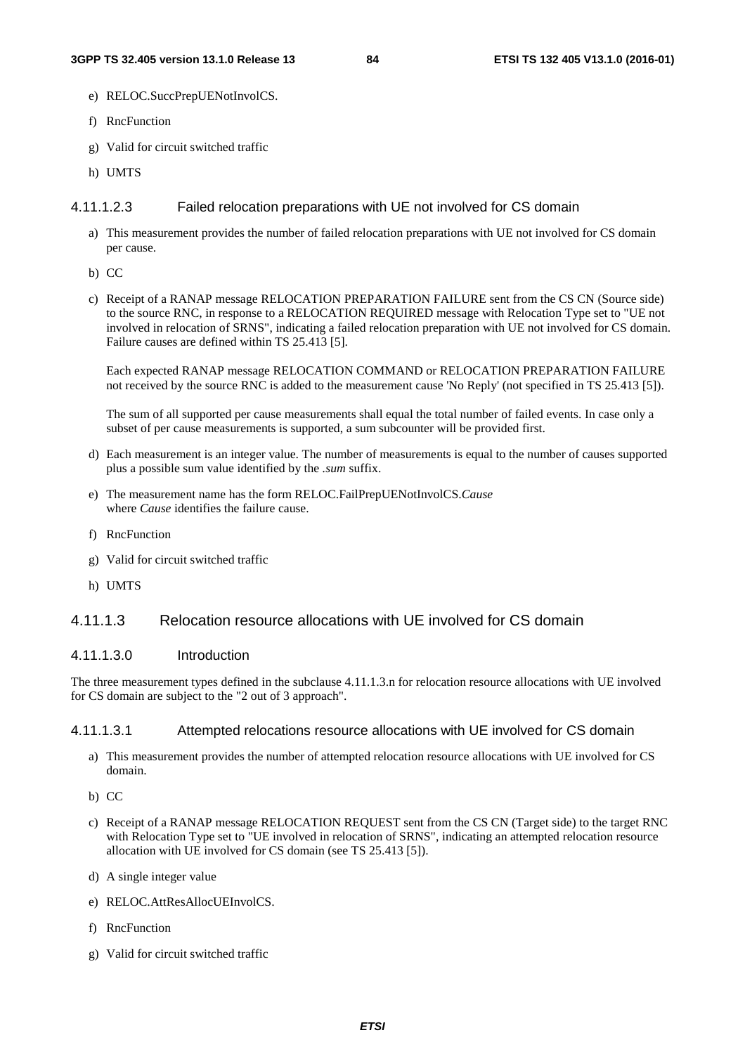e) RELOC.SuccPrepUENotInvolCS.

f) RncFunction

g) Valid for circuit switched traffic

h) UMTS

##### 4.11.1.2.3 Failed relocation preparations with UE not involved for CS domain

a) This measurement provides the number of failed relocation preparations with UE not involved for CS domain per cause.

b) CC

c) Receipt of a RANAP message RELOCATION PREPARATION FAILURE sent from the CS CN (Source side) to the source RNC, in response to a RELOCATION REQUIRED message with Relocation Type set to "UE not involved in relocation of SRNS", indicating a failed relocation preparation with UE not involved for CS domain. Failure causes are defined within TS 25.413 [5].

   Each expected RANAP message RELOCATION COMMAND or RELOCATION PREPARATION FAILURE not received by the source RNC is added to the measurement cause 'No Reply' (not specified in TS 25.413 [5]).

   The sum of all supported per cause measurements shall equal the total number of failed events. In case only a subset of per cause measurements is supported, a sum subcounter will be provided first.

d) Each measurement is an integer value. The number of measurements is equal to the number of causes supported plus a possible sum value identified by the *.sum* suffix.

e) The measurement name has the form RELOC.FailPrepUENotInvolCS.*Cause*
   where *Cause* identifies the failure cause.

f) RncFunction

g) Valid for circuit switched traffic

h) UMTS

#### 4.11.1.3 Relocation resource allocations with UE involved for CS domain

##### 4.11.1.3.0 Introduction

The three measurement types defined in the subclause 4.11.1.3.n for relocation resource allocations with UE involved for CS domain are subject to the "2 out of 3 approach".

##### 4.11.1.3.1 Attempted relocations resource allocations with UE involved for CS domain

a) This measurement provides the number of attempted relocation resource allocations with UE involved for CS domain.

b) CC

c) Receipt of a RANAP message RELOCATION REQUEST sent from the CS CN (Target side) to the target RNC with Relocation Type set to "UE involved in relocation of SRNS", indicating an attempted relocation resource allocation with UE involved for CS domain (see TS 25.413 [5]).

d) A single integer value

e) RELOC.AttResAllocUEInvolCS.

f) RncFunction

g) Valid for circuit switched traffic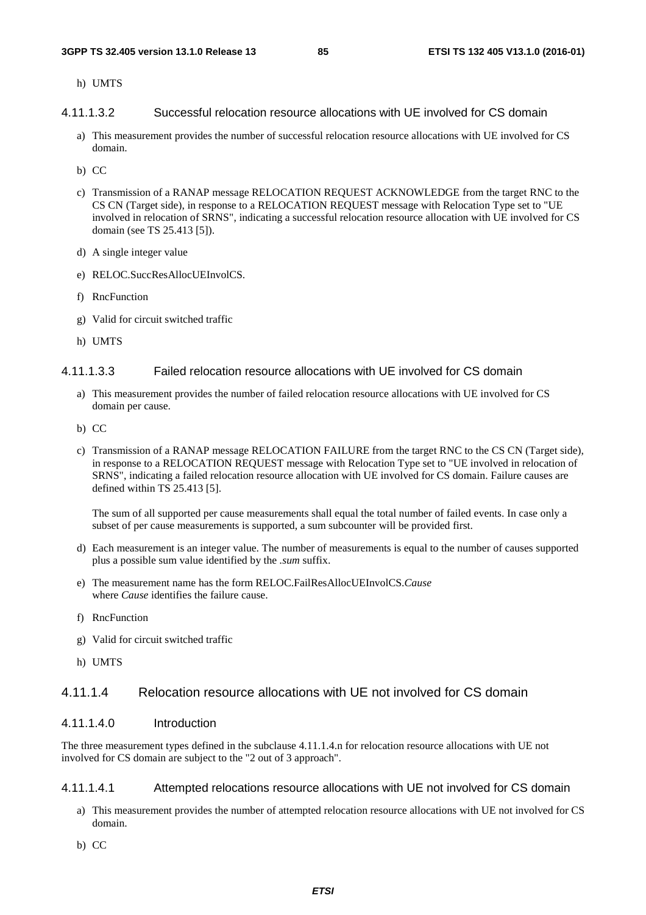h) UMTS

#### 4.11.1.3.2 Successful relocation resource allocations with UE involved for CS domain

a) This measurement provides the number of successful relocation resource allocations with UE involved for CS domain.

b) CC

c) Transmission of a RANAP message RELOCATION REQUEST ACKNOWLEDGE from the target RNC to the CS CN (Target side), in response to a RELOCATION REQUEST message with Relocation Type set to "UE involved in relocation of SRNS", indicating a successful relocation resource allocation with UE involved for CS domain (see TS 25.413 [5]).

d) A single integer value

e) RELOC.SuccResAllocUEInvolCS.

f) RncFunction

g) Valid for circuit switched traffic

h) UMTS

#### 4.11.1.3.3 Failed relocation resource allocations with UE involved for CS domain

a) This measurement provides the number of failed relocation resource allocations with UE involved for CS domain per cause.

b) CC

c) Transmission of a RANAP message RELOCATION FAILURE from the target RNC to the CS CN (Target side), in response to a RELOCATION REQUEST message with Relocation Type set to "UE involved in relocation of SRNS", indicating a failed relocation resource allocation with UE involved for CS domain. Failure causes are defined within TS 25.413 [5].

   The sum of all supported per cause measurements shall equal the total number of failed events. In case only a subset of per cause measurements is supported, a sum subcounter will be provided first.

d) Each measurement is an integer value. The number of measurements is equal to the number of causes supported plus a possible sum value identified by the *.sum* suffix.

e) The measurement name has the form RELOC.FailResAllocUEInvolCS.*Cause*
   where *Cause* identifies the failure cause.

f) RncFunction

g) Valid for circuit switched traffic

h) UMTS

### 4.11.1.4 Relocation resource allocations with UE not involved for CS domain

#### 4.11.1.4.0 Introduction

The three measurement types defined in the subclause 4.11.1.4.n for relocation resource allocations with UE not involved for CS domain are subject to the "2 out of 3 approach".

#### 4.11.1.4.1 Attempted relocations resource allocations with UE not involved for CS domain

a) This measurement provides the number of attempted relocation resource allocations with UE not involved for CS domain.

b) CC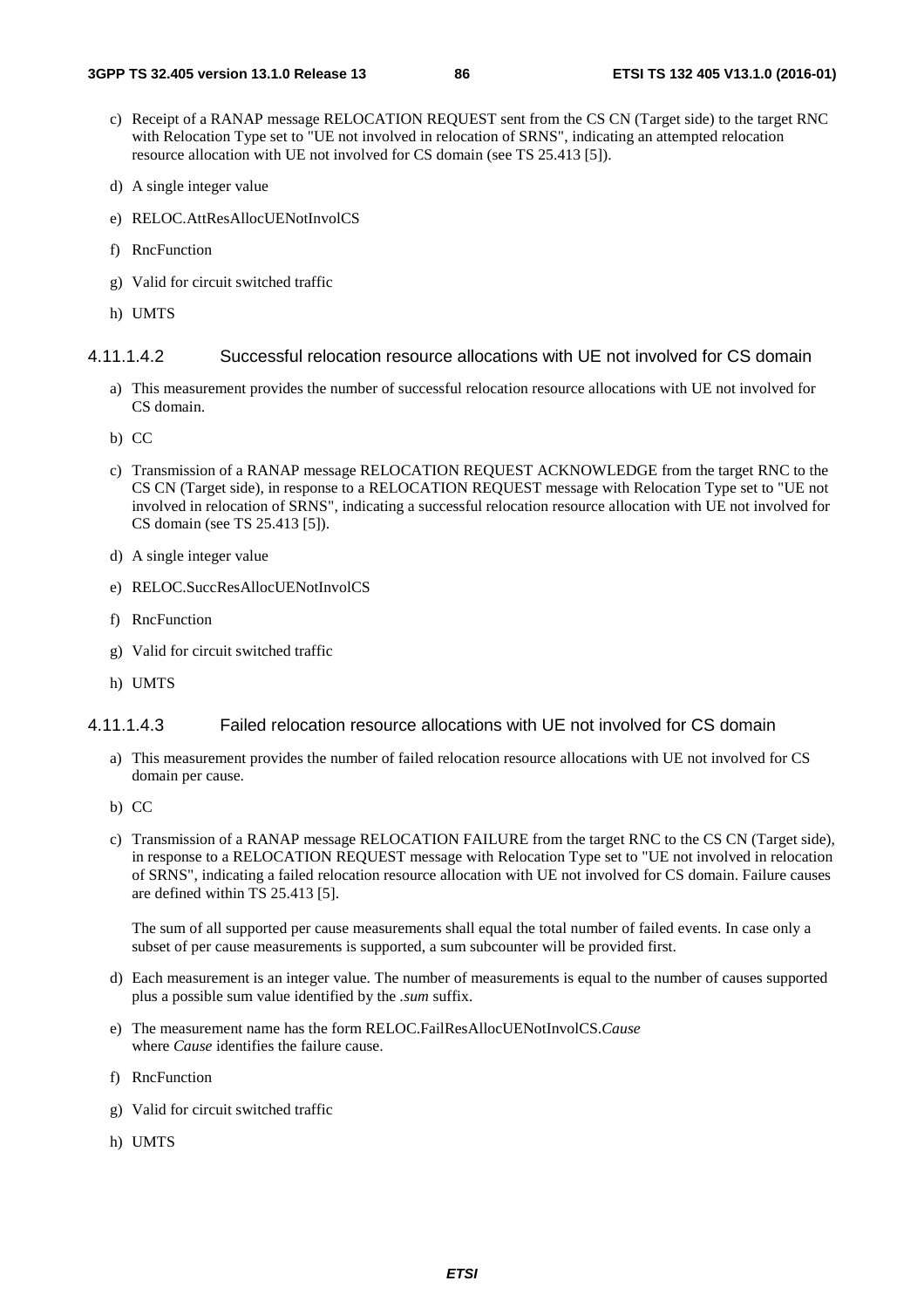c) Receipt of a RANAP message RELOCATION REQUEST sent from the CS CN (Target side) to the target RNC with Relocation Type set to "UE not involved in relocation of SRNS", indicating an attempted relocation resource allocation with UE not involved for CS domain (see TS 25.413 [5]).

d) A single integer value

e) RELOC.AttResAllocUENotInvolCS

f) RncFunction

g) Valid for circuit switched traffic

h) UMTS

#### 4.11.1.4.2 Successful relocation resource allocations with UE not involved for CS domain

a) This measurement provides the number of successful relocation resource allocations with UE not involved for CS domain.

b) CC

c) Transmission of a RANAP message RELOCATION REQUEST ACKNOWLEDGE from the target RNC to the CS CN (Target side), in response to a RELOCATION REQUEST message with Relocation Type set to "UE not involved in relocation of SRNS", indicating a successful relocation resource allocation with UE not involved for CS domain (see TS 25.413 [5]).

d) A single integer value

e) RELOC.SuccResAllocUENotInvolCS

f) RncFunction

g) Valid for circuit switched traffic

h) UMTS

#### 4.11.1.4.3 Failed relocation resource allocations with UE not involved for CS domain

a) This measurement provides the number of failed relocation resource allocations with UE not involved for CS domain per cause.

b) CC

c) Transmission of a RANAP message RELOCATION FAILURE from the target RNC to the CS CN (Target side), in response to a RELOCATION REQUEST message with Relocation Type set to "UE not involved in relocation of SRNS", indicating a failed relocation resource allocation with UE not involved for CS domain. Failure causes are defined within TS 25.413 [5].

   The sum of all supported per cause measurements shall equal the total number of failed events. In case only a subset of per cause measurements is supported, a sum subcounter will be provided first.

d) Each measurement is an integer value. The number of measurements is equal to the number of causes supported plus a possible sum value identified by the *.sum* suffix.

e) The measurement name has the form RELOC.FailResAllocUENotInvolCS.*Cause*
   where *Cause* identifies the failure cause.

f) RncFunction

g) Valid for circuit switched traffic

h) UMTS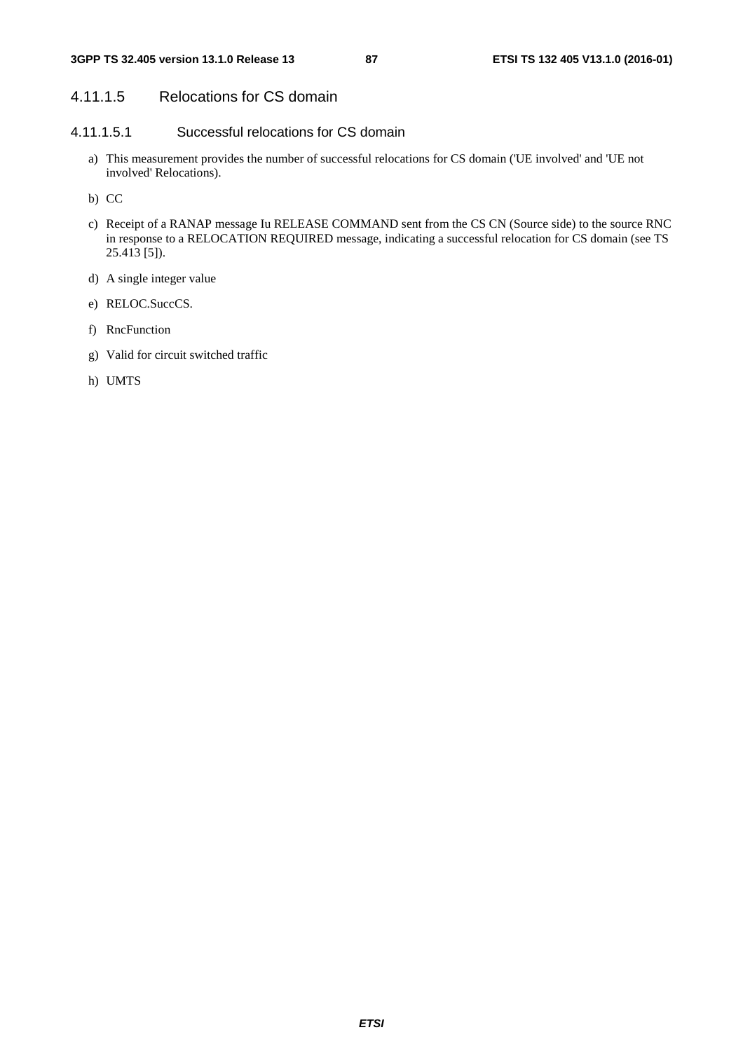#### 4.11.1.5 Relocations for CS domain

##### 4.11.1.5.1 Successful relocations for CS domain

a) This measurement provides the number of successful relocations for CS domain ('UE involved' and 'UE not involved' Relocations).

b) CC

c) Receipt of a RANAP message Iu RELEASE COMMAND sent from the CS CN (Source side) to the source RNC in response to a RELOCATION REQUIRED message, indicating a successful relocation for CS domain (see TS 25.413 [5]).

d) A single integer value

e) RELOC.SuccCS.

f) RncFunction

g) Valid for circuit switched traffic

h) UMTS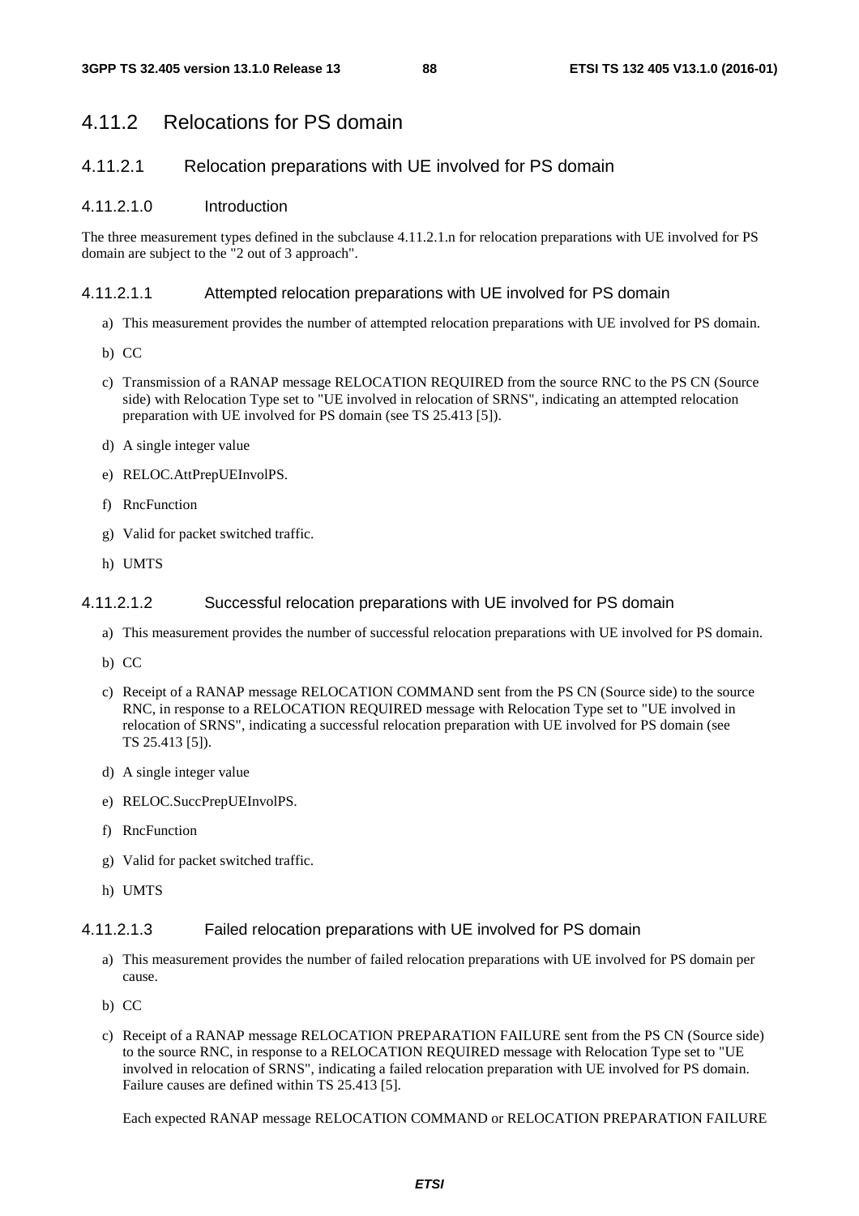## 4.11.2 Relocations for PS domain

### 4.11.2.1 Relocation preparations with UE involved for PS domain

#### 4.11.2.1.0 Introduction

The three measurement types defined in the subclause 4.11.2.1.n for relocation preparations with UE involved for PS domain are subject to the "2 out of 3 approach".

#### 4.11.2.1.1 Attempted relocation preparations with UE involved for PS domain

a) This measurement provides the number of attempted relocation preparations with UE involved for PS domain.

b) CC

c) Transmission of a RANAP message RELOCATION REQUIRED from the source RNC to the PS CN (Source side) with Relocation Type set to "UE involved in relocation of SRNS", indicating an attempted relocation preparation with UE involved for PS domain (see TS 25.413 [5]).

d) A single integer value

e) RELOC.AttPrepUEInvolPS.

f) RncFunction

g) Valid for packet switched traffic.

h) UMTS

#### 4.11.2.1.2 Successful relocation preparations with UE involved for PS domain

a) This measurement provides the number of successful relocation preparations with UE involved for PS domain.

b) CC

c) Receipt of a RANAP message RELOCATION COMMAND sent from the PS CN (Source side) to the source RNC, in response to a RELOCATION REQUIRED message with Relocation Type set to "UE involved in relocation of SRNS", indicating a successful relocation preparation with UE involved for PS domain (see TS 25.413 [5]).

d) A single integer value

e) RELOC.SuccPrepUEInvolPS.

f) RncFunction

g) Valid for packet switched traffic.

h) UMTS

#### 4.11.2.1.3 Failed relocation preparations with UE involved for PS domain

a) This measurement provides the number of failed relocation preparations with UE involved for PS domain per cause.

b) CC

c) Receipt of a RANAP message RELOCATION PREPARATION FAILURE sent from the PS CN (Source side) to the source RNC, in response to a RELOCATION REQUIRED message with Relocation Type set to "UE involved in relocation of SRNS", indicating a failed relocation preparation with UE involved for PS domain. Failure causes are defined within TS 25.413 [5].

   Each expected RANAP message RELOCATION COMMAND or RELOCATION PREPARATION FAILURE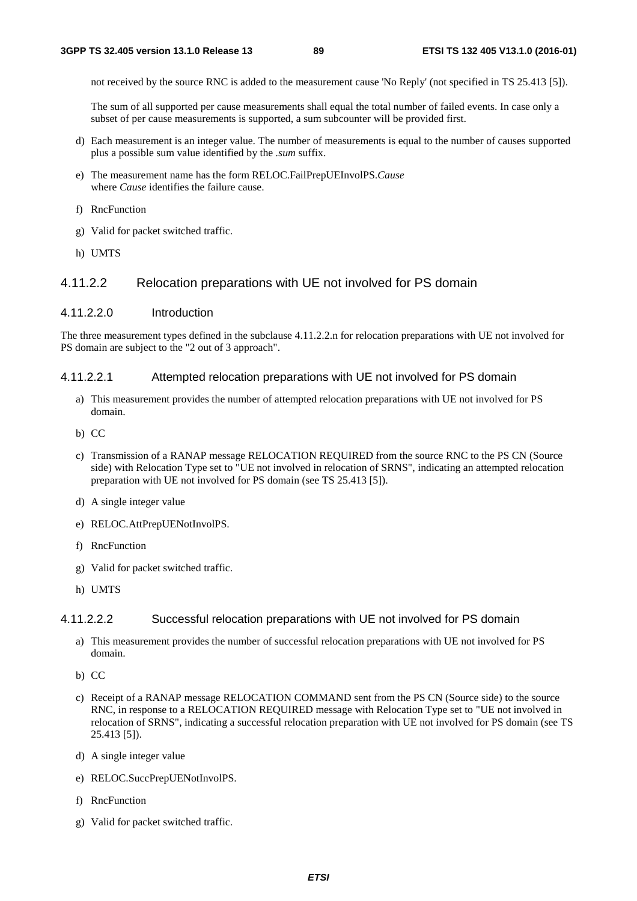not received by the source RNC is added to the measurement cause 'No Reply' (not specified in TS 25.413 [5]).

The sum of all supported per cause measurements shall equal the total number of failed events. In case only a subset of per cause measurements is supported, a sum subcounter will be provided first.

d) Each measurement is an integer value. The number of measurements is equal to the number of causes supported plus a possible sum value identified by the *.sum* suffix.

e) The measurement name has the form RELOC.FailPrepUEInvolPS.*Cause*
where *Cause* identifies the failure cause.

f) RncFunction

g) Valid for packet switched traffic.

h) UMTS

### 4.11.2.2 Relocation preparations with UE not involved for PS domain

#### 4.11.2.2.0 Introduction

The three measurement types defined in the subclause 4.11.2.2.n for relocation preparations with UE not involved for PS domain are subject to the "2 out of 3 approach".

#### 4.11.2.2.1 Attempted relocation preparations with UE not involved for PS domain

a) This measurement provides the number of attempted relocation preparations with UE not involved for PS domain.

b) CC

c) Transmission of a RANAP message RELOCATION REQUIRED from the source RNC to the PS CN (Source side) with Relocation Type set to "UE not involved in relocation of SRNS", indicating an attempted relocation preparation with UE not involved for PS domain (see TS 25.413 [5]).

d) A single integer value

e) RELOC.AttPrepUENotInvolPS.

f) RncFunction

g) Valid for packet switched traffic.

h) UMTS

#### 4.11.2.2.2 Successful relocation preparations with UE not involved for PS domain

a) This measurement provides the number of successful relocation preparations with UE not involved for PS domain.

b) CC

c) Receipt of a RANAP message RELOCATION COMMAND sent from the PS CN (Source side) to the source RNC, in response to a RELOCATION REQUIRED message with Relocation Type set to "UE not involved in relocation of SRNS", indicating a successful relocation preparation with UE not involved for PS domain (see TS 25.413 [5]).

d) A single integer value

e) RELOC.SuccPrepUENotInvolPS.

f) RncFunction

g) Valid for packet switched traffic.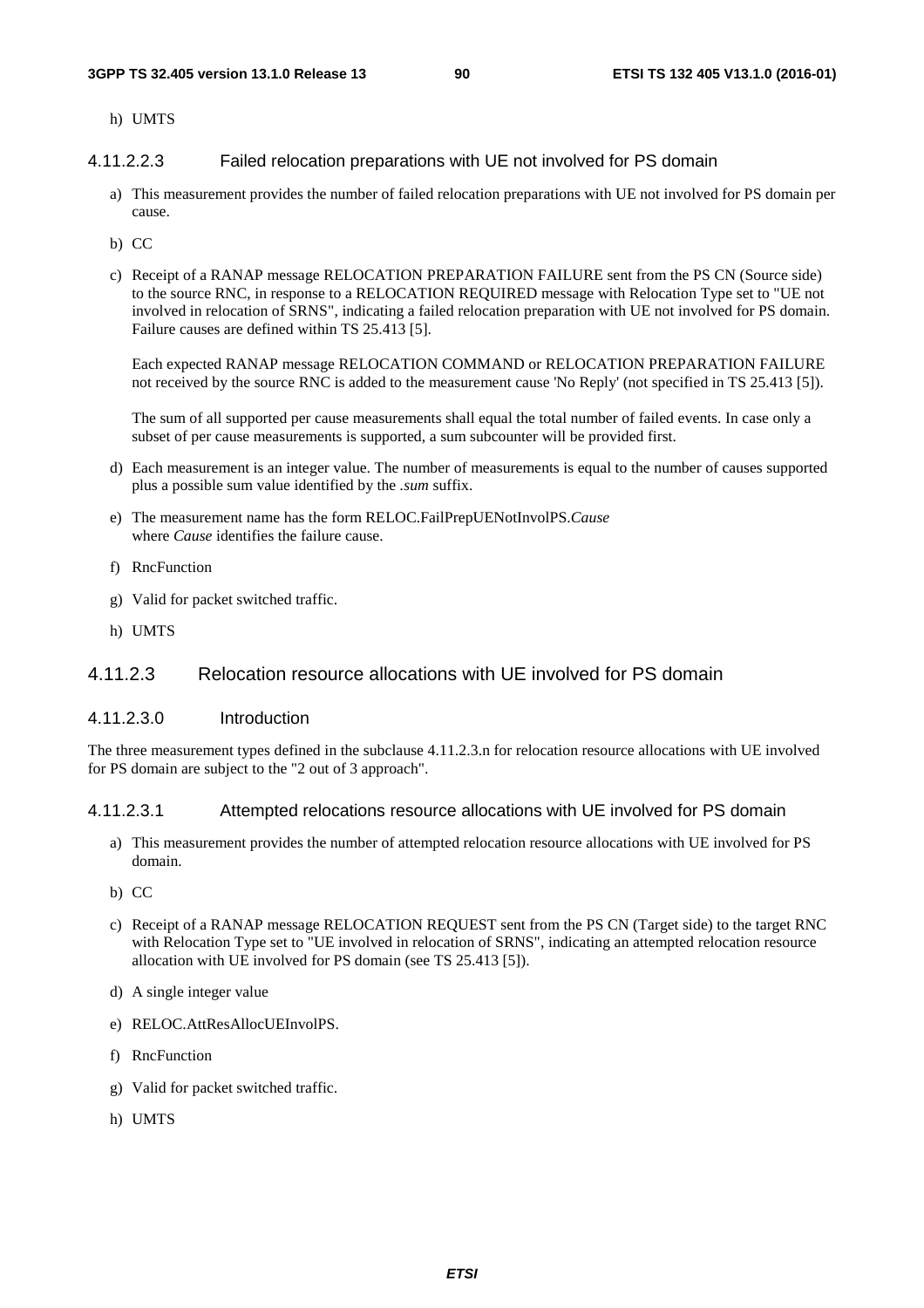h) UMTS

#### 4.11.2.2.3 Failed relocation preparations with UE not involved for PS domain

a) This measurement provides the number of failed relocation preparations with UE not involved for PS domain per cause.

b) CC

c) Receipt of a RANAP message RELOCATION PREPARATION FAILURE sent from the PS CN (Source side) to the source RNC, in response to a RELOCATION REQUIRED message with Relocation Type set to "UE not involved in relocation of SRNS", indicating a failed relocation preparation with UE not involved for PS domain. Failure causes are defined within TS 25.413 [5].

   Each expected RANAP message RELOCATION COMMAND or RELOCATION PREPARATION FAILURE not received by the source RNC is added to the measurement cause 'No Reply' (not specified in TS 25.413 [5]).

   The sum of all supported per cause measurements shall equal the total number of failed events. In case only a subset of per cause measurements is supported, a sum subcounter will be provided first.

d) Each measurement is an integer value. The number of measurements is equal to the number of causes supported plus a possible sum value identified by the *.sum* suffix.

e) The measurement name has the form RELOC.FailPrepUENotInvolPS.*Cause*
   where *Cause* identifies the failure cause.

f) RncFunction

g) Valid for packet switched traffic.

h) UMTS

### 4.11.2.3 Relocation resource allocations with UE involved for PS domain

#### 4.11.2.3.0 Introduction

The three measurement types defined in the subclause 4.11.2.3.n for relocation resource allocations with UE involved for PS domain are subject to the "2 out of 3 approach".

#### 4.11.2.3.1 Attempted relocations resource allocations with UE involved for PS domain

a) This measurement provides the number of attempted relocation resource allocations with UE involved for PS domain.

b) CC

c) Receipt of a RANAP message RELOCATION REQUEST sent from the PS CN (Target side) to the target RNC with Relocation Type set to "UE involved in relocation of SRNS", indicating an attempted relocation resource allocation with UE involved for PS domain (see TS 25.413 [5]).

d) A single integer value

e) RELOC.AttResAllocUEInvolPS.

f) RncFunction

g) Valid for packet switched traffic.

h) UMTS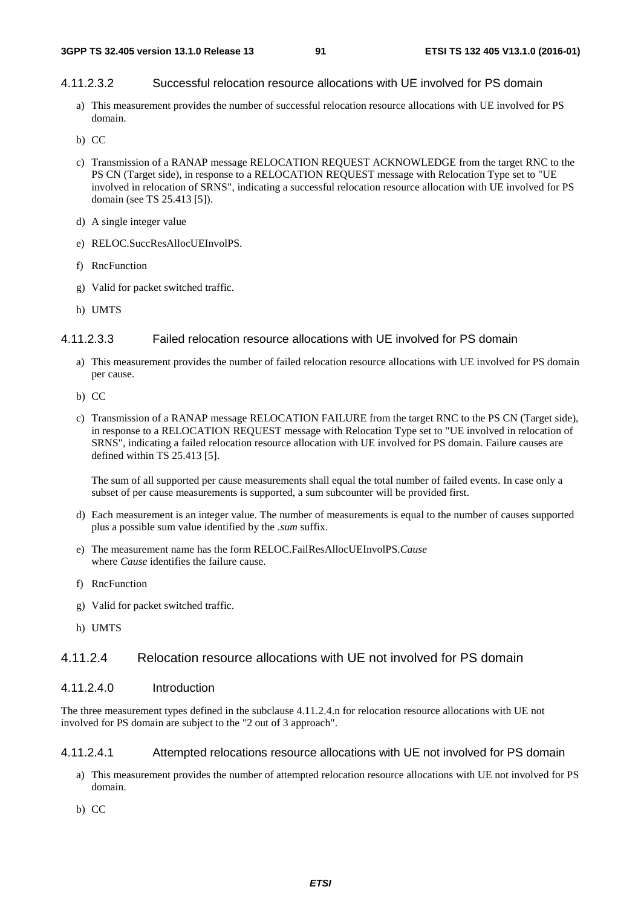#### 4.11.2.3.2 Successful relocation resource allocations with UE involved for PS domain

a) This measurement provides the number of successful relocation resource allocations with UE involved for PS domain.

b) CC

c) Transmission of a RANAP message RELOCATION REQUEST ACKNOWLEDGE from the target RNC to the PS CN (Target side), in response to a RELOCATION REQUEST message with Relocation Type set to "UE involved in relocation of SRNS", indicating a successful relocation resource allocation with UE involved for PS domain (see TS 25.413 [5]).

d) A single integer value

e) RELOC.SuccResAllocUEInvolPS.

f) RncFunction

g) Valid for packet switched traffic.

h) UMTS

#### 4.11.2.3.3 Failed relocation resource allocations with UE involved for PS domain

a) This measurement provides the number of failed relocation resource allocations with UE involved for PS domain per cause.

b) CC

c) Transmission of a RANAP message RELOCATION FAILURE from the target RNC to the PS CN (Target side), in response to a RELOCATION REQUEST message with Relocation Type set to "UE involved in relocation of SRNS", indicating a failed relocation resource allocation with UE involved for PS domain. Failure causes are defined within TS 25.413 [5].

   The sum of all supported per cause measurements shall equal the total number of failed events. In case only a subset of per cause measurements is supported, a sum subcounter will be provided first.

d) Each measurement is an integer value. The number of measurements is equal to the number of causes supported plus a possible sum value identified by the *.sum* suffix.

e) The measurement name has the form RELOC.FailResAllocUEInvolPS.*Cause*
   where *Cause* identifies the failure cause.

f) RncFunction

g) Valid for packet switched traffic.

h) UMTS

### 4.11.2.4 Relocation resource allocations with UE not involved for PS domain

#### 4.11.2.4.0 Introduction

The three measurement types defined in the subclause 4.11.2.4.n for relocation resource allocations with UE not involved for PS domain are subject to the "2 out of 3 approach".

#### 4.11.2.4.1 Attempted relocations resource allocations with UE not involved for PS domain

a) This measurement provides the number of attempted relocation resource allocations with UE not involved for PS domain.

b) CC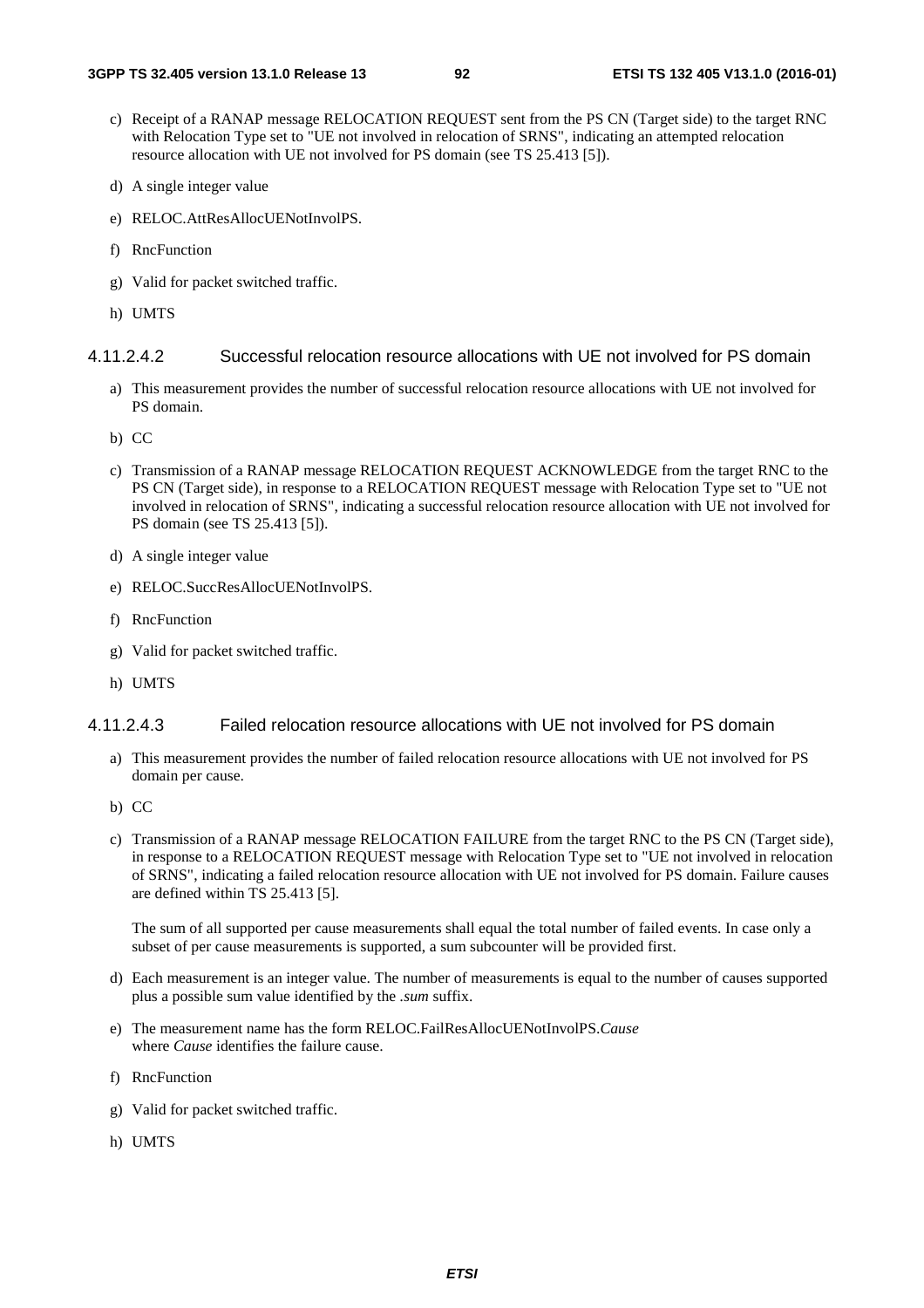c) Receipt of a RANAP message RELOCATION REQUEST sent from the PS CN (Target side) to the target RNC with Relocation Type set to "UE not involved in relocation of SRNS", indicating an attempted relocation resource allocation with UE not involved for PS domain (see TS 25.413 [5]).

d) A single integer value

e) RELOC.AttResAllocUENotInvolPS.

f) RncFunction

g) Valid for packet switched traffic.

h) UMTS

#### 4.11.2.4.2 Successful relocation resource allocations with UE not involved for PS domain

a) This measurement provides the number of successful relocation resource allocations with UE not involved for PS domain.

b) CC

c) Transmission of a RANAP message RELOCATION REQUEST ACKNOWLEDGE from the target RNC to the PS CN (Target side), in response to a RELOCATION REQUEST message with Relocation Type set to "UE not involved in relocation of SRNS", indicating a successful relocation resource allocation with UE not involved for PS domain (see TS 25.413 [5]).

d) A single integer value

e) RELOC.SuccResAllocUENotInvolPS.

f) RncFunction

g) Valid for packet switched traffic.

h) UMTS

#### 4.11.2.4.3 Failed relocation resource allocations with UE not involved for PS domain

a) This measurement provides the number of failed relocation resource allocations with UE not involved for PS domain per cause.

b) CC

c) Transmission of a RANAP message RELOCATION FAILURE from the target RNC to the PS CN (Target side), in response to a RELOCATION REQUEST message with Relocation Type set to "UE not involved in relocation of SRNS", indicating a failed relocation resource allocation with UE not involved for PS domain. Failure causes are defined within TS 25.413 [5].

   The sum of all supported per cause measurements shall equal the total number of failed events. In case only a subset of per cause measurements is supported, a sum subcounter will be provided first.

d) Each measurement is an integer value. The number of measurements is equal to the number of causes supported plus a possible sum value identified by the *.sum* suffix.

e) The measurement name has the form RELOC.FailResAllocUENotInvolPS.*Cause*
   where *Cause* identifies the failure cause.

f) RncFunction

g) Valid for packet switched traffic.

h) UMTS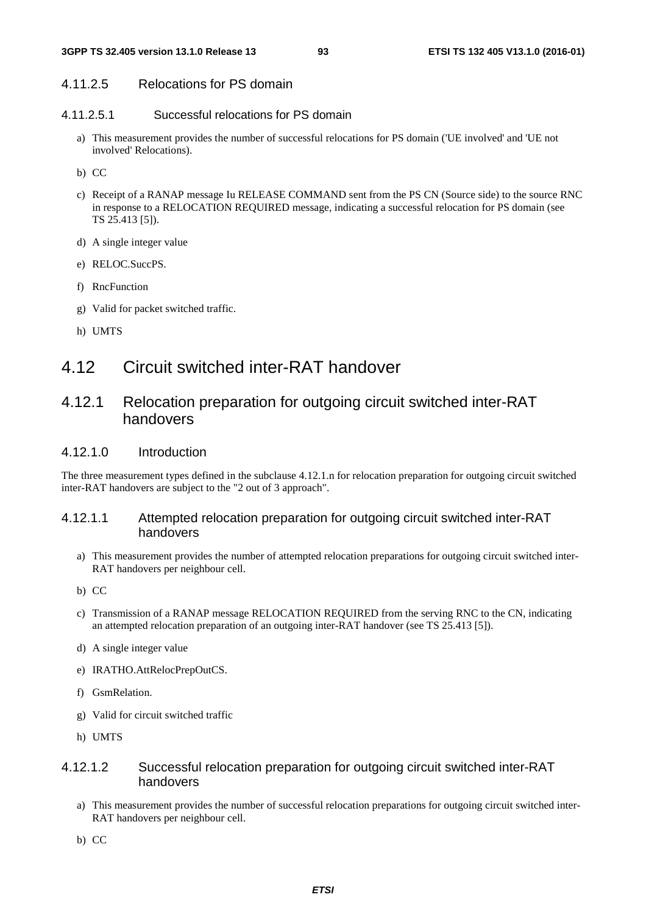#### 4.11.2.5 Relocations for PS domain

##### 4.11.2.5.1 Successful relocations for PS domain

a) This measurement provides the number of successful relocations for PS domain ('UE involved' and 'UE not involved' Relocations).

b) CC

c) Receipt of a RANAP message Iu RELEASE COMMAND sent from the PS CN (Source side) to the source RNC in response to a RELOCATION REQUIRED message, indicating a successful relocation for PS domain (see TS 25.413 [5]).

d) A single integer value

e) RELOC.SuccPS.

f) RncFunction

g) Valid for packet switched traffic.

h) UMTS

## 4.12 Circuit switched inter-RAT handover

### 4.12.1 Relocation preparation for outgoing circuit switched inter-RAT handovers

#### 4.12.1.0 Introduction

The three measurement types defined in the subclause 4.12.1.n for relocation preparation for outgoing circuit switched inter-RAT handovers are subject to the "2 out of 3 approach".

#### 4.12.1.1 Attempted relocation preparation for outgoing circuit switched inter-RAT handovers

a) This measurement provides the number of attempted relocation preparations for outgoing circuit switched inter-RAT handovers per neighbour cell.

b) CC

c) Transmission of a RANAP message RELOCATION REQUIRED from the serving RNC to the CN, indicating an attempted relocation preparation of an outgoing inter-RAT handover (see TS 25.413 [5]).

d) A single integer value

e) IRATHO.AttRelocPrepOutCS.

f) GsmRelation.

g) Valid for circuit switched traffic

h) UMTS

#### 4.12.1.2 Successful relocation preparation for outgoing circuit switched inter-RAT handovers

a) This measurement provides the number of successful relocation preparations for outgoing circuit switched inter-RAT handovers per neighbour cell.

b) CC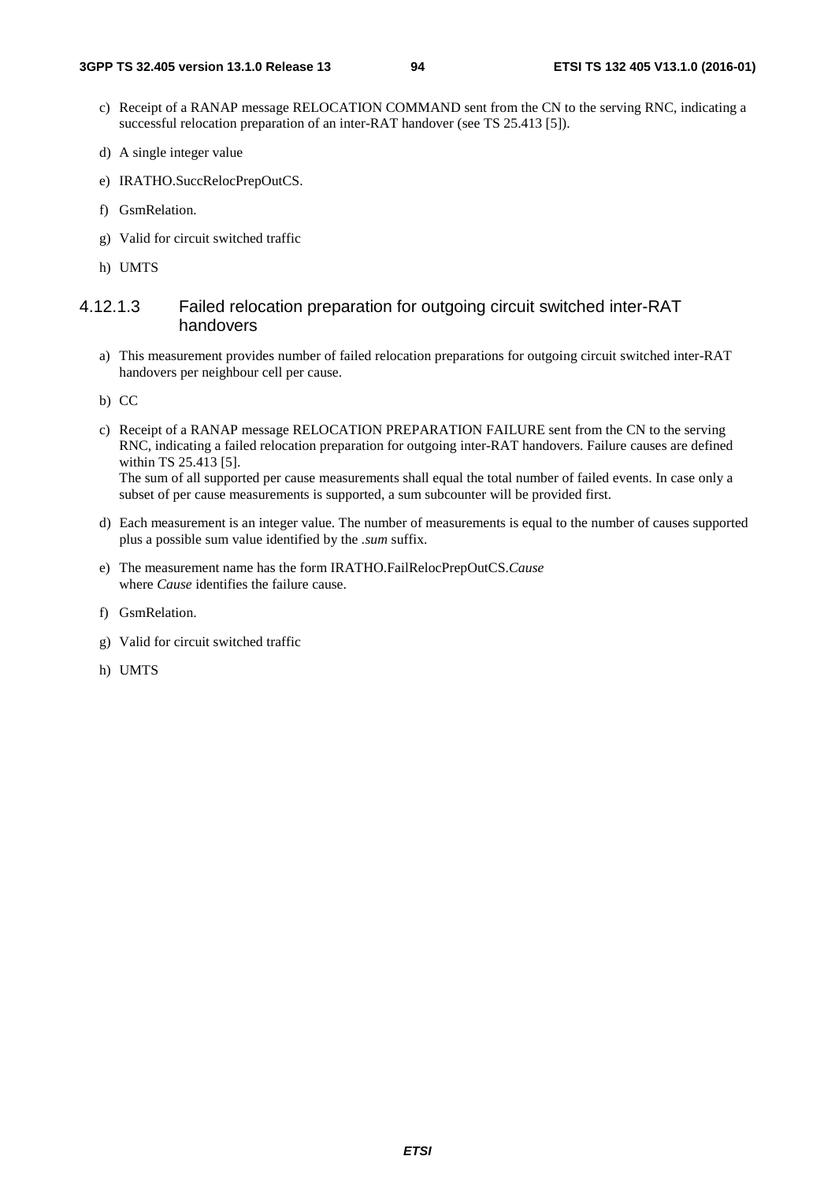c) Receipt of a RANAP message RELOCATION COMMAND sent from the CN to the serving RNC, indicating a successful relocation preparation of an inter-RAT handover (see TS 25.413 [5]).

d) A single integer value

e) IRATHO.SuccRelocPrepOutCS.

f) GsmRelation.

g) Valid for circuit switched traffic

h) UMTS

#### 4.12.1.3 Failed relocation preparation for outgoing circuit switched inter-RAT handovers

a) This measurement provides number of failed relocation preparations for outgoing circuit switched inter-RAT handovers per neighbour cell per cause.

b) CC

c) Receipt of a RANAP message RELOCATION PREPARATION FAILURE sent from the CN to the serving RNC, indicating a failed relocation preparation for outgoing inter-RAT handovers. Failure causes are defined within TS 25.413 [5].
The sum of all supported per cause measurements shall equal the total number of failed events. In case only a subset of per cause measurements is supported, a sum subcounter will be provided first.

d) Each measurement is an integer value. The number of measurements is equal to the number of causes supported plus a possible sum value identified by the *.sum* suffix.

e) The measurement name has the form IRATHO.FailRelocPrepOutCS.*Cause*
where *Cause* identifies the failure cause.

f) GsmRelation.

g) Valid for circuit switched traffic

h) UMTS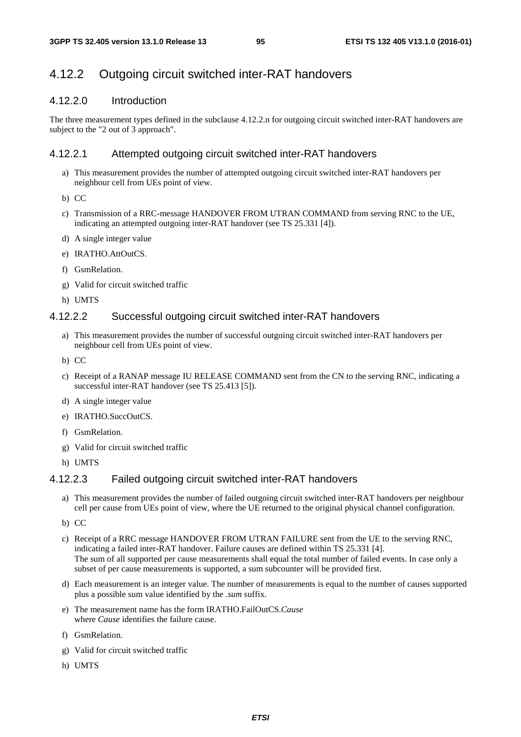## 4.12.2 Outgoing circuit switched inter-RAT handovers

### 4.12.2.0 Introduction

The three measurement types defined in the subclause 4.12.2.n for outgoing circuit switched inter-RAT handovers are subject to the "2 out of 3 approach".

### 4.12.2.1 Attempted outgoing circuit switched inter-RAT handovers

a) This measurement provides the number of attempted outgoing circuit switched inter-RAT handovers per neighbour cell from UEs point of view.

b) CC

c) Transmission of a RRC-message HANDOVER FROM UTRAN COMMAND from serving RNC to the UE, indicating an attempted outgoing inter-RAT handover (see TS 25.331 [4]).

d) A single integer value

e) IRATHO.AttOutCS.

f) GsmRelation.

g) Valid for circuit switched traffic

h) UMTS

### 4.12.2.2 Successful outgoing circuit switched inter-RAT handovers

a) This measurement provides the number of successful outgoing circuit switched inter-RAT handovers per neighbour cell from UEs point of view.

b) CC

c) Receipt of a RANAP message IU RELEASE COMMAND sent from the CN to the serving RNC, indicating a successful inter-RAT handover (see TS 25.413 [5]).

d) A single integer value

e) IRATHO.SuccOutCS.

f) GsmRelation.

g) Valid for circuit switched traffic

h) UMTS

### 4.12.2.3 Failed outgoing circuit switched inter-RAT handovers

a) This measurement provides the number of failed outgoing circuit switched inter-RAT handovers per neighbour cell per cause from UEs point of view, where the UE returned to the original physical channel configuration.

b) CC

c) Receipt of a RRC message HANDOVER FROM UTRAN FAILURE sent from the UE to the serving RNC, indicating a failed inter-RAT handover. Failure causes are defined within TS 25.331 [4].
The sum of all supported per cause measurements shall equal the total number of failed events. In case only a subset of per cause measurements is supported, a sum subcounter will be provided first.

d) Each measurement is an integer value. The number of measurements is equal to the number of causes supported plus a possible sum value identified by the *.sum* suffix.

e) The measurement name has the form IRATHO.FailOutCS.*Cause*
where *Cause* identifies the failure cause.

f) GsmRelation.

g) Valid for circuit switched traffic

h) UMTS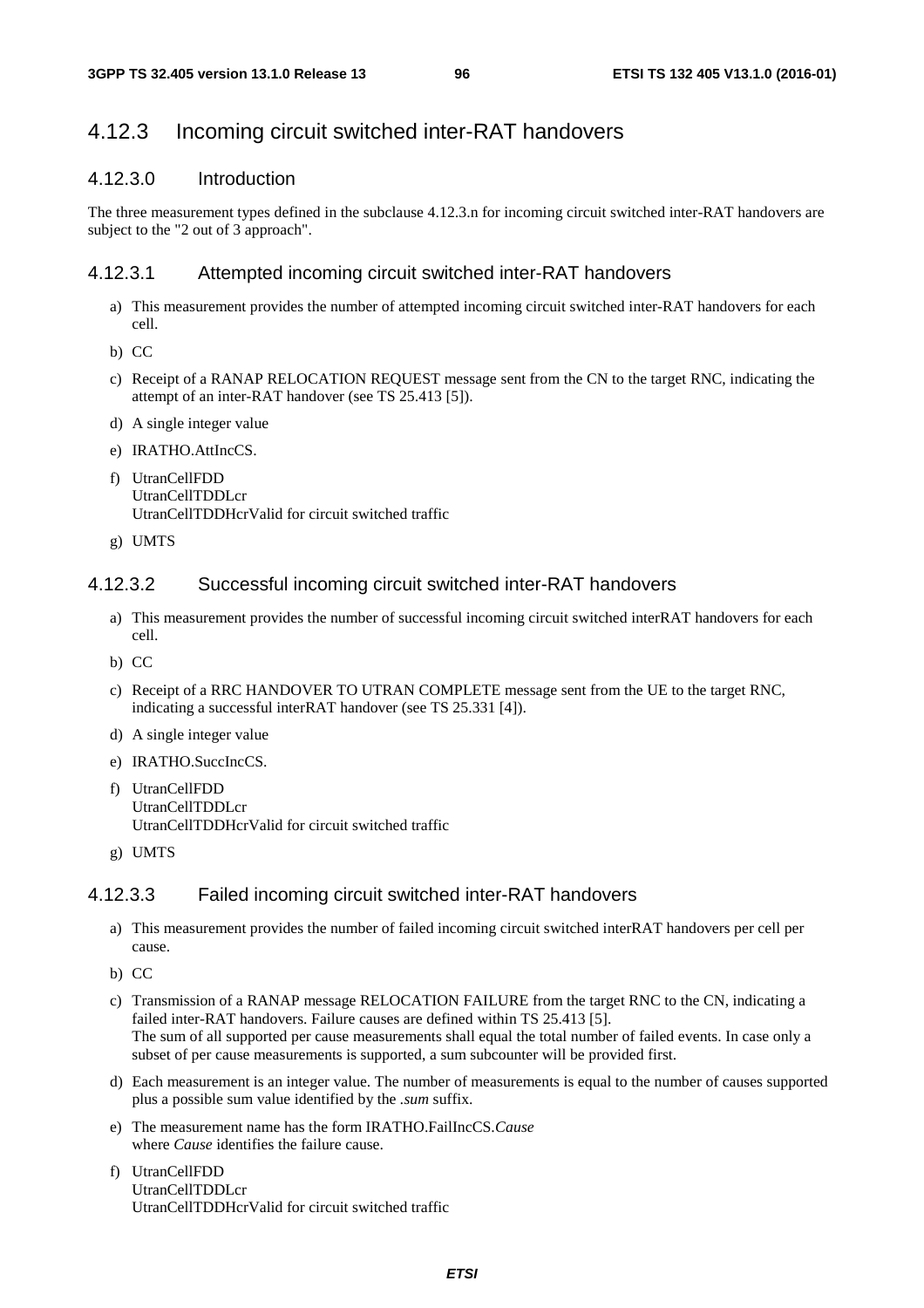## 4.12.3 Incoming circuit switched inter-RAT handovers

### 4.12.3.0 Introduction

The three measurement types defined in the subclause 4.12.3.n for incoming circuit switched inter-RAT handovers are subject to the "2 out of 3 approach".

### 4.12.3.1 Attempted incoming circuit switched inter-RAT handovers

a) This measurement provides the number of attempted incoming circuit switched inter-RAT handovers for each cell.

b) CC

c) Receipt of a RANAP RELOCATION REQUEST message sent from the CN to the target RNC, indicating the attempt of an inter-RAT handover (see TS 25.413 [5]).

d) A single integer value

e) IRATHO.AttIncCS.

f) UtranCellFDD
UtranCellTDDLcr
UtranCellTDDHcrValid for circuit switched traffic

g) UMTS

### 4.12.3.2 Successful incoming circuit switched inter-RAT handovers

a) This measurement provides the number of successful incoming circuit switched interRAT handovers for each cell.

b) CC

c) Receipt of a RRC HANDOVER TO UTRAN COMPLETE message sent from the UE to the target RNC, indicating a successful interRAT handover (see TS 25.331 [4]).

d) A single integer value

e) IRATHO.SuccIncCS.

f) UtranCellFDD
UtranCellTDDLcr
UtranCellTDDHcrValid for circuit switched traffic

g) UMTS

### 4.12.3.3 Failed incoming circuit switched inter-RAT handovers

a) This measurement provides the number of failed incoming circuit switched interRAT handovers per cell per cause.

b) CC

c) Transmission of a RANAP message RELOCATION FAILURE from the target RNC to the CN, indicating a failed inter-RAT handovers. Failure causes are defined within TS 25.413 [5].
The sum of all supported per cause measurements shall equal the total number of failed events. In case only a subset of per cause measurements is supported, a sum subcounter will be provided first.

d) Each measurement is an integer value. The number of measurements is equal to the number of causes supported plus a possible sum value identified by the *.sum* suffix.

e) The measurement name has the form IRATHO.FailIncCS.*Cause*
where *Cause* identifies the failure cause.

f) UtranCellFDD
UtranCellTDDLcr
UtranCellTDDHcrValid for circuit switched traffic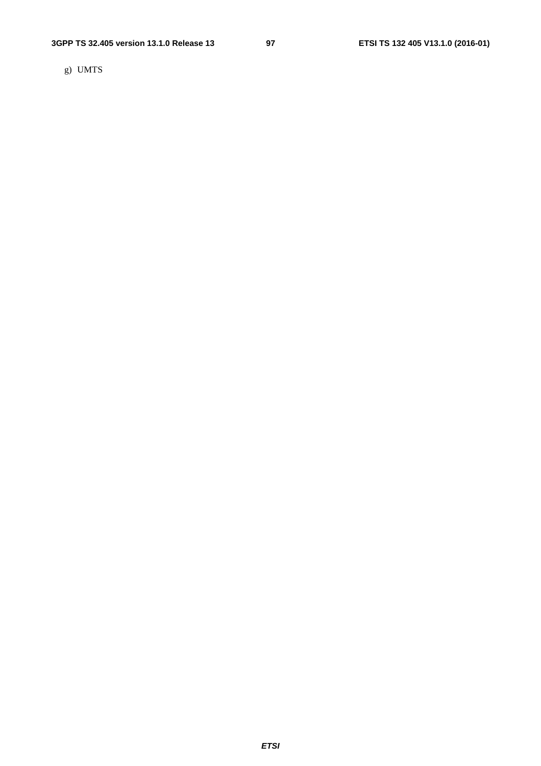g) UMTS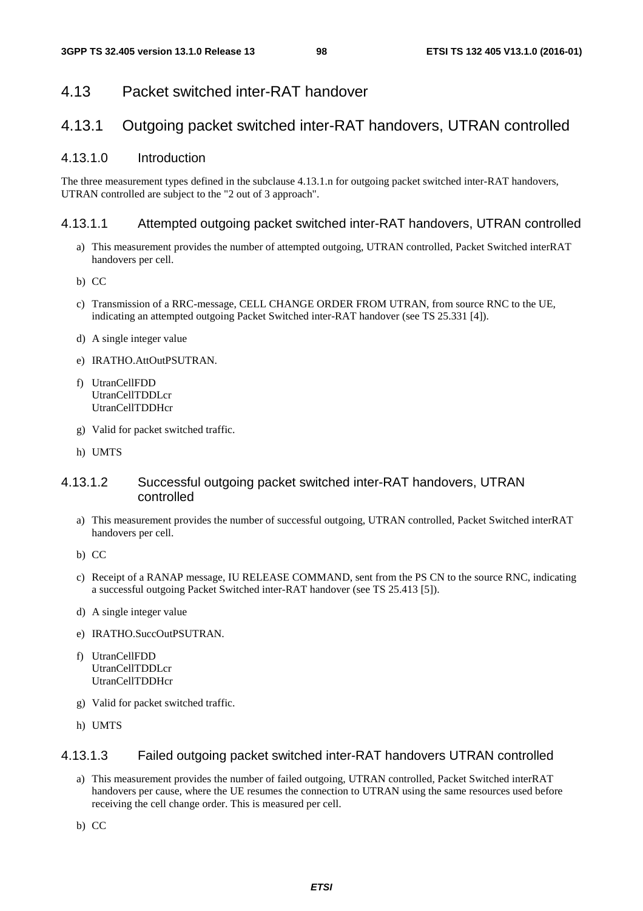## 4.13 Packet switched inter-RAT handover

## 4.13.1 Outgoing packet switched inter-RAT handovers, UTRAN controlled

### 4.13.1.0 Introduction

The three measurement types defined in the subclause 4.13.1.n for outgoing packet switched inter-RAT handovers, UTRAN controlled are subject to the "2 out of 3 approach".

### 4.13.1.1 Attempted outgoing packet switched inter-RAT handovers, UTRAN controlled

a) This measurement provides the number of attempted outgoing, UTRAN controlled, Packet Switched interRAT handovers per cell.

b) CC

c) Transmission of a RRC-message, CELL CHANGE ORDER FROM UTRAN, from source RNC to the UE, indicating an attempted outgoing Packet Switched inter-RAT handover (see TS 25.331 [4]).

d) A single integer value

e) IRATHO.AttOutPSUTRAN.

f) UtranCellFDD
UtranCellTDDLcr
UtranCellTDDHcr

g) Valid for packet switched traffic.

h) UMTS

### 4.13.1.2 Successful outgoing packet switched inter-RAT handovers, UTRAN controlled

a) This measurement provides the number of successful outgoing, UTRAN controlled, Packet Switched interRAT handovers per cell.

b) CC

c) Receipt of a RANAP message, IU RELEASE COMMAND, sent from the PS CN to the source RNC, indicating a successful outgoing Packet Switched inter-RAT handover (see TS 25.413 [5]).

d) A single integer value

e) IRATHO.SuccOutPSUTRAN.

f) UtranCellFDD
UtranCellTDDLcr
UtranCellTDDHcr

g) Valid for packet switched traffic.

h) UMTS

### 4.13.1.3 Failed outgoing packet switched inter-RAT handovers UTRAN controlled

a) This measurement provides the number of failed outgoing, UTRAN controlled, Packet Switched interRAT handovers per cause, where the UE resumes the connection to UTRAN using the same resources used before receiving the cell change order. This is measured per cell.

b) CC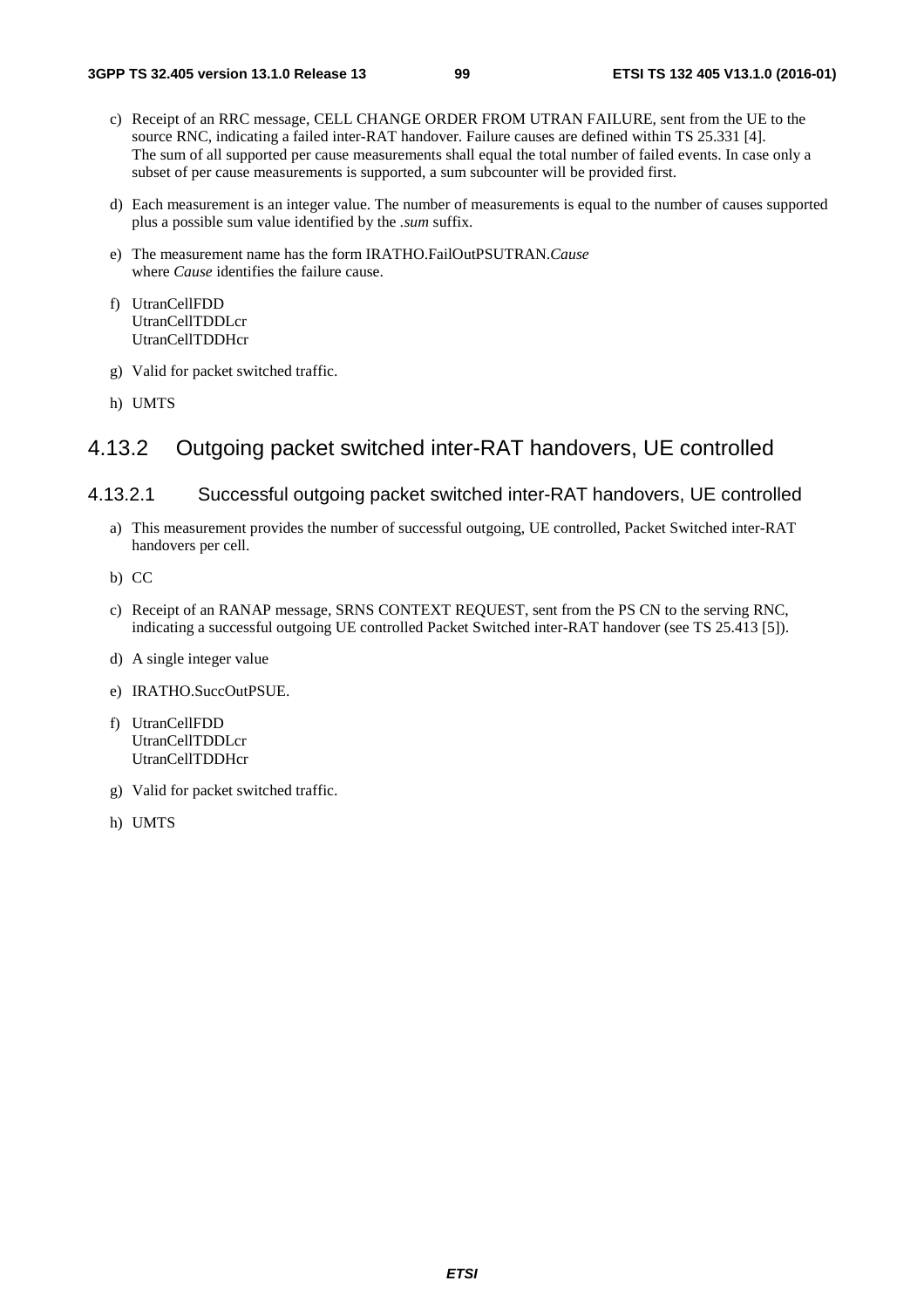c) Receipt of an RRC message, CELL CHANGE ORDER FROM UTRAN FAILURE, sent from the UE to the source RNC, indicating a failed inter-RAT handover. Failure causes are defined within TS 25.331 [4]. The sum of all supported per cause measurements shall equal the total number of failed events. In case only a subset of per cause measurements is supported, a sum subcounter will be provided first.

d) Each measurement is an integer value. The number of measurements is equal to the number of causes supported plus a possible sum value identified by the *.sum* suffix.

e) The measurement name has the form IRATHO.FailOutPSUTRAN.*Cause* where *Cause* identifies the failure cause.

f) UtranCellFDD
UtranCellTDDLcr
UtranCellTDDHcr

g) Valid for packet switched traffic.

h) UMTS

## 4.13.2 Outgoing packet switched inter-RAT handovers, UE controlled

### 4.13.2.1 Successful outgoing packet switched inter-RAT handovers, UE controlled

a) This measurement provides the number of successful outgoing, UE controlled, Packet Switched inter-RAT handovers per cell.

b) CC

c) Receipt of an RANAP message, SRNS CONTEXT REQUEST, sent from the PS CN to the serving RNC, indicating a successful outgoing UE controlled Packet Switched inter-RAT handover (see TS 25.413 [5]).

d) A single integer value

e) IRATHO.SuccOutPSUE.

f) UtranCellFDD
UtranCellTDDLcr
UtranCellTDDHcr

g) Valid for packet switched traffic.

h) UMTS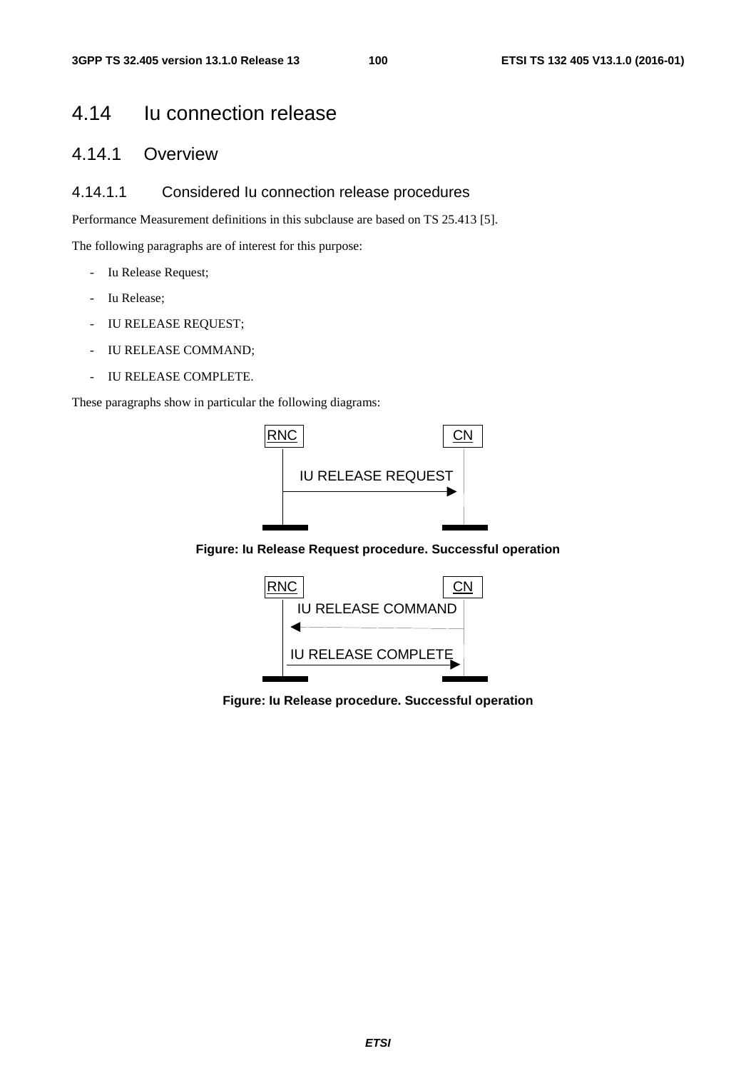# 4.14 Iu connection release

## 4.14.1 Overview

### 4.14.1.1 Considered Iu connection release procedures

Performance Measurement definitions in this subclause are based on TS 25.413 [5].

The following paragraphs are of interest for this purpose:

- Iu Release Request;
- Iu Release;
- IU RELEASE REQUEST;
- IU RELEASE COMMAND;
- IU RELEASE COMPLETE.

These paragraphs show in particular the following diagrams:

RNC → CN: IU RELEASE REQUEST

**Figure: Iu Release Request procedure. Successful operation**

CN → RNC: IU RELEASE COMMAND

RNC → CN: IU RELEASE COMPLETE

**Figure: Iu Release procedure. Successful operation**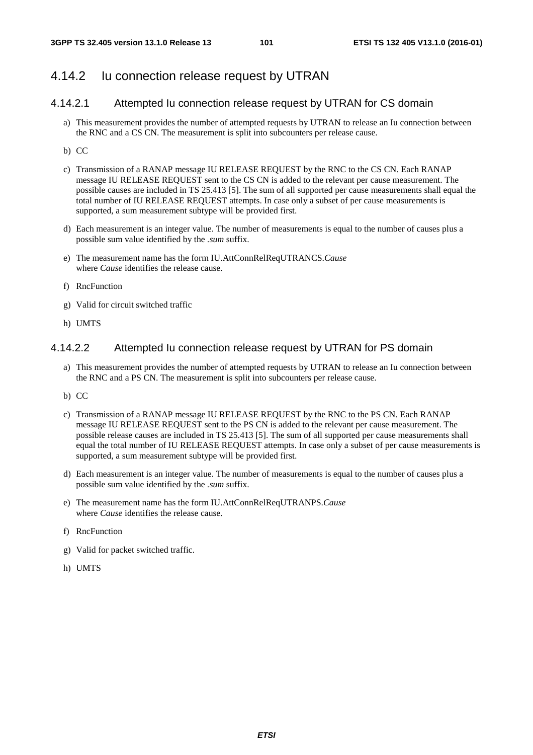## 4.14.2 Iu connection release request by UTRAN

### 4.14.2.1 Attempted Iu connection release request by UTRAN for CS domain

a) This measurement provides the number of attempted requests by UTRAN to release an Iu connection between the RNC and a CS CN. The measurement is split into subcounters per release cause.

b) CC

c) Transmission of a RANAP message IU RELEASE REQUEST by the RNC to the CS CN. Each RANAP message IU RELEASE REQUEST sent to the CS CN is added to the relevant per cause measurement. The possible causes are included in TS 25.413 [5]. The sum of all supported per cause measurements shall equal the total number of IU RELEASE REQUEST attempts. In case only a subset of per cause measurements is supported, a sum measurement subtype will be provided first.

d) Each measurement is an integer value. The number of measurements is equal to the number of causes plus a possible sum value identified by the *.sum* suffix.

e) The measurement name has the form IU.AttConnRelReqUTRANCS.*Cause*
where *Cause* identifies the release cause.

f) RncFunction

g) Valid for circuit switched traffic

h) UMTS

### 4.14.2.2 Attempted Iu connection release request by UTRAN for PS domain

a) This measurement provides the number of attempted requests by UTRAN to release an Iu connection between the RNC and a PS CN. The measurement is split into subcounters per release cause.

b) CC

c) Transmission of a RANAP message IU RELEASE REQUEST by the RNC to the PS CN. Each RANAP message IU RELEASE REQUEST sent to the PS CN is added to the relevant per cause measurement. The possible release causes are included in TS 25.413 [5]. The sum of all supported per cause measurements shall equal the total number of IU RELEASE REQUEST attempts. In case only a subset of per cause measurements is supported, a sum measurement subtype will be provided first.

d) Each measurement is an integer value. The number of measurements is equal to the number of causes plus a possible sum value identified by the *.sum* suffix.

e) The measurement name has the form IU.AttConnRelReqUTRANPS.*Cause*
where *Cause* identifies the release cause.

f) RncFunction

g) Valid for packet switched traffic.

h) UMTS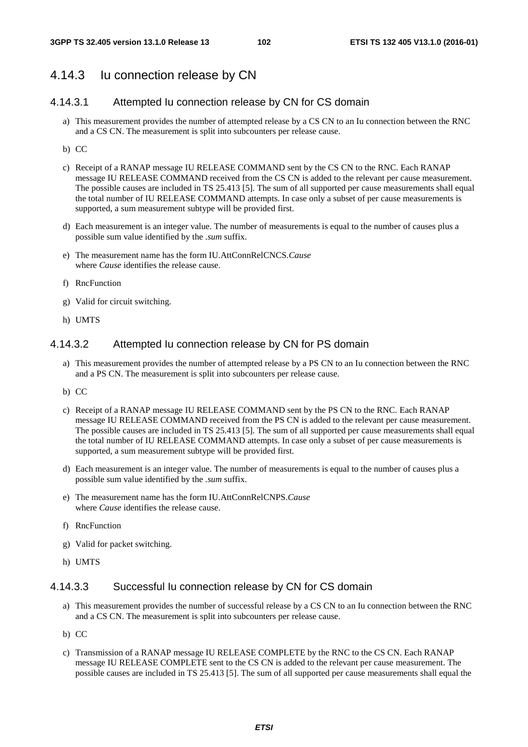### 4.14.3 Iu connection release by CN

#### 4.14.3.1 Attempted Iu connection release by CN for CS domain

a) This measurement provides the number of attempted release by a CS CN to an Iu connection between the RNC and a CS CN. The measurement is split into subcounters per release cause.

b) CC

c) Receipt of a RANAP message IU RELEASE COMMAND sent by the CS CN to the RNC. Each RANAP message IU RELEASE COMMAND received from the CS CN is added to the relevant per cause measurement. The possible causes are included in TS 25.413 [5]. The sum of all supported per cause measurements shall equal the total number of IU RELEASE COMMAND attempts. In case only a subset of per cause measurements is supported, a sum measurement subtype will be provided first.

d) Each measurement is an integer value. The number of measurements is equal to the number of causes plus a possible sum value identified by the *.sum* suffix.

e) The measurement name has the form IU.AttConnRelCNCS.*Cause*
where *Cause* identifies the release cause.

f) RncFunction

g) Valid for circuit switching.

h) UMTS

#### 4.14.3.2 Attempted Iu connection release by CN for PS domain

a) This measurement provides the number of attempted release by a PS CN to an Iu connection between the RNC and a PS CN. The measurement is split into subcounters per release cause.

b) CC

c) Receipt of a RANAP message IU RELEASE COMMAND sent by the PS CN to the RNC. Each RANAP message IU RELEASE COMMAND received from the PS CN is added to the relevant per cause measurement. The possible causes are included in TS 25.413 [5]. The sum of all supported per cause measurements shall equal the total number of IU RELEASE COMMAND attempts. In case only a subset of per cause measurements is supported, a sum measurement subtype will be provided first.

d) Each measurement is an integer value. The number of measurements is equal to the number of causes plus a possible sum value identified by the *.sum* suffix.

e) The measurement name has the form IU.AttConnRelCNPS.*Cause*
where *Cause* identifies the release cause.

f) RncFunction

g) Valid for packet switching.

h) UMTS

#### 4.14.3.3 Successful Iu connection release by CN for CS domain

a) This measurement provides the number of successful release by a CS CN to an Iu connection between the RNC and a CS CN. The measurement is split into subcounters per release cause.

b) CC

c) Transmission of a RANAP message IU RELEASE COMPLETE by the RNC to the CS CN. Each RANAP message IU RELEASE COMPLETE sent to the CS CN is added to the relevant per cause measurement. The possible causes are included in TS 25.413 [5]. The sum of all supported per cause measurements shall equal the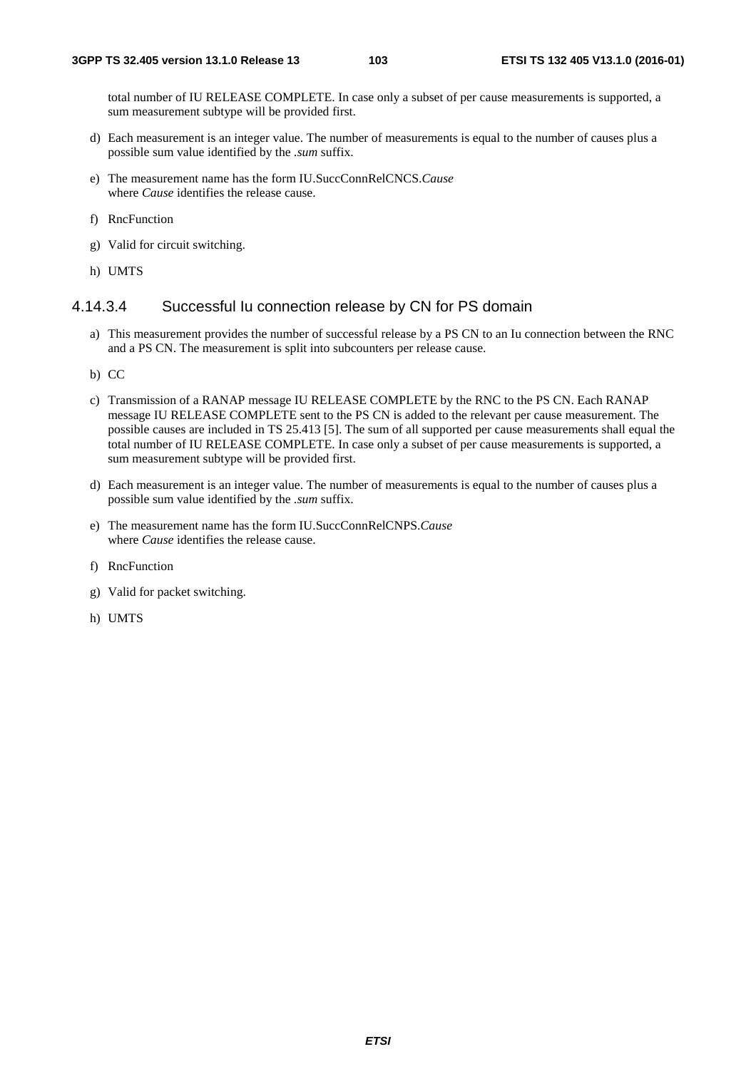total number of IU RELEASE COMPLETE. In case only a subset of per cause measurements is supported, a sum measurement subtype will be provided first.

d) Each measurement is an integer value. The number of measurements is equal to the number of causes plus a possible sum value identified by the *.sum* suffix.

e) The measurement name has the form IU.SuccConnRelCNCS.*Cause*
where *Cause* identifies the release cause.

f) RncFunction

g) Valid for circuit switching.

h) UMTS

#### 4.14.3.4 Successful Iu connection release by CN for PS domain

a) This measurement provides the number of successful release by a PS CN to an Iu connection between the RNC and a PS CN. The measurement is split into subcounters per release cause.

b) CC

c) Transmission of a RANAP message IU RELEASE COMPLETE by the RNC to the PS CN. Each RANAP message IU RELEASE COMPLETE sent to the PS CN is added to the relevant per cause measurement. The possible causes are included in TS 25.413 [5]. The sum of all supported per cause measurements shall equal the total number of IU RELEASE COMPLETE. In case only a subset of per cause measurements is supported, a sum measurement subtype will be provided first.

d) Each measurement is an integer value. The number of measurements is equal to the number of causes plus a possible sum value identified by the *.sum* suffix.

e) The measurement name has the form IU.SuccConnRelCNPS.*Cause*
where *Cause* identifies the release cause.

f) RncFunction

g) Valid for packet switching.

h) UMTS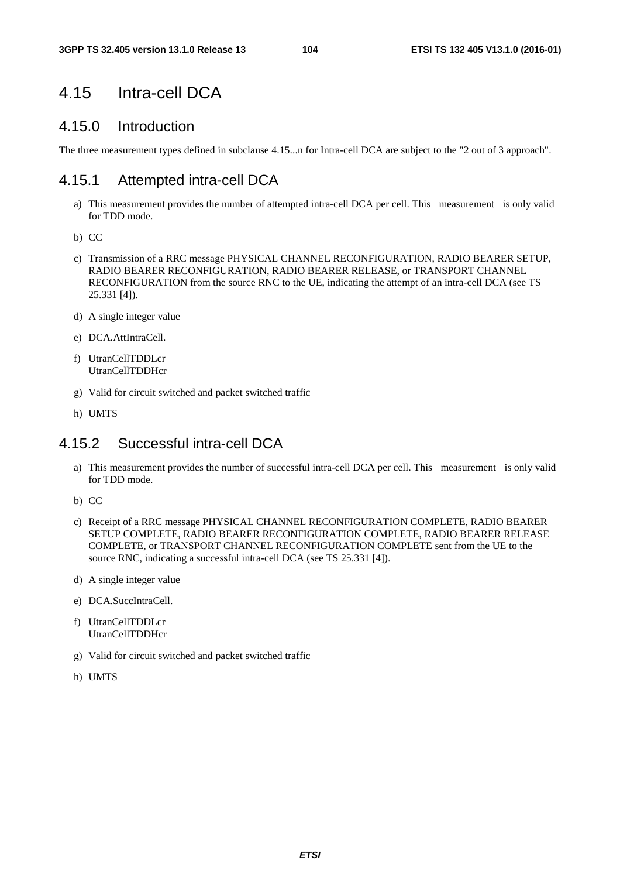## 4.15 Intra-cell DCA

### 4.15.0 Introduction

The three measurement types defined in subclause 4.15...n for Intra-cell DCA are subject to the "2 out of 3 approach".

### 4.15.1 Attempted intra-cell DCA

a) This measurement provides the number of attempted intra-cell DCA per cell. This measurement is only valid for TDD mode.

b) CC

c) Transmission of a RRC message PHYSICAL CHANNEL RECONFIGURATION, RADIO BEARER SETUP, RADIO BEARER RECONFIGURATION, RADIO BEARER RELEASE, or TRANSPORT CHANNEL RECONFIGURATION from the source RNC to the UE, indicating the attempt of an intra-cell DCA (see TS 25.331 [4]).

d) A single integer value

e) DCA.AttIntraCell.

f) UtranCellTDDLcr
UtranCellTDDHcr

g) Valid for circuit switched and packet switched traffic

h) UMTS

### 4.15.2 Successful intra-cell DCA

a) This measurement provides the number of successful intra-cell DCA per cell. This measurement is only valid for TDD mode.

b) CC

c) Receipt of a RRC message PHYSICAL CHANNEL RECONFIGURATION COMPLETE, RADIO BEARER SETUP COMPLETE, RADIO BEARER RECONFIGURATION COMPLETE, RADIO BEARER RELEASE COMPLETE, or TRANSPORT CHANNEL RECONFIGURATION COMPLETE sent from the UE to the source RNC, indicating a successful intra-cell DCA (see TS 25.331 [4]).

d) A single integer value

e) DCA.SuccIntraCell.

f) UtranCellTDDLcr
UtranCellTDDHcr

g) Valid for circuit switched and packet switched traffic

h) UMTS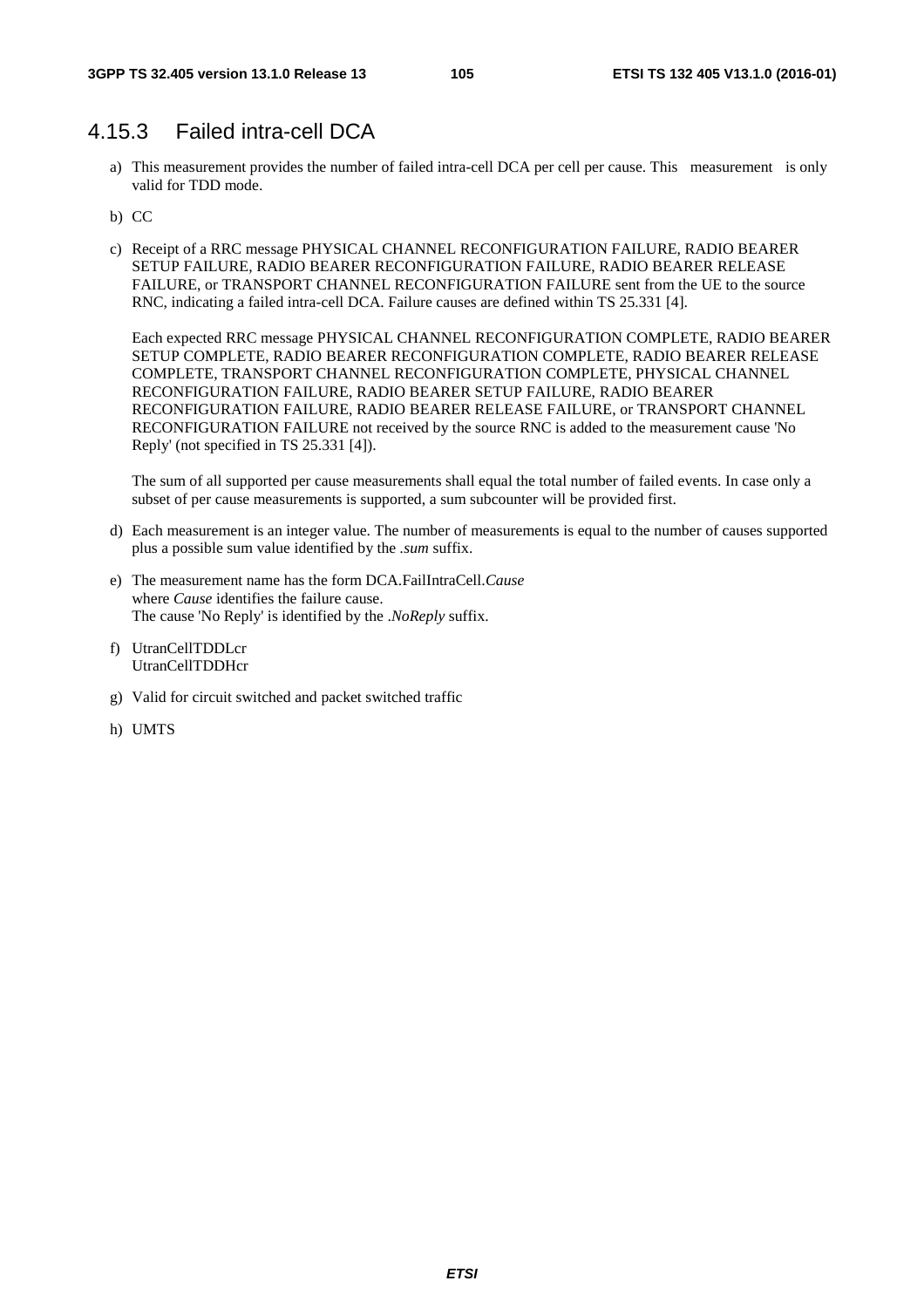### 4.15.3 Failed intra-cell DCA

a) This measurement provides the number of failed intra-cell DCA per cell per cause. This measurement is only valid for TDD mode.

b) CC

c) Receipt of a RRC message PHYSICAL CHANNEL RECONFIGURATION FAILURE, RADIO BEARER SETUP FAILURE, RADIO BEARER RECONFIGURATION FAILURE, RADIO BEARER RELEASE FAILURE, or TRANSPORT CHANNEL RECONFIGURATION FAILURE sent from the UE to the source RNC, indicating a failed intra-cell DCA. Failure causes are defined within TS 25.331 [4].

   Each expected RRC message PHYSICAL CHANNEL RECONFIGURATION COMPLETE, RADIO BEARER SETUP COMPLETE, RADIO BEARER RECONFIGURATION COMPLETE, RADIO BEARER RELEASE COMPLETE, TRANSPORT CHANNEL RECONFIGURATION COMPLETE, PHYSICAL CHANNEL RECONFIGURATION FAILURE, RADIO BEARER SETUP FAILURE, RADIO BEARER RECONFIGURATION FAILURE, RADIO BEARER RELEASE FAILURE, or TRANSPORT CHANNEL RECONFIGURATION FAILURE not received by the source RNC is added to the measurement cause 'No Reply' (not specified in TS 25.331 [4]).

   The sum of all supported per cause measurements shall equal the total number of failed events. In case only a subset of per cause measurements is supported, a sum subcounter will be provided first.

d) Each measurement is an integer value. The number of measurements is equal to the number of causes supported plus a possible sum value identified by the *.sum* suffix.

e) The measurement name has the form DCA.FailIntraCell.*Cause*
   where *Cause* identifies the failure cause.
   The cause 'No Reply' is identified by the *.NoReply* suffix.

f) UtranCellTDDLcr
   UtranCellTDDHcr

g) Valid for circuit switched and packet switched traffic

h) UMTS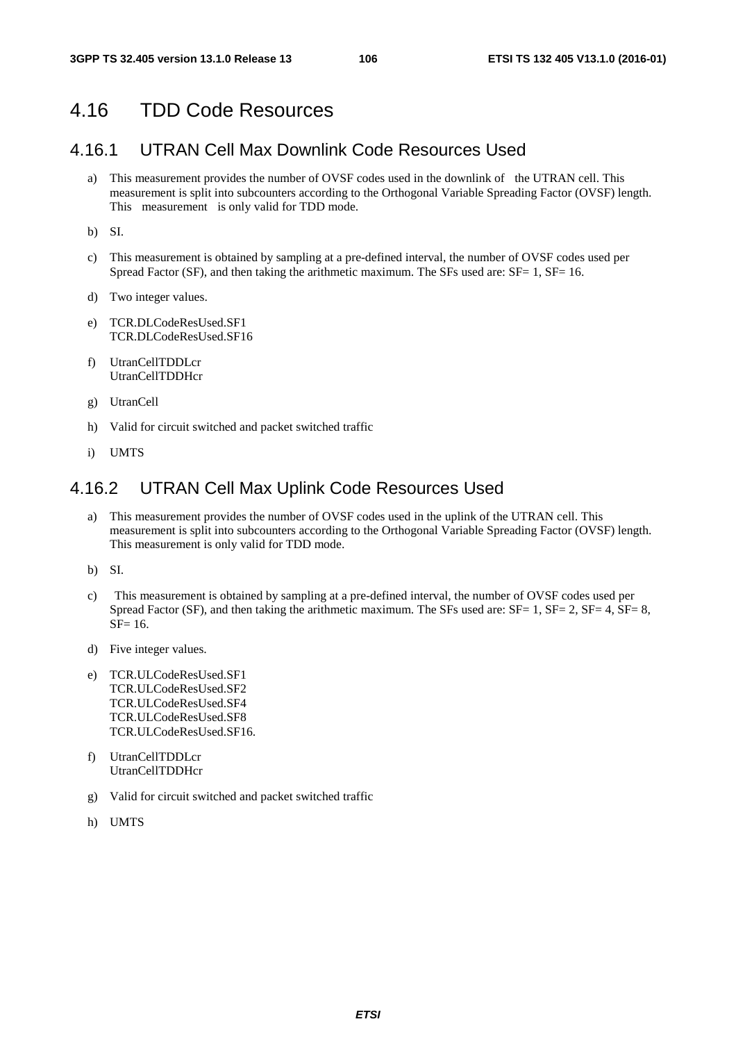# 4.16 TDD Code Resources

## 4.16.1 UTRAN Cell Max Downlink Code Resources Used

a) This measurement provides the number of OVSF codes used in the downlink of the UTRAN cell. This measurement is split into subcounters according to the Orthogonal Variable Spreading Factor (OVSF) length. This measurement is only valid for TDD mode.

b) SI.

c) This measurement is obtained by sampling at a pre-defined interval, the number of OVSF codes used per Spread Factor (SF), and then taking the arithmetic maximum. The SFs used are: SF= 1, SF= 16.

d) Two integer values.

e) TCR.DLCodeResUsed.SF1
TCR.DLCodeResUsed.SF16

f) UtranCellTDDLcr
UtranCellTDDHcr

g) UtranCell

h) Valid for circuit switched and packet switched traffic

i) UMTS

## 4.16.2 UTRAN Cell Max Uplink Code Resources Used

a) This measurement provides the number of OVSF codes used in the uplink of the UTRAN cell. This measurement is split into subcounters according to the Orthogonal Variable Spreading Factor (OVSF) length. This measurement is only valid for TDD mode.

b) SI.

c) This measurement is obtained by sampling at a pre-defined interval, the number of OVSF codes used per Spread Factor (SF), and then taking the arithmetic maximum. The SFs used are: SF= 1, SF= 2, SF= 4, SF= 8, SF= 16.

d) Five integer values.

e) TCR.ULCodeResUsed.SF1
TCR.ULCodeResUsed.SF2
TCR.ULCodeResUsed.SF4
TCR.ULCodeResUsed.SF8
TCR.ULCodeResUsed.SF16.

f) UtranCellTDDLcr
UtranCellTDDHcr

g) Valid for circuit switched and packet switched traffic

h) UMTS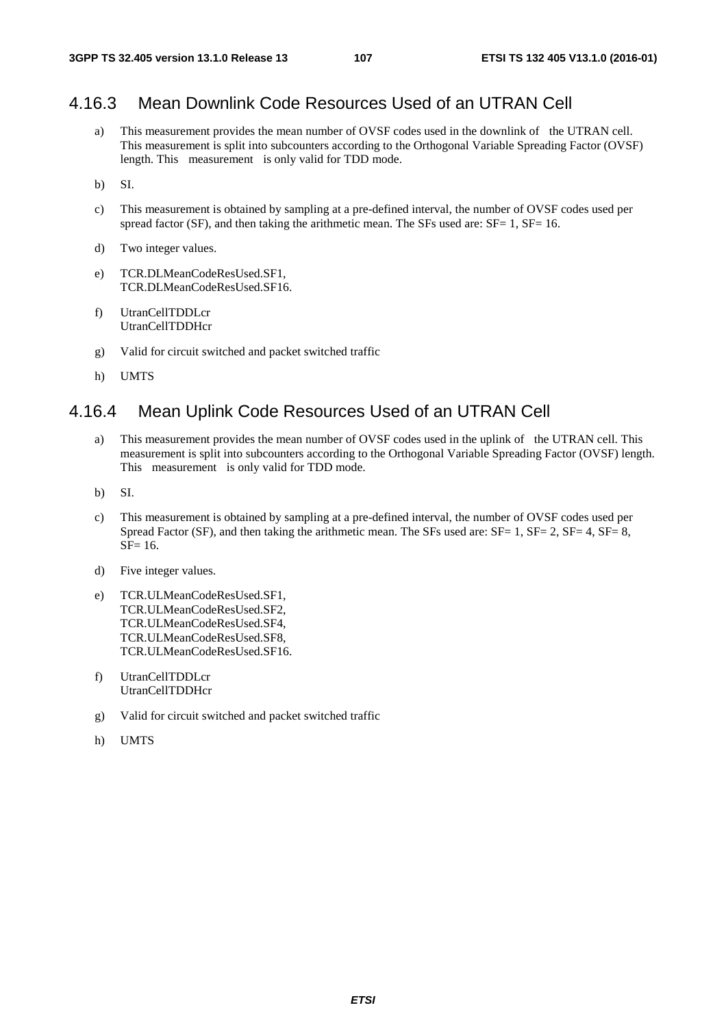### 4.16.3 Mean Downlink Code Resources Used of an UTRAN Cell

a) This measurement provides the mean number of OVSF codes used in the downlink of the UTRAN cell. This measurement is split into subcounters according to the Orthogonal Variable Spreading Factor (OVSF) length. This measurement is only valid for TDD mode.

b) SI.

c) This measurement is obtained by sampling at a pre-defined interval, the number of OVSF codes used per spread factor (SF), and then taking the arithmetic mean. The SFs used are: SF= 1, SF= 16.

d) Two integer values.

e) TCR.DLMeanCodeResUsed.SF1,  
TCR.DLMeanCodeResUsed.SF16.

f) UtranCellTDDLcr  
UtranCellTDDHcr

g) Valid for circuit switched and packet switched traffic

h) UMTS

### 4.16.4 Mean Uplink Code Resources Used of an UTRAN Cell

a) This measurement provides the mean number of OVSF codes used in the uplink of the UTRAN cell. This measurement is split into subcounters according to the Orthogonal Variable Spreading Factor (OVSF) length. This measurement is only valid for TDD mode.

b) SI.

c) This measurement is obtained by sampling at a pre-defined interval, the number of OVSF codes used per Spread Factor (SF), and then taking the arithmetic mean. The SFs used are: SF= 1, SF= 2, SF= 4, SF= 8, SF= 16.

d) Five integer values.

e) TCR.ULMeanCodeResUsed.SF1,  
TCR.ULMeanCodeResUsed.SF2,  
TCR.ULMeanCodeResUsed.SF4,  
TCR.ULMeanCodeResUsed.SF8,  
TCR.ULMeanCodeResUsed.SF16.

f) UtranCellTDDLcr  
UtranCellTDDHcr

g) Valid for circuit switched and packet switched traffic

h) UMTS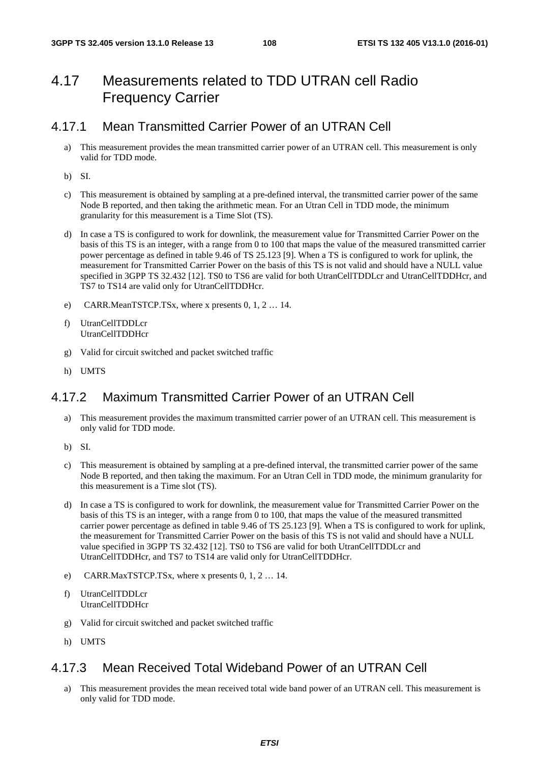# 4.17 Measurements related to TDD UTRAN cell Radio Frequency Carrier

## 4.17.1 Mean Transmitted Carrier Power of an UTRAN Cell

a) This measurement provides the mean transmitted carrier power of an UTRAN cell. This measurement is only valid for TDD mode.

b) SI.

c) This measurement is obtained by sampling at a pre-defined interval, the transmitted carrier power of the same Node B reported, and then taking the arithmetic mean. For an Utran Cell in TDD mode, the minimum granularity for this measurement is a Time Slot (TS).

d) In case a TS is configured to work for downlink, the measurement value for Transmitted Carrier Power on the basis of this TS is an integer, with a range from 0 to 100 that maps the value of the measured transmitted carrier power percentage as defined in table 9.46 of TS 25.123 [9]. When a TS is configured to work for uplink, the measurement for Transmitted Carrier Power on the basis of this TS is not valid and should have a NULL value specified in 3GPP TS 32.432 [12]. TS0 to TS6 are valid for both UtranCellTDDLcr and UtranCellTDDHcr, and TS7 to TS14 are valid only for UtranCellTDDHcr.

e) CARR.MeanTSTCP.TSx, where x presents 0, 1, 2 … 14.

f) UtranCellTDDLcr
UtranCellTDDHcr

g) Valid for circuit switched and packet switched traffic

h) UMTS

## 4.17.2 Maximum Transmitted Carrier Power of an UTRAN Cell

a) This measurement provides the maximum transmitted carrier power of an UTRAN cell. This measurement is only valid for TDD mode.

b) SI.

c) This measurement is obtained by sampling at a pre-defined interval, the transmitted carrier power of the same Node B reported, and then taking the maximum. For an Utran Cell in TDD mode, the minimum granularity for this measurement is a Time slot (TS).

d) In case a TS is configured to work for downlink, the measurement value for Transmitted Carrier Power on the basis of this TS is an integer, with a range from 0 to 100, that maps the value of the measured transmitted carrier power percentage as defined in table 9.46 of TS 25.123 [9]. When a TS is configured to work for uplink, the measurement for Transmitted Carrier Power on the basis of this TS is not valid and should have a NULL value specified in 3GPP TS 32.432 [12]. TS0 to TS6 are valid for both UtranCellTDDLcr and UtranCellTDDHcr, and TS7 to TS14 are valid only for UtranCellTDDHcr.

e) CARR.MaxTSTCP.TSx, where x presents 0, 1, 2 … 14.

f) UtranCellTDDLcr
UtranCellTDDHcr

g) Valid for circuit switched and packet switched traffic

h) UMTS

## 4.17.3 Mean Received Total Wideband Power of an UTRAN Cell

a) This measurement provides the mean received total wide band power of an UTRAN cell. This measurement is only valid for TDD mode.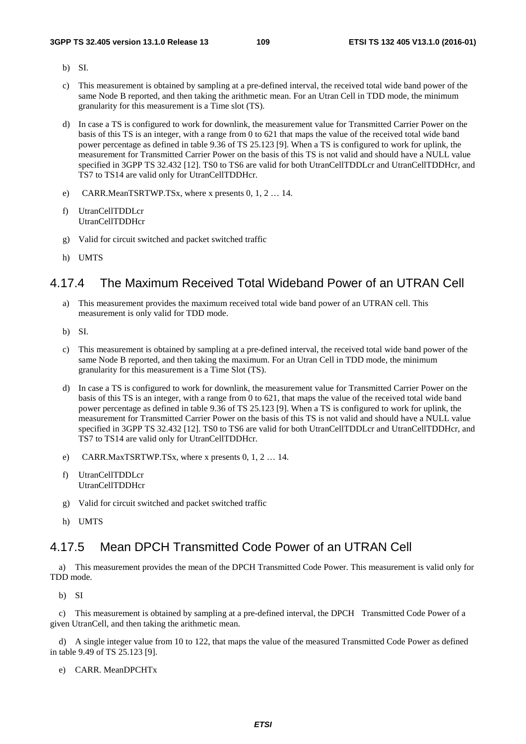b) SI.

c) This measurement is obtained by sampling at a pre-defined interval, the received total wide band power of the same Node B reported, and then taking the arithmetic mean. For an Utran Cell in TDD mode, the minimum granularity for this measurement is a Time slot (TS).

d) In case a TS is configured to work for downlink, the measurement value for Transmitted Carrier Power on the basis of this TS is an integer, with a range from 0 to 621 that maps the value of the received total wide band power percentage as defined in table 9.36 of TS 25.123 [9]. When a TS is configured to work for uplink, the measurement for Transmitted Carrier Power on the basis of this TS is not valid and should have a NULL value specified in 3GPP TS 32.432 [12]. TS0 to TS6 are valid for both UtranCellTDDLcr and UtranCellTDDHcr, and TS7 to TS14 are valid only for UtranCellTDDHcr.

e) CARR.MeanTSRTWP.TSx, where x presents 0, 1, 2 … 14.

f) UtranCellTDDLcr
UtranCellTDDHcr

g) Valid for circuit switched and packet switched traffic

h) UMTS

### 4.17.4 The Maximum Received Total Wideband Power of an UTRAN Cell

a) This measurement provides the maximum received total wide band power of an UTRAN cell. This measurement is only valid for TDD mode.

b) SI.

c) This measurement is obtained by sampling at a pre-defined interval, the received total wide band power of the same Node B reported, and then taking the maximum. For an Utran Cell in TDD mode, the minimum granularity for this measurement is a Time Slot (TS).

d) In case a TS is configured to work for downlink, the measurement value for Transmitted Carrier Power on the basis of this TS is an integer, with a range from 0 to 621, that maps the value of the received total wide band power percentage as defined in table 9.36 of TS 25.123 [9]. When a TS is configured to work for uplink, the measurement for Transmitted Carrier Power on the basis of this TS is not valid and should have a NULL value specified in 3GPP TS 32.432 [12]. TS0 to TS6 are valid for both UtranCellTDDLcr and UtranCellTDDHcr, and TS7 to TS14 are valid only for UtranCellTDDHcr.

e) CARR.MaxTSRTWP.TSx, where x presents 0, 1, 2 … 14.

f) UtranCellTDDLcr
UtranCellTDDHcr

g) Valid for circuit switched and packet switched traffic

h) UMTS

### 4.17.5 Mean DPCH Transmitted Code Power of an UTRAN Cell

a) This measurement provides the mean of the DPCH Transmitted Code Power. This measurement is valid only for TDD mode.

b) SI

c) This measurement is obtained by sampling at a pre-defined interval, the DPCH Transmitted Code Power of a given UtranCell, and then taking the arithmetic mean.

d) A single integer value from 10 to 122, that maps the value of the measured Transmitted Code Power as defined in table 9.49 of TS 25.123 [9].

e) CARR. MeanDPCHTx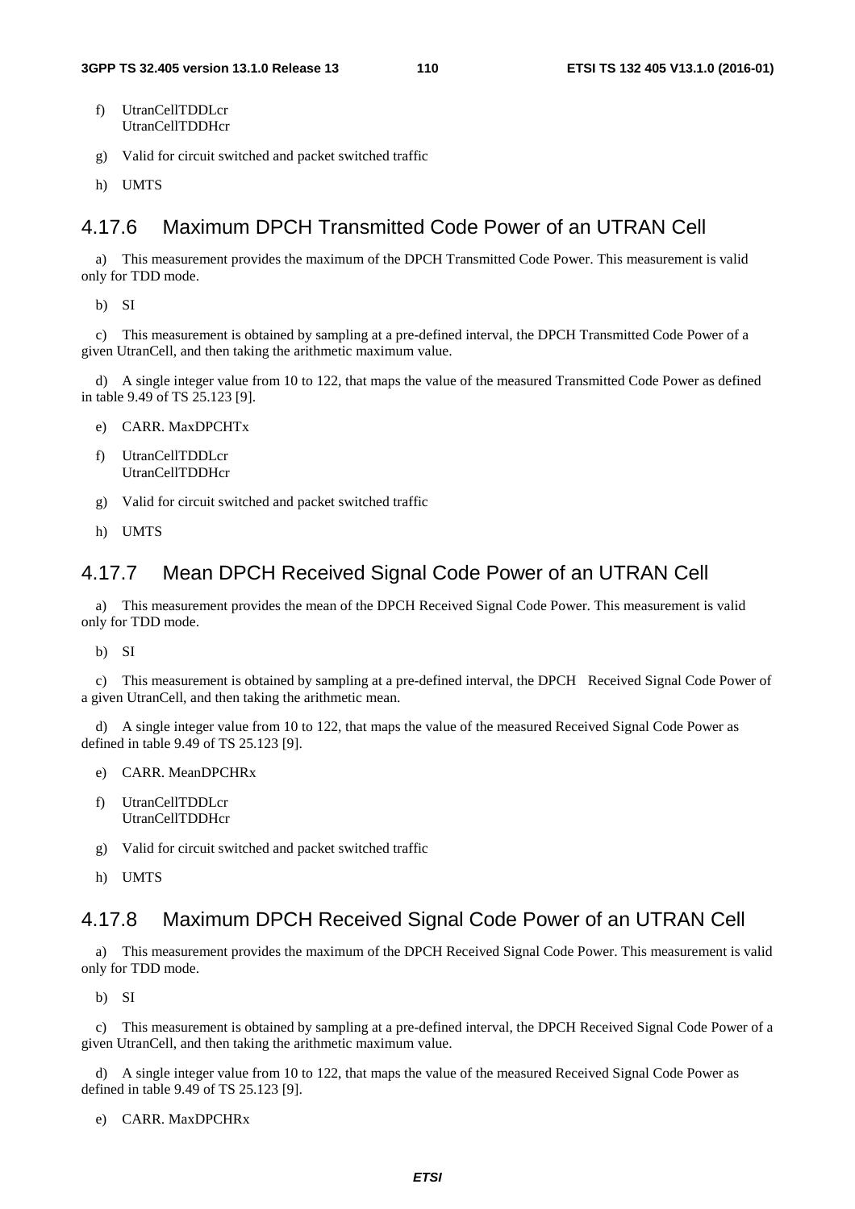f) UtranCellTDDLcr
UtranCellTDDHcr

g) Valid for circuit switched and packet switched traffic

h) UMTS

### 4.17.6 Maximum DPCH Transmitted Code Power of an UTRAN Cell

a) This measurement provides the maximum of the DPCH Transmitted Code Power. This measurement is valid only for TDD mode.

b) SI

c) This measurement is obtained by sampling at a pre-defined interval, the DPCH Transmitted Code Power of a given UtranCell, and then taking the arithmetic maximum value.

d) A single integer value from 10 to 122, that maps the value of the measured Transmitted Code Power as defined in table 9.49 of TS 25.123 [9].

e) CARR. MaxDPCHTx

f) UtranCellTDDLcr
UtranCellTDDHcr

g) Valid for circuit switched and packet switched traffic

h) UMTS

### 4.17.7 Mean DPCH Received Signal Code Power of an UTRAN Cell

a) This measurement provides the mean of the DPCH Received Signal Code Power. This measurement is valid only for TDD mode.

b) SI

c) This measurement is obtained by sampling at a pre-defined interval, the DPCH Received Signal Code Power of a given UtranCell, and then taking the arithmetic mean.

d) A single integer value from 10 to 122, that maps the value of the measured Received Signal Code Power as defined in table 9.49 of TS 25.123 [9].

e) CARR. MeanDPCHRx

f) UtranCellTDDLcr
UtranCellTDDHcr

g) Valid for circuit switched and packet switched traffic

h) UMTS

### 4.17.8 Maximum DPCH Received Signal Code Power of an UTRAN Cell

a) This measurement provides the maximum of the DPCH Received Signal Code Power. This measurement is valid only for TDD mode.

b) SI

c) This measurement is obtained by sampling at a pre-defined interval, the DPCH Received Signal Code Power of a given UtranCell, and then taking the arithmetic maximum value.

d) A single integer value from 10 to 122, that maps the value of the measured Received Signal Code Power as defined in table 9.49 of TS 25.123 [9].

e) CARR. MaxDPCHRx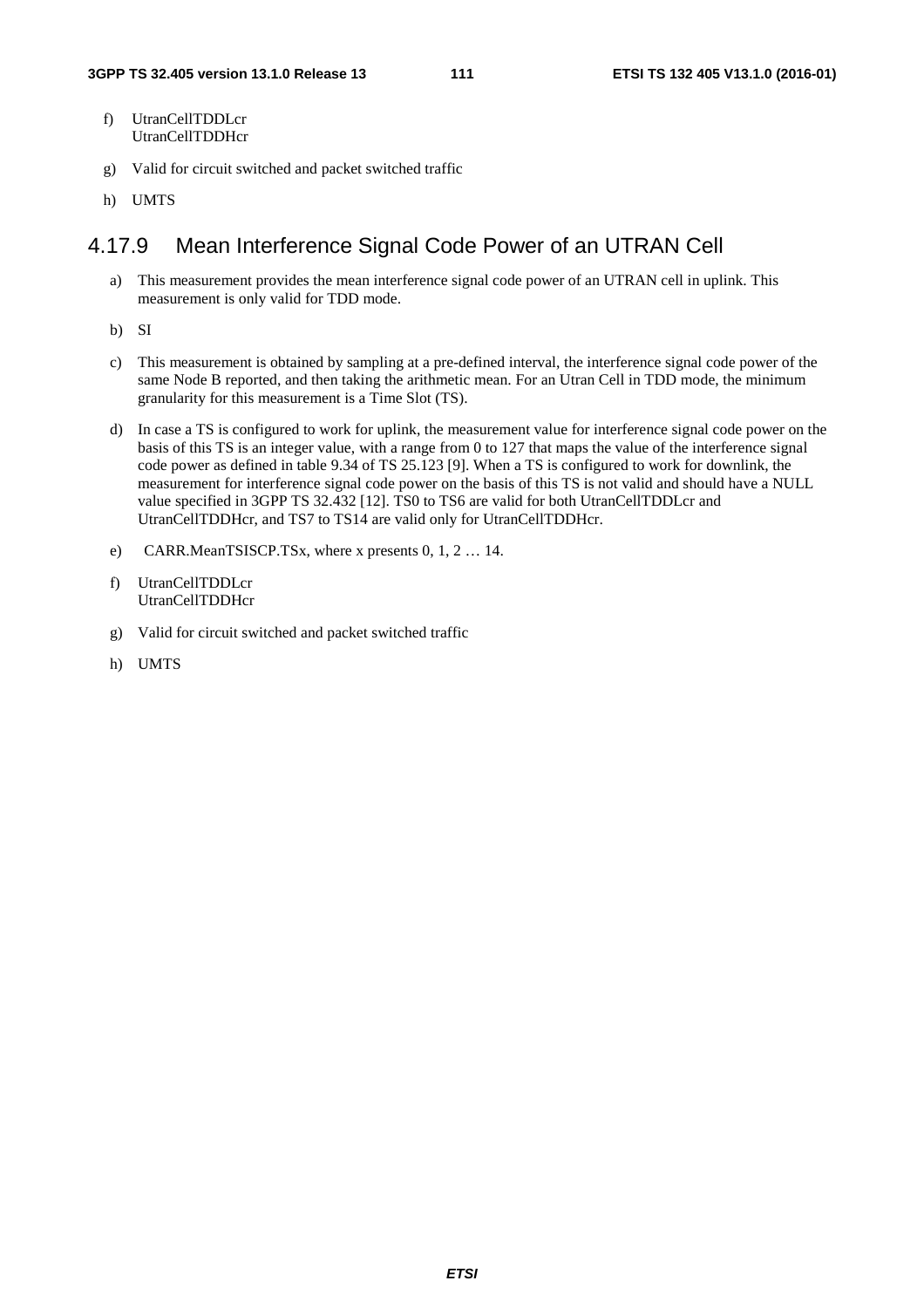f) UtranCellTDDLcr
   UtranCellTDDHcr

g) Valid for circuit switched and packet switched traffic

h) UMTS

### 4.17.9 Mean Interference Signal Code Power of an UTRAN Cell

a) This measurement provides the mean interference signal code power of an UTRAN cell in uplink. This measurement is only valid for TDD mode.

b) SI

c) This measurement is obtained by sampling at a pre-defined interval, the interference signal code power of the same Node B reported, and then taking the arithmetic mean. For an Utran Cell in TDD mode, the minimum granularity for this measurement is a Time Slot (TS).

d) In case a TS is configured to work for uplink, the measurement value for interference signal code power on the basis of this TS is an integer value, with a range from 0 to 127 that maps the value of the interference signal code power as defined in table 9.34 of TS 25.123 [9]. When a TS is configured to work for downlink, the measurement for interference signal code power on the basis of this TS is not valid and should have a NULL value specified in 3GPP TS 32.432 [12]. TS0 to TS6 are valid for both UtranCellTDDLcr and UtranCellTDDHcr, and TS7 to TS14 are valid only for UtranCellTDDHcr.

e) CARR.MeanTSISCP.TSx, where x presents 0, 1, 2 … 14.

f) UtranCellTDDLcr
   UtranCellTDDHcr

g) Valid for circuit switched and packet switched traffic

h) UMTS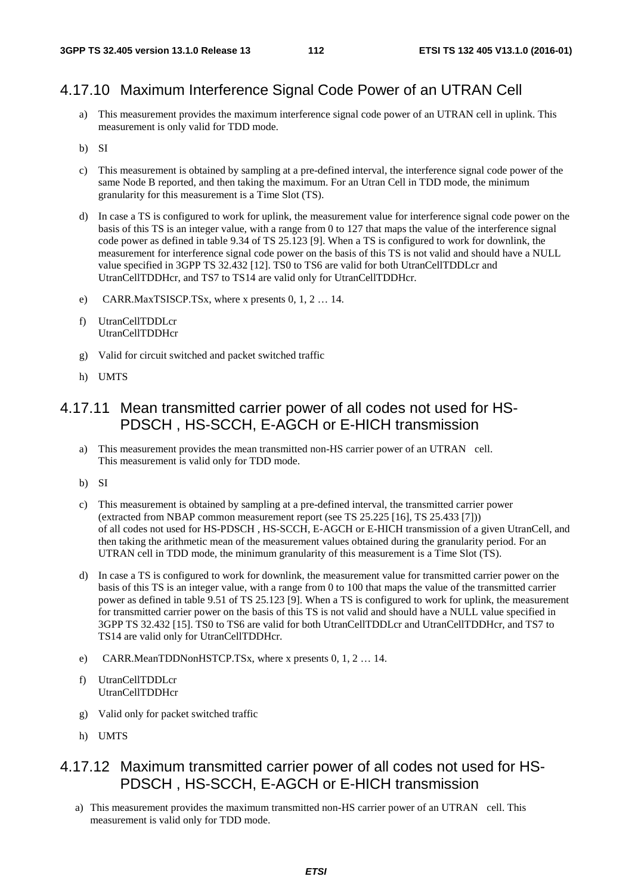### 4.17.10 Maximum Interference Signal Code Power of an UTRAN Cell

a) This measurement provides the maximum interference signal code power of an UTRAN cell in uplink. This measurement is only valid for TDD mode.

b) SI

c) This measurement is obtained by sampling at a pre-defined interval, the interference signal code power of the same Node B reported, and then taking the maximum. For an Utran Cell in TDD mode, the minimum granularity for this measurement is a Time Slot (TS).

d) In case a TS is configured to work for uplink, the measurement value for interference signal code power on the basis of this TS is an integer value, with a range from 0 to 127 that maps the value of the interference signal code power as defined in table 9.34 of TS 25.123 [9]. When a TS is configured to work for downlink, the measurement for interference signal code power on the basis of this TS is not valid and should have a NULL value specified in 3GPP TS 32.432 [12]. TS0 to TS6 are valid for both UtranCellTDDLcr and UtranCellTDDHcr, and TS7 to TS14 are valid only for UtranCellTDDHcr.

e) CARR.MaxTSISCP.TSx, where x presents 0, 1, 2 … 14.

f) UtranCellTDDLcr
UtranCellTDDHcr

g) Valid for circuit switched and packet switched traffic

h) UMTS

### 4.17.11 Mean transmitted carrier power of all codes not used for HS-PDSCH , HS-SCCH, E-AGCH or E-HICH transmission

a) This measurement provides the mean transmitted non-HS carrier power of an UTRAN cell.
This measurement is valid only for TDD mode.

b) SI

c) This measurement is obtained by sampling at a pre-defined interval, the transmitted carrier power (extracted from NBAP common measurement report (see TS 25.225 [16], TS 25.433 [7])) of all codes not used for HS-PDSCH , HS-SCCH, E-AGCH or E-HICH transmission of a given UtranCell, and then taking the arithmetic mean of the measurement values obtained during the granularity period. For an UTRAN cell in TDD mode, the minimum granularity of this measurement is a Time Slot (TS).

d) In case a TS is configured to work for downlink, the measurement value for transmitted carrier power on the basis of this TS is an integer value, with a range from 0 to 100 that maps the value of the transmitted carrier power as defined in table 9.51 of TS 25.123 [9]. When a TS is configured to work for uplink, the measurement for transmitted carrier power on the basis of this TS is not valid and should have a NULL value specified in 3GPP TS 32.432 [15]. TS0 to TS6 are valid for both UtranCellTDDLcr and UtranCellTDDHcr, and TS7 to TS14 are valid only for UtranCellTDDHcr.

e) CARR.MeanTDDNonHSTCP.TSx, where x presents 0, 1, 2 … 14.

f) UtranCellTDDLcr
UtranCellTDDHcr

g) Valid only for packet switched traffic

h) UMTS

### 4.17.12 Maximum transmitted carrier power of all codes not used for HS-PDSCH , HS-SCCH, E-AGCH or E-HICH transmission

a) This measurement provides the maximum transmitted non-HS carrier power of an UTRAN cell. This measurement is valid only for TDD mode.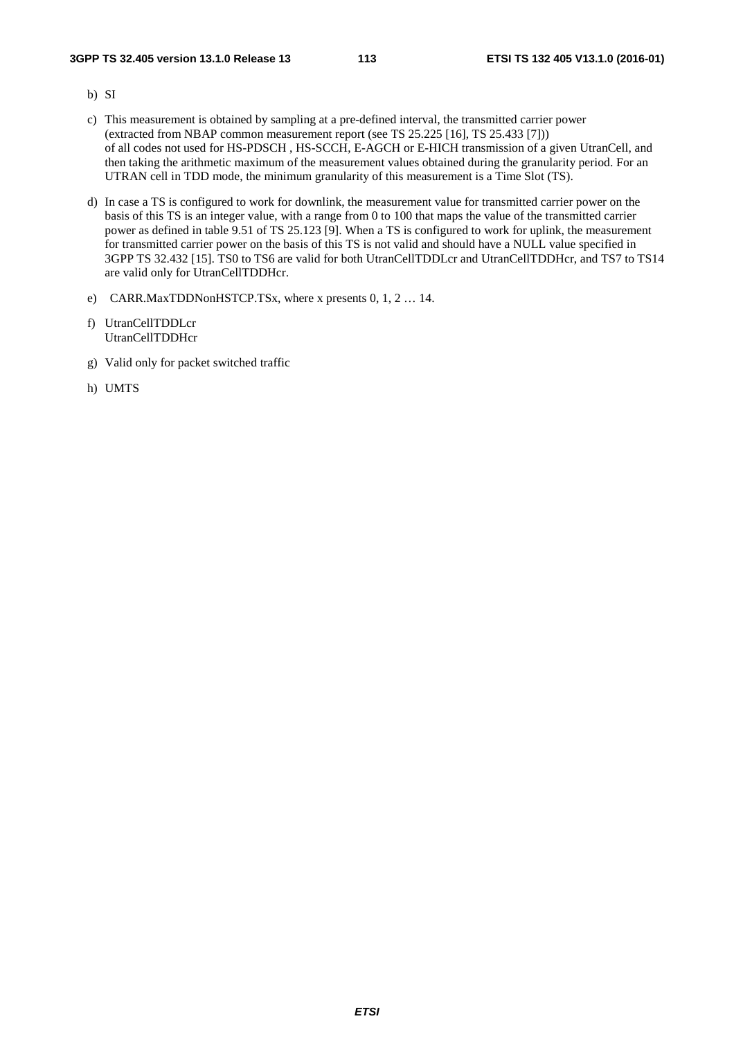b) SI

c) This measurement is obtained by sampling at a pre-defined interval, the transmitted carrier power (extracted from NBAP common measurement report (see TS 25.225 [16], TS 25.433 [7])) of all codes not used for HS-PDSCH , HS-SCCH, E-AGCH or E-HICH transmission of a given UtranCell, and then taking the arithmetic maximum of the measurement values obtained during the granularity period. For an UTRAN cell in TDD mode, the minimum granularity of this measurement is a Time Slot (TS).

d) In case a TS is configured to work for downlink, the measurement value for transmitted carrier power on the basis of this TS is an integer value, with a range from 0 to 100 that maps the value of the transmitted carrier power as defined in table 9.51 of TS 25.123 [9]. When a TS is configured to work for uplink, the measurement for transmitted carrier power on the basis of this TS is not valid and should have a NULL value specified in 3GPP TS 32.432 [15]. TS0 to TS6 are valid for both UtranCellTDDLcr and UtranCellTDDHcr, and TS7 to TS14 are valid only for UtranCellTDDHcr.

e) CARR.MaxTDDNonHSTCP.TSx, where x presents 0, 1, 2 … 14.

f) UtranCellTDDLcr
UtranCellTDDHcr

g) Valid only for packet switched traffic

h) UMTS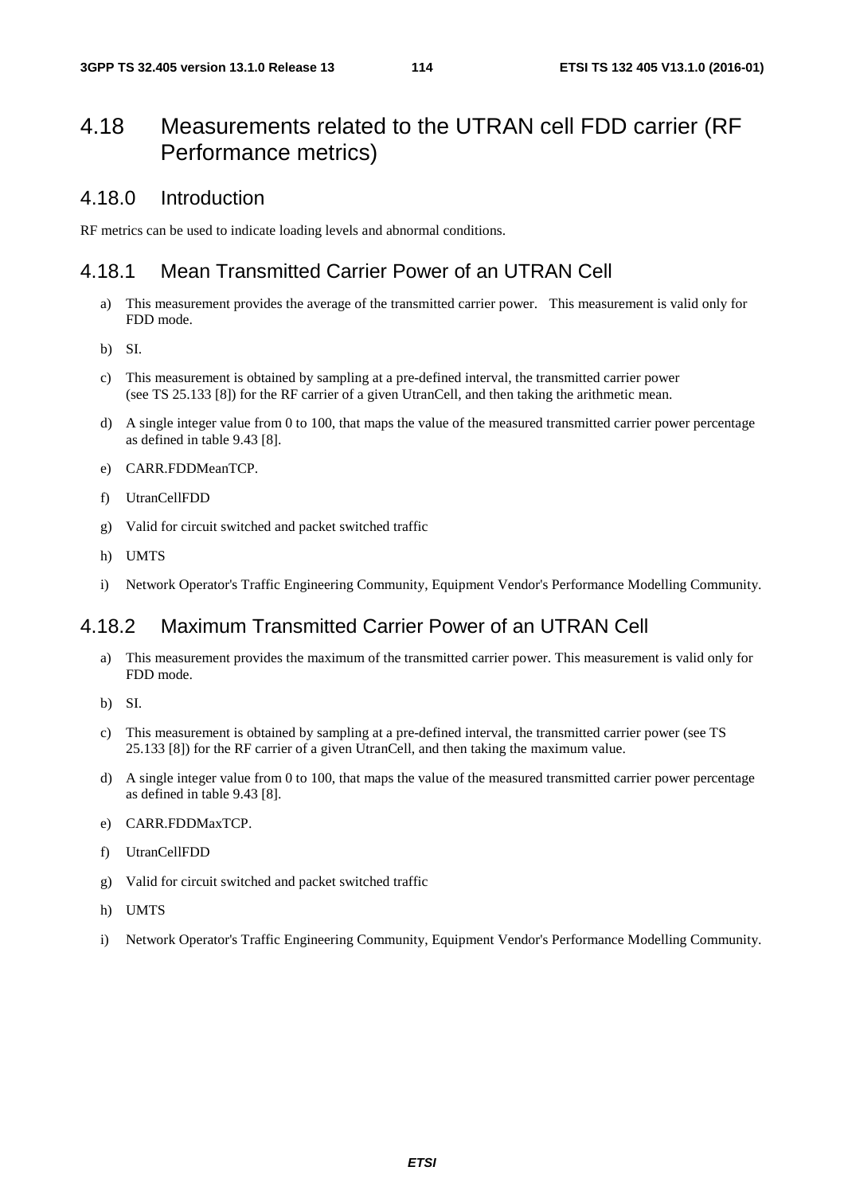## 4.18 Measurements related to the UTRAN cell FDD carrier (RF Performance metrics)

### 4.18.0 Introduction

RF metrics can be used to indicate loading levels and abnormal conditions.

### 4.18.1 Mean Transmitted Carrier Power of an UTRAN Cell

a) This measurement provides the average of the transmitted carrier power. This measurement is valid only for FDD mode.

b) SI.

c) This measurement is obtained by sampling at a pre-defined interval, the transmitted carrier power (see TS 25.133 [8]) for the RF carrier of a given UtranCell, and then taking the arithmetic mean.

d) A single integer value from 0 to 100, that maps the value of the measured transmitted carrier power percentage as defined in table 9.43 [8].

e) CARR.FDDMeanTCP.

f) UtranCellFDD

g) Valid for circuit switched and packet switched traffic

h) UMTS

i) Network Operator's Traffic Engineering Community, Equipment Vendor's Performance Modelling Community.

### 4.18.2 Maximum Transmitted Carrier Power of an UTRAN Cell

a) This measurement provides the maximum of the transmitted carrier power. This measurement is valid only for FDD mode.

b) SI.

c) This measurement is obtained by sampling at a pre-defined interval, the transmitted carrier power (see TS 25.133 [8]) for the RF carrier of a given UtranCell, and then taking the maximum value.

d) A single integer value from 0 to 100, that maps the value of the measured transmitted carrier power percentage as defined in table 9.43 [8].

e) CARR.FDDMaxTCP.

f) UtranCellFDD

g) Valid for circuit switched and packet switched traffic

h) UMTS

i) Network Operator's Traffic Engineering Community, Equipment Vendor's Performance Modelling Community.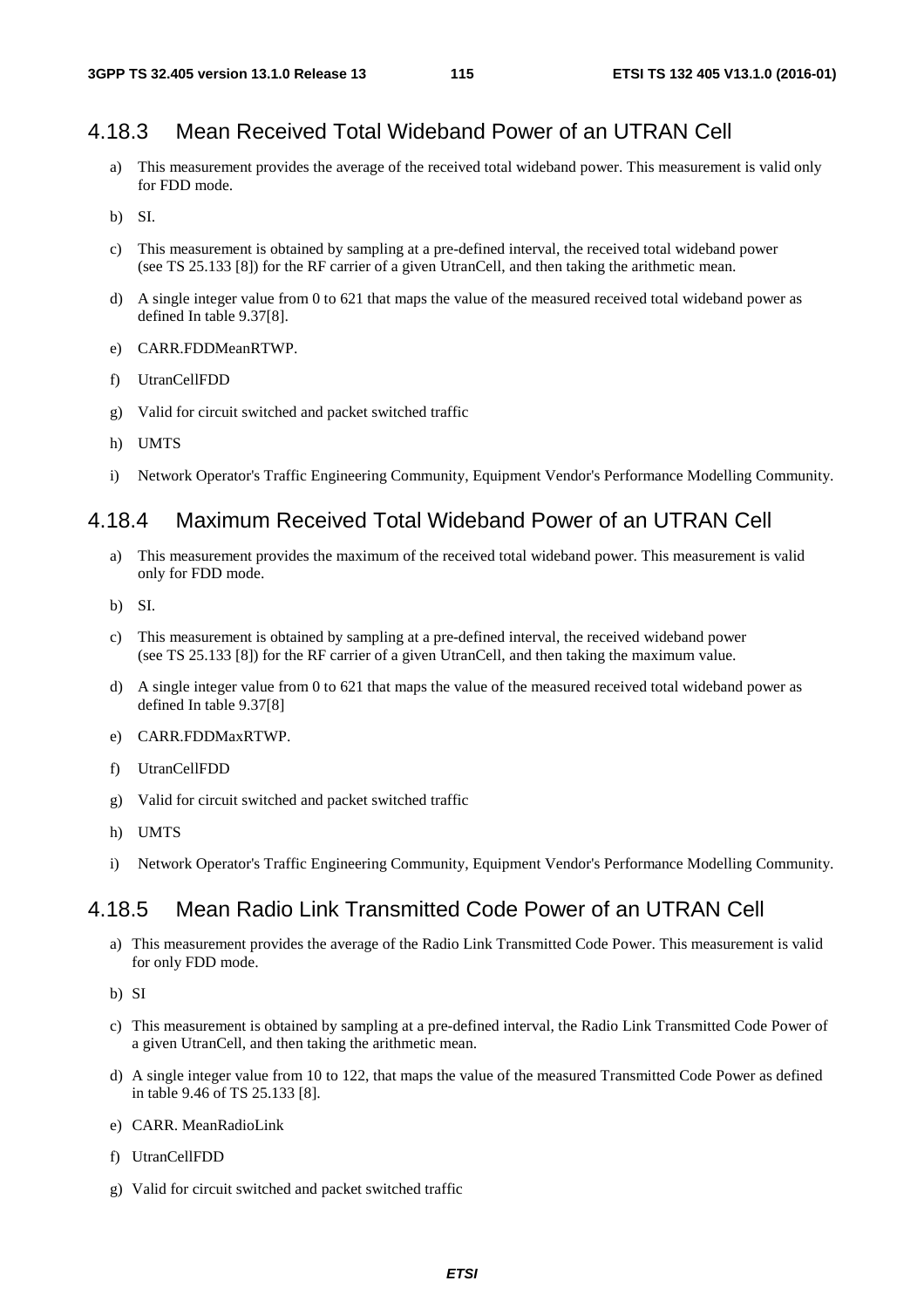### 4.18.3 Mean Received Total Wideband Power of an UTRAN Cell

a) This measurement provides the average of the received total wideband power. This measurement is valid only for FDD mode.

b) SI.

c) This measurement is obtained by sampling at a pre-defined interval, the received total wideband power (see TS 25.133 [8]) for the RF carrier of a given UtranCell, and then taking the arithmetic mean.

d) A single integer value from 0 to 621 that maps the value of the measured received total wideband power as defined In table 9.37[8].

e) CARR.FDDMeanRTWP.

f) UtranCellFDD

g) Valid for circuit switched and packet switched traffic

h) UMTS

i) Network Operator's Traffic Engineering Community, Equipment Vendor's Performance Modelling Community.

### 4.18.4 Maximum Received Total Wideband Power of an UTRAN Cell

a) This measurement provides the maximum of the received total wideband power. This measurement is valid only for FDD mode.

b) SI.

c) This measurement is obtained by sampling at a pre-defined interval, the received wideband power (see TS 25.133 [8]) for the RF carrier of a given UtranCell, and then taking the maximum value.

d) A single integer value from 0 to 621 that maps the value of the measured received total wideband power as defined In table 9.37[8]

e) CARR.FDDMaxRTWP.

f) UtranCellFDD

g) Valid for circuit switched and packet switched traffic

h) UMTS

i) Network Operator's Traffic Engineering Community, Equipment Vendor's Performance Modelling Community.

### 4.18.5 Mean Radio Link Transmitted Code Power of an UTRAN Cell

a) This measurement provides the average of the Radio Link Transmitted Code Power. This measurement is valid for only FDD mode.

b) SI

c) This measurement is obtained by sampling at a pre-defined interval, the Radio Link Transmitted Code Power of a given UtranCell, and then taking the arithmetic mean.

d) A single integer value from 10 to 122, that maps the value of the measured Transmitted Code Power as defined in table 9.46 of TS 25.133 [8].

e) CARR. MeanRadioLink

f) UtranCellFDD

g) Valid for circuit switched and packet switched traffic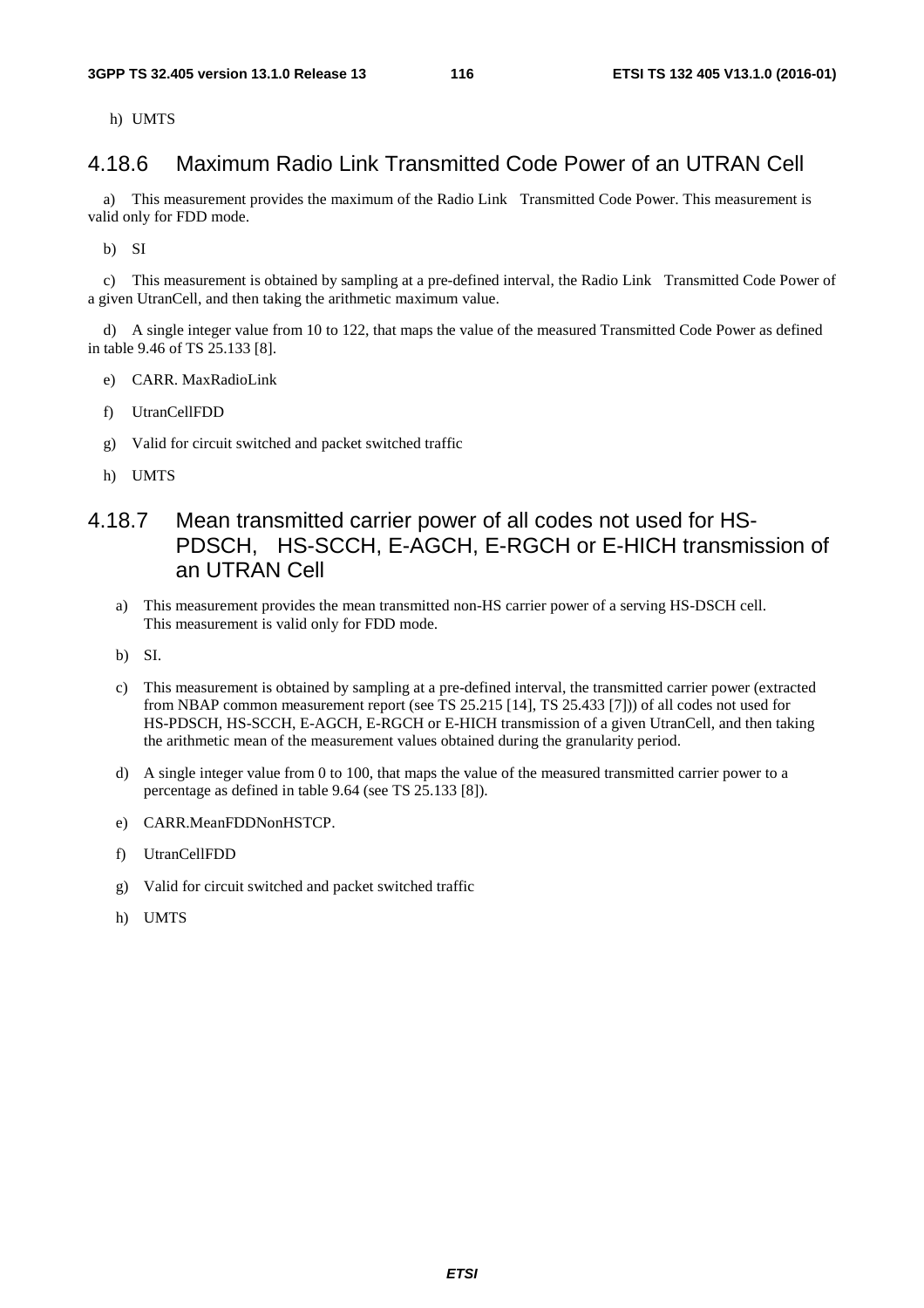h) UMTS

### 4.18.6 Maximum Radio Link Transmitted Code Power of an UTRAN Cell

a) This measurement provides the maximum of the Radio Link Transmitted Code Power. This measurement is valid only for FDD mode.

b) SI

c) This measurement is obtained by sampling at a pre-defined interval, the Radio Link Transmitted Code Power of a given UtranCell, and then taking the arithmetic maximum value.

d) A single integer value from 10 to 122, that maps the value of the measured Transmitted Code Power as defined in table 9.46 of TS 25.133 [8].

e) CARR. MaxRadioLink

f) UtranCellFDD

g) Valid for circuit switched and packet switched traffic

h) UMTS

### 4.18.7 Mean transmitted carrier power of all codes not used for HS-PDSCH, HS-SCCH, E-AGCH, E-RGCH or E-HICH transmission of an UTRAN Cell

a) This measurement provides the mean transmitted non-HS carrier power of a serving HS-DSCH cell. This measurement is valid only for FDD mode.

b) SI.

c) This measurement is obtained by sampling at a pre-defined interval, the transmitted carrier power (extracted from NBAP common measurement report (see TS 25.215 [14], TS 25.433 [7])) of all codes not used for HS-PDSCH, HS-SCCH, E-AGCH, E-RGCH or E-HICH transmission of a given UtranCell, and then taking the arithmetic mean of the measurement values obtained during the granularity period.

d) A single integer value from 0 to 100, that maps the value of the measured transmitted carrier power to a percentage as defined in table 9.64 (see TS 25.133 [8]).

e) CARR.MeanFDDNonHSTCP.

f) UtranCellFDD

g) Valid for circuit switched and packet switched traffic

h) UMTS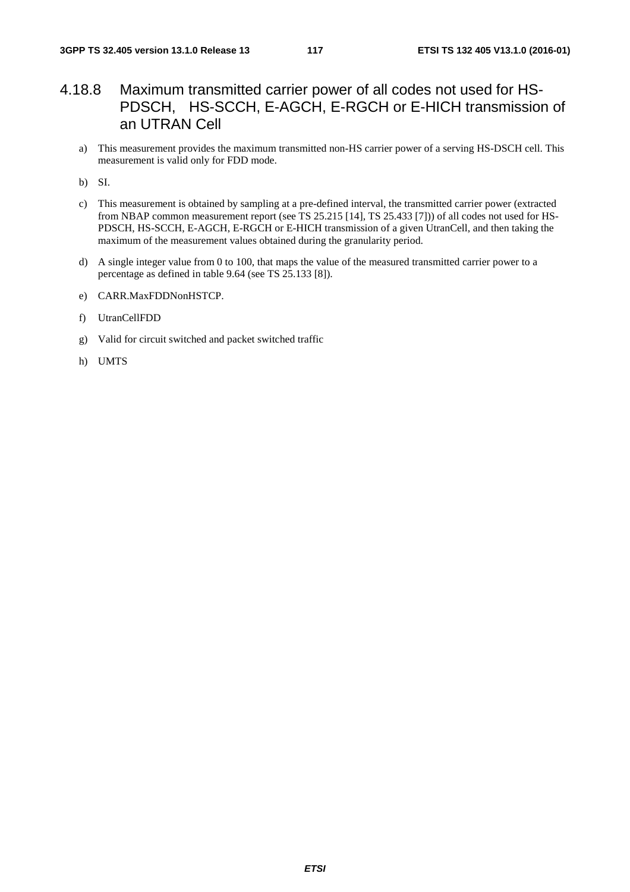### 4.18.8 Maximum transmitted carrier power of all codes not used for HS-PDSCH, HS-SCCH, E-AGCH, E-RGCH or E-HICH transmission of an UTRAN Cell

a) This measurement provides the maximum transmitted non-HS carrier power of a serving HS-DSCH cell. This measurement is valid only for FDD mode.

b) SI.

c) This measurement is obtained by sampling at a pre-defined interval, the transmitted carrier power (extracted from NBAP common measurement report (see TS 25.215 [14], TS 25.433 [7])) of all codes not used for HS-PDSCH, HS-SCCH, E-AGCH, E-RGCH or E-HICH transmission of a given UtranCell, and then taking the maximum of the measurement values obtained during the granularity period.

d) A single integer value from 0 to 100, that maps the value of the measured transmitted carrier power to a percentage as defined in table 9.64 (see TS 25.133 [8]).

e) CARR.MaxFDDNonHSTCP.

f) UtranCellFDD

g) Valid for circuit switched and packet switched traffic

h) UMTS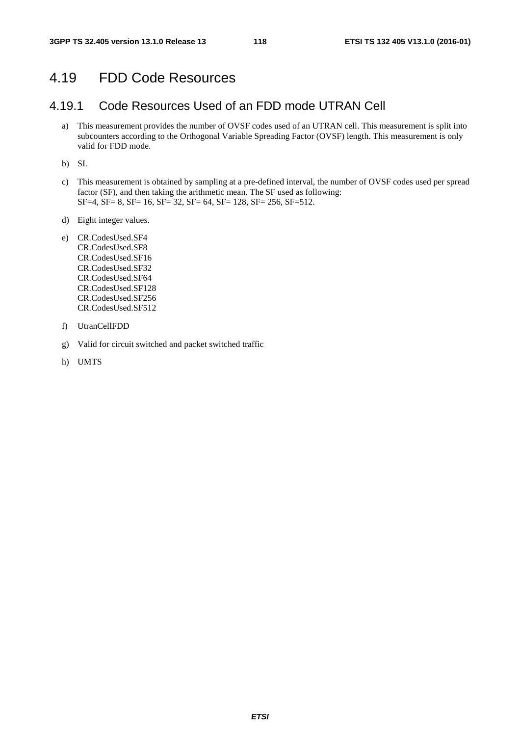## 4.19 FDD Code Resources

### 4.19.1 Code Resources Used of an FDD mode UTRAN Cell

a) This measurement provides the number of OVSF codes used of an UTRAN cell. This measurement is split into subcounters according to the Orthogonal Variable Spreading Factor (OVSF) length. This measurement is only valid for FDD mode.

b) SI.

c) This measurement is obtained by sampling at a pre-defined interval, the number of OVSF codes used per spread factor (SF), and then taking the arithmetic mean. The SF used as following:
SF=4, SF= 8, SF= 16, SF= 32, SF= 64, SF= 128, SF= 256, SF=512.

d) Eight integer values.

e) CR.CodesUsed.SF4
CR.CodesUsed.SF8
CR.CodesUsed.SF16
CR.CodesUsed.SF32
CR.CodesUsed.SF64
CR.CodesUsed.SF128
CR.CodesUsed.SF256
CR.CodesUsed.SF512

f) UtranCellFDD

g) Valid for circuit switched and packet switched traffic

h) UMTS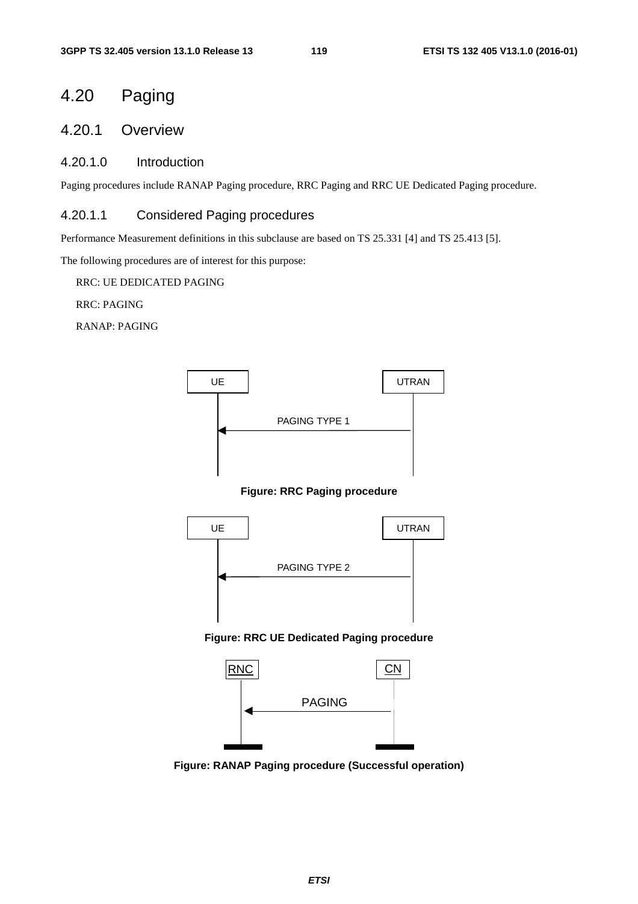# 4.20 Paging

## 4.20.1 Overview

### 4.20.1.0 Introduction

Paging procedures include RANAP Paging procedure, RRC Paging and RRC UE Dedicated Paging procedure.

### 4.20.1.1 Considered Paging procedures

Performance Measurement definitions in this subclause are based on TS 25.331 [4] and TS 25.413 [5].

The following procedures are of interest for this purpose:

RRC: UE DEDICATED PAGING

RRC: PAGING

RANAP: PAGING

**Figure: RRC Paging procedure**

**Figure: RRC UE Dedicated Paging procedure**

**Figure: RANAP Paging procedure (Successful operation)**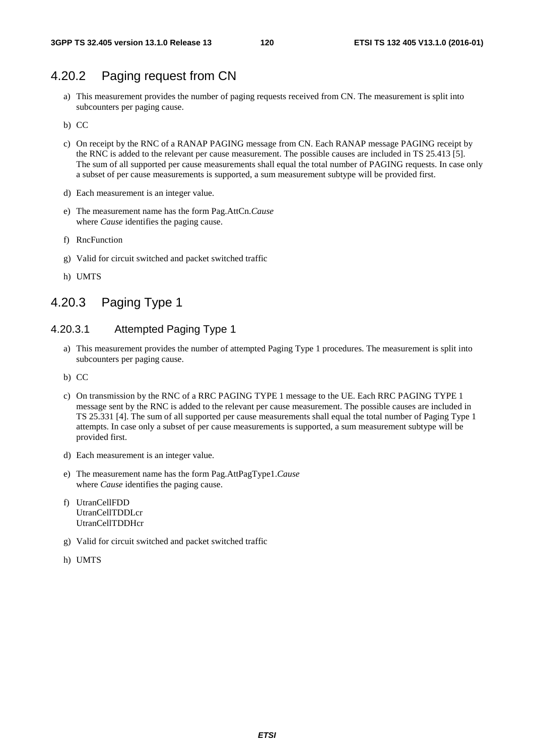## 4.20.2 Paging request from CN

a) This measurement provides the number of paging requests received from CN. The measurement is split into subcounters per paging cause.

b) CC

c) On receipt by the RNC of a RANAP PAGING message from CN. Each RANAP message PAGING receipt by the RNC is added to the relevant per cause measurement. The possible causes are included in TS 25.413 [5]. The sum of all supported per cause measurements shall equal the total number of PAGING requests. In case only a subset of per cause measurements is supported, a sum measurement subtype will be provided first.

d) Each measurement is an integer value.

e) The measurement name has the form Pag.AttCn.*Cause*
where *Cause* identifies the paging cause.

f) RncFunction

g) Valid for circuit switched and packet switched traffic

h) UMTS

## 4.20.3 Paging Type 1

### 4.20.3.1 Attempted Paging Type 1

a) This measurement provides the number of attempted Paging Type 1 procedures. The measurement is split into subcounters per paging cause.

b) CC

c) On transmission by the RNC of a RRC PAGING TYPE 1 message to the UE. Each RRC PAGING TYPE 1 message sent by the RNC is added to the relevant per cause measurement. The possible causes are included in TS 25.331 [4]. The sum of all supported per cause measurements shall equal the total number of Paging Type 1 attempts. In case only a subset of per cause measurements is supported, a sum measurement subtype will be provided first.

d) Each measurement is an integer value.

e) The measurement name has the form Pag.AttPagType1.*Cause*
where *Cause* identifies the paging cause.

f) UtranCellFDD
UtranCellTDDLcr
UtranCellTDDHcr

g) Valid for circuit switched and packet switched traffic

h) UMTS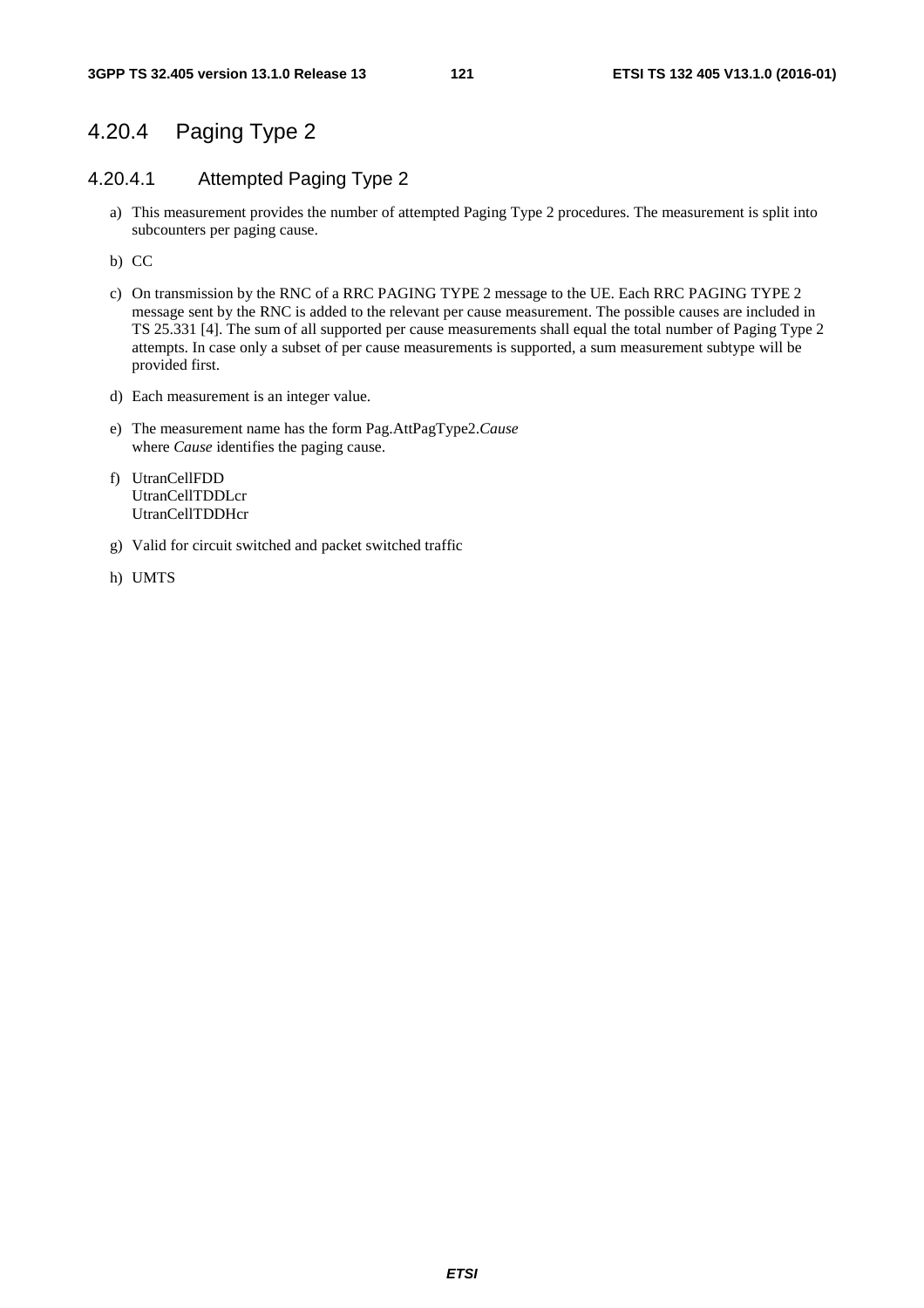## 4.20.4 Paging Type 2

### 4.20.4.1 Attempted Paging Type 2

a) This measurement provides the number of attempted Paging Type 2 procedures. The measurement is split into subcounters per paging cause.

b) CC

c) On transmission by the RNC of a RRC PAGING TYPE 2 message to the UE. Each RRC PAGING TYPE 2 message sent by the RNC is added to the relevant per cause measurement. The possible causes are included in TS 25.331 [4]. The sum of all supported per cause measurements shall equal the total number of Paging Type 2 attempts. In case only a subset of per cause measurements is supported, a sum measurement subtype will be provided first.

d) Each measurement is an integer value.

e) The measurement name has the form Pag.AttPagType2.*Cause*
where *Cause* identifies the paging cause.

f) UtranCellFDD
UtranCellTDDLcr
UtranCellTDDHcr

g) Valid for circuit switched and packet switched traffic

h) UMTS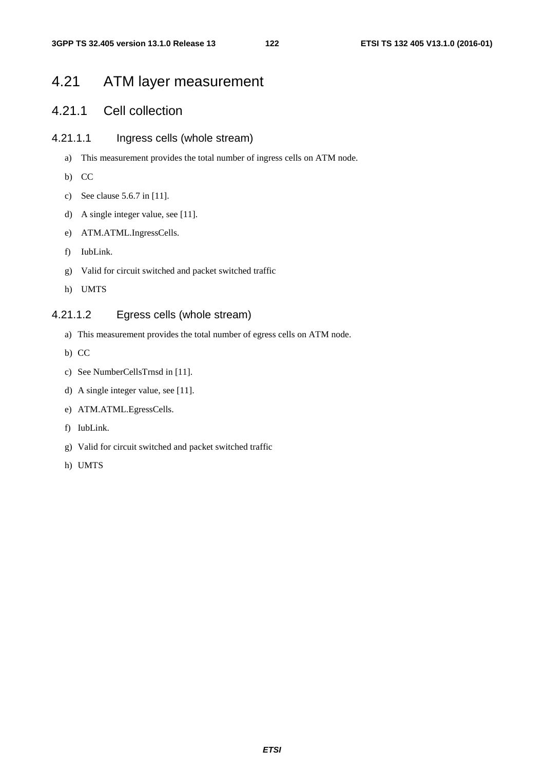# 4.21 ATM layer measurement

## 4.21.1 Cell collection

### 4.21.1.1 Ingress cells (whole stream)

a) This measurement provides the total number of ingress cells on ATM node.

b) CC

c) See clause 5.6.7 in [11].

d) A single integer value, see [11].

e) ATM.ATML.IngressCells.

f) IubLink.

g) Valid for circuit switched and packet switched traffic

h) UMTS

### 4.21.1.2 Egress cells (whole stream)

a) This measurement provides the total number of egress cells on ATM node.

b) CC

c) See NumberCellsTrnsd in [11].

d) A single integer value, see [11].

e) ATM.ATML.EgressCells.

f) IubLink.

g) Valid for circuit switched and packet switched traffic

h) UMTS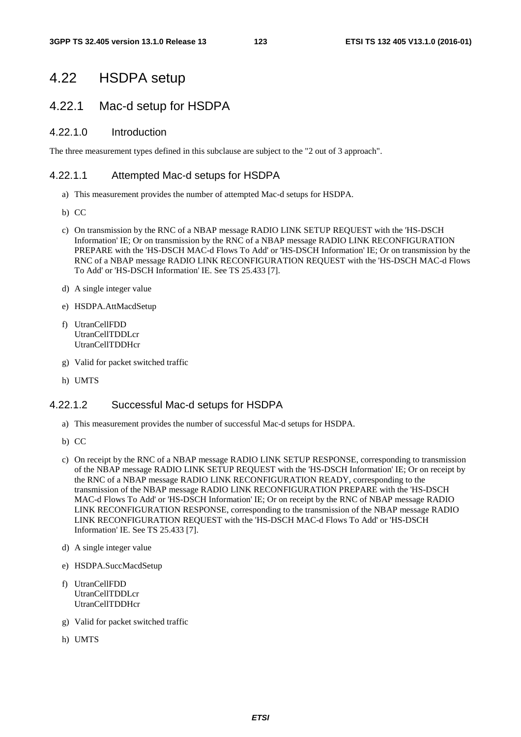# 4.22 HSDPA setup

## 4.22.1 Mac-d setup for HSDPA

### 4.22.1.0 Introduction

The three measurement types defined in this subclause are subject to the "2 out of 3 approach".

### 4.22.1.1 Attempted Mac-d setups for HSDPA

a) This measurement provides the number of attempted Mac-d setups for HSDPA.

b) CC

c) On transmission by the RNC of a NBAP message RADIO LINK SETUP REQUEST with the 'HS-DSCH Information' IE; Or on transmission by the RNC of a NBAP message RADIO LINK RECONFIGURATION PREPARE with the 'HS-DSCH MAC-d Flows To Add' or 'HS-DSCH Information' IE; Or on transmission by the RNC of a NBAP message RADIO LINK RECONFIGURATION REQUEST with the 'HS-DSCH MAC-d Flows To Add' or 'HS-DSCH Information' IE. See TS 25.433 [7].

d) A single integer value

e) HSDPA.AttMacdSetup

f) UtranCellFDD
UtranCellTDDLcr
UtranCellTDDHcr

g) Valid for packet switched traffic

h) UMTS

### 4.22.1.2 Successful Mac-d setups for HSDPA

a) This measurement provides the number of successful Mac-d setups for HSDPA.

b) CC

c) On receipt by the RNC of a NBAP message RADIO LINK SETUP RESPONSE, corresponding to transmission of the NBAP message RADIO LINK SETUP REQUEST with the 'HS-DSCH Information' IE; Or on receipt by the RNC of a NBAP message RADIO LINK RECONFIGURATION READY, corresponding to the transmission of the NBAP message RADIO LINK RECONFIGURATION PREPARE with the 'HS-DSCH MAC-d Flows To Add' or 'HS-DSCH Information' IE; Or on receipt by the RNC of NBAP message RADIO LINK RECONFIGURATION RESPONSE, corresponding to the transmission of the NBAP message RADIO LINK RECONFIGURATION REQUEST with the 'HS-DSCH MAC-d Flows To Add' or 'HS-DSCH Information' IE. See TS 25.433 [7].

d) A single integer value

e) HSDPA.SuccMacdSetup

f) UtranCellFDD
UtranCellTDDLcr
UtranCellTDDHcr

g) Valid for packet switched traffic

h) UMTS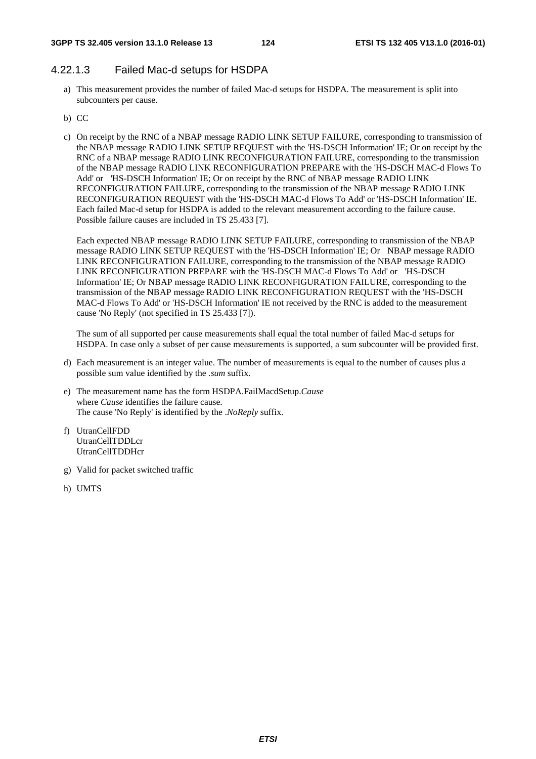#### 4.22.1.3 Failed Mac-d setups for HSDPA

a) This measurement provides the number of failed Mac-d setups for HSDPA. The measurement is split into subcounters per cause.

b) CC

c) On receipt by the RNC of a NBAP message RADIO LINK SETUP FAILURE, corresponding to transmission of the NBAP message RADIO LINK SETUP REQUEST with the 'HS-DSCH Information' IE; Or on receipt by the RNC of a NBAP message RADIO LINK RECONFIGURATION FAILURE, corresponding to the transmission of the NBAP message RADIO LINK RECONFIGURATION PREPARE with the 'HS-DSCH MAC-d Flows To Add' or 'HS-DSCH Information' IE; Or on receipt by the RNC of NBAP message RADIO LINK RECONFIGURATION FAILURE, corresponding to the transmission of the NBAP message RADIO LINK RECONFIGURATION REQUEST with the 'HS-DSCH MAC-d Flows To Add' or 'HS-DSCH Information' IE. Each failed Mac-d setup for HSDPA is added to the relevant measurement according to the failure cause. Possible failure causes are included in TS 25.433 [7].

   Each expected NBAP message RADIO LINK SETUP FAILURE, corresponding to transmission of the NBAP message RADIO LINK SETUP REQUEST with the 'HS-DSCH Information' IE; Or NBAP message RADIO LINK RECONFIGURATION FAILURE, corresponding to the transmission of the NBAP message RADIO LINK RECONFIGURATION PREPARE with the 'HS-DSCH MAC-d Flows To Add' or 'HS-DSCH Information' IE; Or NBAP message RADIO LINK RECONFIGURATION FAILURE, corresponding to the transmission of the NBAP message RADIO LINK RECONFIGURATION REQUEST with the 'HS-DSCH MAC-d Flows To Add' or 'HS-DSCH Information' IE not received by the RNC is added to the measurement cause 'No Reply' (not specified in TS 25.433 [7]).

   The sum of all supported per cause measurements shall equal the total number of failed Mac-d setups for HSDPA. In case only a subset of per cause measurements is supported, a sum subcounter will be provided first.

d) Each measurement is an integer value. The number of measurements is equal to the number of causes plus a possible sum value identified by the *.sum* suffix.

e) The measurement name has the form HSDPA.FailMacdSetup.*Cause*
   where *Cause* identifies the failure cause.
   The cause 'No Reply' is identified by the *.NoReply* suffix.

f) UtranCellFDD
   UtranCellTDDLcr
   UtranCellTDDHcr

g) Valid for packet switched traffic

h) UMTS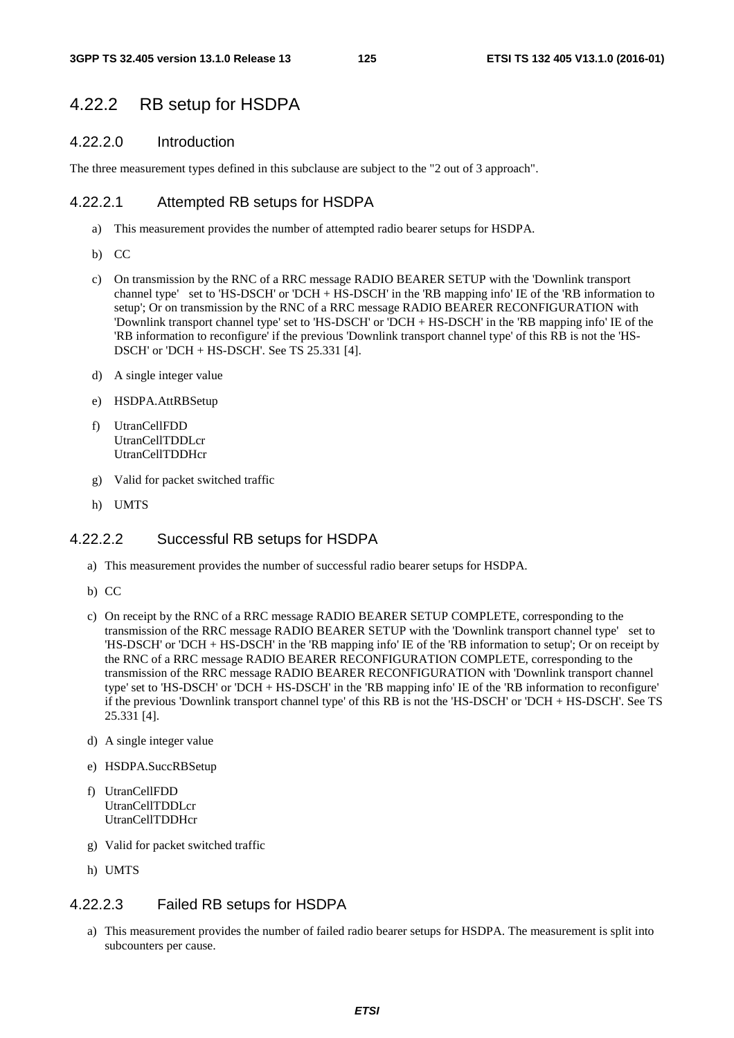## 4.22.2 RB setup for HSDPA

### 4.22.2.0 Introduction

The three measurement types defined in this subclause are subject to the "2 out of 3 approach".

### 4.22.2.1 Attempted RB setups for HSDPA

a) This measurement provides the number of attempted radio bearer setups for HSDPA.

b) CC

c) On transmission by the RNC of a RRC message RADIO BEARER SETUP with the 'Downlink transport channel type' set to 'HS-DSCH' or 'DCH + HS-DSCH' in the 'RB mapping info' IE of the 'RB information to setup'; Or on transmission by the RNC of a RRC message RADIO BEARER RECONFIGURATION with 'Downlink transport channel type' set to 'HS-DSCH' or 'DCH + HS-DSCH' in the 'RB mapping info' IE of the 'RB information to reconfigure' if the previous 'Downlink transport channel type' of this RB is not the 'HS-DSCH' or 'DCH + HS-DSCH'. See TS 25.331 [4].

d) A single integer value

e) HSDPA.AttRBSetup

f) UtranCellFDD
UtranCellTDDLcr
UtranCellTDDHcr

g) Valid for packet switched traffic

h) UMTS

### 4.22.2.2 Successful RB setups for HSDPA

a) This measurement provides the number of successful radio bearer setups for HSDPA.

b) CC

c) On receipt by the RNC of a RRC message RADIO BEARER SETUP COMPLETE, corresponding to the transmission of the RRC message RADIO BEARER SETUP with the 'Downlink transport channel type' set to 'HS-DSCH' or 'DCH + HS-DSCH' in the 'RB mapping info' IE of the 'RB information to setup'; Or on receipt by the RNC of a RRC message RADIO BEARER RECONFIGURATION COMPLETE, corresponding to the transmission of the RRC message RADIO BEARER RECONFIGURATION with 'Downlink transport channel type' set to 'HS-DSCH' or 'DCH + HS-DSCH' in the 'RB mapping info' IE of the 'RB information to reconfigure' if the previous 'Downlink transport channel type' of this RB is not the 'HS-DSCH' or 'DCH + HS-DSCH'. See TS 25.331 [4].

d) A single integer value

e) HSDPA.SuccRBSetup

f) UtranCellFDD
UtranCellTDDLcr
UtranCellTDDHcr

g) Valid for packet switched traffic

h) UMTS

### 4.22.2.3 Failed RB setups for HSDPA

a) This measurement provides the number of failed radio bearer setups for HSDPA. The measurement is split into subcounters per cause.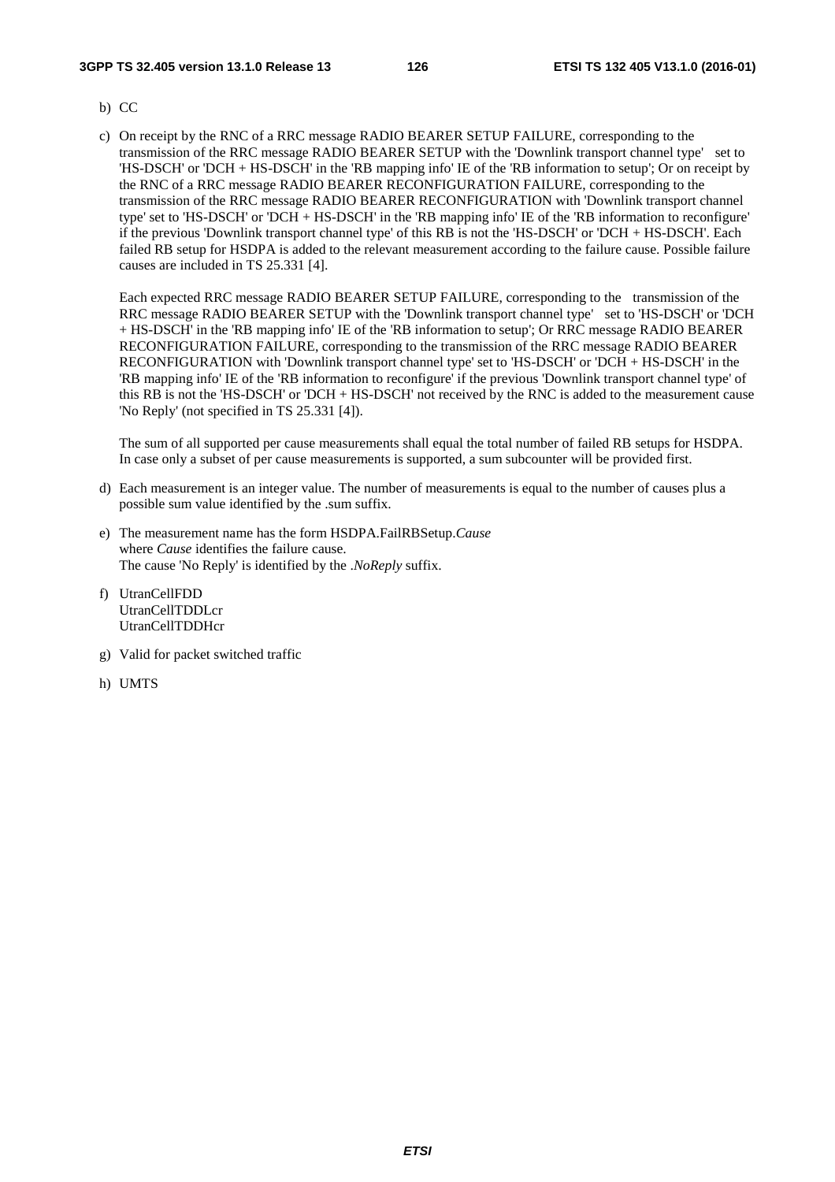b) CC

c) On receipt by the RNC of a RRC message RADIO BEARER SETUP FAILURE, corresponding to the transmission of the RRC message RADIO BEARER SETUP with the 'Downlink transport channel type' set to 'HS-DSCH' or 'DCH + HS-DSCH' in the 'RB mapping info' IE of the 'RB information to setup'; Or on receipt by the RNC of a RRC message RADIO BEARER RECONFIGURATION FAILURE, corresponding to the transmission of the RRC message RADIO BEARER RECONFIGURATION with 'Downlink transport channel type' set to 'HS-DSCH' or 'DCH + HS-DSCH' in the 'RB mapping info' IE of the 'RB information to reconfigure' if the previous 'Downlink transport channel type' of this RB is not the 'HS-DSCH' or 'DCH + HS-DSCH'. Each failed RB setup for HSDPA is added to the relevant measurement according to the failure cause. Possible failure causes are included in TS 25.331 [4].

   Each expected RRC message RADIO BEARER SETUP FAILURE, corresponding to the transmission of the RRC message RADIO BEARER SETUP with the 'Downlink transport channel type' set to 'HS-DSCH' or 'DCH + HS-DSCH' in the 'RB mapping info' IE of the 'RB information to setup'; Or RRC message RADIO BEARER RECONFIGURATION FAILURE, corresponding to the transmission of the RRC message RADIO BEARER RECONFIGURATION with 'Downlink transport channel type' set to 'HS-DSCH' or 'DCH + HS-DSCH' in the 'RB mapping info' IE of the 'RB information to reconfigure' if the previous 'Downlink transport channel type' of this RB is not the 'HS-DSCH' or 'DCH + HS-DSCH' not received by the RNC is added to the measurement cause 'No Reply' (not specified in TS 25.331 [4]).

   The sum of all supported per cause measurements shall equal the total number of failed RB setups for HSDPA. In case only a subset of per cause measurements is supported, a sum subcounter will be provided first.

d) Each measurement is an integer value. The number of measurements is equal to the number of causes plus a possible sum value identified by the .sum suffix.

e) The measurement name has the form HSDPA.FailRBSetup.*Cause*
   where *Cause* identifies the failure cause.
   The cause 'No Reply' is identified by the *.NoReply* suffix.

f) UtranCellFDD
   UtranCellTDDLcr
   UtranCellTDDHcr

g) Valid for packet switched traffic

h) UMTS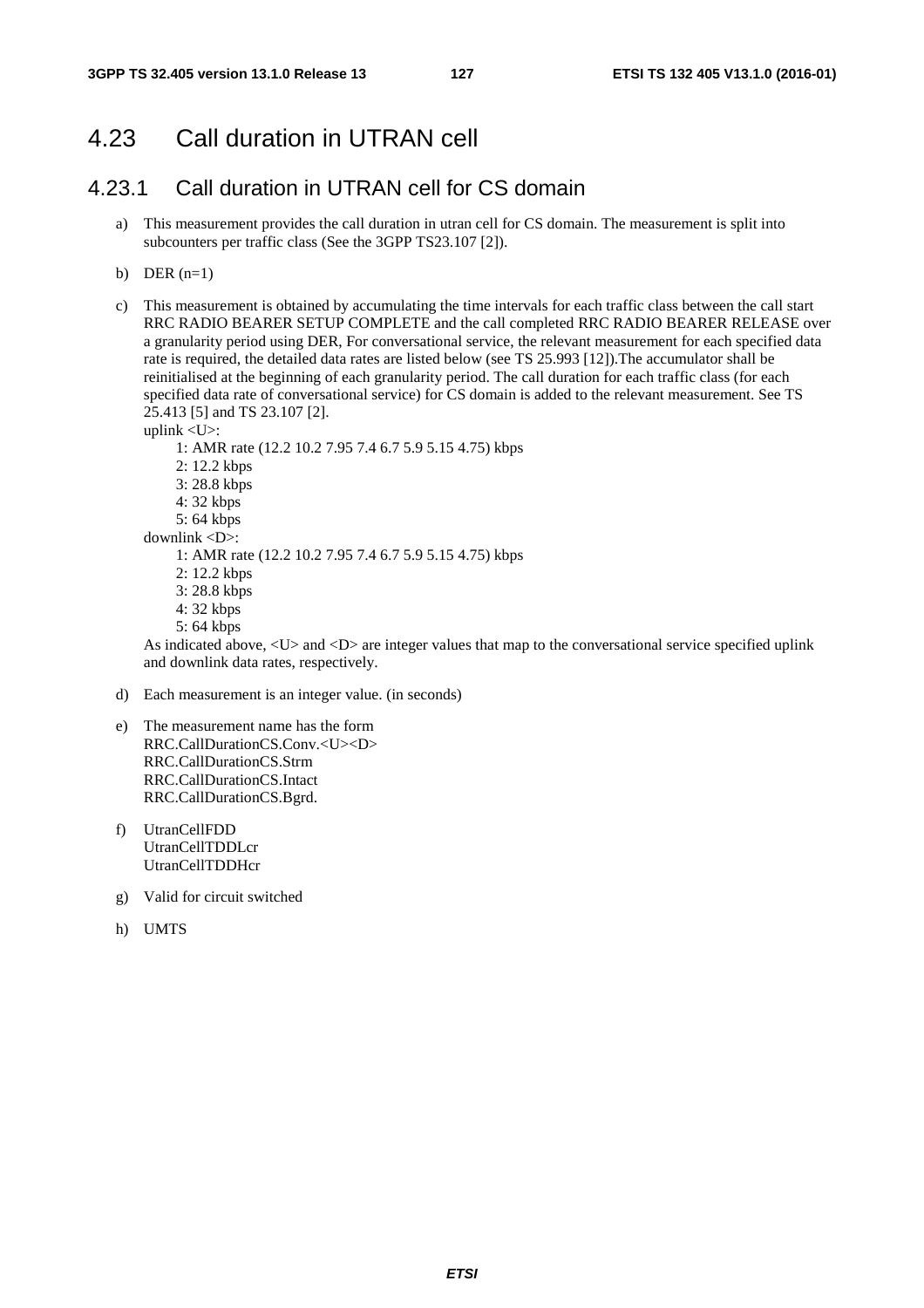# 4.23 Call duration in UTRAN cell

## 4.23.1 Call duration in UTRAN cell for CS domain

a) This measurement provides the call duration in utran cell for CS domain. The measurement is split into subcounters per traffic class (See the 3GPP TS23.107 [2]).

b) DER (n=1)

c) This measurement is obtained by accumulating the time intervals for each traffic class between the call start RRC RADIO BEARER SETUP COMPLETE and the call completed RRC RADIO BEARER RELEASE over a granularity period using DER, For conversational service, the relevant measurement for each specified data rate is required, the detailed data rates are listed below (see TS 25.993 [12]).The accumulator shall be reinitialised at the beginning of each granularity period. The call duration for each traffic class (for each specified data rate of conversational service) for CS domain is added to the relevant measurement. See TS 25.413 [5] and TS 23.107 [2].
uplink <U>:
    1: AMR rate (12.2 10.2 7.95 7.4 6.7 5.9 5.15 4.75) kbps
    2: 12.2 kbps
    3: 28.8 kbps
    4: 32 kbps
    5: 64 kbps
downlink <D>:
    1: AMR rate (12.2 10.2 7.95 7.4 6.7 5.9 5.15 4.75) kbps
    2: 12.2 kbps
    3: 28.8 kbps
    4: 32 kbps
    5: 64 kbps
As indicated above, <U> and <D> are integer values that map to the conversational service specified uplink and downlink data rates, respectively.

d) Each measurement is an integer value. (in seconds)

e) The measurement name has the form
RRC.CallDurationCS.Conv.<U><D>
RRC.CallDurationCS.Strm
RRC.CallDurationCS.Intact
RRC.CallDurationCS.Bgrd.

f) UtranCellFDD
UtranCellTDDLcr
UtranCellTDDHcr

g) Valid for circuit switched

h) UMTS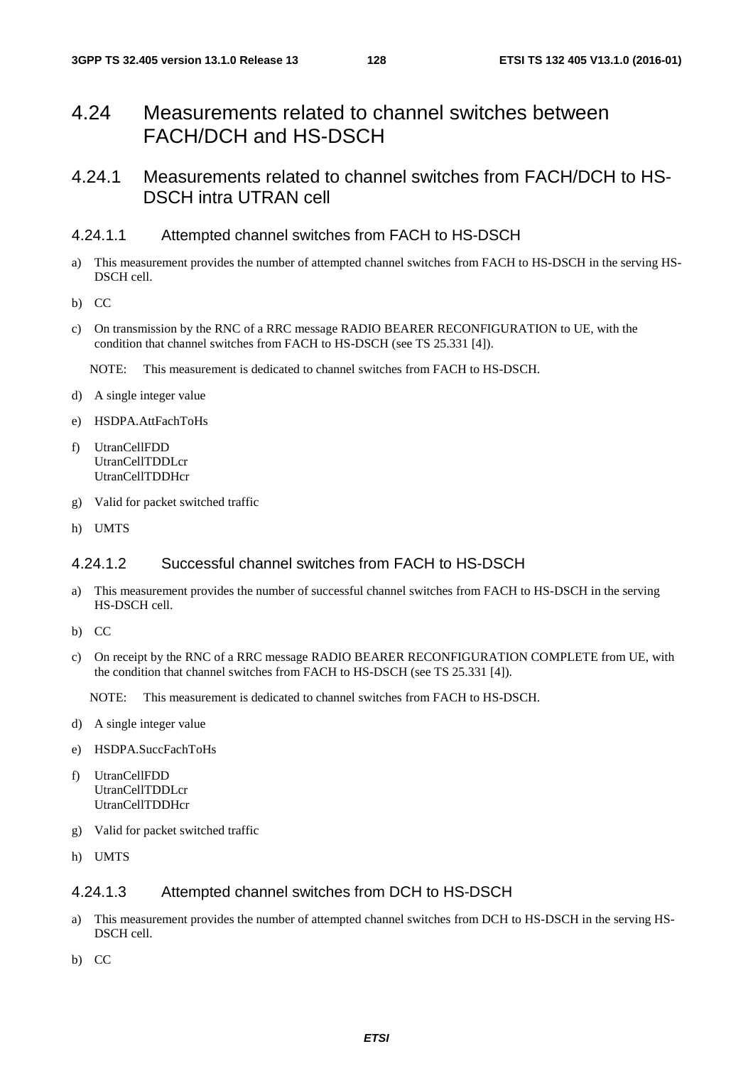## 4.24 Measurements related to channel switches between FACH/DCH and HS-DSCH

### 4.24.1 Measurements related to channel switches from FACH/DCH to HS-DSCH intra UTRAN cell

#### 4.24.1.1 Attempted channel switches from FACH to HS-DSCH

a) This measurement provides the number of attempted channel switches from FACH to HS-DSCH in the serving HS-DSCH cell.

b) CC

c) On transmission by the RNC of a RRC message RADIO BEARER RECONFIGURATION to UE, with the condition that channel switches from FACH to HS-DSCH (see TS 25.331 [4]).

   NOTE: This measurement is dedicated to channel switches from FACH to HS-DSCH.

d) A single integer value

e) HSDPA.AttFachToHs

f) UtranCellFDD
   UtranCellTDDLcr
   UtranCellTDDHcr

g) Valid for packet switched traffic

h) UMTS

#### 4.24.1.2 Successful channel switches from FACH to HS-DSCH

a) This measurement provides the number of successful channel switches from FACH to HS-DSCH in the serving HS-DSCH cell.

b) CC

c) On receipt by the RNC of a RRC message RADIO BEARER RECONFIGURATION COMPLETE from UE, with the condition that channel switches from FACH to HS-DSCH (see TS 25.331 [4]).

   NOTE: This measurement is dedicated to channel switches from FACH to HS-DSCH.

d) A single integer value

e) HSDPA.SuccFachToHs

f) UtranCellFDD
   UtranCellTDDLcr
   UtranCellTDDHcr

g) Valid for packet switched traffic

h) UMTS

#### 4.24.1.3 Attempted channel switches from DCH to HS-DSCH

a) This measurement provides the number of attempted channel switches from DCH to HS-DSCH in the serving HS-DSCH cell.

b) CC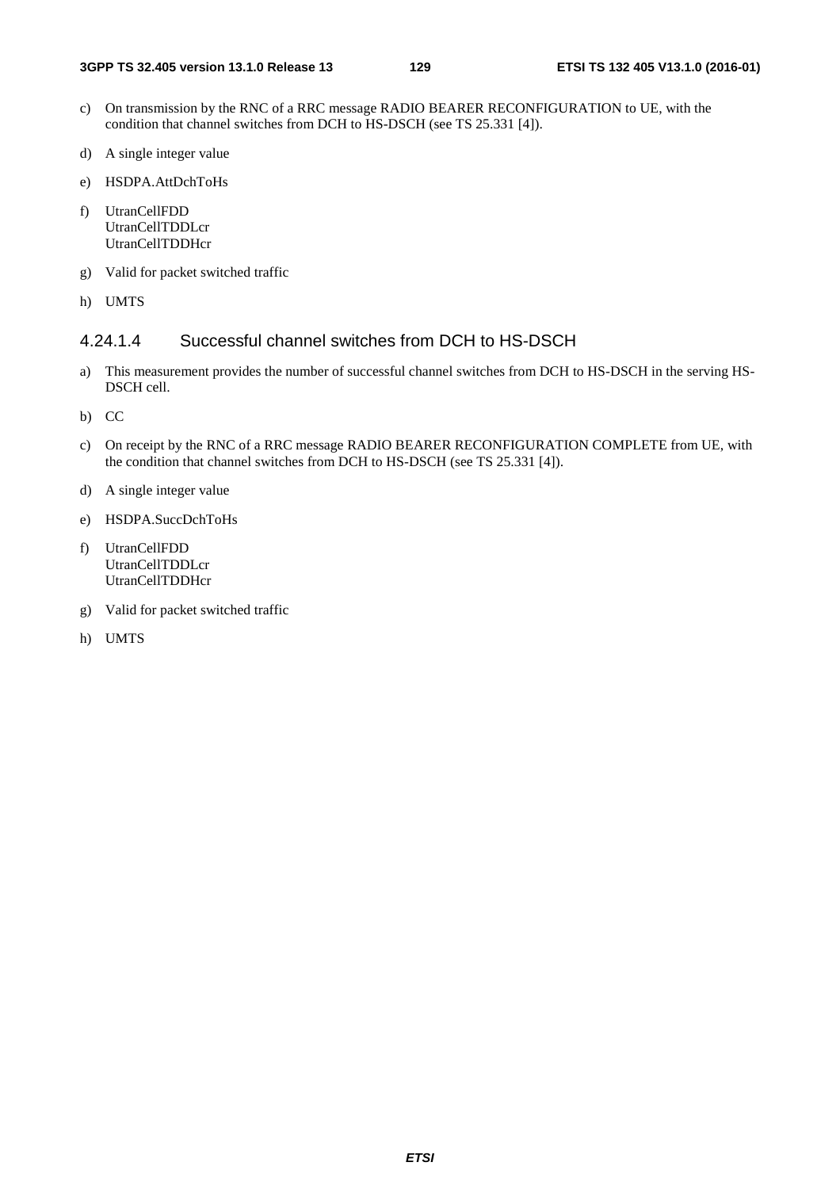c) On transmission by the RNC of a RRC message RADIO BEARER RECONFIGURATION to UE, with the condition that channel switches from DCH to HS-DSCH (see TS 25.331 [4]).

d) A single integer value

e) HSDPA.AttDchToHs

f) UtranCellFDD
   UtranCellTDDLcr
   UtranCellTDDHcr

g) Valid for packet switched traffic

h) UMTS

#### 4.24.1.4 Successful channel switches from DCH to HS-DSCH

a) This measurement provides the number of successful channel switches from DCH to HS-DSCH in the serving HS-DSCH cell.

b) CC

c) On receipt by the RNC of a RRC message RADIO BEARER RECONFIGURATION COMPLETE from UE, with the condition that channel switches from DCH to HS-DSCH (see TS 25.331 [4]).

d) A single integer value

e) HSDPA.SuccDchToHs

f) UtranCellFDD
   UtranCellTDDLcr
   UtranCellTDDHcr

g) Valid for packet switched traffic

h) UMTS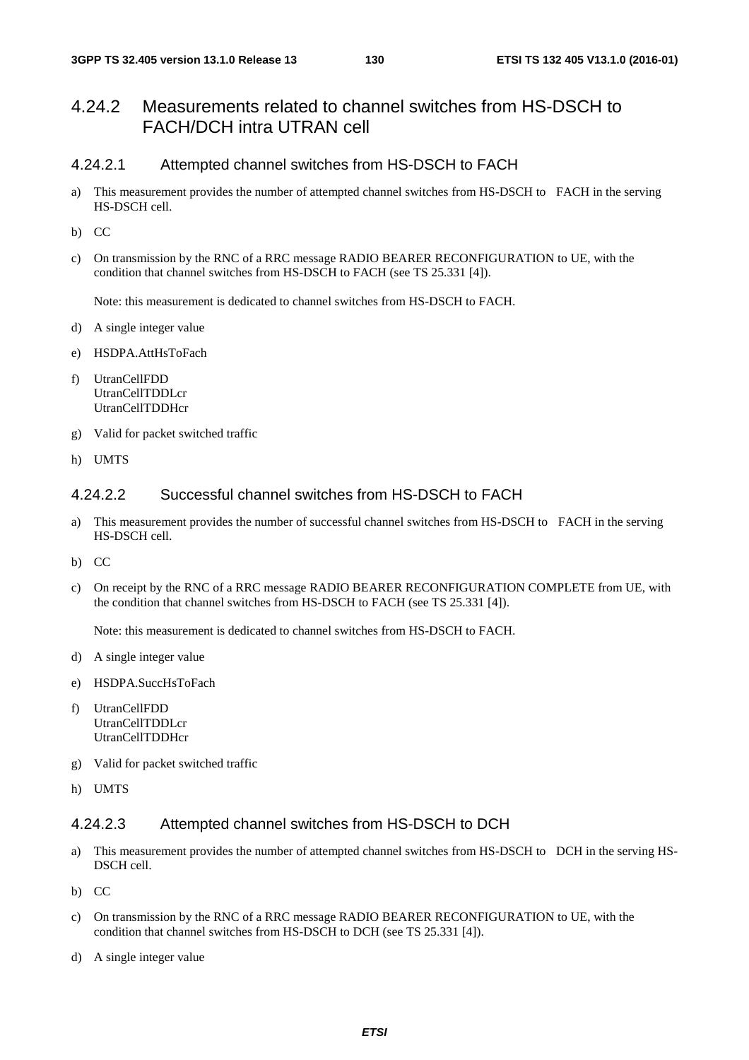### 4.24.2 Measurements related to channel switches from HS-DSCH to FACH/DCH intra UTRAN cell

#### 4.24.2.1 Attempted channel switches from HS-DSCH to FACH

a) This measurement provides the number of attempted channel switches from HS-DSCH to FACH in the serving HS-DSCH cell.

b) CC

c) On transmission by the RNC of a RRC message RADIO BEARER RECONFIGURATION to UE, with the condition that channel switches from HS-DSCH to FACH (see TS 25.331 [4]).

   Note: this measurement is dedicated to channel switches from HS-DSCH to FACH.

d) A single integer value

e) HSDPA.AttHsToFach

f) UtranCellFDD
   UtranCellTDDLcr
   UtranCellTDDHcr

g) Valid for packet switched traffic

h) UMTS

#### 4.24.2.2 Successful channel switches from HS-DSCH to FACH

a) This measurement provides the number of successful channel switches from HS-DSCH to FACH in the serving HS-DSCH cell.

b) CC

c) On receipt by the RNC of a RRC message RADIO BEARER RECONFIGURATION COMPLETE from UE, with the condition that channel switches from HS-DSCH to FACH (see TS 25.331 [4]).

   Note: this measurement is dedicated to channel switches from HS-DSCH to FACH.

d) A single integer value

e) HSDPA.SuccHsToFach

f) UtranCellFDD
   UtranCellTDDLcr
   UtranCellTDDHcr

g) Valid for packet switched traffic

h) UMTS

#### 4.24.2.3 Attempted channel switches from HS-DSCH to DCH

a) This measurement provides the number of attempted channel switches from HS-DSCH to DCH in the serving HS-DSCH cell.

b) CC

c) On transmission by the RNC of a RRC message RADIO BEARER RECONFIGURATION to UE, with the condition that channel switches from HS-DSCH to DCH (see TS 25.331 [4]).

d) A single integer value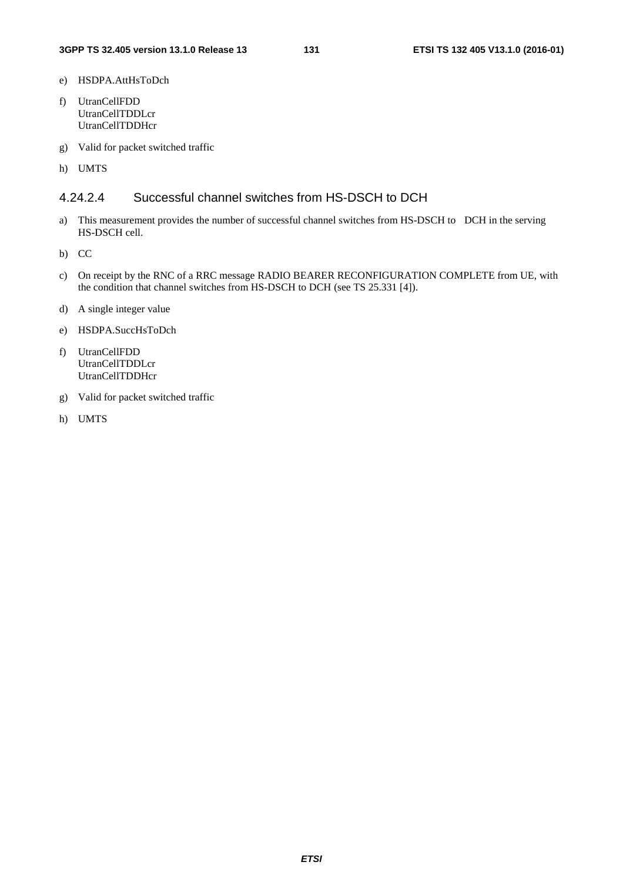e) HSDPA.AttHsToDch

f) UtranCellFDD
UtranCellTDDLcr
UtranCellTDDHcr

g) Valid for packet switched traffic

h) UMTS

#### 4.24.2.4 Successful channel switches from HS-DSCH to DCH

a) This measurement provides the number of successful channel switches from HS-DSCH to DCH in the serving HS-DSCH cell.

b) CC

c) On receipt by the RNC of a RRC message RADIO BEARER RECONFIGURATION COMPLETE from UE, with the condition that channel switches from HS-DSCH to DCH (see TS 25.331 [4]).

d) A single integer value

e) HSDPA.SuccHsToDch

f) UtranCellFDD
UtranCellTDDLcr
UtranCellTDDHcr

g) Valid for packet switched traffic

h) UMTS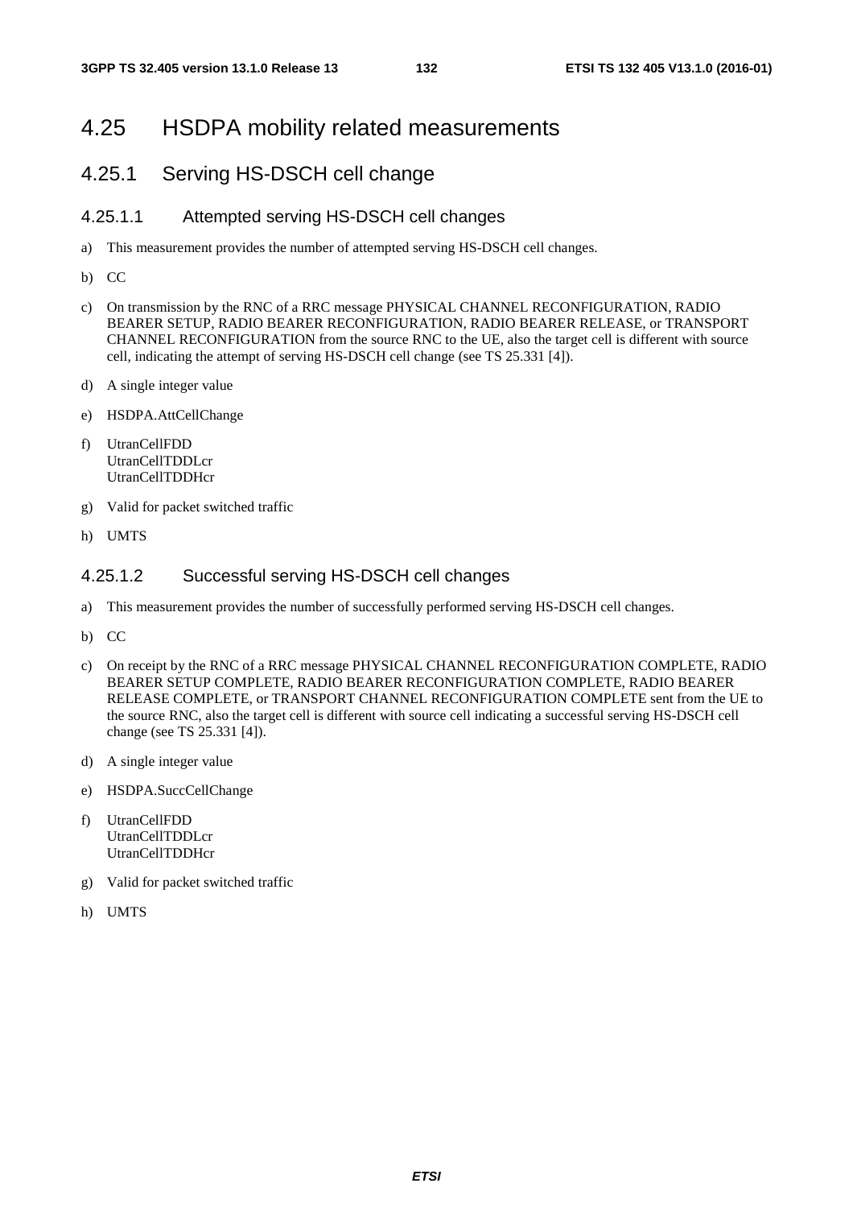# 4.25 HSDPA mobility related measurements

## 4.25.1 Serving HS-DSCH cell change

### 4.25.1.1 Attempted serving HS-DSCH cell changes

a) This measurement provides the number of attempted serving HS-DSCH cell changes.

b) CC

c) On transmission by the RNC of a RRC message PHYSICAL CHANNEL RECONFIGURATION, RADIO BEARER SETUP, RADIO BEARER RECONFIGURATION, RADIO BEARER RELEASE, or TRANSPORT CHANNEL RECONFIGURATION from the source RNC to the UE, also the target cell is different with source cell, indicating the attempt of serving HS-DSCH cell change (see TS 25.331 [4]).

d) A single integer value

e) HSDPA.AttCellChange

f) UtranCellFDD
UtranCellTDDLcr
UtranCellTDDHcr

g) Valid for packet switched traffic

h) UMTS

### 4.25.1.2 Successful serving HS-DSCH cell changes

a) This measurement provides the number of successfully performed serving HS-DSCH cell changes.

b) CC

c) On receipt by the RNC of a RRC message PHYSICAL CHANNEL RECONFIGURATION COMPLETE, RADIO BEARER SETUP COMPLETE, RADIO BEARER RECONFIGURATION COMPLETE, RADIO BEARER RELEASE COMPLETE, or TRANSPORT CHANNEL RECONFIGURATION COMPLETE sent from the UE to the source RNC, also the target cell is different with source cell indicating a successful serving HS-DSCH cell change (see TS 25.331 [4]).

d) A single integer value

e) HSDPA.SuccCellChange

f) UtranCellFDD
UtranCellTDDLcr
UtranCellTDDHcr

g) Valid for packet switched traffic

h) UMTS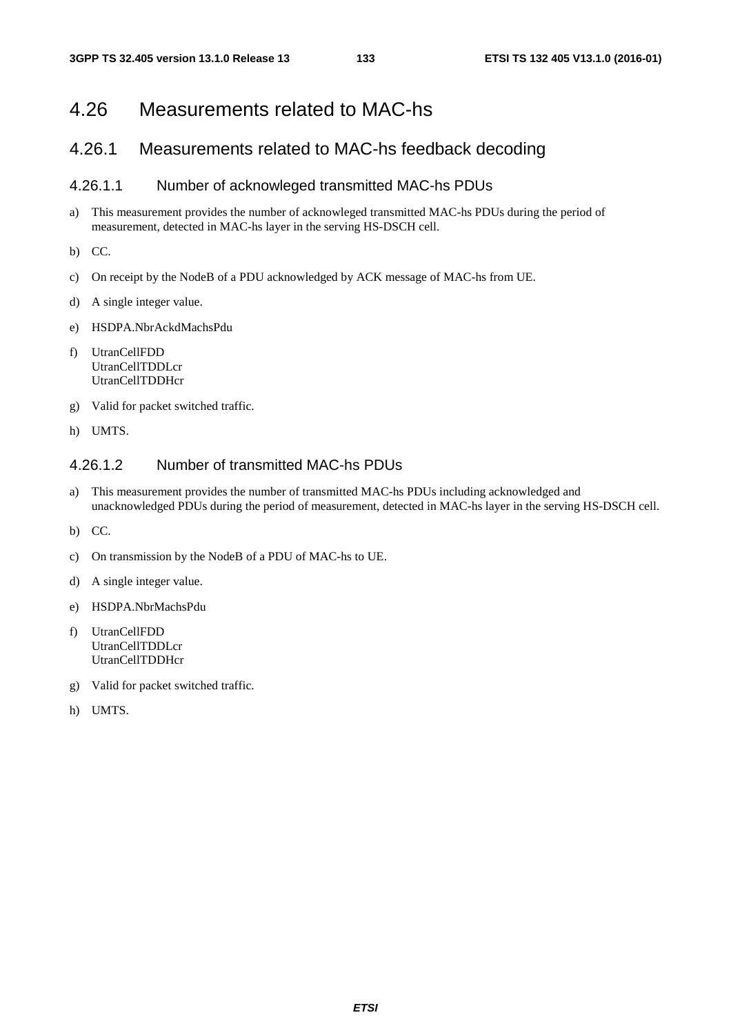# 4.26 Measurements related to MAC-hs

## 4.26.1 Measurements related to MAC-hs feedback decoding

### 4.26.1.1 Number of acknowleged transmitted MAC-hs PDUs

a) This measurement provides the number of acknowleged transmitted MAC-hs PDUs during the period of measurement, detected in MAC-hs layer in the serving HS-DSCH cell.

b) CC.

c) On receipt by the NodeB of a PDU acknowledged by ACK message of MAC-hs from UE.

d) A single integer value.

e) HSDPA.NbrAckdMachsPdu

f) UtranCellFDD
UtranCellTDDLcr
UtranCellTDDHcr

g) Valid for packet switched traffic.

h) UMTS.

### 4.26.1.2 Number of transmitted MAC-hs PDUs

a) This measurement provides the number of transmitted MAC-hs PDUs including acknowledged and unacknowledged PDUs during the period of measurement, detected in MAC-hs layer in the serving HS-DSCH cell.

b) CC.

c) On transmission by the NodeB of a PDU of MAC-hs to UE.

d) A single integer value.

e) HSDPA.NbrMachsPdu

f) UtranCellFDD
UtranCellTDDLcr
UtranCellTDDHcr

g) Valid for packet switched traffic.

h) UMTS.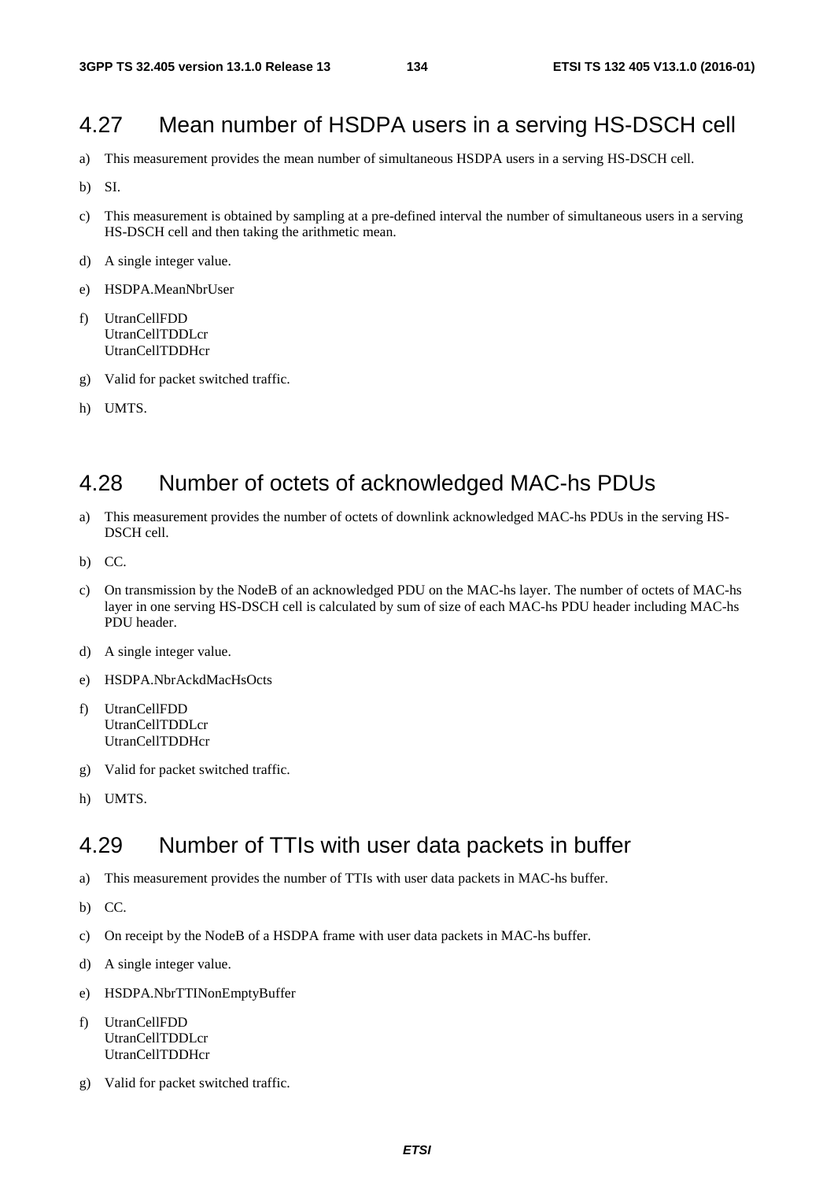## 4.27 Mean number of HSDPA users in a serving HS-DSCH cell

a) This measurement provides the mean number of simultaneous HSDPA users in a serving HS-DSCH cell.

b) SI.

c) This measurement is obtained by sampling at a pre-defined interval the number of simultaneous users in a serving HS-DSCH cell and then taking the arithmetic mean.

d) A single integer value.

e) HSDPA.MeanNbrUser

f) UtranCellFDD
UtranCellTDDLcr
UtranCellTDDHcr

g) Valid for packet switched traffic.

h) UMTS.

## 4.28 Number of octets of acknowledged MAC-hs PDUs

a) This measurement provides the number of octets of downlink acknowledged MAC-hs PDUs in the serving HS-DSCH cell.

b) CC.

c) On transmission by the NodeB of an acknowledged PDU on the MAC-hs layer. The number of octets of MAC-hs layer in one serving HS-DSCH cell is calculated by sum of size of each MAC-hs PDU header including MAC-hs PDU header.

d) A single integer value.

e) HSDPA.NbrAckdMacHsOcts

f) UtranCellFDD
UtranCellTDDLcr
UtranCellTDDHcr

g) Valid for packet switched traffic.

h) UMTS.

## 4.29 Number of TTIs with user data packets in buffer

a) This measurement provides the number of TTIs with user data packets in MAC-hs buffer.

b) CC.

c) On receipt by the NodeB of a HSDPA frame with user data packets in MAC-hs buffer.

d) A single integer value.

e) HSDPA.NbrTTINonEmptyBuffer

f) UtranCellFDD
UtranCellTDDLcr
UtranCellTDDHcr

g) Valid for packet switched traffic.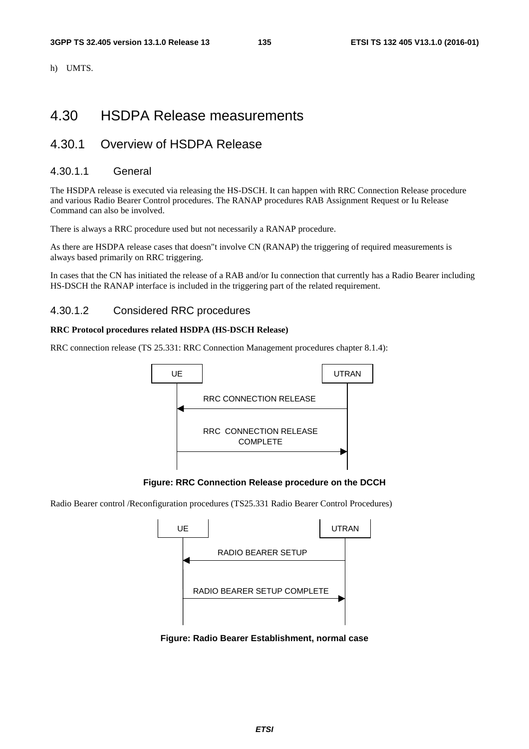h) UMTS.

# 4.30 HSDPA Release measurements

## 4.30.1 Overview of HSDPA Release

### 4.30.1.1 General

The HSDPA release is executed via releasing the HS-DSCH. It can happen with RRC Connection Release procedure and various Radio Bearer Control procedures. The RANAP procedures RAB Assignment Request or Iu Release Command can also be involved.

There is always a RRC procedure used but not necessarily a RANAP procedure.

As there are HSDPA release cases that doesn"t involve CN (RANAP) the triggering of required measurements is always based primarily on RRC triggering.

In cases that the CN has initiated the release of a RAB and/or Iu connection that currently has a Radio Bearer including HS-DSCH the RANAP interface is included in the triggering part of the related requirement.

### 4.30.1.2 Considered RRC procedures

**RRC Protocol procedures related HSDPA (HS-DSCH Release)**

RRC connection release (TS 25.331: RRC Connection Management procedures chapter 8.1.4):

UE | UTRAN

RRC CONNECTION RELEASE

RRC CONNECTION RELEASE COMPLETE

**Figure: RRC Connection Release procedure on the DCCH**

Radio Bearer control /Reconfiguration procedures (TS25.331 Radio Bearer Control Procedures)

UE | UTRAN

RADIO BEARER SETUP

RADIO BEARER SETUP COMPLETE

**Figure: Radio Bearer Establishment, normal case**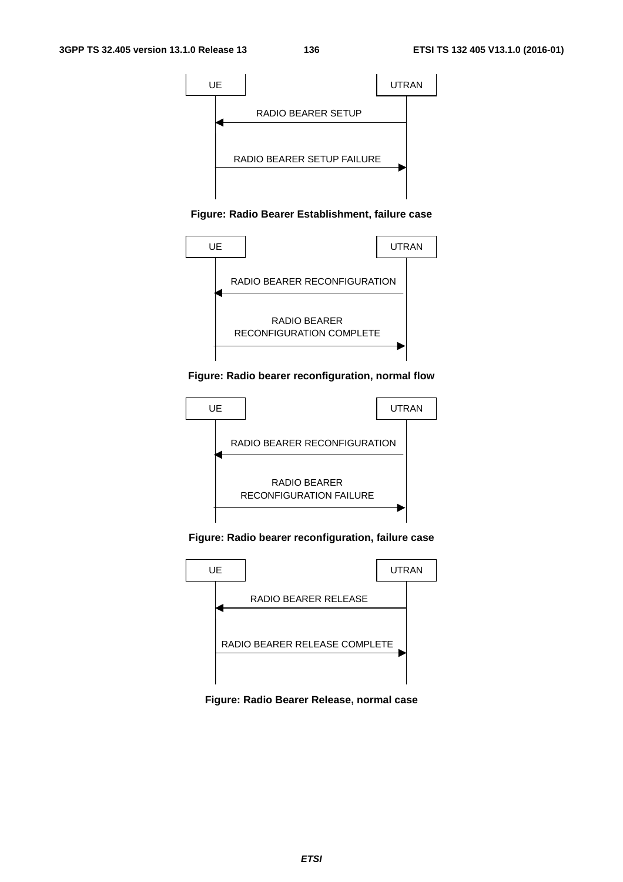UE | UTRAN

RADIO BEARER SETUP

RADIO BEARER SETUP FAILURE

**Figure: Radio Bearer Establishment, failure case**

UE | UTRAN

RADIO BEARER RECONFIGURATION

RADIO BEARER RECONFIGURATION COMPLETE

**Figure: Radio bearer reconfiguration, normal flow**

UE | UTRAN

RADIO BEARER RECONFIGURATION

RADIO BEARER RECONFIGURATION FAILURE

**Figure: Radio bearer reconfiguration, failure case**

UE | UTRAN

RADIO BEARER RELEASE

RADIO BEARER RELEASE COMPLETE

**Figure: Radio Bearer Release, normal case**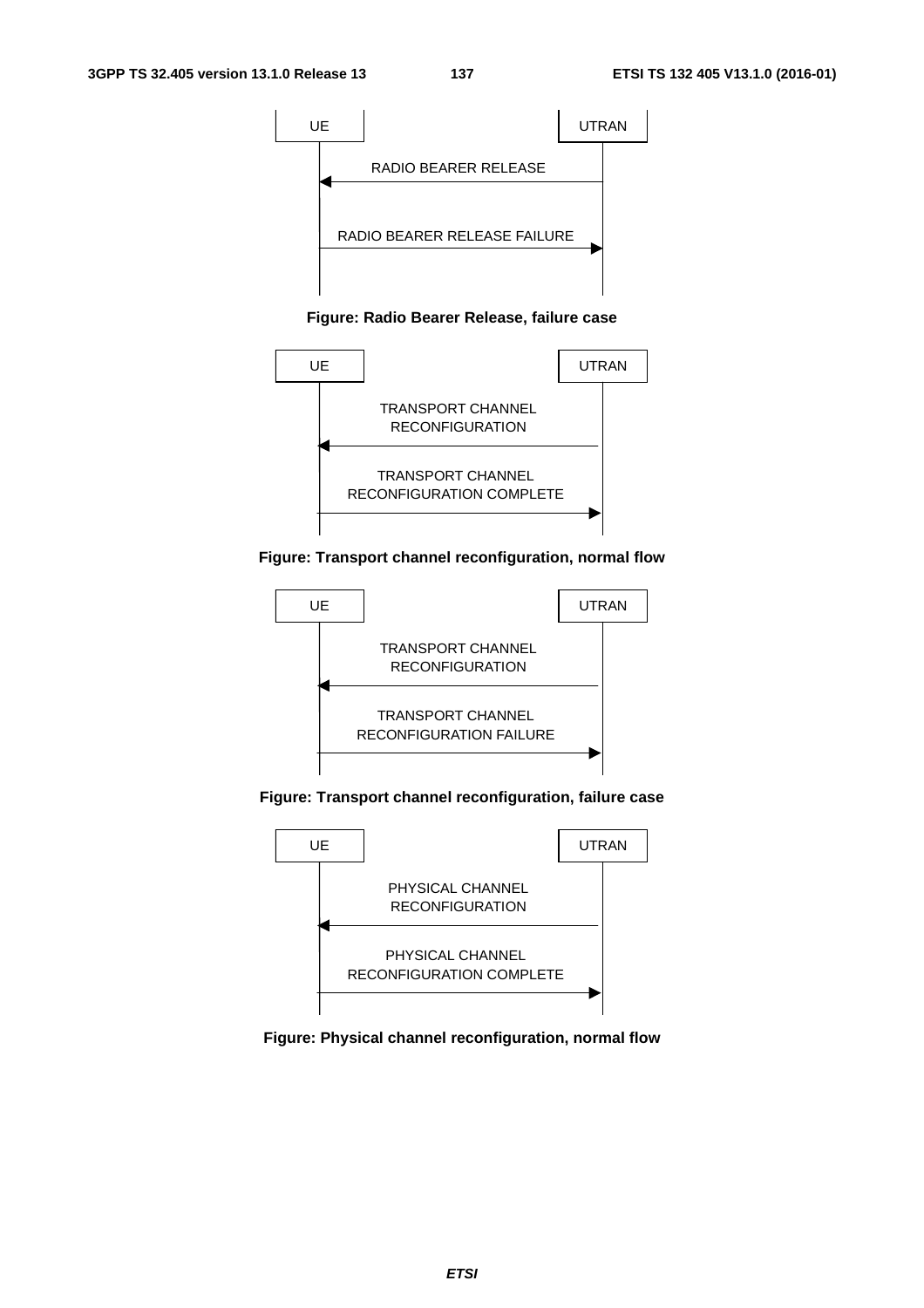UE | UTRAN

RADIO BEARER RELEASE

RADIO BEARER RELEASE FAILURE

**Figure: Radio Bearer Release, failure case**

UE | UTRAN

TRANSPORT CHANNEL RECONFIGURATION

TRANSPORT CHANNEL RECONFIGURATION COMPLETE

**Figure: Transport channel reconfiguration, normal flow**

UE | UTRAN

TRANSPORT CHANNEL RECONFIGURATION

TRANSPORT CHANNEL RECONFIGURATION FAILURE

**Figure: Transport channel reconfiguration, failure case**

UE | UTRAN

PHYSICAL CHANNEL RECONFIGURATION

PHYSICAL CHANNEL RECONFIGURATION COMPLETE

**Figure: Physical channel reconfiguration, normal flow**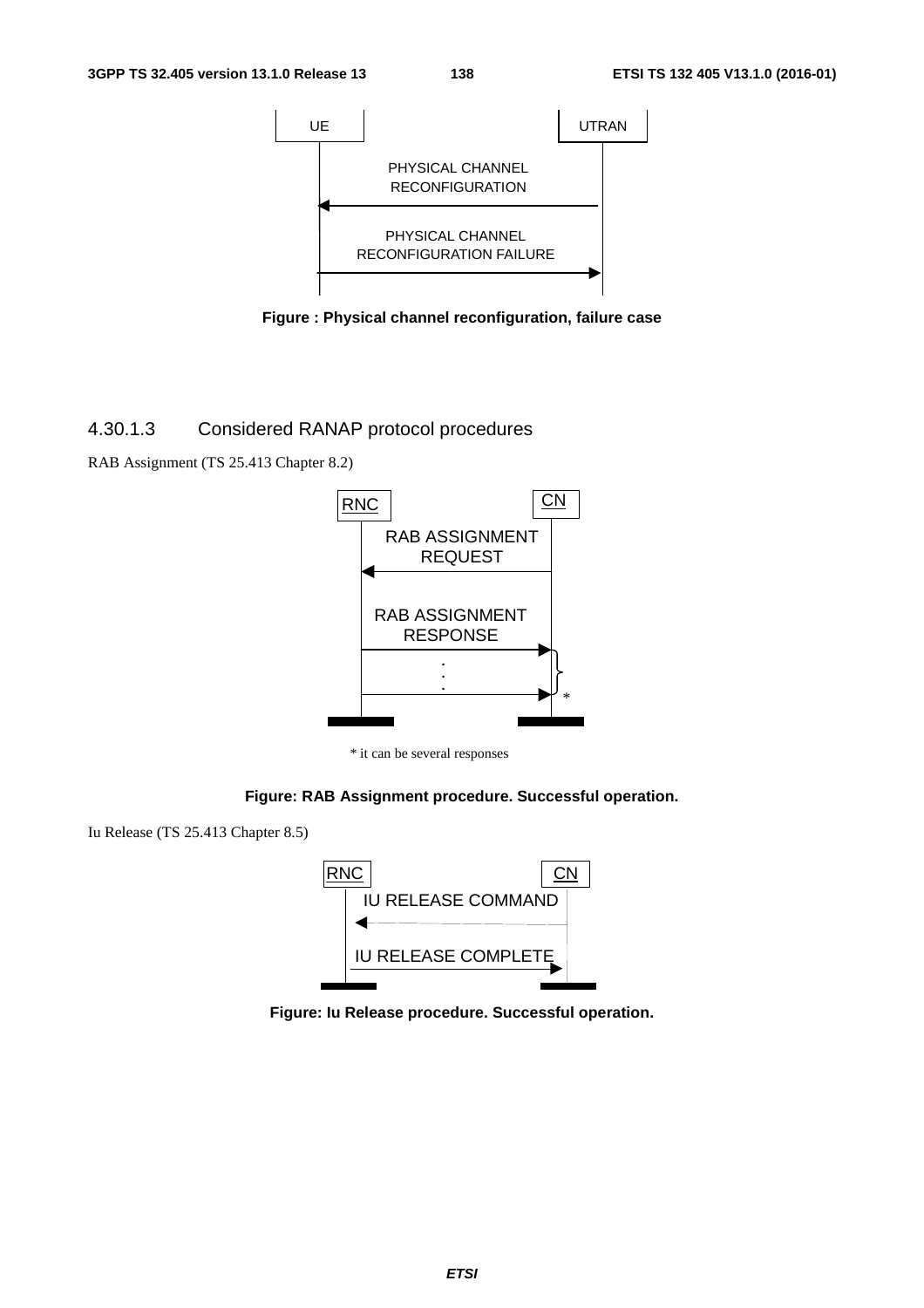Figure : Physical channel reconfiguration, failure case

### 4.30.1.3 Considered RANAP protocol procedures

RAB Assignment (TS 25.413 Chapter 8.2)

\* it can be several responses

Figure: RAB Assignment procedure. Successful operation.

Iu Release (TS 25.413 Chapter 8.5)

Figure: Iu Release procedure. Successful operation.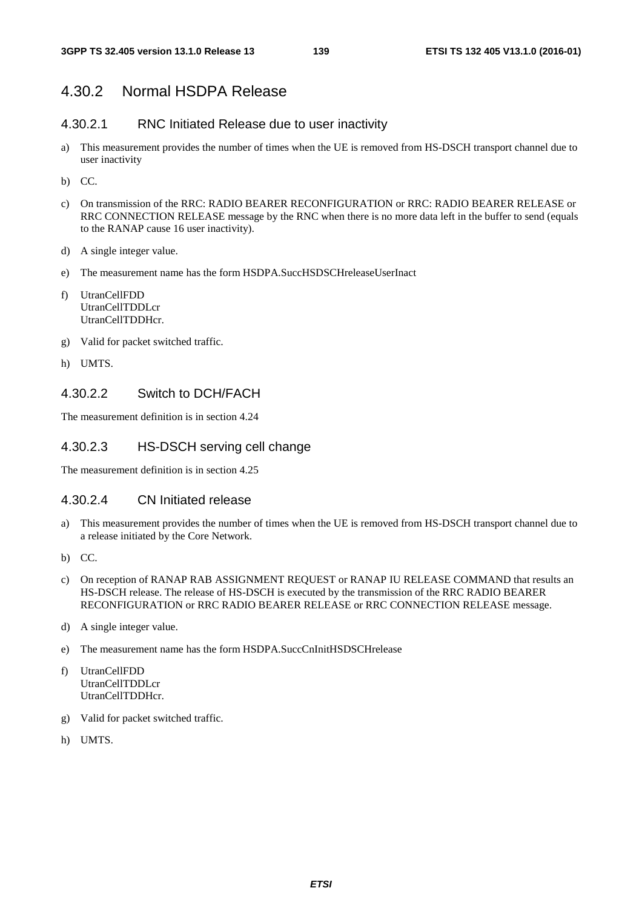### 4.30.2 Normal HSDPA Release

#### 4.30.2.1 RNC Initiated Release due to user inactivity

a) This measurement provides the number of times when the UE is removed from HS-DSCH transport channel due to user inactivity

b) CC.

c) On transmission of the RRC: RADIO BEARER RECONFIGURATION or RRC: RADIO BEARER RELEASE or RRC CONNECTION RELEASE message by the RNC when there is no more data left in the buffer to send (equals to the RANAP cause 16 user inactivity).

d) A single integer value.

e) The measurement name has the form HSDPA.SuccHSDSCHreleaseUserInact

f) UtranCellFDD
UtranCellTDDLcr
UtranCellTDDHcr.

g) Valid for packet switched traffic.

h) UMTS.

#### 4.30.2.2 Switch to DCH/FACH

The measurement definition is in section 4.24

#### 4.30.2.3 HS-DSCH serving cell change

The measurement definition is in section 4.25

#### 4.30.2.4 CN Initiated release

a) This measurement provides the number of times when the UE is removed from HS-DSCH transport channel due to a release initiated by the Core Network.

b) CC.

c) On reception of RANAP RAB ASSIGNMENT REQUEST or RANAP IU RELEASE COMMAND that results an HS-DSCH release. The release of HS-DSCH is executed by the transmission of the RRC RADIO BEARER RECONFIGURATION or RRC RADIO BEARER RELEASE or RRC CONNECTION RELEASE message.

d) A single integer value.

e) The measurement name has the form HSDPA.SuccCnInitHSDSCHrelease

f) UtranCellFDD
UtranCellTDDLcr
UtranCellTDDHcr.

g) Valid for packet switched traffic.

h) UMTS.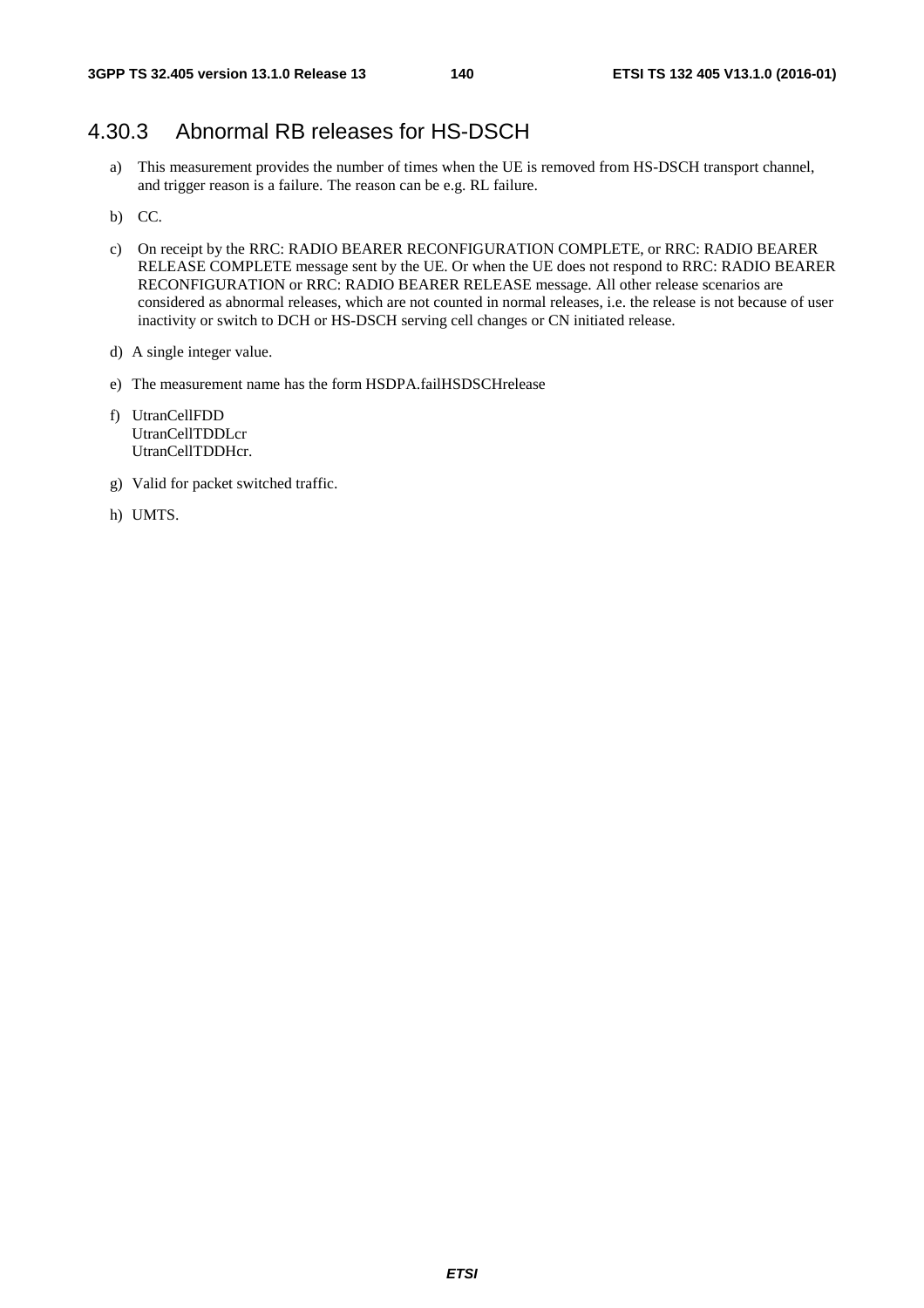### 4.30.3 Abnormal RB releases for HS-DSCH

a) This measurement provides the number of times when the UE is removed from HS-DSCH transport channel, and trigger reason is a failure. The reason can be e.g. RL failure.

b) CC.

c) On receipt by the RRC: RADIO BEARER RECONFIGURATION COMPLETE, or RRC: RADIO BEARER RELEASE COMPLETE message sent by the UE. Or when the UE does not respond to RRC: RADIO BEARER RECONFIGURATION or RRC: RADIO BEARER RELEASE message. All other release scenarios are considered as abnormal releases, which are not counted in normal releases, i.e. the release is not because of user inactivity or switch to DCH or HS-DSCH serving cell changes or CN initiated release.

d) A single integer value.

e) The measurement name has the form HSDPA.failHSDSCHrelease

f) UtranCellFDD
UtranCellTDDLcr
UtranCellTDDHcr.

g) Valid for packet switched traffic.

h) UMTS.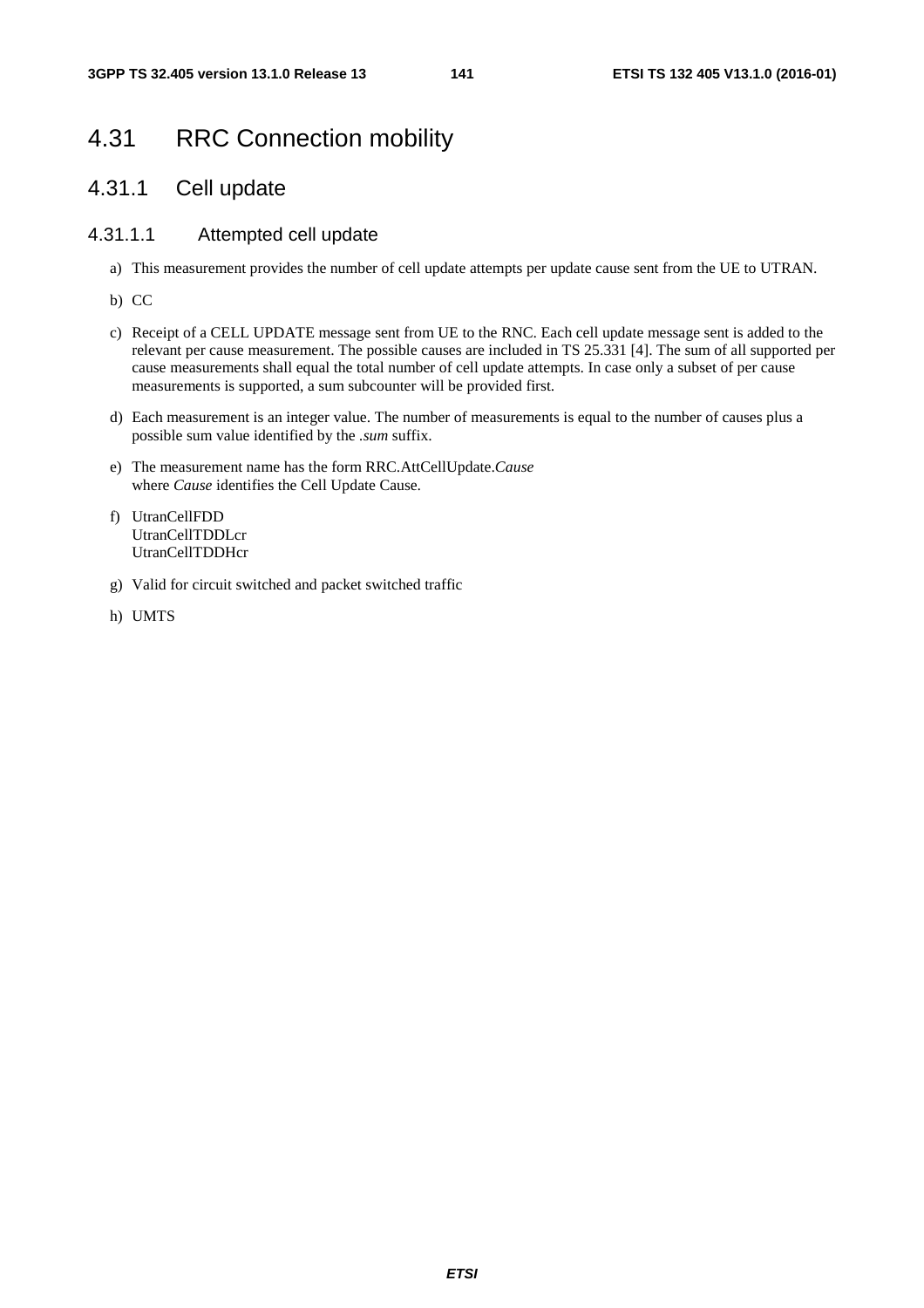# 4.31 RRC Connection mobility

## 4.31.1 Cell update

### 4.31.1.1 Attempted cell update

a) This measurement provides the number of cell update attempts per update cause sent from the UE to UTRAN.

b) CC

c) Receipt of a CELL UPDATE message sent from UE to the RNC. Each cell update message sent is added to the relevant per cause measurement. The possible causes are included in TS 25.331 [4]. The sum of all supported per cause measurements shall equal the total number of cell update attempts. In case only a subset of per cause measurements is supported, a sum subcounter will be provided first.

d) Each measurement is an integer value. The number of measurements is equal to the number of causes plus a possible sum value identified by the *.sum* suffix.

e) The measurement name has the form RRC.AttCellUpdate.*Cause*
where *Cause* identifies the Cell Update Cause.

f) UtranCellFDD
UtranCellTDDLcr
UtranCellTDDHcr

g) Valid for circuit switched and packet switched traffic

h) UMTS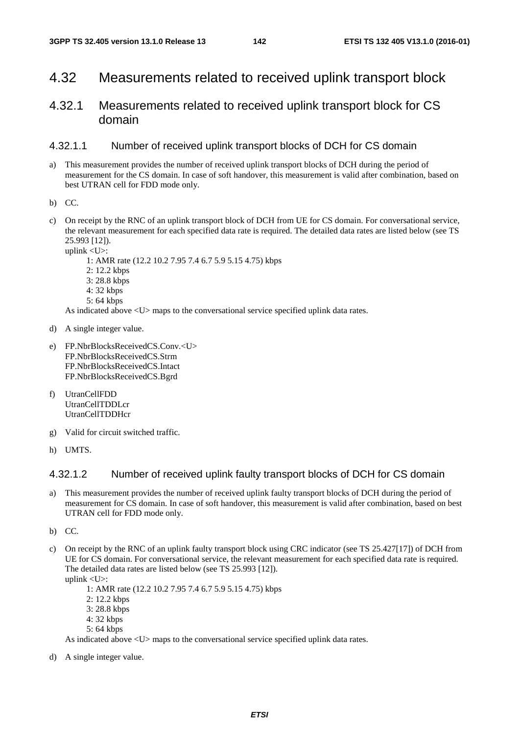# 4.32 Measurements related to received uplink transport block

## 4.32.1 Measurements related to received uplink transport block for CS domain

### 4.32.1.1 Number of received uplink transport blocks of DCH for CS domain

a) This measurement provides the number of received uplink transport blocks of DCH during the period of measurement for the CS domain. In case of soft handover, this measurement is valid after combination, based on best UTRAN cell for FDD mode only.

b) CC.

c) On receipt by the RNC of an uplink transport block of DCH from UE for CS domain. For conversational service, the relevant measurement for each specified data rate is required. The detailed data rates are listed below (see TS 25.993 [12]).
uplink <U>:
    1: AMR rate (12.2 10.2 7.95 7.4 6.7 5.9 5.15 4.75) kbps
    2: 12.2 kbps
    3: 28.8 kbps
    4: 32 kbps
    5: 64 kbps
As indicated above <U> maps to the conversational service specified uplink data rates.

d) A single integer value.

e) FP.NbrBlocksReceivedCS.Conv.<U>
FP.NbrBlocksReceivedCS.Strm
FP.NbrBlocksReceivedCS.Intact
FP.NbrBlocksReceivedCS.Bgrd

f) UtranCellFDD
UtranCellTDDLcr
UtranCellTDDHcr

g) Valid for circuit switched traffic.

h) UMTS.

### 4.32.1.2 Number of received uplink faulty transport blocks of DCH for CS domain

a) This measurement provides the number of received uplink faulty transport blocks of DCH during the period of measurement for CS domain. In case of soft handover, this measurement is valid after combination, based on best UTRAN cell for FDD mode only.

b) CC.

c) On receipt by the RNC of an uplink faulty transport block using CRC indicator (see TS 25.427[17]) of DCH from UE for CS domain. For conversational service, the relevant measurement for each specified data rate is required. The detailed data rates are listed below (see TS 25.993 [12]).
uplink <U>:
    1: AMR rate (12.2 10.2 7.95 7.4 6.7 5.9 5.15 4.75) kbps
    2: 12.2 kbps
    3: 28.8 kbps
    4: 32 kbps
    5: 64 kbps
As indicated above <U> maps to the conversational service specified uplink data rates.

d) A single integer value.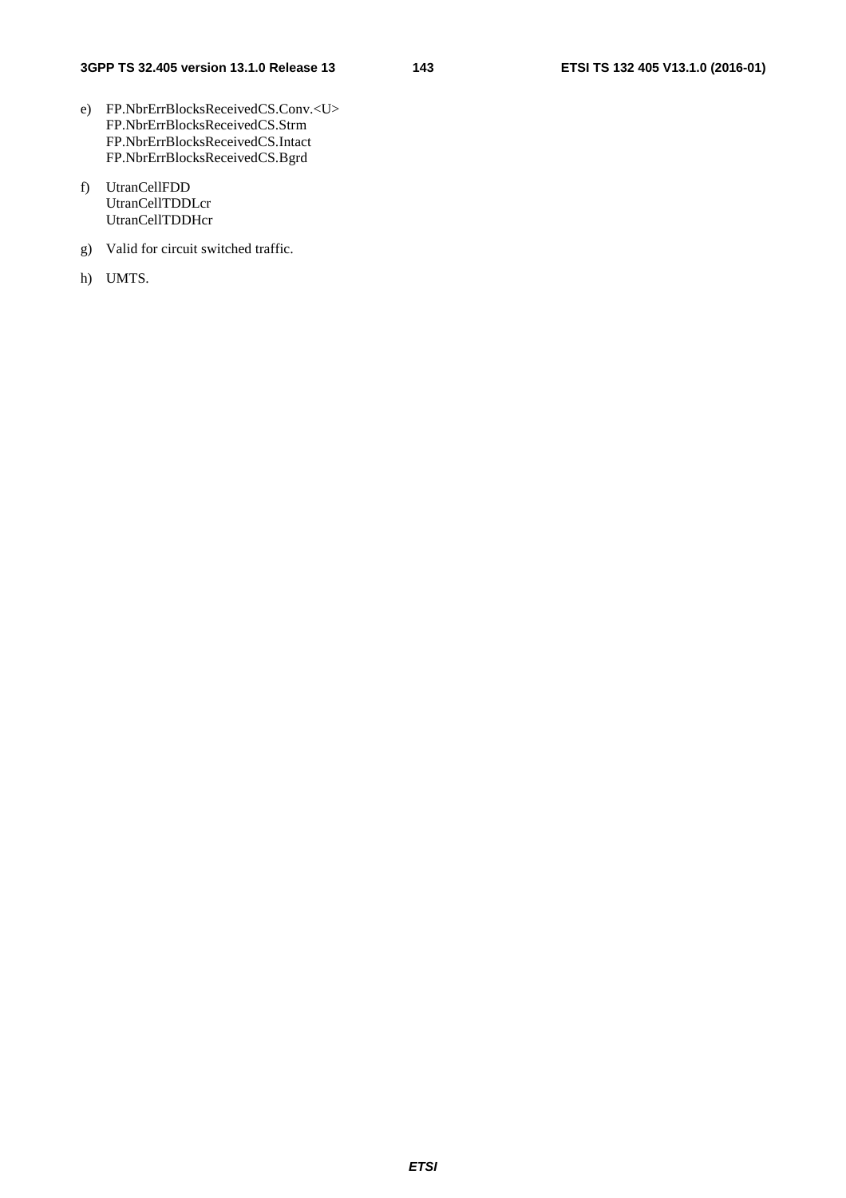e) FP.NbrErrBlocksReceivedCS.Conv.<U>
   FP.NbrErrBlocksReceivedCS.Strm
   FP.NbrErrBlocksReceivedCS.Intact
   FP.NbrErrBlocksReceivedCS.Bgrd

f) UtranCellFDD
   UtranCellTDDLcr
   UtranCellTDDHcr

g) Valid for circuit switched traffic.

h) UMTS.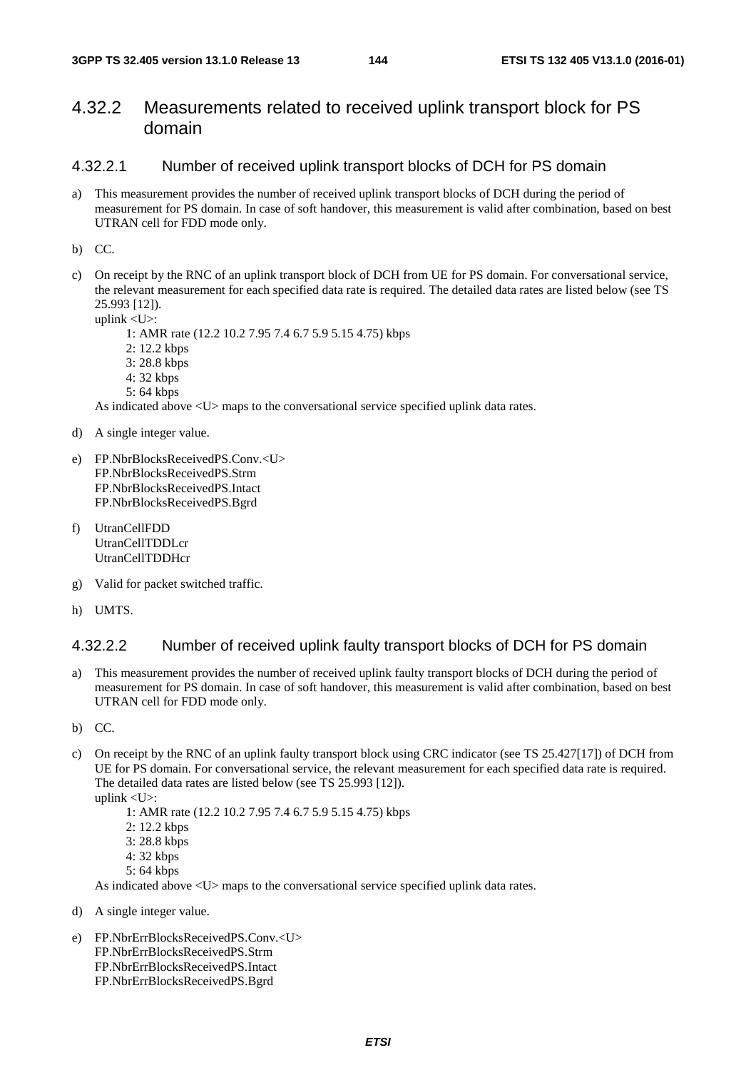## 4.32.2 Measurements related to received uplink transport block for PS domain

### 4.32.2.1 Number of received uplink transport blocks of DCH for PS domain

a) This measurement provides the number of received uplink transport blocks of DCH during the period of measurement for PS domain. In case of soft handover, this measurement is valid after combination, based on best UTRAN cell for FDD mode only.

b) CC.

c) On receipt by the RNC of an uplink transport block of DCH from UE for PS domain. For conversational service, the relevant measurement for each specified data rate is required. The detailed data rates are listed below (see TS 25.993 [12]).
   uplink <U>:
      1: AMR rate (12.2 10.2 7.95 7.4 6.7 5.9 5.15 4.75) kbps
      2: 12.2 kbps
      3: 28.8 kbps
      4: 32 kbps
      5: 64 kbps
   As indicated above <U> maps to the conversational service specified uplink data rates.

d) A single integer value.

e) FP.NbrBlocksReceivedPS.Conv.<U>
   FP.NbrBlocksReceivedPS.Strm
   FP.NbrBlocksReceivedPS.Intact
   FP.NbrBlocksReceivedPS.Bgrd

f) UtranCellFDD
   UtranCellTDDLcr
   UtranCellTDDHcr

g) Valid for packet switched traffic.

h) UMTS.

### 4.32.2.2 Number of received uplink faulty transport blocks of DCH for PS domain

a) This measurement provides the number of received uplink faulty transport blocks of DCH during the period of measurement for PS domain. In case of soft handover, this measurement is valid after combination, based on best UTRAN cell for FDD mode only.

b) CC.

c) On receipt by the RNC of an uplink faulty transport block using CRC indicator (see TS 25.427[17]) of DCH from UE for PS domain. For conversational service, the relevant measurement for each specified data rate is required. The detailed data rates are listed below (see TS 25.993 [12]).
   uplink <U>:
      1: AMR rate (12.2 10.2 7.95 7.4 6.7 5.9 5.15 4.75) kbps
      2: 12.2 kbps
      3: 28.8 kbps
      4: 32 kbps
      5: 64 kbps
   As indicated above <U> maps to the conversational service specified uplink data rates.

d) A single integer value.

e) FP.NbrErrBlocksReceivedPS.Conv.<U>
   FP.NbrErrBlocksReceivedPS.Strm
   FP.NbrErrBlocksReceivedPS.Intact
   FP.NbrErrBlocksReceivedPS.Bgrd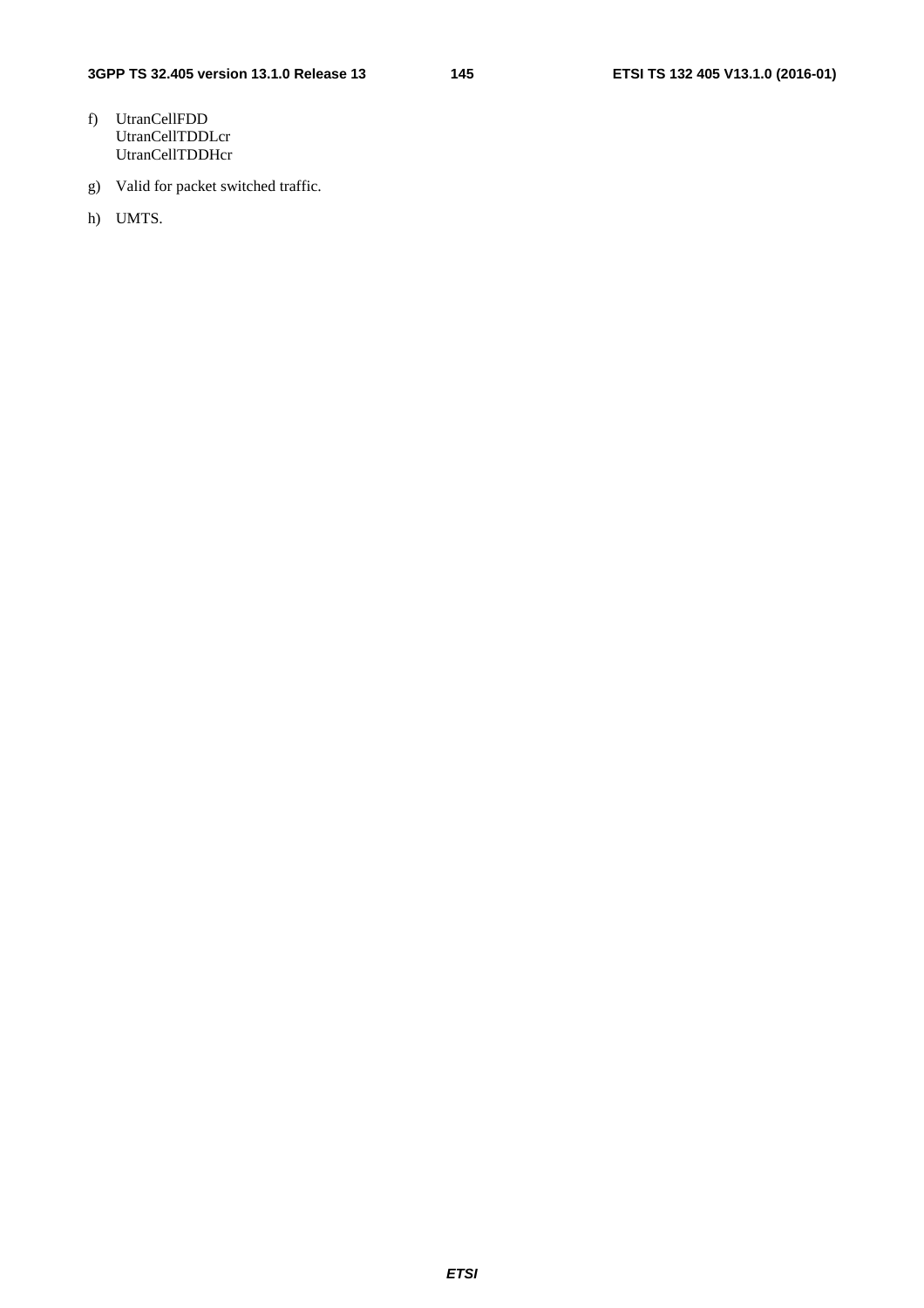f) UtranCellFDD
   UtranCellTDDLcr
   UtranCellTDDHcr

g) Valid for packet switched traffic.

h) UMTS.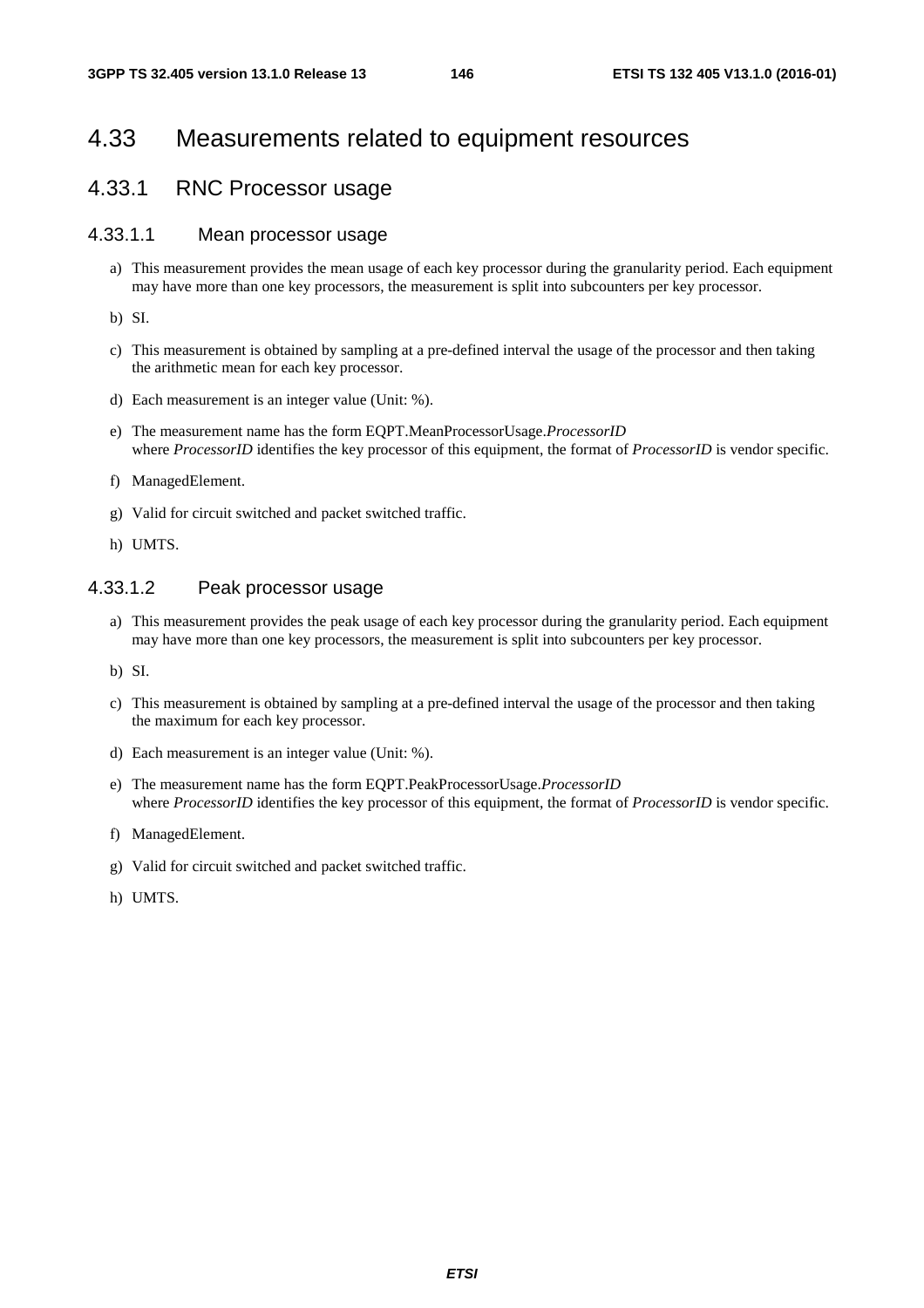# 4.33 Measurements related to equipment resources

## 4.33.1 RNC Processor usage

### 4.33.1.1 Mean processor usage

a) This measurement provides the mean usage of each key processor during the granularity period. Each equipment may have more than one key processors, the measurement is split into subcounters per key processor.

b) SI.

c) This measurement is obtained by sampling at a pre-defined interval the usage of the processor and then taking the arithmetic mean for each key processor.

d) Each measurement is an integer value (Unit: %).

e) The measurement name has the form EQPT.MeanProcessorUsage.*ProcessorID*
where *ProcessorID* identifies the key processor of this equipment, the format of *ProcessorID* is vendor specific.

f) ManagedElement.

g) Valid for circuit switched and packet switched traffic.

h) UMTS.

### 4.33.1.2 Peak processor usage

a) This measurement provides the peak usage of each key processor during the granularity period. Each equipment may have more than one key processors, the measurement is split into subcounters per key processor.

b) SI.

c) This measurement is obtained by sampling at a pre-defined interval the usage of the processor and then taking the maximum for each key processor.

d) Each measurement is an integer value (Unit: %).

e) The measurement name has the form EQPT.PeakProcessorUsage.*ProcessorID*
where *ProcessorID* identifies the key processor of this equipment, the format of *ProcessorID* is vendor specific.

f) ManagedElement.

g) Valid for circuit switched and packet switched traffic.

h) UMTS.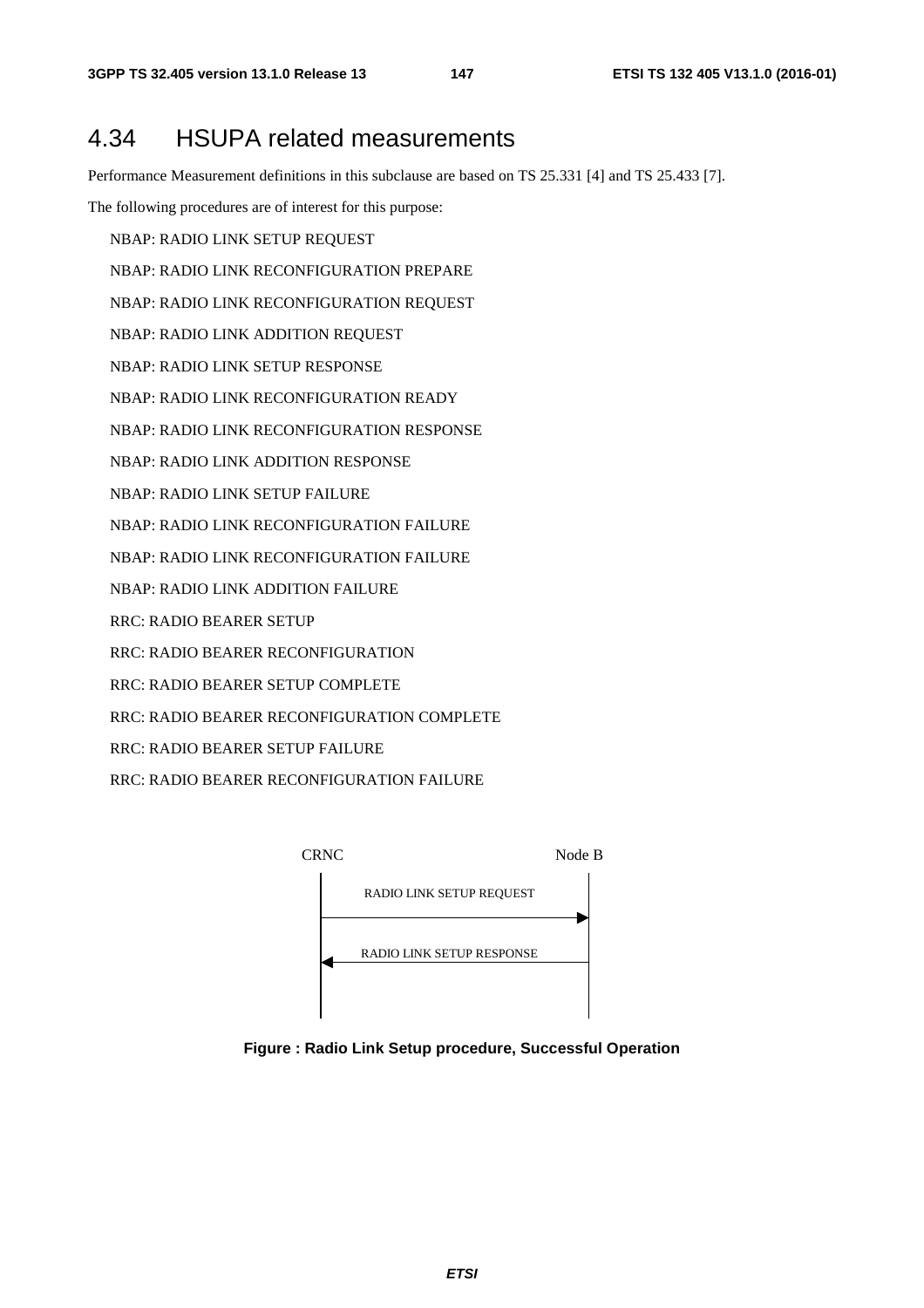## 4.34 HSUPA related measurements

Performance Measurement definitions in this subclause are based on TS 25.331 [4] and TS 25.433 [7].

The following procedures are of interest for this purpose:

NBAP: RADIO LINK SETUP REQUEST

NBAP: RADIO LINK RECONFIGURATION PREPARE

NBAP: RADIO LINK RECONFIGURATION REQUEST

NBAP: RADIO LINK ADDITION REQUEST

NBAP: RADIO LINK SETUP RESPONSE

NBAP: RADIO LINK RECONFIGURATION READY

NBAP: RADIO LINK RECONFIGURATION RESPONSE

NBAP: RADIO LINK ADDITION RESPONSE

NBAP: RADIO LINK SETUP FAILURE

NBAP: RADIO LINK RECONFIGURATION FAILURE

NBAP: RADIO LINK RECONFIGURATION FAILURE

NBAP: RADIO LINK ADDITION FAILURE

RRC: RADIO BEARER SETUP

RRC: RADIO BEARER RECONFIGURATION

RRC: RADIO BEARER SETUP COMPLETE

RRC: RADIO BEARER RECONFIGURATION COMPLETE

RRC: RADIO BEARER SETUP FAILURE

RRC: RADIO BEARER RECONFIGURATION FAILURE

CRNC | Node B

RADIO LINK SETUP REQUEST

RADIO LINK SETUP RESPONSE

**Figure : Radio Link Setup procedure, Successful Operation**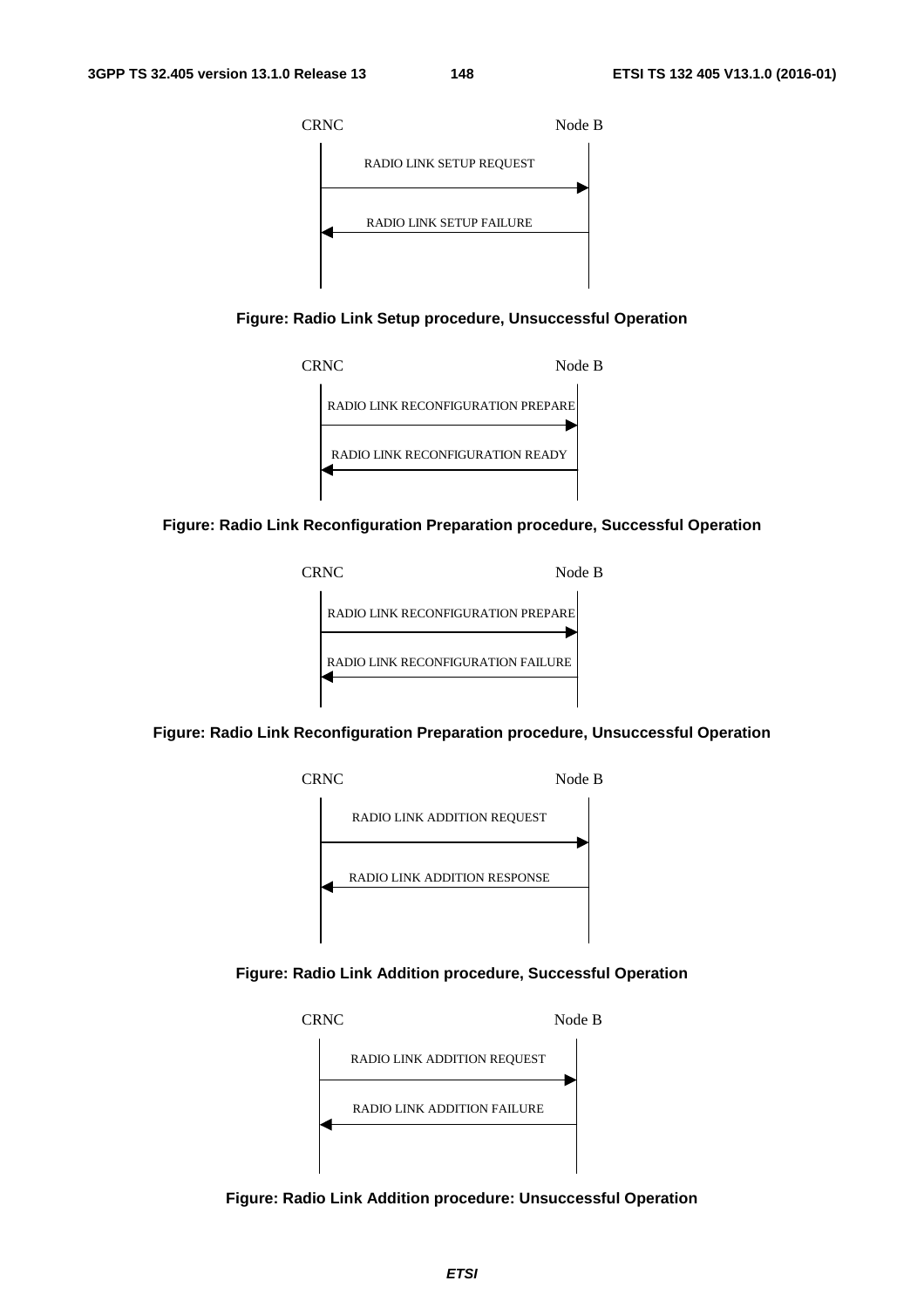CRNC　　　　　　　　　　　　Node B

RADIO LINK SETUP REQUEST

RADIO LINK SETUP FAILURE

**Figure: Radio Link Setup procedure, Unsuccessful Operation**

CRNC　　　　　　　　　　　　Node B

RADIO LINK RECONFIGURATION PREPARE

RADIO LINK RECONFIGURATION READY

**Figure: Radio Link Reconfiguration Preparation procedure, Successful Operation**

CRNC　　　　　　　　　　　　Node B

RADIO LINK RECONFIGURATION PREPARE

RADIO LINK RECONFIGURATION FAILURE

**Figure: Radio Link Reconfiguration Preparation procedure, Unsuccessful Operation**

CRNC　　　　　　　　　　　　Node B

RADIO LINK ADDITION REQUEST

RADIO LINK ADDITION RESPONSE

**Figure: Radio Link Addition procedure, Successful Operation**

CRNC　　　　　　　　　　　　Node B

RADIO LINK ADDITION REQUEST

RADIO LINK ADDITION FAILURE

**Figure: Radio Link Addition procedure: Unsuccessful Operation**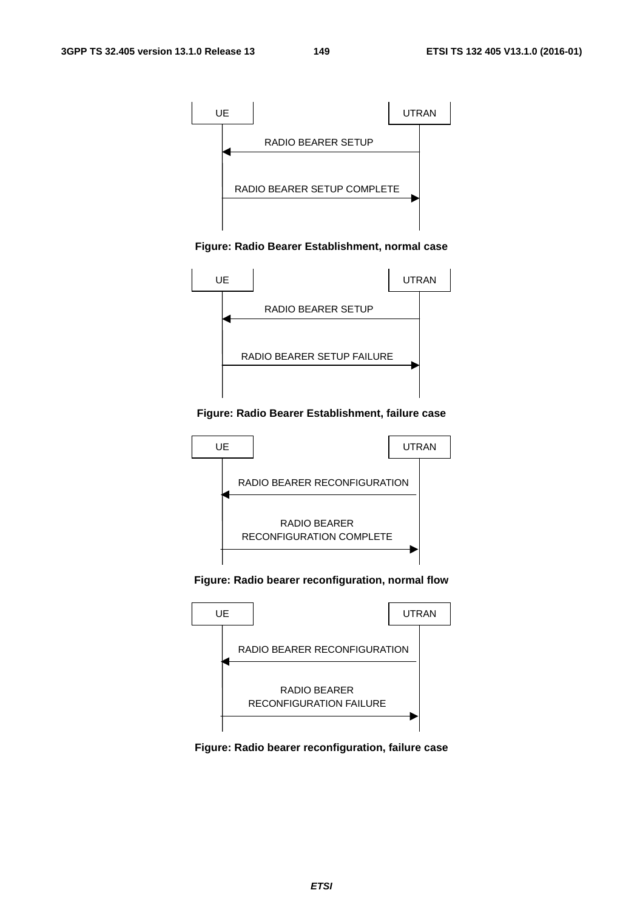UE | UTRAN

RADIO BEARER SETUP (UTRAN → UE)

RADIO BEARER SETUP COMPLETE (UE → UTRAN)

**Figure: Radio Bearer Establishment, normal case**

UE | UTRAN

RADIO BEARER SETUP (UTRAN → UE)

RADIO BEARER SETUP FAILURE (UE → UTRAN)

**Figure: Radio Bearer Establishment, failure case**

UE | UTRAN

RADIO BEARER RECONFIGURATION (UTRAN → UE)

RADIO BEARER RECONFIGURATION COMPLETE (UE → UTRAN)

**Figure: Radio bearer reconfiguration, normal flow**

UE | UTRAN

RADIO BEARER RECONFIGURATION (UTRAN → UE)

RADIO BEARER RECONFIGURATION FAILURE (UE → UTRAN)

**Figure: Radio bearer reconfiguration, failure case**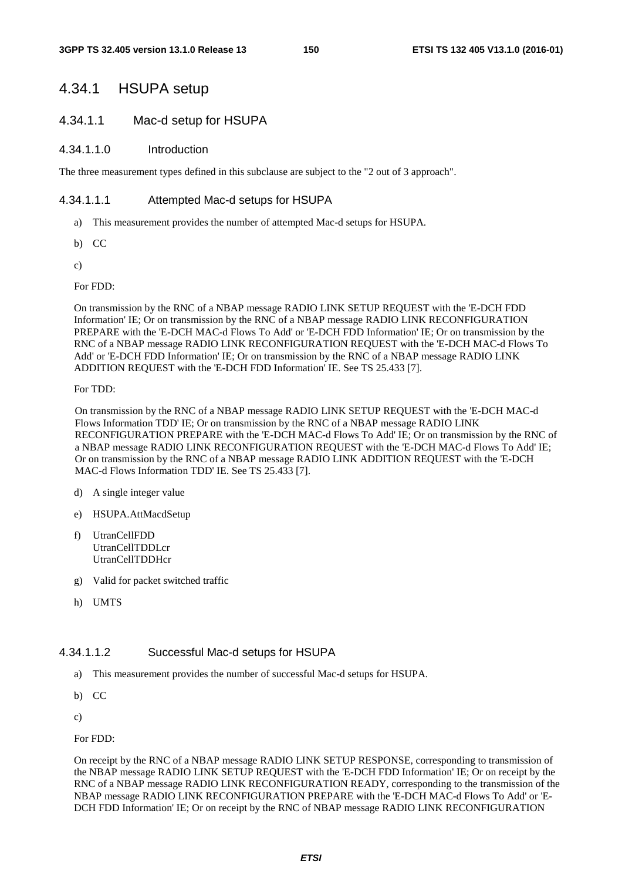## 4.34.1 HSUPA setup

### 4.34.1.1 Mac-d setup for HSUPA

#### 4.34.1.1.0 Introduction

The three measurement types defined in this subclause are subject to the "2 out of 3 approach".

#### 4.34.1.1.1 Attempted Mac-d setups for HSUPA

a) This measurement provides the number of attempted Mac-d setups for HSUPA.

b) CC

c)

For FDD:

On transmission by the RNC of a NBAP message RADIO LINK SETUP REQUEST with the 'E-DCH FDD Information' IE; Or on transmission by the RNC of a NBAP message RADIO LINK RECONFIGURATION PREPARE with the 'E-DCH MAC-d Flows To Add' or 'E-DCH FDD Information' IE; Or on transmission by the RNC of a NBAP message RADIO LINK RECONFIGURATION REQUEST with the 'E-DCH MAC-d Flows To Add' or 'E-DCH FDD Information' IE; Or on transmission by the RNC of a NBAP message RADIO LINK ADDITION REQUEST with the 'E-DCH FDD Information' IE. See TS 25.433 [7].

For TDD:

On transmission by the RNC of a NBAP message RADIO LINK SETUP REQUEST with the 'E-DCH MAC-d Flows Information TDD' IE; Or on transmission by the RNC of a NBAP message RADIO LINK RECONFIGURATION PREPARE with the 'E-DCH MAC-d Flows To Add' IE; Or on transmission by the RNC of a NBAP message RADIO LINK RECONFIGURATION REQUEST with the 'E-DCH MAC-d Flows To Add' IE; Or on transmission by the RNC of a NBAP message RADIO LINK ADDITION REQUEST with the 'E-DCH MAC-d Flows Information TDD' IE. See TS 25.433 [7].

d) A single integer value

e) HSUPA.AttMacdSetup

f) UtranCellFDD
UtranCellTDDLcr
UtranCellTDDHcr

g) Valid for packet switched traffic

h) UMTS

#### 4.34.1.1.2 Successful Mac-d setups for HSUPA

a) This measurement provides the number of successful Mac-d setups for HSUPA.

b) CC

c)

For FDD:

On receipt by the RNC of a NBAP message RADIO LINK SETUP RESPONSE, corresponding to transmission of the NBAP message RADIO LINK SETUP REQUEST with the 'E-DCH FDD Information' IE; Or on receipt by the RNC of a NBAP message RADIO LINK RECONFIGURATION READY, corresponding to the transmission of the NBAP message RADIO LINK RECONFIGURATION PREPARE with the 'E-DCH MAC-d Flows To Add' or 'E-DCH FDD Information' IE; Or on receipt by the RNC of NBAP message RADIO LINK RECONFIGURATION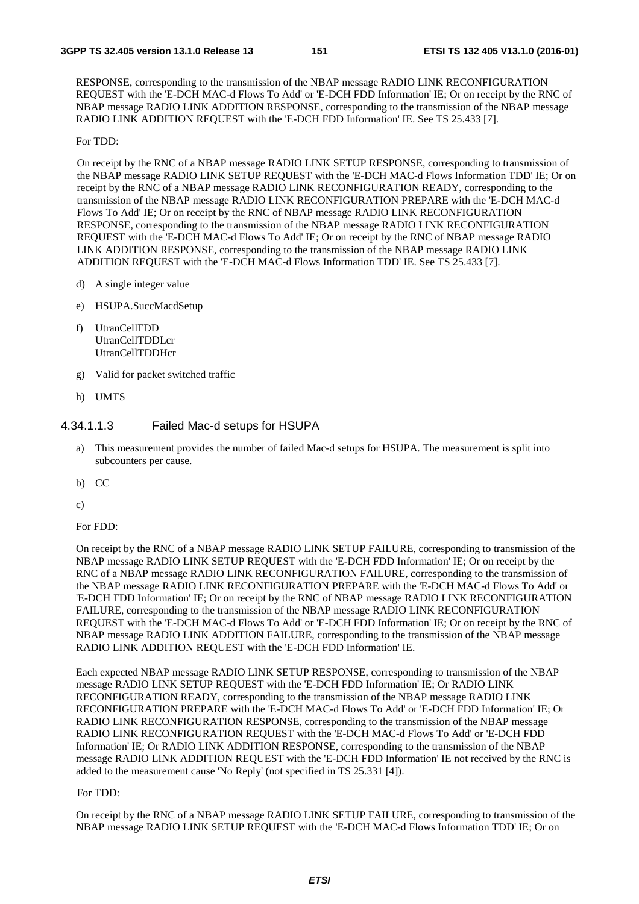RESPONSE, corresponding to the transmission of the NBAP message RADIO LINK RECONFIGURATION REQUEST with the 'E-DCH MAC-d Flows To Add' or 'E-DCH FDD Information' IE; Or on receipt by the RNC of NBAP message RADIO LINK ADDITION RESPONSE, corresponding to the transmission of the NBAP message RADIO LINK ADDITION REQUEST with the 'E-DCH FDD Information' IE. See TS 25.433 [7].

For TDD:

On receipt by the RNC of a NBAP message RADIO LINK SETUP RESPONSE, corresponding to transmission of the NBAP message RADIO LINK SETUP REQUEST with the 'E-DCH MAC-d Flows Information TDD' IE; Or on receipt by the RNC of a NBAP message RADIO LINK RECONFIGURATION READY, corresponding to the transmission of the NBAP message RADIO LINK RECONFIGURATION PREPARE with the 'E-DCH MAC-d Flows To Add' IE; Or on receipt by the RNC of NBAP message RADIO LINK RECONFIGURATION RESPONSE, corresponding to the transmission of the NBAP message RADIO LINK RECONFIGURATION REQUEST with the 'E-DCH MAC-d Flows To Add' IE; Or on receipt by the RNC of NBAP message RADIO LINK ADDITION RESPONSE, corresponding to the transmission of the NBAP message RADIO LINK ADDITION REQUEST with the 'E-DCH MAC-d Flows Information TDD' IE. See TS 25.433 [7].

d) A single integer value

e) HSUPA.SuccMacdSetup

f) UtranCellFDD
UtranCellTDDLcr
UtranCellTDDHcr

g) Valid for packet switched traffic

h) UMTS

#### 4.34.1.1.3 Failed Mac-d setups for HSUPA

a) This measurement provides the number of failed Mac-d setups for HSUPA. The measurement is split into subcounters per cause.

b) CC

c)

For FDD:

On receipt by the RNC of a NBAP message RADIO LINK SETUP FAILURE, corresponding to transmission of the NBAP message RADIO LINK SETUP REQUEST with the 'E-DCH FDD Information' IE; Or on receipt by the RNC of a NBAP message RADIO LINK RECONFIGURATION FAILURE, corresponding to the transmission of the NBAP message RADIO LINK RECONFIGURATION PREPARE with the 'E-DCH MAC-d Flows To Add' or 'E-DCH FDD Information' IE; Or on receipt by the RNC of NBAP message RADIO LINK RECONFIGURATION FAILURE, corresponding to the transmission of the NBAP message RADIO LINK RECONFIGURATION REQUEST with the 'E-DCH MAC-d Flows To Add' or 'E-DCH FDD Information' IE; Or on receipt by the RNC of NBAP message RADIO LINK ADDITION FAILURE, corresponding to the transmission of the NBAP message RADIO LINK ADDITION REQUEST with the 'E-DCH FDD Information' IE.

Each expected NBAP message RADIO LINK SETUP RESPONSE, corresponding to transmission of the NBAP message RADIO LINK SETUP REQUEST with the 'E-DCH FDD Information' IE; Or RADIO LINK RECONFIGURATION READY, corresponding to the transmission of the NBAP message RADIO LINK RECONFIGURATION PREPARE with the 'E-DCH MAC-d Flows To Add' or 'E-DCH FDD Information' IE; Or RADIO LINK RECONFIGURATION RESPONSE, corresponding to the transmission of the NBAP message RADIO LINK RECONFIGURATION REQUEST with the 'E-DCH MAC-d Flows To Add' or 'E-DCH FDD Information' IE; Or RADIO LINK ADDITION RESPONSE, corresponding to the transmission of the NBAP message RADIO LINK ADDITION REQUEST with the 'E-DCH FDD Information' IE not received by the RNC is added to the measurement cause 'No Reply' (not specified in TS 25.331 [4]).

For TDD:

On receipt by the RNC of a NBAP message RADIO LINK SETUP FAILURE, corresponding to transmission of the NBAP message RADIO LINK SETUP REQUEST with the 'E-DCH MAC-d Flows Information TDD' IE; Or on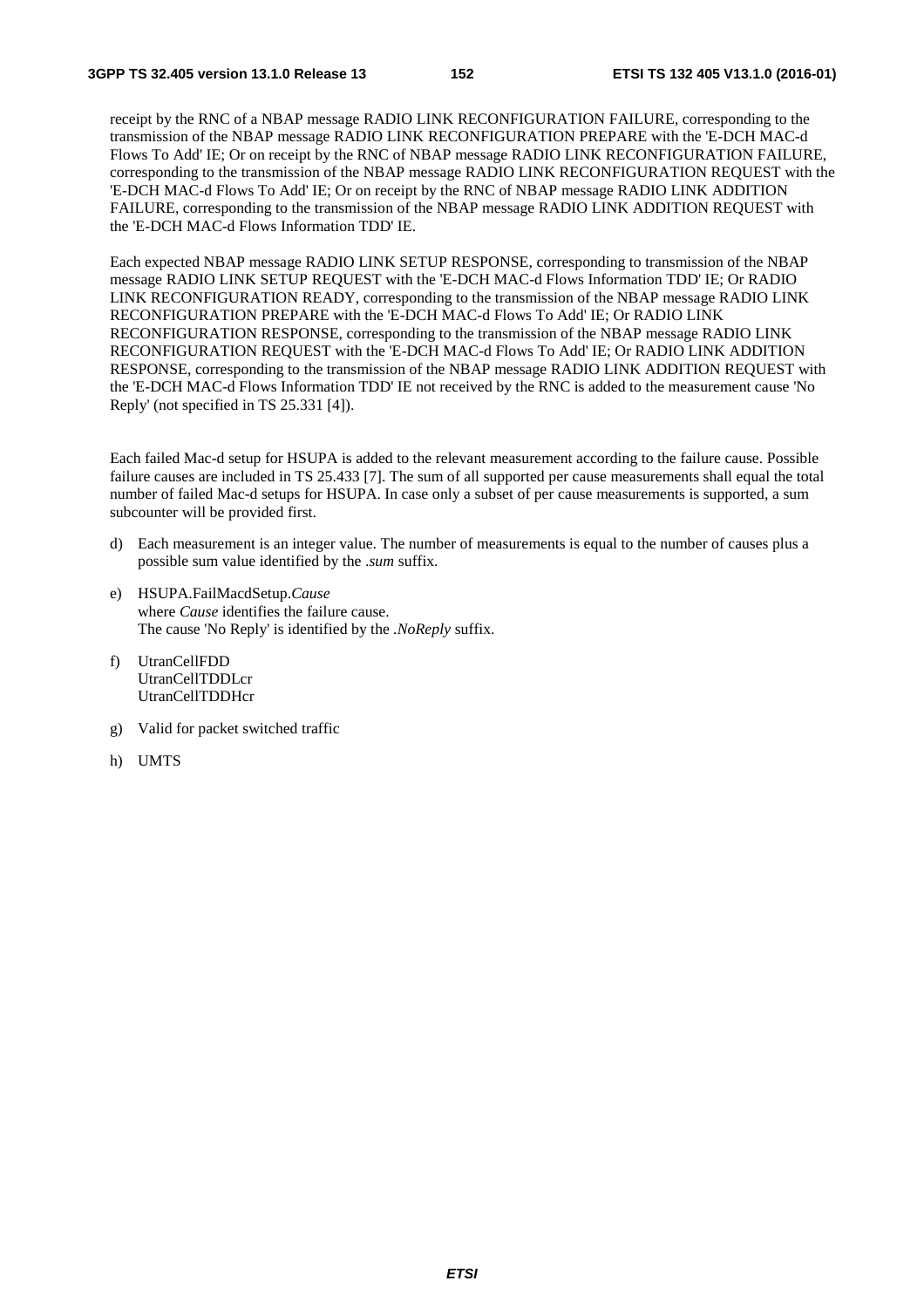receipt by the RNC of a NBAP message RADIO LINK RECONFIGURATION FAILURE, corresponding to the transmission of the NBAP message RADIO LINK RECONFIGURATION PREPARE with the 'E-DCH MAC-d Flows To Add' IE; Or on receipt by the RNC of NBAP message RADIO LINK RECONFIGURATION FAILURE, corresponding to the transmission of the NBAP message RADIO LINK RECONFIGURATION REQUEST with the 'E-DCH MAC-d Flows To Add' IE; Or on receipt by the RNC of NBAP message RADIO LINK ADDITION FAILURE, corresponding to the transmission of the NBAP message RADIO LINK ADDITION REQUEST with the 'E-DCH MAC-d Flows Information TDD' IE.

Each expected NBAP message RADIO LINK SETUP RESPONSE, corresponding to transmission of the NBAP message RADIO LINK SETUP REQUEST with the 'E-DCH MAC-d Flows Information TDD' IE; Or RADIO LINK RECONFIGURATION READY, corresponding to the transmission of the NBAP message RADIO LINK RECONFIGURATION PREPARE with the 'E-DCH MAC-d Flows To Add' IE; Or RADIO LINK RECONFIGURATION RESPONSE, corresponding to the transmission of the NBAP message RADIO LINK RECONFIGURATION REQUEST with the 'E-DCH MAC-d Flows To Add' IE; Or RADIO LINK ADDITION RESPONSE, corresponding to the transmission of the NBAP message RADIO LINK ADDITION REQUEST with the 'E-DCH MAC-d Flows Information TDD' IE not received by the RNC is added to the measurement cause 'No Reply' (not specified in TS 25.331 [4]).

Each failed Mac-d setup for HSUPA is added to the relevant measurement according to the failure cause. Possible failure causes are included in TS 25.433 [7]. The sum of all supported per cause measurements shall equal the total number of failed Mac-d setups for HSUPA. In case only a subset of per cause measurements is supported, a sum subcounter will be provided first.

d) Each measurement is an integer value. The number of measurements is equal to the number of causes plus a possible sum value identified by the *.sum* suffix.

e) HSUPA.FailMacdSetup.*Cause*
   where *Cause* identifies the failure cause.
   The cause 'No Reply' is identified by the *.NoReply* suffix.

f) UtranCellFDD
   UtranCellTDDLcr
   UtranCellTDDHcr

g) Valid for packet switched traffic

h) UMTS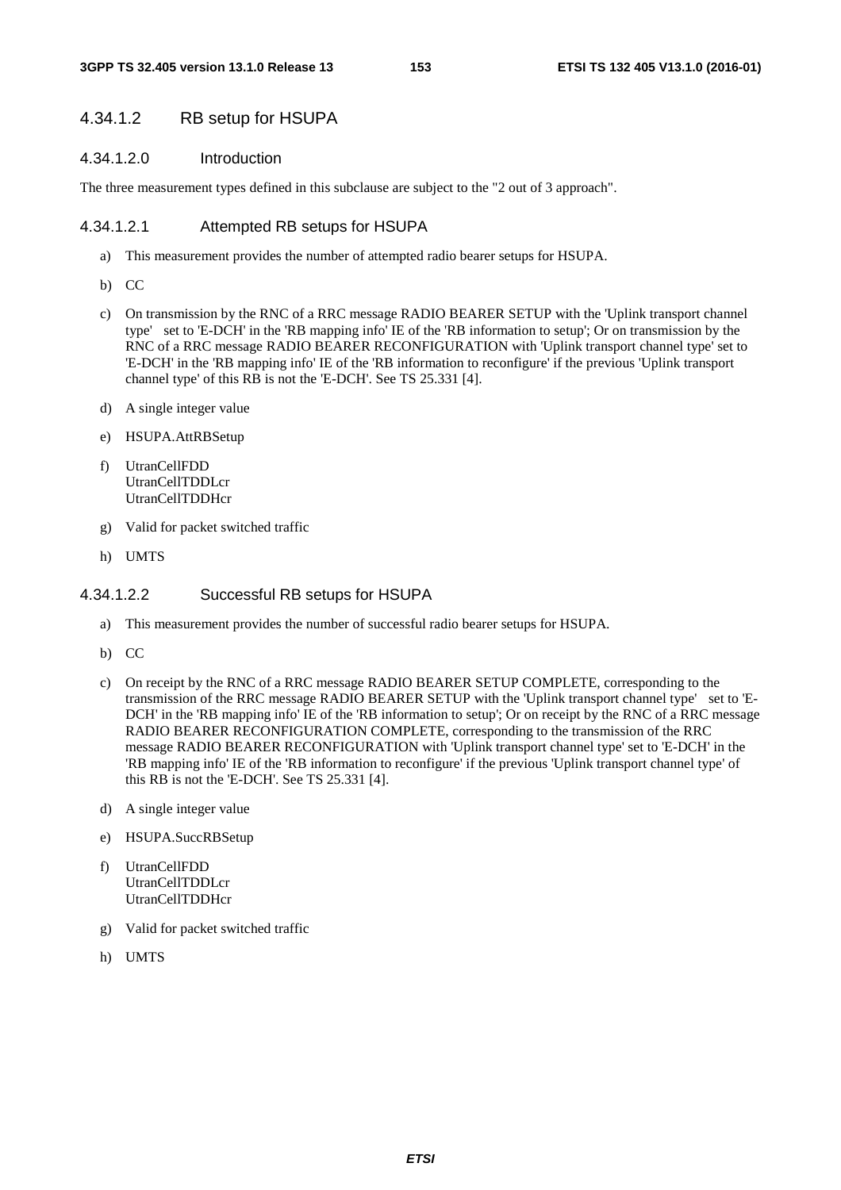### 4.34.1.2 RB setup for HSUPA

#### 4.34.1.2.0 Introduction

The three measurement types defined in this subclause are subject to the "2 out of 3 approach".

#### 4.34.1.2.1 Attempted RB setups for HSUPA

a) This measurement provides the number of attempted radio bearer setups for HSUPA.

b) CC

c) On transmission by the RNC of a RRC message RADIO BEARER SETUP with the 'Uplink transport channel type' set to 'E-DCH' in the 'RB mapping info' IE of the 'RB information to setup'; Or on transmission by the RNC of a RRC message RADIO BEARER RECONFIGURATION with 'Uplink transport channel type' set to 'E-DCH' in the 'RB mapping info' IE of the 'RB information to reconfigure' if the previous 'Uplink transport channel type' of this RB is not the 'E-DCH'. See TS 25.331 [4].

d) A single integer value

e) HSUPA.AttRBSetup

f) UtranCellFDD
UtranCellTDDLcr
UtranCellTDDHcr

g) Valid for packet switched traffic

h) UMTS

#### 4.34.1.2.2 Successful RB setups for HSUPA

a) This measurement provides the number of successful radio bearer setups for HSUPA.

b) CC

c) On receipt by the RNC of a RRC message RADIO BEARER SETUP COMPLETE, corresponding to the transmission of the RRC message RADIO BEARER SETUP with the 'Uplink transport channel type' set to 'E-DCH' in the 'RB mapping info' IE of the 'RB information to setup'; Or on receipt by the RNC of a RRC message RADIO BEARER RECONFIGURATION COMPLETE, corresponding to the transmission of the RRC message RADIO BEARER RECONFIGURATION with 'Uplink transport channel type' set to 'E-DCH' in the 'RB mapping info' IE of the 'RB information to reconfigure' if the previous 'Uplink transport channel type' of this RB is not the 'E-DCH'. See TS 25.331 [4].

d) A single integer value

e) HSUPA.SuccRBSetup

f) UtranCellFDD
UtranCellTDDLcr
UtranCellTDDHcr

g) Valid for packet switched traffic

h) UMTS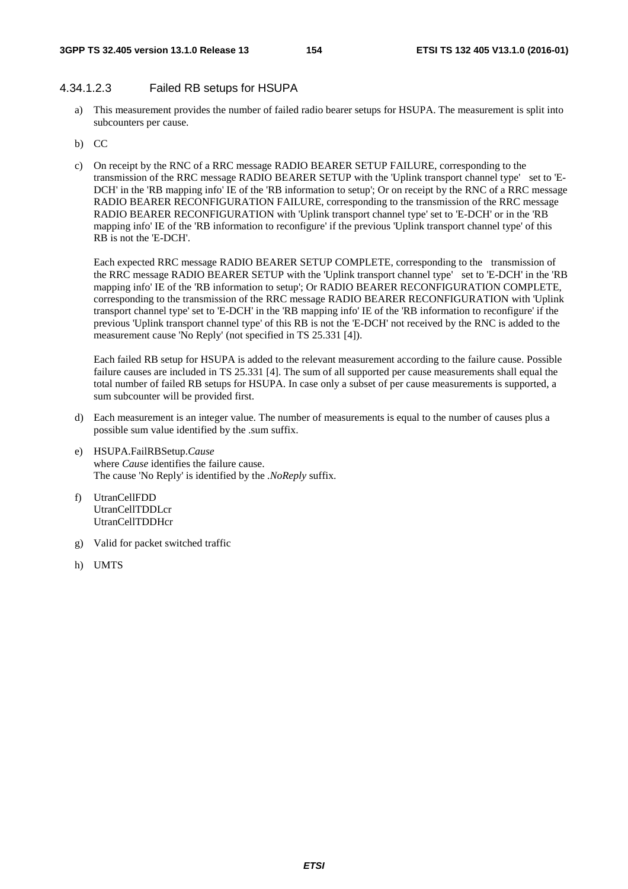#### 4.34.1.2.3 Failed RB setups for HSUPA

a) This measurement provides the number of failed radio bearer setups for HSUPA. The measurement is split into subcounters per cause.

b) CC

c) On receipt by the RNC of a RRC message RADIO BEARER SETUP FAILURE, corresponding to the transmission of the RRC message RADIO BEARER SETUP with the 'Uplink transport channel type' set to 'E-DCH' in the 'RB mapping info' IE of the 'RB information to setup'; Or on receipt by the RNC of a RRC message RADIO BEARER RECONFIGURATION FAILURE, corresponding to the transmission of the RRC message RADIO BEARER RECONFIGURATION with 'Uplink transport channel type' set to 'E-DCH' or in the 'RB mapping info' IE of the 'RB information to reconfigure' if the previous 'Uplink transport channel type' of this RB is not the 'E-DCH'.

   Each expected RRC message RADIO BEARER SETUP COMPLETE, corresponding to the transmission of the RRC message RADIO BEARER SETUP with the 'Uplink transport channel type' set to 'E-DCH' in the 'RB mapping info' IE of the 'RB information to setup'; Or RADIO BEARER RECONFIGURATION COMPLETE, corresponding to the transmission of the RRC message RADIO BEARER RECONFIGURATION with 'Uplink transport channel type' set to 'E-DCH' in the 'RB mapping info' IE of the 'RB information to reconfigure' if the previous 'Uplink transport channel type' of this RB is not the 'E-DCH' not received by the RNC is added to the measurement cause 'No Reply' (not specified in TS 25.331 [4]).

   Each failed RB setup for HSUPA is added to the relevant measurement according to the failure cause. Possible failure causes are included in TS 25.331 [4]. The sum of all supported per cause measurements shall equal the total number of failed RB setups for HSUPA. In case only a subset of per cause measurements is supported, a sum subcounter will be provided first.

d) Each measurement is an integer value. The number of measurements is equal to the number of causes plus a possible sum value identified by the .sum suffix.

e) HSUPA.FailRBSetup.*Cause*
   where *Cause* identifies the failure cause.
   The cause 'No Reply' is identified by the *.NoReply* suffix.

f) UtranCellFDD
   UtranCellTDDLcr
   UtranCellTDDHcr

g) Valid for packet switched traffic

h) UMTS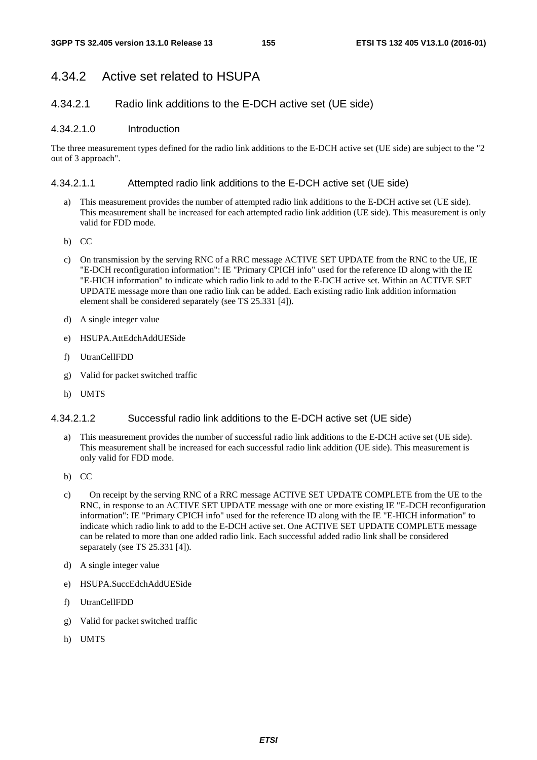## 4.34.2 Active set related to HSUPA

### 4.34.2.1 Radio link additions to the E-DCH active set (UE side)

#### 4.34.2.1.0 Introduction

The three measurement types defined for the radio link additions to the E-DCH active set (UE side) are subject to the "2 out of 3 approach".

#### 4.34.2.1.1 Attempted radio link additions to the E-DCH active set (UE side)

a) This measurement provides the number of attempted radio link additions to the E-DCH active set (UE side). This measurement shall be increased for each attempted radio link addition (UE side). This measurement is only valid for FDD mode.

b) CC

c) On transmission by the serving RNC of a RRC message ACTIVE SET UPDATE from the RNC to the UE, IE "E-DCH reconfiguration information": IE "Primary CPICH info" used for the reference ID along with the IE "E-HICH information" to indicate which radio link to add to the E-DCH active set. Within an ACTIVE SET UPDATE message more than one radio link can be added. Each existing radio link addition information element shall be considered separately (see TS 25.331 [4]).

d) A single integer value

e) HSUPA.AttEdchAddUESide

f) UtranCellFDD

g) Valid for packet switched traffic

h) UMTS

#### 4.34.2.1.2 Successful radio link additions to the E-DCH active set (UE side)

a) This measurement provides the number of successful radio link additions to the E-DCH active set (UE side). This measurement shall be increased for each successful radio link addition (UE side). This measurement is only valid for FDD mode.

b) CC

c) On receipt by the serving RNC of a RRC message ACTIVE SET UPDATE COMPLETE from the UE to the RNC, in response to an ACTIVE SET UPDATE message with one or more existing IE "E-DCH reconfiguration information": IE "Primary CPICH info" used for the reference ID along with the IE "E-HICH information" to indicate which radio link to add to the E-DCH active set. One ACTIVE SET UPDATE COMPLETE message can be related to more than one added radio link. Each successful added radio link shall be considered separately (see TS 25.331 [4]).

d) A single integer value

e) HSUPA.SuccEdchAddUESide

f) UtranCellFDD

g) Valid for packet switched traffic

h) UMTS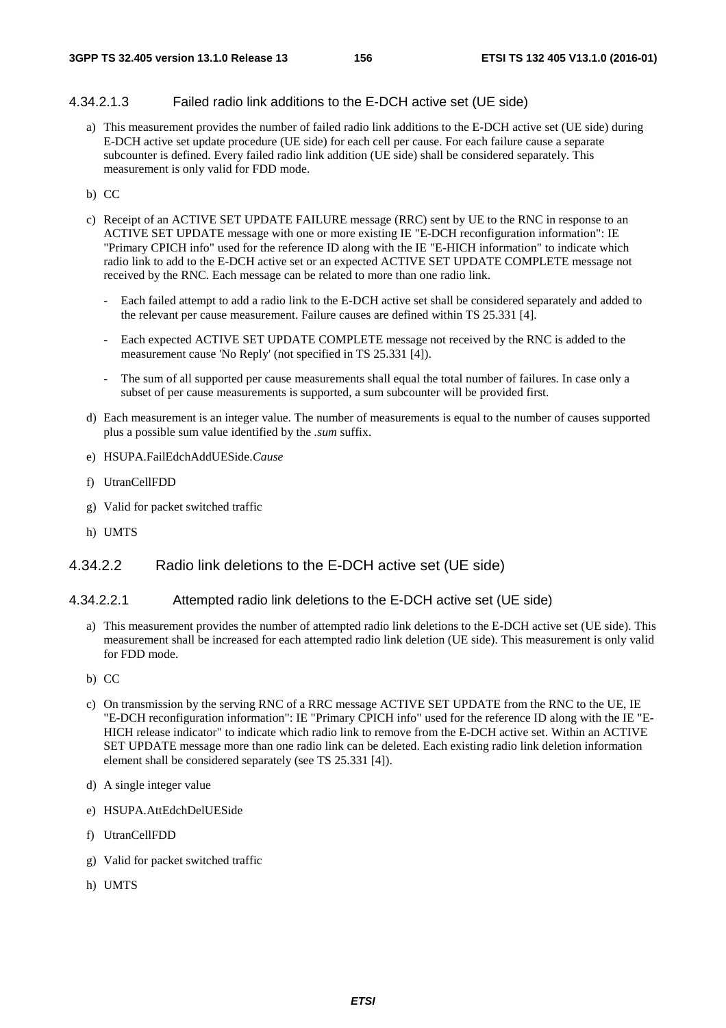#### 4.34.2.1.3 Failed radio link additions to the E-DCH active set (UE side)

a) This measurement provides the number of failed radio link additions to the E-DCH active set (UE side) during E-DCH active set update procedure (UE side) for each cell per cause. For each failure cause a separate subcounter is defined. Every failed radio link addition (UE side) shall be considered separately. This measurement is only valid for FDD mode.

b) CC

c) Receipt of an ACTIVE SET UPDATE FAILURE message (RRC) sent by UE to the RNC in response to an ACTIVE SET UPDATE message with one or more existing IE "E-DCH reconfiguration information": IE "Primary CPICH info" used for the reference ID along with the IE "E-HICH information" to indicate which radio link to add to the E-DCH active set or an expected ACTIVE SET UPDATE COMPLETE message not received by the RNC. Each message can be related to more than one radio link.

   - Each failed attempt to add a radio link to the E-DCH active set shall be considered separately and added to the relevant per cause measurement. Failure causes are defined within TS 25.331 [4].
   - Each expected ACTIVE SET UPDATE COMPLETE message not received by the RNC is added to the measurement cause 'No Reply' (not specified in TS 25.331 [4]).
   - The sum of all supported per cause measurements shall equal the total number of failures. In case only a subset of per cause measurements is supported, a sum subcounter will be provided first.

d) Each measurement is an integer value. The number of measurements is equal to the number of causes supported plus a possible sum value identified by the *.sum* suffix.

e) HSUPA.FailEdchAddUESide.*Cause*

f) UtranCellFDD

g) Valid for packet switched traffic

h) UMTS

### 4.34.2.2 Radio link deletions to the E-DCH active set (UE side)

#### 4.34.2.2.1 Attempted radio link deletions to the E-DCH active set (UE side)

a) This measurement provides the number of attempted radio link deletions to the E-DCH active set (UE side). This measurement shall be increased for each attempted radio link deletion (UE side). This measurement is only valid for FDD mode.

b) CC

c) On transmission by the serving RNC of a RRC message ACTIVE SET UPDATE from the RNC to the UE, IE "E-DCH reconfiguration information": IE "Primary CPICH info" used for the reference ID along with the IE "E-HICH release indicator" to indicate which radio link to remove from the E-DCH active set. Within an ACTIVE SET UPDATE message more than one radio link can be deleted. Each existing radio link deletion information element shall be considered separately (see TS 25.331 [4]).

d) A single integer value

e) HSUPA.AttEdchDelUESide

f) UtranCellFDD

g) Valid for packet switched traffic

h) UMTS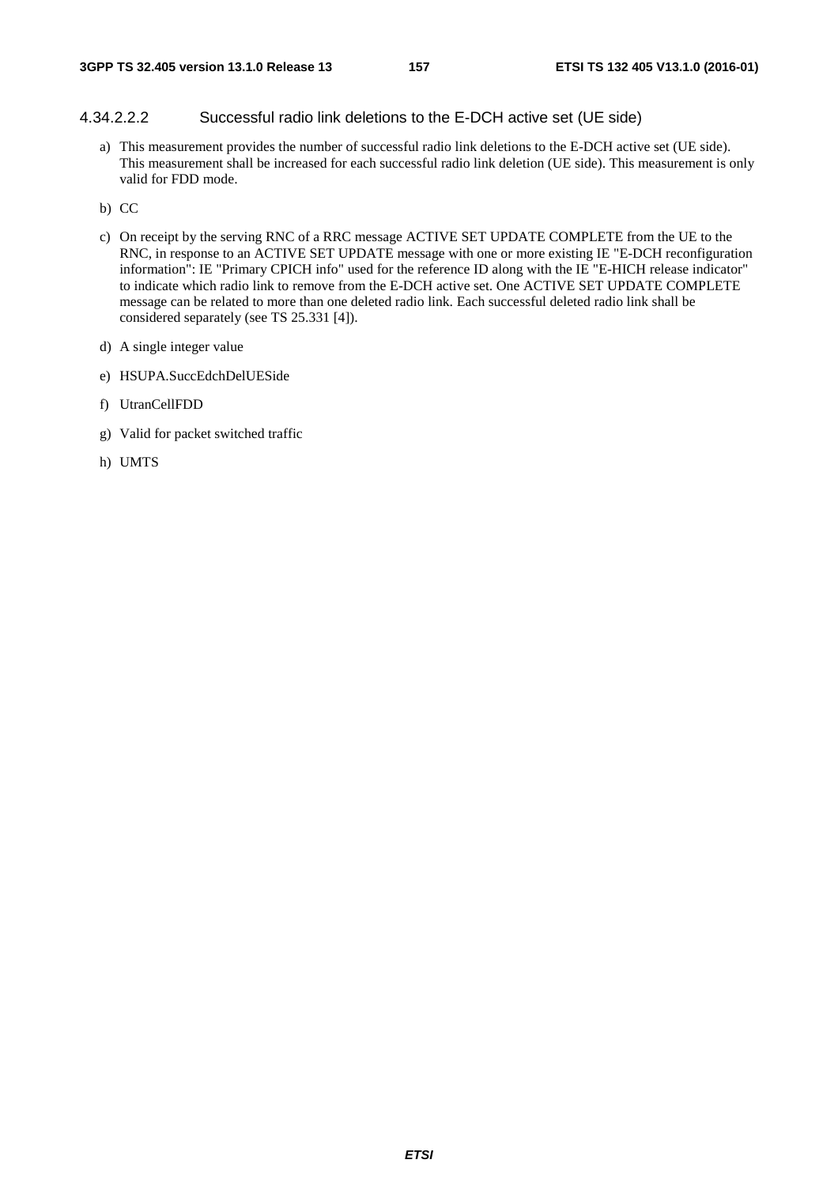#### 4.34.2.2.2 Successful radio link deletions to the E-DCH active set (UE side)

a) This measurement provides the number of successful radio link deletions to the E-DCH active set (UE side). This measurement shall be increased for each successful radio link deletion (UE side). This measurement is only valid for FDD mode.

b) CC

c) On receipt by the serving RNC of a RRC message ACTIVE SET UPDATE COMPLETE from the UE to the RNC, in response to an ACTIVE SET UPDATE message with one or more existing IE "E-DCH reconfiguration information": IE "Primary CPICH info" used for the reference ID along with the IE "E-HICH release indicator" to indicate which radio link to remove from the E-DCH active set. One ACTIVE SET UPDATE COMPLETE message can be related to more than one deleted radio link. Each successful deleted radio link shall be considered separately (see TS 25.331 [4]).

d) A single integer value

e) HSUPA.SuccEdchDelUESide

f) UtranCellFDD

g) Valid for packet switched traffic

h) UMTS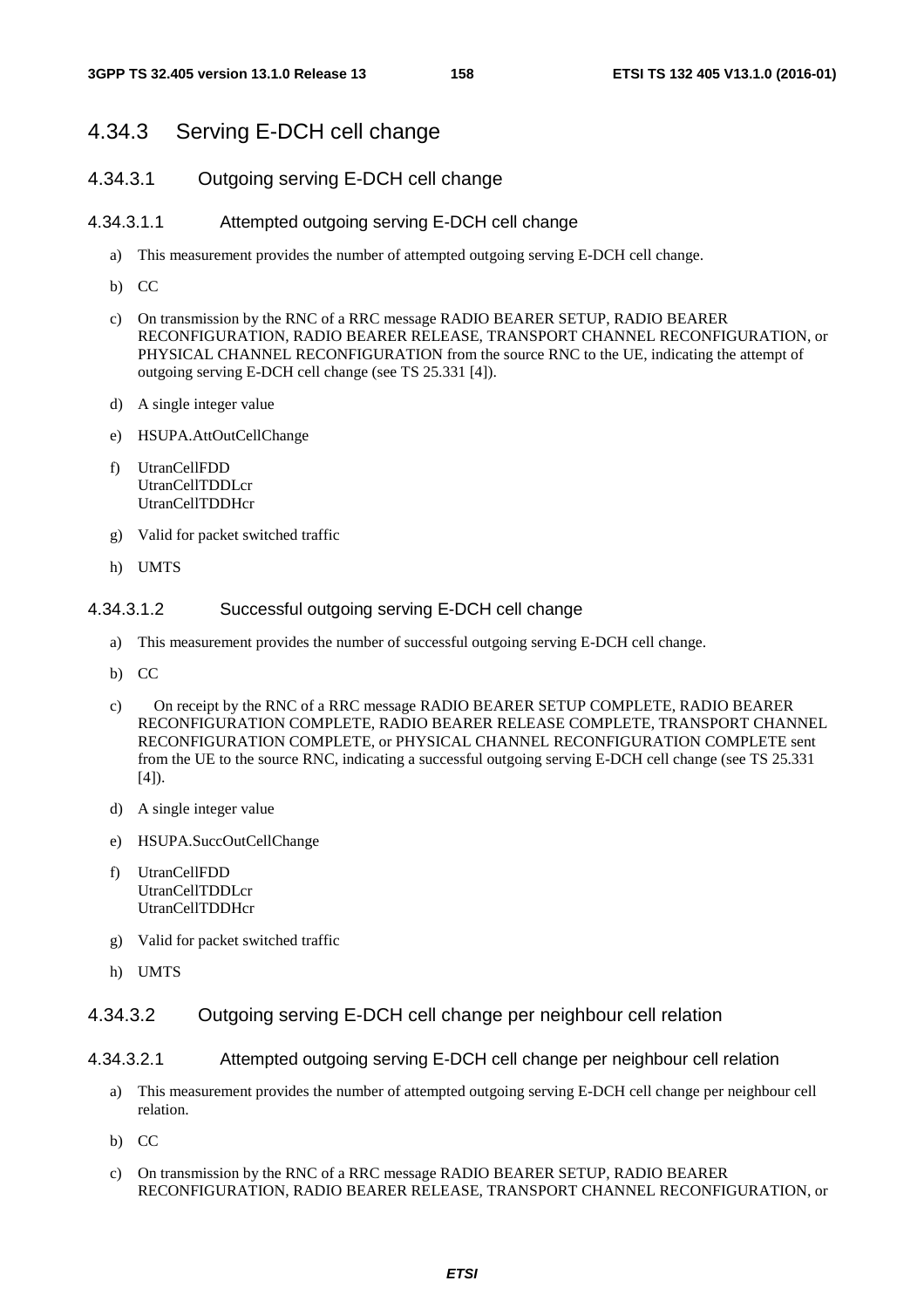## 4.34.3 Serving E-DCH cell change

### 4.34.3.1 Outgoing serving E-DCH cell change

#### 4.34.3.1.1 Attempted outgoing serving E-DCH cell change

a) This measurement provides the number of attempted outgoing serving E-DCH cell change.

b) CC

c) On transmission by the RNC of a RRC message RADIO BEARER SETUP, RADIO BEARER RECONFIGURATION, RADIO BEARER RELEASE, TRANSPORT CHANNEL RECONFIGURATION, or PHYSICAL CHANNEL RECONFIGURATION from the source RNC to the UE, indicating the attempt of outgoing serving E-DCH cell change (see TS 25.331 [4]).

d) A single integer value

e) HSUPA.AttOutCellChange

f) UtranCellFDD
UtranCellTDDLcr
UtranCellTDDHcr

g) Valid for packet switched traffic

h) UMTS

#### 4.34.3.1.2 Successful outgoing serving E-DCH cell change

a) This measurement provides the number of successful outgoing serving E-DCH cell change.

b) CC

c) On receipt by the RNC of a RRC message RADIO BEARER SETUP COMPLETE, RADIO BEARER RECONFIGURATION COMPLETE, RADIO BEARER RELEASE COMPLETE, TRANSPORT CHANNEL RECONFIGURATION COMPLETE, or PHYSICAL CHANNEL RECONFIGURATION COMPLETE sent from the UE to the source RNC, indicating a successful outgoing serving E-DCH cell change (see TS 25.331 [4]).

d) A single integer value

e) HSUPA.SuccOutCellChange

f) UtranCellFDD
UtranCellTDDLcr
UtranCellTDDHcr

g) Valid for packet switched traffic

h) UMTS

### 4.34.3.2 Outgoing serving E-DCH cell change per neighbour cell relation

#### 4.34.3.2.1 Attempted outgoing serving E-DCH cell change per neighbour cell relation

a) This measurement provides the number of attempted outgoing serving E-DCH cell change per neighbour cell relation.

b) CC

c) On transmission by the RNC of a RRC message RADIO BEARER SETUP, RADIO BEARER RECONFIGURATION, RADIO BEARER RELEASE, TRANSPORT CHANNEL RECONFIGURATION, or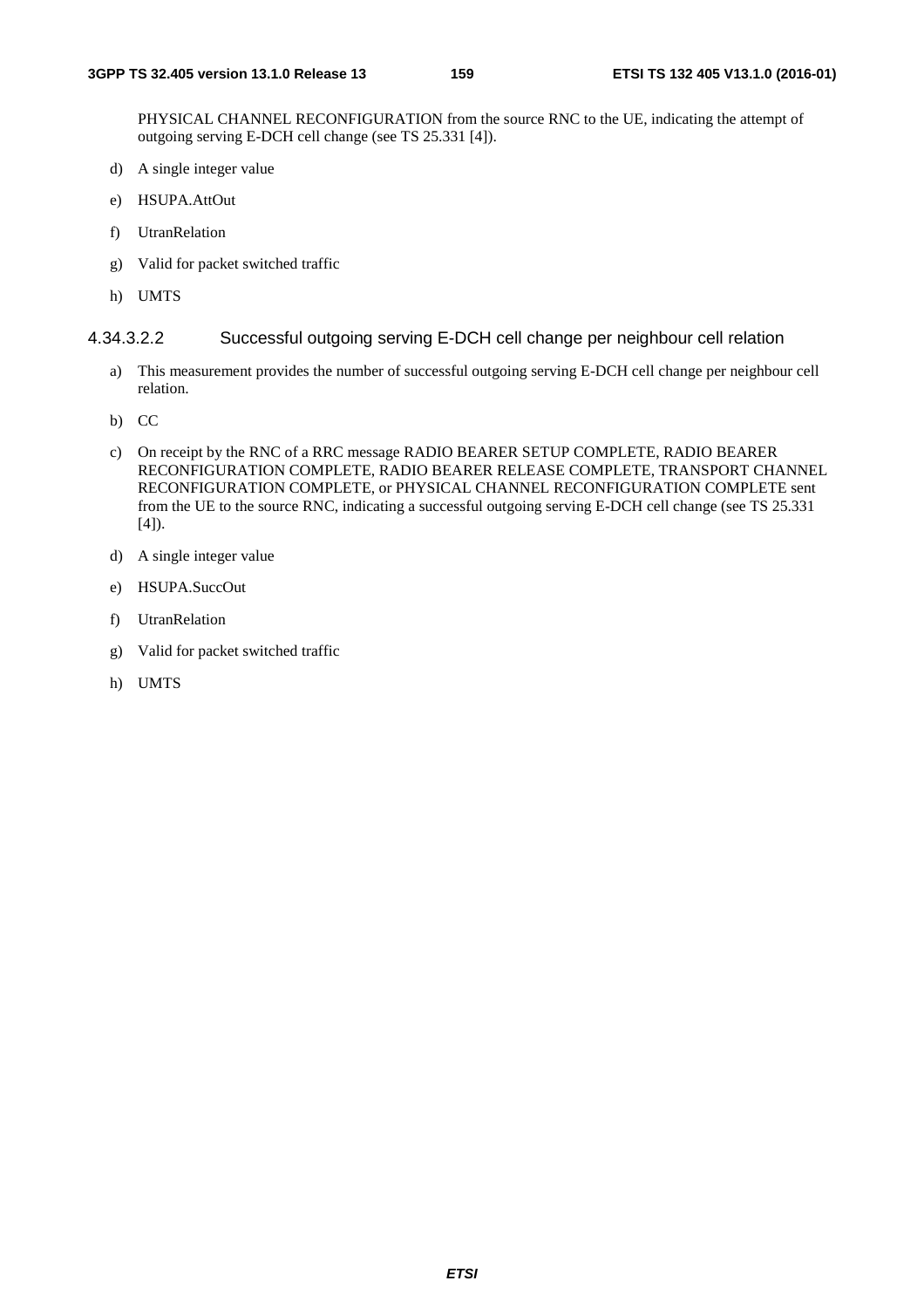PHYSICAL CHANNEL RECONFIGURATION from the source RNC to the UE, indicating the attempt of outgoing serving E-DCH cell change (see TS 25.331 [4]).

d) A single integer value

e) HSUPA.AttOut

f) UtranRelation

g) Valid for packet switched traffic

h) UMTS

#### 4.34.3.2.2 Successful outgoing serving E-DCH cell change per neighbour cell relation

a) This measurement provides the number of successful outgoing serving E-DCH cell change per neighbour cell relation.

b) CC

c) On receipt by the RNC of a RRC message RADIO BEARER SETUP COMPLETE, RADIO BEARER RECONFIGURATION COMPLETE, RADIO BEARER RELEASE COMPLETE, TRANSPORT CHANNEL RECONFIGURATION COMPLETE, or PHYSICAL CHANNEL RECONFIGURATION COMPLETE sent from the UE to the source RNC, indicating a successful outgoing serving E-DCH cell change (see TS 25.331 [4]).

d) A single integer value

e) HSUPA.SuccOut

f) UtranRelation

g) Valid for packet switched traffic

h) UMTS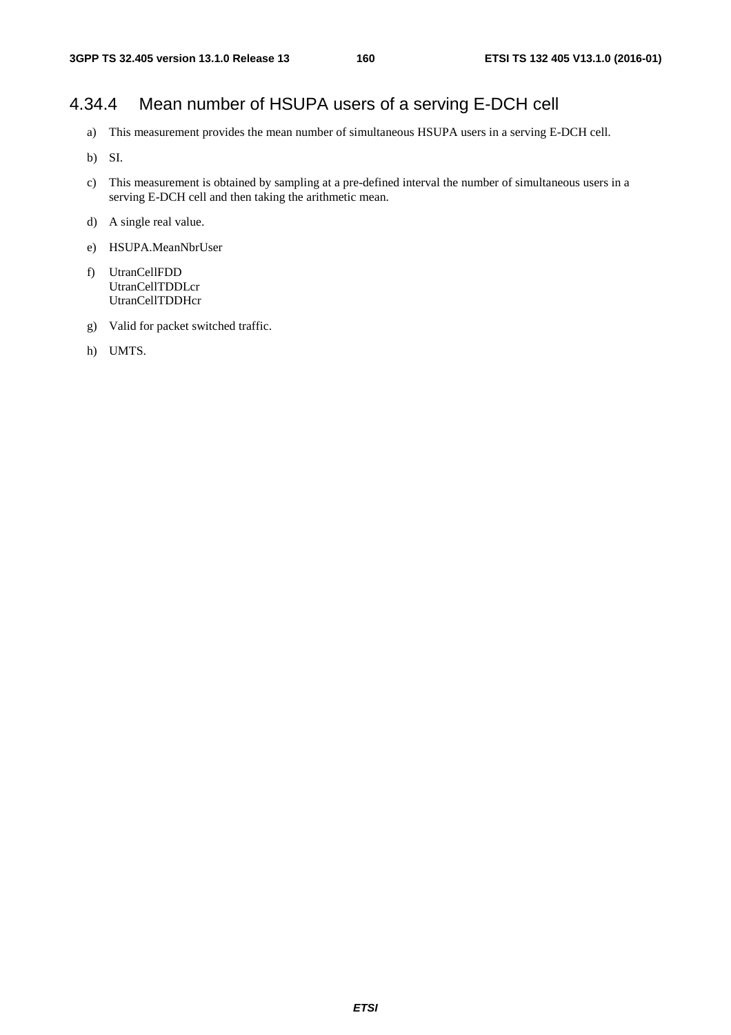### 4.34.4 Mean number of HSUPA users of a serving E-DCH cell

a) This measurement provides the mean number of simultaneous HSUPA users in a serving E-DCH cell.

b) SI.

c) This measurement is obtained by sampling at a pre-defined interval the number of simultaneous users in a serving E-DCH cell and then taking the arithmetic mean.

d) A single real value.

e) HSUPA.MeanNbrUser

f) UtranCellFDD
UtranCellTDDLcr
UtranCellTDDHcr

g) Valid for packet switched traffic.

h) UMTS.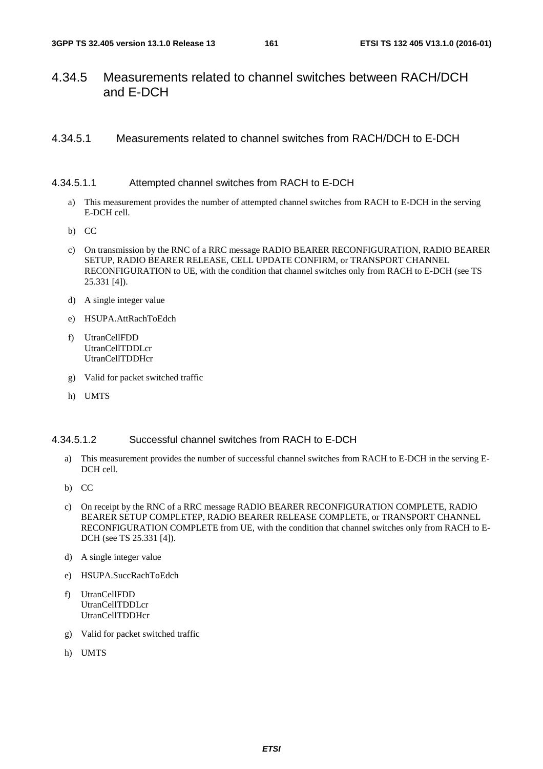## 4.34.5 Measurements related to channel switches between RACH/DCH and E-DCH

### 4.34.5.1 Measurements related to channel switches from RACH/DCH to E-DCH

#### 4.34.5.1.1 Attempted channel switches from RACH to E-DCH

a) This measurement provides the number of attempted channel switches from RACH to E-DCH in the serving E-DCH cell.

b) CC

c) On transmission by the RNC of a RRC message RADIO BEARER RECONFIGURATION, RADIO BEARER SETUP, RADIO BEARER RELEASE, CELL UPDATE CONFIRM, or TRANSPORT CHANNEL RECONFIGURATION to UE, with the condition that channel switches only from RACH to E-DCH (see TS 25.331 [4]).

d) A single integer value

e) HSUPA.AttRachToEdch

f) UtranCellFDD
UtranCellTDDLcr
UtranCellTDDHcr

g) Valid for packet switched traffic

h) UMTS

#### 4.34.5.1.2 Successful channel switches from RACH to E-DCH

a) This measurement provides the number of successful channel switches from RACH to E-DCH in the serving E-DCH cell.

b) CC

c) On receipt by the RNC of a RRC message RADIO BEARER RECONFIGURATION COMPLETE, RADIO BEARER SETUP COMPLETEP, RADIO BEARER RELEASE COMPLETE, or TRANSPORT CHANNEL RECONFIGURATION COMPLETE from UE, with the condition that channel switches only from RACH to E-DCH (see TS 25.331 [4]).

d) A single integer value

e) HSUPA.SuccRachToEdch

f) UtranCellFDD
UtranCellTDDLcr
UtranCellTDDHcr

g) Valid for packet switched traffic

h) UMTS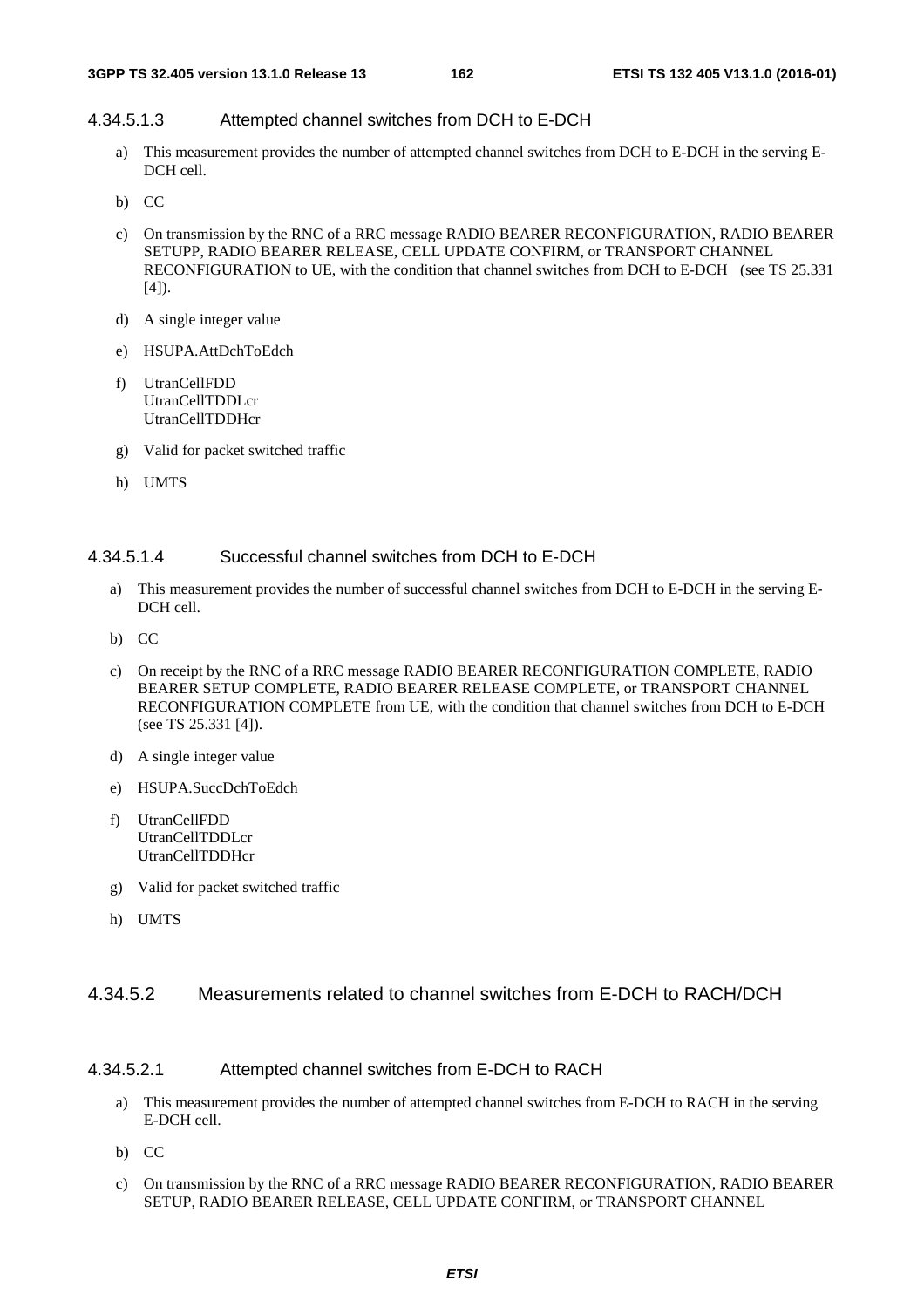#### 4.34.5.1.3 Attempted channel switches from DCH to E-DCH

a) This measurement provides the number of attempted channel switches from DCH to E-DCH in the serving E-DCH cell.

b) CC

c) On transmission by the RNC of a RRC message RADIO BEARER RECONFIGURATION, RADIO BEARER SETUPP, RADIO BEARER RELEASE, CELL UPDATE CONFIRM, or TRANSPORT CHANNEL RECONFIGURATION to UE, with the condition that channel switches from DCH to E-DCH (see TS 25.331 [4]).

d) A single integer value

e) HSUPA.AttDchToEdch

f) UtranCellFDD
UtranCellTDDLcr
UtranCellTDDHcr

g) Valid for packet switched traffic

h) UMTS

#### 4.34.5.1.4 Successful channel switches from DCH to E-DCH

a) This measurement provides the number of successful channel switches from DCH to E-DCH in the serving E-DCH cell.

b) CC

c) On receipt by the RNC of a RRC message RADIO BEARER RECONFIGURATION COMPLETE, RADIO BEARER SETUP COMPLETE, RADIO BEARER RELEASE COMPLETE, or TRANSPORT CHANNEL RECONFIGURATION COMPLETE from UE, with the condition that channel switches from DCH to E-DCH (see TS 25.331 [4]).

d) A single integer value

e) HSUPA.SuccDchToEdch

f) UtranCellFDD
UtranCellTDDLcr
UtranCellTDDHcr

g) Valid for packet switched traffic

h) UMTS

### 4.34.5.2 Measurements related to channel switches from E-DCH to RACH/DCH

#### 4.34.5.2.1 Attempted channel switches from E-DCH to RACH

a) This measurement provides the number of attempted channel switches from E-DCH to RACH in the serving E-DCH cell.

b) CC

c) On transmission by the RNC of a RRC message RADIO BEARER RECONFIGURATION, RADIO BEARER SETUP, RADIO BEARER RELEASE, CELL UPDATE CONFIRM, or TRANSPORT CHANNEL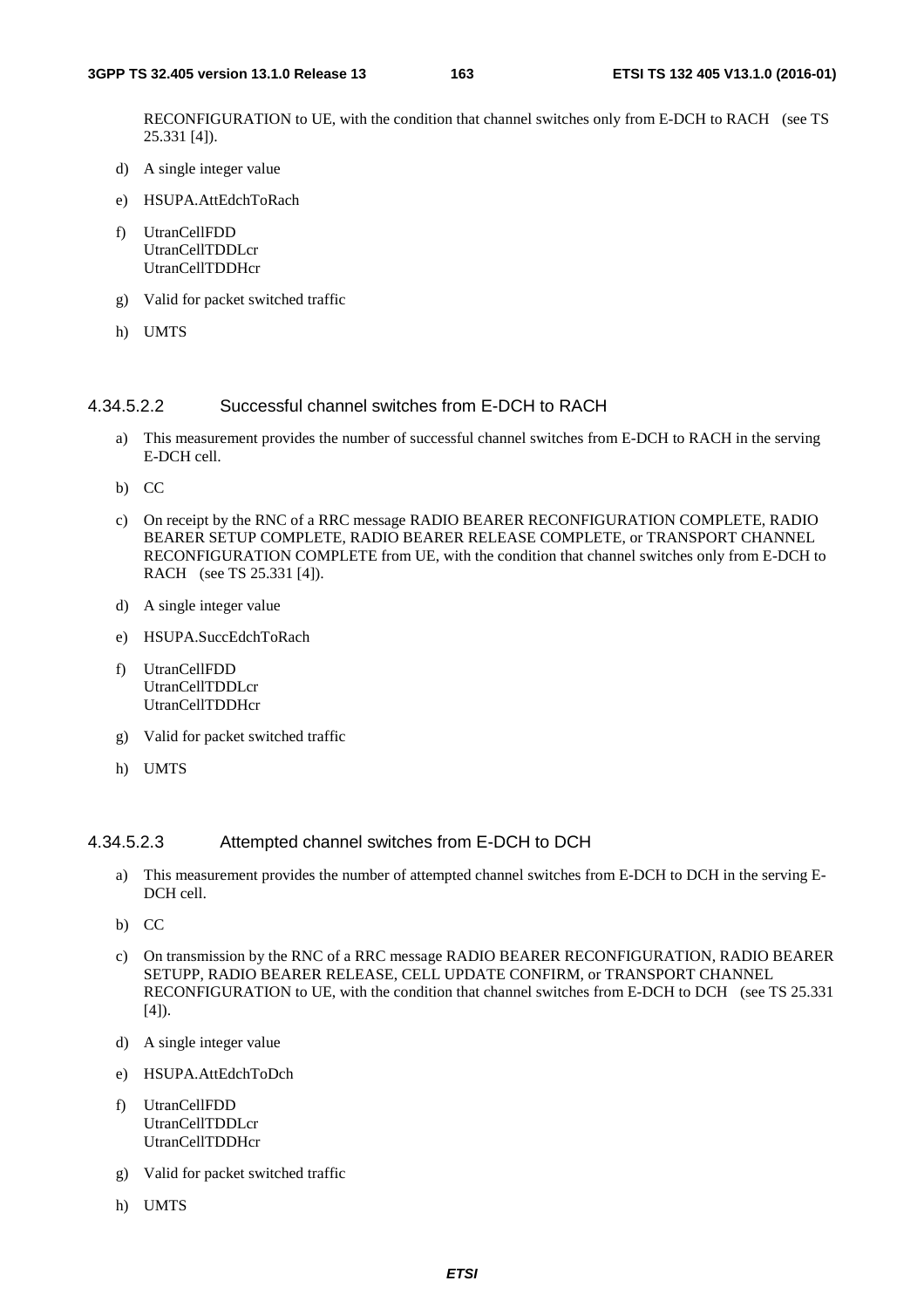RECONFIGURATION to UE, with the condition that channel switches only from E-DCH to RACH (see TS 25.331 [4]).

d) A single integer value

e) HSUPA.AttEdchToRach

f) UtranCellFDD
UtranCellTDDLcr
UtranCellTDDHcr

g) Valid for packet switched traffic

h) UMTS

#### 4.34.5.2.2 Successful channel switches from E-DCH to RACH

a) This measurement provides the number of successful channel switches from E-DCH to RACH in the serving E-DCH cell.

b) CC

c) On receipt by the RNC of a RRC message RADIO BEARER RECONFIGURATION COMPLETE, RADIO BEARER SETUP COMPLETE, RADIO BEARER RELEASE COMPLETE, or TRANSPORT CHANNEL RECONFIGURATION COMPLETE from UE, with the condition that channel switches only from E-DCH to RACH (see TS 25.331 [4]).

d) A single integer value

e) HSUPA.SuccEdchToRach

f) UtranCellFDD
UtranCellTDDLcr
UtranCellTDDHcr

g) Valid for packet switched traffic

h) UMTS

#### 4.34.5.2.3 Attempted channel switches from E-DCH to DCH

a) This measurement provides the number of attempted channel switches from E-DCH to DCH in the serving E-DCH cell.

b) CC

c) On transmission by the RNC of a RRC message RADIO BEARER RECONFIGURATION, RADIO BEARER SETUPP, RADIO BEARER RELEASE, CELL UPDATE CONFIRM, or TRANSPORT CHANNEL RECONFIGURATION to UE, with the condition that channel switches from E-DCH to DCH (see TS 25.331 [4]).

d) A single integer value

e) HSUPA.AttEdchToDch

f) UtranCellFDD
UtranCellTDDLcr
UtranCellTDDHcr

g) Valid for packet switched traffic

h) UMTS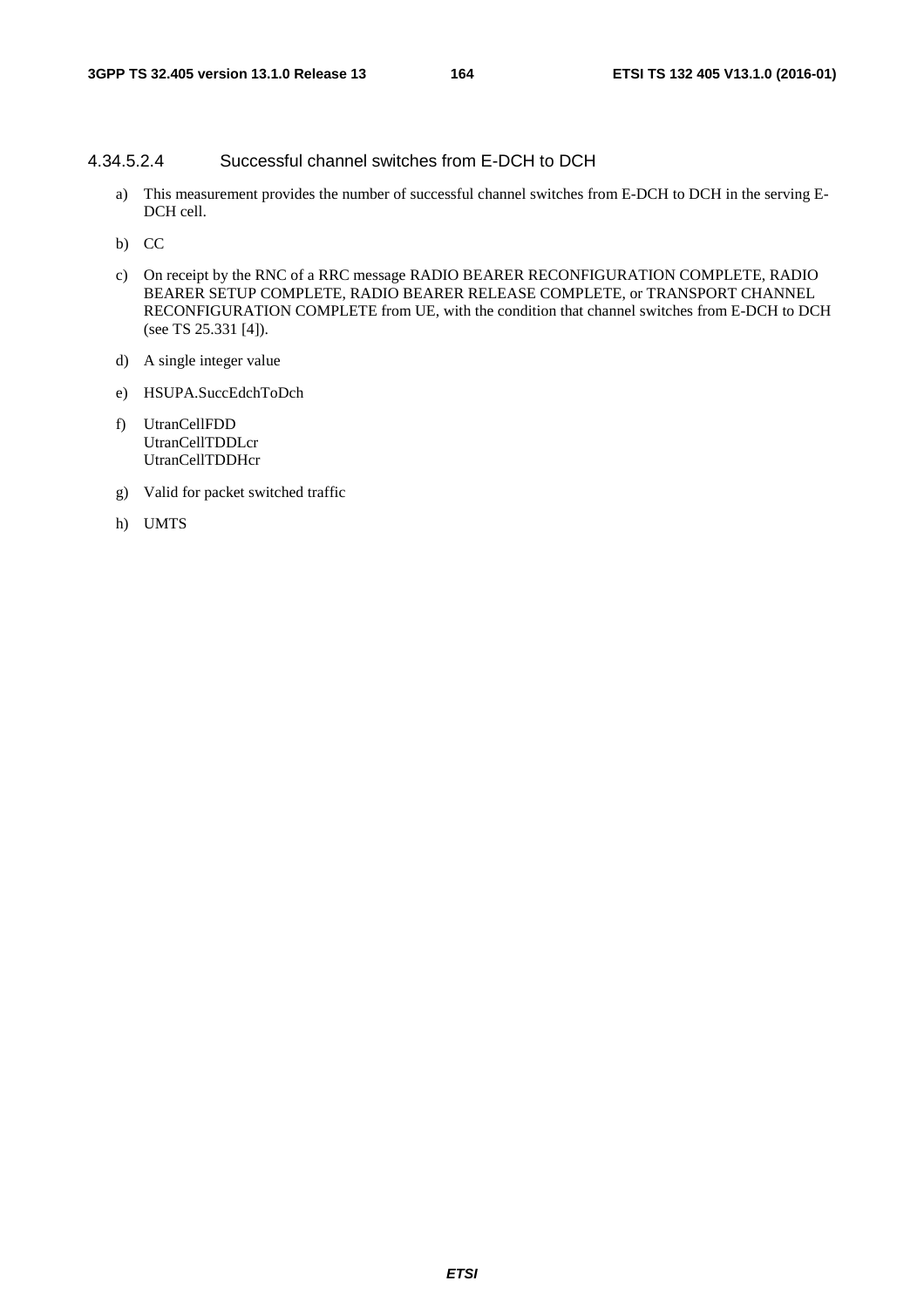#### 4.34.5.2.4 Successful channel switches from E-DCH to DCH

a) This measurement provides the number of successful channel switches from E-DCH to DCH in the serving E-DCH cell.

b) CC

c) On receipt by the RNC of a RRC message RADIO BEARER RECONFIGURATION COMPLETE, RADIO BEARER SETUP COMPLETE, RADIO BEARER RELEASE COMPLETE, or TRANSPORT CHANNEL RECONFIGURATION COMPLETE from UE, with the condition that channel switches from E-DCH to DCH (see TS 25.331 [4]).

d) A single integer value

e) HSUPA.SuccEdchToDch

f) UtranCellFDD
UtranCellTDDLcr
UtranCellTDDHcr

g) Valid for packet switched traffic

h) UMTS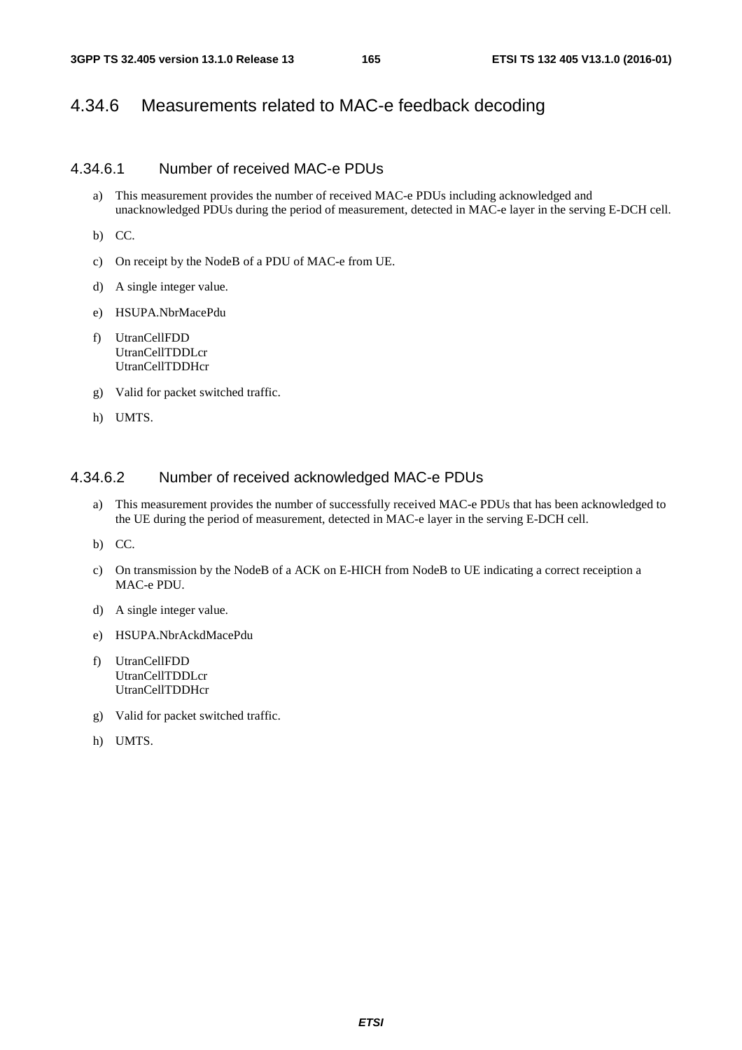### 4.34.6 Measurements related to MAC-e feedback decoding

#### 4.34.6.1 Number of received MAC-e PDUs

a) This measurement provides the number of received MAC-e PDUs including acknowledged and unacknowledged PDUs during the period of measurement, detected in MAC-e layer in the serving E-DCH cell.

b) CC.

c) On receipt by the NodeB of a PDU of MAC-e from UE.

d) A single integer value.

e) HSUPA.NbrMacePdu

f) UtranCellFDD
UtranCellTDDLcr
UtranCellTDDHcr

g) Valid for packet switched traffic.

h) UMTS.

#### 4.34.6.2 Number of received acknowledged MAC-e PDUs

a) This measurement provides the number of successfully received MAC-e PDUs that has been acknowledged to the UE during the period of measurement, detected in MAC-e layer in the serving E-DCH cell.

b) CC.

c) On transmission by the NodeB of a ACK on E-HICH from NodeB to UE indicating a correct receiption a MAC-e PDU.

d) A single integer value.

e) HSUPA.NbrAckdMacePdu

f) UtranCellFDD
UtranCellTDDLcr
UtranCellTDDHcr

g) Valid for packet switched traffic.

h) UMTS.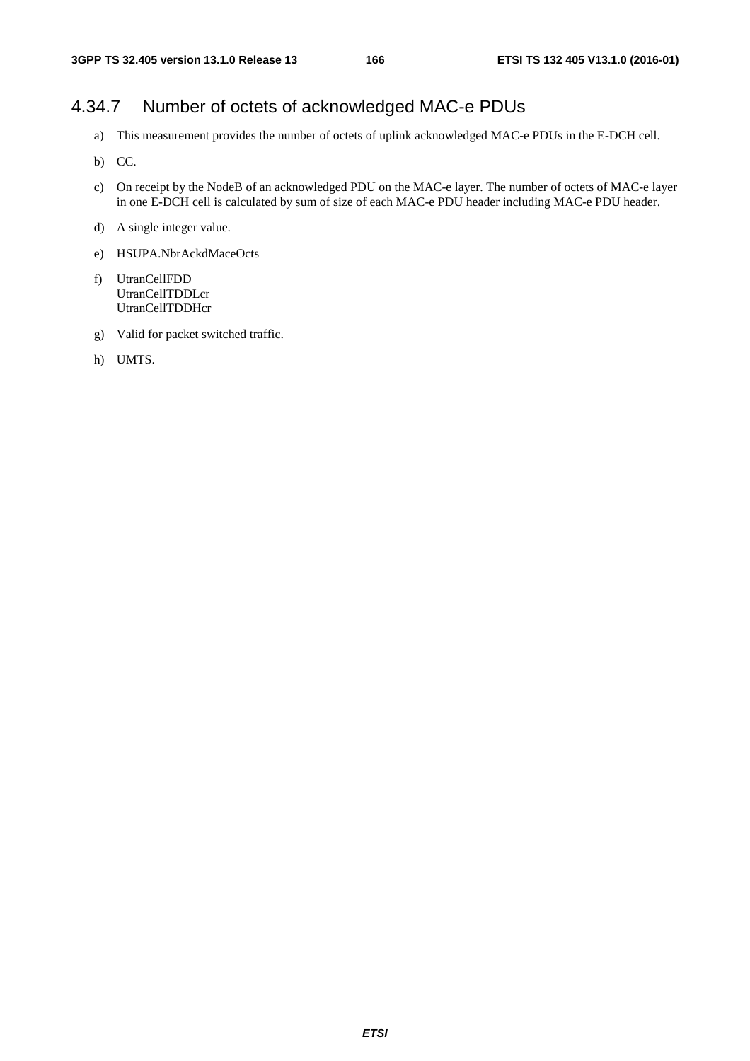### 4.34.7 Number of octets of acknowledged MAC-e PDUs

a) This measurement provides the number of octets of uplink acknowledged MAC-e PDUs in the E-DCH cell.

b) CC.

c) On receipt by the NodeB of an acknowledged PDU on the MAC-e layer. The number of octets of MAC-e layer in one E-DCH cell is calculated by sum of size of each MAC-e PDU header including MAC-e PDU header.

d) A single integer value.

e) HSUPA.NbrAckdMaceOcts

f) UtranCellFDD
UtranCellTDDLcr
UtranCellTDDHcr

g) Valid for packet switched traffic.

h) UMTS.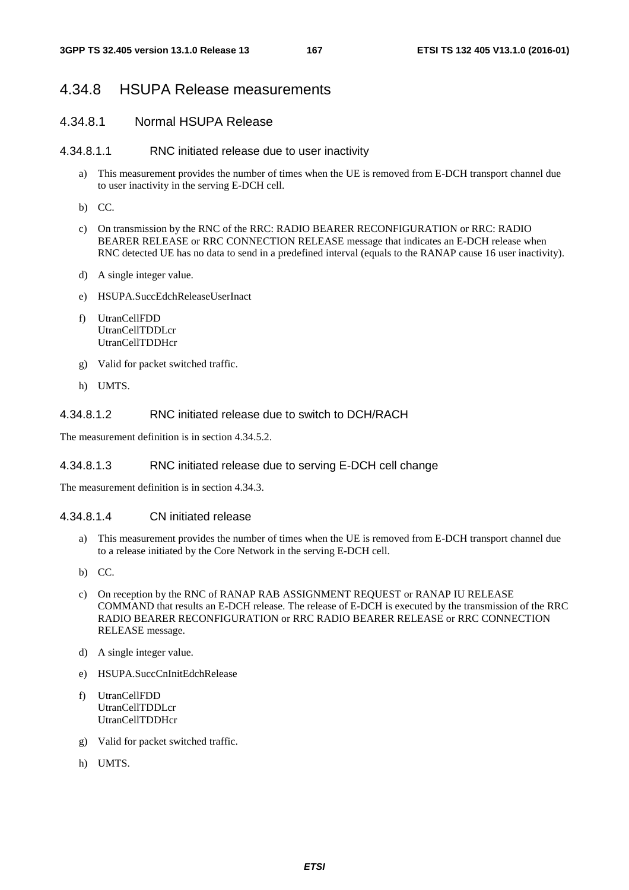## 4.34.8 HSUPA Release measurements

### 4.34.8.1 Normal HSUPA Release

#### 4.34.8.1.1 RNC initiated release due to user inactivity

a) This measurement provides the number of times when the UE is removed from E-DCH transport channel due to user inactivity in the serving E-DCH cell.

b) CC.

c) On transmission by the RNC of the RRC: RADIO BEARER RECONFIGURATION or RRC: RADIO BEARER RELEASE or RRC CONNECTION RELEASE message that indicates an E-DCH release when RNC detected UE has no data to send in a predefined interval (equals to the RANAP cause 16 user inactivity).

d) A single integer value.

e) HSUPA.SuccEdchReleaseUserInact

f) UtranCellFDD
UtranCellTDDLcr
UtranCellTDDHcr

g) Valid for packet switched traffic.

h) UMTS.

#### 4.34.8.1.2 RNC initiated release due to switch to DCH/RACH

The measurement definition is in section 4.34.5.2.

#### 4.34.8.1.3 RNC initiated release due to serving E-DCH cell change

The measurement definition is in section 4.34.3.

#### 4.34.8.1.4 CN initiated release

a) This measurement provides the number of times when the UE is removed from E-DCH transport channel due to a release initiated by the Core Network in the serving E-DCH cell.

b) CC.

c) On reception by the RNC of RANAP RAB ASSIGNMENT REQUEST or RANAP IU RELEASE COMMAND that results an E-DCH release. The release of E-DCH is executed by the transmission of the RRC RADIO BEARER RECONFIGURATION or RRC RADIO BEARER RELEASE or RRC CONNECTION RELEASE message.

d) A single integer value.

e) HSUPA.SuccCnInitEdchRelease

f) UtranCellFDD
UtranCellTDDLcr
UtranCellTDDHcr

g) Valid for packet switched traffic.

h) UMTS.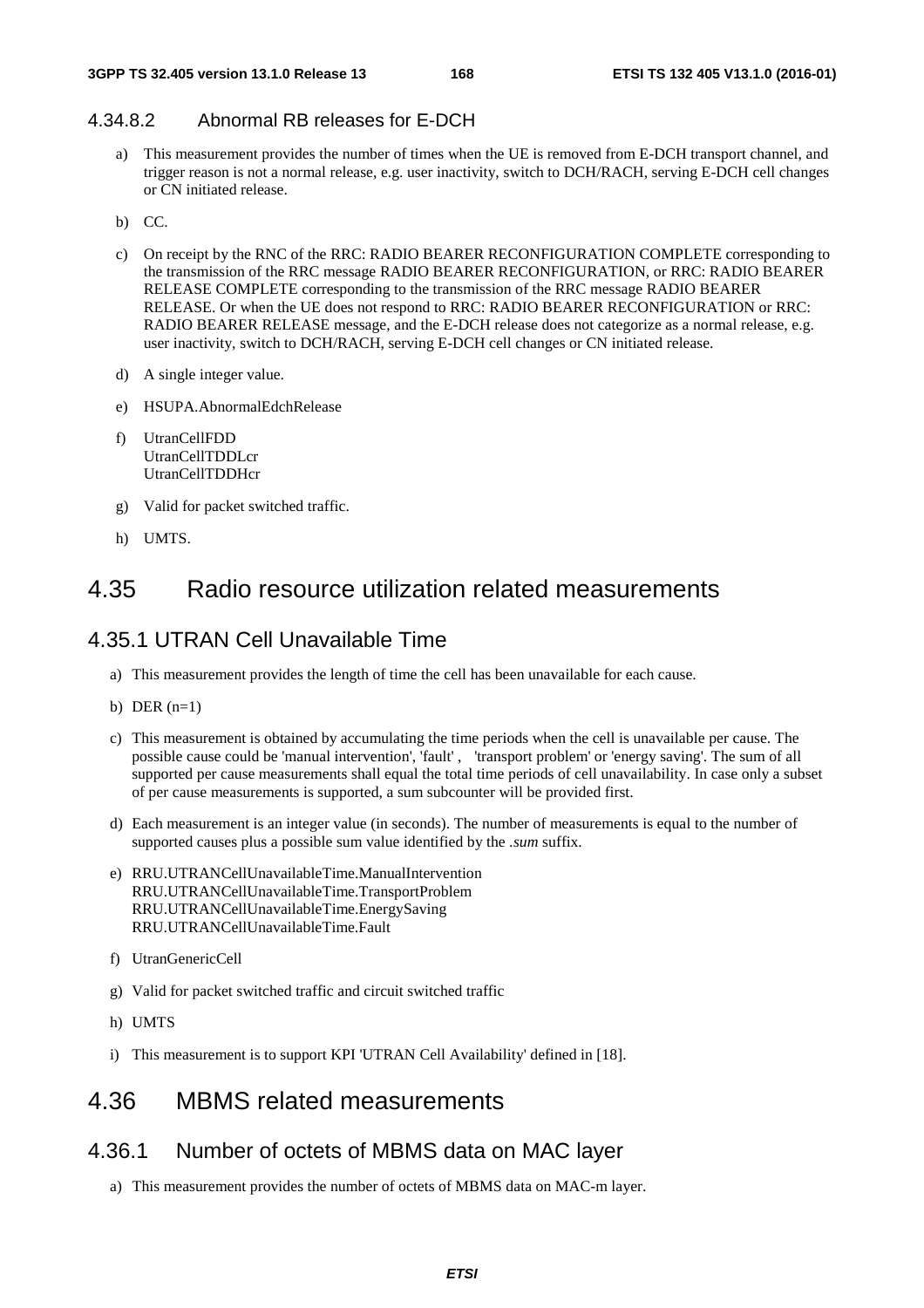#### 4.34.8.2 Abnormal RB releases for E-DCH

a) This measurement provides the number of times when the UE is removed from E-DCH transport channel, and trigger reason is not a normal release, e.g. user inactivity, switch to DCH/RACH, serving E-DCH cell changes or CN initiated release.

b) CC.

c) On receipt by the RNC of the RRC: RADIO BEARER RECONFIGURATION COMPLETE corresponding to the transmission of the RRC message RADIO BEARER RECONFIGURATION, or RRC: RADIO BEARER RELEASE COMPLETE corresponding to the transmission of the RRC message RADIO BEARER RELEASE. Or when the UE does not respond to RRC: RADIO BEARER RECONFIGURATION or RRC: RADIO BEARER RELEASE message, and the E-DCH release does not categorize as a normal release, e.g. user inactivity, switch to DCH/RACH, serving E-DCH cell changes or CN initiated release.

d) A single integer value.

e) HSUPA.AbnormalEdchRelease

f) UtranCellFDD
UtranCellTDDLcr
UtranCellTDDHcr

g) Valid for packet switched traffic.

h) UMTS.

## 4.35 Radio resource utilization related measurements

### 4.35.1 UTRAN Cell Unavailable Time

a) This measurement provides the length of time the cell has been unavailable for each cause.

b) DER (n=1)

c) This measurement is obtained by accumulating the time periods when the cell is unavailable per cause. The possible cause could be 'manual intervention', 'fault' , 'transport problem' or 'energy saving'. The sum of all supported per cause measurements shall equal the total time periods of cell unavailability. In case only a subset of per cause measurements is supported, a sum subcounter will be provided first.

d) Each measurement is an integer value (in seconds). The number of measurements is equal to the number of supported causes plus a possible sum value identified by the *.sum* suffix.

e) RRU.UTRANCellUnavailableTime.ManualIntervention
RRU.UTRANCellUnavailableTime.TransportProblem
RRU.UTRANCellUnavailableTime.EnergySaving
RRU.UTRANCellUnavailableTime.Fault

f) UtranGenericCell

g) Valid for packet switched traffic and circuit switched traffic

h) UMTS

i) This measurement is to support KPI 'UTRAN Cell Availability' defined in [18].

## 4.36 MBMS related measurements

### 4.36.1 Number of octets of MBMS data on MAC layer

a) This measurement provides the number of octets of MBMS data on MAC-m layer.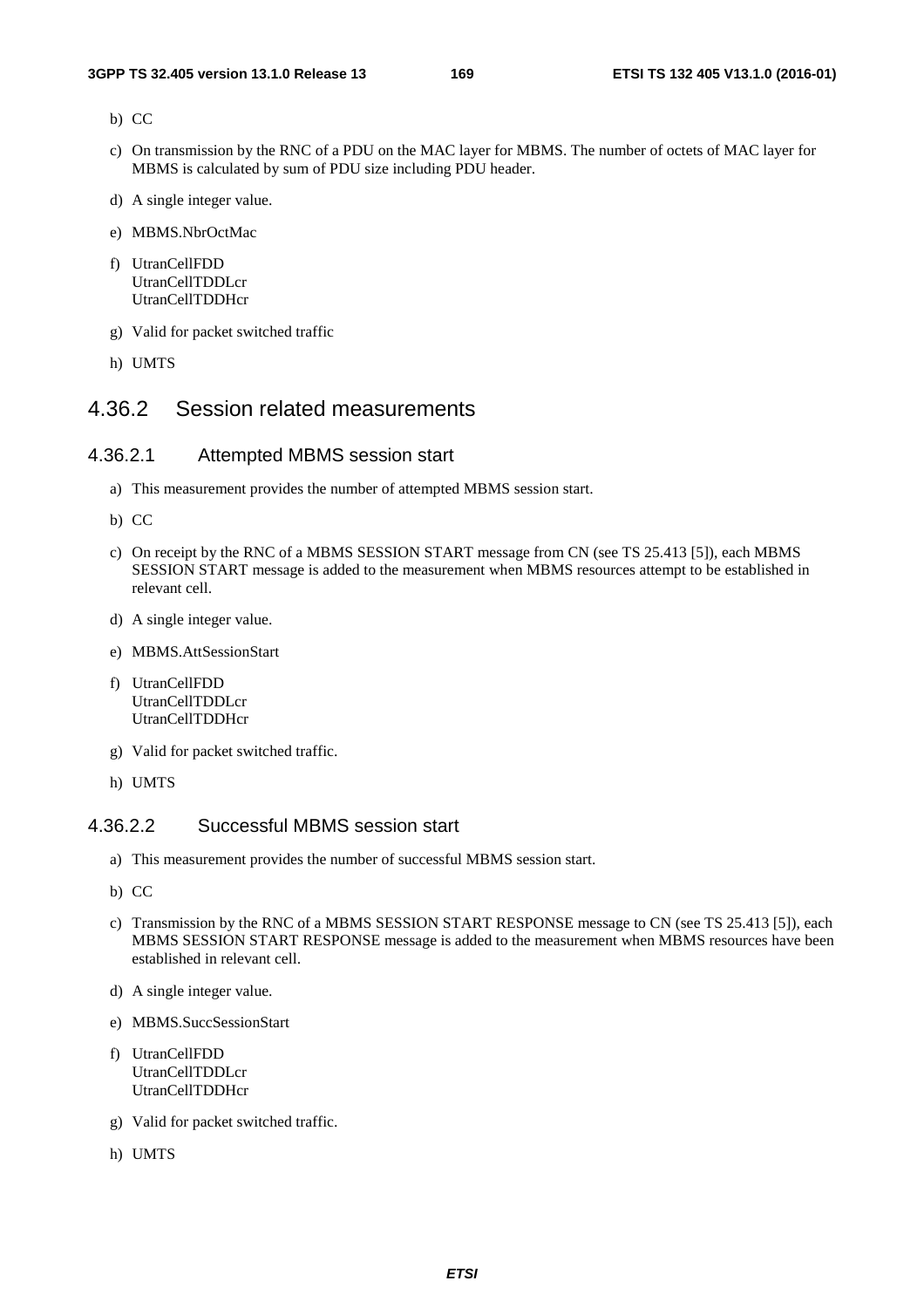b) CC

c) On transmission by the RNC of a PDU on the MAC layer for MBMS. The number of octets of MAC layer for MBMS is calculated by sum of PDU size including PDU header.

d) A single integer value.

e) MBMS.NbrOctMac

f) UtranCellFDD
UtranCellTDDLcr
UtranCellTDDHcr

g) Valid for packet switched traffic

h) UMTS

## 4.36.2 Session related measurements

### 4.36.2.1 Attempted MBMS session start

a) This measurement provides the number of attempted MBMS session start.

b) CC

c) On receipt by the RNC of a MBMS SESSION START message from CN (see TS 25.413 [5]), each MBMS SESSION START message is added to the measurement when MBMS resources attempt to be established in relevant cell.

d) A single integer value.

e) MBMS.AttSessionStart

f) UtranCellFDD
UtranCellTDDLcr
UtranCellTDDHcr

g) Valid for packet switched traffic.

h) UMTS

### 4.36.2.2 Successful MBMS session start

a) This measurement provides the number of successful MBMS session start.

b) CC

c) Transmission by the RNC of a MBMS SESSION START RESPONSE message to CN (see TS 25.413 [5]), each MBMS SESSION START RESPONSE message is added to the measurement when MBMS resources have been established in relevant cell.

d) A single integer value.

e) MBMS.SuccSessionStart

f) UtranCellFDD
UtranCellTDDLcr
UtranCellTDDHcr

g) Valid for packet switched traffic.

h) UMTS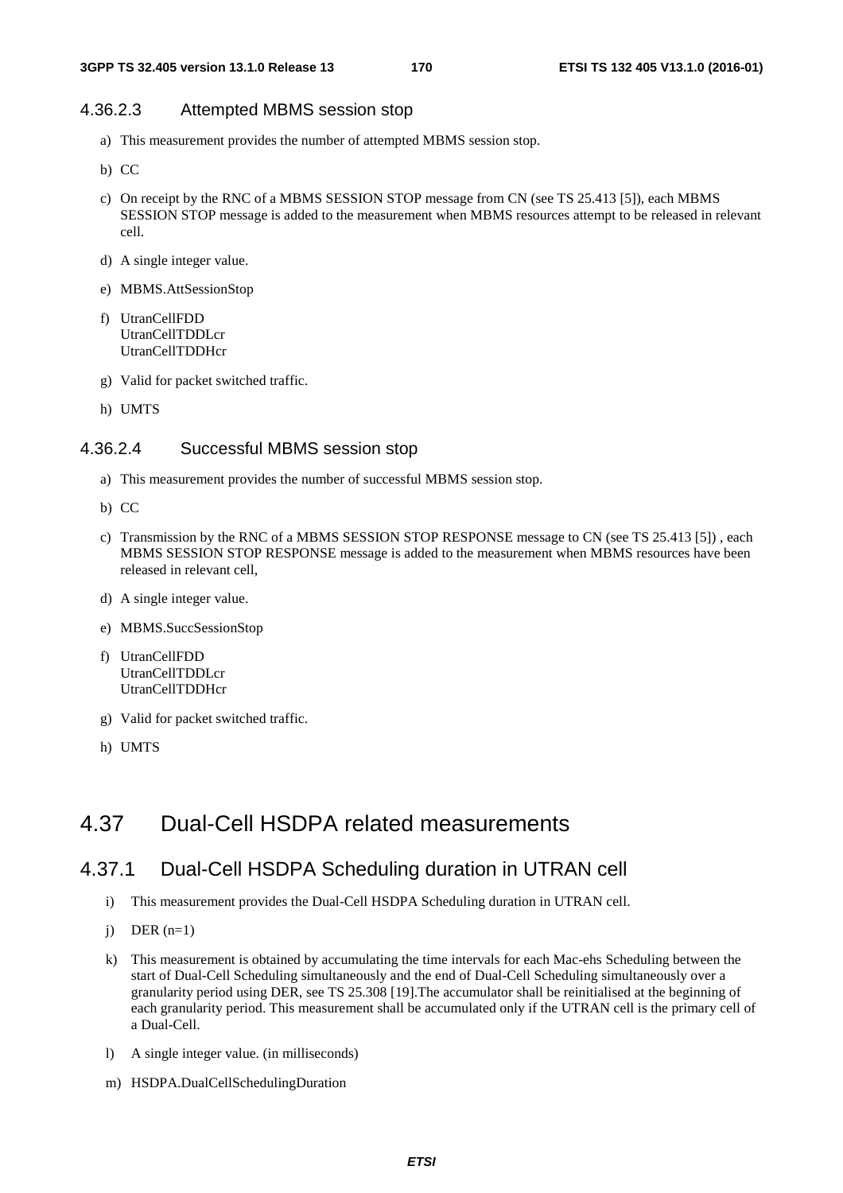#### 4.36.2.3 Attempted MBMS session stop

a) This measurement provides the number of attempted MBMS session stop.

b) CC

c) On receipt by the RNC of a MBMS SESSION STOP message from CN (see TS 25.413 [5]), each MBMS SESSION STOP message is added to the measurement when MBMS resources attempt to be released in relevant cell.

d) A single integer value.

e) MBMS.AttSessionStop

f) UtranCellFDD
UtranCellTDDLcr
UtranCellTDDHcr

g) Valid for packet switched traffic.

h) UMTS

#### 4.36.2.4 Successful MBMS session stop

a) This measurement provides the number of successful MBMS session stop.

b) CC

c) Transmission by the RNC of a MBMS SESSION STOP RESPONSE message to CN (see TS 25.413 [5]) , each MBMS SESSION STOP RESPONSE message is added to the measurement when MBMS resources have been released in relevant cell,

d) A single integer value.

e) MBMS.SuccSessionStop

f) UtranCellFDD
UtranCellTDDLcr
UtranCellTDDHcr

g) Valid for packet switched traffic.

h) UMTS

## 4.37 Dual-Cell HSDPA related measurements

### 4.37.1 Dual-Cell HSDPA Scheduling duration in UTRAN cell

i) This measurement provides the Dual-Cell HSDPA Scheduling duration in UTRAN cell.

j) DER (n=1)

k) This measurement is obtained by accumulating the time intervals for each Mac-ehs Scheduling between the start of Dual-Cell Scheduling simultaneously and the end of Dual-Cell Scheduling simultaneously over a granularity period using DER, see TS 25.308 [19].The accumulator shall be reinitialised at the beginning of each granularity period. This measurement shall be accumulated only if the UTRAN cell is the primary cell of a Dual-Cell.

l) A single integer value. (in milliseconds)

m) HSDPA.DualCellSchedulingDuration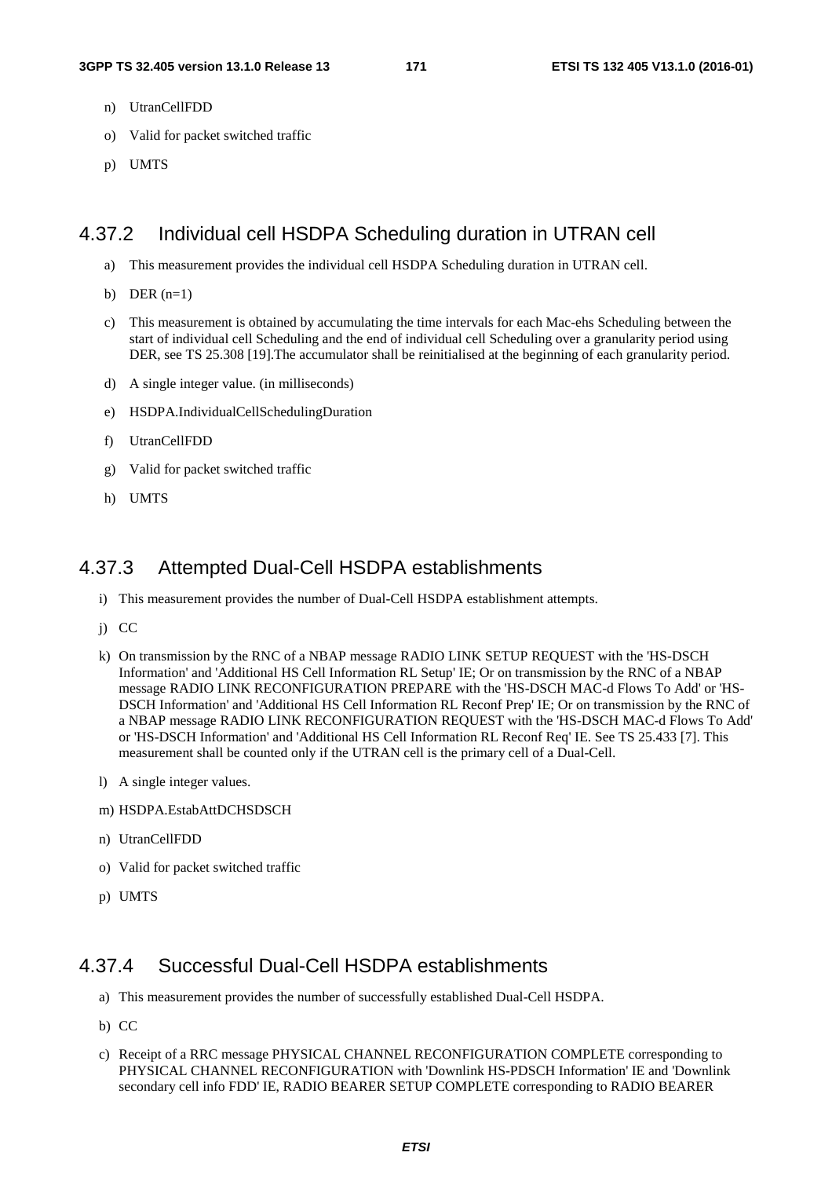n) UtranCellFDD

o) Valid for packet switched traffic

p) UMTS

### 4.37.2 Individual cell HSDPA Scheduling duration in UTRAN cell

a) This measurement provides the individual cell HSDPA Scheduling duration in UTRAN cell.

b) DER (n=1)

c) This measurement is obtained by accumulating the time intervals for each Mac-ehs Scheduling between the start of individual cell Scheduling and the end of individual cell Scheduling over a granularity period using DER, see TS 25.308 [19].The accumulator shall be reinitialised at the beginning of each granularity period.

d) A single integer value. (in milliseconds)

e) HSDPA.IndividualCellSchedulingDuration

f) UtranCellFDD

g) Valid for packet switched traffic

h) UMTS

### 4.37.3 Attempted Dual-Cell HSDPA establishments

i) This measurement provides the number of Dual-Cell HSDPA establishment attempts.

j) CC

k) On transmission by the RNC of a NBAP message RADIO LINK SETUP REQUEST with the 'HS-DSCH Information' and 'Additional HS Cell Information RL Setup' IE; Or on transmission by the RNC of a NBAP message RADIO LINK RECONFIGURATION PREPARE with the 'HS-DSCH MAC-d Flows To Add' or 'HS-DSCH Information' and 'Additional HS Cell Information RL Reconf Prep' IE; Or on transmission by the RNC of a NBAP message RADIO LINK RECONFIGURATION REQUEST with the 'HS-DSCH MAC-d Flows To Add' or 'HS-DSCH Information' and 'Additional HS Cell Information RL Reconf Req' IE. See TS 25.433 [7]. This measurement shall be counted only if the UTRAN cell is the primary cell of a Dual-Cell.

l) A single integer values.

m) HSDPA.EstabAttDCHSDSCH

n) UtranCellFDD

o) Valid for packet switched traffic

p) UMTS

### 4.37.4 Successful Dual-Cell HSDPA establishments

a) This measurement provides the number of successfully established Dual-Cell HSDPA.

b) CC

c) Receipt of a RRC message PHYSICAL CHANNEL RECONFIGURATION COMPLETE corresponding to PHYSICAL CHANNEL RECONFIGURATION with 'Downlink HS-PDSCH Information' IE and 'Downlink secondary cell info FDD' IE, RADIO BEARER SETUP COMPLETE corresponding to RADIO BEARER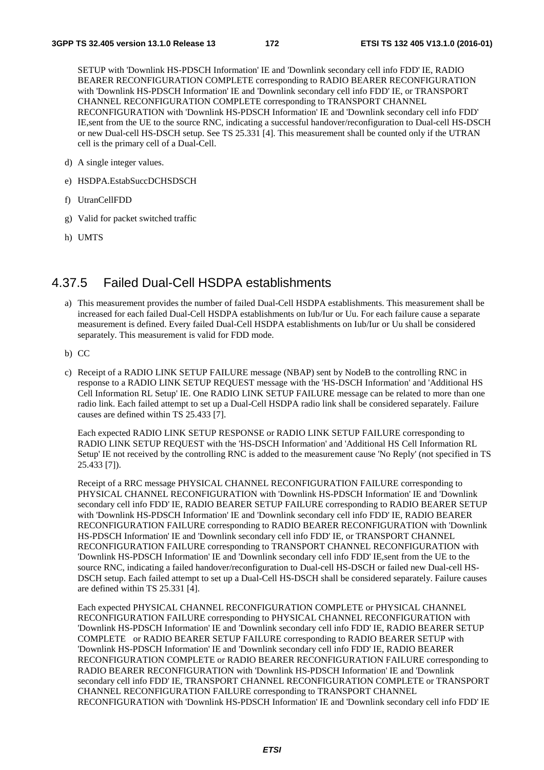SETUP with 'Downlink HS-PDSCH Information' IE and 'Downlink secondary cell info FDD' IE, RADIO BEARER RECONFIGURATION COMPLETE corresponding to RADIO BEARER RECONFIGURATION with 'Downlink HS-PDSCH Information' IE and 'Downlink secondary cell info FDD' IE, or TRANSPORT CHANNEL RECONFIGURATION COMPLETE corresponding to TRANSPORT CHANNEL RECONFIGURATION with 'Downlink HS-PDSCH Information' IE and 'Downlink secondary cell info FDD' IE,sent from the UE to the source RNC, indicating a successful handover/reconfiguration to Dual-cell HS-DSCH or new Dual-cell HS-DSCH setup. See TS 25.331 [4]. This measurement shall be counted only if the UTRAN cell is the primary cell of a Dual-Cell.

d) A single integer values.

e) HSDPA.EstabSuccDCHSDSCH

f) UtranCellFDD

g) Valid for packet switched traffic

h) UMTS

## 4.37.5 Failed Dual-Cell HSDPA establishments

a) This measurement provides the number of failed Dual-Cell HSDPA establishments. This measurement shall be increased for each failed Dual-Cell HSDPA establishments on Iub/Iur or Uu. For each failure cause a separate measurement is defined. Every failed Dual-Cell HSDPA establishments on Iub/Iur or Uu shall be considered separately. This measurement is valid for FDD mode.

b) CC

c) Receipt of a RADIO LINK SETUP FAILURE message (NBAP) sent by NodeB to the controlling RNC in response to a RADIO LINK SETUP REQUEST message with the 'HS-DSCH Information' and 'Additional HS Cell Information RL Setup' IE. One RADIO LINK SETUP FAILURE message can be related to more than one radio link. Each failed attempt to set up a Dual-Cell HSDPA radio link shall be considered separately. Failure causes are defined within TS 25.433 [7].

   Each expected RADIO LINK SETUP RESPONSE or RADIO LINK SETUP FAILURE corresponding to RADIO LINK SETUP REQUEST with the 'HS-DSCH Information' and 'Additional HS Cell Information RL Setup' IE not received by the controlling RNC is added to the measurement cause 'No Reply' (not specified in TS 25.433 [7]).

   Receipt of a RRC message PHYSICAL CHANNEL RECONFIGURATION FAILURE corresponding to PHYSICAL CHANNEL RECONFIGURATION with 'Downlink HS-PDSCH Information' IE and 'Downlink secondary cell info FDD' IE, RADIO BEARER SETUP FAILURE corresponding to RADIO BEARER SETUP with 'Downlink HS-PDSCH Information' IE and 'Downlink secondary cell info FDD' IE, RADIO BEARER RECONFIGURATION FAILURE corresponding to RADIO BEARER RECONFIGURATION with 'Downlink HS-PDSCH Information' IE and 'Downlink secondary cell info FDD' IE, or TRANSPORT CHANNEL RECONFIGURATION FAILURE corresponding to TRANSPORT CHANNEL RECONFIGURATION with 'Downlink HS-PDSCH Information' IE and 'Downlink secondary cell info FDD' IE,sent from the UE to the source RNC, indicating a failed handover/reconfiguration to Dual-cell HS-DSCH or failed new Dual-cell HS-DSCH setup. Each failed attempt to set up a Dual-Cell HS-DSCH shall be considered separately. Failure causes are defined within TS 25.331 [4].

   Each expected PHYSICAL CHANNEL RECONFIGURATION COMPLETE or PHYSICAL CHANNEL RECONFIGURATION FAILURE corresponding to PHYSICAL CHANNEL RECONFIGURATION with 'Downlink HS-PDSCH Information' IE and 'Downlink secondary cell info FDD' IE, RADIO BEARER SETUP COMPLETE or RADIO BEARER SETUP FAILURE corresponding to RADIO BEARER SETUP with 'Downlink HS-PDSCH Information' IE and 'Downlink secondary cell info FDD' IE, RADIO BEARER RECONFIGURATION COMPLETE or RADIO BEARER RECONFIGURATION FAILURE corresponding to RADIO BEARER RECONFIGURATION with 'Downlink HS-PDSCH Information' IE and 'Downlink secondary cell info FDD' IE, TRANSPORT CHANNEL RECONFIGURATION COMPLETE or TRANSPORT CHANNEL RECONFIGURATION FAILURE corresponding to TRANSPORT CHANNEL RECONFIGURATION with 'Downlink HS-PDSCH Information' IE and 'Downlink secondary cell info FDD' IE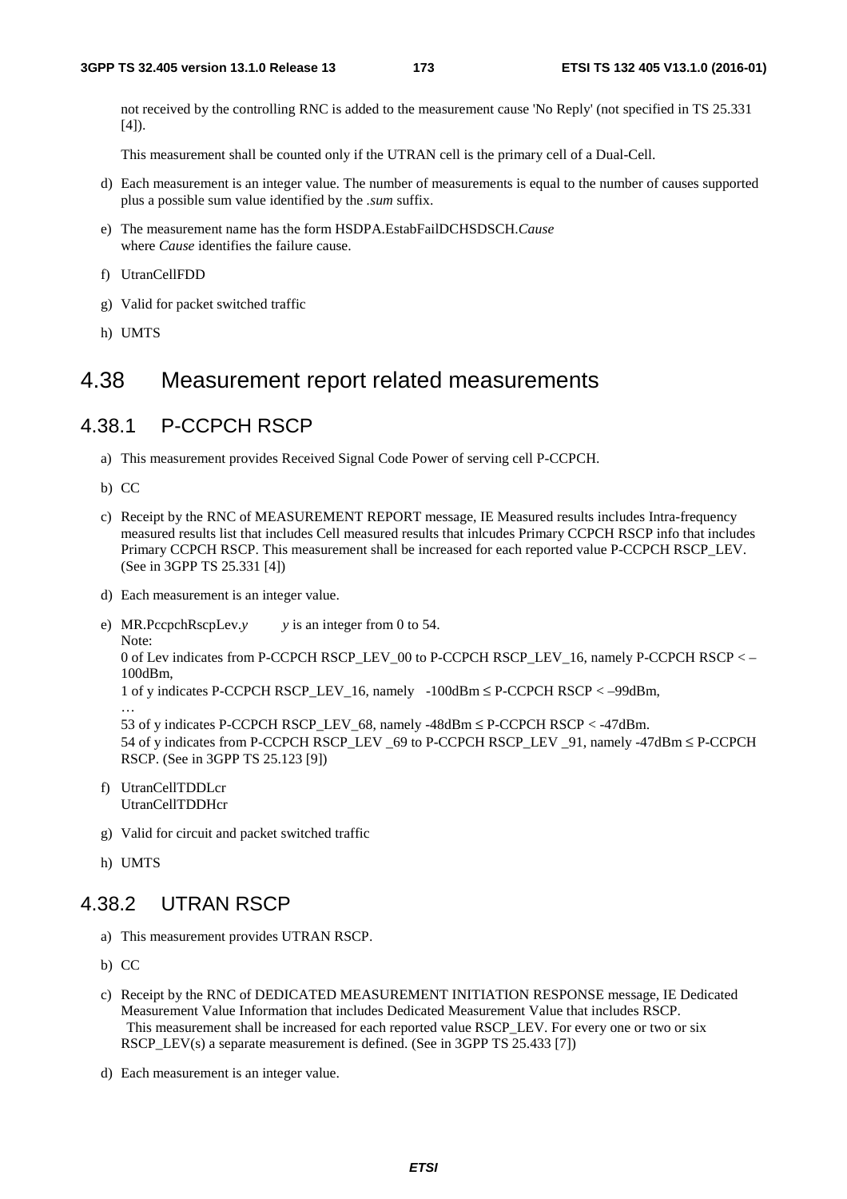not received by the controlling RNC is added to the measurement cause 'No Reply' (not specified in TS 25.331 [4]).

This measurement shall be counted only if the UTRAN cell is the primary cell of a Dual-Cell.

d) Each measurement is an integer value. The number of measurements is equal to the number of causes supported plus a possible sum value identified by the *.sum* suffix.

e) The measurement name has the form HSDPA.EstabFailDCHSDSCH.*Cause*
where *Cause* identifies the failure cause.

f) UtranCellFDD

g) Valid for packet switched traffic

h) UMTS

## 4.38 Measurement report related measurements

### 4.38.1 P-CCPCH RSCP

a) This measurement provides Received Signal Code Power of serving cell P-CCPCH.

b) CC

c) Receipt by the RNC of MEASUREMENT REPORT message, IE Measured results includes Intra-frequency measured results list that includes Cell measured results that inlcudes Primary CCPCH RSCP info that includes Primary CCPCH RSCP. This measurement shall be increased for each reported value P-CCPCH RSCP_LEV. (See in 3GPP TS 25.331 [4])

d) Each measurement is an integer value.

e) MR.PccpchRscpLev.*y*     *y* is an integer from 0 to 54.
Note:
0 of Lev indicates from P-CCPCH RSCP_LEV_00 to P-CCPCH RSCP_LEV_16, namely P-CCPCH RSCP < –100dBm,
1 of y indicates P-CCPCH RSCP_LEV_16, namely  -100dBm ≤ P-CCPCH RSCP < –99dBm,
…
53 of y indicates P-CCPCH RSCP_LEV_68, namely -48dBm ≤ P-CCPCH RSCP < -47dBm.
54 of y indicates from P-CCPCH RSCP_LEV _69 to P-CCPCH RSCP_LEV _91, namely -47dBm ≤ P-CCPCH RSCP. (See in 3GPP TS 25.123 [9])

f) UtranCellTDDLcr
UtranCellTDDHcr

g) Valid for circuit and packet switched traffic

h) UMTS

### 4.38.2 UTRAN RSCP

a) This measurement provides UTRAN RSCP.

b) CC

c) Receipt by the RNC of DEDICATED MEASUREMENT INITIATION RESPONSE message, IE Dedicated Measurement Value Information that includes Dedicated Measurement Value that includes RSCP.
This measurement shall be increased for each reported value RSCP_LEV. For every one or two or six RSCP_LEV(s) a separate measurement is defined. (See in 3GPP TS 25.433 [7])

d) Each measurement is an integer value.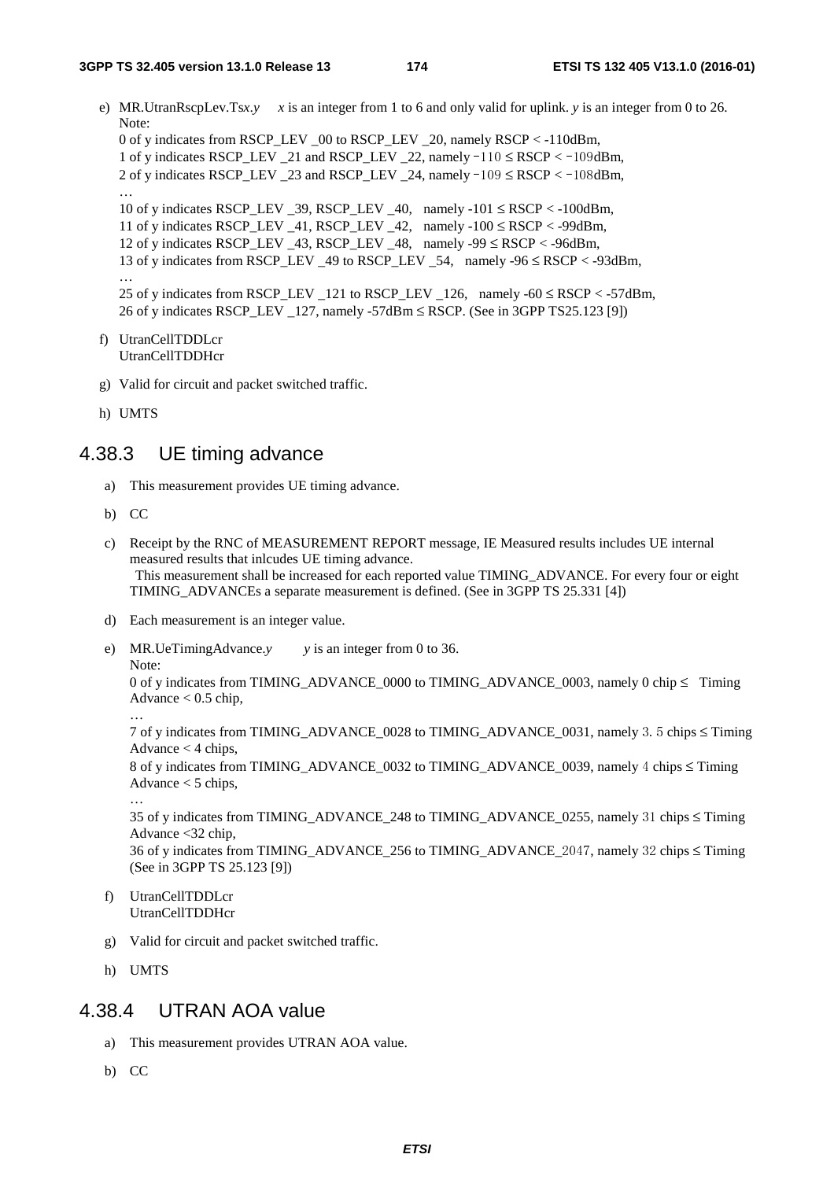e) MR.UtranRscpLev.Ts*x*.*y*     *x* is an integer from 1 to 6 and only valid for uplink. *y* is an integer from 0 to 26.
   Note:
   0 of y indicates from RSCP_LEV _00 to RSCP_LEV _20, namely RSCP < -110dBm,
   1 of y indicates RSCP_LEV _21 and RSCP_LEV _22, namely -110 ≤ RSCP < -109dBm,
   2 of y indicates RSCP_LEV _23 and RSCP_LEV _24, namely -109 ≤ RSCP < -108dBm,
   …
   10 of y indicates RSCP_LEV _39, RSCP_LEV _40,   namely -101 ≤ RSCP < -100dBm,
   11 of y indicates RSCP_LEV _41, RSCP_LEV _42,   namely -100 ≤ RSCP < -99dBm,
   12 of y indicates RSCP_LEV _43, RSCP_LEV _48,   namely -99 ≤ RSCP < -96dBm,
   13 of y indicates from RSCP_LEV _49 to RSCP_LEV _54,   namely -96 ≤ RSCP < -93dBm,
   …
   25 of y indicates from RSCP_LEV _121 to RSCP_LEV _126,   namely -60 ≤ RSCP < -57dBm,
   26 of y indicates RSCP_LEV _127, namely -57dBm ≤ RSCP. (See in 3GPP TS25.123 [9])

f) UtranCellTDDLcr
   UtranCellTDDHcr

g) Valid for circuit and packet switched traffic.

h) UMTS

### 4.38.3 UE timing advance

a) This measurement provides UE timing advance.

b) CC

c) Receipt by the RNC of MEASUREMENT REPORT message, IE Measured results includes UE internal measured results that inlcudes UE timing advance.
   This measurement shall be increased for each reported value TIMING_ADVANCE. For every four or eight TIMING_ADVANCEs a separate measurement is defined. (See in 3GPP TS 25.331 [4])

d) Each measurement is an integer value.

e) MR.UeTimingAdvance.*y*        *y* is an integer from 0 to 36.
   Note:
   0 of y indicates from TIMING_ADVANCE_0000 to TIMING_ADVANCE_0003, namely 0 chip ≤   Timing Advance < 0.5 chip,
   …
   7 of y indicates from TIMING_ADVANCE_0028 to TIMING_ADVANCE_0031, namely 3. 5 chips ≤ Timing Advance < 4 chips,
   8 of y indicates from TIMING_ADVANCE_0032 to TIMING_ADVANCE_0039, namely 4 chips ≤ Timing Advance < 5 chips,
   …
   35 of y indicates from TIMING_ADVANCE_248 to TIMING_ADVANCE_0255, namely 31 chips ≤ Timing Advance <32 chip,
   36 of y indicates from TIMING_ADVANCE_256 to TIMING_ADVANCE_2047, namely 32 chips ≤ Timing (See in 3GPP TS 25.123 [9])

f) UtranCellTDDLcr
   UtranCellTDDHcr

g) Valid for circuit and packet switched traffic.

h) UMTS

### 4.38.4 UTRAN AOA value

a) This measurement provides UTRAN AOA value.

b) CC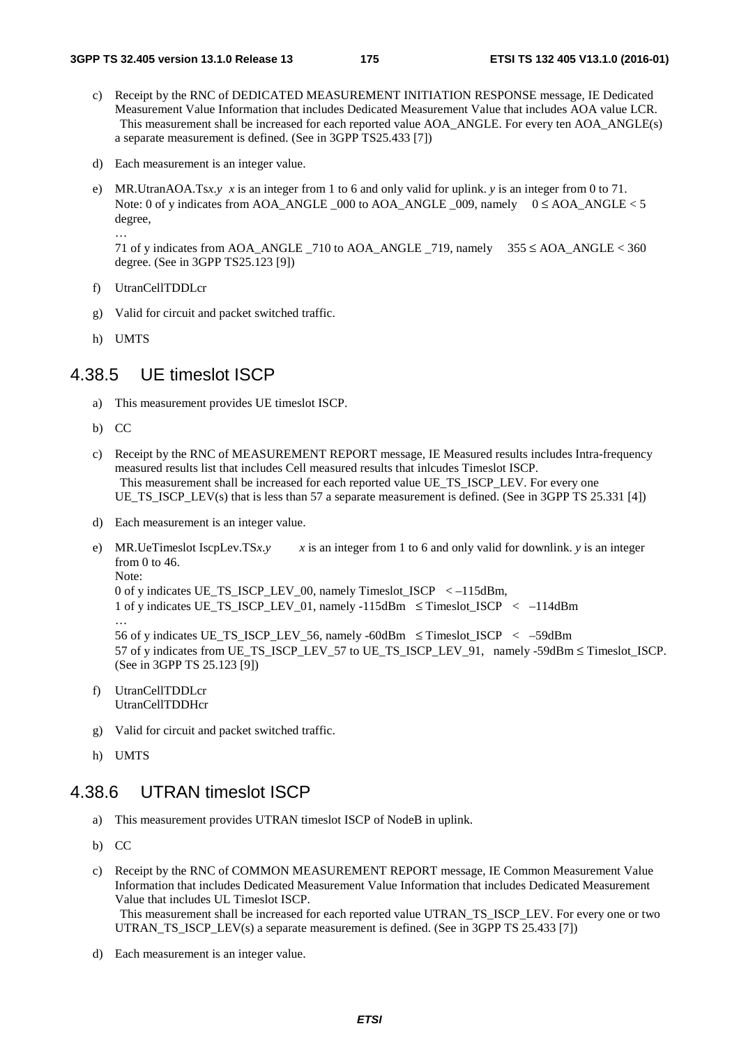c) Receipt by the RNC of DEDICATED MEASUREMENT INITIATION RESPONSE message, IE Dedicated Measurement Value Information that includes Dedicated Measurement Value that includes AOA value LCR.
   This measurement shall be increased for each reported value AOA_ANGLE. For every ten AOA_ANGLE(s) a separate measurement is defined. (See in 3GPP TS25.433 [7])

d) Each measurement is an integer value.

e) MR.UtranAOA.Ts*x*.*y* *x* is an integer from 1 to 6 and only valid for uplink. *y* is an integer from 0 to 71.
   Note: 0 of y indicates from AOA_ANGLE _000 to AOA_ANGLE _009, namely $0 \le$ AOA_ANGLE $< 5$ degree,
   …
   71 of y indicates from AOA_ANGLE _710 to AOA_ANGLE _719, namely $355 \le$ AOA_ANGLE $< 360$ degree. (See in 3GPP TS25.123 [9])

f) UtranCellTDDLcr

g) Valid for circuit and packet switched traffic.

h) UMTS

## 4.38.5 UE timeslot ISCP

a) This measurement provides UE timeslot ISCP.

b) CC

c) Receipt by the RNC of MEASUREMENT REPORT message, IE Measured results includes Intra-frequency measured results list that includes Cell measured results that inlcudes Timeslot ISCP.
   This measurement shall be increased for each reported value UE_TS_ISCP_LEV. For every one UE_TS_ISCP_LEV(s) that is less than 57 a separate measurement is defined. (See in 3GPP TS 25.331 [4])

d) Each measurement is an integer value.

e) MR.UeTimeslot IscpLev.TS*x*.*y* *x* is an integer from 1 to 6 and only valid for downlink. *y* is an integer from 0 to 46.
   Note:
   0 of y indicates UE_TS_ISCP_LEV_00, namely Timeslot_ISCP $< -115$dBm,
   1 of y indicates UE_TS_ISCP_LEV_01, namely -115dBm $\le$ Timeslot_ISCP $< -114$dBm
   …
   56 of y indicates UE_TS_ISCP_LEV_56, namely -60dBm $\le$ Timeslot_ISCP $< -59$dBm
   57 of y indicates from UE_TS_ISCP_LEV_57 to UE_TS_ISCP_LEV_91, namely -59dBm $\le$ Timeslot_ISCP. (See in 3GPP TS 25.123 [9])

f) UtranCellTDDLcr
   UtranCellTDDHcr

g) Valid for circuit and packet switched traffic.

h) UMTS

## 4.38.6 UTRAN timeslot ISCP

a) This measurement provides UTRAN timeslot ISCP of NodeB in uplink.

b) CC

c) Receipt by the RNC of COMMON MEASUREMENT REPORT message, IE Common Measurement Value Information that includes Dedicated Measurement Value Information that includes Dedicated Measurement Value that includes UL Timeslot ISCP.
   This measurement shall be increased for each reported value UTRAN_TS_ISCP_LEV. For every one or two UTRAN_TS_ISCP_LEV(s) a separate measurement is defined. (See in 3GPP TS 25.433 [7])

d) Each measurement is an integer value.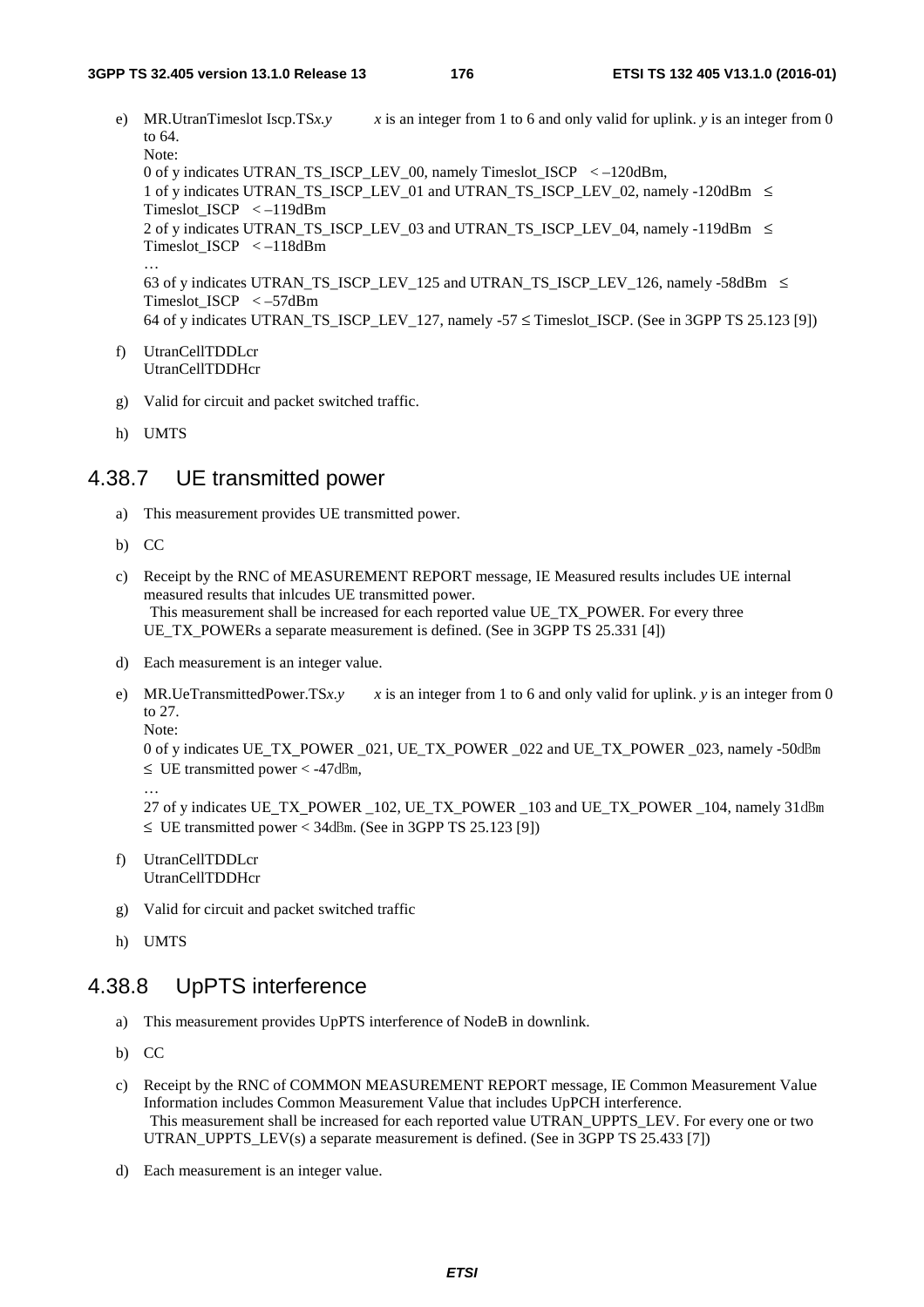e) MR.UtranTimeslot Iscp.TS*x.y*	*x* is an integer from 1 to 6 and only valid for uplink. *y* is an integer from 0 to 64.
   Note:
   0 of y indicates UTRAN_TS_ISCP_LEV_00, namely Timeslot_ISCP < –120dBm,
   1 of y indicates UTRAN_TS_ISCP_LEV_01 and UTRAN_TS_ISCP_LEV_02, namely -120dBm ≤ Timeslot_ISCP < –119dBm
   2 of y indicates UTRAN_TS_ISCP_LEV_03 and UTRAN_TS_ISCP_LEV_04, namely -119dBm ≤ Timeslot_ISCP < –118dBm
   …
   63 of y indicates UTRAN_TS_ISCP_LEV_125 and UTRAN_TS_ISCP_LEV_126, namely -58dBm ≤ Timeslot_ISCP < –57dBm
   64 of y indicates UTRAN_TS_ISCP_LEV_127, namely -57 ≤ Timeslot_ISCP. (See in 3GPP TS 25.123 [9])

f) UtranCellTDDLcr
   UtranCellTDDHcr

g) Valid for circuit and packet switched traffic.

h) UMTS

## 4.38.7 UE transmitted power

a) This measurement provides UE transmitted power.

b) CC

c) Receipt by the RNC of MEASUREMENT REPORT message, IE Measured results includes UE internal measured results that inlcudes UE transmitted power.
   This measurement shall be increased for each reported value UE_TX_POWER. For every three UE_TX_POWERs a separate measurement is defined. (See in 3GPP TS 25.331 [4])

d) Each measurement is an integer value.

e) MR.UeTransmittedPower.TS*x.y*	*x* is an integer from 1 to 6 and only valid for uplink. *y* is an integer from 0 to 27.
   Note:
   0 of y indicates UE_TX_POWER _021, UE_TX_POWER _022 and UE_TX_POWER _023, namely -50dBm ≤ UE transmitted power < -47dBm,
   …
   27 of y indicates UE_TX_POWER _102, UE_TX_POWER _103 and UE_TX_POWER _104, namely 31dBm ≤ UE transmitted power < 34dBm. (See in 3GPP TS 25.123 [9])

f) UtranCellTDDLcr
   UtranCellTDDHcr

g) Valid for circuit and packet switched traffic

h) UMTS

## 4.38.8 UpPTS interference

a) This measurement provides UpPTS interference of NodeB in downlink.

b) CC

c) Receipt by the RNC of COMMON MEASUREMENT REPORT message, IE Common Measurement Value Information includes Common Measurement Value that includes UpPCH interference.
   This measurement shall be increased for each reported value UTRAN_UPPTS_LEV. For every one or two UTRAN_UPPTS_LEV(s) a separate measurement is defined. (See in 3GPP TS 25.433 [7])

d) Each measurement is an integer value.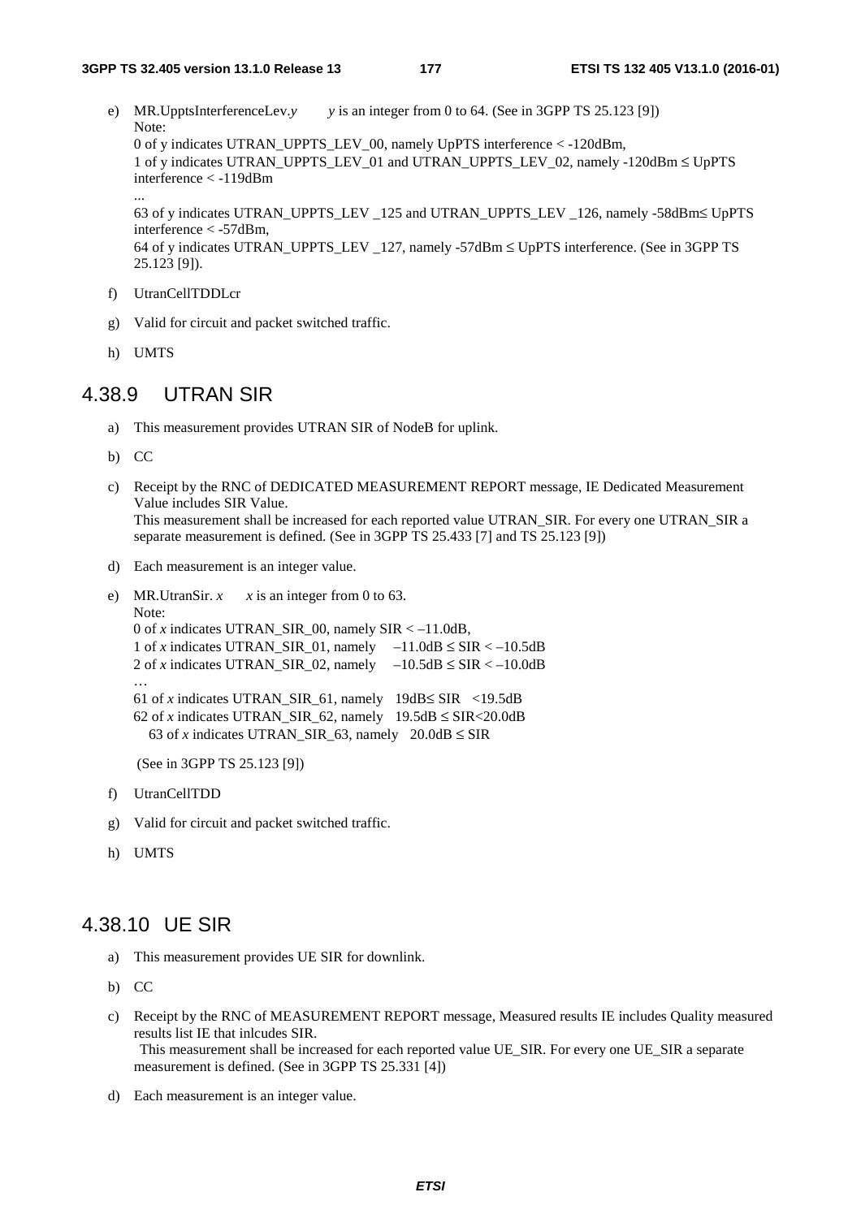e) MR.UpptsInterferenceLev.*y*   *y* is an integer from 0 to 64. (See in 3GPP TS 25.123 [9])
   Note:
   0 of y indicates UTRAN_UPPTS_LEV_00, namely UpPTS interference < -120dBm,
   1 of y indicates UTRAN_UPPTS_LEV_01 and UTRAN_UPPTS_LEV_02, namely -120dBm ≤ UpPTS interference < -119dBm
   ...
   63 of y indicates UTRAN_UPPTS_LEV _125 and UTRAN_UPPTS_LEV _126, namely -58dBm≤ UpPTS interference < -57dBm,
   64 of y indicates UTRAN_UPPTS_LEV _127, namely -57dBm ≤ UpPTS interference. (See in 3GPP TS 25.123 [9]).

f) UtranCellTDDLcr

g) Valid for circuit and packet switched traffic.

h) UMTS

## 4.38.9 UTRAN SIR

a) This measurement provides UTRAN SIR of NodeB for uplink.

b) CC

c) Receipt by the RNC of DEDICATED MEASUREMENT REPORT message, IE Dedicated Measurement Value includes SIR Value.
   This measurement shall be increased for each reported value UTRAN_SIR. For every one UTRAN_SIR a separate measurement is defined. (See in 3GPP TS 25.433 [7] and TS 25.123 [9])

d) Each measurement is an integer value.

e) MR.UtranSir. *x*   *x* is an integer from 0 to 63.
   Note:
   0 of *x* indicates UTRAN_SIR_00, namely SIR < –11.0dB,
   1 of *x* indicates UTRAN_SIR_01, namely  –11.0dB ≤ SIR < –10.5dB
   2 of *x* indicates UTRAN_SIR_02, namely  –10.5dB ≤ SIR < –10.0dB
   …
   61 of *x* indicates UTRAN_SIR_61, namely  19dB≤ SIR  <19.5dB
   62 of *x* indicates UTRAN_SIR_62, namely  19.5dB ≤ SIR<20.0dB
   63 of *x* indicates UTRAN_SIR_63, namely  20.0dB ≤ SIR

   (See in 3GPP TS 25.123 [9])

f) UtranCellTDD

g) Valid for circuit and packet switched traffic.

h) UMTS

## 4.38.10 UE SIR

a) This measurement provides UE SIR for downlink.

b) CC

c) Receipt by the RNC of MEASUREMENT REPORT message, Measured results IE includes Quality measured results list IE that inlcudes SIR.
   This measurement shall be increased for each reported value UE_SIR. For every one UE_SIR a separate measurement is defined. (See in 3GPP TS 25.331 [4])

d) Each measurement is an integer value.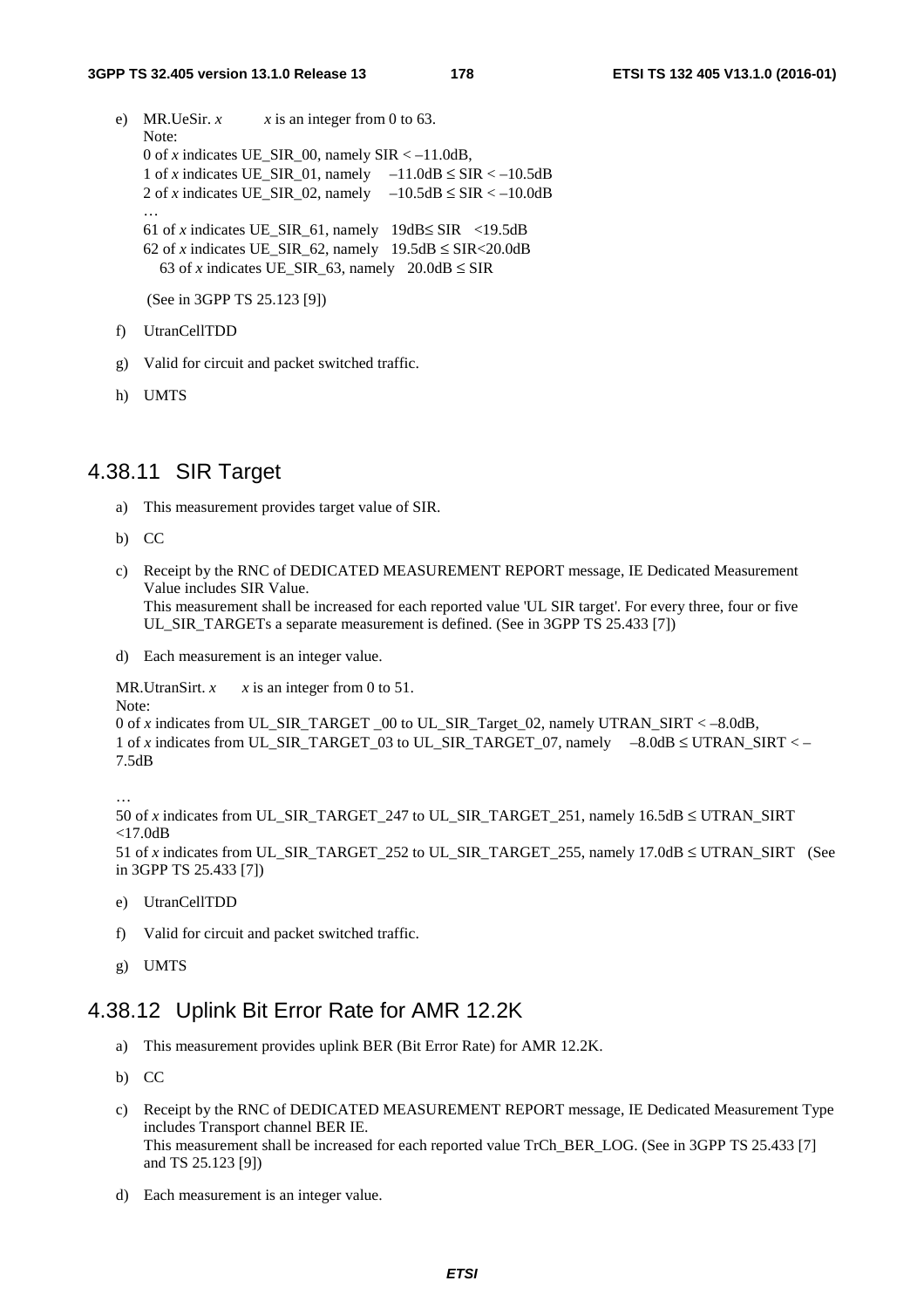e) MR.UeSir. *x*  *x* is an integer from 0 to 63.
   Note:
   0 of *x* indicates UE_SIR_00, namely SIR < –11.0dB,
   1 of *x* indicates UE_SIR_01, namely  –11.0dB ≤ SIR < –10.5dB
   2 of *x* indicates UE_SIR_02, namely  –10.5dB ≤ SIR < –10.0dB
   …
   61 of *x* indicates UE_SIR_61, namely  19dB≤ SIR  <19.5dB
   62 of *x* indicates UE_SIR_62, namely  19.5dB ≤ SIR<20.0dB
   63 of *x* indicates UE_SIR_63, namely  20.0dB ≤ SIR

   (See in 3GPP TS 25.123 [9])

f) UtranCellTDD

g) Valid for circuit and packet switched traffic.

h) UMTS

## 4.38.11 SIR Target

a) This measurement provides target value of SIR.

b) CC

c) Receipt by the RNC of DEDICATED MEASUREMENT REPORT message, IE Dedicated Measurement Value includes SIR Value.
   This measurement shall be increased for each reported value 'UL SIR target'. For every three, four or five UL_SIR_TARGETs a separate measurement is defined. (See in 3GPP TS 25.433 [7])

d) Each measurement is an integer value.

MR.UtranSirt. *x*  *x* is an integer from 0 to 51.
Note:
0 of *x* indicates from UL_SIR_TARGET _00 to UL_SIR_Target_02, namely UTRAN_SIRT < –8.0dB,
1 of *x* indicates from UL_SIR_TARGET_03 to UL_SIR_TARGET_07, namely  –8.0dB ≤ UTRAN_SIRT < –7.5dB

…
50 of *x* indicates from UL_SIR_TARGET_247 to UL_SIR_TARGET_251, namely 16.5dB ≤ UTRAN_SIRT <17.0dB
51 of *x* indicates from UL_SIR_TARGET_252 to UL_SIR_TARGET_255, namely 17.0dB ≤ UTRAN_SIRT  (See in 3GPP TS 25.433 [7])

e) UtranCellTDD

f) Valid for circuit and packet switched traffic.

g) UMTS

## 4.38.12 Uplink Bit Error Rate for AMR 12.2K

a) This measurement provides uplink BER (Bit Error Rate) for AMR 12.2K.

b) CC

c) Receipt by the RNC of DEDICATED MEASUREMENT REPORT message, IE Dedicated Measurement Type includes Transport channel BER IE.
   This measurement shall be increased for each reported value TrCh_BER_LOG. (See in 3GPP TS 25.433 [7] and TS 25.123 [9])

d) Each measurement is an integer value.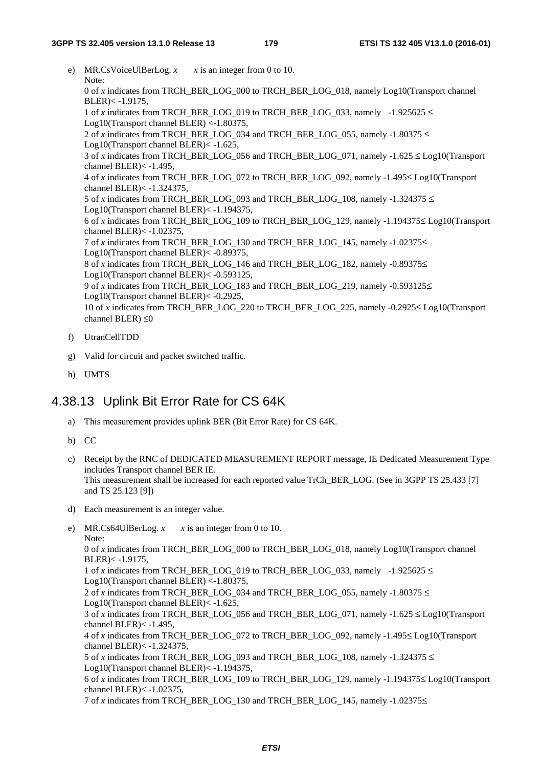e) MR.CsVoiceUlBerLog. *x* *x* is an integer from 0 to 10.
Note:
0 of *x* indicates from TRCH_BER_LOG_000 to TRCH_BER_LOG_018, namely Log10(Transport channel BLER)< -1.9175,
1 of *x* indicates from TRCH_BER_LOG_019 to TRCH_BER_LOG_033, namely -1.925625 ≤ Log10(Transport channel BLER) <-1.80375,
2 of *x* indicates from TRCH_BER_LOG_034 and TRCH_BER_LOG_055, namely -1.80375 ≤ Log10(Transport channel BLER)< -1.625,
3 of *x* indicates from TRCH_BER_LOG_056 and TRCH_BER_LOG_071, namely -1.625 ≤ Log10(Transport channel BLER)< -1.495,
4 of *x* indicates from TRCH_BER_LOG_072 to TRCH_BER_LOG_092, namely -1.495≤ Log10(Transport channel BLER)< -1.324375,
5 of *x* indicates from TRCH_BER_LOG_093 and TRCH_BER_LOG_108, namely -1.324375 ≤ Log10(Transport channel BLER)< -1.194375,
6 of *x* indicates from TRCH_BER_LOG_109 to TRCH_BER_LOG_129, namely -1.194375≤ Log10(Transport channel BLER)< -1.02375,
7 of *x* indicates from TRCH_BER_LOG_130 and TRCH_BER_LOG_145, namely -1.02375≤ Log10(Transport channel BLER)< -0.89375,
8 of *x* indicates from TRCH_BER_LOG_146 and TRCH_BER_LOG_182, namely -0.89375≤ Log10(Transport channel BLER)< -0.593125,
9 of *x* indicates from TRCH_BER_LOG_183 and TRCH_BER_LOG_219, namely -0.593125≤ Log10(Transport channel BLER)< -0.2925,
10 of *x* indicates from TRCH_BER_LOG_220 to TRCH_BER_LOG_225, namely -0.2925≤ Log10(Transport channel BLER) ≤0

f) UtranCellTDD

g) Valid for circuit and packet switched traffic.

h) UMTS

## 4.38.13 Uplink Bit Error Rate for CS 64K

a) This measurement provides uplink BER (Bit Error Rate) for CS 64K.

b) CC

c) Receipt by the RNC of DEDICATED MEASUREMENT REPORT message, IE Dedicated Measurement Type includes Transport channel BER IE.
This measurement shall be increased for each reported value TrCh_BER_LOG. (See in 3GPP TS 25.433 [7] and TS 25.123 [9])

d) Each measurement is an integer value.

e) MR.Cs64UlBerLog. *x* *x* is an integer from 0 to 10.
Note:
0 of *x* indicates from TRCH_BER_LOG_000 to TRCH_BER_LOG_018, namely Log10(Transport channel BLER)< -1.9175,
1 of *x* indicates from TRCH_BER_LOG_019 to TRCH_BER_LOG_033, namely -1.925625 ≤ Log10(Transport channel BLER) <-1.80375,
2 of *x* indicates from TRCH_BER_LOG_034 and TRCH_BER_LOG_055, namely -1.80375 ≤ Log10(Transport channel BLER)< -1.625,
3 of *x* indicates from TRCH_BER_LOG_056 and TRCH_BER_LOG_071, namely -1.625 ≤ Log10(Transport channel BLER)< -1.495,
4 of *x* indicates from TRCH_BER_LOG_072 to TRCH_BER_LOG_092, namely -1.495≤ Log10(Transport channel BLER)< -1.324375,
5 of *x* indicates from TRCH_BER_LOG_093 and TRCH_BER_LOG_108, namely -1.324375 ≤ Log10(Transport channel BLER)< -1.194375,
6 of *x* indicates from TRCH_BER_LOG_109 to TRCH_BER_LOG_129, namely -1.194375≤ Log10(Transport channel BLER)< -1.02375,
7 of *x* indicates from TRCH_BER_LOG_130 and TRCH_BER_LOG_145, namely -1.02375≤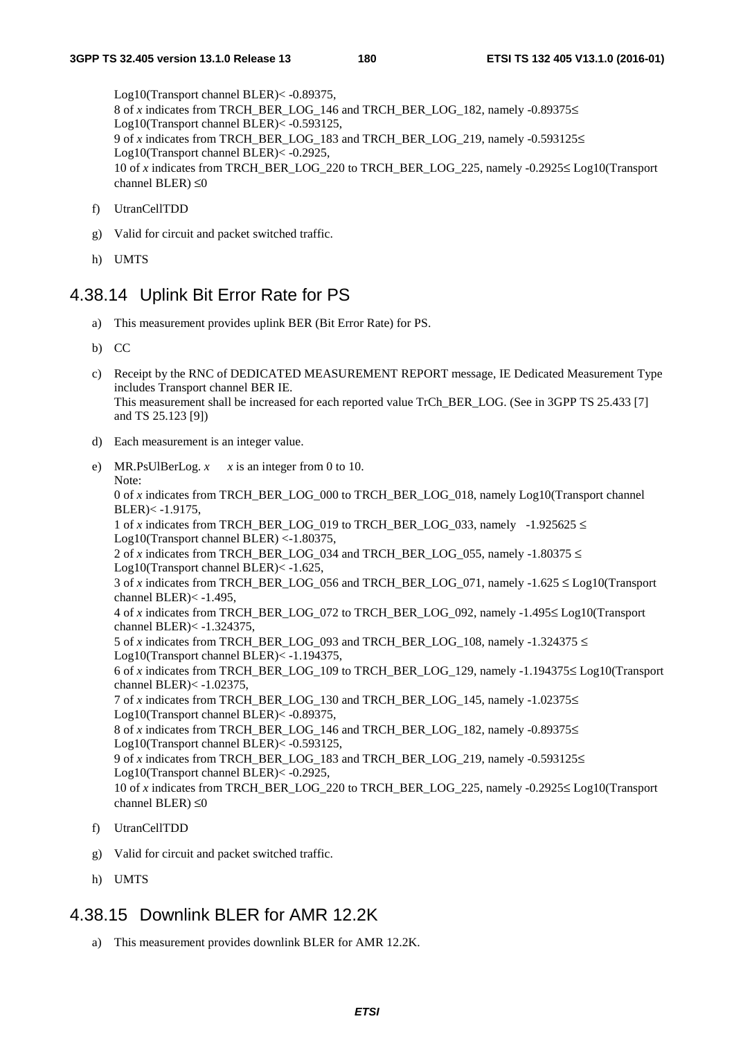Log10(Transport channel BLER)< -0.89375,
8 of *x* indicates from TRCH_BER_LOG_146 and TRCH_BER_LOG_182, namely -0.89375≤ Log10(Transport channel BLER)< -0.593125,
9 of *x* indicates from TRCH_BER_LOG_183 and TRCH_BER_LOG_219, namely -0.593125≤ Log10(Transport channel BLER)< -0.2925,
10 of *x* indicates from TRCH_BER_LOG_220 to TRCH_BER_LOG_225, namely -0.2925≤ Log10(Transport channel BLER) ≤0

f) UtranCellTDD

g) Valid for circuit and packet switched traffic.

h) UMTS

## 4.38.14 Uplink Bit Error Rate for PS

a) This measurement provides uplink BER (Bit Error Rate) for PS.

b) CC

c) Receipt by the RNC of DEDICATED MEASUREMENT REPORT message, IE Dedicated Measurement Type includes Transport channel BER IE.
This measurement shall be increased for each reported value TrCh_BER_LOG. (See in 3GPP TS 25.433 [7] and TS 25.123 [9])

d) Each measurement is an integer value.

e) MR.PsUlBerLog. *x* *x* is an integer from 0 to 10.
Note:
0 of *x* indicates from TRCH_BER_LOG_000 to TRCH_BER_LOG_018, namely Log10(Transport channel BLER)< -1.9175,
1 of *x* indicates from TRCH_BER_LOG_019 to TRCH_BER_LOG_033, namely -1.925625 ≤ Log10(Transport channel BLER) <-1.80375,
2 of *x* indicates from TRCH_BER_LOG_034 and TRCH_BER_LOG_055, namely -1.80375 ≤ Log10(Transport channel BLER)< -1.625,
3 of *x* indicates from TRCH_BER_LOG_056 and TRCH_BER_LOG_071, namely -1.625 ≤ Log10(Transport channel BLER)< -1.495,
4 of *x* indicates from TRCH_BER_LOG_072 to TRCH_BER_LOG_092, namely -1.495≤ Log10(Transport channel BLER)< -1.324375,
5 of *x* indicates from TRCH_BER_LOG_093 and TRCH_BER_LOG_108, namely -1.324375 ≤ Log10(Transport channel BLER)< -1.194375,
6 of *x* indicates from TRCH_BER_LOG_109 to TRCH_BER_LOG_129, namely -1.194375≤ Log10(Transport channel BLER)< -1.02375,
7 of *x* indicates from TRCH_BER_LOG_130 and TRCH_BER_LOG_145, namely -1.02375≤ Log10(Transport channel BLER)< -0.89375,
8 of *x* indicates from TRCH_BER_LOG_146 and TRCH_BER_LOG_182, namely -0.89375≤ Log10(Transport channel BLER)< -0.593125,
9 of *x* indicates from TRCH_BER_LOG_183 and TRCH_BER_LOG_219, namely -0.593125≤ Log10(Transport channel BLER)< -0.2925,
10 of *x* indicates from TRCH_BER_LOG_220 to TRCH_BER_LOG_225, namely -0.2925≤ Log10(Transport channel BLER) ≤0

f) UtranCellTDD

g) Valid for circuit and packet switched traffic.

h) UMTS

## 4.38.15 Downlink BLER for AMR 12.2K

a) This measurement provides downlink BLER for AMR 12.2K.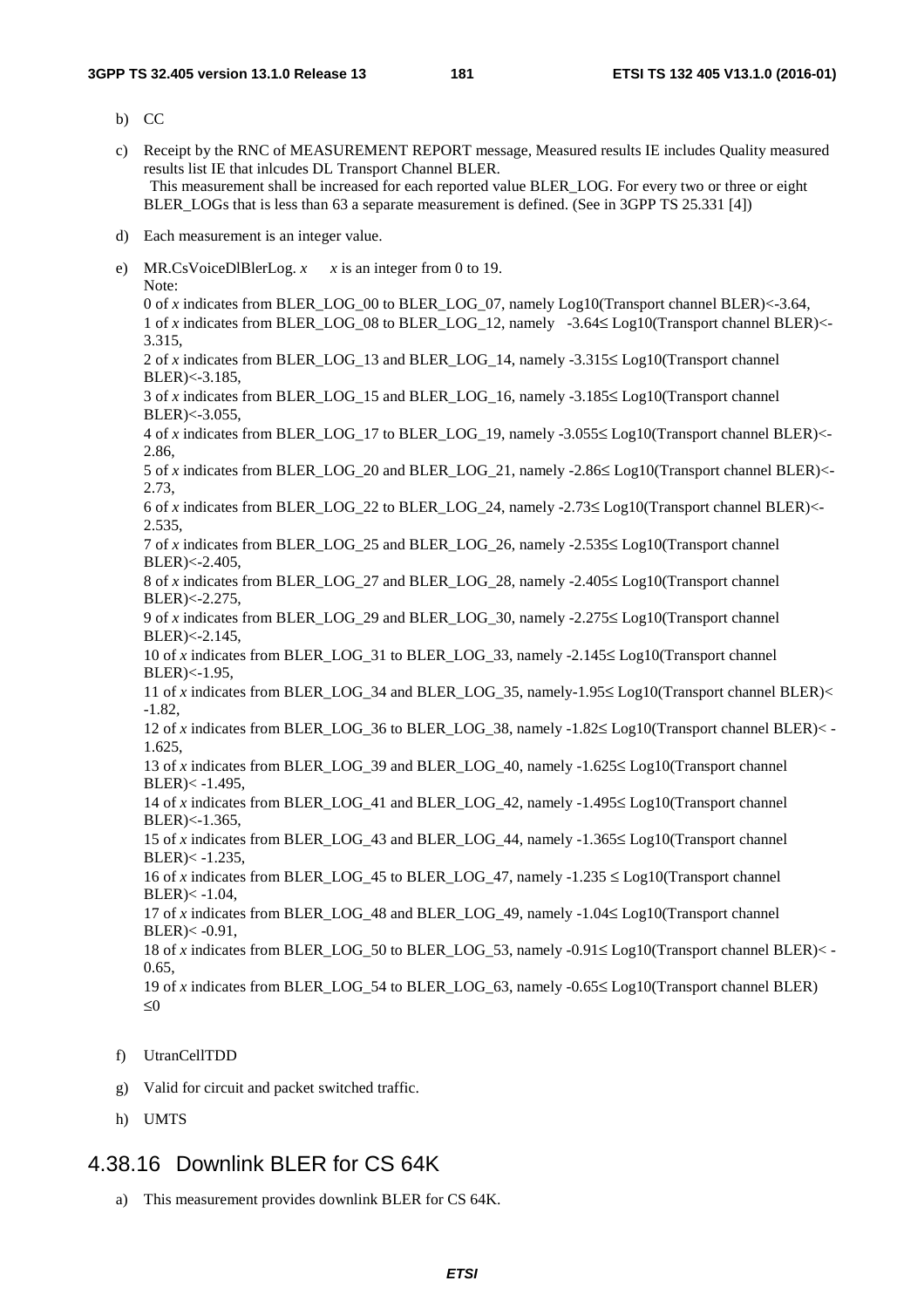b) CC

c) Receipt by the RNC of MEASUREMENT REPORT message, Measured results IE includes Quality measured results list IE that inlcudes DL Transport Channel BLER.
   This measurement shall be increased for each reported value BLER_LOG. For every two or three or eight BLER_LOGs that is less than 63 a separate measurement is defined. (See in 3GPP TS 25.331 [4])

d) Each measurement is an integer value.

e) MR.CsVoiceDlBlerLog. *x*   *x* is an integer from 0 to 19.
   Note:
   0 of *x* indicates from BLER_LOG_00 to BLER_LOG_07, namely Log10(Transport channel BLER)<-3.64,
   1 of *x* indicates from BLER_LOG_08 to BLER_LOG_12, namely -3.64≤ Log10(Transport channel BLER)<-3.315,
   2 of *x* indicates from BLER_LOG_13 and BLER_LOG_14, namely -3.315≤ Log10(Transport channel BLER)<-3.185,
   3 of *x* indicates from BLER_LOG_15 and BLER_LOG_16, namely -3.185≤ Log10(Transport channel BLER)<-3.055,
   4 of *x* indicates from BLER_LOG_17 to BLER_LOG_19, namely -3.055≤ Log10(Transport channel BLER)<-2.86,
   5 of *x* indicates from BLER_LOG_20 and BLER_LOG_21, namely -2.86≤ Log10(Transport channel BLER)<-2.73,
   6 of *x* indicates from BLER_LOG_22 to BLER_LOG_24, namely -2.73≤ Log10(Transport channel BLER)<-2.535,
   7 of *x* indicates from BLER_LOG_25 and BLER_LOG_26, namely -2.535≤ Log10(Transport channel BLER)<-2.405,
   8 of *x* indicates from BLER_LOG_27 and BLER_LOG_28, namely -2.405≤ Log10(Transport channel BLER)<-2.275,
   9 of *x* indicates from BLER_LOG_29 and BLER_LOG_30, namely -2.275≤ Log10(Transport channel BLER)<-2.145,
   10 of *x* indicates from BLER_LOG_31 to BLER_LOG_33, namely -2.145≤ Log10(Transport channel BLER)<-1.95,
   11 of *x* indicates from BLER_LOG_34 and BLER_LOG_35, namely-1.95≤ Log10(Transport channel BLER)< -1.82,
   12 of *x* indicates from BLER_LOG_36 to BLER_LOG_38, namely -1.82≤ Log10(Transport channel BLER)< -1.625,
   13 of *x* indicates from BLER_LOG_39 and BLER_LOG_40, namely -1.625≤ Log10(Transport channel BLER)< -1.495,
   14 of *x* indicates from BLER_LOG_41 and BLER_LOG_42, namely -1.495≤ Log10(Transport channel BLER)<-1.365,
   15 of *x* indicates from BLER_LOG_43 and BLER_LOG_44, namely -1.365≤ Log10(Transport channel BLER)< -1.235,
   16 of *x* indicates from BLER_LOG_45 to BLER_LOG_47, namely -1.235 ≤ Log10(Transport channel BLER)< -1.04,
   17 of *x* indicates from BLER_LOG_48 and BLER_LOG_49, namely -1.04≤ Log10(Transport channel BLER)< -0.91,
   18 of *x* indicates from BLER_LOG_50 to BLER_LOG_53, namely -0.91≤ Log10(Transport channel BLER)< -0.65,
   19 of *x* indicates from BLER_LOG_54 to BLER_LOG_63, namely -0.65≤ Log10(Transport channel BLER) ≤0

f) UtranCellTDD

g) Valid for circuit and packet switched traffic.

h) UMTS

## 4.38.16 Downlink BLER for CS 64K

a) This measurement provides downlink BLER for CS 64K.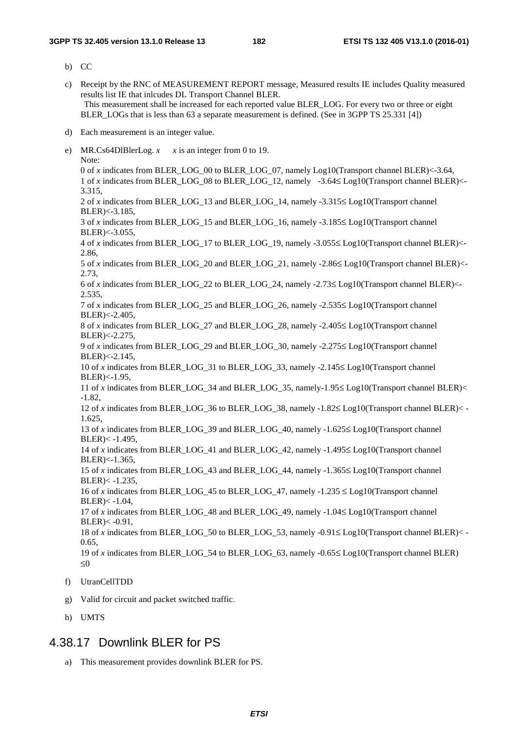b) CC

c) Receipt by the RNC of MEASUREMENT REPORT message, Measured results IE includes Quality measured results list IE that inlcudes DL Transport Channel BLER.
  This measurement shall be increased for each reported value BLER_LOG. For every two or three or eight BLER_LOGs that is less than 63 a separate measurement is defined. (See in 3GPP TS 25.331 [4])

d) Each measurement is an integer value.

e) MR.Cs64DlBlerLog. *x*   *x* is an integer from 0 to 19.
   Note:
   0 of *x* indicates from BLER_LOG_00 to BLER_LOG_07, namely Log10(Transport channel BLER)<-3.64,
   1 of *x* indicates from BLER_LOG_08 to BLER_LOG_12, namely  -3.64≤ Log10(Transport channel BLER)<-3.315,
   2 of *x* indicates from BLER_LOG_13 and BLER_LOG_14, namely -3.315≤ Log10(Transport channel BLER)<-3.185,
   3 of *x* indicates from BLER_LOG_15 and BLER_LOG_16, namely -3.185≤ Log10(Transport channel BLER)<-3.055,
   4 of *x* indicates from BLER_LOG_17 to BLER_LOG_19, namely -3.055≤ Log10(Transport channel BLER)<-2.86,
   5 of *x* indicates from BLER_LOG_20 and BLER_LOG_21, namely -2.86≤ Log10(Transport channel BLER)<-2.73,
   6 of *x* indicates from BLER_LOG_22 to BLER_LOG_24, namely -2.73≤ Log10(Transport channel BLER)<-2.535,
   7 of *x* indicates from BLER_LOG_25 and BLER_LOG_26, namely -2.535≤ Log10(Transport channel BLER)<-2.405,
   8 of *x* indicates from BLER_LOG_27 and BLER_LOG_28, namely -2.405≤ Log10(Transport channel BLER)<-2.275,
   9 of *x* indicates from BLER_LOG_29 and BLER_LOG_30, namely -2.275≤ Log10(Transport channel BLER)<-2.145,
   10 of *x* indicates from BLER_LOG_31 to BLER_LOG_33, namely -2.145≤ Log10(Transport channel BLER)<-1.95,
   11 of *x* indicates from BLER_LOG_34 and BLER_LOG_35, namely-1.95≤ Log10(Transport channel BLER)< -1.82,
   12 of *x* indicates from BLER_LOG_36 to BLER_LOG_38, namely -1.82≤ Log10(Transport channel BLER)< -1.625,
   13 of *x* indicates from BLER_LOG_39 and BLER_LOG_40, namely -1.625≤ Log10(Transport channel BLER)< -1.495,
   14 of *x* indicates from BLER_LOG_41 and BLER_LOG_42, namely -1.495≤ Log10(Transport channel BLER)<-1.365,
   15 of *x* indicates from BLER_LOG_43 and BLER_LOG_44, namely -1.365≤ Log10(Transport channel BLER)< -1.235,
   16 of *x* indicates from BLER_LOG_45 to BLER_LOG_47, namely -1.235 ≤ Log10(Transport channel BLER)< -1.04,
   17 of *x* indicates from BLER_LOG_48 and BLER_LOG_49, namely -1.04≤ Log10(Transport channel BLER)< -0.91,
   18 of *x* indicates from BLER_LOG_50 to BLER_LOG_53, namely -0.91≤ Log10(Transport channel BLER)< -0.65,
   19 of *x* indicates from BLER_LOG_54 to BLER_LOG_63, namely -0.65≤ Log10(Transport channel BLER) ≤0

f) UtranCellTDD

g) Valid for circuit and packet switched traffic.

h) UMTS

## 4.38.17 Downlink BLER for PS

a) This measurement provides downlink BLER for PS.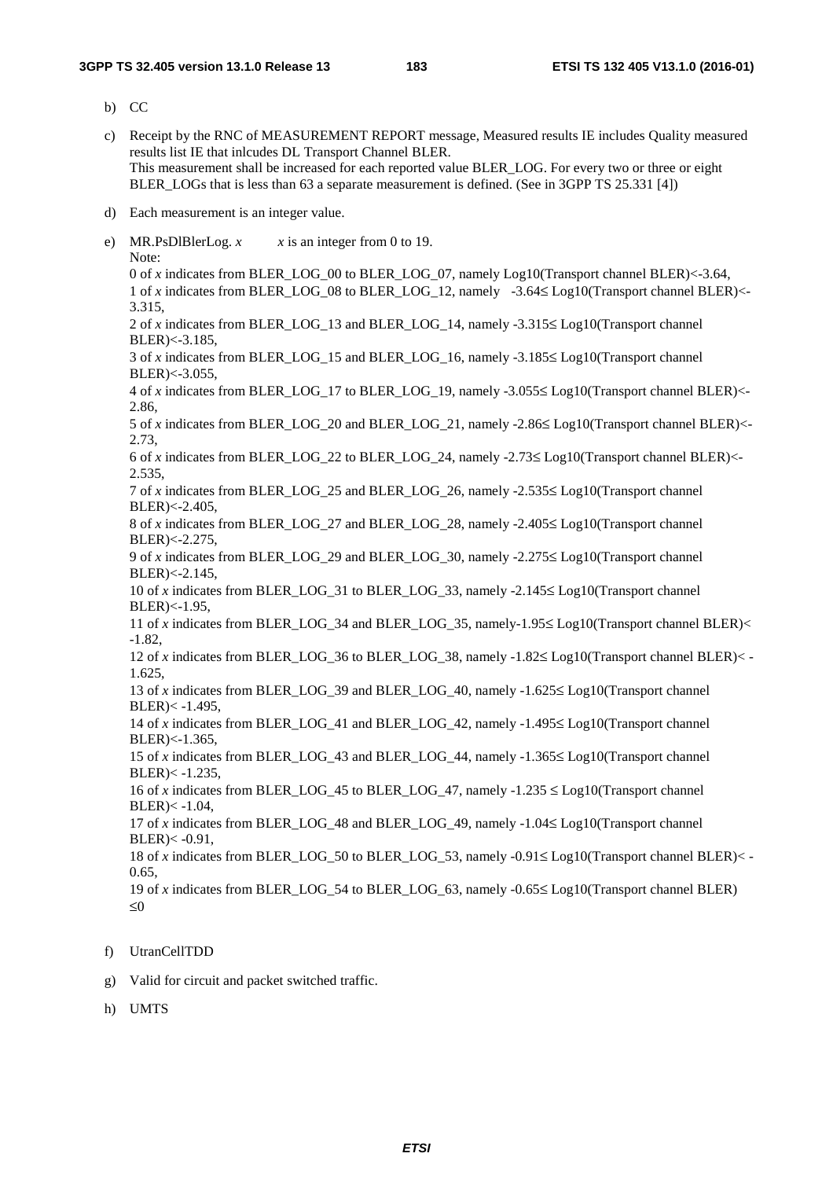b) CC

c) Receipt by the RNC of MEASUREMENT REPORT message, Measured results IE includes Quality measured results list IE that inlcudes DL Transport Channel BLER.
This measurement shall be increased for each reported value BLER_LOG. For every two or three or eight BLER_LOGs that is less than 63 a separate measurement is defined. (See in 3GPP TS 25.331 [4])

d) Each measurement is an integer value.

e) MR.PsDlBlerLog. *x* *x* is an integer from 0 to 19.
Note:
0 of *x* indicates from BLER_LOG_00 to BLER_LOG_07, namely Log10(Transport channel BLER)<-3.64,
1 of *x* indicates from BLER_LOG_08 to BLER_LOG_12, namely -3.64≤ Log10(Transport channel BLER)<-3.315,
2 of *x* indicates from BLER_LOG_13 and BLER_LOG_14, namely -3.315≤ Log10(Transport channel BLER)<-3.185,
3 of *x* indicates from BLER_LOG_15 and BLER_LOG_16, namely -3.185≤ Log10(Transport channel BLER)<-3.055,
4 of *x* indicates from BLER_LOG_17 to BLER_LOG_19, namely -3.055≤ Log10(Transport channel BLER)<-2.86,
5 of *x* indicates from BLER_LOG_20 and BLER_LOG_21, namely -2.86≤ Log10(Transport channel BLER)<-2.73,
6 of *x* indicates from BLER_LOG_22 to BLER_LOG_24, namely -2.73≤ Log10(Transport channel BLER)<-2.535,
7 of *x* indicates from BLER_LOG_25 and BLER_LOG_26, namely -2.535≤ Log10(Transport channel BLER)<-2.405,
8 of *x* indicates from BLER_LOG_27 and BLER_LOG_28, namely -2.405≤ Log10(Transport channel BLER)<-2.275,
9 of *x* indicates from BLER_LOG_29 and BLER_LOG_30, namely -2.275≤ Log10(Transport channel BLER)<-2.145,
10 of *x* indicates from BLER_LOG_31 to BLER_LOG_33, namely -2.145≤ Log10(Transport channel BLER)<-1.95,
11 of *x* indicates from BLER_LOG_34 and BLER_LOG_35, namely-1.95≤ Log10(Transport channel BLER)< -1.82,
12 of *x* indicates from BLER_LOG_36 to BLER_LOG_38, namely -1.82≤ Log10(Transport channel BLER)< -1.625,
13 of *x* indicates from BLER_LOG_39 and BLER_LOG_40, namely -1.625≤ Log10(Transport channel BLER)< -1.495,
14 of *x* indicates from BLER_LOG_41 and BLER_LOG_42, namely -1.495≤ Log10(Transport channel BLER)<-1.365,
15 of *x* indicates from BLER_LOG_43 and BLER_LOG_44, namely -1.365≤ Log10(Transport channel BLER)< -1.235,
16 of *x* indicates from BLER_LOG_45 to BLER_LOG_47, namely -1.235 ≤ Log10(Transport channel BLER)< -1.04,
17 of *x* indicates from BLER_LOG_48 and BLER_LOG_49, namely -1.04≤ Log10(Transport channel BLER)< -0.91,
18 of *x* indicates from BLER_LOG_50 to BLER_LOG_53, namely -0.91≤ Log10(Transport channel BLER)< -0.65,
19 of *x* indicates from BLER_LOG_54 to BLER_LOG_63, namely -0.65≤ Log10(Transport channel BLER) ≤0

f) UtranCellTDD

g) Valid for circuit and packet switched traffic.

h) UMTS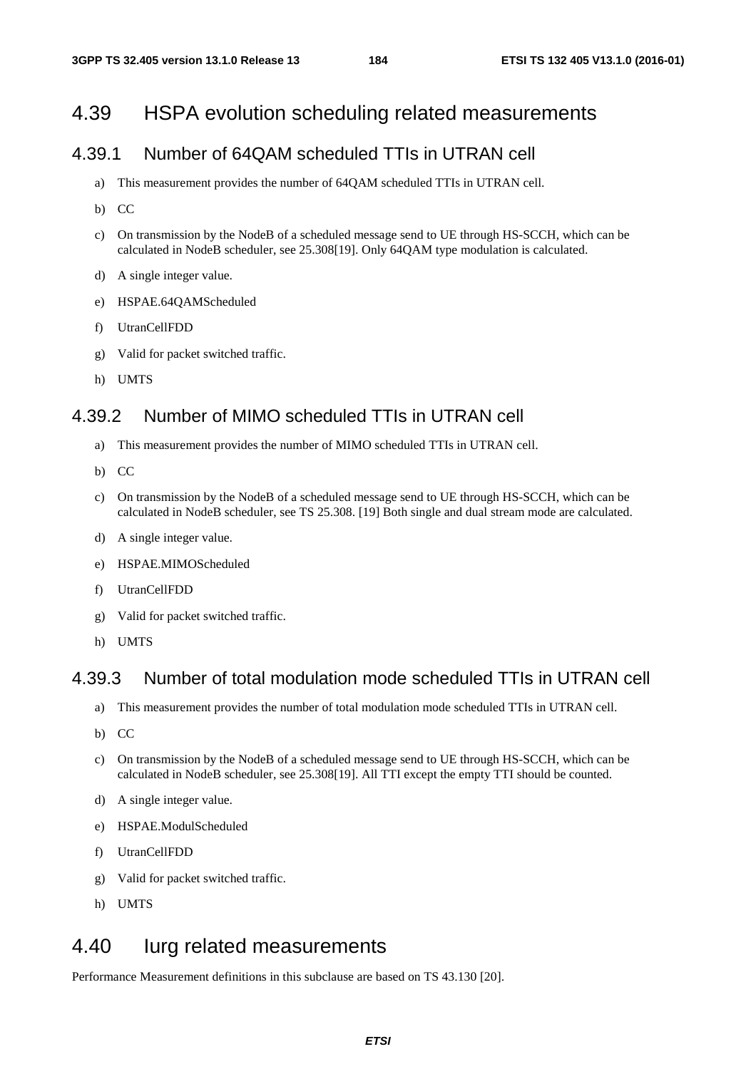# 4.39 HSPA evolution scheduling related measurements

## 4.39.1 Number of 64QAM scheduled TTIs in UTRAN cell

a) This measurement provides the number of 64QAM scheduled TTIs in UTRAN cell.

b) CC

c) On transmission by the NodeB of a scheduled message send to UE through HS-SCCH, which can be calculated in NodeB scheduler, see 25.308[19]. Only 64QAM type modulation is calculated.

d) A single integer value.

e) HSPAE.64QAMScheduled

f) UtranCellFDD

g) Valid for packet switched traffic.

h) UMTS

## 4.39.2 Number of MIMO scheduled TTIs in UTRAN cell

a) This measurement provides the number of MIMO scheduled TTIs in UTRAN cell.

b) CC

c) On transmission by the NodeB of a scheduled message send to UE through HS-SCCH, which can be calculated in NodeB scheduler, see TS 25.308. [19] Both single and dual stream mode are calculated.

d) A single integer value.

e) HSPAE.MIMOScheduled

f) UtranCellFDD

g) Valid for packet switched traffic.

h) UMTS

## 4.39.3 Number of total modulation mode scheduled TTIs in UTRAN cell

a) This measurement provides the number of total modulation mode scheduled TTIs in UTRAN cell.

b) CC

c) On transmission by the NodeB of a scheduled message send to UE through HS-SCCH, which can be calculated in NodeB scheduler, see 25.308[19]. All TTI except the empty TTI should be counted.

d) A single integer value.

e) HSPAE.ModulScheduled

f) UtranCellFDD

g) Valid for packet switched traffic.

h) UMTS

# 4.40 Iurg related measurements

Performance Measurement definitions in this subclause are based on TS 43.130 [20].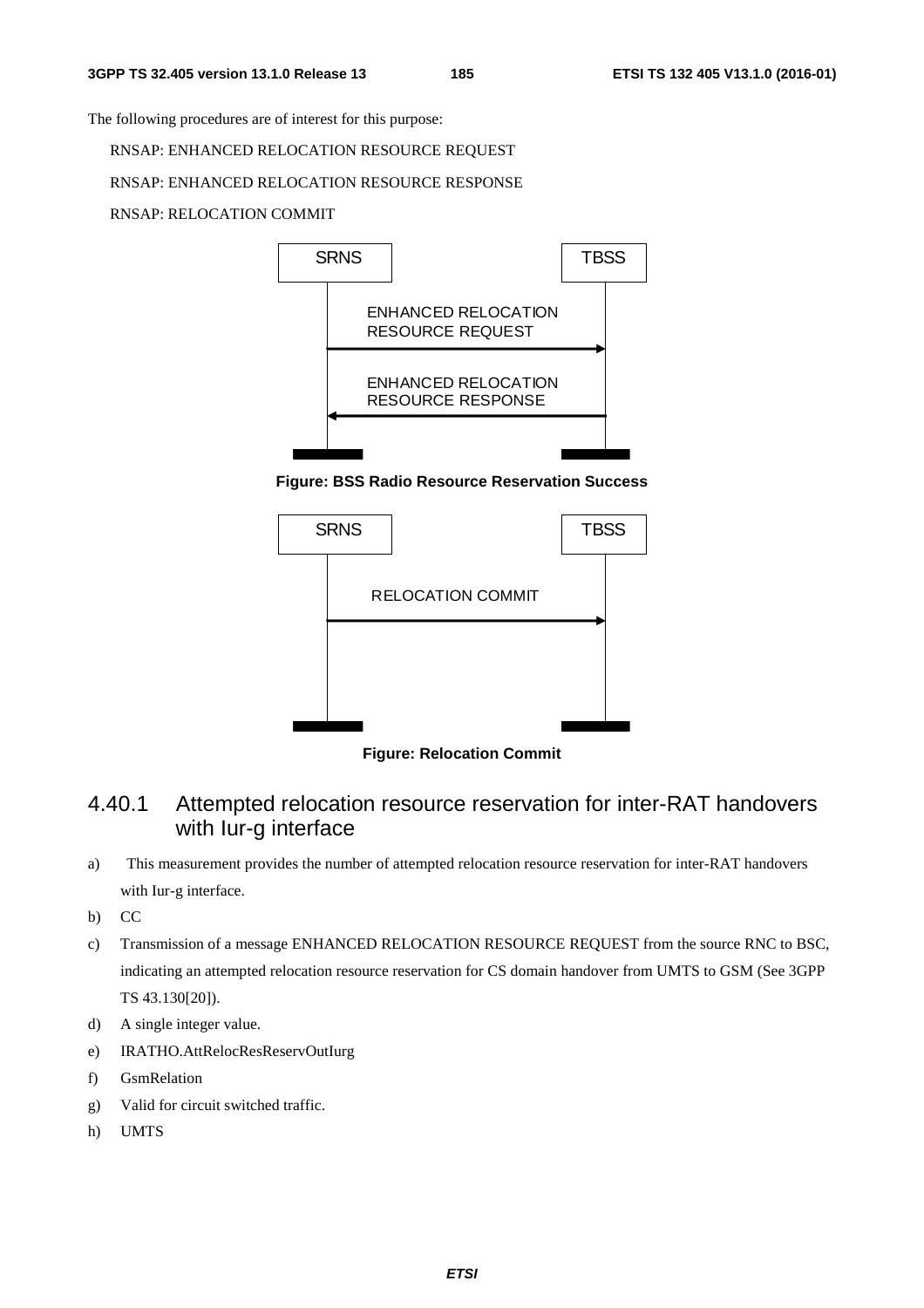The following procedures are of interest for this purpose:

RNSAP: ENHANCED RELOCATION RESOURCE REQUEST

RNSAP: ENHANCED RELOCATION RESOURCE RESPONSE

RNSAP: RELOCATION COMMIT

SRNS | TBSS

ENHANCED RELOCATION RESOURCE REQUEST

ENHANCED RELOCATION RESOURCE RESPONSE

**Figure: BSS Radio Resource Reservation Success**

SRNS | TBSS

RELOCATION COMMIT

**Figure: Relocation Commit**

## 4.40.1 Attempted relocation resource reservation for inter-RAT handovers with Iur-g interface

a) This measurement provides the number of attempted relocation resource reservation for inter-RAT handovers with Iur-g interface.

b) CC

c) Transmission of a message ENHANCED RELOCATION RESOURCE REQUEST from the source RNC to BSC, indicating an attempted relocation resource reservation for CS domain handover from UMTS to GSM (See 3GPP TS 43.130[20]).

d) A single integer value.

e) IRATHO.AttRelocResReservOutIurg

f) GsmRelation

g) Valid for circuit switched traffic.

h) UMTS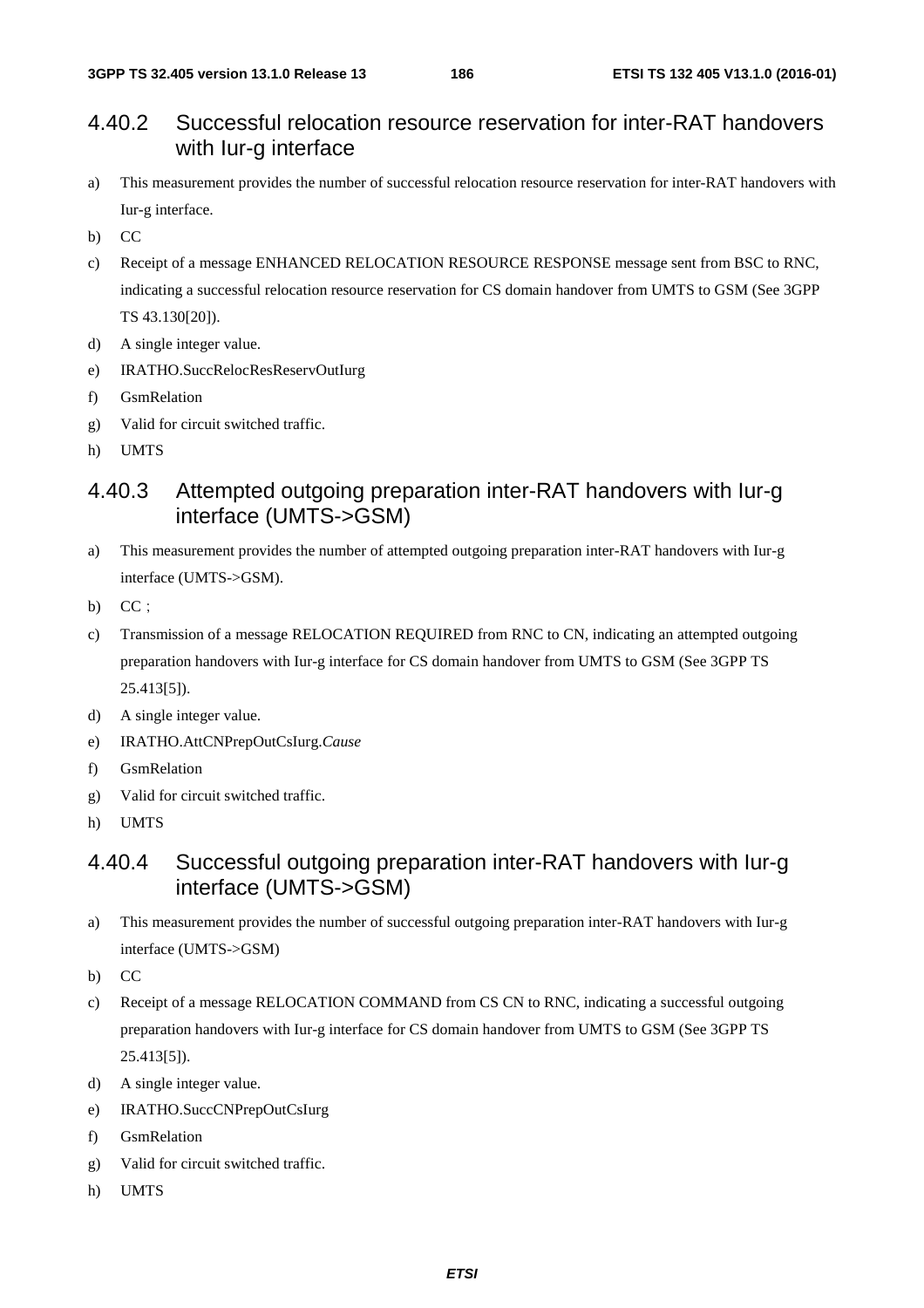### 4.40.2 Successful relocation resource reservation for inter-RAT handovers with Iur-g interface

a) This measurement provides the number of successful relocation resource reservation for inter-RAT handovers with Iur-g interface.

b) CC

c) Receipt of a message ENHANCED RELOCATION RESOURCE RESPONSE message sent from BSC to RNC, indicating a successful relocation resource reservation for CS domain handover from UMTS to GSM (See 3GPP TS 43.130[20]).

d) A single integer value.

e) IRATHO.SuccRelocResReservOutIurg

f) GsmRelation

g) Valid for circuit switched traffic.

h) UMTS

### 4.40.3 Attempted outgoing preparation inter-RAT handovers with Iur-g interface (UMTS->GSM)

a) This measurement provides the number of attempted outgoing preparation inter-RAT handovers with Iur-g interface (UMTS->GSM).

b) CC ;

c) Transmission of a message RELOCATION REQUIRED from RNC to CN, indicating an attempted outgoing preparation handovers with Iur-g interface for CS domain handover from UMTS to GSM (See 3GPP TS 25.413[5]).

d) A single integer value.

e) IRATHO.AttCNPrepOutCsIurg.*Cause*

f) GsmRelation

g) Valid for circuit switched traffic.

h) UMTS

### 4.40.4 Successful outgoing preparation inter-RAT handovers with Iur-g interface (UMTS->GSM)

a) This measurement provides the number of successful outgoing preparation inter-RAT handovers with Iur-g interface (UMTS->GSM)

b) CC

c) Receipt of a message RELOCATION COMMAND from CS CN to RNC, indicating a successful outgoing preparation handovers with Iur-g interface for CS domain handover from UMTS to GSM (See 3GPP TS 25.413[5]).

d) A single integer value.

e) IRATHO.SuccCNPrepOutCsIurg

f) GsmRelation

g) Valid for circuit switched traffic.

h) UMTS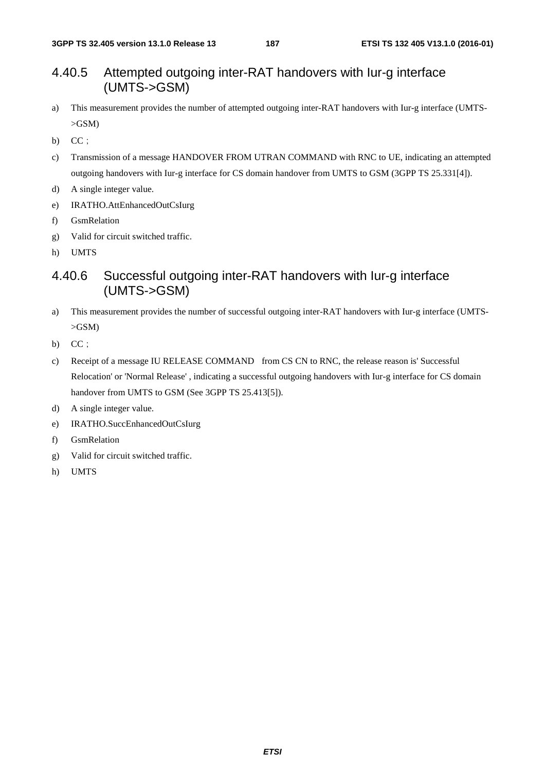### 4.40.5 Attempted outgoing inter-RAT handovers with Iur-g interface (UMTS->GSM)

a) This measurement provides the number of attempted outgoing inter-RAT handovers with Iur-g interface (UMTS->GSM)

b) CC ;

c) Transmission of a message HANDOVER FROM UTRAN COMMAND with RNC to UE, indicating an attempted outgoing handovers with Iur-g interface for CS domain handover from UMTS to GSM (3GPP TS 25.331[4]).

d) A single integer value.

e) IRATHO.AttEnhancedOutCsIurg

f) GsmRelation

g) Valid for circuit switched traffic.

h) UMTS

### 4.40.6 Successful outgoing inter-RAT handovers with Iur-g interface (UMTS->GSM)

a) This measurement provides the number of successful outgoing inter-RAT handovers with Iur-g interface (UMTS->GSM)

b) CC ;

c) Receipt of a message IU RELEASE COMMAND from CS CN to RNC, the release reason is' Successful Relocation' or 'Normal Release' , indicating a successful outgoing handovers with Iur-g interface for CS domain handover from UMTS to GSM (See 3GPP TS 25.413[5]).

d) A single integer value.

e) IRATHO.SuccEnhancedOutCsIurg

f) GsmRelation

g) Valid for circuit switched traffic.

h) UMTS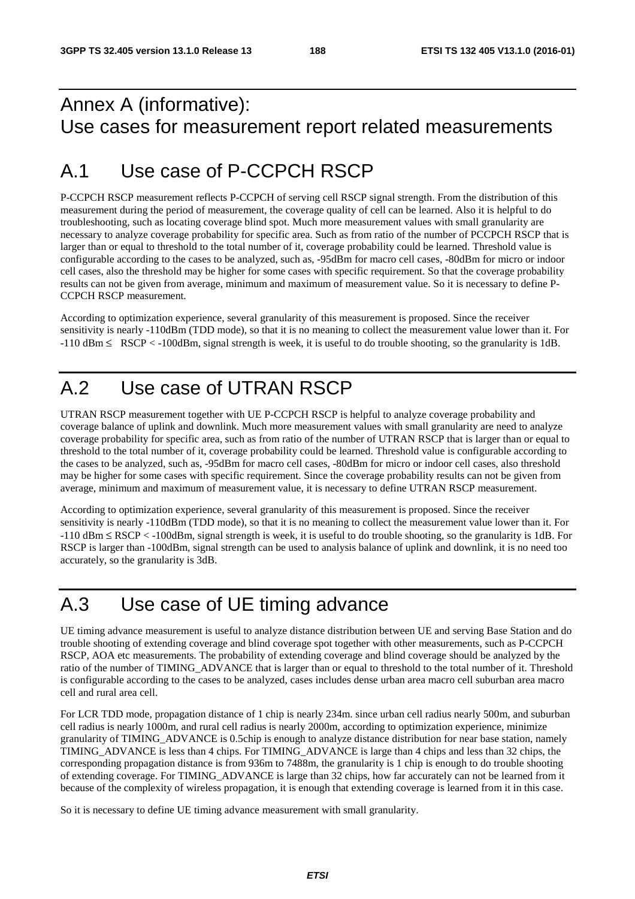# Annex A (informative): Use cases for measurement report related measurements

# A.1 Use case of P-CCPCH RSCP

P-CCPCH RSCP measurement reflects P-CCPCH of serving cell RSCP signal strength. From the distribution of this measurement during the period of measurement, the coverage quality of cell can be learned. Also it is helpful to do troubleshooting, such as locating coverage blind spot. Much more measurement values with small granularity are necessary to analyze coverage probability for specific area. Such as from ratio of the number of PCCPCH RSCP that is larger than or equal to threshold to the total number of it, coverage probability could be learned. Threshold value is configurable according to the cases to be analyzed, such as, -95dBm for macro cell cases, -80dBm for micro or indoor cell cases, also the threshold may be higher for some cases with specific requirement. So that the coverage probability results can not be given from average, minimum and maximum of measurement value. So it is necessary to define P-CCPCH RSCP measurement.

According to optimization experience, several granularity of this measurement is proposed. Since the receiver sensitivity is nearly -110dBm (TDD mode), so that it is no meaning to collect the measurement value lower than it. For -110 dBm ≤ RSCP < -100dBm, signal strength is week, it is useful to do trouble shooting, so the granularity is 1dB.

# A.2 Use case of UTRAN RSCP

UTRAN RSCP measurement together with UE P-CCPCH RSCP is helpful to analyze coverage probability and coverage balance of uplink and downlink. Much more measurement values with small granularity are need to analyze coverage probability for specific area, such as from ratio of the number of UTRAN RSCP that is larger than or equal to threshold to the total number of it, coverage probability could be learned. Threshold value is configurable according to the cases to be analyzed, such as, -95dBm for macro cell cases, -80dBm for micro or indoor cell cases, also threshold may be higher for some cases with specific requirement. Since the coverage probability results can not be given from average, minimum and maximum of measurement value, it is necessary to define UTRAN RSCP measurement.

According to optimization experience, several granularity of this measurement is proposed. Since the receiver sensitivity is nearly -110dBm (TDD mode), so that it is no meaning to collect the measurement value lower than it. For -110 dBm ≤ RSCP < -100dBm, signal strength is week, it is useful to do trouble shooting, so the granularity is 1dB. For RSCP is larger than -100dBm, signal strength can be used to analysis balance of uplink and downlink, it is no need too accurately, so the granularity is 3dB.

# A.3 Use case of UE timing advance

UE timing advance measurement is useful to analyze distance distribution between UE and serving Base Station and do trouble shooting of extending coverage and blind coverage spot together with other measurements, such as P-CCPCH RSCP, AOA etc measurements. The probability of extending coverage and blind coverage should be analyzed by the ratio of the number of TIMING_ADVANCE that is larger than or equal to threshold to the total number of it. Threshold is configurable according to the cases to be analyzed, cases includes dense urban area macro cell suburban area macro cell and rural area cell.

For LCR TDD mode, propagation distance of 1 chip is nearly 234m. since urban cell radius nearly 500m, and suburban cell radius is nearly 1000m, and rural cell radius is nearly 2000m, according to optimization experience, minimize granularity of TIMING_ADVANCE is 0.5chip is enough to analyze distance distribution for near base station, namely TIMING_ADVANCE is less than 4 chips. For TIMING_ADVANCE is large than 4 chips and less than 32 chips, the corresponding propagation distance is from 936m to 7488m, the granularity is 1 chip is enough to do trouble shooting of extending coverage. For TIMING_ADVANCE is large than 32 chips, how far accurately can not be learned from it because of the complexity of wireless propagation, it is enough that extending coverage is learned from it in this case.

So it is necessary to define UE timing advance measurement with small granularity.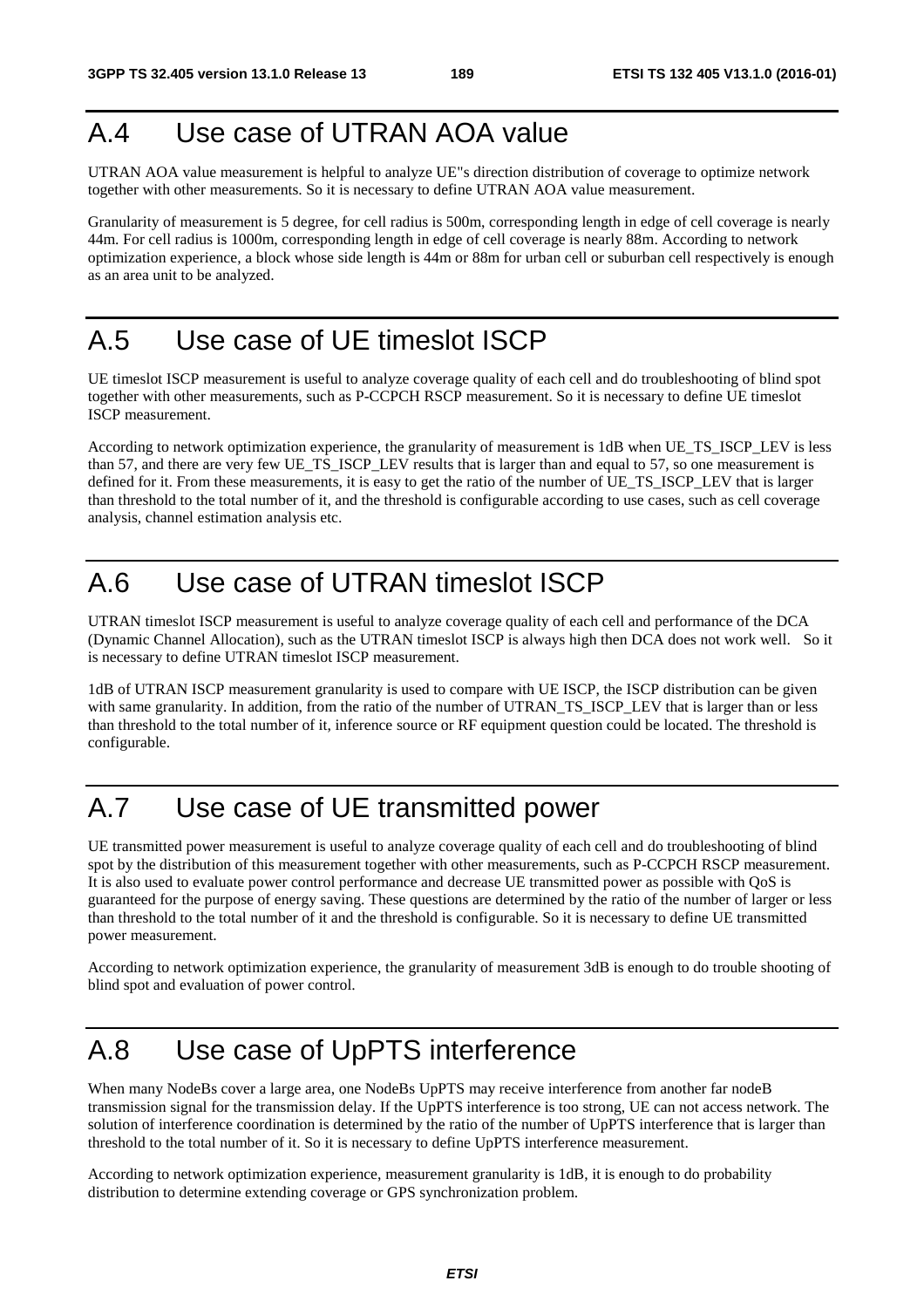# A.4 Use case of UTRAN AOA value

UTRAN AOA value measurement is helpful to analyze UE"s direction distribution of coverage to optimize network together with other measurements. So it is necessary to define UTRAN AOA value measurement.

Granularity of measurement is 5 degree, for cell radius is 500m, corresponding length in edge of cell coverage is nearly 44m. For cell radius is 1000m, corresponding length in edge of cell coverage is nearly 88m. According to network optimization experience, a block whose side length is 44m or 88m for urban cell or suburban cell respectively is enough as an area unit to be analyzed.

# A.5 Use case of UE timeslot ISCP

UE timeslot ISCP measurement is useful to analyze coverage quality of each cell and do troubleshooting of blind spot together with other measurements, such as P-CCPCH RSCP measurement. So it is necessary to define UE timeslot ISCP measurement.

According to network optimization experience, the granularity of measurement is 1dB when UE_TS_ISCP_LEV is less than 57, and there are very few UE_TS_ISCP_LEV results that is larger than and equal to 57, so one measurement is defined for it. From these measurements, it is easy to get the ratio of the number of UE_TS_ISCP_LEV that is larger than threshold to the total number of it, and the threshold is configurable according to use cases, such as cell coverage analysis, channel estimation analysis etc.

# A.6 Use case of UTRAN timeslot ISCP

UTRAN timeslot ISCP measurement is useful to analyze coverage quality of each cell and performance of the DCA (Dynamic Channel Allocation), such as the UTRAN timeslot ISCP is always high then DCA does not work well. So it is necessary to define UTRAN timeslot ISCP measurement.

1dB of UTRAN ISCP measurement granularity is used to compare with UE ISCP, the ISCP distribution can be given with same granularity. In addition, from the ratio of the number of UTRAN_TS_ISCP_LEV that is larger than or less than threshold to the total number of it, inference source or RF equipment question could be located. The threshold is configurable.

# A.7 Use case of UE transmitted power

UE transmitted power measurement is useful to analyze coverage quality of each cell and do troubleshooting of blind spot by the distribution of this measurement together with other measurements, such as P-CCPCH RSCP measurement. It is also used to evaluate power control performance and decrease UE transmitted power as possible with QoS is guaranteed for the purpose of energy saving. These questions are determined by the ratio of the number of larger or less than threshold to the total number of it and the threshold is configurable. So it is necessary to define UE transmitted power measurement.

According to network optimization experience, the granularity of measurement 3dB is enough to do trouble shooting of blind spot and evaluation of power control.

# A.8 Use case of UpPTS interference

When many NodeBs cover a large area, one NodeBs UpPTS may receive interference from another far nodeB transmission signal for the transmission delay. If the UpPTS interference is too strong, UE can not access network. The solution of interference coordination is determined by the ratio of the number of UpPTS interference that is larger than threshold to the total number of it. So it is necessary to define UpPTS interference measurement.

According to network optimization experience, measurement granularity is 1dB, it is enough to do probability distribution to determine extending coverage or GPS synchronization problem.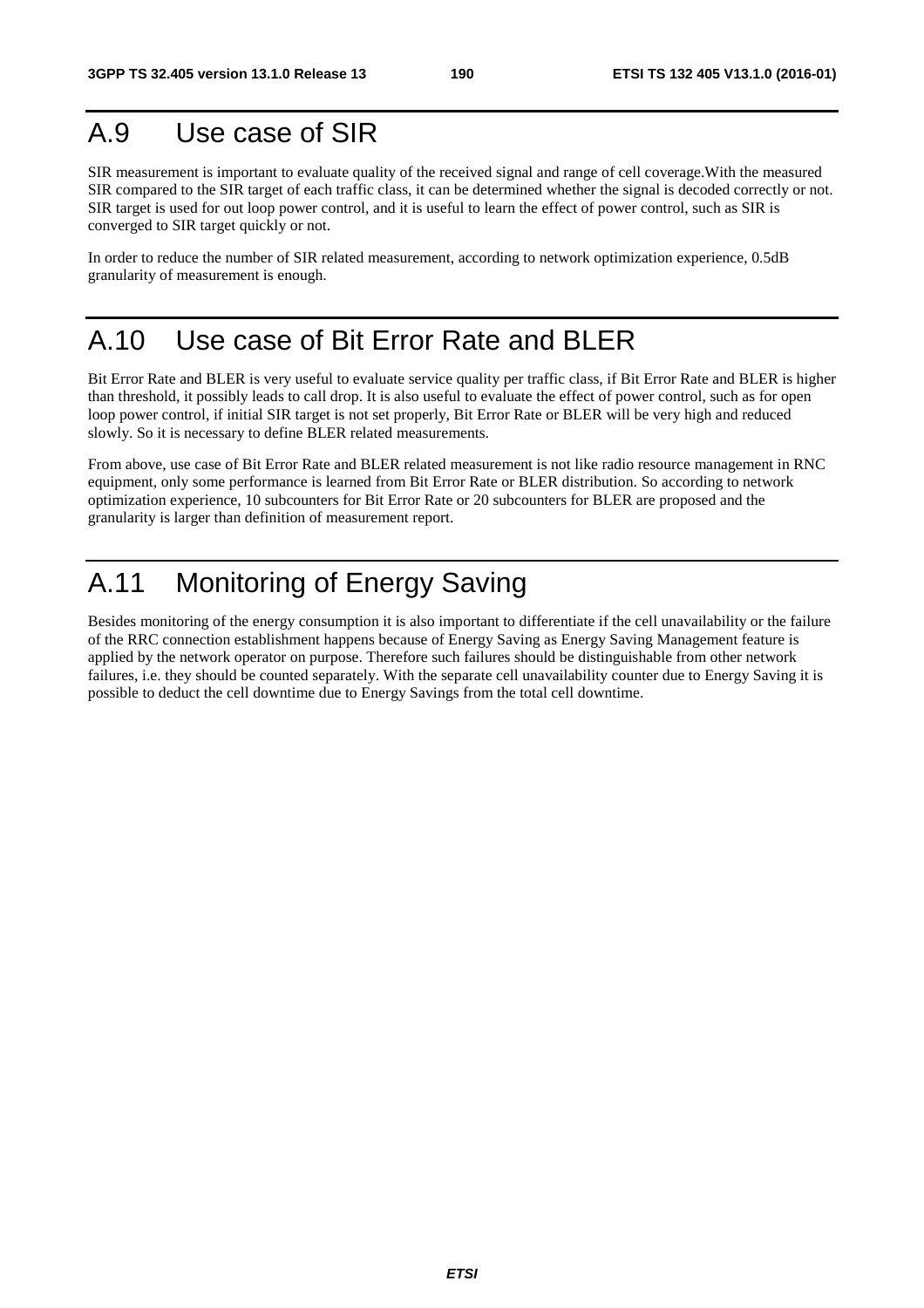# A.9 Use case of SIR

SIR measurement is important to evaluate quality of the received signal and range of cell coverage.With the measured SIR compared to the SIR target of each traffic class, it can be determined whether the signal is decoded correctly or not. SIR target is used for out loop power control, and it is useful to learn the effect of power control, such as SIR is converged to SIR target quickly or not.

In order to reduce the number of SIR related measurement, according to network optimization experience, 0.5dB granularity of measurement is enough.

# A.10 Use case of Bit Error Rate and BLER

Bit Error Rate and BLER is very useful to evaluate service quality per traffic class, if Bit Error Rate and BLER is higher than threshold, it possibly leads to call drop. It is also useful to evaluate the effect of power control, such as for open loop power control, if initial SIR target is not set properly, Bit Error Rate or BLER will be very high and reduced slowly. So it is necessary to define BLER related measurements.

From above, use case of Bit Error Rate and BLER related measurement is not like radio resource management in RNC equipment, only some performance is learned from Bit Error Rate or BLER distribution. So according to network optimization experience, 10 subcounters for Bit Error Rate or 20 subcounters for BLER are proposed and the granularity is larger than definition of measurement report.

# A.11 Monitoring of Energy Saving

Besides monitoring of the energy consumption it is also important to differentiate if the cell unavailability or the failure of the RRC connection establishment happens because of Energy Saving as Energy Saving Management feature is applied by the network operator on purpose. Therefore such failures should be distinguishable from other network failures, i.e. they should be counted separately. With the separate cell unavailability counter due to Energy Saving it is possible to deduct the cell downtime due to Energy Savings from the total cell downtime.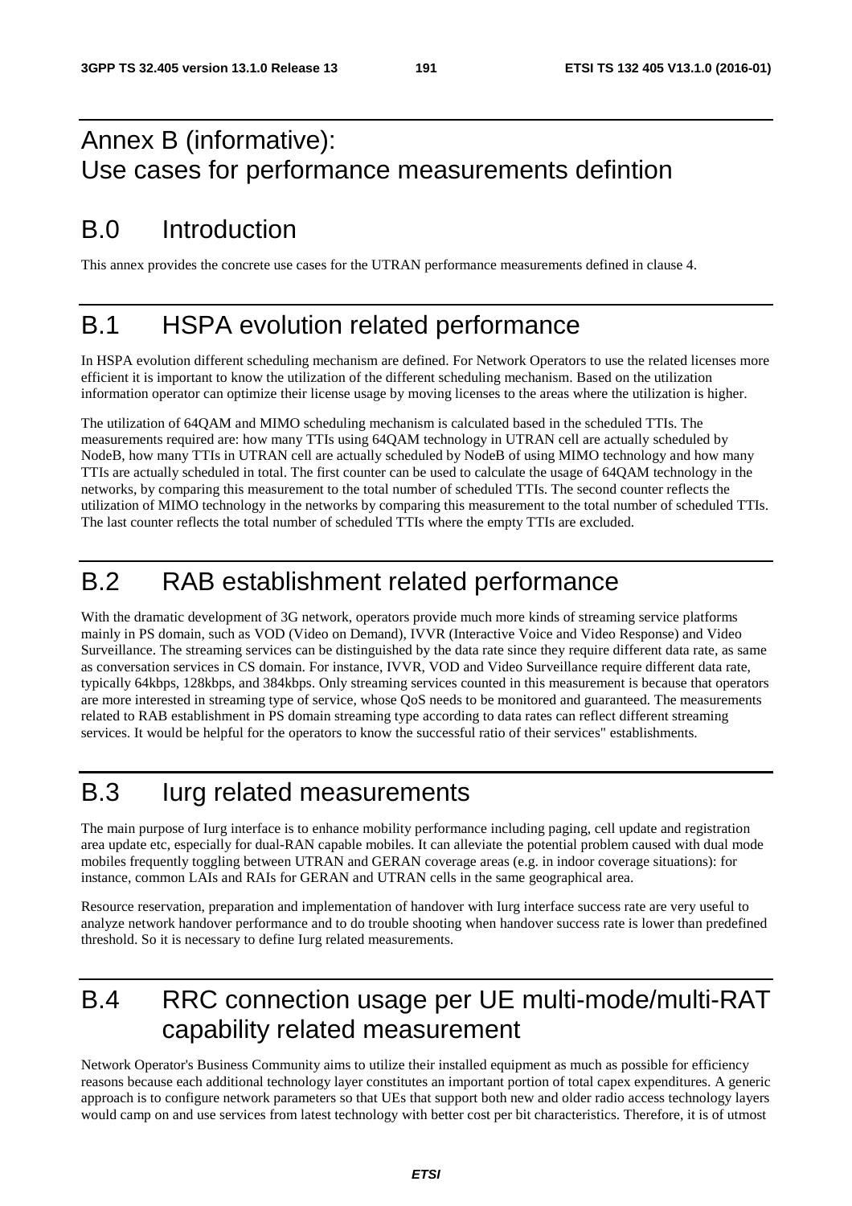# Annex B (informative): Use cases for performance measurements defintion

## B.0 Introduction

This annex provides the concrete use cases for the UTRAN performance measurements defined in clause 4.

## B.1 HSPA evolution related performance

In HSPA evolution different scheduling mechanism are defined. For Network Operators to use the related licenses more efficient it is important to know the utilization of the different scheduling mechanism. Based on the utilization information operator can optimize their license usage by moving licenses to the areas where the utilization is higher.

The utilization of 64QAM and MIMO scheduling mechanism is calculated based in the scheduled TTIs. The measurements required are: how many TTIs using 64QAM technology in UTRAN cell are actually scheduled by NodeB, how many TTIs in UTRAN cell are actually scheduled by NodeB of using MIMO technology and how many TTIs are actually scheduled in total. The first counter can be used to calculate the usage of 64QAM technology in the networks, by comparing this measurement to the total number of scheduled TTIs. The second counter reflects the utilization of MIMO technology in the networks by comparing this measurement to the total number of scheduled TTIs. The last counter reflects the total number of scheduled TTIs where the empty TTIs are excluded.

## B.2 RAB establishment related performance

With the dramatic development of 3G network, operators provide much more kinds of streaming service platforms mainly in PS domain, such as VOD (Video on Demand), IVVR (Interactive Voice and Video Response) and Video Surveillance. The streaming services can be distinguished by the data rate since they require different data rate, as same as conversation services in CS domain. For instance, IVVR, VOD and Video Surveillance require different data rate, typically 64kbps, 128kbps, and 384kbps. Only streaming services counted in this measurement is because that operators are more interested in streaming type of service, whose QoS needs to be monitored and guaranteed. The measurements related to RAB establishment in PS domain streaming type according to data rates can reflect different streaming services. It would be helpful for the operators to know the successful ratio of their services" establishments.

## B.3 Iurg related measurements

The main purpose of Iurg interface is to enhance mobility performance including paging, cell update and registration area update etc, especially for dual-RAN capable mobiles. It can alleviate the potential problem caused with dual mode mobiles frequently toggling between UTRAN and GERAN coverage areas (e.g. in indoor coverage situations): for instance, common LAIs and RAIs for GERAN and UTRAN cells in the same geographical area.

Resource reservation, preparation and implementation of handover with Iurg interface success rate are very useful to analyze network handover performance and to do trouble shooting when handover success rate is lower than predefined threshold. So it is necessary to define Iurg related measurements.

## B.4 RRC connection usage per UE multi-mode/multi-RAT capability related measurement

Network Operator's Business Community aims to utilize their installed equipment as much as possible for efficiency reasons because each additional technology layer constitutes an important portion of total capex expenditures. A generic approach is to configure network parameters so that UEs that support both new and older radio access technology layers would camp on and use services from latest technology with better cost per bit characteristics. Therefore, it is of utmost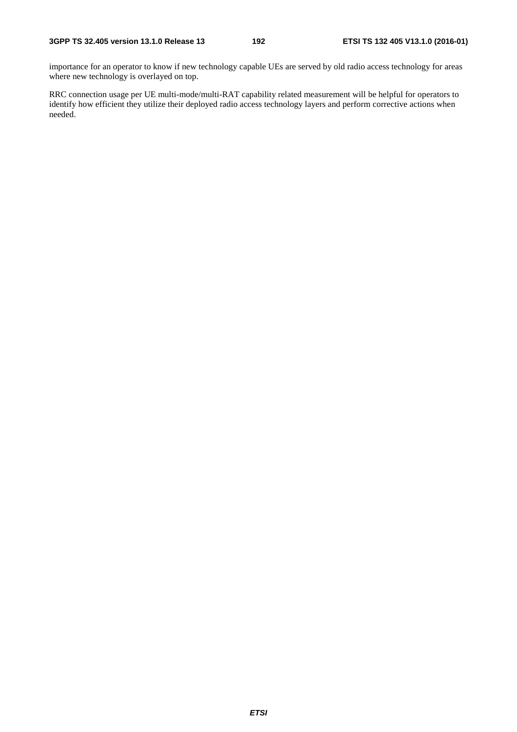importance for an operator to know if new technology capable UEs are served by old radio access technology for areas where new technology is overlayed on top.

RRC connection usage per UE multi-mode/multi-RAT capability related measurement will be helpful for operators to identify how efficient they utilize their deployed radio access technology layers and perform corrective actions when needed.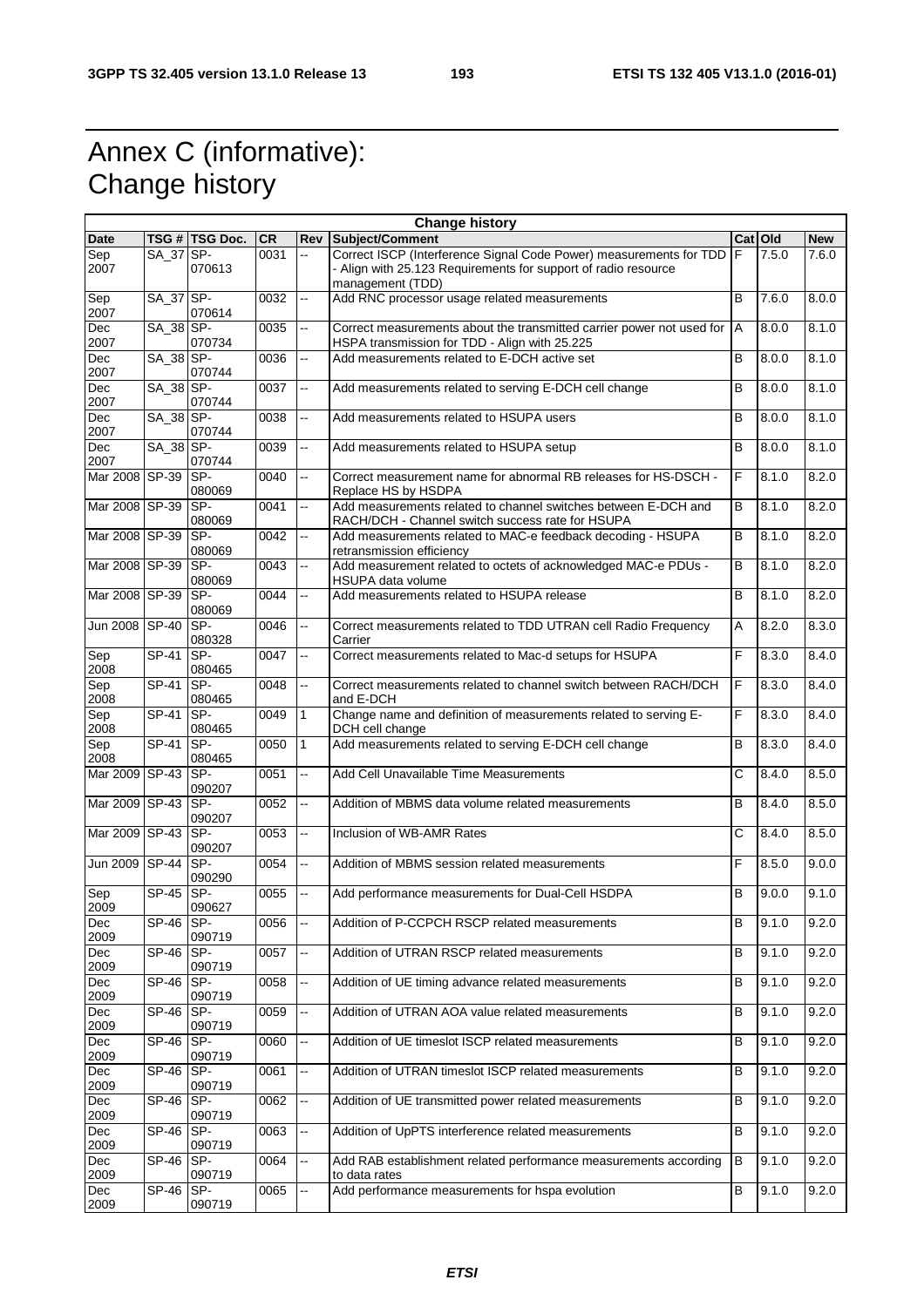# Annex C (informative): Change history

| Change history | | | | | | | | |
|---|---|---|---|---|---|---|---|---|
| **Date** | **TSG #** | **TSG Doc.** | **CR** | **Rev** | **Subject/Comment** | **Cat** | **Old** | **New** |
| Sep 2007 | SA_37 | SP-070613 | 0031 | -- | Correct ISCP (Interference Signal Code Power) measurements for TDD - Align with 25.123 Requirements for support of radio resource management (TDD) | F | 7.5.0 | 7.6.0 |
| Sep 2007 | SA_37 | SP-070614 | 0032 | -- | Add RNC processor usage related measurements | B | 7.6.0 | 8.0.0 |
| Dec 2007 | SA_38 | SP-070734 | 0035 | -- | Correct measurements about the transmitted carrier power not used for HSPA transmission for TDD - Align with 25.225 | A | 8.0.0 | 8.1.0 |
| Dec 2007 | SA_38 | SP-070744 | 0036 | -- | Add measurements related to E-DCH active set | B | 8.0.0 | 8.1.0 |
| Dec 2007 | SA_38 | SP-070744 | 0037 | -- | Add measurements related to serving E-DCH cell change | B | 8.0.0 | 8.1.0 |
| Dec 2007 | SA_38 | SP-070744 | 0038 | -- | Add measurements related to HSUPA users | B | 8.0.0 | 8.1.0 |
| Dec 2007 | SA_38 | SP-070744 | 0039 | -- | Add measurements related to HSUPA setup | B | 8.0.0 | 8.1.0 |
| Mar 2008 | SP-39 | SP-080069 | 0040 | -- | Correct measurement name for abnormal RB releases for HS-DSCH - Replace HS by HSDPA | F | 8.1.0 | 8.2.0 |
| Mar 2008 | SP-39 | SP-080069 | 0041 | -- | Add measurements related to channel switches between E-DCH and RACH/DCH - Channel switch success rate for HSUPA | B | 8.1.0 | 8.2.0 |
| Mar 2008 | SP-39 | SP-080069 | 0042 | -- | Add measurements related to MAC-e feedback decoding - HSUPA retransmission efficiency | B | 8.1.0 | 8.2.0 |
| Mar 2008 | SP-39 | SP-080069 | 0043 | -- | Add measurement related to octets of acknowledged MAC-e PDUs - HSUPA data volume | B | 8.1.0 | 8.2.0 |
| Mar 2008 | SP-39 | SP-080069 | 0044 | -- | Add measurements related to HSUPA release | B | 8.1.0 | 8.2.0 |
| Jun 2008 | SP-40 | SP-080328 | 0046 | -- | Correct measurements related to TDD UTRAN cell Radio Frequency Carrier | A | 8.2.0 | 8.3.0 |
| Sep 2008 | SP-41 | SP-080465 | 0047 | -- | Correct measurements related to Mac-d setups for HSUPA | F | 8.3.0 | 8.4.0 |
| Sep 2008 | SP-41 | SP-080465 | 0048 | -- | Correct measurements related to channel switch between RACH/DCH and E-DCH | F | 8.3.0 | 8.4.0 |
| Sep 2008 | SP-41 | SP-080465 | 0049 | 1 | Change name and definition of measurements related to serving E-DCH cell change | F | 8.3.0 | 8.4.0 |
| Sep 2008 | SP-41 | SP-080465 | 0050 | 1 | Add measurements related to serving E-DCH cell change | B | 8.3.0 | 8.4.0 |
| Mar 2009 | SP-43 | SP-090207 | 0051 | -- | Add Cell Unavailable Time Measurements | C | 8.4.0 | 8.5.0 |
| Mar 2009 | SP-43 | SP-090207 | 0052 | -- | Addition of MBMS data volume related measurements | B | 8.4.0 | 8.5.0 |
| Mar 2009 | SP-43 | SP-090207 | 0053 | -- | Inclusion of WB-AMR Rates | C | 8.4.0 | 8.5.0 |
| Jun 2009 | SP-44 | SP-090290 | 0054 | -- | Addition of MBMS session related measurements | F | 8.5.0 | 9.0.0 |
| Sep 2009 | SP-45 | SP-090627 | 0055 | -- | Add performance measurements for Dual-Cell HSDPA | B | 9.0.0 | 9.1.0 |
| Dec 2009 | SP-46 | SP-090719 | 0056 | -- | Addition of P-CCPCH RSCP related measurements | B | 9.1.0 | 9.2.0 |
| Dec 2009 | SP-46 | SP-090719 | 0057 | -- | Addition of UTRAN RSCP related measurements | B | 9.1.0 | 9.2.0 |
| Dec 2009 | SP-46 | SP-090719 | 0058 | -- | Addition of UE timing advance related measurements | B | 9.1.0 | 9.2.0 |
| Dec 2009 | SP-46 | SP-090719 | 0059 | -- | Addition of UTRAN AOA value related measurements | B | 9.1.0 | 9.2.0 |
| Dec 2009 | SP-46 | SP-090719 | 0060 | -- | Addition of UE timeslot ISCP related measurements | B | 9.1.0 | 9.2.0 |
| Dec 2009 | SP-46 | SP-090719 | 0061 | -- | Addition of UTRAN timeslot ISCP related measurements | B | 9.1.0 | 9.2.0 |
| Dec 2009 | SP-46 | SP-090719 | 0062 | -- | Addition of UE transmitted power related measurements | B | 9.1.0 | 9.2.0 |
| Dec 2009 | SP-46 | SP-090719 | 0063 | -- | Addition of UpPTS interference related measurements | B | 9.1.0 | 9.2.0 |
| Dec 2009 | SP-46 | SP-090719 | 0064 | -- | Add RAB establishment related performance measurements according to data rates | B | 9.1.0 | 9.2.0 |
| Dec 2009 | SP-46 | SP-090719 | 0065 | -- | Add performance measurements for hspa evolution | B | 9.1.0 | 9.2.0 |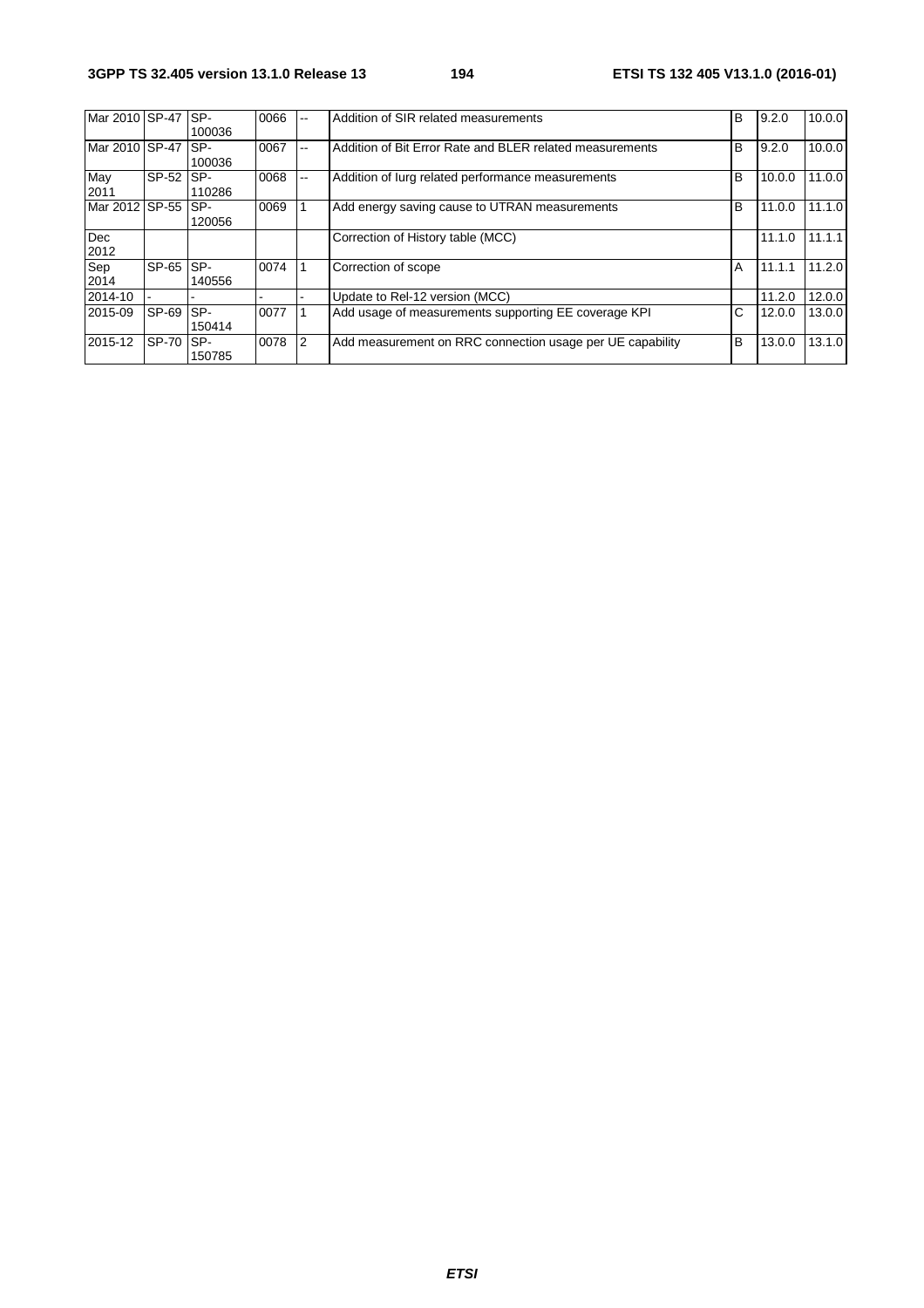| Mar 2010 | SP-47 | SP-100036 | 0066 | -- | Addition of SIR related measurements | B | 9.2.0 | 10.0.0 |
|---|---|---|---|---|---|---|---|---|
| Mar 2010 | SP-47 | SP-100036 | 0067 | -- | Addition of Bit Error Rate and BLER related measurements | B | 9.2.0 | 10.0.0 |
| May 2011 | SP-52 | SP-110286 | 0068 | -- | Addition of Iurg related performance measurements | B | 10.0.0 | 11.0.0 |
| Mar 2012 | SP-55 | SP-120056 | 0069 | 1 | Add energy saving cause to UTRAN measurements | B | 11.0.0 | 11.1.0 |
| Dec 2012 | | | | | Correction of History table (MCC) | | 11.1.0 | 11.1.1 |
| Sep 2014 | SP-65 | SP-140556 | 0074 | 1 | Correction of scope | A | 11.1.1 | 11.2.0 |
| 2014-10 | - | - | - | - | Update to Rel-12 version (MCC) | | 11.2.0 | 12.0.0 |
| 2015-09 | SP-69 | SP-150414 | 0077 | 1 | Add usage of measurements supporting EE coverage KPI | C | 12.0.0 | 13.0.0 |
| 2015-12 | SP-70 | SP-150785 | 0078 | 2 | Add measurement on RRC connection usage per UE capability | B | 13.0.0 | 13.1.0 |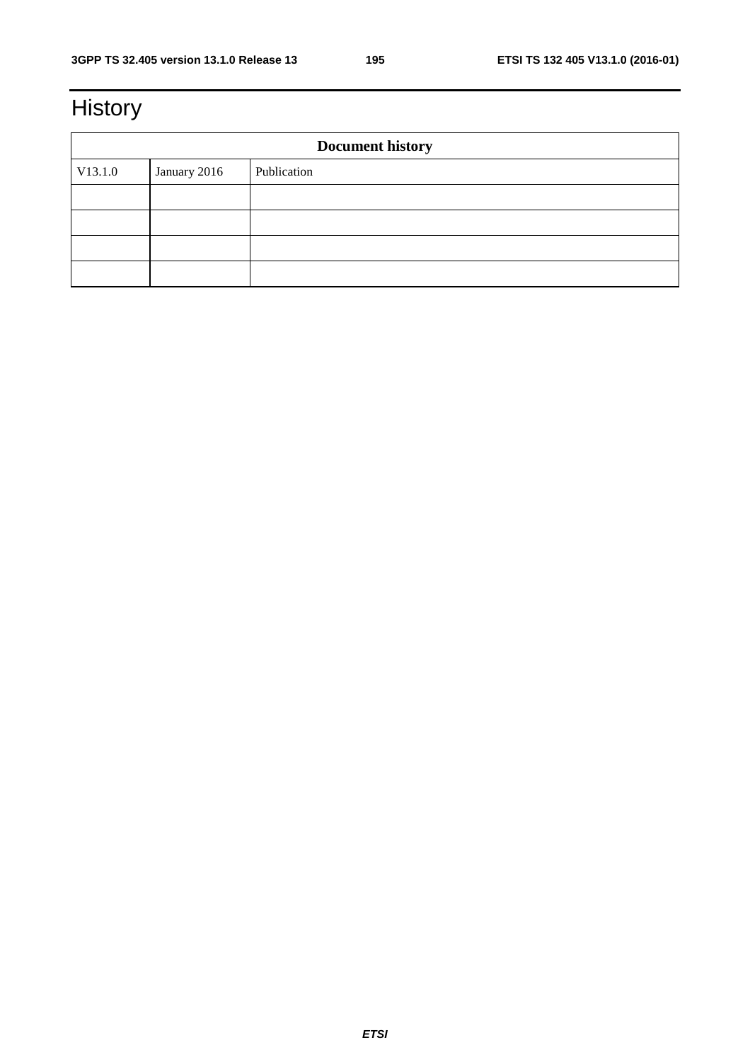# History

| Document history | | |
|---|---|---|
| V13.1.0 | January 2016 | Publication |
| | | |
| | | |
| | | |
| | | |